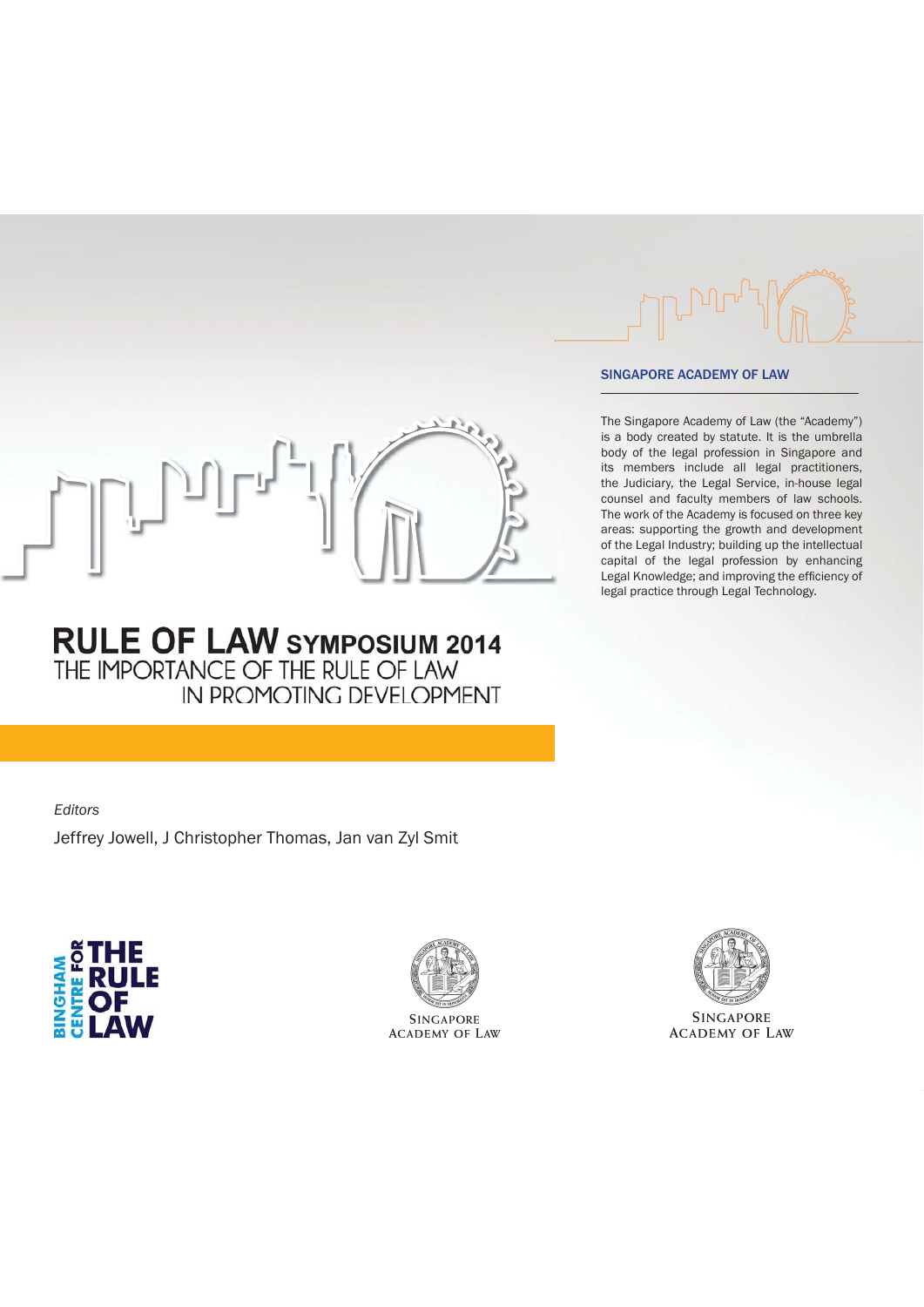# RULE OF LAW SYMPOSIUM 2014

## THE IMPORTANCE OF THE RULE OF LAW IN PROMOTING DEVELOPMENT

*Editors*

Jeffrey Jowell, J Christopher Thomas, Jan van Zyl Smit

BINGHAM CENTRE FOR THE RULE OF LAW

SINGAPORE ACADEMY OF LAW

SINGAPORE ACADEMY OF LAW

## SINGAPORE ACADEMY OF LAW

The Singapore Academy of Law (the "Academy") is a body created by statute. It is the umbrella body of the legal profession in Singapore and its members include all legal practitioners, the Judiciary, the Legal Service, in-house legal counsel and faculty members of law schools. The work of the Academy is focused on three key areas: supporting the growth and development of the Legal Industry; building up the intellectual capital of the legal profession by enhancing Legal Knowledge; and improving the efficiency of legal practice through Legal Technology.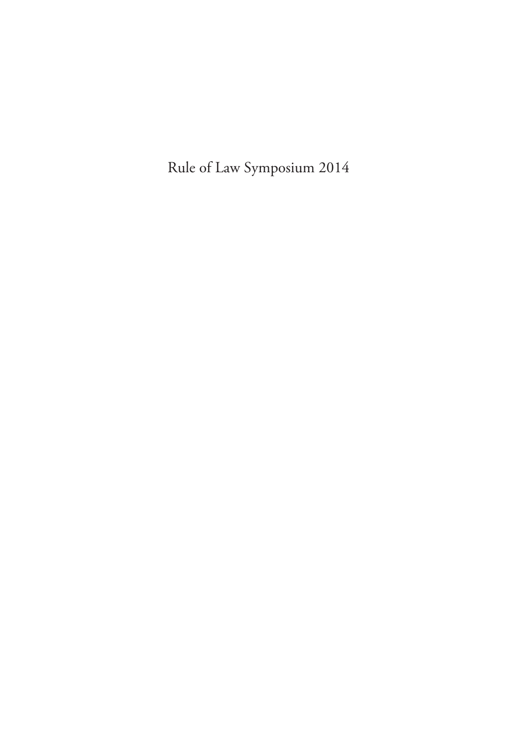Rule of Law Symposium 2014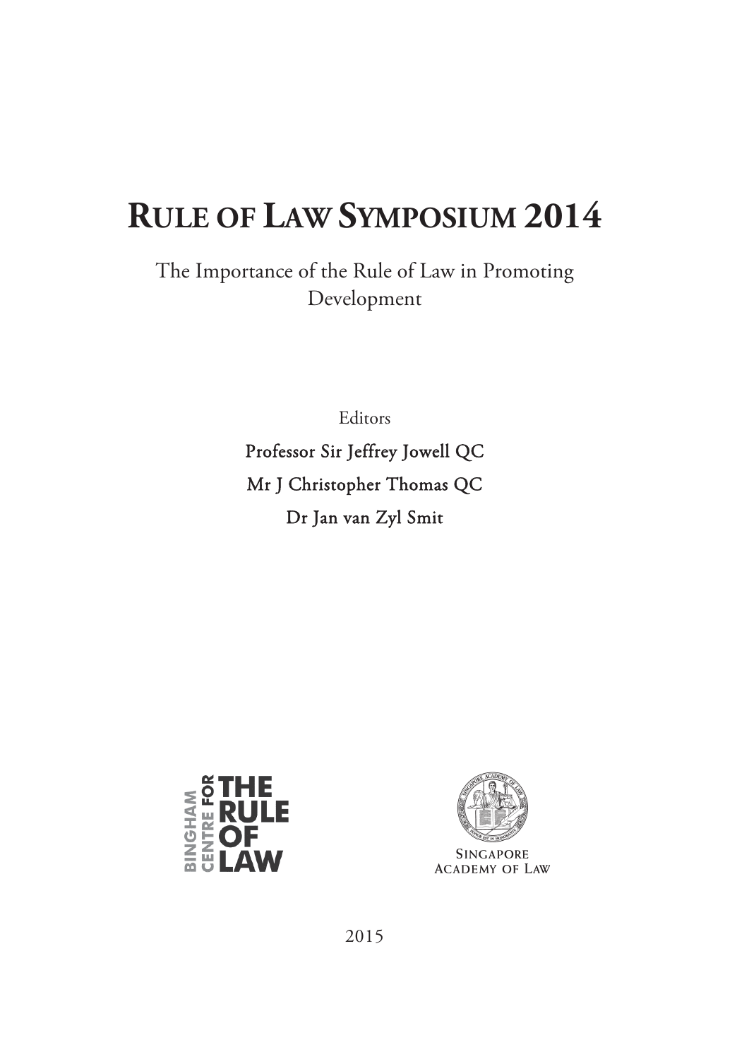# Rule of Law Symposium 2014

The Importance of the Rule of Law in Promoting Development

Editors

Professor Sir Jeffrey Jowell QC

Mr J Christopher Thomas QC

Dr Jan van Zyl Smit

BINGHAM CENTRE FOR THE RULE OF LAW

Singapore Academy of Law

2015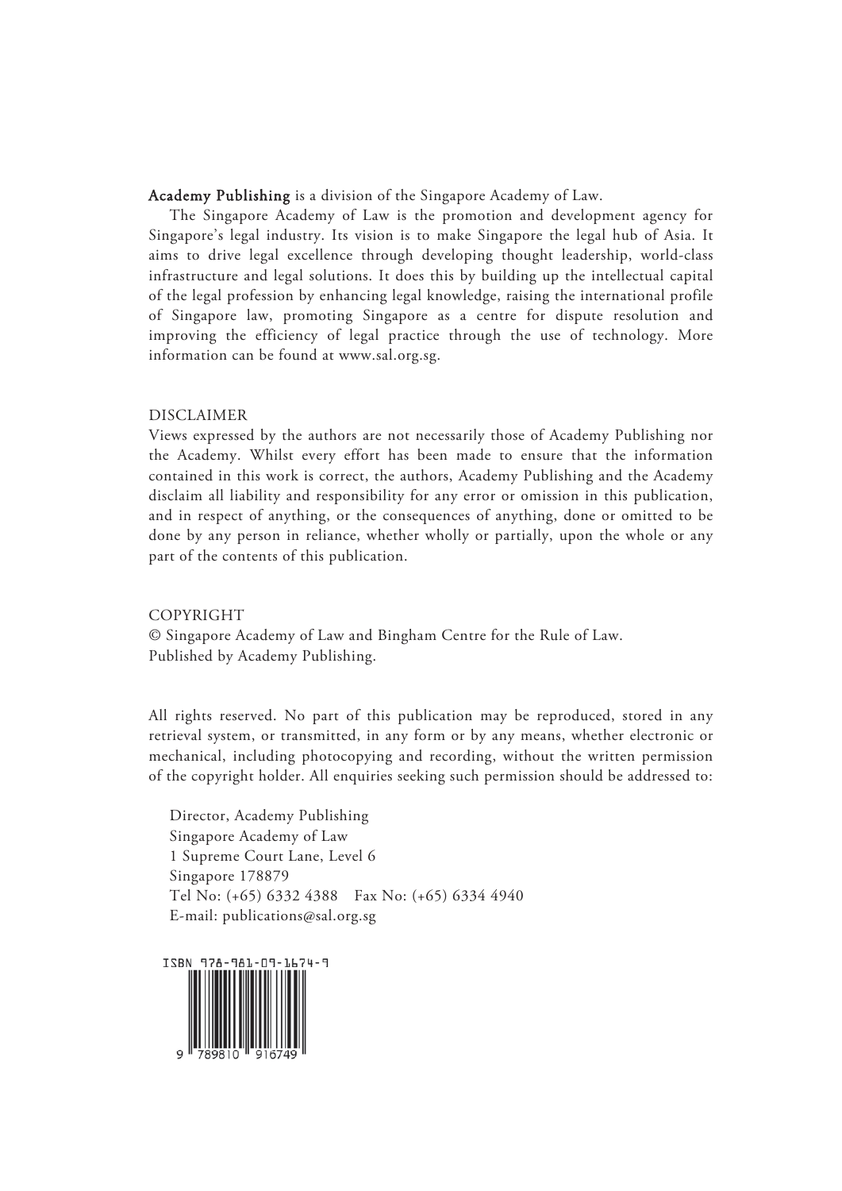**Academy Publishing** is a division of the Singapore Academy of Law.

The Singapore Academy of Law is the promotion and development agency for Singapore's legal industry. Its vision is to make Singapore the legal hub of Asia. It aims to drive legal excellence through developing thought leadership, world-class infrastructure and legal solutions. It does this by building up the intellectual capital of the legal profession by enhancing legal knowledge, raising the international profile of Singapore law, promoting Singapore as a centre for dispute resolution and improving the efficiency of legal practice through the use of technology. More information can be found at www.sal.org.sg.

DISCLAIMER

Views expressed by the authors are not necessarily those of Academy Publishing nor the Academy. Whilst every effort has been made to ensure that the information contained in this work is correct, the authors, Academy Publishing and the Academy disclaim all liability and responsibility for any error or omission in this publication, and in respect of anything, or the consequences of anything, done or omitted to be done by any person in reliance, whether wholly or partially, upon the whole or any part of the contents of this publication.

COPYRIGHT

© Singapore Academy of Law and Bingham Centre for the Rule of Law.
Published by Academy Publishing.

All rights reserved. No part of this publication may be reproduced, stored in any retrieval system, or transmitted, in any form or by any means, whether electronic or mechanical, including photocopying and recording, without the written permission of the copyright holder. All enquiries seeking such permission should be addressed to:

Director, Academy Publishing
Singapore Academy of Law
1 Supreme Court Lane, Level 6
Singapore 178879
Tel No: (+65) 6332 4388 Fax No: (+65) 6334 4940
E-mail: publications@sal.org.sg

ISBN 978-981-09-1674-9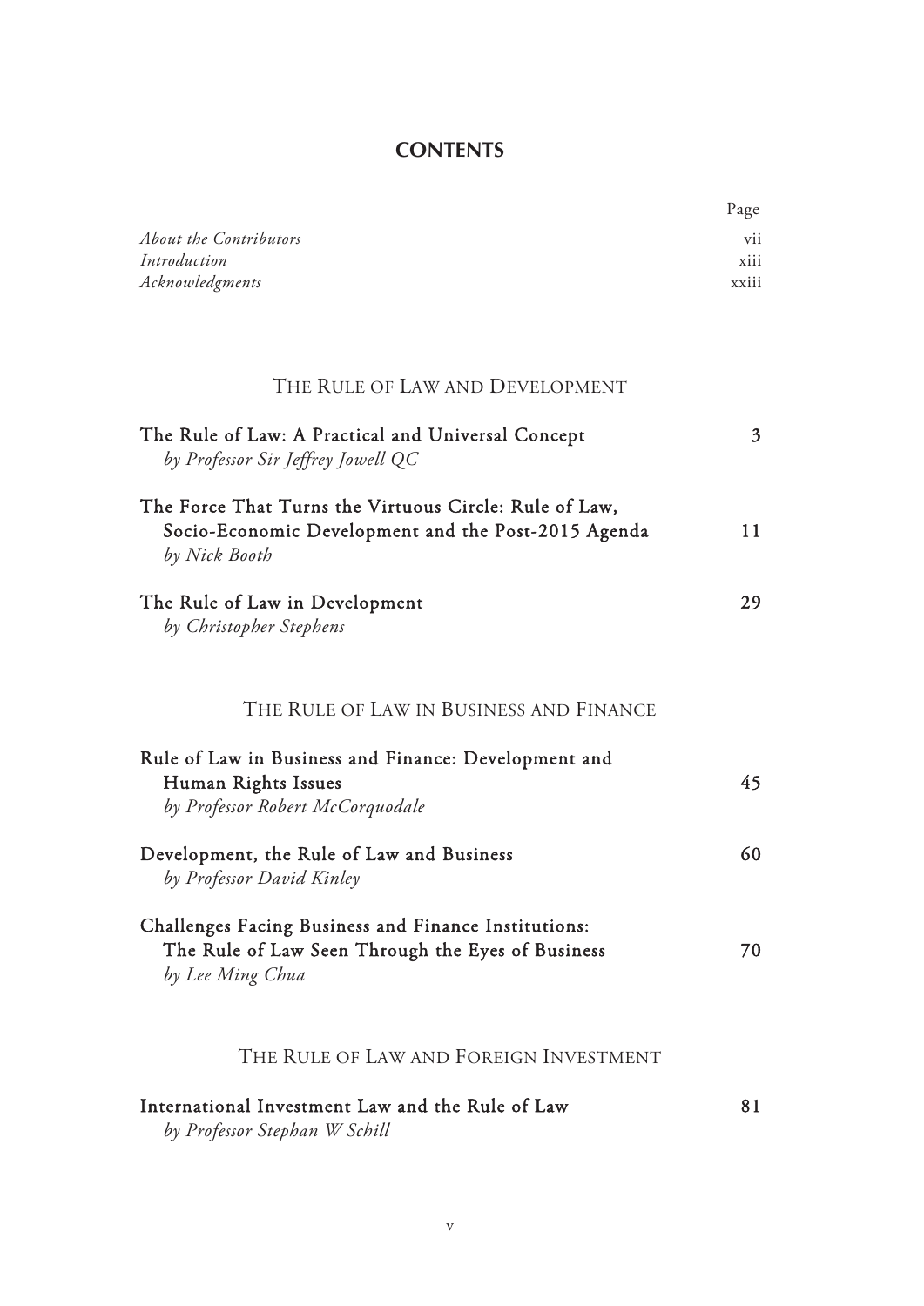# CONTENTS

| | Page |
|---|---|
| *About the Contributors* | vii |
| *Introduction* | xiii |
| *Acknowledgments* | xxiii |

## THE RULE OF LAW AND DEVELOPMENT

| | |
|---|---|
| The Rule of Law: A Practical and Universal Concept<br>*by Professor Sir Jeffrey Jowell QC* | 3 |
| The Force That Turns the Virtuous Circle: Rule of Law, Socio-Economic Development and the Post-2015 Agenda<br>*by Nick Booth* | 11 |
| The Rule of Law in Development<br>*by Christopher Stephens* | 29 |

## THE RULE OF LAW IN BUSINESS AND FINANCE

| | |
|---|---|
| Rule of Law in Business and Finance: Development and Human Rights Issues<br>*by Professor Robert McCorquodale* | 45 |
| Development, the Rule of Law and Business<br>*by Professor David Kinley* | 60 |
| Challenges Facing Business and Finance Institutions: The Rule of Law Seen Through the Eyes of Business<br>*by Lee Ming Chua* | 70 |

## THE RULE OF LAW AND FOREIGN INVESTMENT

| | |
|---|---|
| International Investment Law and the Rule of Law<br>*by Professor Stephan W Schill* | 81 |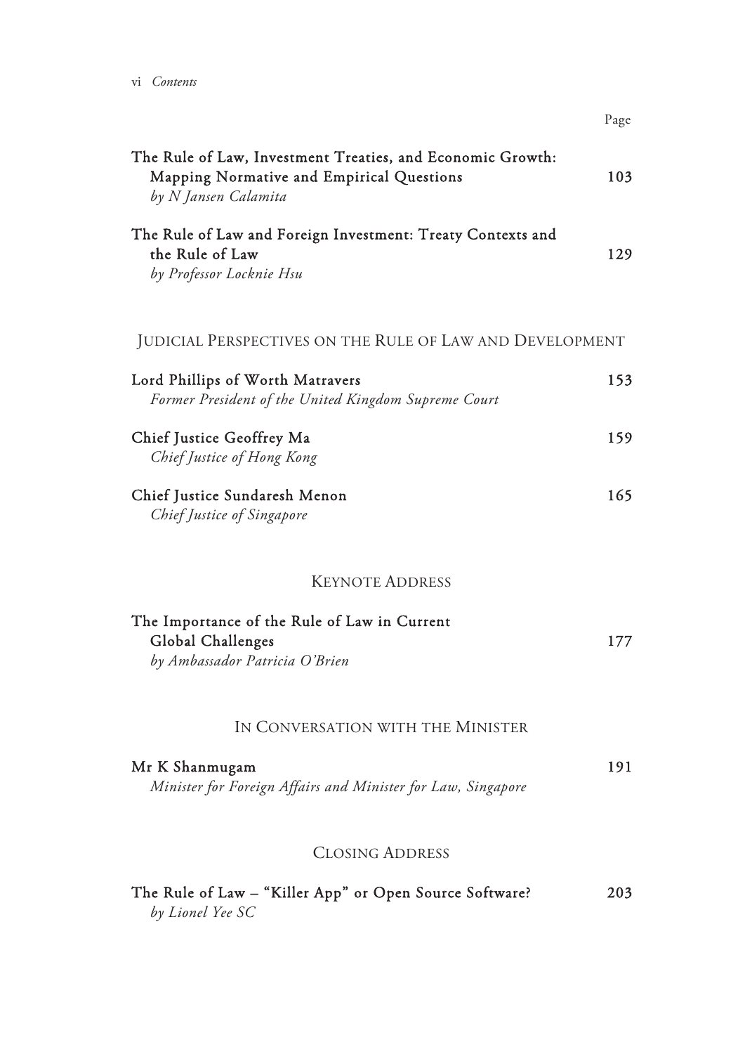| | Page |
|---|---|
| The Rule of Law, Investment Treaties, and Economic Growth: Mapping Normative and Empirical Questions<br>*by N Jansen Calamita* | 103 |
| The Rule of Law and Foreign Investment: Treaty Contexts and the Rule of Law<br>*by Professor Locknie Hsu* | 129 |

## Judicial Perspectives on the Rule of Law and Development

| | |
|---|---|
| Lord Phillips of Worth Matravers<br>*Former President of the United Kingdom Supreme Court* | 153 |
| Chief Justice Geoffrey Ma<br>*Chief Justice of Hong Kong* | 159 |
| Chief Justice Sundaresh Menon<br>*Chief Justice of Singapore* | 165 |

## Keynote Address

| | |
|---|---|
| The Importance of the Rule of Law in Current Global Challenges<br>*by Ambassador Patricia O'Brien* | 177 |

## In Conversation with the Minister

| | |
|---|---|
| Mr K Shanmugam<br>*Minister for Foreign Affairs and Minister for Law, Singapore* | 191 |

## Closing Address

| | |
|---|---|
| The Rule of Law – "Killer App" or Open Source Software?<br>*by Lionel Yee SC* | 203 |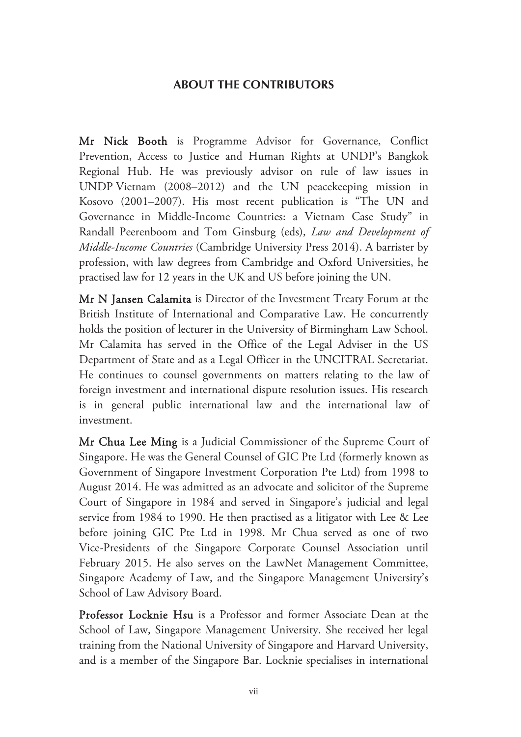## ABOUT THE CONTRIBUTORS

**Mr Nick Booth** is Programme Advisor for Governance, Conflict Prevention, Access to Justice and Human Rights at UNDP's Bangkok Regional Hub. He was previously advisor on rule of law issues in UNDP Vietnam (2008–2012) and the UN peacekeeping mission in Kosovo (2001–2007). His most recent publication is "The UN and Governance in Middle-Income Countries: a Vietnam Case Study" in Randall Peerenboom and Tom Ginsburg (eds), *Law and Development of Middle-Income Countries* (Cambridge University Press 2014). A barrister by profession, with law degrees from Cambridge and Oxford Universities, he practised law for 12 years in the UK and US before joining the UN.

**Mr N Jansen Calamita** is Director of the Investment Treaty Forum at the British Institute of International and Comparative Law. He concurrently holds the position of lecturer in the University of Birmingham Law School. Mr Calamita has served in the Office of the Legal Adviser in the US Department of State and as a Legal Officer in the UNCITRAL Secretariat. He continues to counsel governments on matters relating to the law of foreign investment and international dispute resolution issues. His research is in general public international law and the international law of investment.

**Mr Chua Lee Ming** is a Judicial Commissioner of the Supreme Court of Singapore. He was the General Counsel of GIC Pte Ltd (formerly known as Government of Singapore Investment Corporation Pte Ltd) from 1998 to August 2014. He was admitted as an advocate and solicitor of the Supreme Court of Singapore in 1984 and served in Singapore's judicial and legal service from 1984 to 1990. He then practised as a litigator with Lee & Lee before joining GIC Pte Ltd in 1998. Mr Chua served as one of two Vice-Presidents of the Singapore Corporate Counsel Association until February 2015. He also serves on the LawNet Management Committee, Singapore Academy of Law, and the Singapore Management University's School of Law Advisory Board.

**Professor Locknie Hsu** is a Professor and former Associate Dean at the School of Law, Singapore Management University. She received her legal training from the National University of Singapore and Harvard University, and is a member of the Singapore Bar. Locknie specialises in international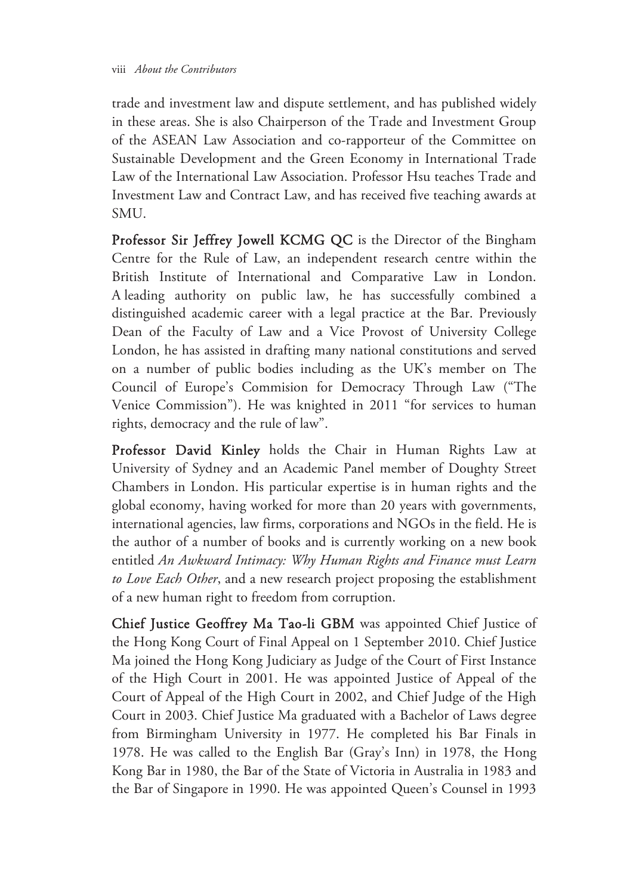trade and investment law and dispute settlement, and has published widely in these areas. She is also Chairperson of the Trade and Investment Group of the ASEAN Law Association and co-rapporteur of the Committee on Sustainable Development and the Green Economy in International Trade Law of the International Law Association. Professor Hsu teaches Trade and Investment Law and Contract Law, and has received five teaching awards at SMU.

**Professor Sir Jeffrey Jowell KCMG QC** is the Director of the Bingham Centre for the Rule of Law, an independent research centre within the British Institute of International and Comparative Law in London. A leading authority on public law, he has successfully combined a distinguished academic career with a legal practice at the Bar. Previously Dean of the Faculty of Law and a Vice Provost of University College London, he has assisted in drafting many national constitutions and served on a number of public bodies including as the UK's member on The Council of Europe's Commision for Democracy Through Law ("The Venice Commission"). He was knighted in 2011 "for services to human rights, democracy and the rule of law".

**Professor David Kinley** holds the Chair in Human Rights Law at University of Sydney and an Academic Panel member of Doughty Street Chambers in London. His particular expertise is in human rights and the global economy, having worked for more than 20 years with governments, international agencies, law firms, corporations and NGOs in the field. He is the author of a number of books and is currently working on a new book entitled *An Awkward Intimacy: Why Human Rights and Finance must Learn to Love Each Other*, and a new research project proposing the establishment of a new human right to freedom from corruption.

**Chief Justice Geoffrey Ma Tao-li GBM** was appointed Chief Justice of the Hong Kong Court of Final Appeal on 1 September 2010. Chief Justice Ma joined the Hong Kong Judiciary as Judge of the Court of First Instance of the High Court in 2001. He was appointed Justice of Appeal of the Court of Appeal of the High Court in 2002, and Chief Judge of the High Court in 2003. Chief Justice Ma graduated with a Bachelor of Laws degree from Birmingham University in 1977. He completed his Bar Finals in 1978. He was called to the English Bar (Gray's Inn) in 1978, the Hong Kong Bar in 1980, the Bar of the State of Victoria in Australia in 1983 and the Bar of Singapore in 1990. He was appointed Queen's Counsel in 1993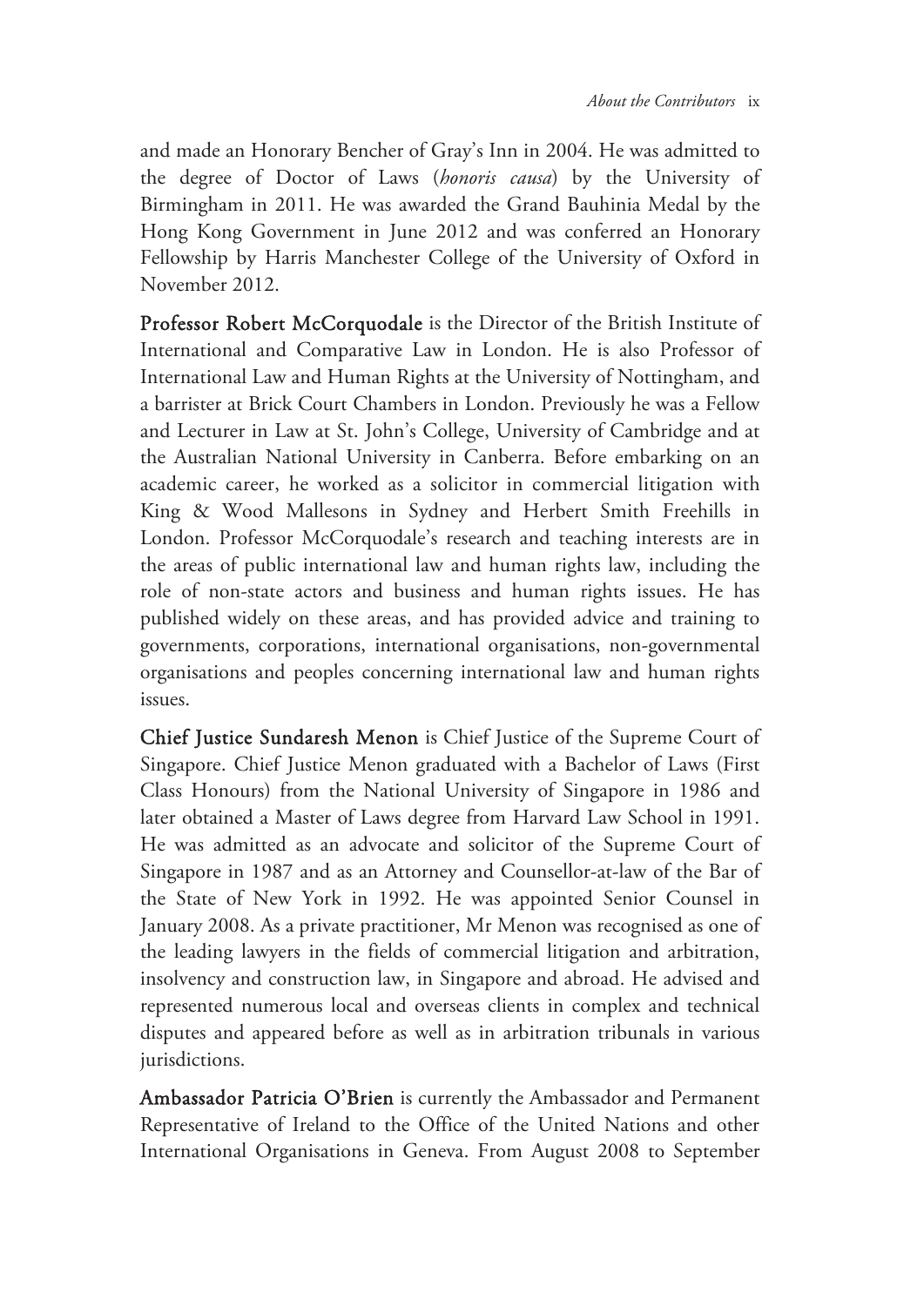and made an Honorary Bencher of Gray's Inn in 2004. He was admitted to the degree of Doctor of Laws (*honoris causa*) by the University of Birmingham in 2011. He was awarded the Grand Bauhinia Medal by the Hong Kong Government in June 2012 and was conferred an Honorary Fellowship by Harris Manchester College of the University of Oxford in November 2012.

**Professor Robert McCorquodale** is the Director of the British Institute of International and Comparative Law in London. He is also Professor of International Law and Human Rights at the University of Nottingham, and a barrister at Brick Court Chambers in London. Previously he was a Fellow and Lecturer in Law at St. John's College, University of Cambridge and at the Australian National University in Canberra. Before embarking on an academic career, he worked as a solicitor in commercial litigation with King & Wood Mallesons in Sydney and Herbert Smith Freehills in London. Professor McCorquodale's research and teaching interests are in the areas of public international law and human rights law, including the role of non-state actors and business and human rights issues. He has published widely on these areas, and has provided advice and training to governments, corporations, international organisations, non-governmental organisations and peoples concerning international law and human rights issues.

**Chief Justice Sundaresh Menon** is Chief Justice of the Supreme Court of Singapore. Chief Justice Menon graduated with a Bachelor of Laws (First Class Honours) from the National University of Singapore in 1986 and later obtained a Master of Laws degree from Harvard Law School in 1991. He was admitted as an advocate and solicitor of the Supreme Court of Singapore in 1987 and as an Attorney and Counsellor-at-law of the Bar of the State of New York in 1992. He was appointed Senior Counsel in January 2008. As a private practitioner, Mr Menon was recognised as one of the leading lawyers in the fields of commercial litigation and arbitration, insolvency and construction law, in Singapore and abroad. He advised and represented numerous local and overseas clients in complex and technical disputes and appeared before as well as in arbitration tribunals in various jurisdictions.

**Ambassador Patricia O'Brien** is currently the Ambassador and Permanent Representative of Ireland to the Office of the United Nations and other International Organisations in Geneva. From August 2008 to September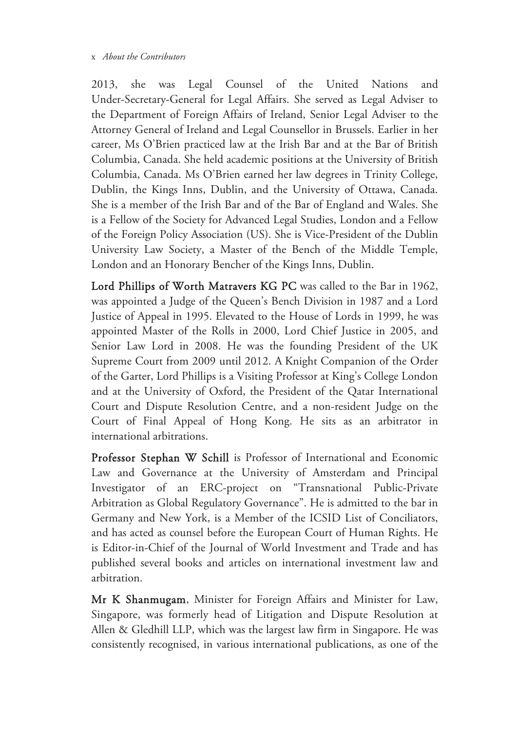2013, she was Legal Counsel of the United Nations and Under-Secretary-General for Legal Affairs. She served as Legal Adviser to the Department of Foreign Affairs of Ireland, Senior Legal Adviser to the Attorney General of Ireland and Legal Counsellor in Brussels. Earlier in her career, Ms O'Brien practiced law at the Irish Bar and at the Bar of British Columbia, Canada. She held academic positions at the University of British Columbia, Canada. Ms O'Brien earned her law degrees in Trinity College, Dublin, the Kings Inns, Dublin, and the University of Ottawa, Canada. She is a member of the Irish Bar and of the Bar of England and Wales. She is a Fellow of the Society for Advanced Legal Studies, London and a Fellow of the Foreign Policy Association (US). She is Vice-President of the Dublin University Law Society, a Master of the Bench of the Middle Temple, London and an Honorary Bencher of the Kings Inns, Dublin.

**Lord Phillips of Worth Matravers KG PC** was called to the Bar in 1962, was appointed a Judge of the Queen's Bench Division in 1987 and a Lord Justice of Appeal in 1995. Elevated to the House of Lords in 1999, he was appointed Master of the Rolls in 2000, Lord Chief Justice in 2005, and Senior Law Lord in 2008. He was the founding President of the UK Supreme Court from 2009 until 2012. A Knight Companion of the Order of the Garter, Lord Phillips is a Visiting Professor at King's College London and at the University of Oxford, the President of the Qatar International Court and Dispute Resolution Centre, and a non-resident Judge on the Court of Final Appeal of Hong Kong. He sits as an arbitrator in international arbitrations.

**Professor Stephan W Schill** is Professor of International and Economic Law and Governance at the University of Amsterdam and Principal Investigator of an ERC-project on "Transnational Public-Private Arbitration as Global Regulatory Governance". He is admitted to the bar in Germany and New York, is a Member of the ICSID List of Conciliators, and has acted as counsel before the European Court of Human Rights. He is Editor-in-Chief of the Journal of World Investment and Trade and has published several books and articles on international investment law and arbitration.

**Mr K Shanmugam**, Minister for Foreign Affairs and Minister for Law, Singapore, was formerly head of Litigation and Dispute Resolution at Allen & Gledhill LLP, which was the largest law firm in Singapore. He was consistently recognised, in various international publications, as one of the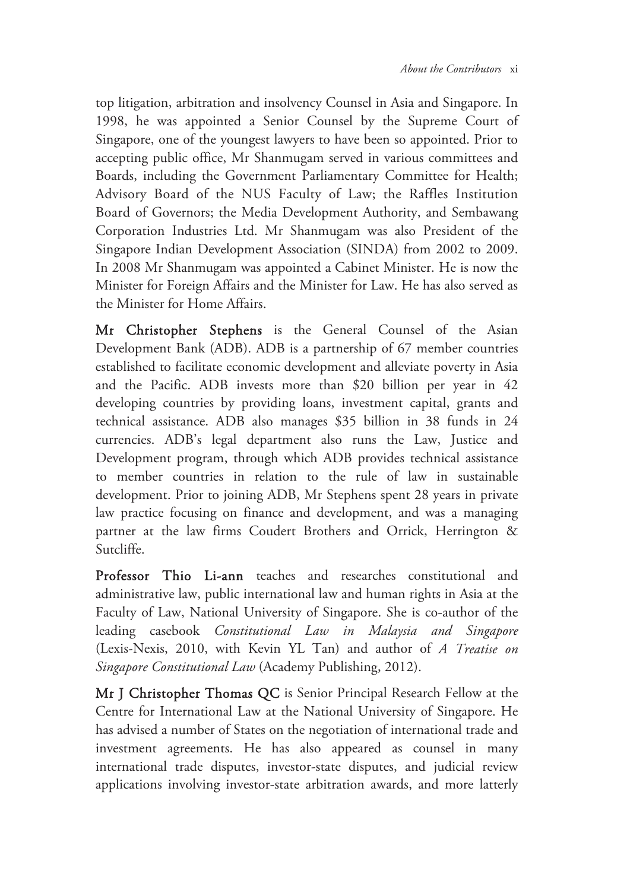top litigation, arbitration and insolvency Counsel in Asia and Singapore. In 1998, he was appointed a Senior Counsel by the Supreme Court of Singapore, one of the youngest lawyers to have been so appointed. Prior to accepting public office, Mr Shanmugam served in various committees and Boards, including the Government Parliamentary Committee for Health; Advisory Board of the NUS Faculty of Law; the Raffles Institution Board of Governors; the Media Development Authority, and Sembawang Corporation Industries Ltd. Mr Shanmugam was also President of the Singapore Indian Development Association (SINDA) from 2002 to 2009. In 2008 Mr Shanmugam was appointed a Cabinet Minister. He is now the Minister for Foreign Affairs and the Minister for Law. He has also served as the Minister for Home Affairs.

**Mr Christopher Stephens** is the General Counsel of the Asian Development Bank (ADB). ADB is a partnership of 67 member countries established to facilitate economic development and alleviate poverty in Asia and the Pacific. ADB invests more than $20 billion per year in 42 developing countries by providing loans, investment capital, grants and technical assistance. ADB also manages $35 billion in 38 funds in 24 currencies. ADB's legal department also runs the Law, Justice and Development program, through which ADB provides technical assistance to member countries in relation to the rule of law in sustainable development. Prior to joining ADB, Mr Stephens spent 28 years in private law practice focusing on finance and development, and was a managing partner at the law firms Coudert Brothers and Orrick, Herrington & Sutcliffe.

**Professor Thio Li-ann** teaches and researches constitutional and administrative law, public international law and human rights in Asia at the Faculty of Law, National University of Singapore. She is co-author of the leading casebook *Constitutional Law in Malaysia and Singapore* (Lexis-Nexis, 2010, with Kevin YL Tan) and author of *A Treatise on Singapore Constitutional Law* (Academy Publishing, 2012).

**Mr J Christopher Thomas QC** is Senior Principal Research Fellow at the Centre for International Law at the National University of Singapore. He has advised a number of States on the negotiation of international trade and investment agreements. He has also appeared as counsel in many international trade disputes, investor-state disputes, and judicial review applications involving investor-state arbitration awards, and more latterly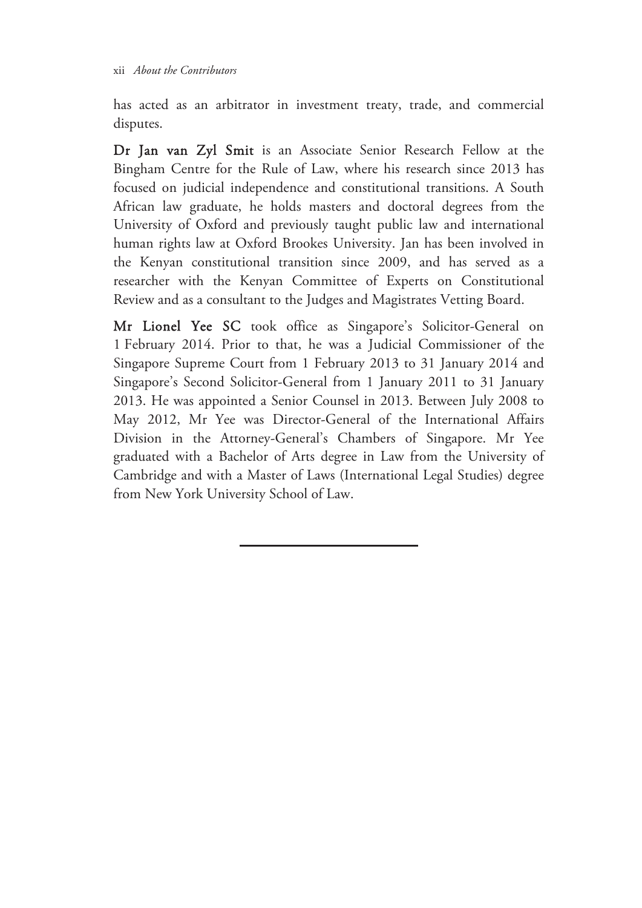has acted as an arbitrator in investment treaty, trade, and commercial disputes.

**Dr Jan van Zyl Smit** is an Associate Senior Research Fellow at the Bingham Centre for the Rule of Law, where his research since 2013 has focused on judicial independence and constitutional transitions. A South African law graduate, he holds masters and doctoral degrees from the University of Oxford and previously taught public law and international human rights law at Oxford Brookes University. Jan has been involved in the Kenyan constitutional transition since 2009, and has served as a researcher with the Kenyan Committee of Experts on Constitutional Review and as a consultant to the Judges and Magistrates Vetting Board.

**Mr Lionel Yee SC** took office as Singapore's Solicitor-General on 1 February 2014. Prior to that, he was a Judicial Commissioner of the Singapore Supreme Court from 1 February 2013 to 31 January 2014 and Singapore's Second Solicitor-General from 1 January 2011 to 31 January 2013. He was appointed a Senior Counsel in 2013. Between July 2008 to May 2012, Mr Yee was Director-General of the International Affairs Division in the Attorney-General's Chambers of Singapore. Mr Yee graduated with a Bachelor of Arts degree in Law from the University of Cambridge and with a Master of Laws (International Legal Studies) degree from New York University School of Law.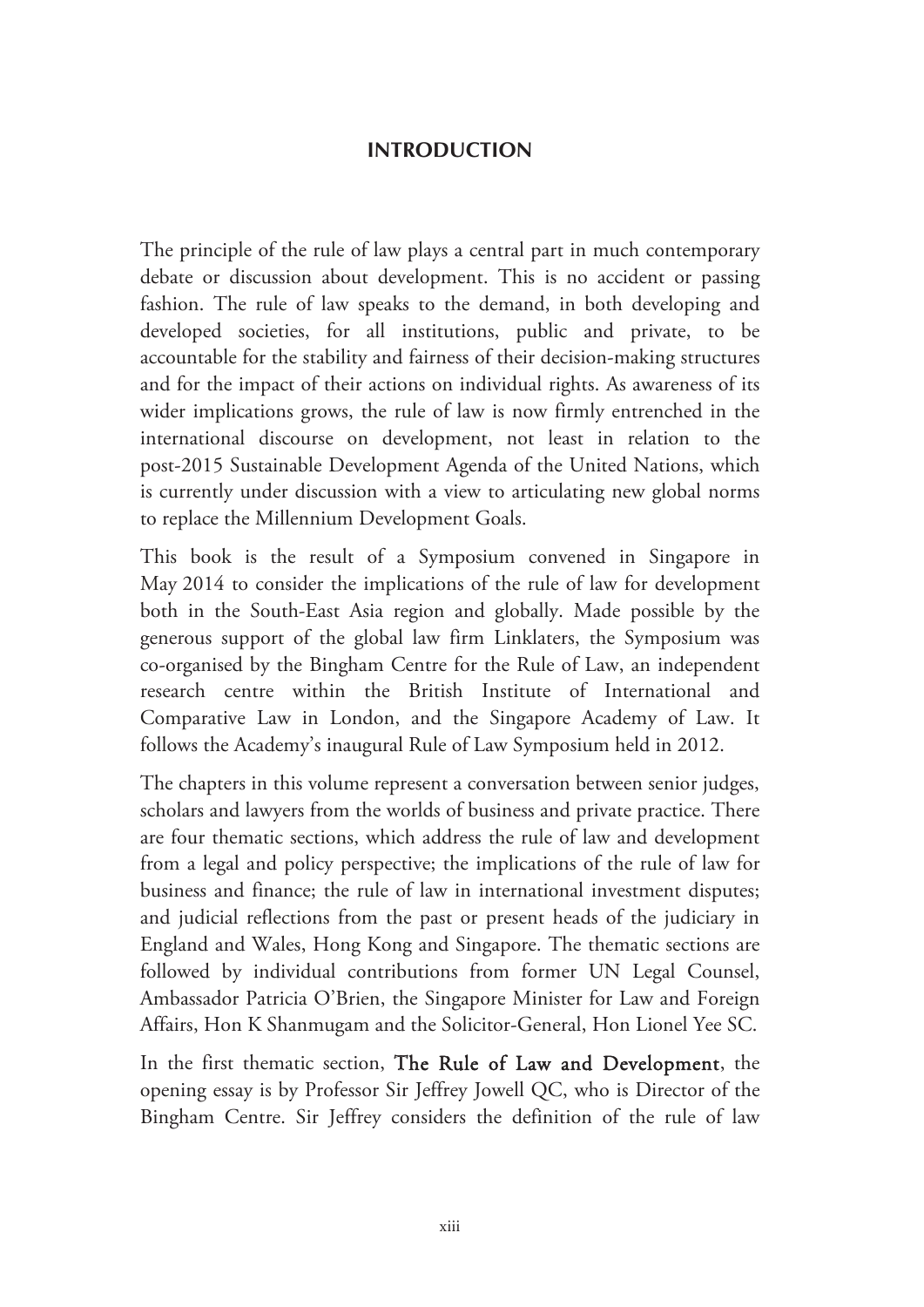# INTRODUCTION

The principle of the rule of law plays a central part in much contemporary debate or discussion about development. This is no accident or passing fashion. The rule of law speaks to the demand, in both developing and developed societies, for all institutions, public and private, to be accountable for the stability and fairness of their decision-making structures and for the impact of their actions on individual rights. As awareness of its wider implications grows, the rule of law is now firmly entrenched in the international discourse on development, not least in relation to the post-2015 Sustainable Development Agenda of the United Nations, which is currently under discussion with a view to articulating new global norms to replace the Millennium Development Goals.

This book is the result of a Symposium convened in Singapore in May 2014 to consider the implications of the rule of law for development both in the South-East Asia region and globally. Made possible by the generous support of the global law firm Linklaters, the Symposium was co-organised by the Bingham Centre for the Rule of Law, an independent research centre within the British Institute of International and Comparative Law in London, and the Singapore Academy of Law. It follows the Academy's inaugural Rule of Law Symposium held in 2012.

The chapters in this volume represent a conversation between senior judges, scholars and lawyers from the worlds of business and private practice. There are four thematic sections, which address the rule of law and development from a legal and policy perspective; the implications of the rule of law for business and finance; the rule of law in international investment disputes; and judicial reflections from the past or present heads of the judiciary in England and Wales, Hong Kong and Singapore. The thematic sections are followed by individual contributions from former UN Legal Counsel, Ambassador Patricia O'Brien, the Singapore Minister for Law and Foreign Affairs, Hon K Shanmugam and the Solicitor-General, Hon Lionel Yee SC.

In the first thematic section, **The Rule of Law and Development**, the opening essay is by Professor Sir Jeffrey Jowell QC, who is Director of the Bingham Centre. Sir Jeffrey considers the definition of the rule of law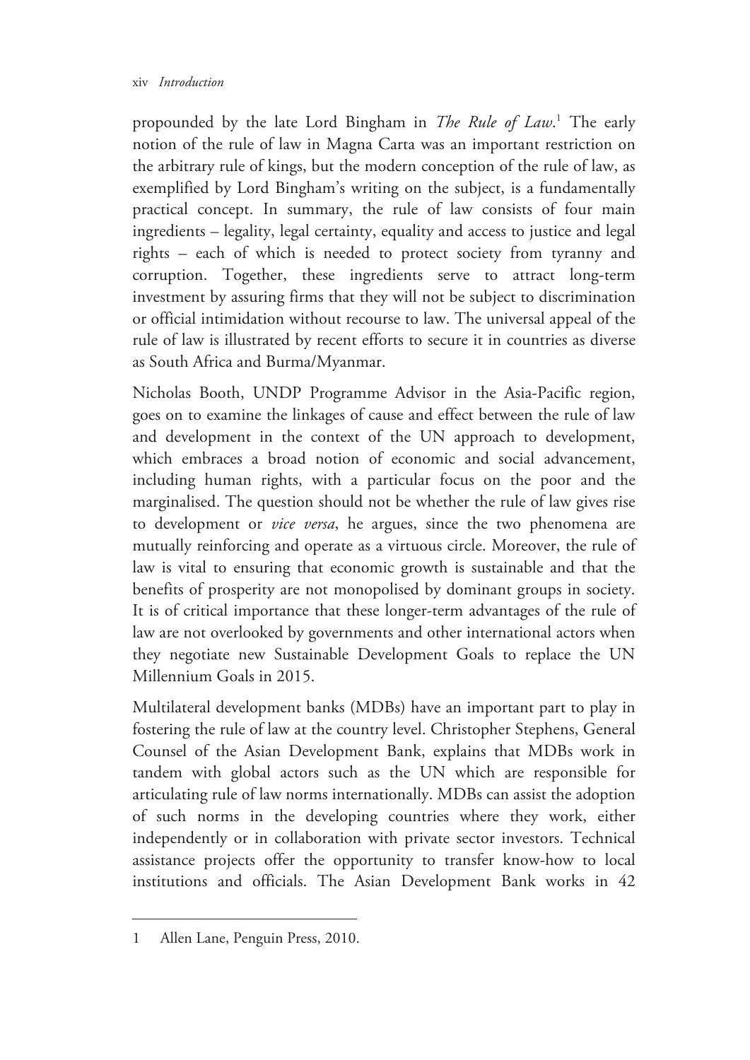propounded by the late Lord Bingham in *The Rule of Law*.[1] The early notion of the rule of law in Magna Carta was an important restriction on the arbitrary rule of kings, but the modern conception of the rule of law, as exemplified by Lord Bingham's writing on the subject, is a fundamentally practical concept. In summary, the rule of law consists of four main ingredients – legality, legal certainty, equality and access to justice and legal rights – each of which is needed to protect society from tyranny and corruption. Together, these ingredients serve to attract long-term investment by assuring firms that they will not be subject to discrimination or official intimidation without recourse to law. The universal appeal of the rule of law is illustrated by recent efforts to secure it in countries as diverse as South Africa and Burma/Myanmar.

Nicholas Booth, UNDP Programme Advisor in the Asia-Pacific region, goes on to examine the linkages of cause and effect between the rule of law and development in the context of the UN approach to development, which embraces a broad notion of economic and social advancement, including human rights, with a particular focus on the poor and the marginalised. The question should not be whether the rule of law gives rise to development or *vice versa*, he argues, since the two phenomena are mutually reinforcing and operate as a virtuous circle. Moreover, the rule of law is vital to ensuring that economic growth is sustainable and that the benefits of prosperity are not monopolised by dominant groups in society. It is of critical importance that these longer-term advantages of the rule of law are not overlooked by governments and other international actors when they negotiate new Sustainable Development Goals to replace the UN Millennium Goals in 2015.

Multilateral development banks (MDBs) have an important part to play in fostering the rule of law at the country level. Christopher Stephens, General Counsel of the Asian Development Bank, explains that MDBs work in tandem with global actors such as the UN which are responsible for articulating rule of law norms internationally. MDBs can assist the adoption of such norms in the developing countries where they work, either independently or in collaboration with private sector investors. Technical assistance projects offer the opportunity to transfer know-how to local institutions and officials. The Asian Development Bank works in 42

---

1 Allen Lane, Penguin Press, 2010.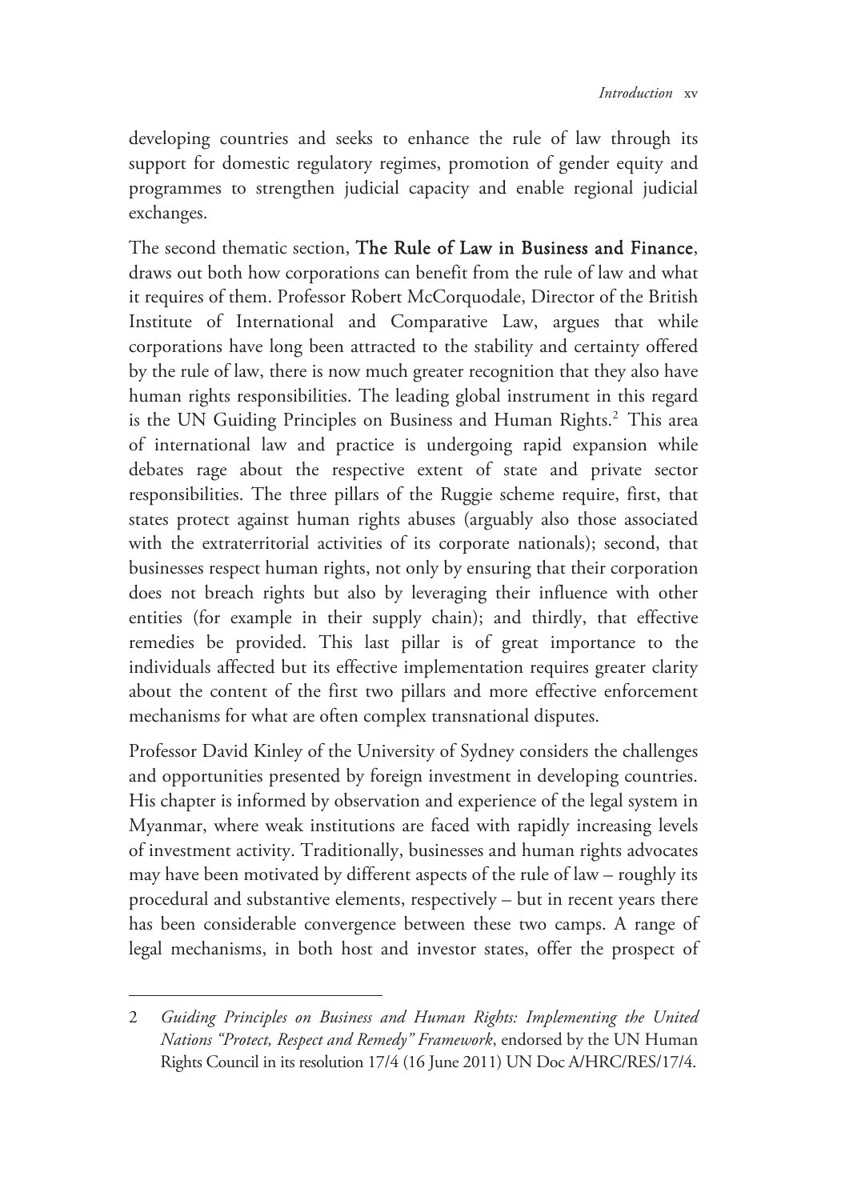developing countries and seeks to enhance the rule of law through its support for domestic regulatory regimes, promotion of gender equity and programmes to strengthen judicial capacity and enable regional judicial exchanges.

The second thematic section, **The Rule of Law in Business and Finance**, draws out both how corporations can benefit from the rule of law and what it requires of them. Professor Robert McCorquodale, Director of the British Institute of International and Comparative Law, argues that while corporations have long been attracted to the stability and certainty offered by the rule of law, there is now much greater recognition that they also have human rights responsibilities. The leading global instrument in this regard is the UN Guiding Principles on Business and Human Rights.[2] This area of international law and practice is undergoing rapid expansion while debates rage about the respective extent of state and private sector responsibilities. The three pillars of the Ruggie scheme require, first, that states protect against human rights abuses (arguably also those associated with the extraterritorial activities of its corporate nationals); second, that businesses respect human rights, not only by ensuring that their corporation does not breach rights but also by leveraging their influence with other entities (for example in their supply chain); and thirdly, that effective remedies be provided. This last pillar is of great importance to the individuals affected but its effective implementation requires greater clarity about the content of the first two pillars and more effective enforcement mechanisms for what are often complex transnational disputes.

Professor David Kinley of the University of Sydney considers the challenges and opportunities presented by foreign investment in developing countries. His chapter is informed by observation and experience of the legal system in Myanmar, where weak institutions are faced with rapidly increasing levels of investment activity. Traditionally, businesses and human rights advocates may have been motivated by different aspects of the rule of law – roughly its procedural and substantive elements, respectively – but in recent years there has been considerable convergence between these two camps. A range of legal mechanisms, in both host and investor states, offer the prospect of

---

2 *Guiding Principles on Business and Human Rights: Implementing the United Nations "Protect, Respect and Remedy" Framework*, endorsed by the UN Human Rights Council in its resolution 17/4 (16 June 2011) UN Doc A/HRC/RES/17/4.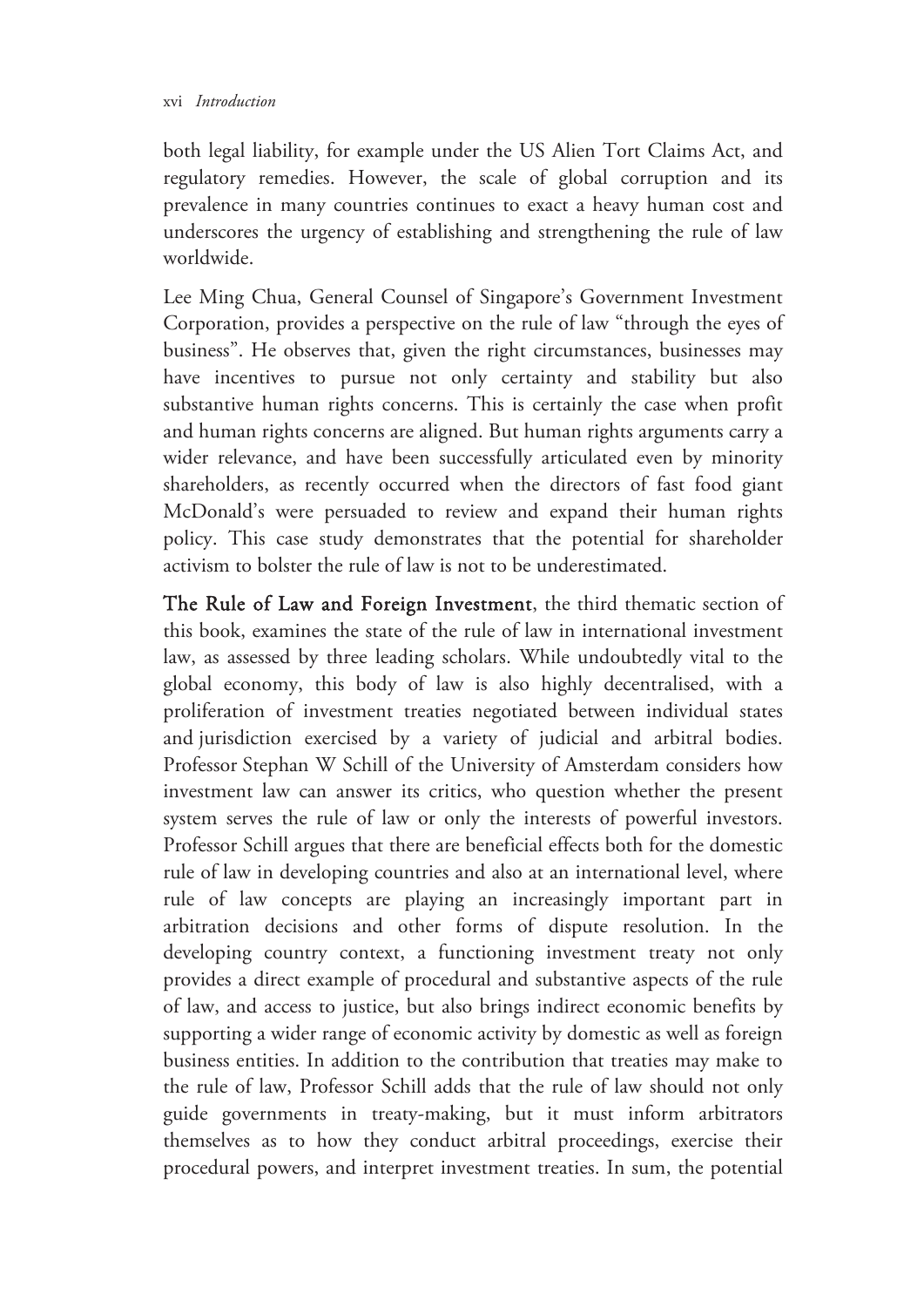both legal liability, for example under the US Alien Tort Claims Act, and regulatory remedies. However, the scale of global corruption and its prevalence in many countries continues to exact a heavy human cost and underscores the urgency of establishing and strengthening the rule of law worldwide.

Lee Ming Chua, General Counsel of Singapore's Government Investment Corporation, provides a perspective on the rule of law "through the eyes of business". He observes that, given the right circumstances, businesses may have incentives to pursue not only certainty and stability but also substantive human rights concerns. This is certainly the case when profit and human rights concerns are aligned. But human rights arguments carry a wider relevance, and have been successfully articulated even by minority shareholders, as recently occurred when the directors of fast food giant McDonald's were persuaded to review and expand their human rights policy. This case study demonstrates that the potential for shareholder activism to bolster the rule of law is not to be underestimated.

**The Rule of Law and Foreign Investment**, the third thematic section of this book, examines the state of the rule of law in international investment law, as assessed by three leading scholars. While undoubtedly vital to the global economy, this body of law is also highly decentralised, with a proliferation of investment treaties negotiated between individual states and jurisdiction exercised by a variety of judicial and arbitral bodies. Professor Stephan W Schill of the University of Amsterdam considers how investment law can answer its critics, who question whether the present system serves the rule of law or only the interests of powerful investors. Professor Schill argues that there are beneficial effects both for the domestic rule of law in developing countries and also at an international level, where rule of law concepts are playing an increasingly important part in arbitration decisions and other forms of dispute resolution. In the developing country context, a functioning investment treaty not only provides a direct example of procedural and substantive aspects of the rule of law, and access to justice, but also brings indirect economic benefits by supporting a wider range of economic activity by domestic as well as foreign business entities. In addition to the contribution that treaties may make to the rule of law, Professor Schill adds that the rule of law should not only guide governments in treaty-making, but it must inform arbitrators themselves as to how they conduct arbitral proceedings, exercise their procedural powers, and interpret investment treaties. In sum, the potential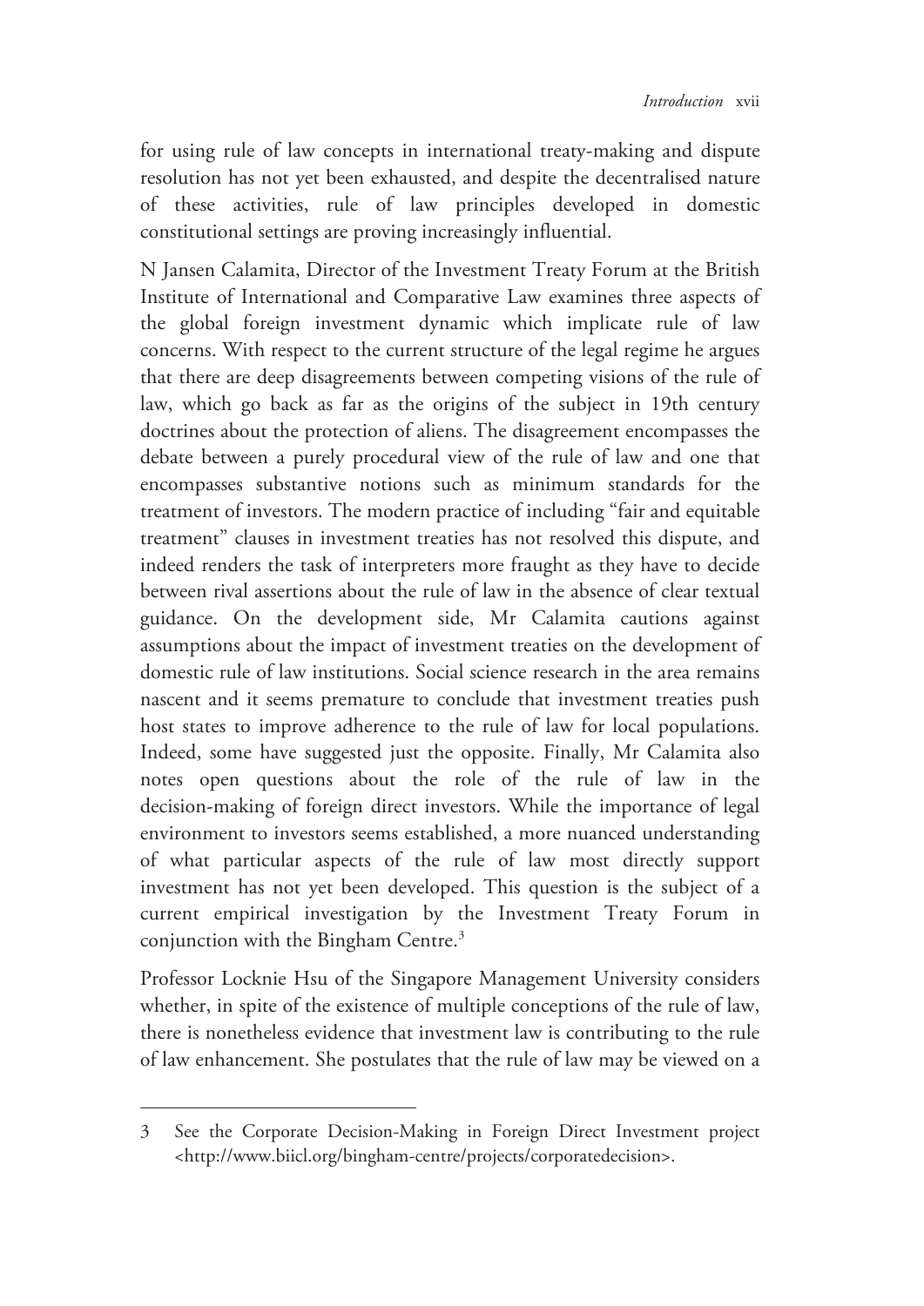for using rule of law concepts in international treaty-making and dispute resolution has not yet been exhausted, and despite the decentralised nature of these activities, rule of law principles developed in domestic constitutional settings are proving increasingly influential.

N Jansen Calamita, Director of the Investment Treaty Forum at the British Institute of International and Comparative Law examines three aspects of the global foreign investment dynamic which implicate rule of law concerns. With respect to the current structure of the legal regime he argues that there are deep disagreements between competing visions of the rule of law, which go back as far as the origins of the subject in 19th century doctrines about the protection of aliens. The disagreement encompasses the debate between a purely procedural view of the rule of law and one that encompasses substantive notions such as minimum standards for the treatment of investors. The modern practice of including "fair and equitable treatment" clauses in investment treaties has not resolved this dispute, and indeed renders the task of interpreters more fraught as they have to decide between rival assertions about the rule of law in the absence of clear textual guidance. On the development side, Mr Calamita cautions against assumptions about the impact of investment treaties on the development of domestic rule of law institutions. Social science research in the area remains nascent and it seems premature to conclude that investment treaties push host states to improve adherence to the rule of law for local populations. Indeed, some have suggested just the opposite. Finally, Mr Calamita also notes open questions about the role of the rule of law in the decision-making of foreign direct investors. While the importance of legal environment to investors seems established, a more nuanced understanding of what particular aspects of the rule of law most directly support investment has not yet been developed. This question is the subject of a current empirical investigation by the Investment Treaty Forum in conjunction with the Bingham Centre.[3]

Professor Locknie Hsu of the Singapore Management University considers whether, in spite of the existence of multiple conceptions of the rule of law, there is nonetheless evidence that investment law is contributing to the rule of law enhancement. She postulates that the rule of law may be viewed on a

---

3 See the Corporate Decision-Making in Foreign Direct Investment project <http://www.biicl.org/bingham-centre/projects/corporatedecision>.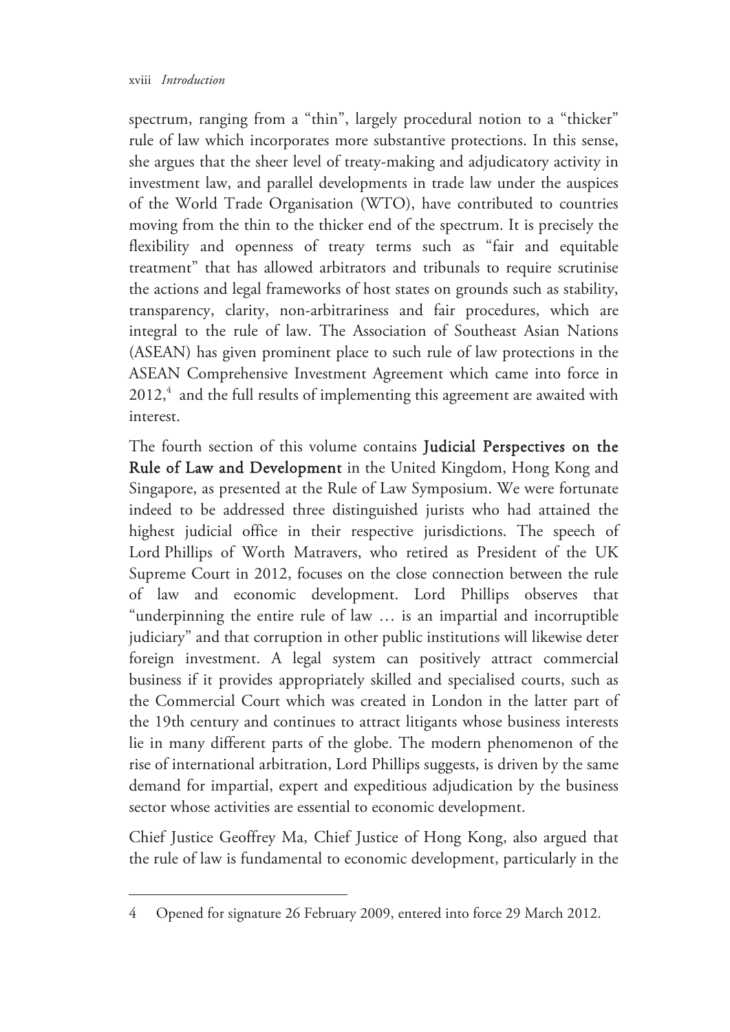spectrum, ranging from a "thin", largely procedural notion to a "thicker" rule of law which incorporates more substantive protections. In this sense, she argues that the sheer level of treaty-making and adjudicatory activity in investment law, and parallel developments in trade law under the auspices of the World Trade Organisation (WTO), have contributed to countries moving from the thin to the thicker end of the spectrum. It is precisely the flexibility and openness of treaty terms such as "fair and equitable treatment" that has allowed arbitrators and tribunals to require scrutinise the actions and legal frameworks of host states on grounds such as stability, transparency, clarity, non-arbitrariness and fair procedures, which are integral to the rule of law. The Association of Southeast Asian Nations (ASEAN) has given prominent place to such rule of law protections in the ASEAN Comprehensive Investment Agreement which came into force in 2012,[4] and the full results of implementing this agreement are awaited with interest.

The fourth section of this volume contains **Judicial Perspectives on the Rule of Law and Development** in the United Kingdom, Hong Kong and Singapore, as presented at the Rule of Law Symposium. We were fortunate indeed to be addressed three distinguished jurists who had attained the highest judicial office in their respective jurisdictions. The speech of Lord Phillips of Worth Matravers, who retired as President of the UK Supreme Court in 2012, focuses on the close connection between the rule of law and economic development. Lord Phillips observes that "underpinning the entire rule of law … is an impartial and incorruptible judiciary" and that corruption in other public institutions will likewise deter foreign investment. A legal system can positively attract commercial business if it provides appropriately skilled and specialised courts, such as the Commercial Court which was created in London in the latter part of the 19th century and continues to attract litigants whose business interests lie in many different parts of the globe. The modern phenomenon of the rise of international arbitration, Lord Phillips suggests, is driven by the same demand for impartial, expert and expeditious adjudication by the business sector whose activities are essential to economic development.

Chief Justice Geoffrey Ma, Chief Justice of Hong Kong, also argued that the rule of law is fundamental to economic development, particularly in the

---

4 Opened for signature 26 February 2009, entered into force 29 March 2012.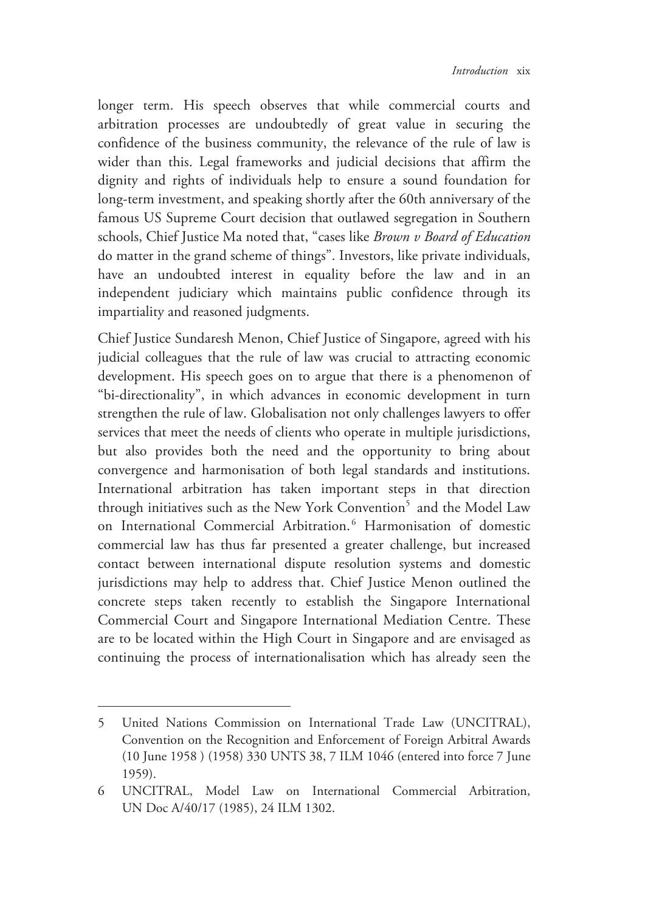longer term. His speech observes that while commercial courts and arbitration processes are undoubtedly of great value in securing the confidence of the business community, the relevance of the rule of law is wider than this. Legal frameworks and judicial decisions that affirm the dignity and rights of individuals help to ensure a sound foundation for long-term investment, and speaking shortly after the 60th anniversary of the famous US Supreme Court decision that outlawed segregation in Southern schools, Chief Justice Ma noted that, "cases like *Brown v Board of Education* do matter in the grand scheme of things". Investors, like private individuals, have an undoubted interest in equality before the law and in an independent judiciary which maintains public confidence through its impartiality and reasoned judgments.

Chief Justice Sundaresh Menon, Chief Justice of Singapore, agreed with his judicial colleagues that the rule of law was crucial to attracting economic development. His speech goes on to argue that there is a phenomenon of "bi-directionality", in which advances in economic development in turn strengthen the rule of law. Globalisation not only challenges lawyers to offer services that meet the needs of clients who operate in multiple jurisdictions, but also provides both the need and the opportunity to bring about convergence and harmonisation of both legal standards and institutions. International arbitration has taken important steps in that direction through initiatives such as the New York Convention[5] and the Model Law on International Commercial Arbitration.[6] Harmonisation of domestic commercial law has thus far presented a greater challenge, but increased contact between international dispute resolution systems and domestic jurisdictions may help to address that. Chief Justice Menon outlined the concrete steps taken recently to establish the Singapore International Commercial Court and Singapore International Mediation Centre. These are to be located within the High Court in Singapore and are envisaged as continuing the process of internationalisation which has already seen the

---

5 United Nations Commission on International Trade Law (UNCITRAL), Convention on the Recognition and Enforcement of Foreign Arbitral Awards (10 June 1958 ) (1958) 330 UNTS 38, 7 ILM 1046 (entered into force 7 June 1959).

6 UNCITRAL, Model Law on International Commercial Arbitration, UN Doc A/40/17 (1985), 24 ILM 1302.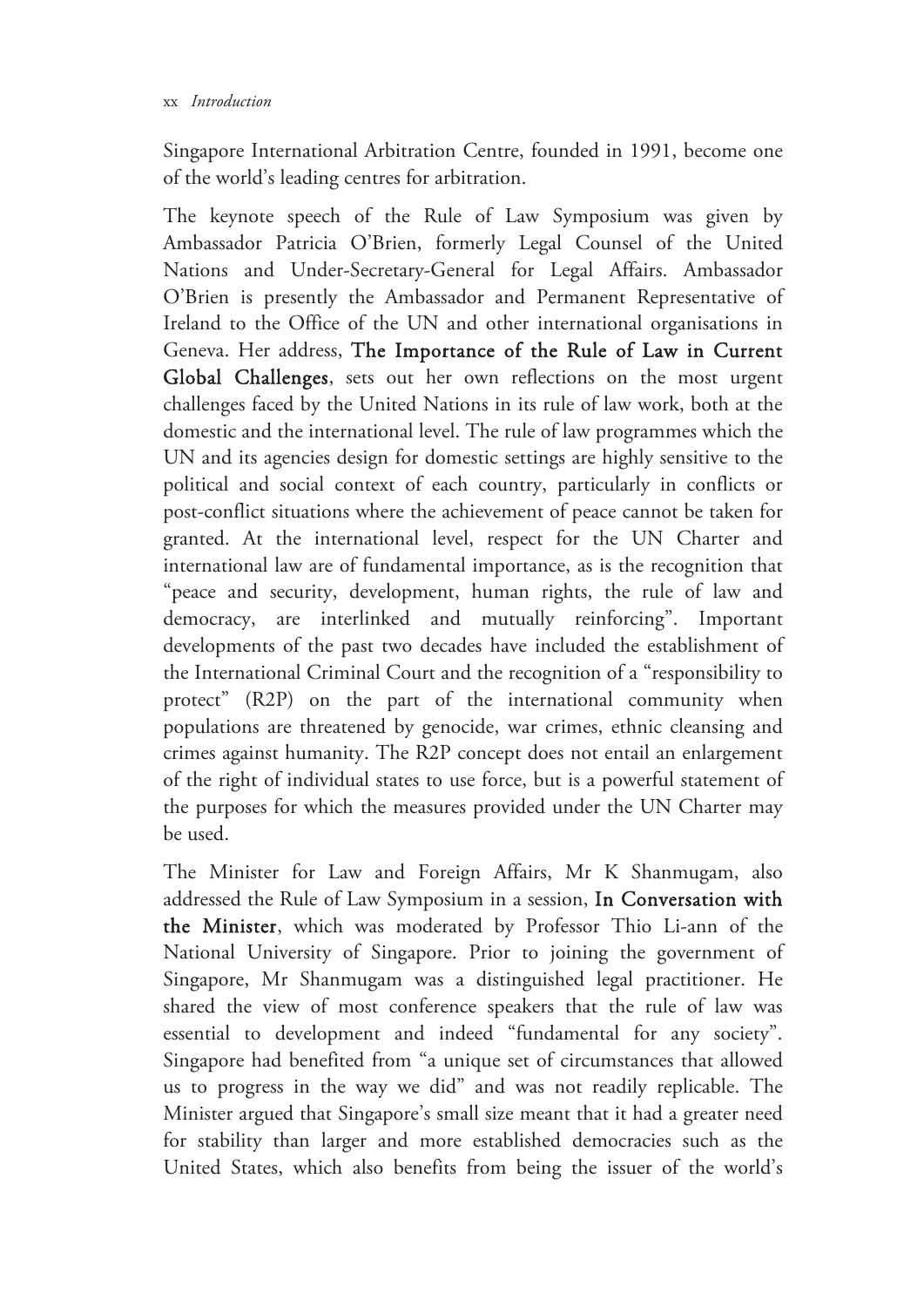Singapore International Arbitration Centre, founded in 1991, become one of the world's leading centres for arbitration.

The keynote speech of the Rule of Law Symposium was given by Ambassador Patricia O'Brien, formerly Legal Counsel of the United Nations and Under-Secretary-General for Legal Affairs. Ambassador O'Brien is presently the Ambassador and Permanent Representative of Ireland to the Office of the UN and other international organisations in Geneva. Her address, **The Importance of the Rule of Law in Current Global Challenges**, sets out her own reflections on the most urgent challenges faced by the United Nations in its rule of law work, both at the domestic and the international level. The rule of law programmes which the UN and its agencies design for domestic settings are highly sensitive to the political and social context of each country, particularly in conflicts or post-conflict situations where the achievement of peace cannot be taken for granted. At the international level, respect for the UN Charter and international law are of fundamental importance, as is the recognition that "peace and security, development, human rights, the rule of law and democracy, are interlinked and mutually reinforcing". Important developments of the past two decades have included the establishment of the International Criminal Court and the recognition of a "responsibility to protect" (R2P) on the part of the international community when populations are threatened by genocide, war crimes, ethnic cleansing and crimes against humanity. The R2P concept does not entail an enlargement of the right of individual states to use force, but is a powerful statement of the purposes for which the measures provided under the UN Charter may be used.

The Minister for Law and Foreign Affairs, Mr K Shanmugam, also addressed the Rule of Law Symposium in a session, **In Conversation with the Minister**, which was moderated by Professor Thio Li-ann of the National University of Singapore. Prior to joining the government of Singapore, Mr Shanmugam was a distinguished legal practitioner. He shared the view of most conference speakers that the rule of law was essential to development and indeed "fundamental for any society". Singapore had benefited from "a unique set of circumstances that allowed us to progress in the way we did" and was not readily replicable. The Minister argued that Singapore's small size meant that it had a greater need for stability than larger and more established democracies such as the United States, which also benefits from being the issuer of the world's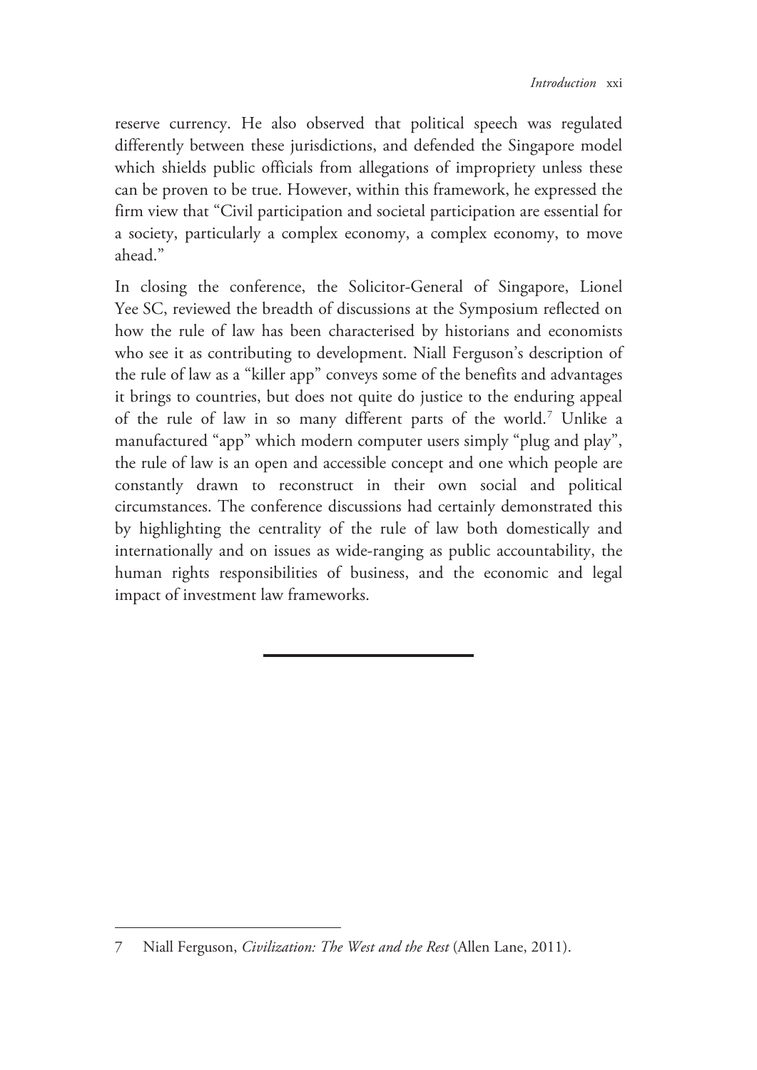reserve currency. He also observed that political speech was regulated differently between these jurisdictions, and defended the Singapore model which shields public officials from allegations of impropriety unless these can be proven to be true. However, within this framework, he expressed the firm view that "Civil participation and societal participation are essential for a society, particularly a complex economy, a complex economy, to move ahead."

In closing the conference, the Solicitor-General of Singapore, Lionel Yee SC, reviewed the breadth of discussions at the Symposium reflected on how the rule of law has been characterised by historians and economists who see it as contributing to development. Niall Ferguson's description of the rule of law as a "killer app" conveys some of the benefits and advantages it brings to countries, but does not quite do justice to the enduring appeal of the rule of law in so many different parts of the world.[7] Unlike a manufactured "app" which modern computer users simply "plug and play", the rule of law is an open and accessible concept and one which people are constantly drawn to reconstruct in their own social and political circumstances. The conference discussions had certainly demonstrated this by highlighting the centrality of the rule of law both domestically and internationally and on issues as wide-ranging as public accountability, the human rights responsibilities of business, and the economic and legal impact of investment law frameworks.

---

7 Niall Ferguson, *Civilization: The West and the Rest* (Allen Lane, 2011).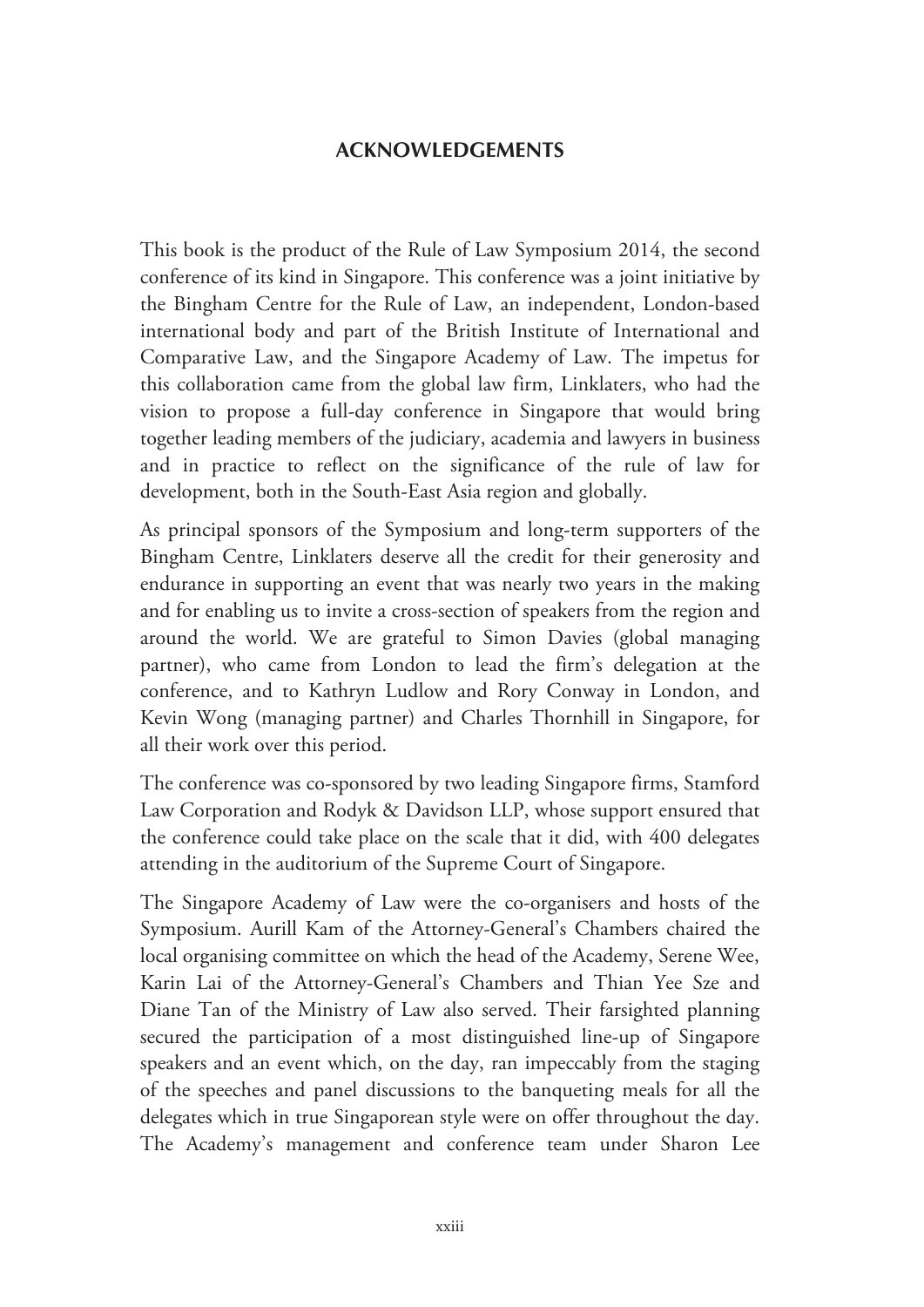# ACKNOWLEDGEMENTS

This book is the product of the Rule of Law Symposium 2014, the second conference of its kind in Singapore. This conference was a joint initiative by the Bingham Centre for the Rule of Law, an independent, London-based international body and part of the British Institute of International and Comparative Law, and the Singapore Academy of Law. The impetus for this collaboration came from the global law firm, Linklaters, who had the vision to propose a full-day conference in Singapore that would bring together leading members of the judiciary, academia and lawyers in business and in practice to reflect on the significance of the rule of law for development, both in the South-East Asia region and globally.

As principal sponsors of the Symposium and long-term supporters of the Bingham Centre, Linklaters deserve all the credit for their generosity and endurance in supporting an event that was nearly two years in the making and for enabling us to invite a cross-section of speakers from the region and around the world. We are grateful to Simon Davies (global managing partner), who came from London to lead the firm's delegation at the conference, and to Kathryn Ludlow and Rory Conway in London, and Kevin Wong (managing partner) and Charles Thornhill in Singapore, for all their work over this period.

The conference was co-sponsored by two leading Singapore firms, Stamford Law Corporation and Rodyk & Davidson LLP, whose support ensured that the conference could take place on the scale that it did, with 400 delegates attending in the auditorium of the Supreme Court of Singapore.

The Singapore Academy of Law were the co-organisers and hosts of the Symposium. Aurill Kam of the Attorney-General's Chambers chaired the local organising committee on which the head of the Academy, Serene Wee, Karin Lai of the Attorney-General's Chambers and Thian Yee Sze and Diane Tan of the Ministry of Law also served. Their farsighted planning secured the participation of a most distinguished line-up of Singapore speakers and an event which, on the day, ran impeccably from the staging of the speeches and panel discussions to the banqueting meals for all the delegates which in true Singaporean style were on offer throughout the day. The Academy's management and conference team under Sharon Lee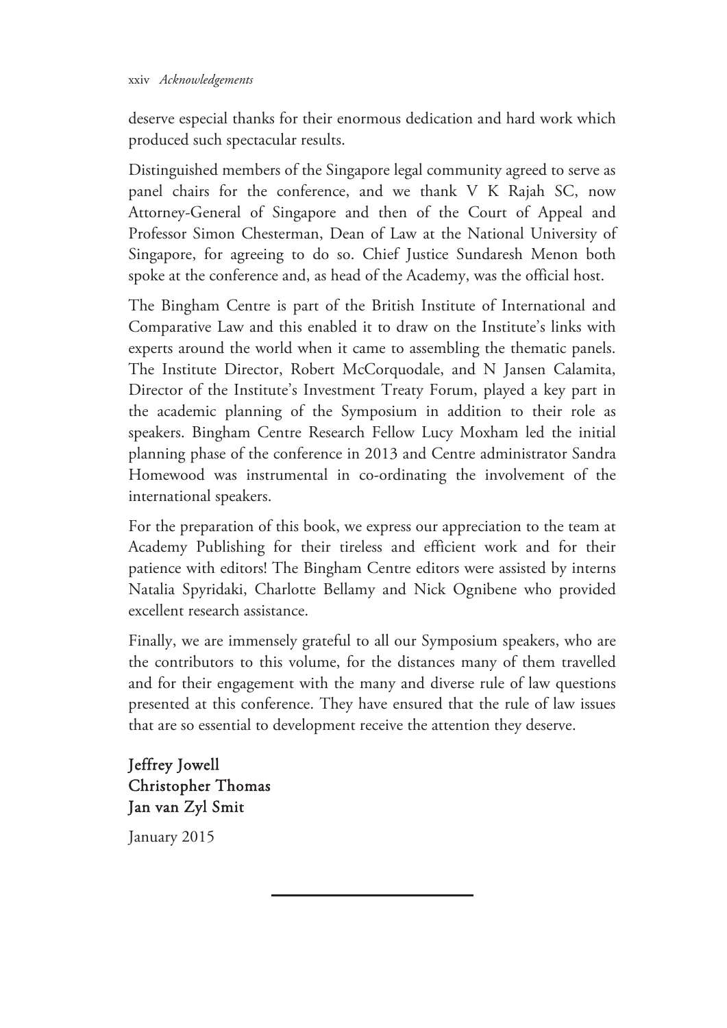deserve especial thanks for their enormous dedication and hard work which produced such spectacular results.

Distinguished members of the Singapore legal community agreed to serve as panel chairs for the conference, and we thank V K Rajah SC, now Attorney-General of Singapore and then of the Court of Appeal and Professor Simon Chesterman, Dean of Law at the National University of Singapore, for agreeing to do so. Chief Justice Sundaresh Menon both spoke at the conference and, as head of the Academy, was the official host.

The Bingham Centre is part of the British Institute of International and Comparative Law and this enabled it to draw on the Institute's links with experts around the world when it came to assembling the thematic panels. The Institute Director, Robert McCorquodale, and N Jansen Calamita, Director of the Institute's Investment Treaty Forum, played a key part in the academic planning of the Symposium in addition to their role as speakers. Bingham Centre Research Fellow Lucy Moxham led the initial planning phase of the conference in 2013 and Centre administrator Sandra Homewood was instrumental in co-ordinating the involvement of the international speakers.

For the preparation of this book, we express our appreciation to the team at Academy Publishing for their tireless and efficient work and for their patience with editors! The Bingham Centre editors were assisted by interns Natalia Spyridaki, Charlotte Bellamy and Nick Ognibene who provided excellent research assistance.

Finally, we are immensely grateful to all our Symposium speakers, who are the contributors to this volume, for the distances many of them travelled and for their engagement with the many and diverse rule of law questions presented at this conference. They have ensured that the rule of law issues that are so essential to development receive the attention they deserve.

**Jeffrey Jowell**
**Christopher Thomas**
**Jan van Zyl Smit**

January 2015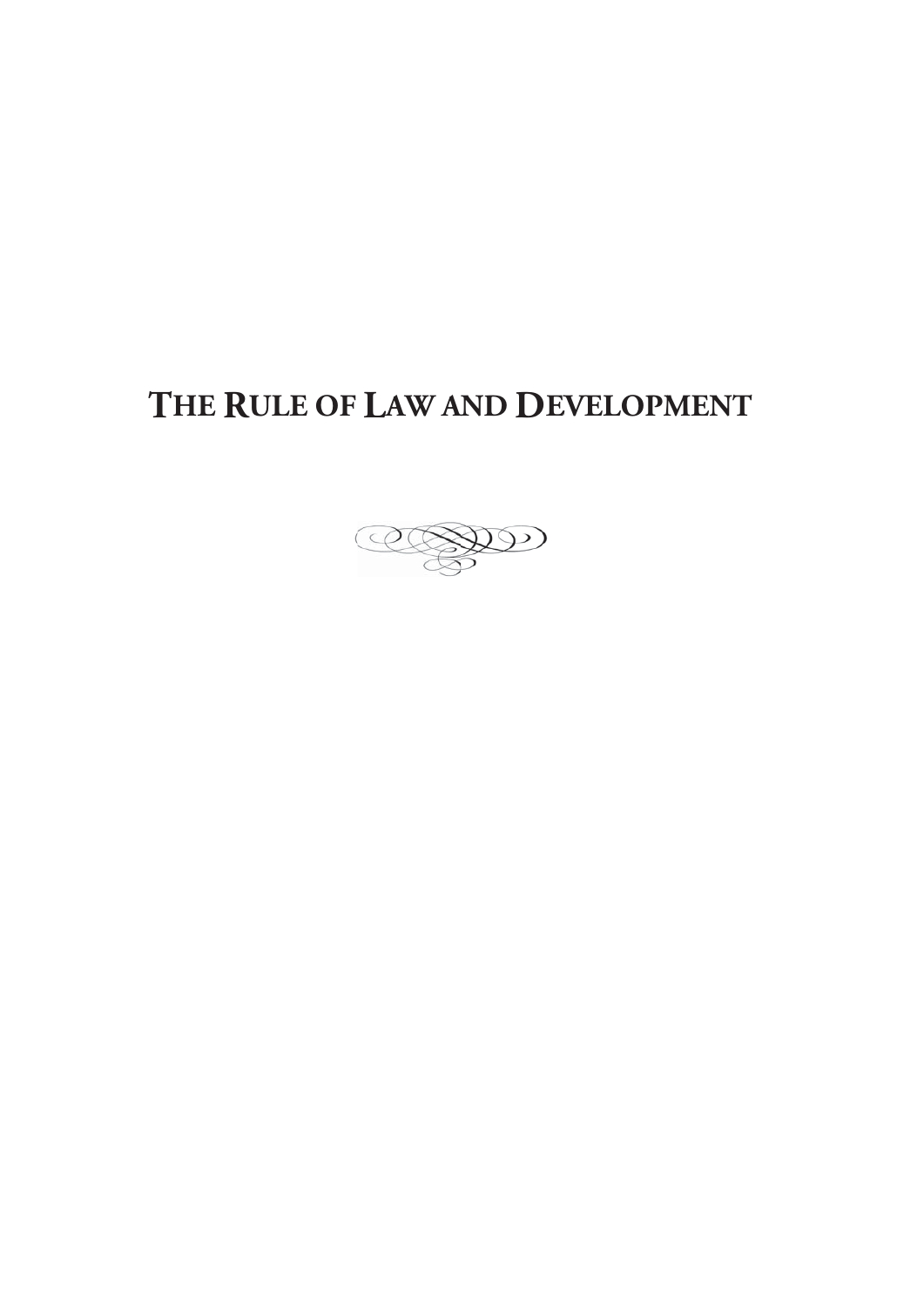# The Rule of Law and Development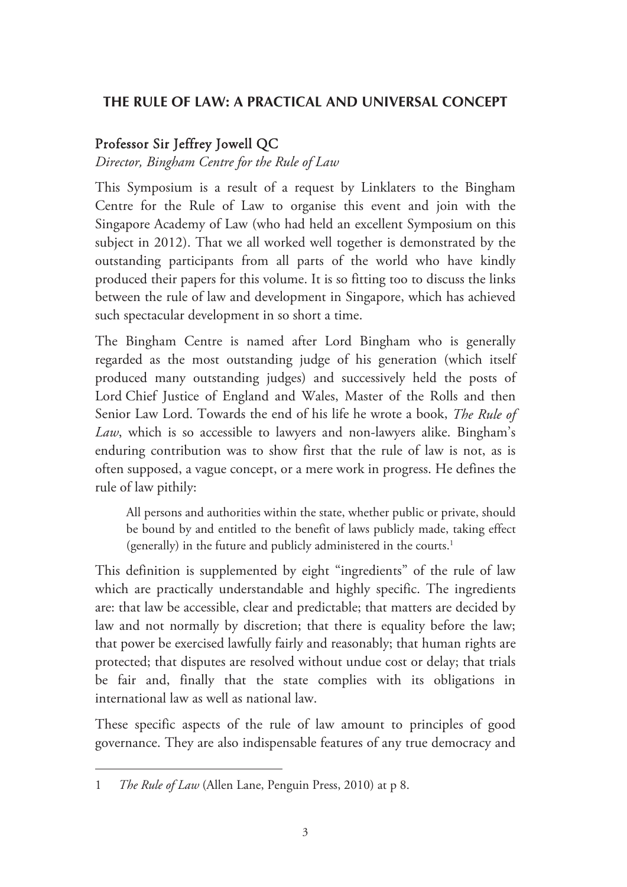## THE RULE OF LAW: A PRACTICAL AND UNIVERSAL CONCEPT

### Professor Sir Jeffrey Jowell QC

*Director, Bingham Centre for the Rule of Law*

This Symposium is a result of a request by Linklaters to the Bingham Centre for the Rule of Law to organise this event and join with the Singapore Academy of Law (who had held an excellent Symposium on this subject in 2012). That we all worked well together is demonstrated by the outstanding participants from all parts of the world who have kindly produced their papers for this volume. It is so fitting too to discuss the links between the rule of law and development in Singapore, which has achieved such spectacular development in so short a time.

The Bingham Centre is named after Lord Bingham who is generally regarded as the most outstanding judge of his generation (which itself produced many outstanding judges) and successively held the posts of Lord Chief Justice of England and Wales, Master of the Rolls and then Senior Law Lord. Towards the end of his life he wrote a book, *The Rule of Law*, which is so accessible to lawyers and non-lawyers alike. Bingham's enduring contribution was to show first that the rule of law is not, as is often supposed, a vague concept, or a mere work in progress. He defines the rule of law pithily:

> All persons and authorities within the state, whether public or private, should be bound by and entitled to the benefit of laws publicly made, taking effect (generally) in the future and publicly administered in the courts.[1]

This definition is supplemented by eight "ingredients" of the rule of law which are practically understandable and highly specific. The ingredients are: that law be accessible, clear and predictable; that matters are decided by law and not normally by discretion; that there is equality before the law; that power be exercised lawfully fairly and reasonably; that human rights are protected; that disputes are resolved without undue cost or delay; that trials be fair and, finally that the state complies with its obligations in international law as well as national law.

These specific aspects of the rule of law amount to principles of good governance. They are also indispensable features of any true democracy and

---

1 *The Rule of Law* (Allen Lane, Penguin Press, 2010) at p 8.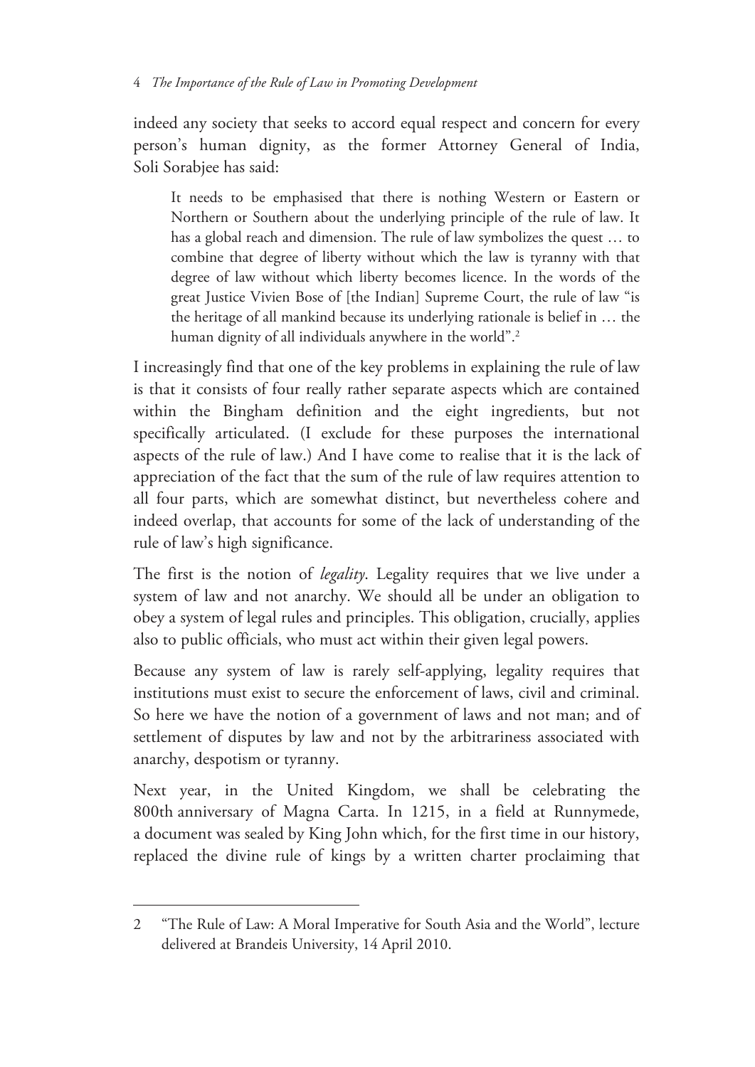indeed any society that seeks to accord equal respect and concern for every person's human dignity, as the former Attorney General of India, Soli Sorabjee has said:

> It needs to be emphasised that there is nothing Western or Eastern or Northern or Southern about the underlying principle of the rule of law. It has a global reach and dimension. The rule of law symbolizes the quest … to combine that degree of liberty without which the law is tyranny with that degree of law without which liberty becomes licence. In the words of the great Justice Vivien Bose of [the Indian] Supreme Court, the rule of law "is the heritage of all mankind because its underlying rationale is belief in … the human dignity of all individuals anywhere in the world".[2]

I increasingly find that one of the key problems in explaining the rule of law is that it consists of four really rather separate aspects which are contained within the Bingham definition and the eight ingredients, but not specifically articulated. (I exclude for these purposes the international aspects of the rule of law.) And I have come to realise that it is the lack of appreciation of the fact that the sum of the rule of law requires attention to all four parts, which are somewhat distinct, but nevertheless cohere and indeed overlap, that accounts for some of the lack of understanding of the rule of law's high significance.

The first is the notion of *legality*. Legality requires that we live under a system of law and not anarchy. We should all be under an obligation to obey a system of legal rules and principles. This obligation, crucially, applies also to public officials, who must act within their given legal powers.

Because any system of law is rarely self-applying, legality requires that institutions must exist to secure the enforcement of laws, civil and criminal. So here we have the notion of a government of laws and not man; and of settlement of disputes by law and not by the arbitrariness associated with anarchy, despotism or tyranny.

Next year, in the United Kingdom, we shall be celebrating the 800th anniversary of Magna Carta. In 1215, in a field at Runnymede, a document was sealed by King John which, for the first time in our history, replaced the divine rule of kings by a written charter proclaiming that

---

2 "The Rule of Law: A Moral Imperative for South Asia and the World", lecture delivered at Brandeis University, 14 April 2010.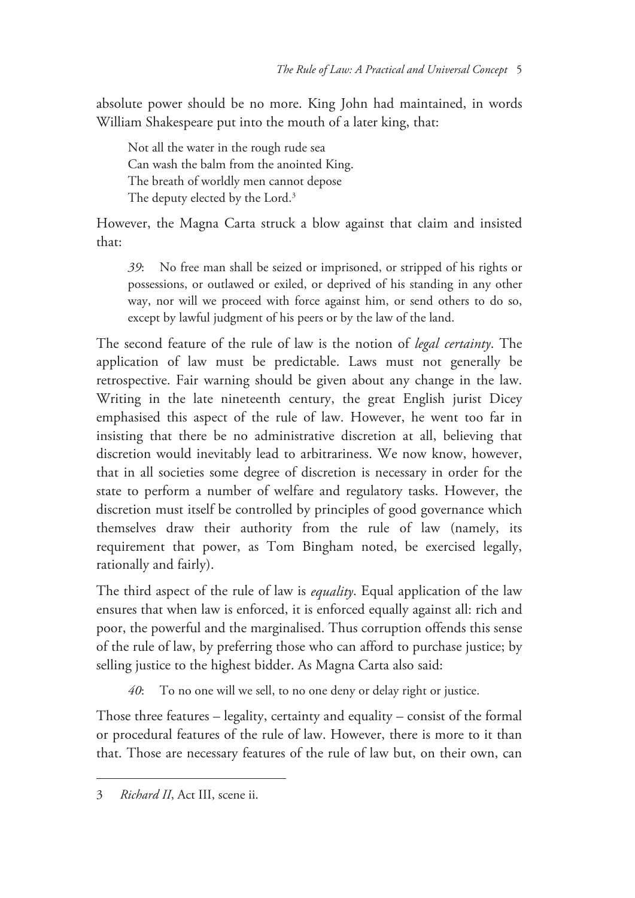absolute power should be no more. King John had maintained, in words William Shakespeare put into the mouth of a later king, that:

> Not all the water in the rough rude sea
> Can wash the balm from the anointed King.
> The breath of worldly men cannot depose
> The deputy elected by the Lord.[3]

However, the Magna Carta struck a blow against that claim and insisted that:

> *39*: No free man shall be seized or imprisoned, or stripped of his rights or possessions, or outlawed or exiled, or deprived of his standing in any other way, nor will we proceed with force against him, or send others to do so, except by lawful judgment of his peers or by the law of the land.

The second feature of the rule of law is the notion of *legal certainty*. The application of law must be predictable. Laws must not generally be retrospective. Fair warning should be given about any change in the law. Writing in the late nineteenth century, the great English jurist Dicey emphasised this aspect of the rule of law. However, he went too far in insisting that there be no administrative discretion at all, believing that discretion would inevitably lead to arbitrariness. We now know, however, that in all societies some degree of discretion is necessary in order for the state to perform a number of welfare and regulatory tasks. However, the discretion must itself be controlled by principles of good governance which themselves draw their authority from the rule of law (namely, its requirement that power, as Tom Bingham noted, be exercised legally, rationally and fairly).

The third aspect of the rule of law is *equality*. Equal application of the law ensures that when law is enforced, it is enforced equally against all: rich and poor, the powerful and the marginalised. Thus corruption offends this sense of the rule of law, by preferring those who can afford to purchase justice; by selling justice to the highest bidder. As Magna Carta also said:

> *40*: To no one will we sell, to no one deny or delay right or justice.

Those three features – legality, certainty and equality – consist of the formal or procedural features of the rule of law. However, there is more to it than that. Those are necessary features of the rule of law but, on their own, can

---

3 *Richard II*, Act III, scene ii.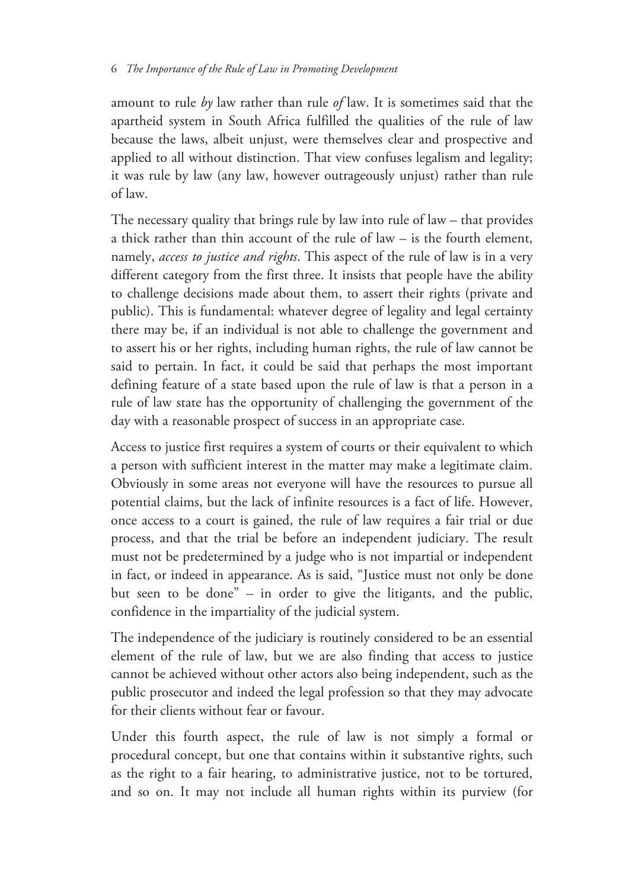amount to rule *by* law rather than rule *of* law. It is sometimes said that the apartheid system in South Africa fulfilled the qualities of the rule of law because the laws, albeit unjust, were themselves clear and prospective and applied to all without distinction. That view confuses legalism and legality; it was rule by law (any law, however outrageously unjust) rather than rule of law.

The necessary quality that brings rule by law into rule of law – that provides a thick rather than thin account of the rule of law – is the fourth element, namely, *access to justice and rights*. This aspect of the rule of law is in a very different category from the first three. It insists that people have the ability to challenge decisions made about them, to assert their rights (private and public). This is fundamental: whatever degree of legality and legal certainty there may be, if an individual is not able to challenge the government and to assert his or her rights, including human rights, the rule of law cannot be said to pertain. In fact, it could be said that perhaps the most important defining feature of a state based upon the rule of law is that a person in a rule of law state has the opportunity of challenging the government of the day with a reasonable prospect of success in an appropriate case.

Access to justice first requires a system of courts or their equivalent to which a person with sufficient interest in the matter may make a legitimate claim. Obviously in some areas not everyone will have the resources to pursue all potential claims, but the lack of infinite resources is a fact of life. However, once access to a court is gained, the rule of law requires a fair trial or due process, and that the trial be before an independent judiciary. The result must not be predetermined by a judge who is not impartial or independent in fact, or indeed in appearance. As is said, "Justice must not only be done but seen to be done" – in order to give the litigants, and the public, confidence in the impartiality of the judicial system.

The independence of the judiciary is routinely considered to be an essential element of the rule of law, but we are also finding that access to justice cannot be achieved without other actors also being independent, such as the public prosecutor and indeed the legal profession so that they may advocate for their clients without fear or favour.

Under this fourth aspect, the rule of law is not simply a formal or procedural concept, but one that contains within it substantive rights, such as the right to a fair hearing, to administrative justice, not to be tortured, and so on. It may not include all human rights within its purview (for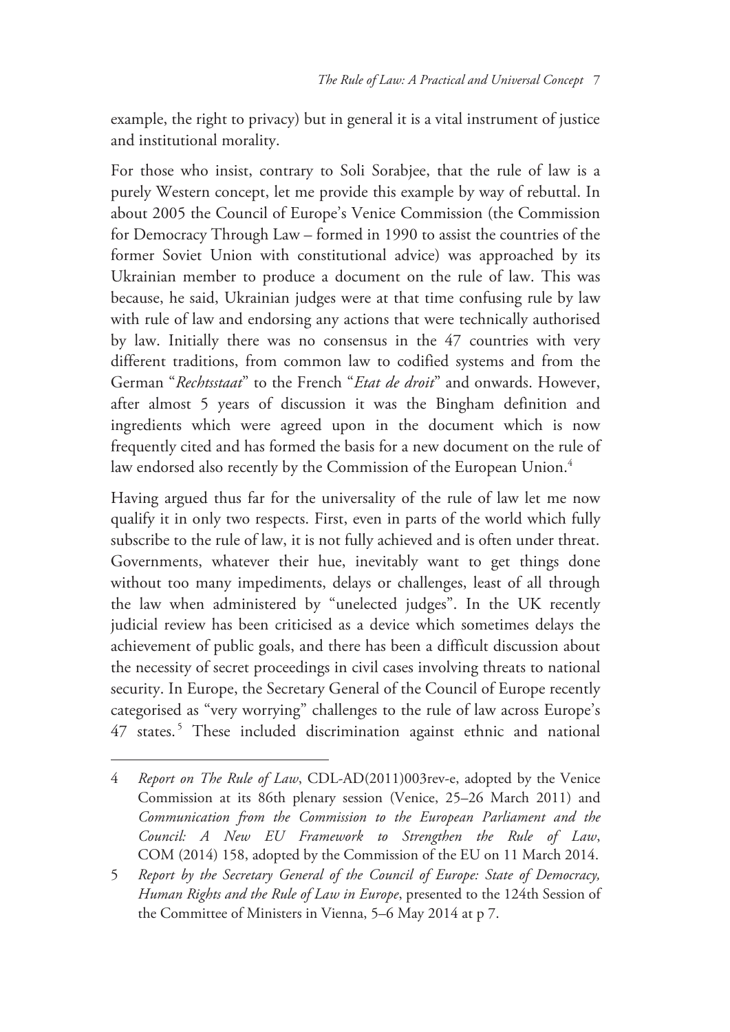example, the right to privacy) but in general it is a vital instrument of justice and institutional morality.

For those who insist, contrary to Soli Sorabjee, that the rule of law is a purely Western concept, let me provide this example by way of rebuttal. In about 2005 the Council of Europe's Venice Commission (the Commission for Democracy Through Law – formed in 1990 to assist the countries of the former Soviet Union with constitutional advice) was approached by its Ukrainian member to produce a document on the rule of law. This was because, he said, Ukrainian judges were at that time confusing rule by law with rule of law and endorsing any actions that were technically authorised by law. Initially there was no consensus in the 47 countries with very different traditions, from common law to codified systems and from the German "*Rechtsstaat*" to the French "*Etat de droit*" and onwards. However, after almost 5 years of discussion it was the Bingham definition and ingredients which were agreed upon in the document which is now frequently cited and has formed the basis for a new document on the rule of law endorsed also recently by the Commission of the European Union.[4]

Having argued thus far for the universality of the rule of law let me now qualify it in only two respects. First, even in parts of the world which fully subscribe to the rule of law, it is not fully achieved and is often under threat. Governments, whatever their hue, inevitably want to get things done without too many impediments, delays or challenges, least of all through the law when administered by "unelected judges". In the UK recently judicial review has been criticised as a device which sometimes delays the achievement of public goals, and there has been a difficult discussion about the necessity of secret proceedings in civil cases involving threats to national security. In Europe, the Secretary General of the Council of Europe recently categorised as "very worrying" challenges to the rule of law across Europe's 47 states.[5] These included discrimination against ethnic and national

---

4 *Report on The Rule of Law*, CDL-AD(2011)003rev-e, adopted by the Venice Commission at its 86th plenary session (Venice, 25–26 March 2011) and *Communication from the Commission to the European Parliament and the Council: A New EU Framework to Strengthen the Rule of Law*, COM (2014) 158, adopted by the Commission of the EU on 11 March 2014.

5 *Report by the Secretary General of the Council of Europe: State of Democracy, Human Rights and the Rule of Law in Europe*, presented to the 124th Session of the Committee of Ministers in Vienna, 5–6 May 2014 at p 7.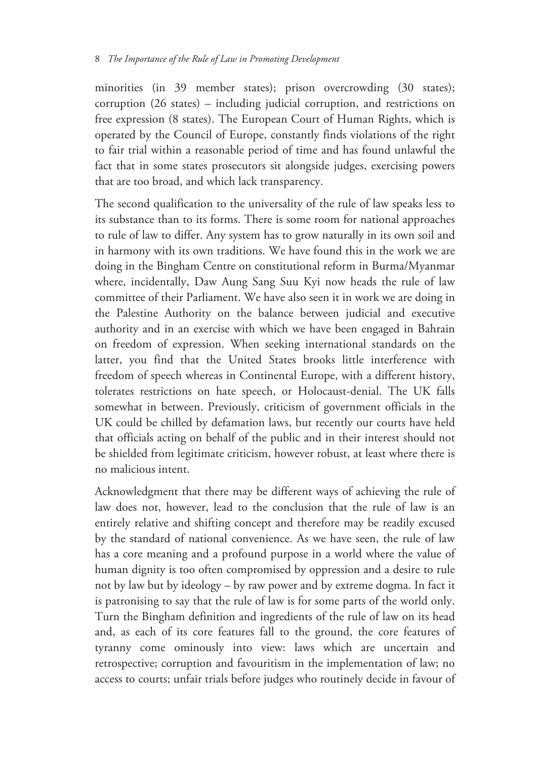minorities (in 39 member states); prison overcrowding (30 states); corruption (26 states) – including judicial corruption, and restrictions on free expression (8 states). The European Court of Human Rights, which is operated by the Council of Europe, constantly finds violations of the right to fair trial within a reasonable period of time and has found unlawful the fact that in some states prosecutors sit alongside judges, exercising powers that are too broad, and which lack transparency.

The second qualification to the universality of the rule of law speaks less to its substance than to its forms. There is some room for national approaches to rule of law to differ. Any system has to grow naturally in its own soil and in harmony with its own traditions. We have found this in the work we are doing in the Bingham Centre on constitutional reform in Burma/Myanmar where, incidentally, Daw Aung Sang Suu Kyi now heads the rule of law committee of their Parliament. We have also seen it in work we are doing in the Palestine Authority on the balance between judicial and executive authority and in an exercise with which we have been engaged in Bahrain on freedom of expression. When seeking international standards on the latter, you find that the United States brooks little interference with freedom of speech whereas in Continental Europe, with a different history, tolerates restrictions on hate speech, or Holocaust-denial. The UK falls somewhat in between. Previously, criticism of government officials in the UK could be chilled by defamation laws, but recently our courts have held that officials acting on behalf of the public and in their interest should not be shielded from legitimate criticism, however robust, at least where there is no malicious intent.

Acknowledgment that there may be different ways of achieving the rule of law does not, however, lead to the conclusion that the rule of law is an entirely relative and shifting concept and therefore may be readily excused by the standard of national convenience. As we have seen, the rule of law has a core meaning and a profound purpose in a world where the value of human dignity is too often compromised by oppression and a desire to rule not by law but by ideology – by raw power and by extreme dogma. In fact it is patronising to say that the rule of law is for some parts of the world only. Turn the Bingham definition and ingredients of the rule of law on its head and, as each of its core features fall to the ground, the core features of tyranny come ominously into view: laws which are uncertain and retrospective; corruption and favouritism in the implementation of law; no access to courts; unfair trials before judges who routinely decide in favour of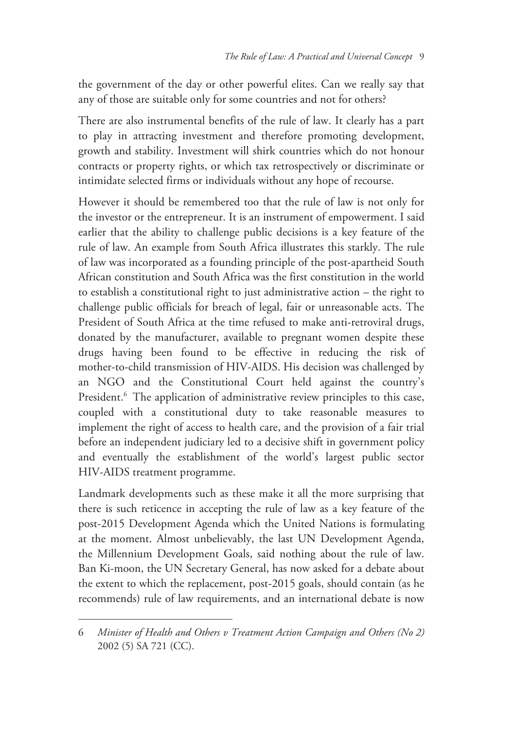the government of the day or other powerful elites. Can we really say that any of those are suitable only for some countries and not for others?

There are also instrumental benefits of the rule of law. It clearly has a part to play in attracting investment and therefore promoting development, growth and stability. Investment will shirk countries which do not honour contracts or property rights, or which tax retrospectively or discriminate or intimidate selected firms or individuals without any hope of recourse.

However it should be remembered too that the rule of law is not only for the investor or the entrepreneur. It is an instrument of empowerment. I said earlier that the ability to challenge public decisions is a key feature of the rule of law. An example from South Africa illustrates this starkly. The rule of law was incorporated as a founding principle of the post-apartheid South African constitution and South Africa was the first constitution in the world to establish a constitutional right to just administrative action – the right to challenge public officials for breach of legal, fair or unreasonable acts. The President of South Africa at the time refused to make anti-retroviral drugs, donated by the manufacturer, available to pregnant women despite these drugs having been found to be effective in reducing the risk of mother-to-child transmission of HIV-AIDS. His decision was challenged by an NGO and the Constitutional Court held against the country's President.[6] The application of administrative review principles to this case, coupled with a constitutional duty to take reasonable measures to implement the right of access to health care, and the provision of a fair trial before an independent judiciary led to a decisive shift in government policy and eventually the establishment of the world's largest public sector HIV-AIDS treatment programme.

Landmark developments such as these make it all the more surprising that there is such reticence in accepting the rule of law as a key feature of the post-2015 Development Agenda which the United Nations is formulating at the moment. Almost unbelievably, the last UN Development Agenda, the Millennium Development Goals, said nothing about the rule of law. Ban Ki-moon, the UN Secretary General, has now asked for a debate about the extent to which the replacement, post-2015 goals, should contain (as he recommends) rule of law requirements, and an international debate is now

---

6 *Minister of Health and Others v Treatment Action Campaign and Others (No 2)* 2002 (5) SA 721 (CC).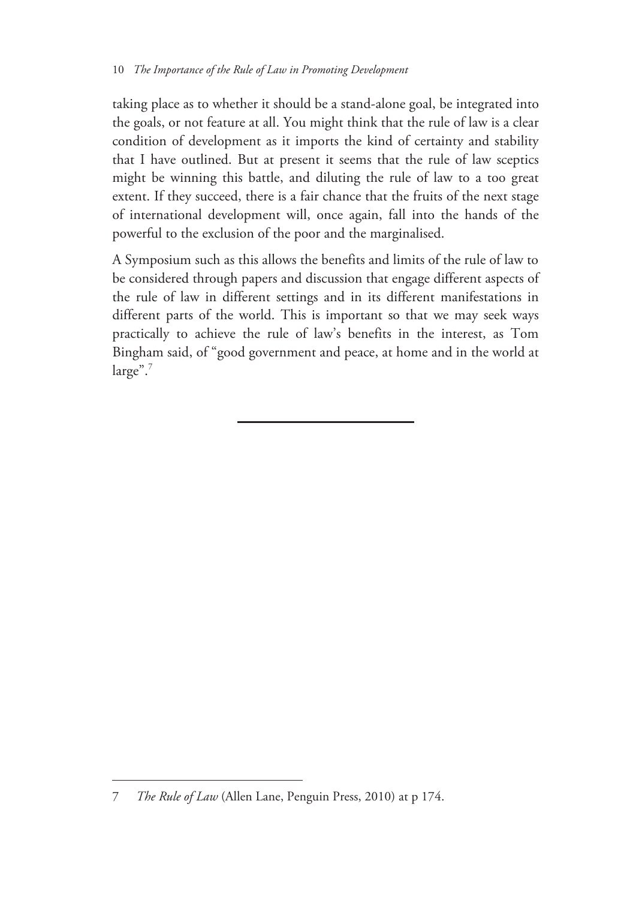taking place as to whether it should be a stand-alone goal, be integrated into the goals, or not feature at all. You might think that the rule of law is a clear condition of development as it imports the kind of certainty and stability that I have outlined. But at present it seems that the rule of law sceptics might be winning this battle, and diluting the rule of law to a too great extent. If they succeed, there is a fair chance that the fruits of the next stage of international development will, once again, fall into the hands of the powerful to the exclusion of the poor and the marginalised.

A Symposium such as this allows the benefits and limits of the rule of law to be considered through papers and discussion that engage different aspects of the rule of law in different settings and in its different manifestations in different parts of the world. This is important so that we may seek ways practically to achieve the rule of law's benefits in the interest, as Tom Bingham said, of "good government and peace, at home and in the world at large".[7]

---

7 *The Rule of Law* (Allen Lane, Penguin Press, 2010) at p 174.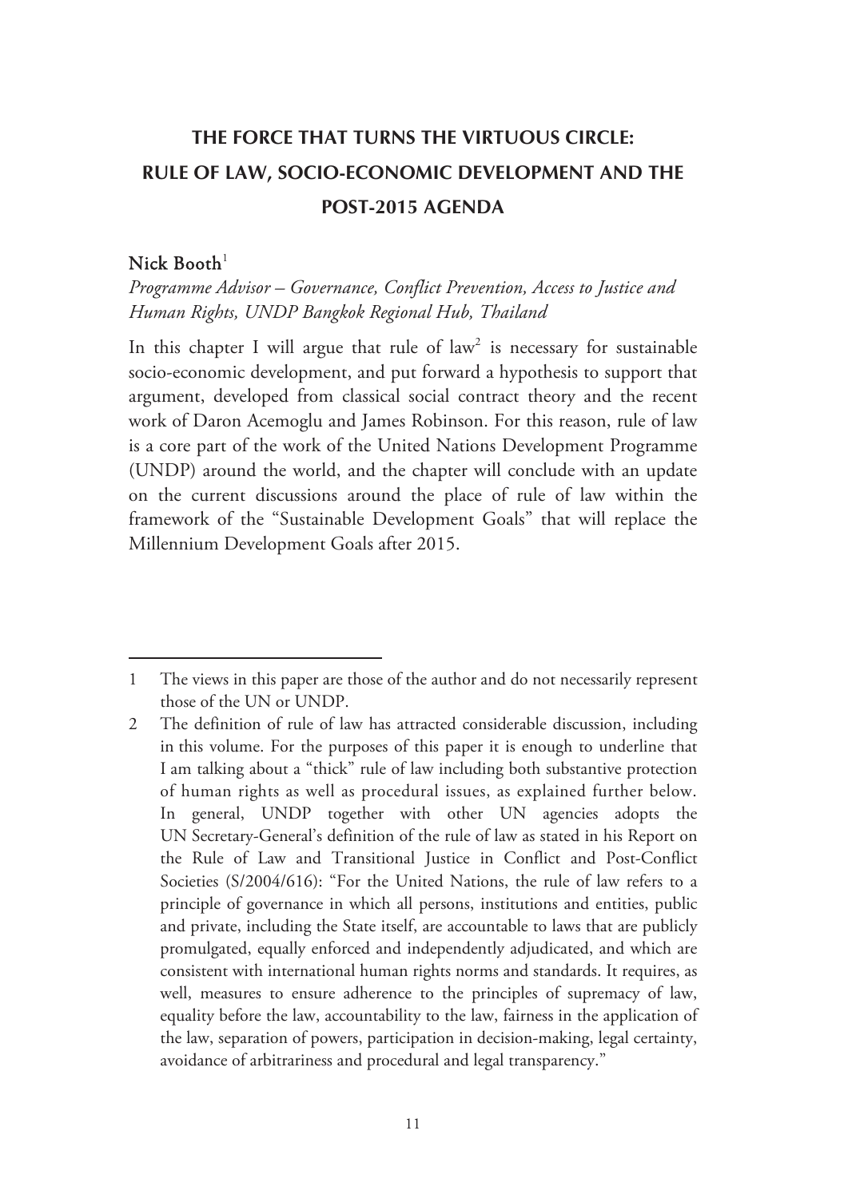# THE FORCE THAT TURNS THE VIRTUOUS CIRCLE: RULE OF LAW, SOCIO-ECONOMIC DEVELOPMENT AND THE POST-2015 AGENDA

**Nick Booth**[1]

*Programme Advisor – Governance, Conflict Prevention, Access to Justice and Human Rights, UNDP Bangkok Regional Hub, Thailand*

In this chapter I will argue that rule of law[2] is necessary for sustainable socio-economic development, and put forward a hypothesis to support that argument, developed from classical social contract theory and the recent work of Daron Acemoglu and James Robinson. For this reason, rule of law is a core part of the work of the United Nations Development Programme (UNDP) around the world, and the chapter will conclude with an update on the current discussions around the place of rule of law within the framework of the "Sustainable Development Goals" that will replace the Millennium Development Goals after 2015.

---

1 The views in this paper are those of the author and do not necessarily represent those of the UN or UNDP.

2 The definition of rule of law has attracted considerable discussion, including in this volume. For the purposes of this paper it is enough to underline that I am talking about a "thick" rule of law including both substantive protection of human rights as well as procedural issues, as explained further below. In general, UNDP together with other UN agencies adopts the UN Secretary-General's definition of the rule of law as stated in his Report on the Rule of Law and Transitional Justice in Conflict and Post-Conflict Societies (S/2004/616): "For the United Nations, the rule of law refers to a principle of governance in which all persons, institutions and entities, public and private, including the State itself, are accountable to laws that are publicly promulgated, equally enforced and independently adjudicated, and which are consistent with international human rights norms and standards. It requires, as well, measures to ensure adherence to the principles of supremacy of law, equality before the law, accountability to the law, fairness in the application of the law, separation of powers, participation in decision-making, legal certainty, avoidance of arbitrariness and procedural and legal transparency."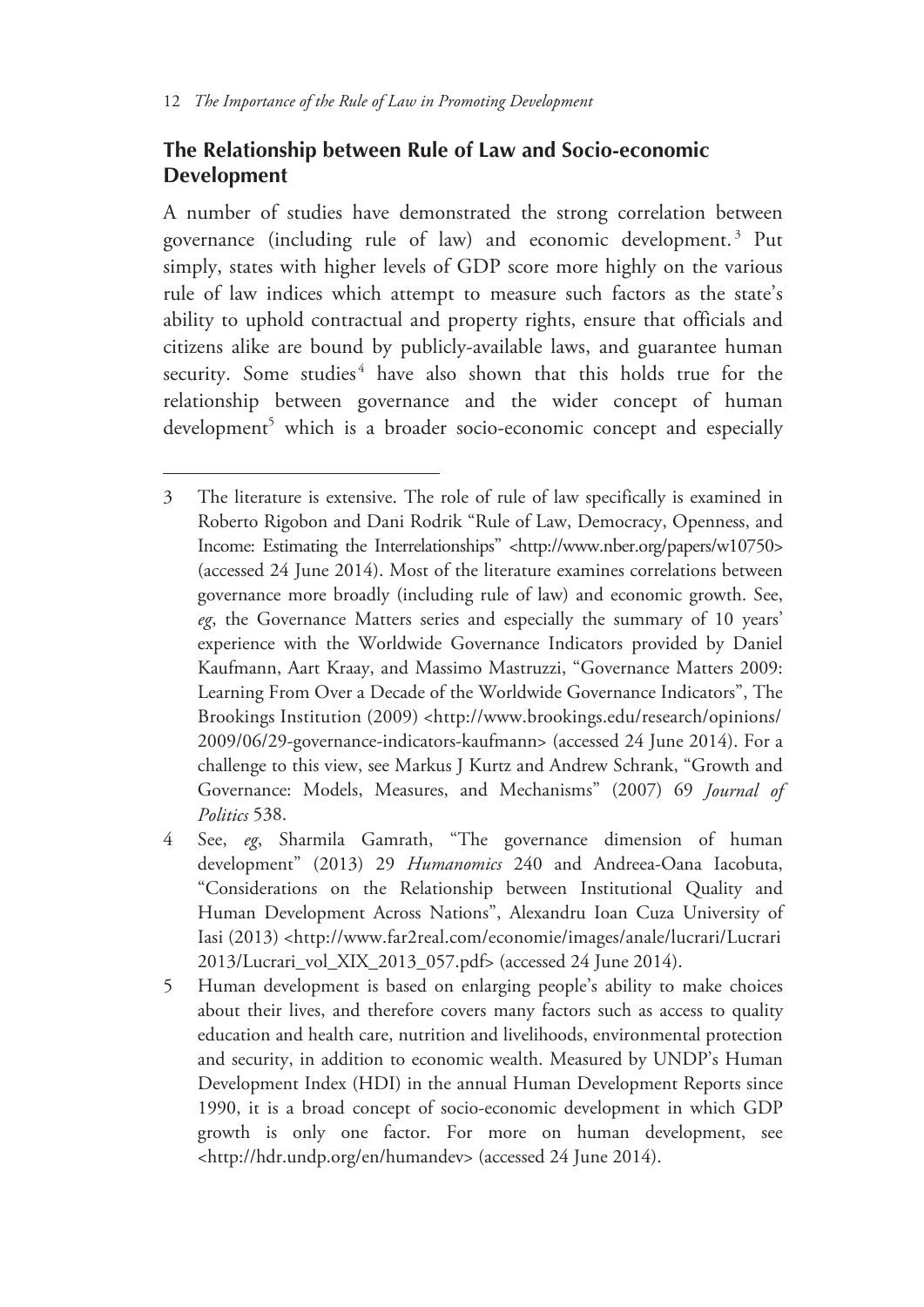## The Relationship between Rule of Law and Socio-economic Development

A number of studies have demonstrated the strong correlation between governance (including rule of law) and economic development.[3] Put simply, states with higher levels of GDP score more highly on the various rule of law indices which attempt to measure such factors as the state's ability to uphold contractual and property rights, ensure that officials and citizens alike are bound by publicly-available laws, and guarantee human security. Some studies[4] have also shown that this holds true for the relationship between governance and the wider concept of human development[5] which is a broader socio-economic concept and especially

---

3 The literature is extensive. The role of rule of law specifically is examined in Roberto Rigobon and Dani Rodrik "Rule of Law, Democracy, Openness, and Income: Estimating the Interrelationships" <http://www.nber.org/papers/w10750> (accessed 24 June 2014). Most of the literature examines correlations between governance more broadly (including rule of law) and economic growth. See, *eg*, the Governance Matters series and especially the summary of 10 years' experience with the Worldwide Governance Indicators provided by Daniel Kaufmann, Aart Kraay, and Massimo Mastruzzi, "Governance Matters 2009: Learning From Over a Decade of the Worldwide Governance Indicators", The Brookings Institution (2009) <http://www.brookings.edu/research/opinions/2009/06/29-governance-indicators-kaufmann> (accessed 24 June 2014). For a challenge to this view, see Markus J Kurtz and Andrew Schrank, "Growth and Governance: Models, Measures, and Mechanisms" (2007) 69 *Journal of Politics* 538.

4 See, *eg*, Sharmila Gamrath, "The governance dimension of human development" (2013) 29 *Humanomics* 240 and Andreea-Oana Iacobuta, "Considerations on the Relationship between Institutional Quality and Human Development Across Nations", Alexandru Ioan Cuza University of Iasi (2013) <http://www.far2real.com/economie/images/anale/lucrari/Lucrari2013/Lucrari_vol_XIX_2013_057.pdf> (accessed 24 June 2014).

5 Human development is based on enlarging people's ability to make choices about their lives, and therefore covers many factors such as access to quality education and health care, nutrition and livelihoods, environmental protection and security, in addition to economic wealth. Measured by UNDP's Human Development Index (HDI) in the annual Human Development Reports since 1990, it is a broad concept of socio-economic development in which GDP growth is only one factor. For more on human development, see <http://hdr.undp.org/en/humandev> (accessed 24 June 2014).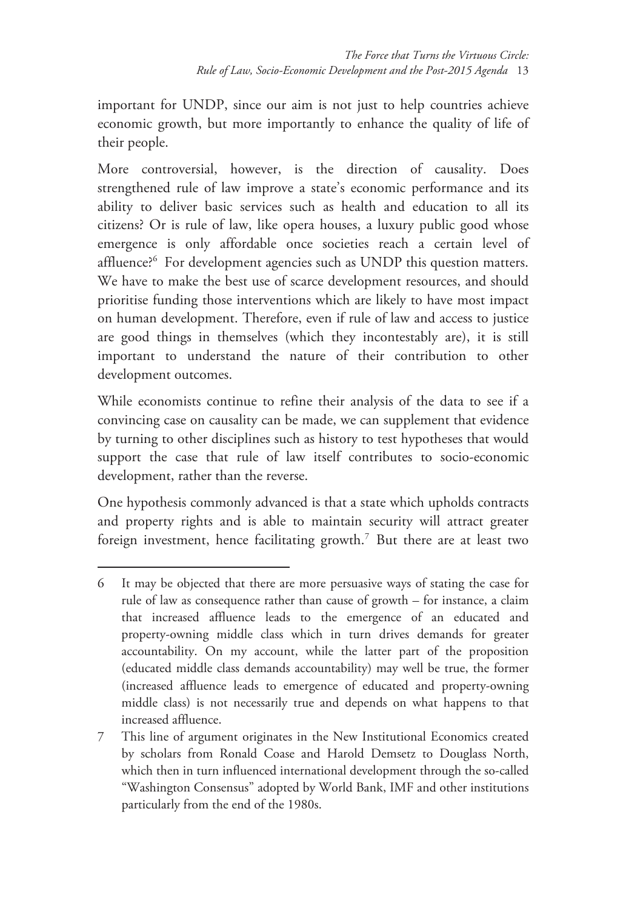important for UNDP, since our aim is not just to help countries achieve economic growth, but more importantly to enhance the quality of life of their people.

More controversial, however, is the direction of causality. Does strengthened rule of law improve a state's economic performance and its ability to deliver basic services such as health and education to all its citizens? Or is rule of law, like opera houses, a luxury public good whose emergence is only affordable once societies reach a certain level of affluence?[6] For development agencies such as UNDP this question matters. We have to make the best use of scarce development resources, and should prioritise funding those interventions which are likely to have most impact on human development. Therefore, even if rule of law and access to justice are good things in themselves (which they incontestably are), it is still important to understand the nature of their contribution to other development outcomes.

While economists continue to refine their analysis of the data to see if a convincing case on causality can be made, we can supplement that evidence by turning to other disciplines such as history to test hypotheses that would support the case that rule of law itself contributes to socio-economic development, rather than the reverse.

One hypothesis commonly advanced is that a state which upholds contracts and property rights and is able to maintain security will attract greater foreign investment, hence facilitating growth.[7] But there are at least two

---

6 It may be objected that there are more persuasive ways of stating the case for rule of law as consequence rather than cause of growth – for instance, a claim that increased affluence leads to the emergence of an educated and property-owning middle class which in turn drives demands for greater accountability. On my account, while the latter part of the proposition (educated middle class demands accountability) may well be true, the former (increased affluence leads to emergence of educated and property-owning middle class) is not necessarily true and depends on what happens to that increased affluence.

7 This line of argument originates in the New Institutional Economics created by scholars from Ronald Coase and Harold Demsetz to Douglass North, which then in turn influenced international development through the so-called "Washington Consensus" adopted by World Bank, IMF and other institutions particularly from the end of the 1980s.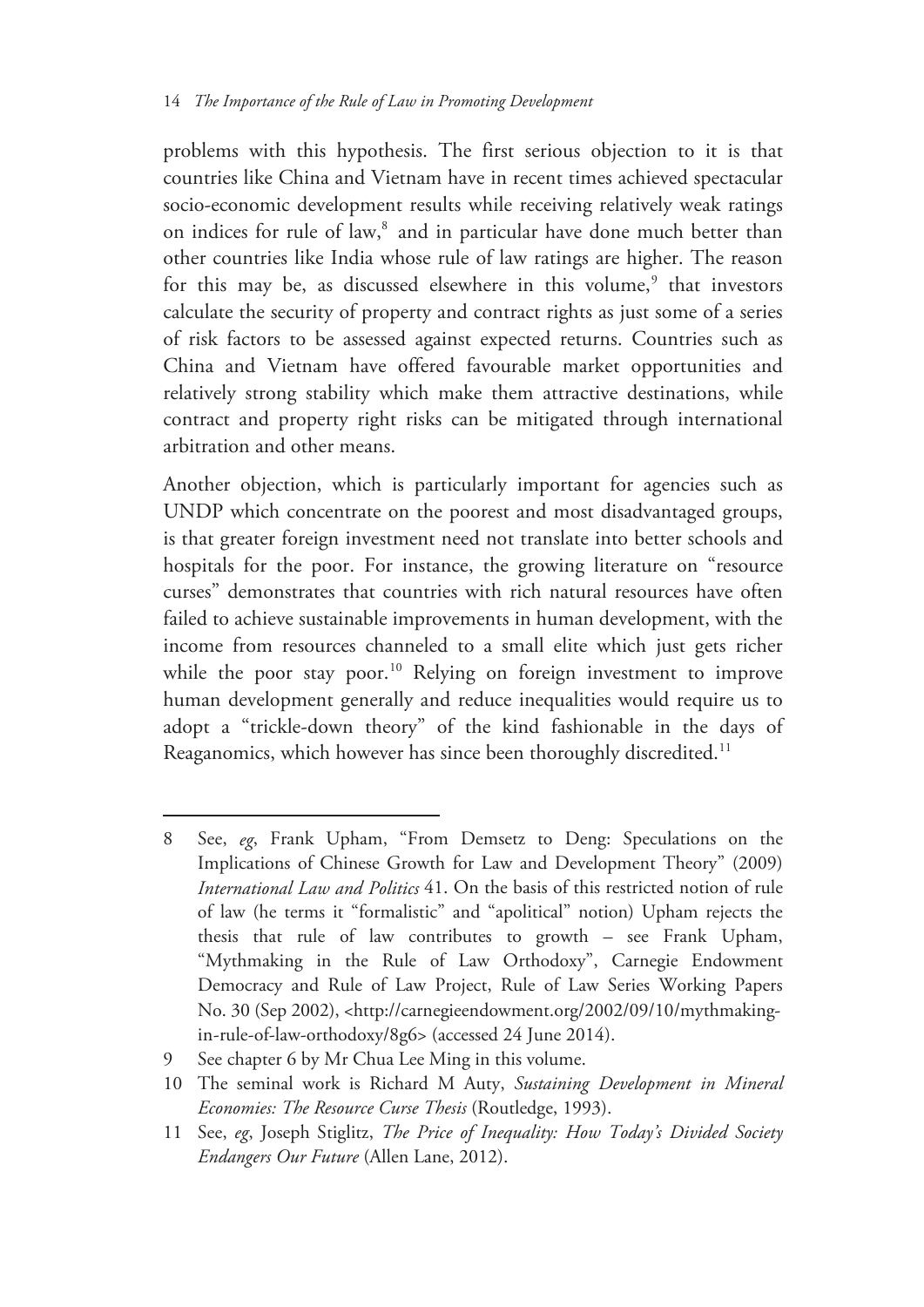problems with this hypothesis. The first serious objection to it is that countries like China and Vietnam have in recent times achieved spectacular socio-economic development results while receiving relatively weak ratings on indices for rule of law,[8] and in particular have done much better than other countries like India whose rule of law ratings are higher. The reason for this may be, as discussed elsewhere in this volume,[9] that investors calculate the security of property and contract rights as just some of a series of risk factors to be assessed against expected returns. Countries such as China and Vietnam have offered favourable market opportunities and relatively strong stability which make them attractive destinations, while contract and property right risks can be mitigated through international arbitration and other means.

Another objection, which is particularly important for agencies such as UNDP which concentrate on the poorest and most disadvantaged groups, is that greater foreign investment need not translate into better schools and hospitals for the poor. For instance, the growing literature on "resource curses" demonstrates that countries with rich natural resources have often failed to achieve sustainable improvements in human development, with the income from resources channeled to a small elite which just gets richer while the poor stay poor.[10] Relying on foreign investment to improve human development generally and reduce inequalities would require us to adopt a "trickle-down theory" of the kind fashionable in the days of Reaganomics, which however has since been thoroughly discredited.[11]

---

8 See, *eg*, Frank Upham, "From Demsetz to Deng: Speculations on the Implications of Chinese Growth for Law and Development Theory" (2009) *International Law and Politics* 41. On the basis of this restricted notion of rule of law (he terms it "formalistic" and "apolitical" notion) Upham rejects the thesis that rule of law contributes to growth – see Frank Upham, "Mythmaking in the Rule of Law Orthodoxy", Carnegie Endowment Democracy and Rule of Law Project, Rule of Law Series Working Papers No. 30 (Sep 2002), <http://carnegieendowment.org/2002/09/10/mythmaking-in-rule-of-law-orthodoxy/8g6> (accessed 24 June 2014).

9 See chapter 6 by Mr Chua Lee Ming in this volume.

10 The seminal work is Richard M Auty, *Sustaining Development in Mineral Economies: The Resource Curse Thesis* (Routledge, 1993).

11 See, *eg*, Joseph Stiglitz, *The Price of Inequality: How Today's Divided Society Endangers Our Future* (Allen Lane, 2012).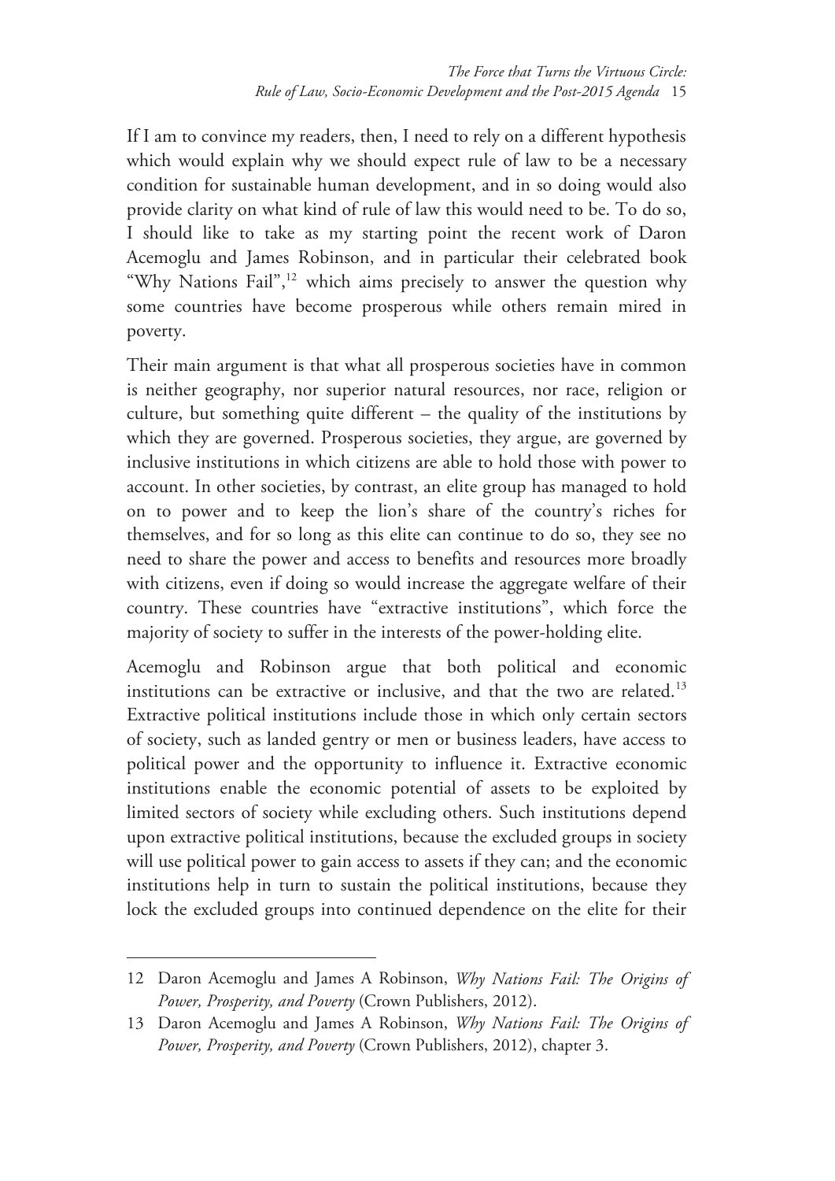If I am to convince my readers, then, I need to rely on a different hypothesis which would explain why we should expect rule of law to be a necessary condition for sustainable human development, and in so doing would also provide clarity on what kind of rule of law this would need to be. To do so, I should like to take as my starting point the recent work of Daron Acemoglu and James Robinson, and in particular their celebrated book "Why Nations Fail",[12] which aims precisely to answer the question why some countries have become prosperous while others remain mired in poverty.

Their main argument is that what all prosperous societies have in common is neither geography, nor superior natural resources, nor race, religion or culture, but something quite different – the quality of the institutions by which they are governed. Prosperous societies, they argue, are governed by inclusive institutions in which citizens are able to hold those with power to account. In other societies, by contrast, an elite group has managed to hold on to power and to keep the lion's share of the country's riches for themselves, and for so long as this elite can continue to do so, they see no need to share the power and access to benefits and resources more broadly with citizens, even if doing so would increase the aggregate welfare of their country. These countries have "extractive institutions", which force the majority of society to suffer in the interests of the power-holding elite.

Acemoglu and Robinson argue that both political and economic institutions can be extractive or inclusive, and that the two are related.[13] Extractive political institutions include those in which only certain sectors of society, such as landed gentry or men or business leaders, have access to political power and the opportunity to influence it. Extractive economic institutions enable the economic potential of assets to be exploited by limited sectors of society while excluding others. Such institutions depend upon extractive political institutions, because the excluded groups in society will use political power to gain access to assets if they can; and the economic institutions help in turn to sustain the political institutions, because they lock the excluded groups into continued dependence on the elite for their

---

12 Daron Acemoglu and James A Robinson, *Why Nations Fail: The Origins of Power, Prosperity, and Poverty* (Crown Publishers, 2012).

13 Daron Acemoglu and James A Robinson, *Why Nations Fail: The Origins of Power, Prosperity, and Poverty* (Crown Publishers, 2012), chapter 3.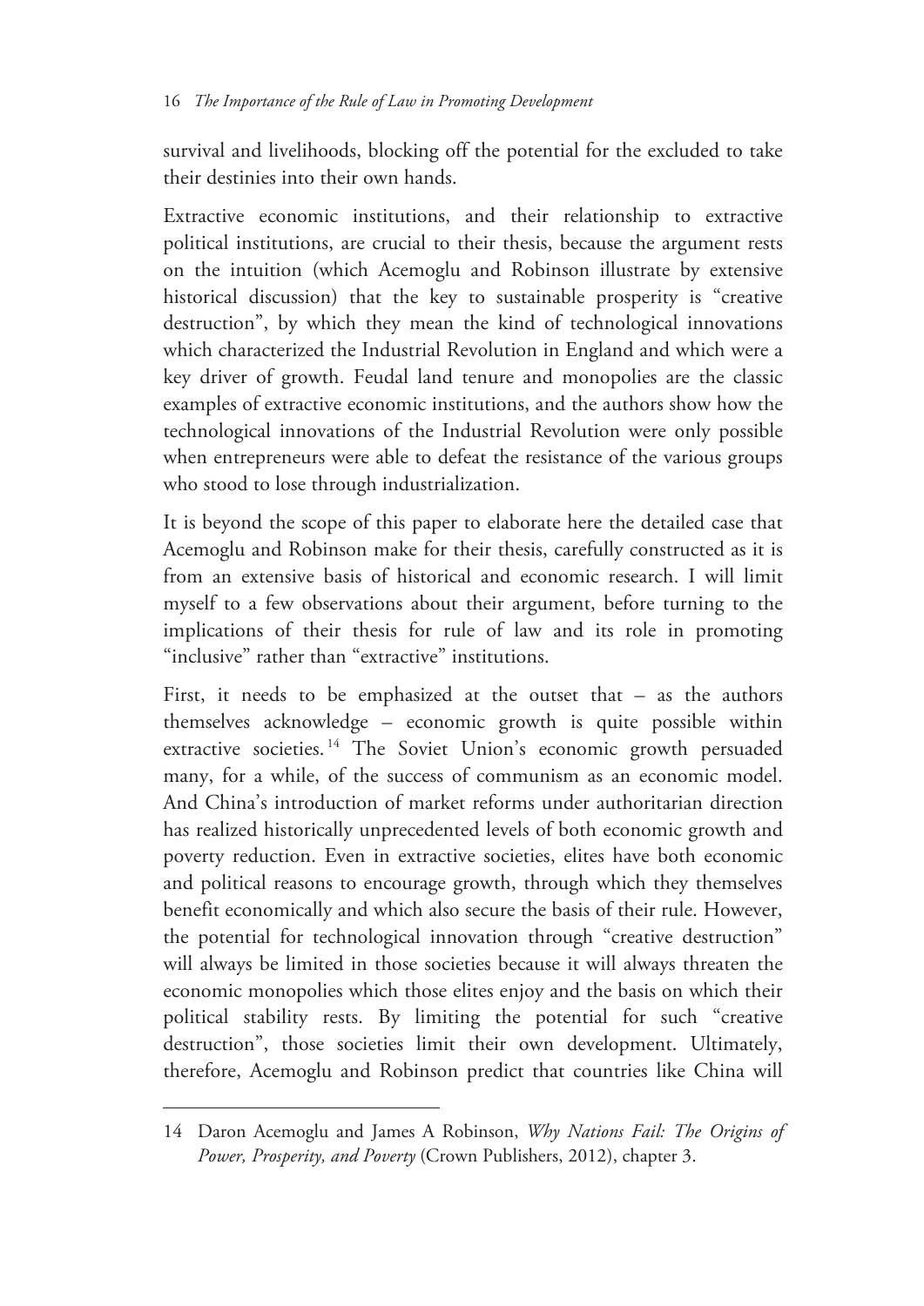survival and livelihoods, blocking off the potential for the excluded to take their destinies into their own hands.

Extractive economic institutions, and their relationship to extractive political institutions, are crucial to their thesis, because the argument rests on the intuition (which Acemoglu and Robinson illustrate by extensive historical discussion) that the key to sustainable prosperity is "creative destruction", by which they mean the kind of technological innovations which characterized the Industrial Revolution in England and which were a key driver of growth. Feudal land tenure and monopolies are the classic examples of extractive economic institutions, and the authors show how the technological innovations of the Industrial Revolution were only possible when entrepreneurs were able to defeat the resistance of the various groups who stood to lose through industrialization.

It is beyond the scope of this paper to elaborate here the detailed case that Acemoglu and Robinson make for their thesis, carefully constructed as it is from an extensive basis of historical and economic research. I will limit myself to a few observations about their argument, before turning to the implications of their thesis for rule of law and its role in promoting "inclusive" rather than "extractive" institutions.

First, it needs to be emphasized at the outset that – as the authors themselves acknowledge – economic growth is quite possible within extractive societies.[14] The Soviet Union's economic growth persuaded many, for a while, of the success of communism as an economic model. And China's introduction of market reforms under authoritarian direction has realized historically unprecedented levels of both economic growth and poverty reduction. Even in extractive societies, elites have both economic and political reasons to encourage growth, through which they themselves benefit economically and which also secure the basis of their rule. However, the potential for technological innovation through "creative destruction" will always be limited in those societies because it will always threaten the economic monopolies which those elites enjoy and the basis on which their political stability rests. By limiting the potential for such "creative destruction", those societies limit their own development. Ultimately, therefore, Acemoglu and Robinson predict that countries like China will

---

14 Daron Acemoglu and James A Robinson, *Why Nations Fail: The Origins of Power, Prosperity, and Poverty* (Crown Publishers, 2012), chapter 3.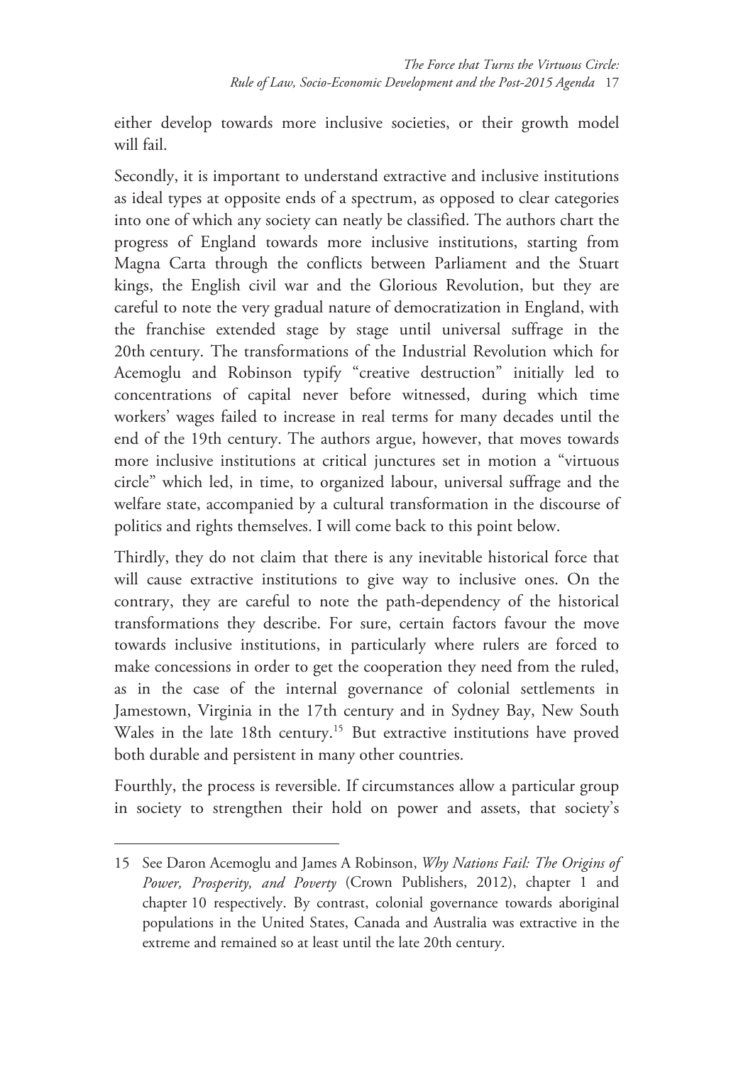either develop towards more inclusive societies, or their growth model will fail.

Secondly, it is important to understand extractive and inclusive institutions as ideal types at opposite ends of a spectrum, as opposed to clear categories into one of which any society can neatly be classified. The authors chart the progress of England towards more inclusive institutions, starting from Magna Carta through the conflicts between Parliament and the Stuart kings, the English civil war and the Glorious Revolution, but they are careful to note the very gradual nature of democratization in England, with the franchise extended stage by stage until universal suffrage in the 20th century. The transformations of the Industrial Revolution which for Acemoglu and Robinson typify "creative destruction" initially led to concentrations of capital never before witnessed, during which time workers' wages failed to increase in real terms for many decades until the end of the 19th century. The authors argue, however, that moves towards more inclusive institutions at critical junctures set in motion a "virtuous circle" which led, in time, to organized labour, universal suffrage and the welfare state, accompanied by a cultural transformation in the discourse of politics and rights themselves. I will come back to this point below.

Thirdly, they do not claim that there is any inevitable historical force that will cause extractive institutions to give way to inclusive ones. On the contrary, they are careful to note the path-dependency of the historical transformations they describe. For sure, certain factors favour the move towards inclusive institutions, in particularly where rulers are forced to make concessions in order to get the cooperation they need from the ruled, as in the case of the internal governance of colonial settlements in Jamestown, Virginia in the 17th century and in Sydney Bay, New South Wales in the late 18th century.[15] But extractive institutions have proved both durable and persistent in many other countries.

Fourthly, the process is reversible. If circumstances allow a particular group in society to strengthen their hold on power and assets, that society's

---

15 See Daron Acemoglu and James A Robinson, *Why Nations Fail: The Origins of Power, Prosperity, and Poverty* (Crown Publishers, 2012), chapter 1 and chapter 10 respectively. By contrast, colonial governance towards aboriginal populations in the United States, Canada and Australia was extractive in the extreme and remained so at least until the late 20th century.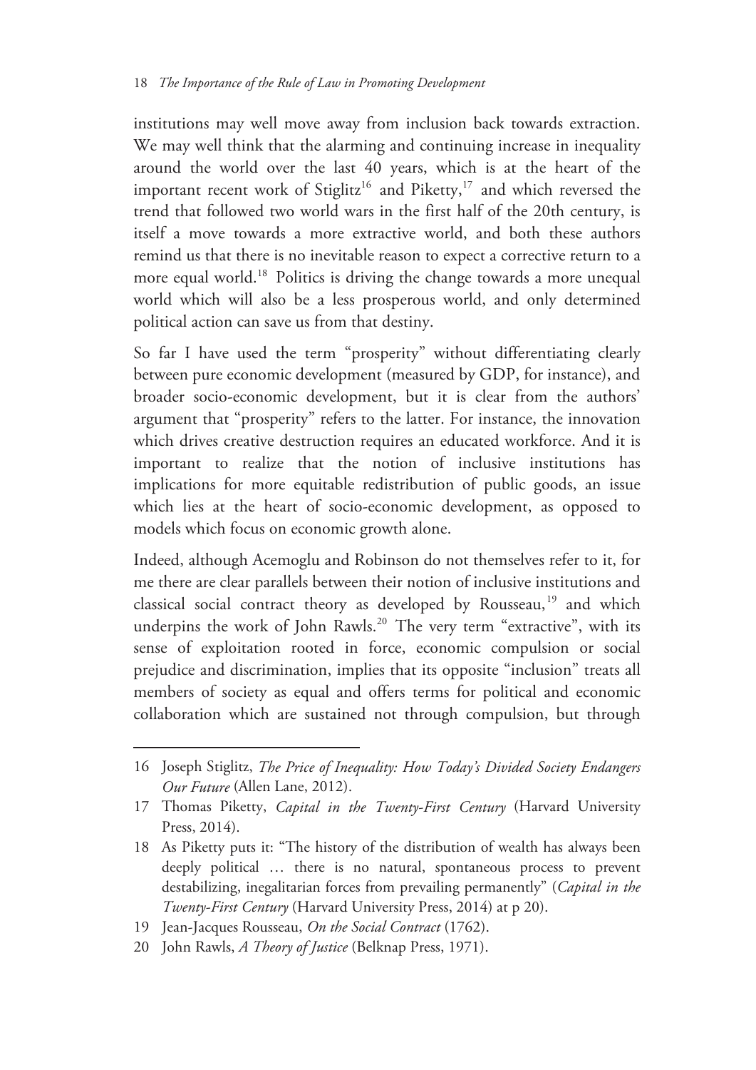institutions may well move away from inclusion back towards extraction. We may well think that the alarming and continuing increase in inequality around the world over the last 40 years, which is at the heart of the important recent work of Stiglitz[16] and Piketty,[17] and which reversed the trend that followed two world wars in the first half of the 20th century, is itself a move towards a more extractive world, and both these authors remind us that there is no inevitable reason to expect a corrective return to a more equal world.[18] Politics is driving the change towards a more unequal world which will also be a less prosperous world, and only determined political action can save us from that destiny.

So far I have used the term "prosperity" without differentiating clearly between pure economic development (measured by GDP, for instance), and broader socio-economic development, but it is clear from the authors' argument that "prosperity" refers to the latter. For instance, the innovation which drives creative destruction requires an educated workforce. And it is important to realize that the notion of inclusive institutions has implications for more equitable redistribution of public goods, an issue which lies at the heart of socio-economic development, as opposed to models which focus on economic growth alone.

Indeed, although Acemoglu and Robinson do not themselves refer to it, for me there are clear parallels between their notion of inclusive institutions and classical social contract theory as developed by Rousseau,[19] and which underpins the work of John Rawls.[20] The very term "extractive", with its sense of exploitation rooted in force, economic compulsion or social prejudice and discrimination, implies that its opposite "inclusion" treats all members of society as equal and offers terms for political and economic collaboration which are sustained not through compulsion, but through

---

16 Joseph Stiglitz, *The Price of Inequality: How Today's Divided Society Endangers Our Future* (Allen Lane, 2012).

17 Thomas Piketty, *Capital in the Twenty-First Century* (Harvard University Press, 2014).

18 As Piketty puts it: "The history of the distribution of wealth has always been deeply political … there is no natural, spontaneous process to prevent destabilizing, inegalitarian forces from prevailing permanently" (*Capital in the Twenty-First Century* (Harvard University Press, 2014) at p 20).

19 Jean-Jacques Rousseau, *On the Social Contract* (1762).

20 John Rawls, *A Theory of Justice* (Belknap Press, 1971).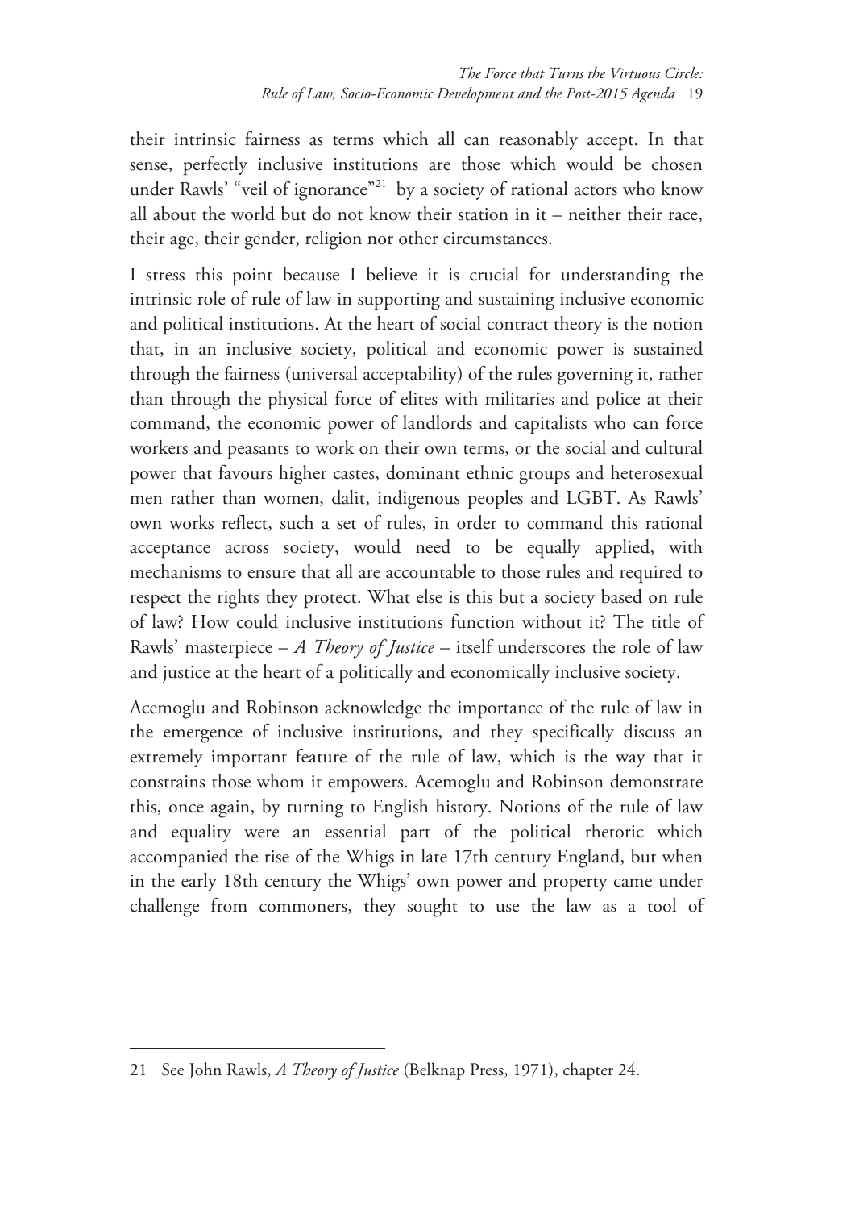their intrinsic fairness as terms which all can reasonably accept. In that sense, perfectly inclusive institutions are those which would be chosen under Rawls' "veil of ignorance"[21] by a society of rational actors who know all about the world but do not know their station in it – neither their race, their age, their gender, religion nor other circumstances.

I stress this point because I believe it is crucial for understanding the intrinsic role of rule of law in supporting and sustaining inclusive economic and political institutions. At the heart of social contract theory is the notion that, in an inclusive society, political and economic power is sustained through the fairness (universal acceptability) of the rules governing it, rather than through the physical force of elites with militaries and police at their command, the economic power of landlords and capitalists who can force workers and peasants to work on their own terms, or the social and cultural power that favours higher castes, dominant ethnic groups and heterosexual men rather than women, dalit, indigenous peoples and LGBT. As Rawls' own works reflect, such a set of rules, in order to command this rational acceptance across society, would need to be equally applied, with mechanisms to ensure that all are accountable to those rules and required to respect the rights they protect. What else is this but a society based on rule of law? How could inclusive institutions function without it? The title of Rawls' masterpiece – *A Theory of Justice* – itself underscores the role of law and justice at the heart of a politically and economically inclusive society.

Acemoglu and Robinson acknowledge the importance of the rule of law in the emergence of inclusive institutions, and they specifically discuss an extremely important feature of the rule of law, which is the way that it constrains those whom it empowers. Acemoglu and Robinson demonstrate this, once again, by turning to English history. Notions of the rule of law and equality were an essential part of the political rhetoric which accompanied the rise of the Whigs in late 17th century England, but when in the early 18th century the Whigs' own power and property came under challenge from commoners, they sought to use the law as a tool of

---

21 See John Rawls, *A Theory of Justice* (Belknap Press, 1971), chapter 24.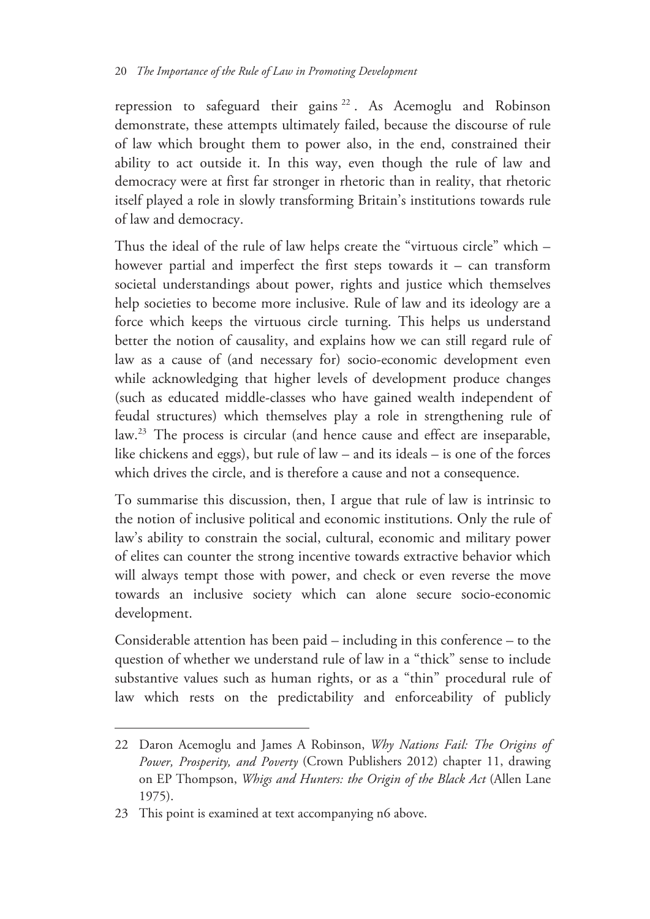repression to safeguard their gains [22]. As Acemoglu and Robinson demonstrate, these attempts ultimately failed, because the discourse of rule of law which brought them to power also, in the end, constrained their ability to act outside it. In this way, even though the rule of law and democracy were at first far stronger in rhetoric than in reality, that rhetoric itself played a role in slowly transforming Britain's institutions towards rule of law and democracy.

Thus the ideal of the rule of law helps create the "virtuous circle" which – however partial and imperfect the first steps towards it – can transform societal understandings about power, rights and justice which themselves help societies to become more inclusive. Rule of law and its ideology are a force which keeps the virtuous circle turning. This helps us understand better the notion of causality, and explains how we can still regard rule of law as a cause of (and necessary for) socio-economic development even while acknowledging that higher levels of development produce changes (such as educated middle-classes who have gained wealth independent of feudal structures) which themselves play a role in strengthening rule of law.[23] The process is circular (and hence cause and effect are inseparable, like chickens and eggs), but rule of law – and its ideals – is one of the forces which drives the circle, and is therefore a cause and not a consequence.

To summarise this discussion, then, I argue that rule of law is intrinsic to the notion of inclusive political and economic institutions. Only the rule of law's ability to constrain the social, cultural, economic and military power of elites can counter the strong incentive towards extractive behavior which will always tempt those with power, and check or even reverse the move towards an inclusive society which can alone secure socio-economic development.

Considerable attention has been paid – including in this conference – to the question of whether we understand rule of law in a "thick" sense to include substantive values such as human rights, or as a "thin" procedural rule of law which rests on the predictability and enforceability of publicly

---

22 Daron Acemoglu and James A Robinson, *Why Nations Fail: The Origins of Power, Prosperity, and Poverty* (Crown Publishers 2012) chapter 11, drawing on EP Thompson, *Whigs and Hunters: the Origin of the Black Act* (Allen Lane 1975).

23 This point is examined at text accompanying n6 above.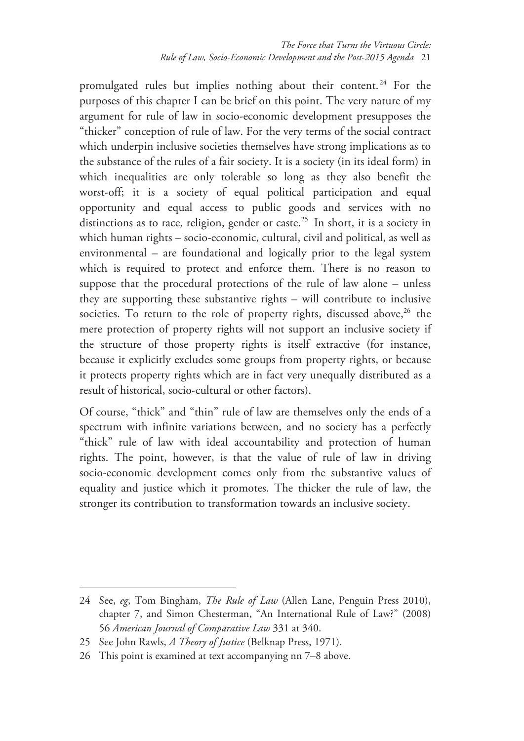promulgated rules but implies nothing about their content.[24] For the purposes of this chapter I can be brief on this point. The very nature of my argument for rule of law in socio-economic development presupposes the "thicker" conception of rule of law. For the very terms of the social contract which underpin inclusive societies themselves have strong implications as to the substance of the rules of a fair society. It is a society (in its ideal form) in which inequalities are only tolerable so long as they also benefit the worst-off; it is a society of equal political participation and equal opportunity and equal access to public goods and services with no distinctions as to race, religion, gender or caste.[25] In short, it is a society in which human rights – socio-economic, cultural, civil and political, as well as environmental – are foundational and logically prior to the legal system which is required to protect and enforce them. There is no reason to suppose that the procedural protections of the rule of law alone – unless they are supporting these substantive rights – will contribute to inclusive societies. To return to the role of property rights, discussed above,[26] the mere protection of property rights will not support an inclusive society if the structure of those property rights is itself extractive (for instance, because it explicitly excludes some groups from property rights, or because it protects property rights which are in fact very unequally distributed as a result of historical, socio-cultural or other factors).

Of course, "thick" and "thin" rule of law are themselves only the ends of a spectrum with infinite variations between, and no society has a perfectly "thick" rule of law with ideal accountability and protection of human rights. The point, however, is that the value of rule of law in driving socio-economic development comes only from the substantive values of equality and justice which it promotes. The thicker the rule of law, the stronger its contribution to transformation towards an inclusive society.

---

24 See, *eg*, Tom Bingham, *The Rule of Law* (Allen Lane, Penguin Press 2010), chapter 7, and Simon Chesterman, "An International Rule of Law?" (2008) 56 *American Journal of Comparative Law* 331 at 340.

25 See John Rawls, *A Theory of Justice* (Belknap Press, 1971).

26 This point is examined at text accompanying nn 7–8 above.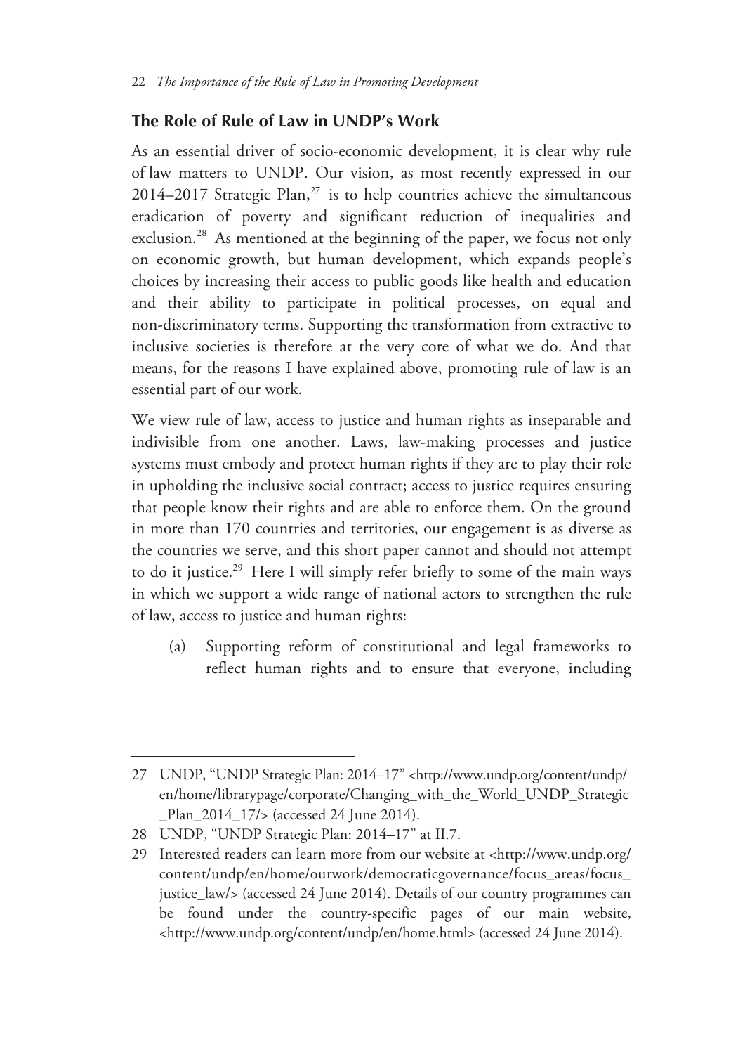## The Role of Rule of Law in UNDP's Work

As an essential driver of socio-economic development, it is clear why rule of law matters to UNDP. Our vision, as most recently expressed in our 2014–2017 Strategic Plan,[27] is to help countries achieve the simultaneous eradication of poverty and significant reduction of inequalities and exclusion.[28] As mentioned at the beginning of the paper, we focus not only on economic growth, but human development, which expands people's choices by increasing their access to public goods like health and education and their ability to participate in political processes, on equal and non-discriminatory terms. Supporting the transformation from extractive to inclusive societies is therefore at the very core of what we do. And that means, for the reasons I have explained above, promoting rule of law is an essential part of our work.

We view rule of law, access to justice and human rights as inseparable and indivisible from one another. Laws, law-making processes and justice systems must embody and protect human rights if they are to play their role in upholding the inclusive social contract; access to justice requires ensuring that people know their rights and are able to enforce them. On the ground in more than 170 countries and territories, our engagement is as diverse as the countries we serve, and this short paper cannot and should not attempt to do it justice.[29] Here I will simply refer briefly to some of the main ways in which we support a wide range of national actors to strengthen the rule of law, access to justice and human rights:

(a) Supporting reform of constitutional and legal frameworks to reflect human rights and to ensure that everyone, including

---

27 UNDP, "UNDP Strategic Plan: 2014–17" <http://www.undp.org/content/undp/en/home/librarypage/corporate/Changing_with_the_World_UNDP_Strategic_Plan_2014_17/> (accessed 24 June 2014).

28 UNDP, "UNDP Strategic Plan: 2014–17" at II.7.

29 Interested readers can learn more from our website at <http://www.undp.org/content/undp/en/home/ourwork/democraticgovernance/focus_areas/focus_justice_law/> (accessed 24 June 2014). Details of our country programmes can be found under the country-specific pages of our main website, <http://www.undp.org/content/undp/en/home.html> (accessed 24 June 2014).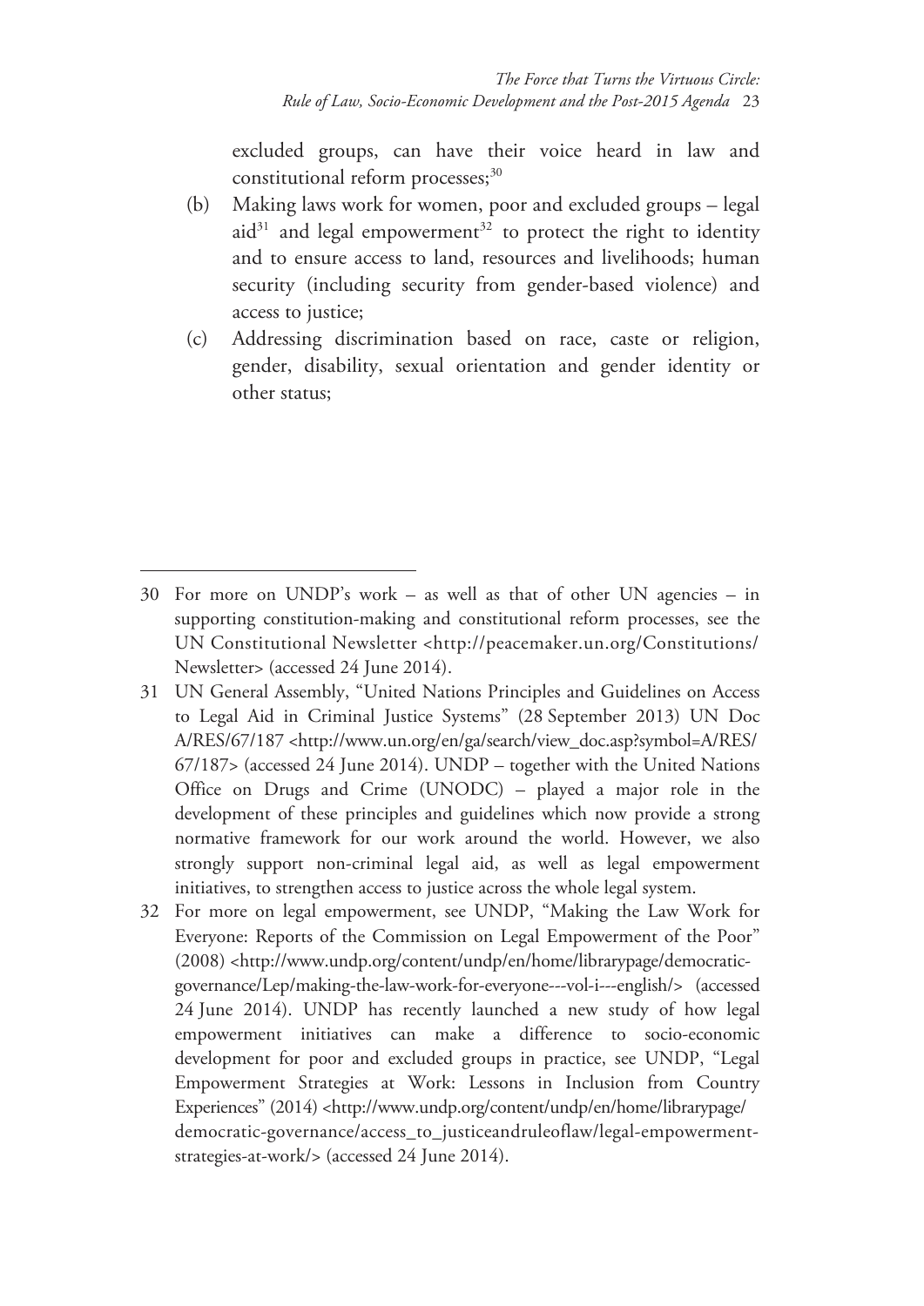excluded groups, can have their voice heard in law and constitutional reform processes;[30]

(b) Making laws work for women, poor and excluded groups – legal aid[31] and legal empowerment[32] to protect the right to identity and to ensure access to land, resources and livelihoods; human security (including security from gender-based violence) and access to justice;

(c) Addressing discrimination based on race, caste or religion, gender, disability, sexual orientation and gender identity or other status;

---

30 For more on UNDP's work – as well as that of other UN agencies – in supporting constitution-making and constitutional reform processes, see the UN Constitutional Newsletter <http://peacemaker.un.org/Constitutions/Newsletter> (accessed 24 June 2014).

31 UN General Assembly, "United Nations Principles and Guidelines on Access to Legal Aid in Criminal Justice Systems" (28 September 2013) UN Doc A/RES/67/187 <http://www.un.org/en/ga/search/view_doc.asp?symbol=A/RES/67/187> (accessed 24 June 2014). UNDP – together with the United Nations Office on Drugs and Crime (UNODC) – played a major role in the development of these principles and guidelines which now provide a strong normative framework for our work around the world. However, we also strongly support non-criminal legal aid, as well as legal empowerment initiatives, to strengthen access to justice across the whole legal system.

32 For more on legal empowerment, see UNDP, "Making the Law Work for Everyone: Reports of the Commission on Legal Empowerment of the Poor" (2008) <http://www.undp.org/content/undp/en/home/librarypage/democratic-governance/Lep/making-the-law-work-for-everyone---vol-i---english/> (accessed 24 June 2014). UNDP has recently launched a new study of how legal empowerment initiatives can make a difference to socio-economic development for poor and excluded groups in practice, see UNDP, "Legal Empowerment Strategies at Work: Lessons in Inclusion from Country Experiences" (2014) <http://www.undp.org/content/undp/en/home/librarypage/democratic-governance/access_to_justiceandruleoflaw/legal-empowerment-strategies-at-work/> (accessed 24 June 2014).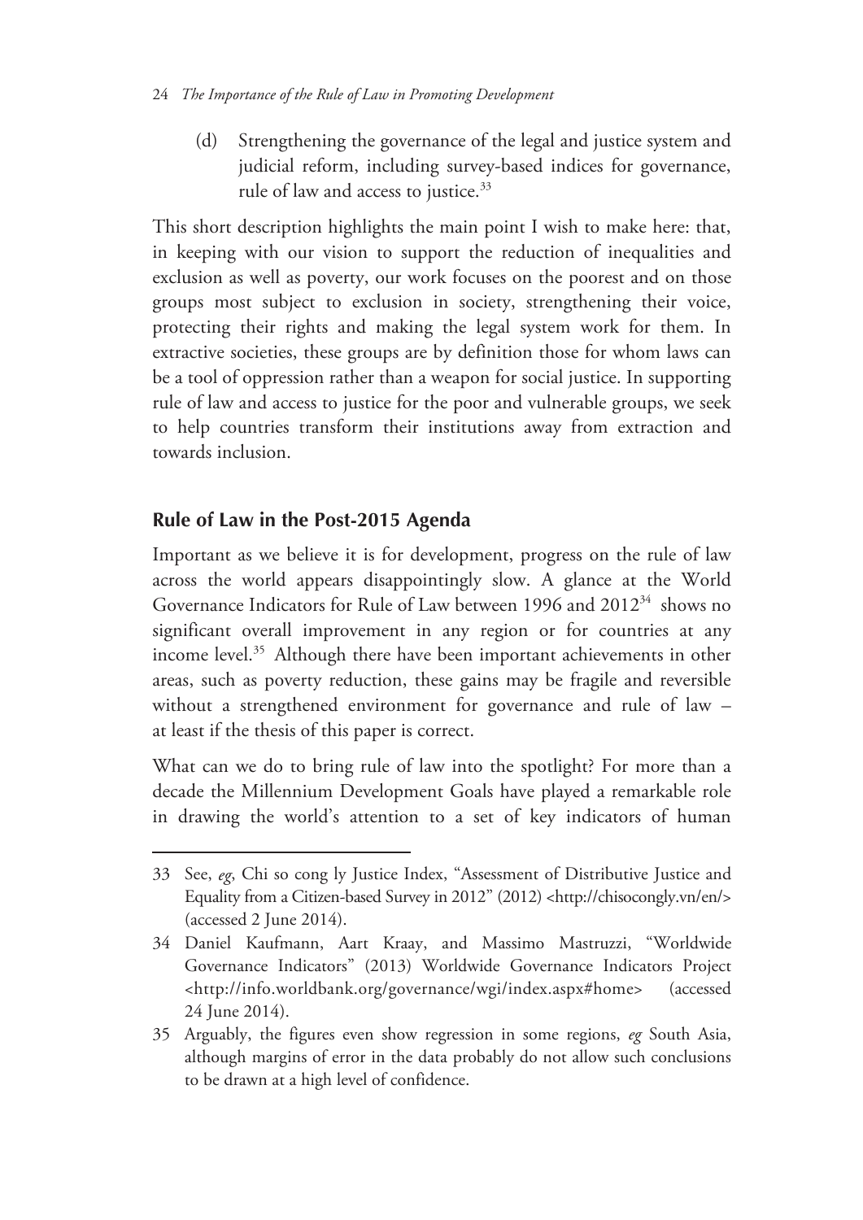(d) Strengthening the governance of the legal and justice system and judicial reform, including survey-based indices for governance, rule of law and access to justice.[33]

This short description highlights the main point I wish to make here: that, in keeping with our vision to support the reduction of inequalities and exclusion as well as poverty, our work focuses on the poorest and on those groups most subject to exclusion in society, strengthening their voice, protecting their rights and making the legal system work for them. In extractive societies, these groups are by definition those for whom laws can be a tool of oppression rather than a weapon for social justice. In supporting rule of law and access to justice for the poor and vulnerable groups, we seek to help countries transform their institutions away from extraction and towards inclusion.

## Rule of Law in the Post-2015 Agenda

Important as we believe it is for development, progress on the rule of law across the world appears disappointingly slow. A glance at the World Governance Indicators for Rule of Law between 1996 and 2012[34] shows no significant overall improvement in any region or for countries at any income level.[35] Although there have been important achievements in other areas, such as poverty reduction, these gains may be fragile and reversible without a strengthened environment for governance and rule of law – at least if the thesis of this paper is correct.

What can we do to bring rule of law into the spotlight? For more than a decade the Millennium Development Goals have played a remarkable role in drawing the world's attention to a set of key indicators of human

---

33 See, *eg*, Chi so cong ly Justice Index, "Assessment of Distributive Justice and Equality from a Citizen-based Survey in 2012" (2012) <http://chisocongly.vn/en/> (accessed 2 June 2014).

34 Daniel Kaufmann, Aart Kraay, and Massimo Mastruzzi, "Worldwide Governance Indicators" (2013) Worldwide Governance Indicators Project <http://info.worldbank.org/governance/wgi/index.aspx#home> (accessed 24 June 2014).

35 Arguably, the figures even show regression in some regions, *eg* South Asia, although margins of error in the data probably do not allow such conclusions to be drawn at a high level of confidence.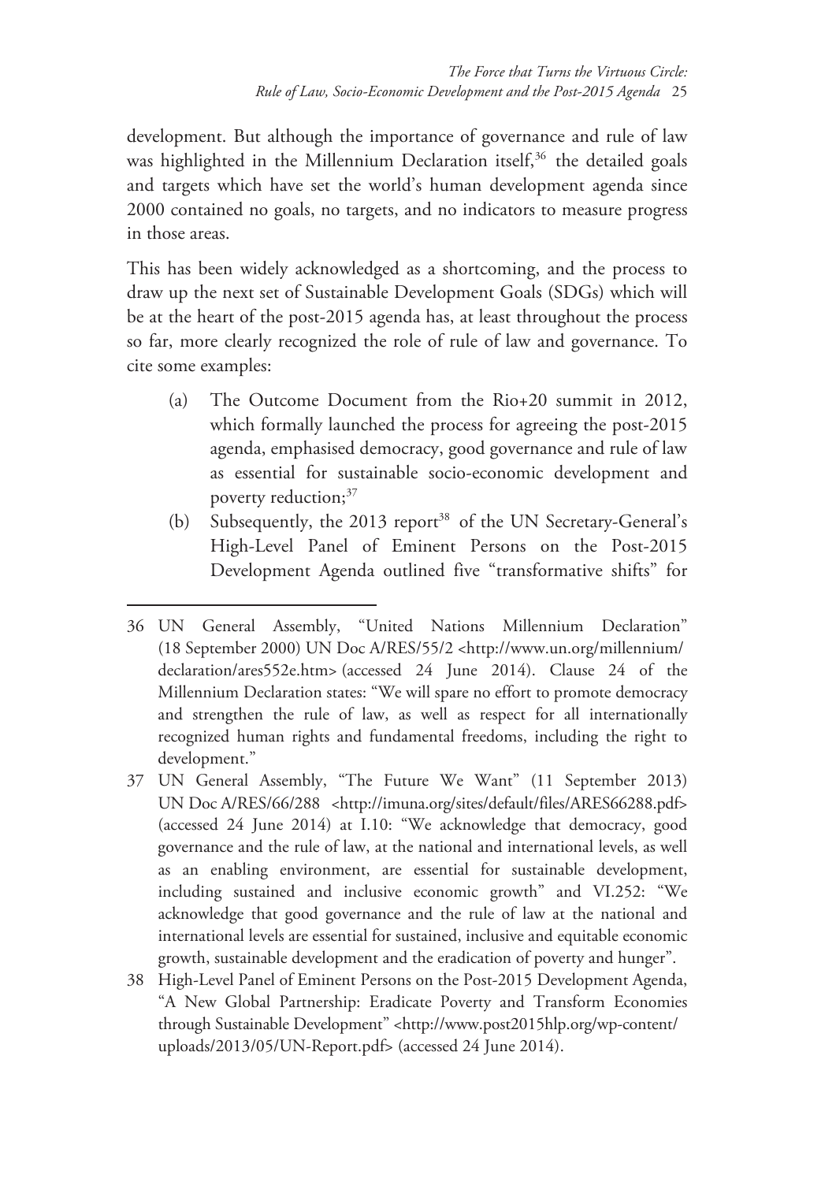development. But although the importance of governance and rule of law was highlighted in the Millennium Declaration itself,[36] the detailed goals and targets which have set the world's human development agenda since 2000 contained no goals, no targets, and no indicators to measure progress in those areas.

This has been widely acknowledged as a shortcoming, and the process to draw up the next set of Sustainable Development Goals (SDGs) which will be at the heart of the post-2015 agenda has, at least throughout the process so far, more clearly recognized the role of rule of law and governance. To cite some examples:

(a) The Outcome Document from the Rio+20 summit in 2012, which formally launched the process for agreeing the post-2015 agenda, emphasised democracy, good governance and rule of law as essential for sustainable socio-economic development and poverty reduction;[37]

(b) Subsequently, the 2013 report[38] of the UN Secretary-General's High-Level Panel of Eminent Persons on the Post-2015 Development Agenda outlined five "transformative shifts" for

---

36 UN General Assembly, "United Nations Millennium Declaration" (18 September 2000) UN Doc A/RES/55/2 <http://www.un.org/millennium/declaration/ares552e.htm> (accessed 24 June 2014). Clause 24 of the Millennium Declaration states: "We will spare no effort to promote democracy and strengthen the rule of law, as well as respect for all internationally recognized human rights and fundamental freedoms, including the right to development."

37 UN General Assembly, "The Future We Want" (11 September 2013) UN Doc A/RES/66/288 <http://imuna.org/sites/default/files/ARES66288.pdf> (accessed 24 June 2014) at I.10: "We acknowledge that democracy, good governance and the rule of law, at the national and international levels, as well as an enabling environment, are essential for sustainable development, including sustained and inclusive economic growth" and VI.252: "We acknowledge that good governance and the rule of law at the national and international levels are essential for sustained, inclusive and equitable economic growth, sustainable development and the eradication of poverty and hunger".

38 High-Level Panel of Eminent Persons on the Post-2015 Development Agenda, "A New Global Partnership: Eradicate Poverty and Transform Economies through Sustainable Development" <http://www.post2015hlp.org/wp-content/uploads/2013/05/UN-Report.pdf> (accessed 24 June 2014).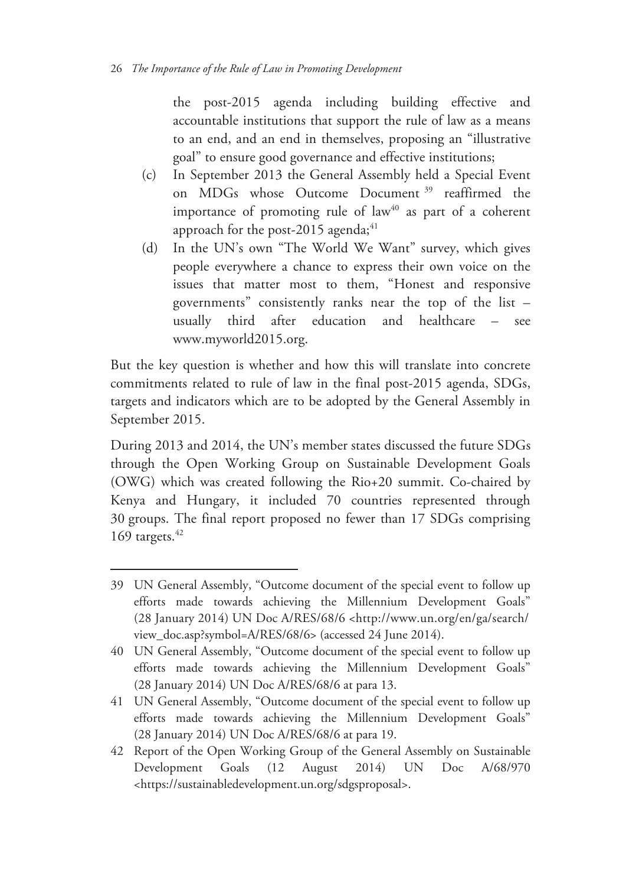the post-2015 agenda including building effective and accountable institutions that support the rule of law as a means to an end, and an end in themselves, proposing an "illustrative goal" to ensure good governance and effective institutions;

(c) In September 2013 the General Assembly held a Special Event on MDGs whose Outcome Document[39] reaffirmed the importance of promoting rule of law[40] as part of a coherent approach for the post-2015 agenda;[41]

(d) In the UN's own "The World We Want" survey, which gives people everywhere a chance to express their own voice on the issues that matter most to them, "Honest and responsive governments" consistently ranks near the top of the list – usually third after education and healthcare – see www.myworld2015.org.

But the key question is whether and how this will translate into concrete commitments related to rule of law in the final post-2015 agenda, SDGs, targets and indicators which are to be adopted by the General Assembly in September 2015.

During 2013 and 2014, the UN's member states discussed the future SDGs through the Open Working Group on Sustainable Development Goals (OWG) which was created following the Rio+20 summit. Co-chaired by Kenya and Hungary, it included 70 countries represented through 30 groups. The final report proposed no fewer than 17 SDGs comprising 169 targets.[42]

---

39 UN General Assembly, "Outcome document of the special event to follow up efforts made towards achieving the Millennium Development Goals" (28 January 2014) UN Doc A/RES/68/6 <http://www.un.org/en/ga/search/view_doc.asp?symbol=A/RES/68/6> (accessed 24 June 2014).

40 UN General Assembly, "Outcome document of the special event to follow up efforts made towards achieving the Millennium Development Goals" (28 January 2014) UN Doc A/RES/68/6 at para 13.

41 UN General Assembly, "Outcome document of the special event to follow up efforts made towards achieving the Millennium Development Goals" (28 January 2014) UN Doc A/RES/68/6 at para 19.

42 Report of the Open Working Group of the General Assembly on Sustainable Development Goals (12 August 2014) UN Doc A/68/970 <https://sustainabledevelopment.un.org/sdgsproposal>.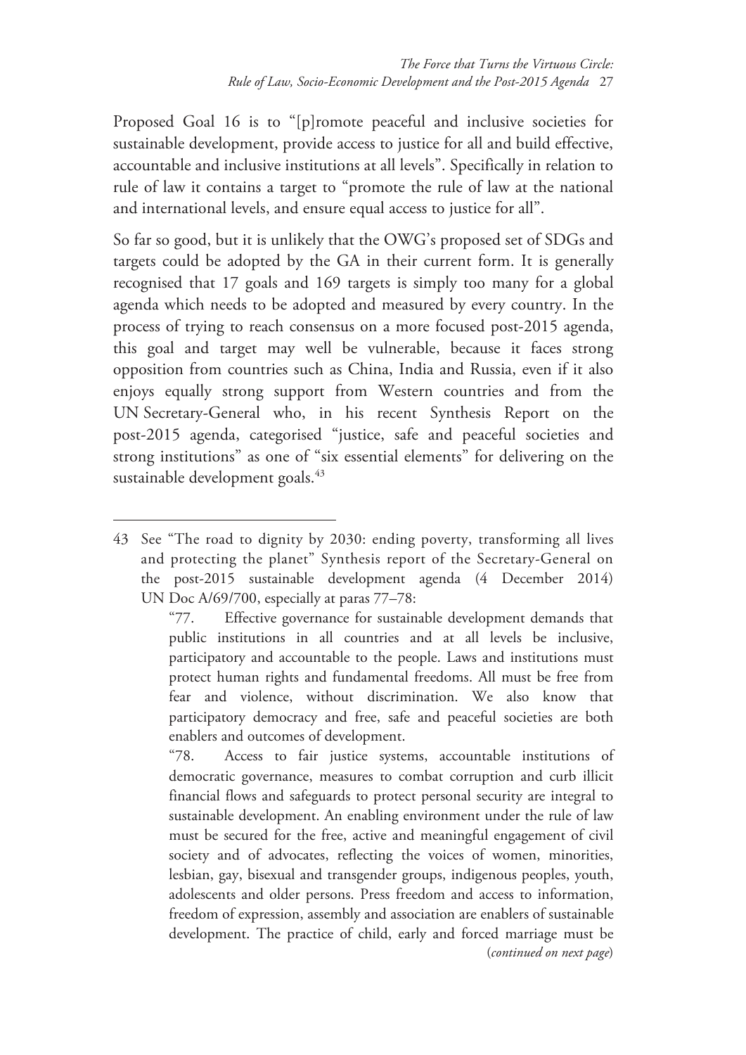Proposed Goal 16 is to "[p]romote peaceful and inclusive societies for sustainable development, provide access to justice for all and build effective, accountable and inclusive institutions at all levels". Specifically in relation to rule of law it contains a target to "promote the rule of law at the national and international levels, and ensure equal access to justice for all".

So far so good, but it is unlikely that the OWG's proposed set of SDGs and targets could be adopted by the GA in their current form. It is generally recognised that 17 goals and 169 targets is simply too many for a global agenda which needs to be adopted and measured by every country. In the process of trying to reach consensus on a more focused post-2015 agenda, this goal and target may well be vulnerable, because it faces strong opposition from countries such as China, India and Russia, even if it also enjoys equally strong support from Western countries and from the UN Secretary-General who, in his recent Synthesis Report on the post-2015 agenda, categorised "justice, safe and peaceful societies and strong institutions" as one of "six essential elements" for delivering on the sustainable development goals.[43]

---

43 See "The road to dignity by 2030: ending poverty, transforming all lives and protecting the planet" Synthesis report of the Secretary-General on the post-2015 sustainable development agenda (4 December 2014) UN Doc A/69/700, especially at paras 77–78:

"77. Effective governance for sustainable development demands that public institutions in all countries and at all levels be inclusive, participatory and accountable to the people. Laws and institutions must protect human rights and fundamental freedoms. All must be free from fear and violence, without discrimination. We also know that participatory democracy and free, safe and peaceful societies are both enablers and outcomes of development.

"78. Access to fair justice systems, accountable institutions of democratic governance, measures to combat corruption and curb illicit financial flows and safeguards to protect personal security are integral to sustainable development. An enabling environment under the rule of law must be secured for the free, active and meaningful engagement of civil society and of advocates, reflecting the voices of women, minorities, lesbian, gay, bisexual and transgender groups, indigenous peoples, youth, adolescents and older persons. Press freedom and access to information, freedom of expression, assembly and association are enablers of sustainable development. The practice of child, early and forced marriage must be

(*continued on next page*)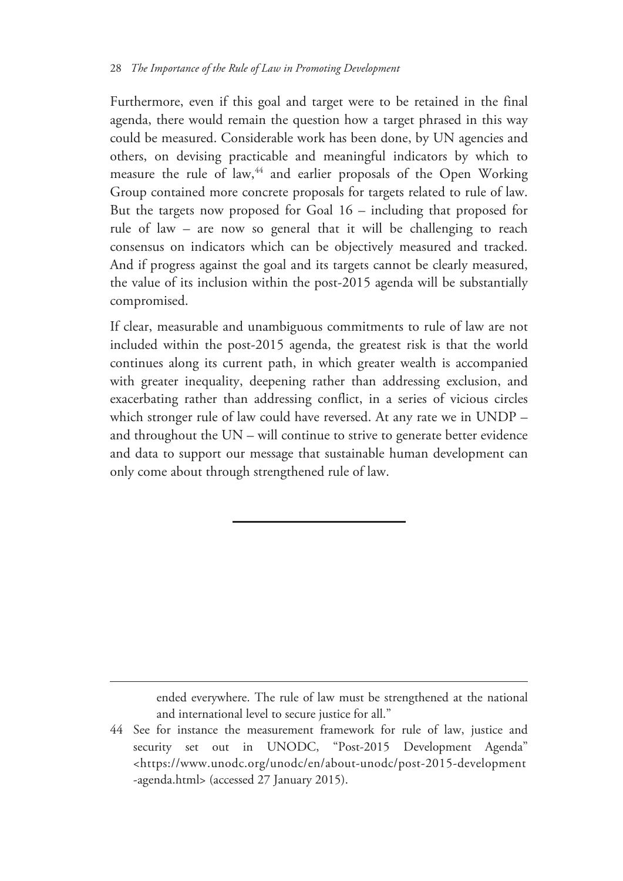Furthermore, even if this goal and target were to be retained in the final agenda, there would remain the question how a target phrased in this way could be measured. Considerable work has been done, by UN agencies and others, on devising practicable and meaningful indicators by which to measure the rule of law,[44] and earlier proposals of the Open Working Group contained more concrete proposals for targets related to rule of law. But the targets now proposed for Goal 16 – including that proposed for rule of law – are now so general that it will be challenging to reach consensus on indicators which can be objectively measured and tracked. And if progress against the goal and its targets cannot be clearly measured, the value of its inclusion within the post-2015 agenda will be substantially compromised.

If clear, measurable and unambiguous commitments to rule of law are not included within the post-2015 agenda, the greatest risk is that the world continues along its current path, in which greater wealth is accompanied with greater inequality, deepening rather than addressing exclusion, and exacerbating rather than addressing conflict, in a series of vicious circles which stronger rule of law could have reversed. At any rate we in UNDP – and throughout the UN – will continue to strive to generate better evidence and data to support our message that sustainable human development can only come about through strengthened rule of law.

---

ended everywhere. The rule of law must be strengthened at the national and international level to secure justice for all."

44 See for instance the measurement framework for rule of law, justice and security set out in UNODC, "Post-2015 Development Agenda" <https://www.unodc.org/unodc/en/about-unodc/post-2015-development-agenda.html> (accessed 27 January 2015).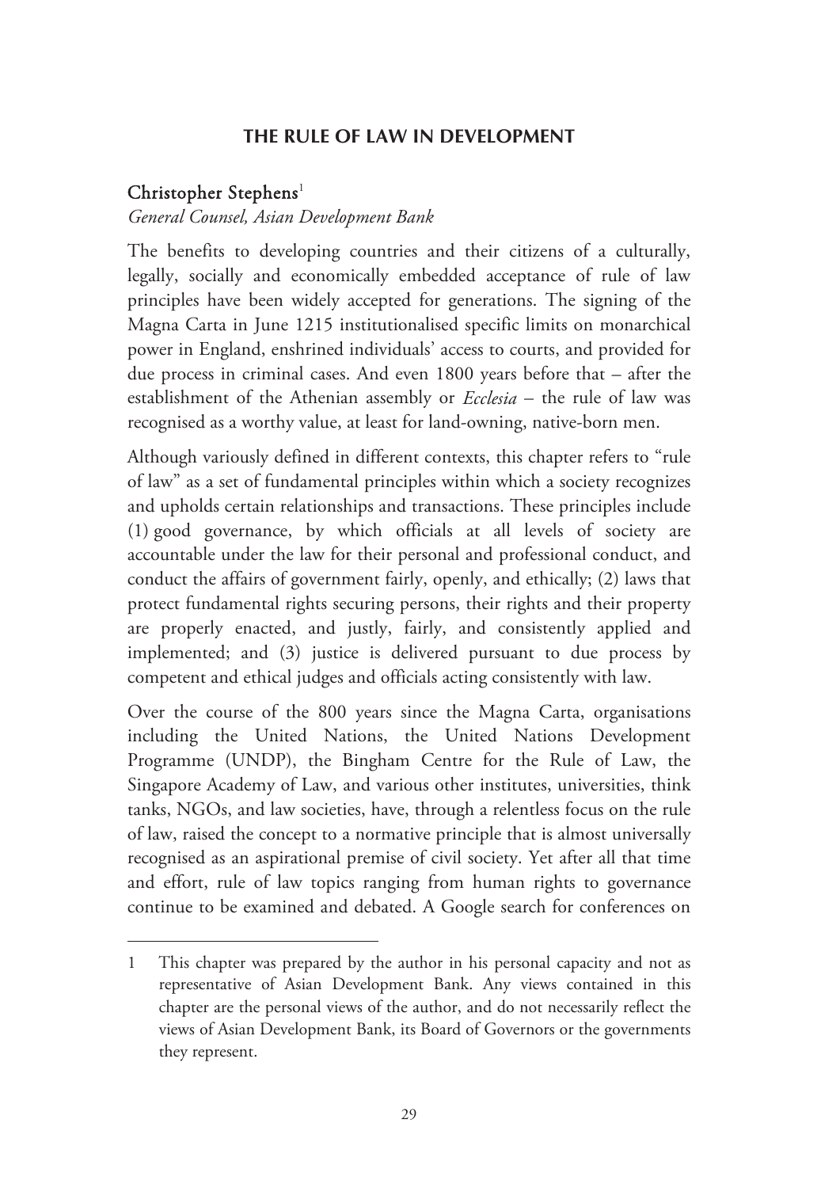# THE RULE OF LAW IN DEVELOPMENT

**Christopher Stephens**[1]

*General Counsel, Asian Development Bank*

The benefits to developing countries and their citizens of a culturally, legally, socially and economically embedded acceptance of rule of law principles have been widely accepted for generations. The signing of the Magna Carta in June 1215 institutionalised specific limits on monarchical power in England, enshrined individuals' access to courts, and provided for due process in criminal cases. And even 1800 years before that – after the establishment of the Athenian assembly or *Ecclesia* – the rule of law was recognised as a worthy value, at least for land-owning, native-born men.

Although variously defined in different contexts, this chapter refers to "rule of law" as a set of fundamental principles within which a society recognizes and upholds certain relationships and transactions. These principles include (1) good governance, by which officials at all levels of society are accountable under the law for their personal and professional conduct, and conduct the affairs of government fairly, openly, and ethically; (2) laws that protect fundamental rights securing persons, their rights and their property are properly enacted, and justly, fairly, and consistently applied and implemented; and (3) justice is delivered pursuant to due process by competent and ethical judges and officials acting consistently with law.

Over the course of the 800 years since the Magna Carta, organisations including the United Nations, the United Nations Development Programme (UNDP), the Bingham Centre for the Rule of Law, the Singapore Academy of Law, and various other institutes, universities, think tanks, NGOs, and law societies, have, through a relentless focus on the rule of law, raised the concept to a normative principle that is almost universally recognised as an aspirational premise of civil society. Yet after all that time and effort, rule of law topics ranging from human rights to governance continue to be examined and debated. A Google search for conferences on

---

1 This chapter was prepared by the author in his personal capacity and not as representative of Asian Development Bank. Any views contained in this chapter are the personal views of the author, and do not necessarily reflect the views of Asian Development Bank, its Board of Governors or the governments they represent.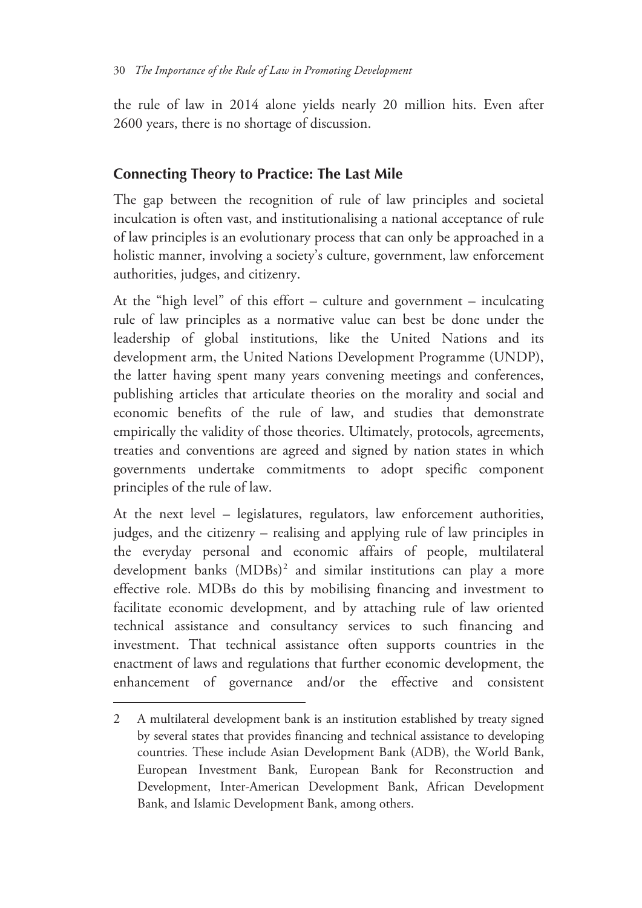the rule of law in 2014 alone yields nearly 20 million hits. Even after 2600 years, there is no shortage of discussion.

## Connecting Theory to Practice: The Last Mile

The gap between the recognition of rule of law principles and societal inculcation is often vast, and institutionalising a national acceptance of rule of law principles is an evolutionary process that can only be approached in a holistic manner, involving a society's culture, government, law enforcement authorities, judges, and citizenry.

At the "high level" of this effort – culture and government – inculcating rule of law principles as a normative value can best be done under the leadership of global institutions, like the United Nations and its development arm, the United Nations Development Programme (UNDP), the latter having spent many years convening meetings and conferences, publishing articles that articulate theories on the morality and social and economic benefits of the rule of law, and studies that demonstrate empirically the validity of those theories. Ultimately, protocols, agreements, treaties and conventions are agreed and signed by nation states in which governments undertake commitments to adopt specific component principles of the rule of law.

At the next level – legislatures, regulators, law enforcement authorities, judges, and the citizenry – realising and applying rule of law principles in the everyday personal and economic affairs of people, multilateral development banks (MDBs)[2] and similar institutions can play a more effective role. MDBs do this by mobilising financing and investment to facilitate economic development, and by attaching rule of law oriented technical assistance and consultancy services to such financing and investment. That technical assistance often supports countries in the enactment of laws and regulations that further economic development, the enhancement of governance and/or the effective and consistent

---

2 A multilateral development bank is an institution established by treaty signed by several states that provides financing and technical assistance to developing countries. These include Asian Development Bank (ADB), the World Bank, European Investment Bank, European Bank for Reconstruction and Development, Inter-American Development Bank, African Development Bank, and Islamic Development Bank, among others.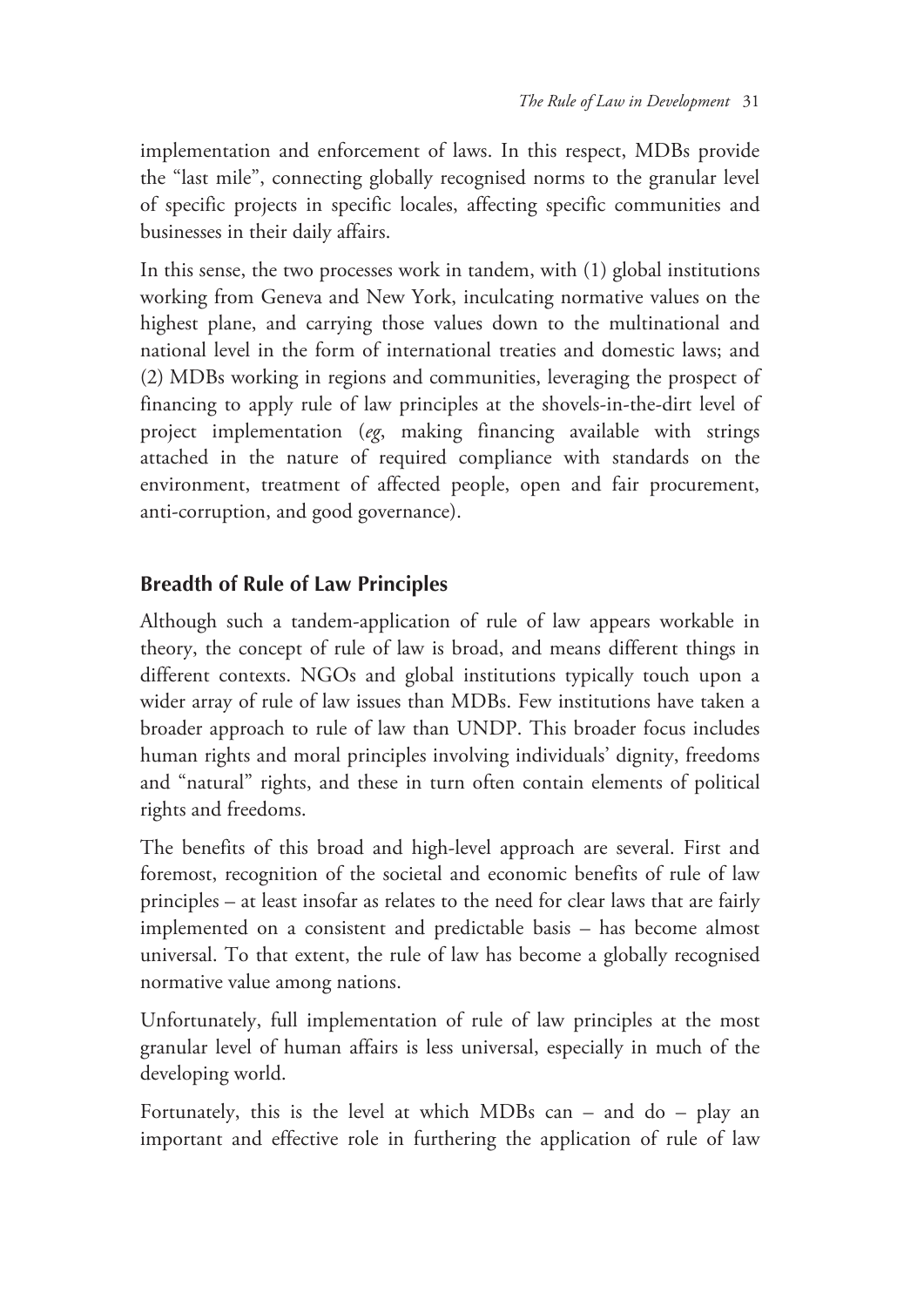implementation and enforcement of laws. In this respect, MDBs provide the "last mile", connecting globally recognised norms to the granular level of specific projects in specific locales, affecting specific communities and businesses in their daily affairs.

In this sense, the two processes work in tandem, with (1) global institutions working from Geneva and New York, inculcating normative values on the highest plane, and carrying those values down to the multinational and national level in the form of international treaties and domestic laws; and (2) MDBs working in regions and communities, leveraging the prospect of financing to apply rule of law principles at the shovels-in-the-dirt level of project implementation (*eg*, making financing available with strings attached in the nature of required compliance with standards on the environment, treatment of affected people, open and fair procurement, anti-corruption, and good governance).

## Breadth of Rule of Law Principles

Although such a tandem-application of rule of law appears workable in theory, the concept of rule of law is broad, and means different things in different contexts. NGOs and global institutions typically touch upon a wider array of rule of law issues than MDBs. Few institutions have taken a broader approach to rule of law than UNDP. This broader focus includes human rights and moral principles involving individuals' dignity, freedoms and "natural" rights, and these in turn often contain elements of political rights and freedoms.

The benefits of this broad and high-level approach are several. First and foremost, recognition of the societal and economic benefits of rule of law principles – at least insofar as relates to the need for clear laws that are fairly implemented on a consistent and predictable basis – has become almost universal. To that extent, the rule of law has become a globally recognised normative value among nations.

Unfortunately, full implementation of rule of law principles at the most granular level of human affairs is less universal, especially in much of the developing world.

Fortunately, this is the level at which MDBs can – and do – play an important and effective role in furthering the application of rule of law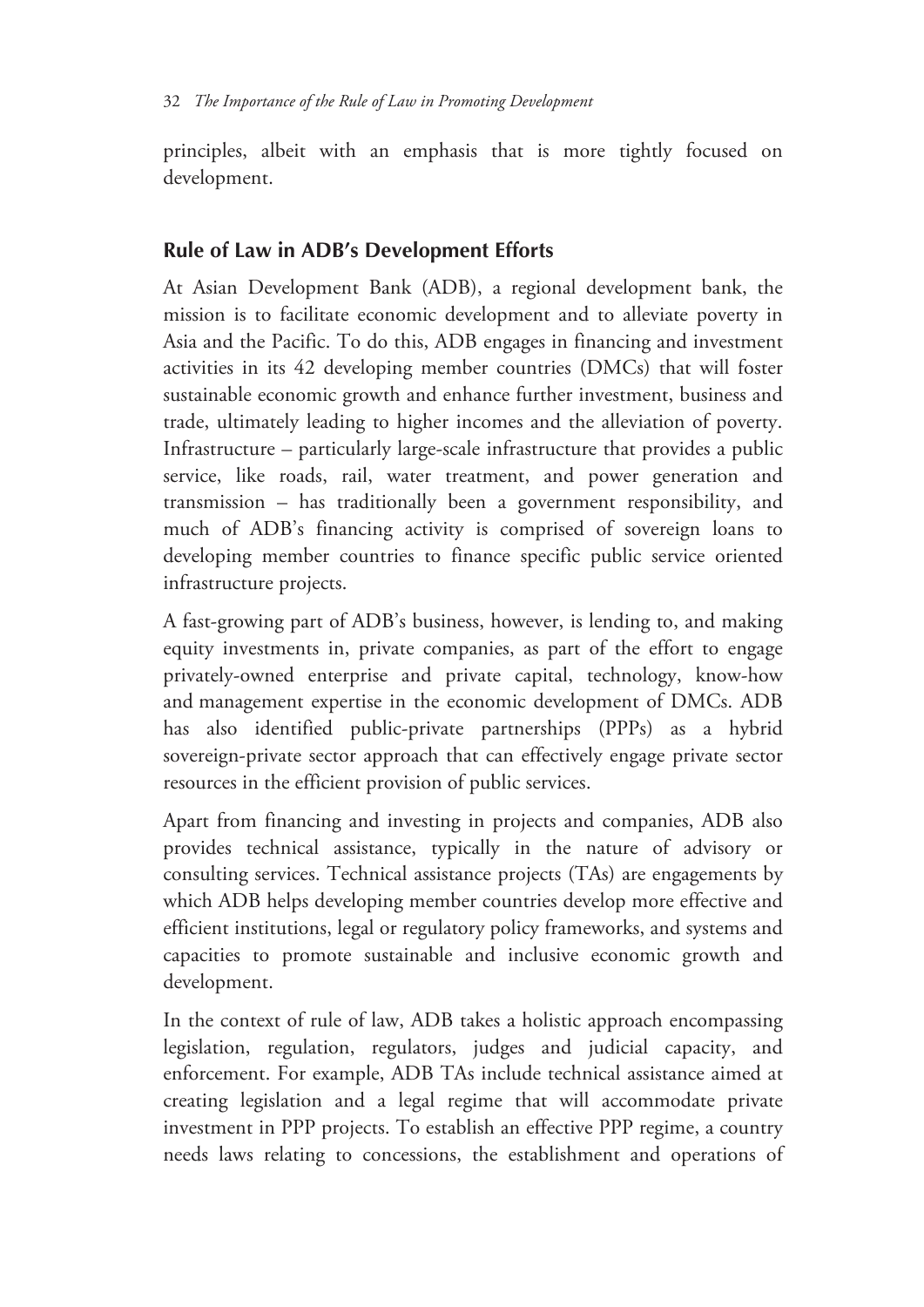principles, albeit with an emphasis that is more tightly focused on development.

## Rule of Law in ADB's Development Efforts

At Asian Development Bank (ADB), a regional development bank, the mission is to facilitate economic development and to alleviate poverty in Asia and the Pacific. To do this, ADB engages in financing and investment activities in its 42 developing member countries (DMCs) that will foster sustainable economic growth and enhance further investment, business and trade, ultimately leading to higher incomes and the alleviation of poverty. Infrastructure – particularly large-scale infrastructure that provides a public service, like roads, rail, water treatment, and power generation and transmission – has traditionally been a government responsibility, and much of ADB's financing activity is comprised of sovereign loans to developing member countries to finance specific public service oriented infrastructure projects.

A fast-growing part of ADB's business, however, is lending to, and making equity investments in, private companies, as part of the effort to engage privately-owned enterprise and private capital, technology, know-how and management expertise in the economic development of DMCs. ADB has also identified public-private partnerships (PPPs) as a hybrid sovereign-private sector approach that can effectively engage private sector resources in the efficient provision of public services.

Apart from financing and investing in projects and companies, ADB also provides technical assistance, typically in the nature of advisory or consulting services. Technical assistance projects (TAs) are engagements by which ADB helps developing member countries develop more effective and efficient institutions, legal or regulatory policy frameworks, and systems and capacities to promote sustainable and inclusive economic growth and development.

In the context of rule of law, ADB takes a holistic approach encompassing legislation, regulation, regulators, judges and judicial capacity, and enforcement. For example, ADB TAs include technical assistance aimed at creating legislation and a legal regime that will accommodate private investment in PPP projects. To establish an effective PPP regime, a country needs laws relating to concessions, the establishment and operations of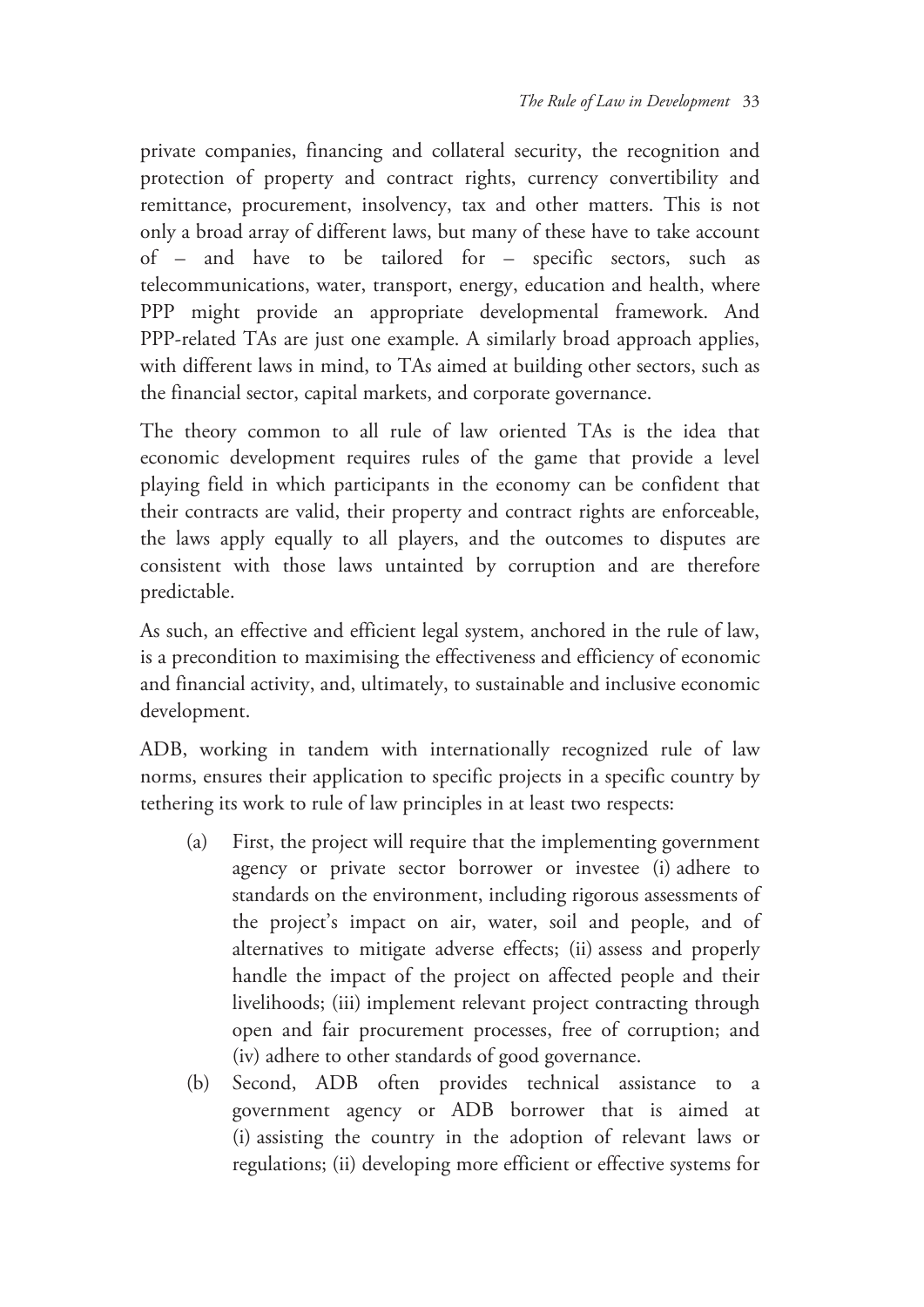private companies, financing and collateral security, the recognition and protection of property and contract rights, currency convertibility and remittance, procurement, insolvency, tax and other matters. This is not only a broad array of different laws, but many of these have to take account of – and have to be tailored for – specific sectors, such as telecommunications, water, transport, energy, education and health, where PPP might provide an appropriate developmental framework. And PPP-related TAs are just one example. A similarly broad approach applies, with different laws in mind, to TAs aimed at building other sectors, such as the financial sector, capital markets, and corporate governance.

The theory common to all rule of law oriented TAs is the idea that economic development requires rules of the game that provide a level playing field in which participants in the economy can be confident that their contracts are valid, their property and contract rights are enforceable, the laws apply equally to all players, and the outcomes to disputes are consistent with those laws untainted by corruption and are therefore predictable.

As such, an effective and efficient legal system, anchored in the rule of law, is a precondition to maximising the effectiveness and efficiency of economic and financial activity, and, ultimately, to sustainable and inclusive economic development.

ADB, working in tandem with internationally recognized rule of law norms, ensures their application to specific projects in a specific country by tethering its work to rule of law principles in at least two respects:

(a) First, the project will require that the implementing government agency or private sector borrower or investee (i) adhere to standards on the environment, including rigorous assessments of the project's impact on air, water, soil and people, and of alternatives to mitigate adverse effects; (ii) assess and properly handle the impact of the project on affected people and their livelihoods; (iii) implement relevant project contracting through open and fair procurement processes, free of corruption; and (iv) adhere to other standards of good governance.

(b) Second, ADB often provides technical assistance to a government agency or ADB borrower that is aimed at (i) assisting the country in the adoption of relevant laws or regulations; (ii) developing more efficient or effective systems for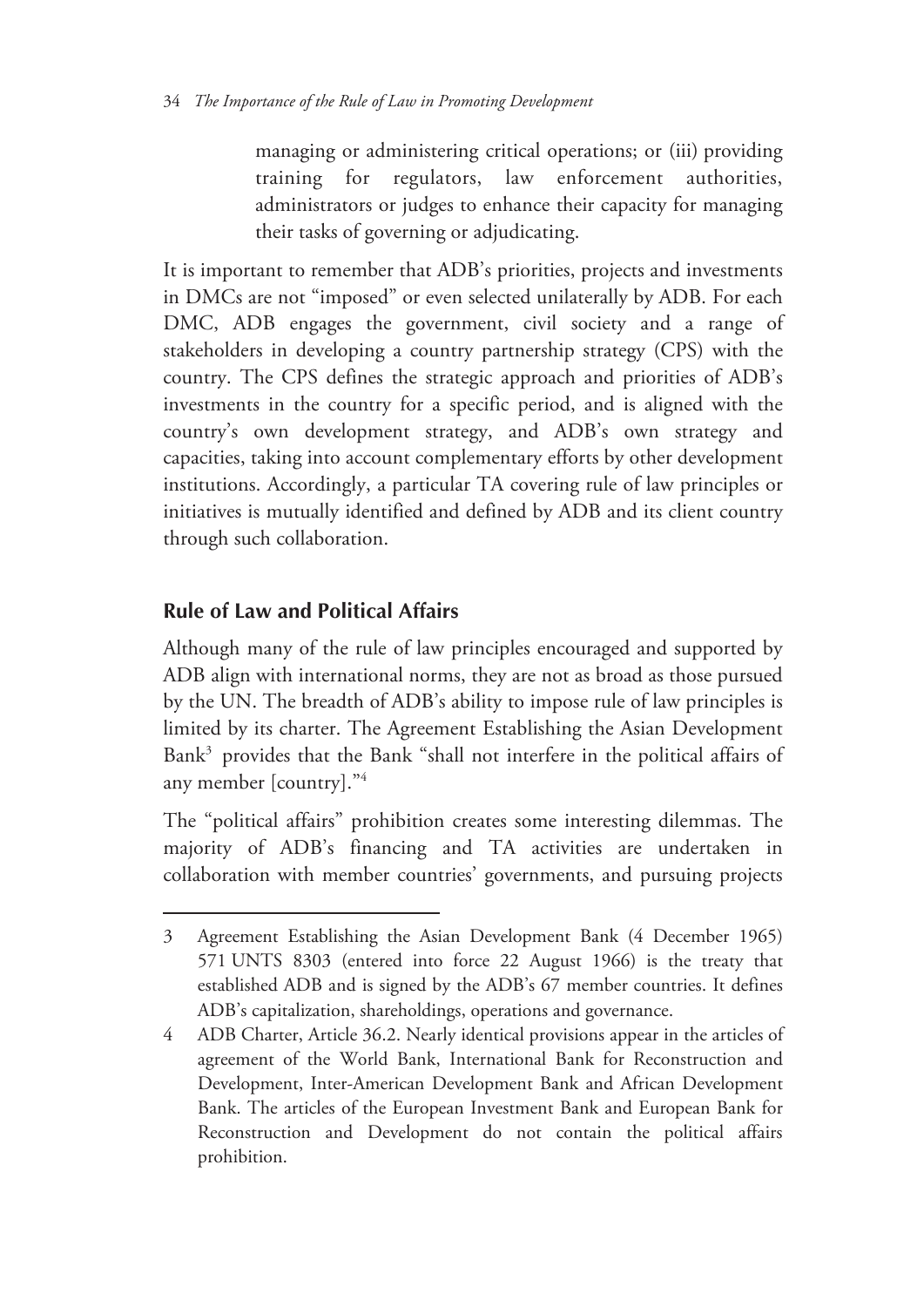managing or administering critical operations; or (iii) providing training for regulators, law enforcement authorities, administrators or judges to enhance their capacity for managing their tasks of governing or adjudicating.

It is important to remember that ADB's priorities, projects and investments in DMCs are not "imposed" or even selected unilaterally by ADB. For each DMC, ADB engages the government, civil society and a range of stakeholders in developing a country partnership strategy (CPS) with the country. The CPS defines the strategic approach and priorities of ADB's investments in the country for a specific period, and is aligned with the country's own development strategy, and ADB's own strategy and capacities, taking into account complementary efforts by other development institutions. Accordingly, a particular TA covering rule of law principles or initiatives is mutually identified and defined by ADB and its client country through such collaboration.

## Rule of Law and Political Affairs

Although many of the rule of law principles encouraged and supported by ADB align with international norms, they are not as broad as those pursued by the UN. The breadth of ADB's ability to impose rule of law principles is limited by its charter. The Agreement Establishing the Asian Development Bank[3] provides that the Bank "shall not interfere in the political affairs of any member [country]."[4]

The "political affairs" prohibition creates some interesting dilemmas. The majority of ADB's financing and TA activities are undertaken in collaboration with member countries' governments, and pursuing projects

---

3 Agreement Establishing the Asian Development Bank (4 December 1965) 571 UNTS 8303 (entered into force 22 August 1966) is the treaty that established ADB and is signed by the ADB's 67 member countries. It defines ADB's capitalization, shareholdings, operations and governance.

4 ADB Charter, Article 36.2. Nearly identical provisions appear in the articles of agreement of the World Bank, International Bank for Reconstruction and Development, Inter-American Development Bank and African Development Bank. The articles of the European Investment Bank and European Bank for Reconstruction and Development do not contain the political affairs prohibition.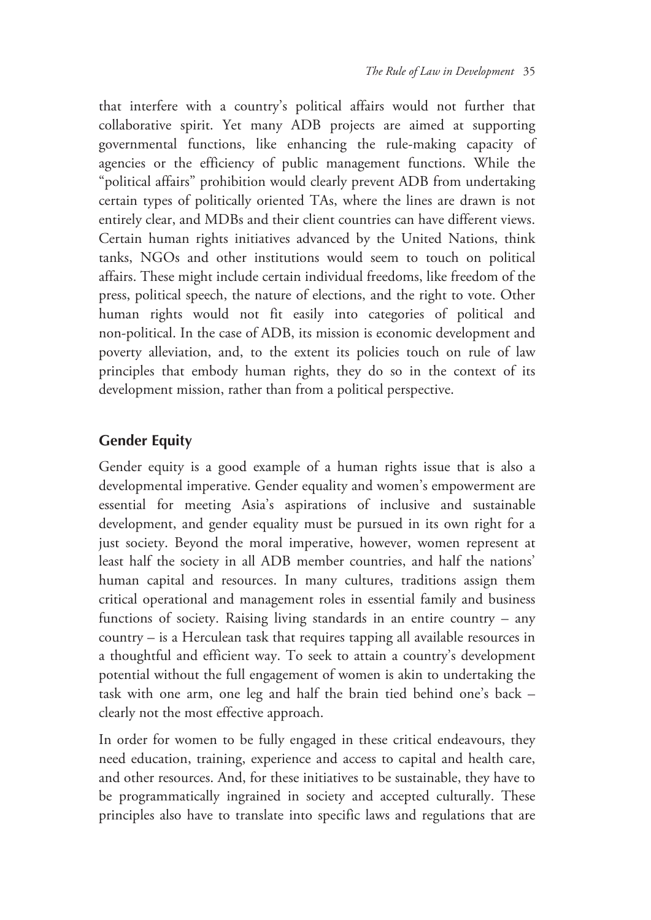that interfere with a country's political affairs would not further that collaborative spirit. Yet many ADB projects are aimed at supporting governmental functions, like enhancing the rule-making capacity of agencies or the efficiency of public management functions. While the "political affairs" prohibition would clearly prevent ADB from undertaking certain types of politically oriented TAs, where the lines are drawn is not entirely clear, and MDBs and their client countries can have different views. Certain human rights initiatives advanced by the United Nations, think tanks, NGOs and other institutions would seem to touch on political affairs. These might include certain individual freedoms, like freedom of the press, political speech, the nature of elections, and the right to vote. Other human rights would not fit easily into categories of political and non-political. In the case of ADB, its mission is economic development and poverty alleviation, and, to the extent its policies touch on rule of law principles that embody human rights, they do so in the context of its development mission, rather than from a political perspective.

## Gender Equity

Gender equity is a good example of a human rights issue that is also a developmental imperative. Gender equality and women's empowerment are essential for meeting Asia's aspirations of inclusive and sustainable development, and gender equality must be pursued in its own right for a just society. Beyond the moral imperative, however, women represent at least half the society in all ADB member countries, and half the nations' human capital and resources. In many cultures, traditions assign them critical operational and management roles in essential family and business functions of society. Raising living standards in an entire country – any country – is a Herculean task that requires tapping all available resources in a thoughtful and efficient way. To seek to attain a country's development potential without the full engagement of women is akin to undertaking the task with one arm, one leg and half the brain tied behind one's back – clearly not the most effective approach.

In order for women to be fully engaged in these critical endeavours, they need education, training, experience and access to capital and health care, and other resources. And, for these initiatives to be sustainable, they have to be programmatically ingrained in society and accepted culturally. These principles also have to translate into specific laws and regulations that are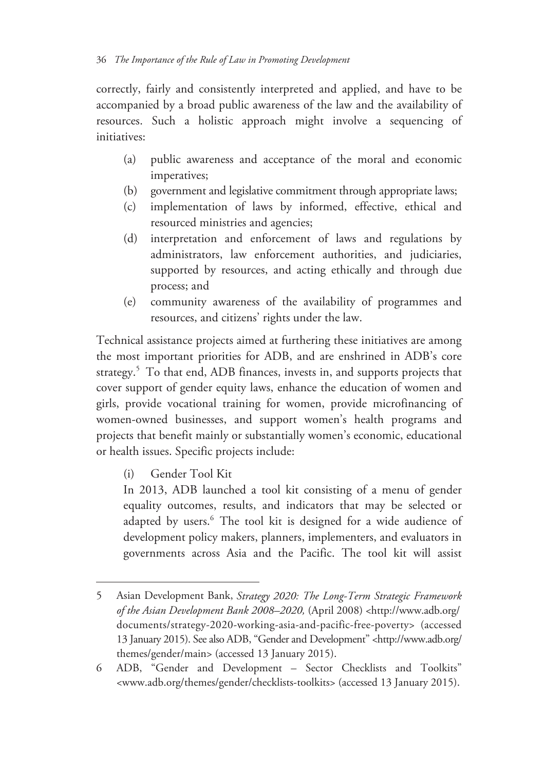correctly, fairly and consistently interpreted and applied, and have to be accompanied by a broad public awareness of the law and the availability of resources. Such a holistic approach might involve a sequencing of initiatives:

(a) public awareness and acceptance of the moral and economic imperatives;

(b) government and legislative commitment through appropriate laws;

(c) implementation of laws by informed, effective, ethical and resourced ministries and agencies;

(d) interpretation and enforcement of laws and regulations by administrators, law enforcement authorities, and judiciaries, supported by resources, and acting ethically and through due process; and

(e) community awareness of the availability of programmes and resources, and citizens' rights under the law.

Technical assistance projects aimed at furthering these initiatives are among the most important priorities for ADB, and are enshrined in ADB's core strategy.[5] To that end, ADB finances, invests in, and supports projects that cover support of gender equity laws, enhance the education of women and girls, provide vocational training for women, provide microfinancing of women-owned businesses, and support women's health programs and projects that benefit mainly or substantially women's economic, educational or health issues. Specific projects include:

(i) Gender Tool Kit

In 2013, ADB launched a tool kit consisting of a menu of gender equality outcomes, results, and indicators that may be selected or adapted by users.[6] The tool kit is designed for a wide audience of development policy makers, planners, implementers, and evaluators in governments across Asia and the Pacific. The tool kit will assist

---

5 Asian Development Bank, *Strategy 2020: The Long-Term Strategic Framework of the Asian Development Bank 2008–2020,* (April 2008) <http://www.adb.org/documents/strategy-2020-working-asia-and-pacific-free-poverty> (accessed 13 January 2015). See also ADB, "Gender and Development" <http://www.adb.org/themes/gender/main> (accessed 13 January 2015).

6 ADB, "Gender and Development – Sector Checklists and Toolkits" <www.adb.org/themes/gender/checklists-toolkits> (accessed 13 January 2015).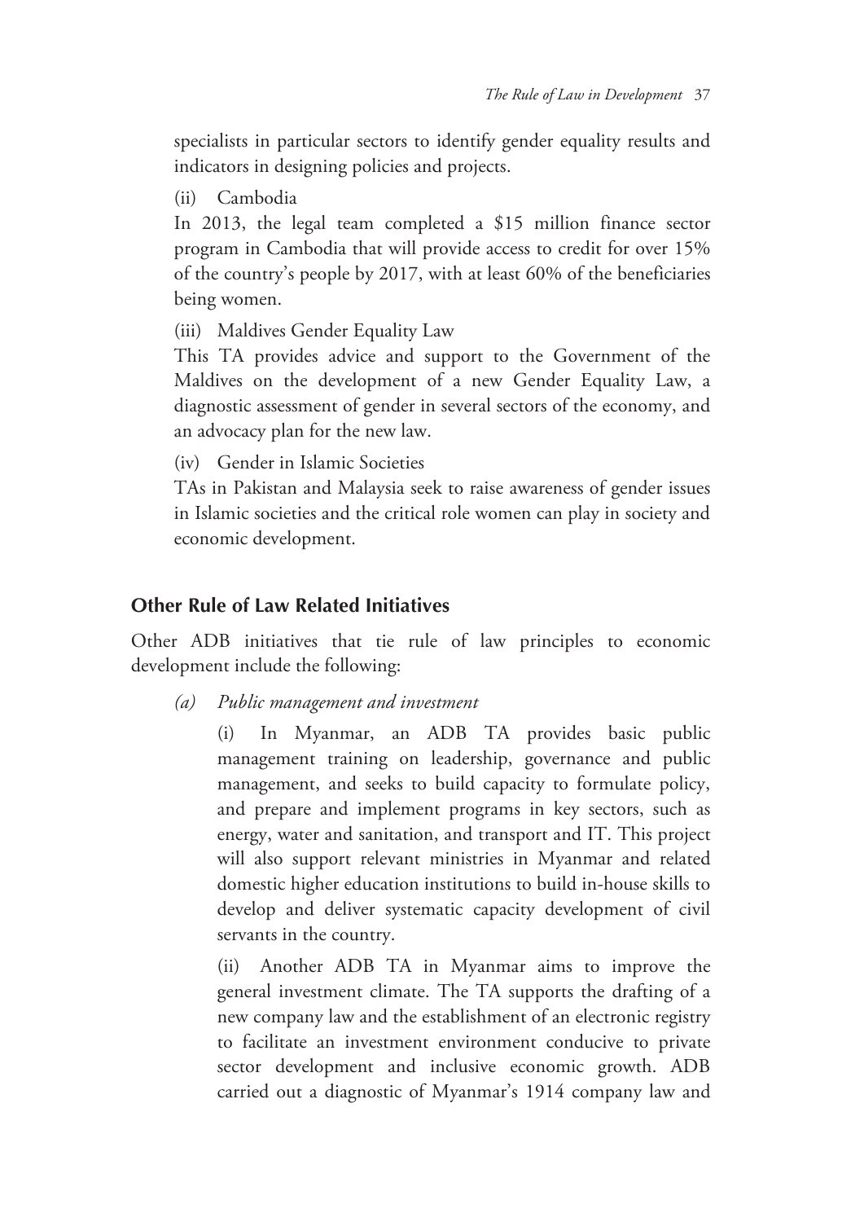specialists in particular sectors to identify gender equality results and indicators in designing policies and projects.

(ii) Cambodia

In 2013, the legal team completed a $15 million finance sector program in Cambodia that will provide access to credit for over 15% of the country's people by 2017, with at least 60% of the beneficiaries being women.

(iii) Maldives Gender Equality Law

This TA provides advice and support to the Government of the Maldives on the development of a new Gender Equality Law, a diagnostic assessment of gender in several sectors of the economy, and an advocacy plan for the new law.

(iv) Gender in Islamic Societies

TAs in Pakistan and Malaysia seek to raise awareness of gender issues in Islamic societies and the critical role women can play in society and economic development.

## Other Rule of Law Related Initiatives

Other ADB initiatives that tie rule of law principles to economic development include the following:

*(a) Public management and investment*

(i) In Myanmar, an ADB TA provides basic public management training on leadership, governance and public management, and seeks to build capacity to formulate policy, and prepare and implement programs in key sectors, such as energy, water and sanitation, and transport and IT. This project will also support relevant ministries in Myanmar and related domestic higher education institutions to build in-house skills to develop and deliver systematic capacity development of civil servants in the country.

(ii) Another ADB TA in Myanmar aims to improve the general investment climate. The TA supports the drafting of a new company law and the establishment of an electronic registry to facilitate an investment environment conducive to private sector development and inclusive economic growth. ADB carried out a diagnostic of Myanmar's 1914 company law and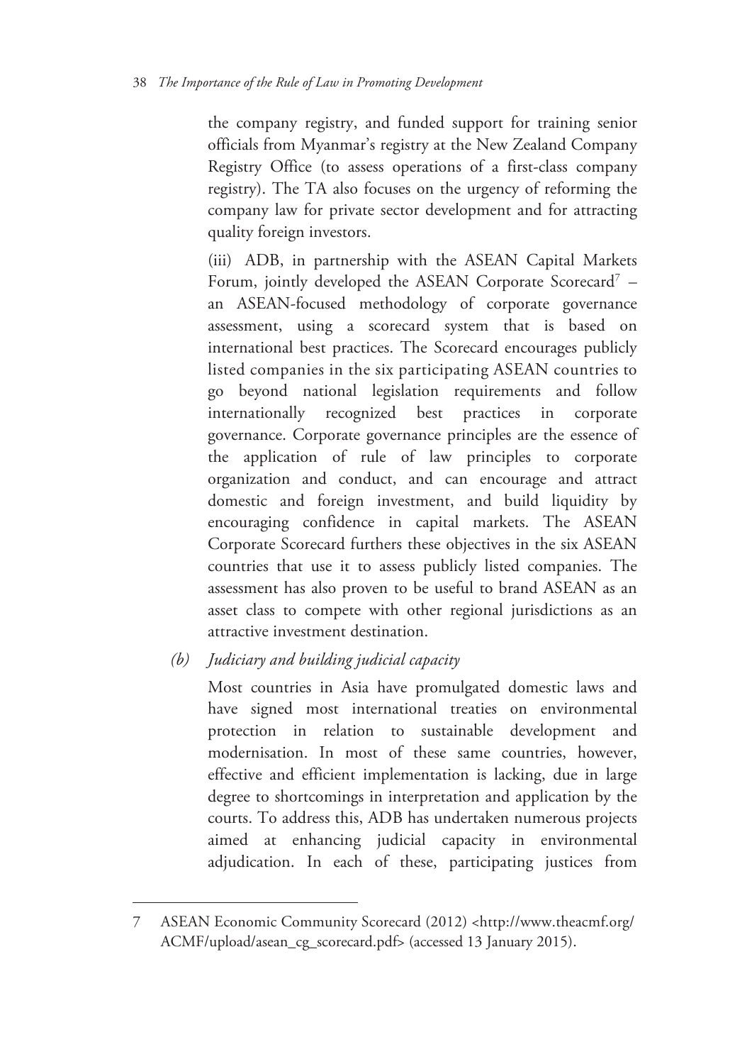the company registry, and funded support for training senior officials from Myanmar's registry at the New Zealand Company Registry Office (to assess operations of a first-class company registry). The TA also focuses on the urgency of reforming the company law for private sector development and for attracting quality foreign investors.

(iii) ADB, in partnership with the ASEAN Capital Markets Forum, jointly developed the ASEAN Corporate Scorecard[7] – an ASEAN-focused methodology of corporate governance assessment, using a scorecard system that is based on international best practices. The Scorecard encourages publicly listed companies in the six participating ASEAN countries to go beyond national legislation requirements and follow internationally recognized best practices in corporate governance. Corporate governance principles are the essence of the application of rule of law principles to corporate organization and conduct, and can encourage and attract domestic and foreign investment, and build liquidity by encouraging confidence in capital markets. The ASEAN Corporate Scorecard furthers these objectives in the six ASEAN countries that use it to assess publicly listed companies. The assessment has also proven to be useful to brand ASEAN as an asset class to compete with other regional jurisdictions as an attractive investment destination.

*(b) Judiciary and building judicial capacity*

Most countries in Asia have promulgated domestic laws and have signed most international treaties on environmental protection in relation to sustainable development and modernisation. In most of these same countries, however, effective and efficient implementation is lacking, due in large degree to shortcomings in interpretation and application by the courts. To address this, ADB has undertaken numerous projects aimed at enhancing judicial capacity in environmental adjudication. In each of these, participating justices from

---

7 ASEAN Economic Community Scorecard (2012) <http://www.theacmf.org/ACMF/upload/asean_cg_scorecard.pdf> (accessed 13 January 2015).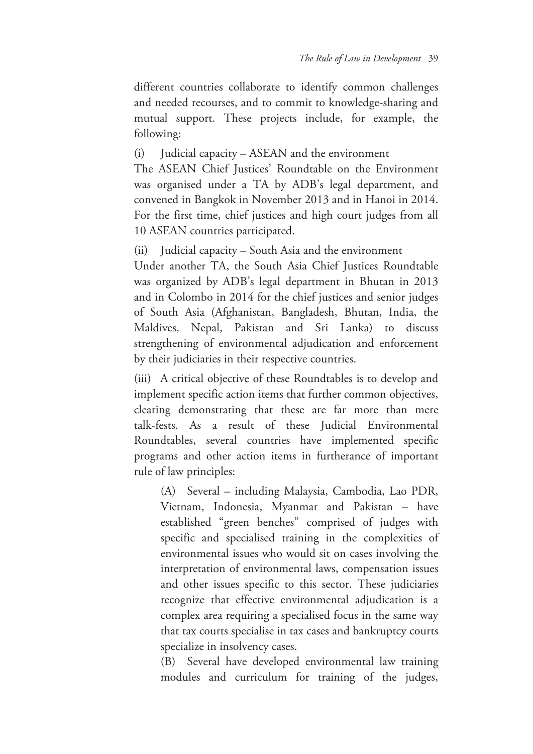different countries collaborate to identify common challenges and needed recourses, and to commit to knowledge-sharing and mutual support. These projects include, for example, the following:

(i) Judicial capacity – ASEAN and the environment

The ASEAN Chief Justices' Roundtable on the Environment was organised under a TA by ADB's legal department, and convened in Bangkok in November 2013 and in Hanoi in 2014. For the first time, chief justices and high court judges from all 10 ASEAN countries participated.

(ii) Judicial capacity – South Asia and the environment

Under another TA, the South Asia Chief Justices Roundtable was organized by ADB's legal department in Bhutan in 2013 and in Colombo in 2014 for the chief justices and senior judges of South Asia (Afghanistan, Bangladesh, Bhutan, India, the Maldives, Nepal, Pakistan and Sri Lanka) to discuss strengthening of environmental adjudication and enforcement by their judiciaries in their respective countries.

(iii) A critical objective of these Roundtables is to develop and implement specific action items that further common objectives, clearing demonstrating that these are far more than mere talk-fests. As a result of these Judicial Environmental Roundtables, several countries have implemented specific programs and other action items in furtherance of important rule of law principles:

> (A) Several – including Malaysia, Cambodia, Lao PDR, Vietnam, Indonesia, Myanmar and Pakistan – have established "green benches" comprised of judges with specific and specialised training in the complexities of environmental issues who would sit on cases involving the interpretation of environmental laws, compensation issues and other issues specific to this sector. These judiciaries recognize that effective environmental adjudication is a complex area requiring a specialised focus in the same way that tax courts specialise in tax cases and bankruptcy courts specialize in insolvency cases.
>
> (B) Several have developed environmental law training modules and curriculum for training of the judges,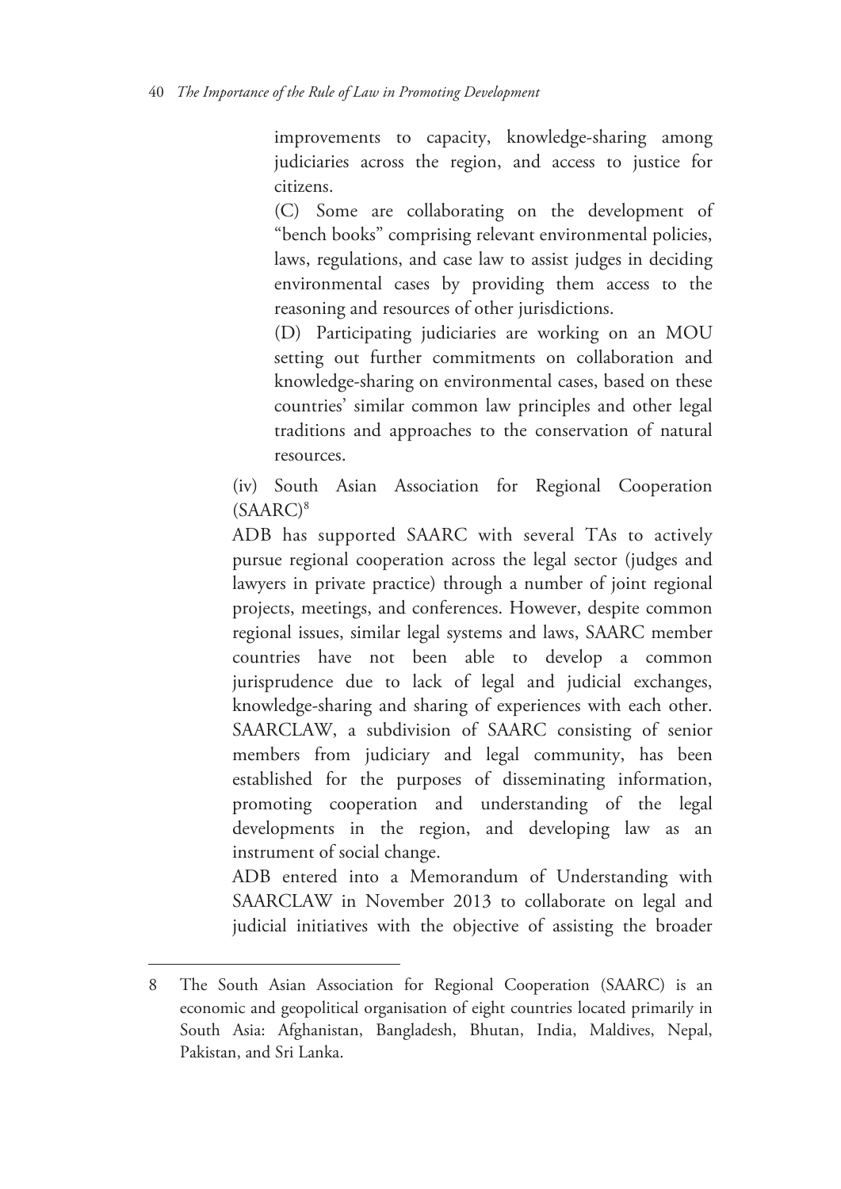improvements to capacity, knowledge-sharing among judiciaries across the region, and access to justice for citizens.

(C) Some are collaborating on the development of "bench books" comprising relevant environmental policies, laws, regulations, and case law to assist judges in deciding environmental cases by providing them access to the reasoning and resources of other jurisdictions.

(D) Participating judiciaries are working on an MOU setting out further commitments on collaboration and knowledge-sharing on environmental cases, based on these countries' similar common law principles and other legal traditions and approaches to the conservation of natural resources.

(iv) South Asian Association for Regional Cooperation (SAARC)[8]

ADB has supported SAARC with several TAs to actively pursue regional cooperation across the legal sector (judges and lawyers in private practice) through a number of joint regional projects, meetings, and conferences. However, despite common regional issues, similar legal systems and laws, SAARC member countries have not been able to develop a common jurisprudence due to lack of legal and judicial exchanges, knowledge-sharing and sharing of experiences with each other. SAARCLAW, a subdivision of SAARC consisting of senior members from judiciary and legal community, has been established for the purposes of disseminating information, promoting cooperation and understanding of the legal developments in the region, and developing law as an instrument of social change.

ADB entered into a Memorandum of Understanding with SAARCLAW in November 2013 to collaborate on legal and judicial initiatives with the objective of assisting the broader

---

8 The South Asian Association for Regional Cooperation (SAARC) is an economic and geopolitical organisation of eight countries located primarily in South Asia: Afghanistan, Bangladesh, Bhutan, India, Maldives, Nepal, Pakistan, and Sri Lanka.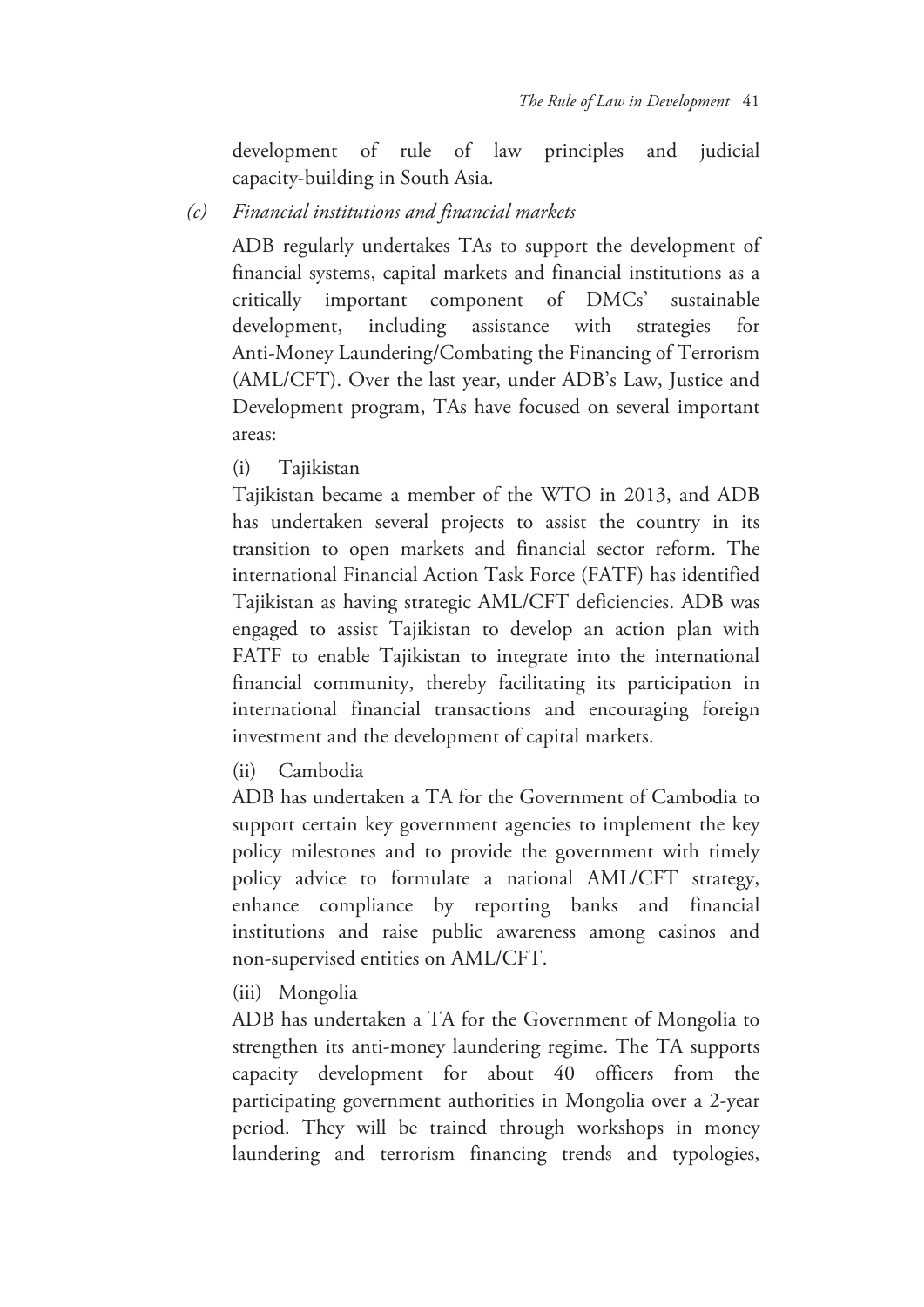development of rule of law principles and judicial capacity-building in South Asia.

*(c) Financial institutions and financial markets*

ADB regularly undertakes TAs to support the development of financial systems, capital markets and financial institutions as a critically important component of DMCs' sustainable development, including assistance with strategies for Anti-Money Laundering/Combating the Financing of Terrorism (AML/CFT). Over the last year, under ADB's Law, Justice and Development program, TAs have focused on several important areas:

(i) Tajikistan

Tajikistan became a member of the WTO in 2013, and ADB has undertaken several projects to assist the country in its transition to open markets and financial sector reform. The international Financial Action Task Force (FATF) has identified Tajikistan as having strategic AML/CFT deficiencies. ADB was engaged to assist Tajikistan to develop an action plan with FATF to enable Tajikistan to integrate into the international financial community, thereby facilitating its participation in international financial transactions and encouraging foreign investment and the development of capital markets.

(ii) Cambodia

ADB has undertaken a TA for the Government of Cambodia to support certain key government agencies to implement the key policy milestones and to provide the government with timely policy advice to formulate a national AML/CFT strategy, enhance compliance by reporting banks and financial institutions and raise public awareness among casinos and non-supervised entities on AML/CFT.

(iii) Mongolia

ADB has undertaken a TA for the Government of Mongolia to strengthen its anti-money laundering regime. The TA supports capacity development for about 40 officers from the participating government authorities in Mongolia over a 2-year period. They will be trained through workshops in money laundering and terrorism financing trends and typologies,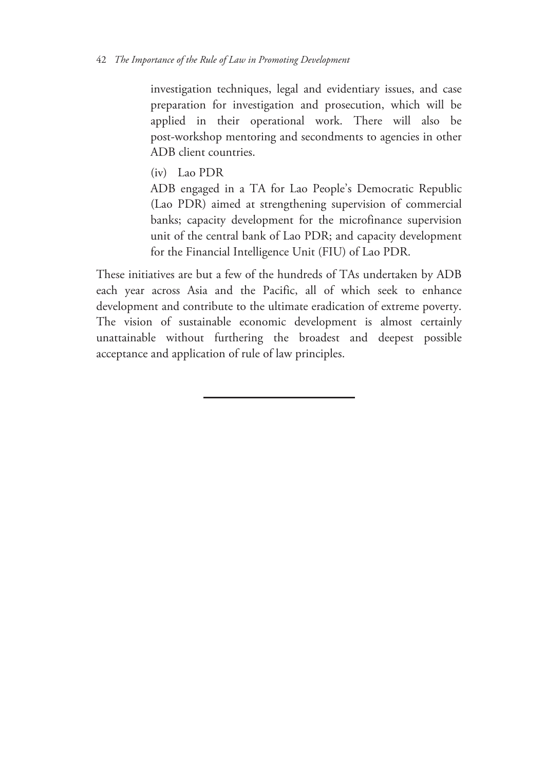investigation techniques, legal and evidentiary issues, and case preparation for investigation and prosecution, which will be applied in their operational work. There will also be post-workshop mentoring and secondments to agencies in other ADB client countries.

(iv) Lao PDR

ADB engaged in a TA for Lao People's Democratic Republic (Lao PDR) aimed at strengthening supervision of commercial banks; capacity development for the microfinance supervision unit of the central bank of Lao PDR; and capacity development for the Financial Intelligence Unit (FIU) of Lao PDR.

These initiatives are but a few of the hundreds of TAs undertaken by ADB each year across Asia and the Pacific, all of which seek to enhance development and contribute to the ultimate eradication of extreme poverty. The vision of sustainable economic development is almost certainly unattainable without furthering the broadest and deepest possible acceptance and application of rule of law principles.

---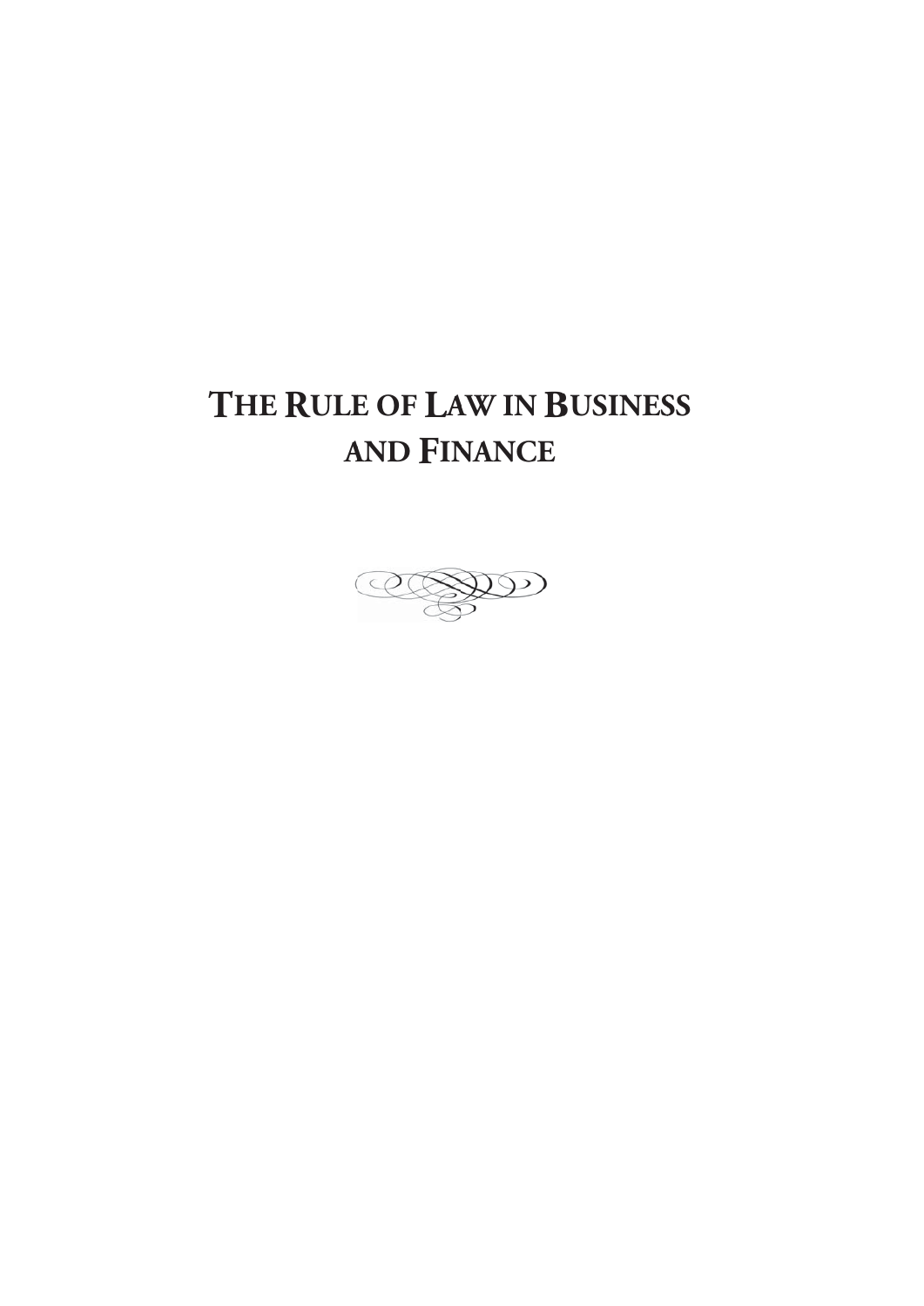# The Rule of Law in Business and Finance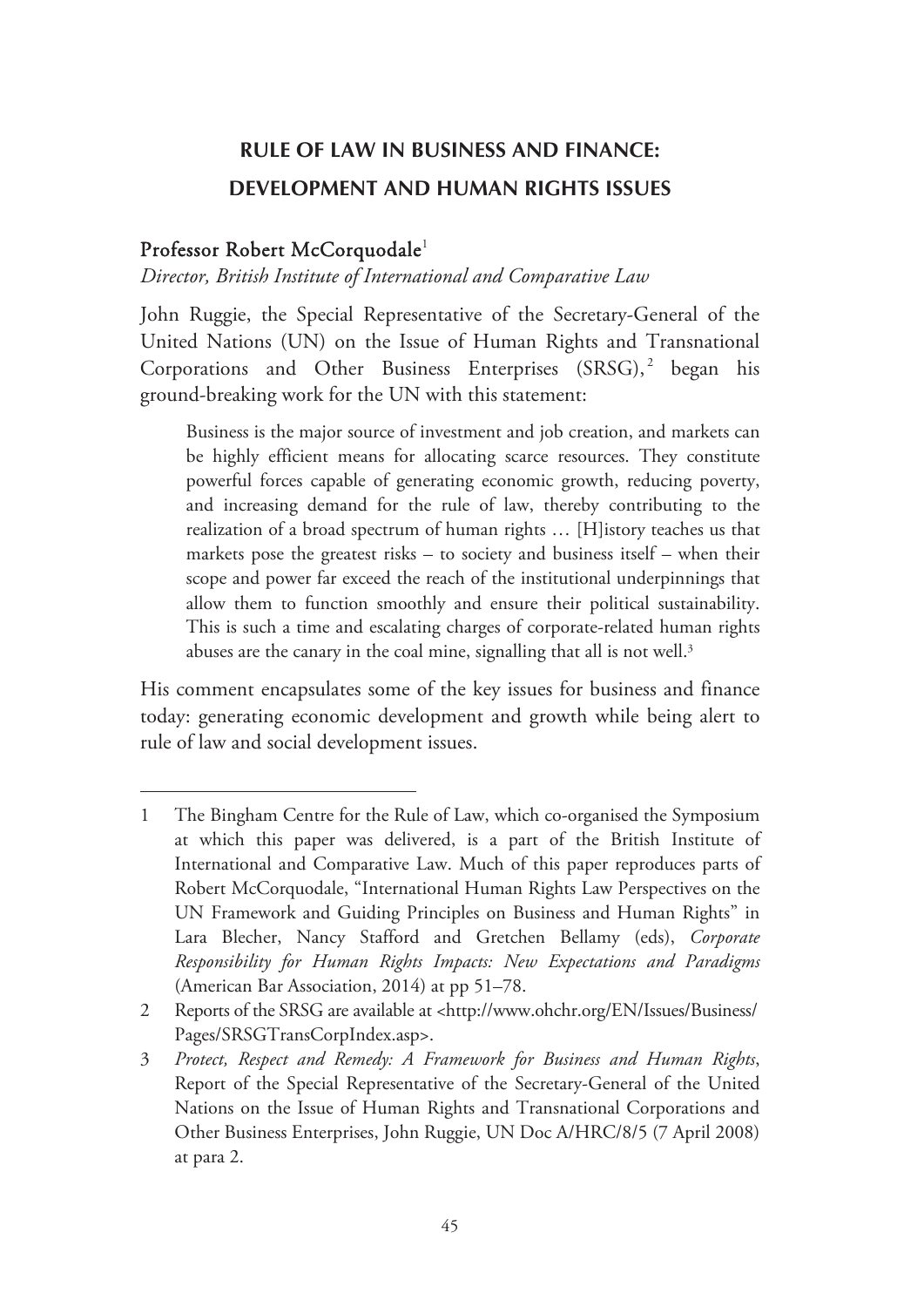# RULE OF LAW IN BUSINESS AND FINANCE: DEVELOPMENT AND HUMAN RIGHTS ISSUES

**Professor Robert McCorquodale**[1]

*Director, British Institute of International and Comparative Law*

John Ruggie, the Special Representative of the Secretary-General of the United Nations (UN) on the Issue of Human Rights and Transnational Corporations and Other Business Enterprises (SRSG),[2] began his ground-breaking work for the UN with this statement:

> Business is the major source of investment and job creation, and markets can be highly efficient means for allocating scarce resources. They constitute powerful forces capable of generating economic growth, reducing poverty, and increasing demand for the rule of law, thereby contributing to the realization of a broad spectrum of human rights … [H]istory teaches us that markets pose the greatest risks – to society and business itself – when their scope and power far exceed the reach of the institutional underpinnings that allow them to function smoothly and ensure their political sustainability. This is such a time and escalating charges of corporate-related human rights abuses are the canary in the coal mine, signalling that all is not well.[3]

His comment encapsulates some of the key issues for business and finance today: generating economic development and growth while being alert to rule of law and social development issues.

---

1 The Bingham Centre for the Rule of Law, which co-organised the Symposium at which this paper was delivered, is a part of the British Institute of International and Comparative Law. Much of this paper reproduces parts of Robert McCorquodale, "International Human Rights Law Perspectives on the UN Framework and Guiding Principles on Business and Human Rights" in Lara Blecher, Nancy Stafford and Gretchen Bellamy (eds), *Corporate Responsibility for Human Rights Impacts: New Expectations and Paradigms* (American Bar Association, 2014) at pp 51–78.

2 Reports of the SRSG are available at <http://www.ohchr.org/EN/Issues/Business/Pages/SRSGTransCorpIndex.asp>.

3 *Protect, Respect and Remedy: A Framework for Business and Human Rights*, Report of the Special Representative of the Secretary-General of the United Nations on the Issue of Human Rights and Transnational Corporations and Other Business Enterprises, John Ruggie, UN Doc A/HRC/8/5 (7 April 2008) at para 2.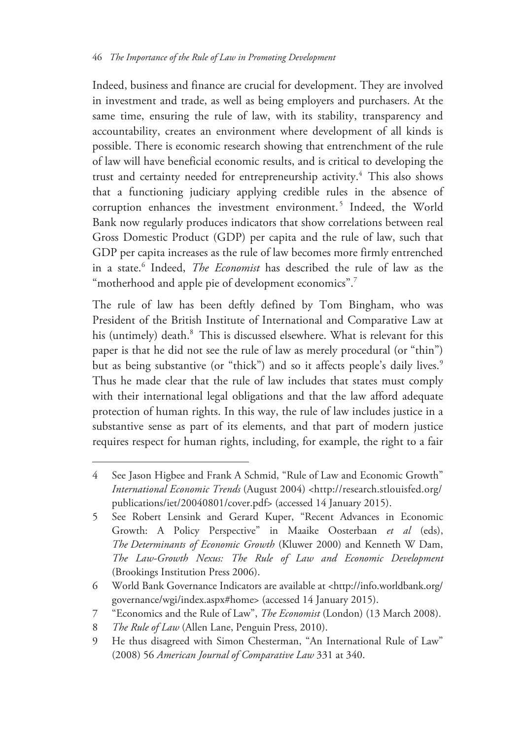Indeed, business and finance are crucial for development. They are involved in investment and trade, as well as being employers and purchasers. At the same time, ensuring the rule of law, with its stability, transparency and accountability, creates an environment where development of all kinds is possible. There is economic research showing that entrenchment of the rule of law will have beneficial economic results, and is critical to developing the trust and certainty needed for entrepreneurship activity.[4] This also shows that a functioning judiciary applying credible rules in the absence of corruption enhances the investment environment.[5] Indeed, the World Bank now regularly produces indicators that show correlations between real Gross Domestic Product (GDP) per capita and the rule of law, such that GDP per capita increases as the rule of law becomes more firmly entrenched in a state.[6] Indeed, *The Economist* has described the rule of law as the "motherhood and apple pie of development economics".[7]

The rule of law has been deftly defined by Tom Bingham, who was President of the British Institute of International and Comparative Law at his (untimely) death.[8] This is discussed elsewhere. What is relevant for this paper is that he did not see the rule of law as merely procedural (or "thin") but as being substantive (or "thick") and so it affects people's daily lives.[9] Thus he made clear that the rule of law includes that states must comply with their international legal obligations and that the law afford adequate protection of human rights. In this way, the rule of law includes justice in a substantive sense as part of its elements, and that part of modern justice requires respect for human rights, including, for example, the right to a fair

---

4 See Jason Higbee and Frank A Schmid, "Rule of Law and Economic Growth" *International Economic Trends* (August 2004) <http://research.stlouisfed.org/publications/iet/20040801/cover.pdf> (accessed 14 January 2015).

5 See Robert Lensink and Gerard Kuper, "Recent Advances in Economic Growth: A Policy Perspective" in Maaike Oosterbaan *et al* (eds), *The Determinants of Economic Growth* (Kluwer 2000) and Kenneth W Dam, *The Law-Growth Nexus: The Rule of Law and Economic Development* (Brookings Institution Press 2006).

6 World Bank Governance Indicators are available at <http://info.worldbank.org/governance/wgi/index.aspx#home> (accessed 14 January 2015).

7 "Economics and the Rule of Law", *The Economist* (London) (13 March 2008).

8 *The Rule of Law* (Allen Lane, Penguin Press, 2010).

9 He thus disagreed with Simon Chesterman, "An International Rule of Law" (2008) 56 *American Journal of Comparative Law* 331 at 340.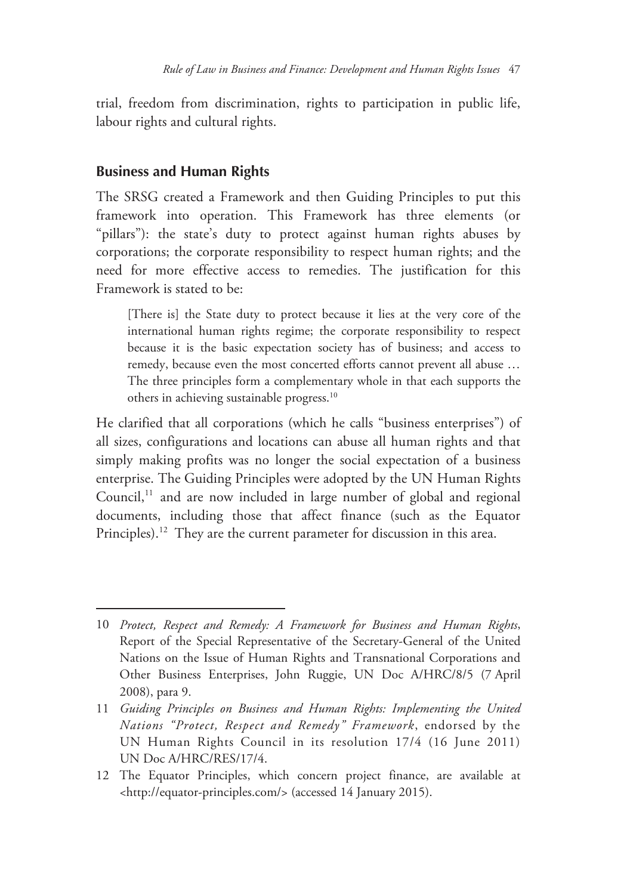trial, freedom from discrimination, rights to participation in public life, labour rights and cultural rights.

## Business and Human Rights

The SRSG created a Framework and then Guiding Principles to put this framework into operation. This Framework has three elements (or "pillars"): the state's duty to protect against human rights abuses by corporations; the corporate responsibility to respect human rights; and the need for more effective access to remedies. The justification for this Framework is stated to be:

> [There is] the State duty to protect because it lies at the very core of the international human rights regime; the corporate responsibility to respect because it is the basic expectation society has of business; and access to remedy, because even the most concerted efforts cannot prevent all abuse … The three principles form a complementary whole in that each supports the others in achieving sustainable progress.[10]

He clarified that all corporations (which he calls "business enterprises") of all sizes, configurations and locations can abuse all human rights and that simply making profits was no longer the social expectation of a business enterprise. The Guiding Principles were adopted by the UN Human Rights Council,[11] and are now included in large number of global and regional documents, including those that affect finance (such as the Equator Principles).[12] They are the current parameter for discussion in this area.

---

10 *Protect, Respect and Remedy: A Framework for Business and Human Rights*, Report of the Special Representative of the Secretary-General of the United Nations on the Issue of Human Rights and Transnational Corporations and Other Business Enterprises, John Ruggie, UN Doc A/HRC/8/5 (7 April 2008), para 9.

11 *Guiding Principles on Business and Human Rights: Implementing the United Nations "Protect, Respect and Remedy" Framework*, endorsed by the UN Human Rights Council in its resolution 17/4 (16 June 2011) UN Doc A/HRC/RES/17/4.

12 The Equator Principles, which concern project finance, are available at <http://equator-principles.com/> (accessed 14 January 2015).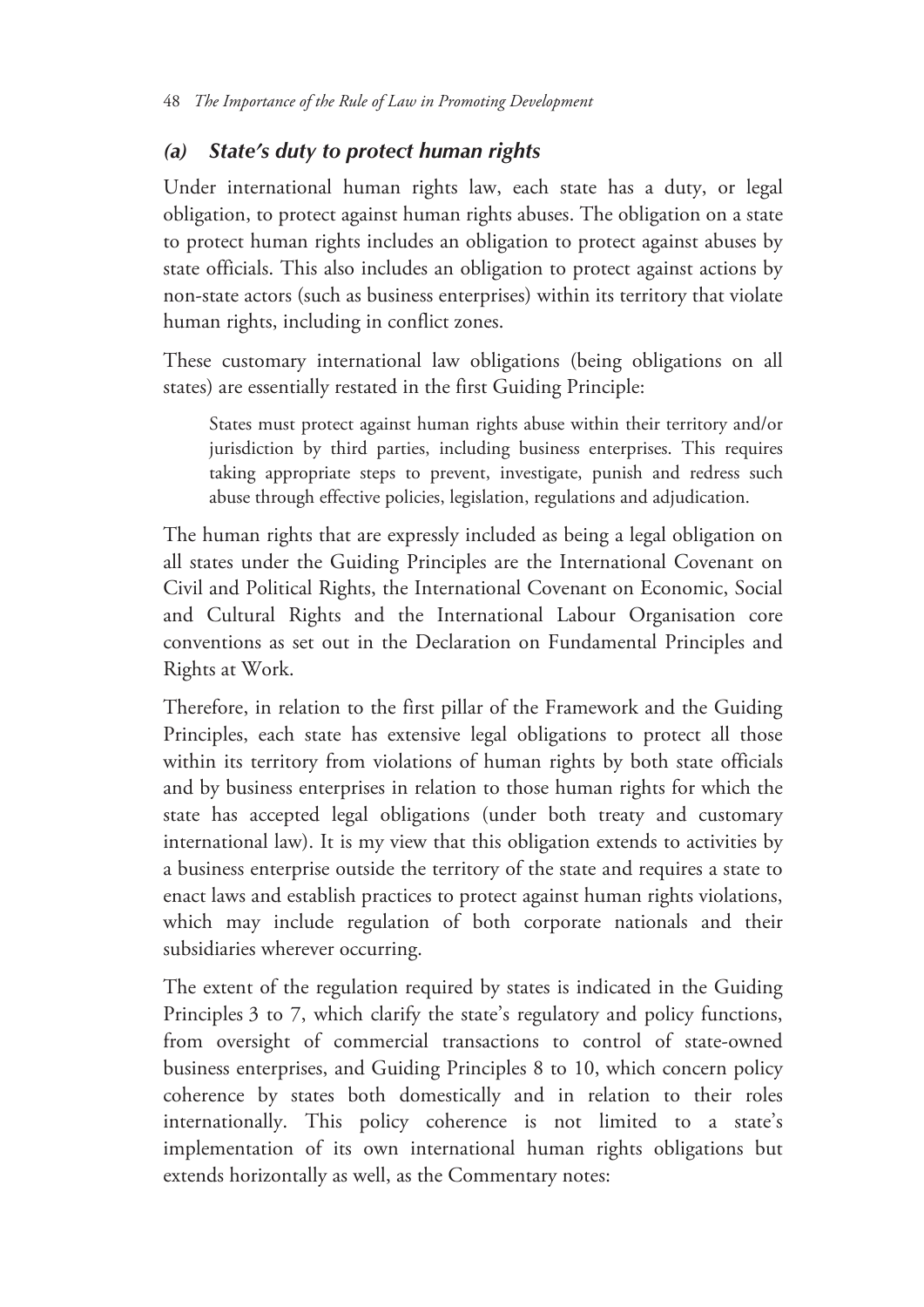### *(a) State's duty to protect human rights*

Under international human rights law, each state has a duty, or legal obligation, to protect against human rights abuses. The obligation on a state to protect human rights includes an obligation to protect against abuses by state officials. This also includes an obligation to protect against actions by non-state actors (such as business enterprises) within its territory that violate human rights, including in conflict zones.

These customary international law obligations (being obligations on all states) are essentially restated in the first Guiding Principle:

> States must protect against human rights abuse within their territory and/or jurisdiction by third parties, including business enterprises. This requires taking appropriate steps to prevent, investigate, punish and redress such abuse through effective policies, legislation, regulations and adjudication.

The human rights that are expressly included as being a legal obligation on all states under the Guiding Principles are the International Covenant on Civil and Political Rights, the International Covenant on Economic, Social and Cultural Rights and the International Labour Organisation core conventions as set out in the Declaration on Fundamental Principles and Rights at Work.

Therefore, in relation to the first pillar of the Framework and the Guiding Principles, each state has extensive legal obligations to protect all those within its territory from violations of human rights by both state officials and by business enterprises in relation to those human rights for which the state has accepted legal obligations (under both treaty and customary international law). It is my view that this obligation extends to activities by a business enterprise outside the territory of the state and requires a state to enact laws and establish practices to protect against human rights violations, which may include regulation of both corporate nationals and their subsidiaries wherever occurring.

The extent of the regulation required by states is indicated in the Guiding Principles 3 to 7, which clarify the state's regulatory and policy functions, from oversight of commercial transactions to control of state-owned business enterprises, and Guiding Principles 8 to 10, which concern policy coherence by states both domestically and in relation to their roles internationally. This policy coherence is not limited to a state's implementation of its own international human rights obligations but extends horizontally as well, as the Commentary notes: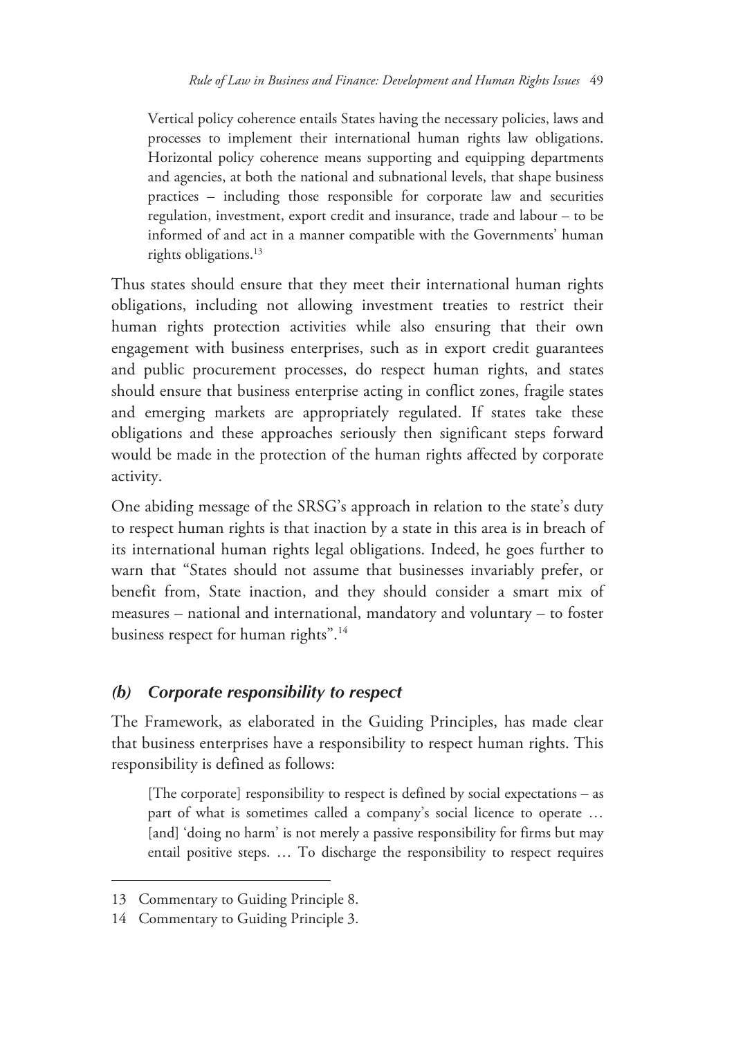> Vertical policy coherence entails States having the necessary policies, laws and processes to implement their international human rights law obligations. Horizontal policy coherence means supporting and equipping departments and agencies, at both the national and subnational levels, that shape business practices – including those responsible for corporate law and securities regulation, investment, export credit and insurance, trade and labour – to be informed of and act in a manner compatible with the Governments' human rights obligations.[13]

Thus states should ensure that they meet their international human rights obligations, including not allowing investment treaties to restrict their human rights protection activities while also ensuring that their own engagement with business enterprises, such as in export credit guarantees and public procurement processes, do respect human rights, and states should ensure that business enterprise acting in conflict zones, fragile states and emerging markets are appropriately regulated. If states take these obligations and these approaches seriously then significant steps forward would be made in the protection of the human rights affected by corporate activity.

One abiding message of the SRSG's approach in relation to the state's duty to respect human rights is that inaction by a state in this area is in breach of its international human rights legal obligations. Indeed, he goes further to warn that "States should not assume that businesses invariably prefer, or benefit from, State inaction, and they should consider a smart mix of measures – national and international, mandatory and voluntary – to foster business respect for human rights".[14]

### *(b) Corporate responsibility to respect*

The Framework, as elaborated in the Guiding Principles, has made clear that business enterprises have a responsibility to respect human rights. This responsibility is defined as follows:

> [The corporate] responsibility to respect is defined by social expectations – as part of what is sometimes called a company's social licence to operate … [and] 'doing no harm' is not merely a passive responsibility for firms but may entail positive steps. … To discharge the responsibility to respect requires

---

13 Commentary to Guiding Principle 8.

14 Commentary to Guiding Principle 3.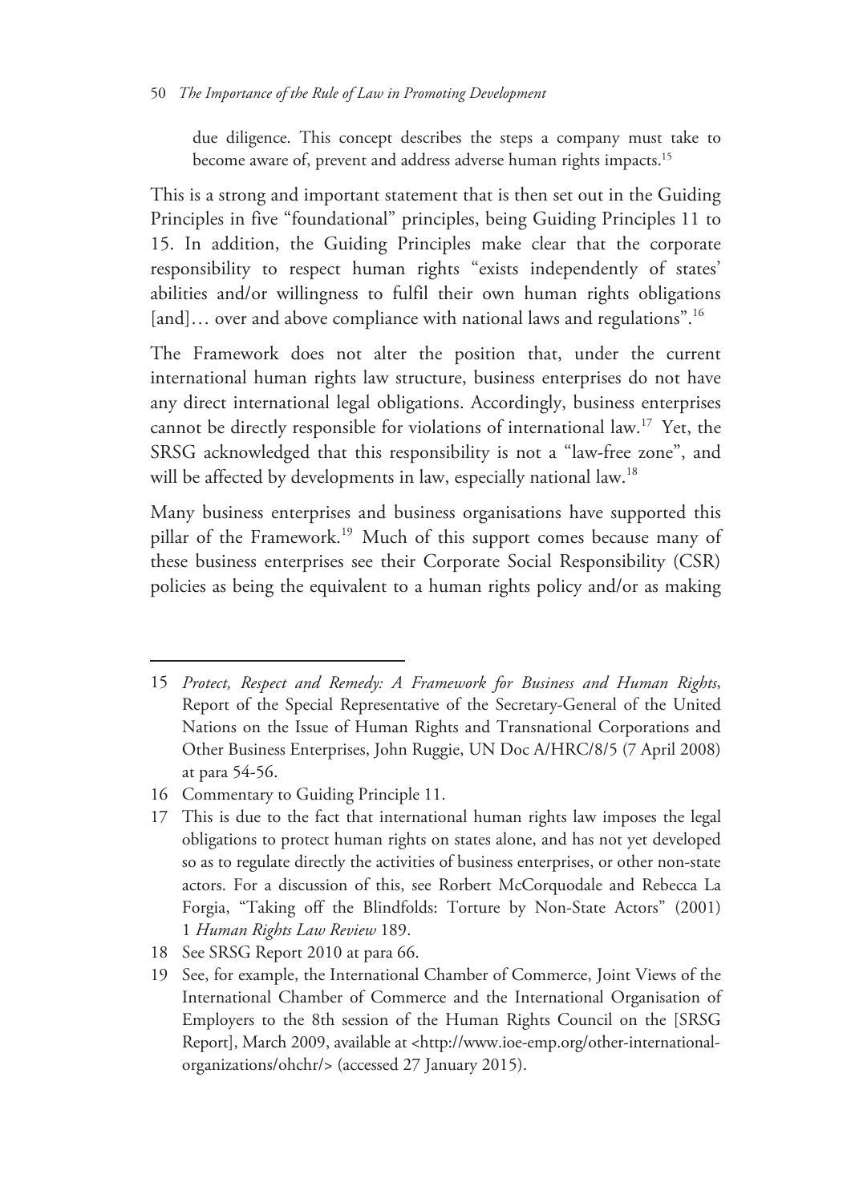due diligence. This concept describes the steps a company must take to become aware of, prevent and address adverse human rights impacts.[15]

This is a strong and important statement that is then set out in the Guiding Principles in five "foundational" principles, being Guiding Principles 11 to 15. In addition, the Guiding Principles make clear that the corporate responsibility to respect human rights "exists independently of states' abilities and/or willingness to fulfil their own human rights obligations [and]… over and above compliance with national laws and regulations".[16]

The Framework does not alter the position that, under the current international human rights law structure, business enterprises do not have any direct international legal obligations. Accordingly, business enterprises cannot be directly responsible for violations of international law.[17] Yet, the SRSG acknowledged that this responsibility is not a "law-free zone", and will be affected by developments in law, especially national law.[18]

Many business enterprises and business organisations have supported this pillar of the Framework.[19] Much of this support comes because many of these business enterprises see their Corporate Social Responsibility (CSR) policies as being the equivalent to a human rights policy and/or as making

---

15 *Protect, Respect and Remedy: A Framework for Business and Human Rights*, Report of the Special Representative of the Secretary-General of the United Nations on the Issue of Human Rights and Transnational Corporations and Other Business Enterprises, John Ruggie, UN Doc A/HRC/8/5 (7 April 2008) at para 54-56.

16 Commentary to Guiding Principle 11.

17 This is due to the fact that international human rights law imposes the legal obligations to protect human rights on states alone, and has not yet developed so as to regulate directly the activities of business enterprises, or other non-state actors. For a discussion of this, see Rorbert McCorquodale and Rebecca La Forgia, "Taking off the Blindfolds: Torture by Non-State Actors" (2001) 1 *Human Rights Law Review* 189.

18 See SRSG Report 2010 at para 66.

19 See, for example, the International Chamber of Commerce, Joint Views of the International Chamber of Commerce and the International Organisation of Employers to the 8th session of the Human Rights Council on the [SRSG Report], March 2009, available at <http://www.ioe-emp.org/other-international-organizations/ohchr/> (accessed 27 January 2015).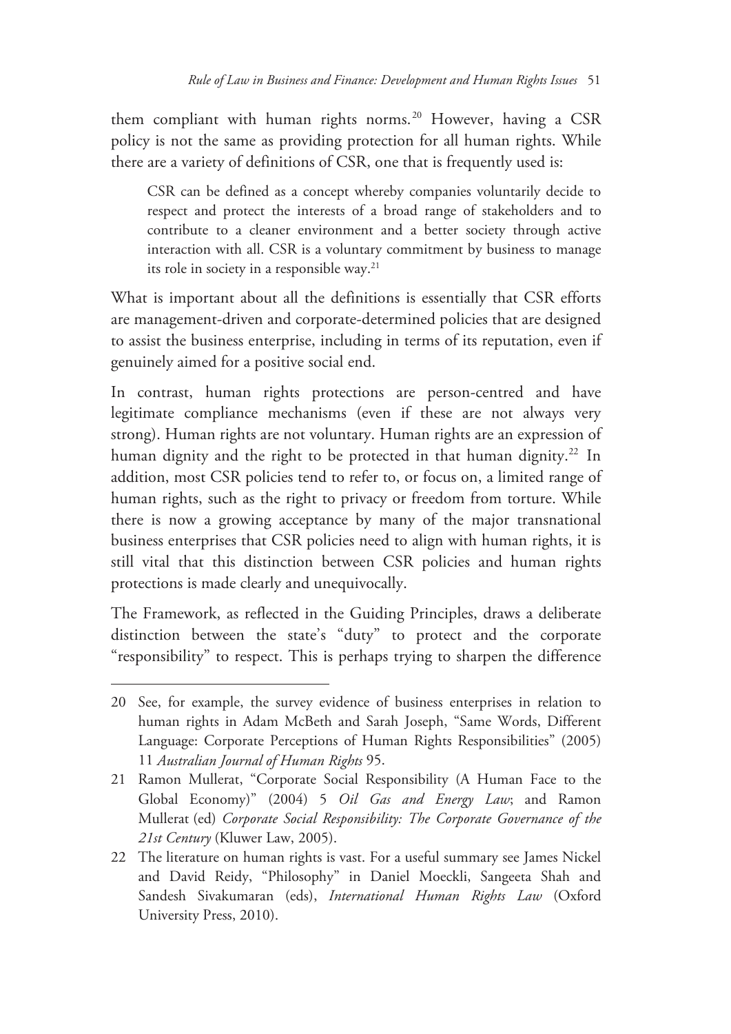them compliant with human rights norms.[20] However, having a CSR policy is not the same as providing protection for all human rights. While there are a variety of definitions of CSR, one that is frequently used is:

> CSR can be defined as a concept whereby companies voluntarily decide to respect and protect the interests of a broad range of stakeholders and to contribute to a cleaner environment and a better society through active interaction with all. CSR is a voluntary commitment by business to manage its role in society in a responsible way.[21]

What is important about all the definitions is essentially that CSR efforts are management-driven and corporate-determined policies that are designed to assist the business enterprise, including in terms of its reputation, even if genuinely aimed for a positive social end.

In contrast, human rights protections are person-centred and have legitimate compliance mechanisms (even if these are not always very strong). Human rights are not voluntary. Human rights are an expression of human dignity and the right to be protected in that human dignity.[22] In addition, most CSR policies tend to refer to, or focus on, a limited range of human rights, such as the right to privacy or freedom from torture. While there is now a growing acceptance by many of the major transnational business enterprises that CSR policies need to align with human rights, it is still vital that this distinction between CSR policies and human rights protections is made clearly and unequivocally.

The Framework, as reflected in the Guiding Principles, draws a deliberate distinction between the state's "duty" to protect and the corporate "responsibility" to respect. This is perhaps trying to sharpen the difference

---

20 See, for example, the survey evidence of business enterprises in relation to human rights in Adam McBeth and Sarah Joseph, "Same Words, Different Language: Corporate Perceptions of Human Rights Responsibilities" (2005) 11 *Australian Journal of Human Rights* 95.

21 Ramon Mullerat, "Corporate Social Responsibility (A Human Face to the Global Economy)" (2004) 5 *Oil Gas and Energy Law*; and Ramon Mullerat (ed) *Corporate Social Responsibility: The Corporate Governance of the 21st Century* (Kluwer Law, 2005).

22 The literature on human rights is vast. For a useful summary see James Nickel and David Reidy, "Philosophy" in Daniel Moeckli, Sangeeta Shah and Sandesh Sivakumaran (eds), *International Human Rights Law* (Oxford University Press, 2010).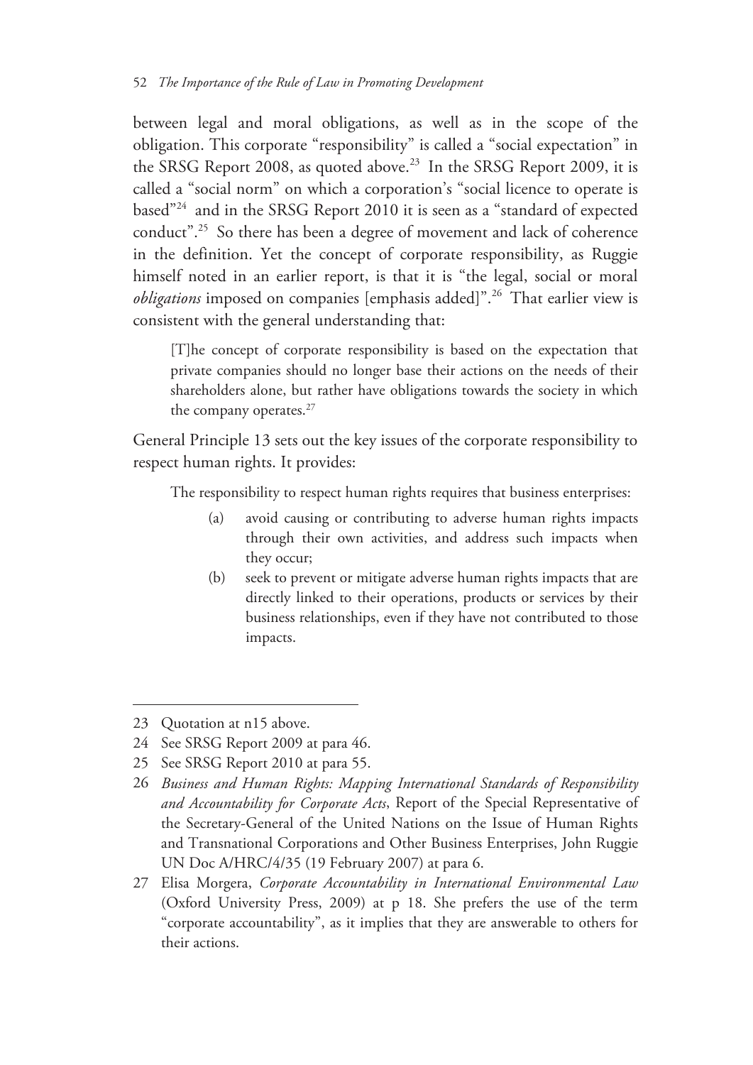between legal and moral obligations, as well as in the scope of the obligation. This corporate "responsibility" is called a "social expectation" in the SRSG Report 2008, as quoted above.[23] In the SRSG Report 2009, it is called a "social norm" on which a corporation's "social licence to operate is based"[24] and in the SRSG Report 2010 it is seen as a "standard of expected conduct".[25] So there has been a degree of movement and lack of coherence in the definition. Yet the concept of corporate responsibility, as Ruggie himself noted in an earlier report, is that it is "the legal, social or moral *obligations* imposed on companies [emphasis added]".[26] That earlier view is consistent with the general understanding that:

> [T]he concept of corporate responsibility is based on the expectation that private companies should no longer base their actions on the needs of their shareholders alone, but rather have obligations towards the society in which the company operates.[27]

General Principle 13 sets out the key issues of the corporate responsibility to respect human rights. It provides:

> The responsibility to respect human rights requires that business enterprises:
>
> (a) avoid causing or contributing to adverse human rights impacts through their own activities, and address such impacts when they occur;
>
> (b) seek to prevent or mitigate adverse human rights impacts that are directly linked to their operations, products or services by their business relationships, even if they have not contributed to those impacts.

---

23 Quotation at n15 above.

24 See SRSG Report 2009 at para 46.

25 See SRSG Report 2010 at para 55.

26 *Business and Human Rights: Mapping International Standards of Responsibility and Accountability for Corporate Acts*, Report of the Special Representative of the Secretary-General of the United Nations on the Issue of Human Rights and Transnational Corporations and Other Business Enterprises, John Ruggie UN Doc A/HRC/4/35 (19 February 2007) at para 6.

27 Elisa Morgera, *Corporate Accountability in International Environmental Law* (Oxford University Press, 2009) at p 18. She prefers the use of the term "corporate accountability", as it implies that they are answerable to others for their actions.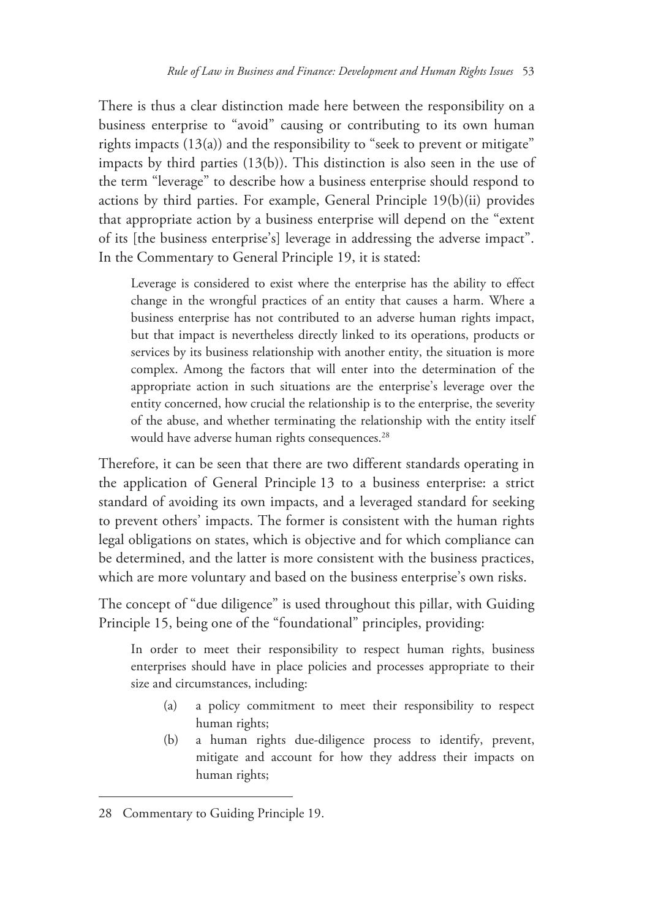There is thus a clear distinction made here between the responsibility on a business enterprise to "avoid" causing or contributing to its own human rights impacts (13(a)) and the responsibility to "seek to prevent or mitigate" impacts by third parties (13(b)). This distinction is also seen in the use of the term "leverage" to describe how a business enterprise should respond to actions by third parties. For example, General Principle 19(b)(ii) provides that appropriate action by a business enterprise will depend on the "extent of its [the business enterprise's] leverage in addressing the adverse impact". In the Commentary to General Principle 19, it is stated:

> Leverage is considered to exist where the enterprise has the ability to effect change in the wrongful practices of an entity that causes a harm. Where a business enterprise has not contributed to an adverse human rights impact, but that impact is nevertheless directly linked to its operations, products or services by its business relationship with another entity, the situation is more complex. Among the factors that will enter into the determination of the appropriate action in such situations are the enterprise's leverage over the entity concerned, how crucial the relationship is to the enterprise, the severity of the abuse, and whether terminating the relationship with the entity itself would have adverse human rights consequences.[28]

Therefore, it can be seen that there are two different standards operating in the application of General Principle 13 to a business enterprise: a strict standard of avoiding its own impacts, and a leveraged standard for seeking to prevent others' impacts. The former is consistent with the human rights legal obligations on states, which is objective and for which compliance can be determined, and the latter is more consistent with the business practices, which are more voluntary and based on the business enterprise's own risks.

The concept of "due diligence" is used throughout this pillar, with Guiding Principle 15, being one of the "foundational" principles, providing:

> In order to meet their responsibility to respect human rights, business enterprises should have in place policies and processes appropriate to their size and circumstances, including:
>
> (a) a policy commitment to meet their responsibility to respect human rights;
>
> (b) a human rights due-diligence process to identify, prevent, mitigate and account for how they address their impacts on human rights;

---

28 Commentary to Guiding Principle 19.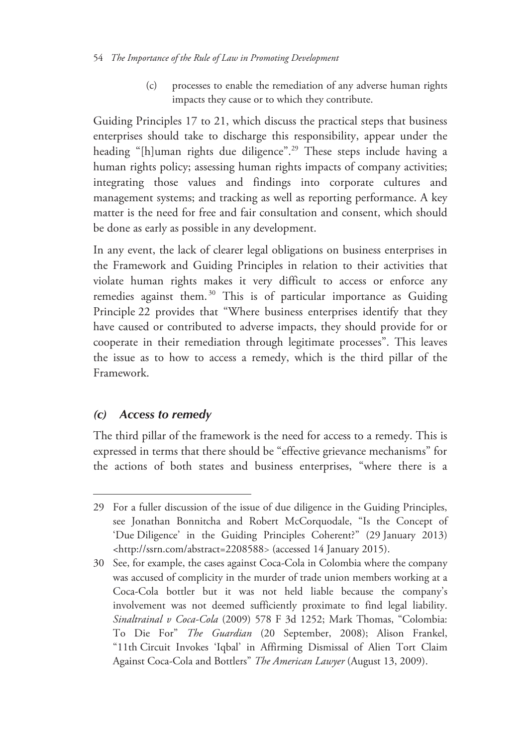(c) processes to enable the remediation of any adverse human rights impacts they cause or to which they contribute.

Guiding Principles 17 to 21, which discuss the practical steps that business enterprises should take to discharge this responsibility, appear under the heading "[h]uman rights due diligence".[29] These steps include having a human rights policy; assessing human rights impacts of company activities; integrating those values and findings into corporate cultures and management systems; and tracking as well as reporting performance. A key matter is the need for free and fair consultation and consent, which should be done as early as possible in any development.

In any event, the lack of clearer legal obligations on business enterprises in the Framework and Guiding Principles in relation to their activities that violate human rights makes it very difficult to access or enforce any remedies against them.[30] This is of particular importance as Guiding Principle 22 provides that "Where business enterprises identify that they have caused or contributed to adverse impacts, they should provide for or cooperate in their remediation through legitimate processes". This leaves the issue as to how to access a remedy, which is the third pillar of the Framework.

### *(c) Access to remedy*

The third pillar of the framework is the need for access to a remedy. This is expressed in terms that there should be "effective grievance mechanisms" for the actions of both states and business enterprises, "where there is a

---

29 For a fuller discussion of the issue of due diligence in the Guiding Principles, see Jonathan Bonnitcha and Robert McCorquodale, "Is the Concept of 'Due Diligence' in the Guiding Principles Coherent?" (29 January 2013) <http://ssrn.com/abstract=2208588> (accessed 14 January 2015).

30 See, for example, the cases against Coca-Cola in Colombia where the company was accused of complicity in the murder of trade union members working at a Coca-Cola bottler but it was not held liable because the company's involvement was not deemed sufficiently proximate to find legal liability. *Sinaltrainal v Coca-Cola* (2009) 578 F 3d 1252; Mark Thomas, "Colombia: To Die For" *The Guardian* (20 September, 2008); Alison Frankel, "11th Circuit Invokes 'Iqbal' in Affirming Dismissal of Alien Tort Claim Against Coca-Cola and Bottlers" *The American Lawyer* (August 13, 2009).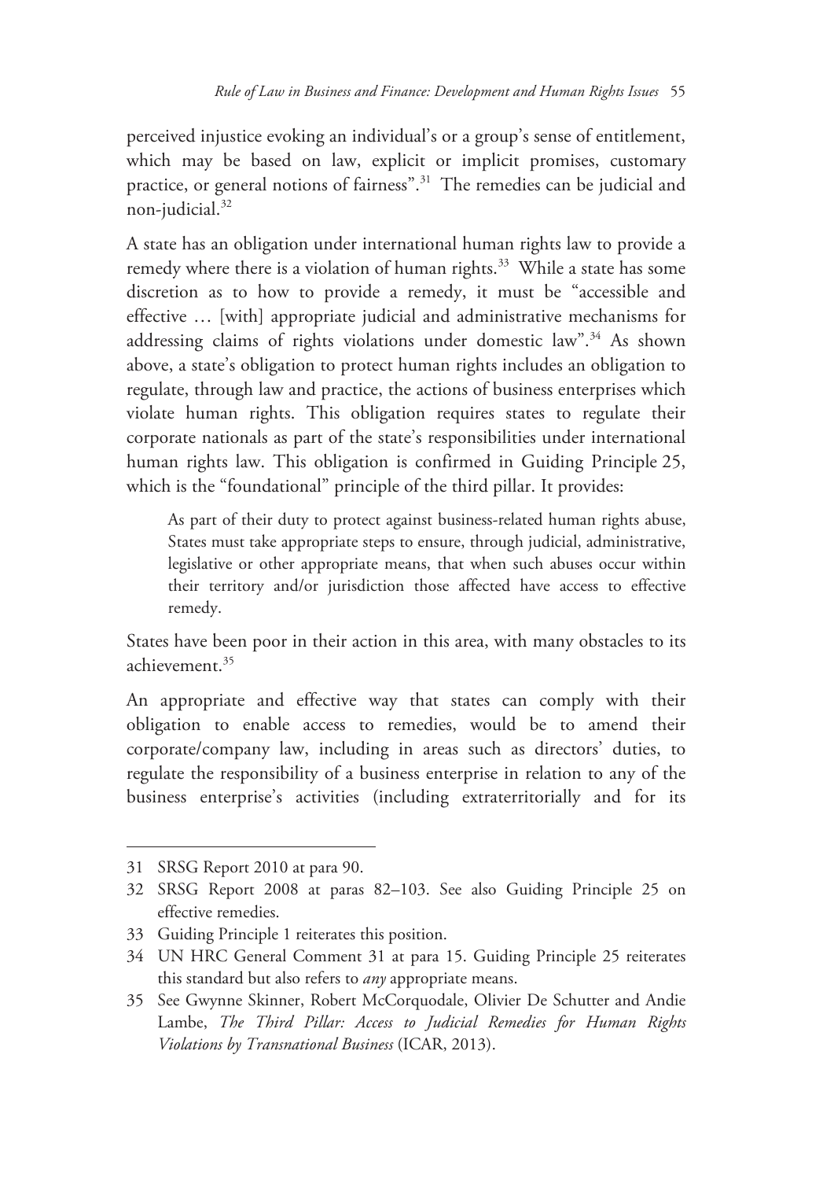perceived injustice evoking an individual's or a group's sense of entitlement, which may be based on law, explicit or implicit promises, customary practice, or general notions of fairness".[31] The remedies can be judicial and non-judicial.[32]

A state has an obligation under international human rights law to provide a remedy where there is a violation of human rights.[33] While a state has some discretion as to how to provide a remedy, it must be "accessible and effective … [with] appropriate judicial and administrative mechanisms for addressing claims of rights violations under domestic law".[34] As shown above, a state's obligation to protect human rights includes an obligation to regulate, through law and practice, the actions of business enterprises which violate human rights. This obligation requires states to regulate their corporate nationals as part of the state's responsibilities under international human rights law. This obligation is confirmed in Guiding Principle 25, which is the "foundational" principle of the third pillar. It provides:

> As part of their duty to protect against business-related human rights abuse, States must take appropriate steps to ensure, through judicial, administrative, legislative or other appropriate means, that when such abuses occur within their territory and/or jurisdiction those affected have access to effective remedy.

States have been poor in their action in this area, with many obstacles to its achievement.[35]

An appropriate and effective way that states can comply with their obligation to enable access to remedies, would be to amend their corporate/company law, including in areas such as directors' duties, to regulate the responsibility of a business enterprise in relation to any of the business enterprise's activities (including extraterritorially and for its

---

31 SRSG Report 2010 at para 90.

32 SRSG Report 2008 at paras 82–103. See also Guiding Principle 25 on effective remedies.

33 Guiding Principle 1 reiterates this position.

34 UN HRC General Comment 31 at para 15. Guiding Principle 25 reiterates this standard but also refers to *any* appropriate means.

35 See Gwynne Skinner, Robert McCorquodale, Olivier De Schutter and Andie Lambe, *The Third Pillar: Access to Judicial Remedies for Human Rights Violations by Transnational Business* (ICAR, 2013).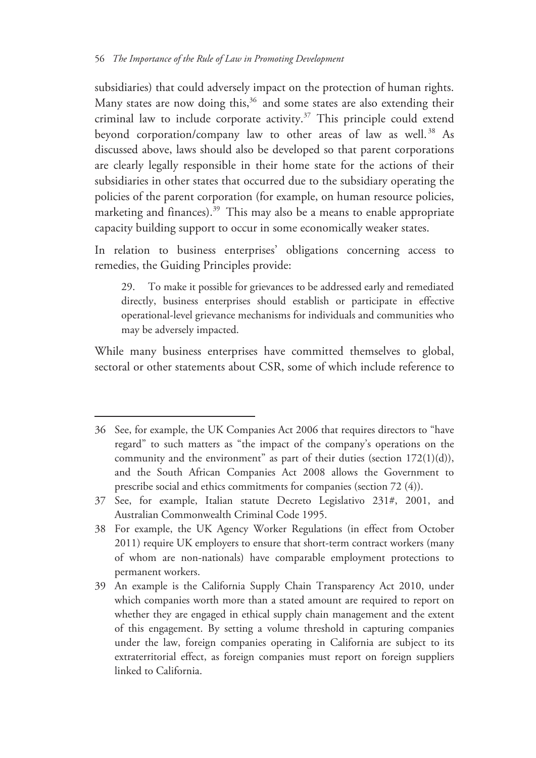subsidiaries) that could adversely impact on the protection of human rights. Many states are now doing this,[36] and some states are also extending their criminal law to include corporate activity.[37] This principle could extend beyond corporation/company law to other areas of law as well.[38] As discussed above, laws should also be developed so that parent corporations are clearly legally responsible in their home state for the actions of their subsidiaries in other states that occurred due to the subsidiary operating the policies of the parent corporation (for example, on human resource policies, marketing and finances).[39] This may also be a means to enable appropriate capacity building support to occur in some economically weaker states.

In relation to business enterprises' obligations concerning access to remedies, the Guiding Principles provide:

> 29. To make it possible for grievances to be addressed early and remediated directly, business enterprises should establish or participate in effective operational-level grievance mechanisms for individuals and communities who may be adversely impacted.

While many business enterprises have committed themselves to global, sectoral or other statements about CSR, some of which include reference to

---

36 See, for example, the UK Companies Act 2006 that requires directors to "have regard" to such matters as "the impact of the company's operations on the community and the environment" as part of their duties (section 172(1)(d)), and the South African Companies Act 2008 allows the Government to prescribe social and ethics commitments for companies (section 72 (4)).

37 See, for example, Italian statute Decreto Legislativo 231#, 2001, and Australian Commonwealth Criminal Code 1995.

38 For example, the UK Agency Worker Regulations (in effect from October 2011) require UK employers to ensure that short-term contract workers (many of whom are non-nationals) have comparable employment protections to permanent workers.

39 An example is the California Supply Chain Transparency Act 2010, under which companies worth more than a stated amount are required to report on whether they are engaged in ethical supply chain management and the extent of this engagement. By setting a volume threshold in capturing companies under the law, foreign companies operating in California are subject to its extraterritorial effect, as foreign companies must report on foreign suppliers linked to California.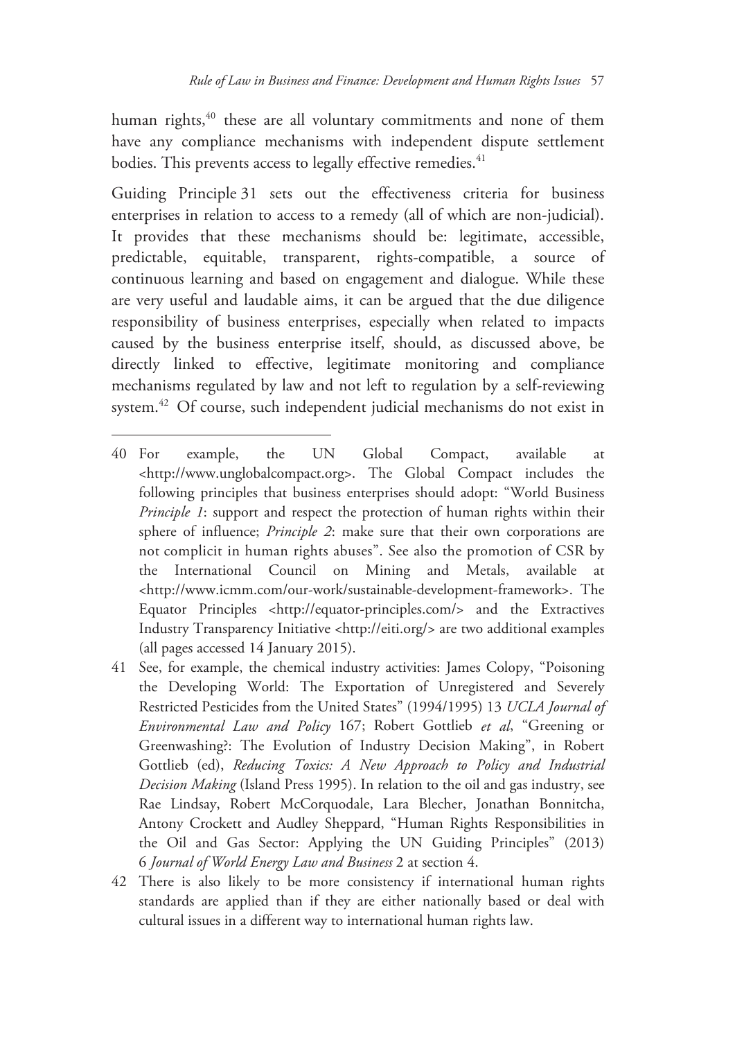human rights,[40] these are all voluntary commitments and none of them have any compliance mechanisms with independent dispute settlement bodies. This prevents access to legally effective remedies.[41]

Guiding Principle 31 sets out the effectiveness criteria for business enterprises in relation to access to a remedy (all of which are non-judicial). It provides that these mechanisms should be: legitimate, accessible, predictable, equitable, transparent, rights-compatible, a source of continuous learning and based on engagement and dialogue. While these are very useful and laudable aims, it can be argued that the due diligence responsibility of business enterprises, especially when related to impacts caused by the business enterprise itself, should, as discussed above, be directly linked to effective, legitimate monitoring and compliance mechanisms regulated by law and not left to regulation by a self-reviewing system.[42] Of course, such independent judicial mechanisms do not exist in

---

40 For example, the UN Global Compact, available at <http://www.unglobalcompact.org>. The Global Compact includes the following principles that business enterprises should adopt: "World Business *Principle 1*: support and respect the protection of human rights within their sphere of influence; *Principle 2*: make sure that their own corporations are not complicit in human rights abuses". See also the promotion of CSR by the International Council on Mining and Metals, available at <http://www.icmm.com/our-work/sustainable-development-framework>. The Equator Principles <http://equator-principles.com/> and the Extractives Industry Transparency Initiative <http://eiti.org/> are two additional examples (all pages accessed 14 January 2015).

41 See, for example, the chemical industry activities: James Colopy, "Poisoning the Developing World: The Exportation of Unregistered and Severely Restricted Pesticides from the United States" (1994/1995) 13 *UCLA Journal of Environmental Law and Policy* 167; Robert Gottlieb *et al*, "Greening or Greenwashing?: The Evolution of Industry Decision Making", in Robert Gottlieb (ed), *Reducing Toxics: A New Approach to Policy and Industrial Decision Making* (Island Press 1995). In relation to the oil and gas industry, see Rae Lindsay, Robert McCorquodale, Lara Blecher, Jonathan Bonnitcha, Antony Crockett and Audley Sheppard, "Human Rights Responsibilities in the Oil and Gas Sector: Applying the UN Guiding Principles" (2013) 6 *Journal of World Energy Law and Business* 2 at section 4.

42 There is also likely to be more consistency if international human rights standards are applied than if they are either nationally based or deal with cultural issues in a different way to international human rights law.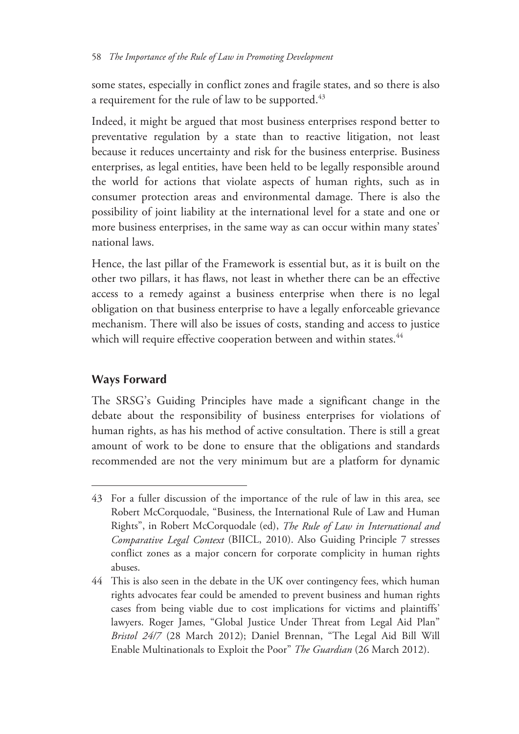some states, especially in conflict zones and fragile states, and so there is also a requirement for the rule of law to be supported.[43]

Indeed, it might be argued that most business enterprises respond better to preventative regulation by a state than to reactive litigation, not least because it reduces uncertainty and risk for the business enterprise. Business enterprises, as legal entities, have been held to be legally responsible around the world for actions that violate aspects of human rights, such as in consumer protection areas and environmental damage. There is also the possibility of joint liability at the international level for a state and one or more business enterprises, in the same way as can occur within many states' national laws.

Hence, the last pillar of the Framework is essential but, as it is built on the other two pillars, it has flaws, not least in whether there can be an effective access to a remedy against a business enterprise when there is no legal obligation on that business enterprise to have a legally enforceable grievance mechanism. There will also be issues of costs, standing and access to justice which will require effective cooperation between and within states.[44]

## Ways Forward

The SRSG's Guiding Principles have made a significant change in the debate about the responsibility of business enterprises for violations of human rights, as has his method of active consultation. There is still a great amount of work to be done to ensure that the obligations and standards recommended are not the very minimum but are a platform for dynamic

---

43 For a fuller discussion of the importance of the rule of law in this area, see Robert McCorquodale, "Business, the International Rule of Law and Human Rights", in Robert McCorquodale (ed), *The Rule of Law in International and Comparative Legal Context* (BIICL, 2010). Also Guiding Principle 7 stresses conflict zones as a major concern for corporate complicity in human rights abuses.

44 This is also seen in the debate in the UK over contingency fees, which human rights advocates fear could be amended to prevent business and human rights cases from being viable due to cost implications for victims and plaintiffs' lawyers. Roger James, "Global Justice Under Threat from Legal Aid Plan" *Bristol 24/7* (28 March 2012); Daniel Brennan, "The Legal Aid Bill Will Enable Multinationals to Exploit the Poor" *The Guardian* (26 March 2012).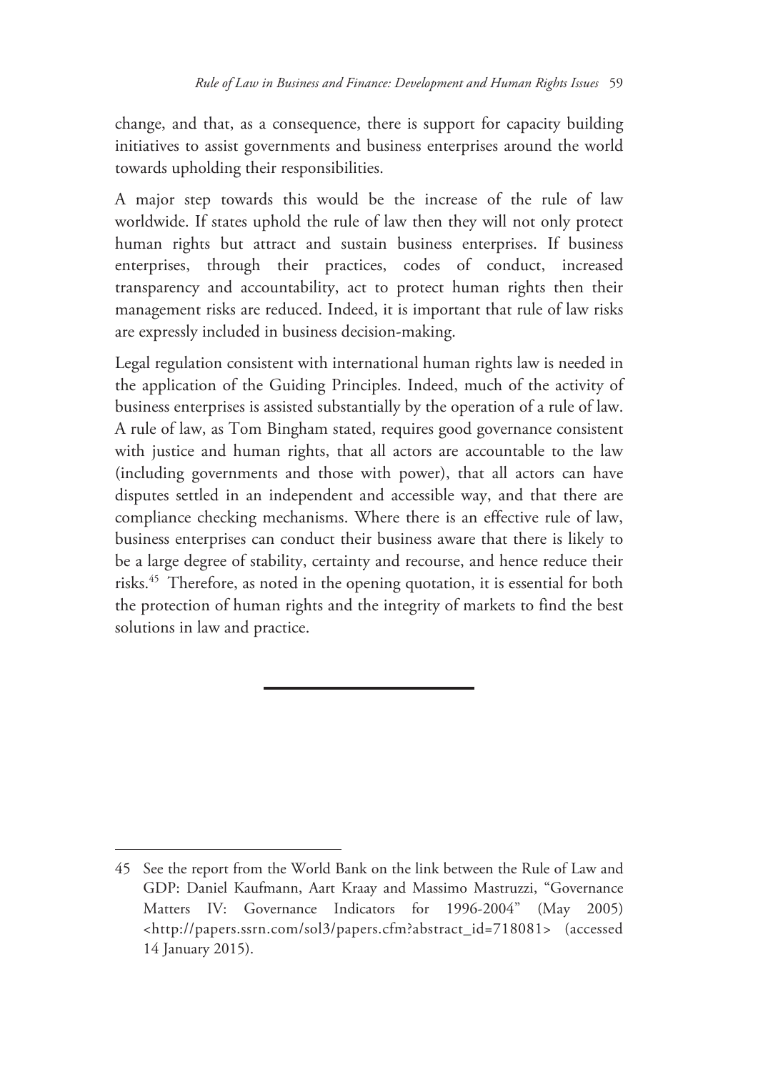change, and that, as a consequence, there is support for capacity building initiatives to assist governments and business enterprises around the world towards upholding their responsibilities.

A major step towards this would be the increase of the rule of law worldwide. If states uphold the rule of law then they will not only protect human rights but attract and sustain business enterprises. If business enterprises, through their practices, codes of conduct, increased transparency and accountability, act to protect human rights then their management risks are reduced. Indeed, it is important that rule of law risks are expressly included in business decision-making.

Legal regulation consistent with international human rights law is needed in the application of the Guiding Principles. Indeed, much of the activity of business enterprises is assisted substantially by the operation of a rule of law. A rule of law, as Tom Bingham stated, requires good governance consistent with justice and human rights, that all actors are accountable to the law (including governments and those with power), that all actors can have disputes settled in an independent and accessible way, and that there are compliance checking mechanisms. Where there is an effective rule of law, business enterprises can conduct their business aware that there is likely to be a large degree of stability, certainty and recourse, and hence reduce their risks.[45] Therefore, as noted in the opening quotation, it is essential for both the protection of human rights and the integrity of markets to find the best solutions in law and practice.

---

45 See the report from the World Bank on the link between the Rule of Law and GDP: Daniel Kaufmann, Aart Kraay and Massimo Mastruzzi, "Governance Matters IV: Governance Indicators for 1996-2004" (May 2005) <http://papers.ssrn.com/sol3/papers.cfm?abstract_id=718081> (accessed 14 January 2015).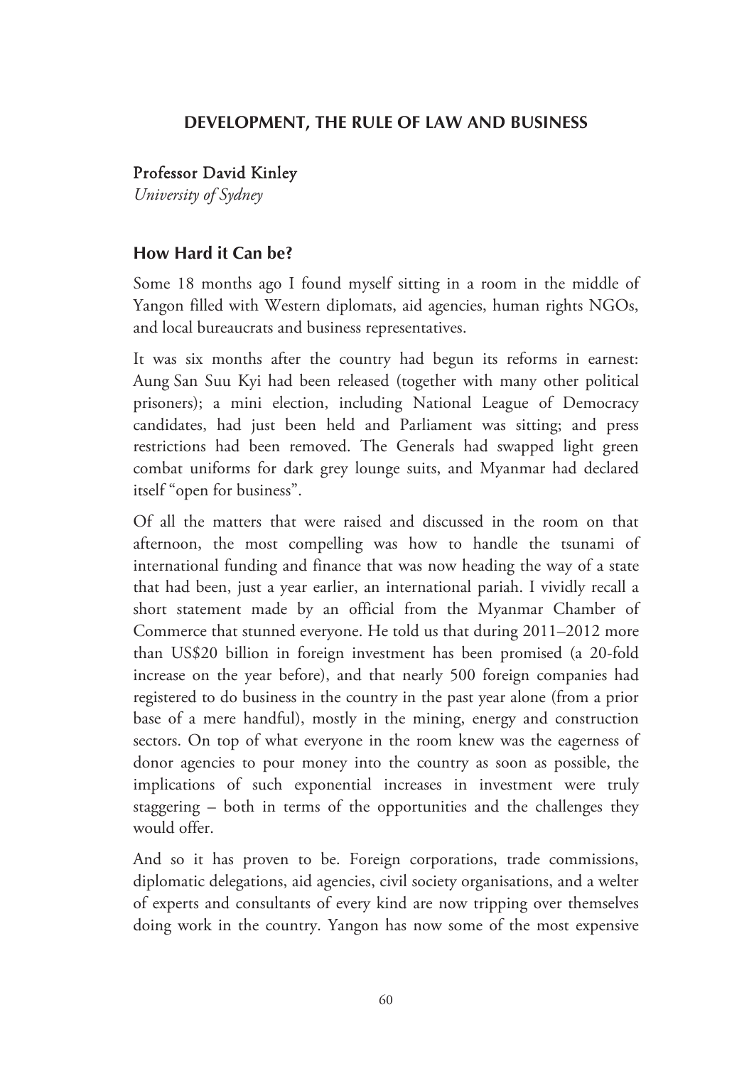## DEVELOPMENT, THE RULE OF LAW AND BUSINESS

**Professor David Kinley**
*University of Sydney*

### How Hard it Can be?

Some 18 months ago I found myself sitting in a room in the middle of Yangon filled with Western diplomats, aid agencies, human rights NGOs, and local bureaucrats and business representatives.

It was six months after the country had begun its reforms in earnest: Aung San Suu Kyi had been released (together with many other political prisoners); a mini election, including National League of Democracy candidates, had just been held and Parliament was sitting; and press restrictions had been removed. The Generals had swapped light green combat uniforms for dark grey lounge suits, and Myanmar had declared itself "open for business".

Of all the matters that were raised and discussed in the room on that afternoon, the most compelling was how to handle the tsunami of international funding and finance that was now heading the way of a state that had been, just a year earlier, an international pariah. I vividly recall a short statement made by an official from the Myanmar Chamber of Commerce that stunned everyone. He told us that during 2011–2012 more than US$20 billion in foreign investment has been promised (a 20-fold increase on the year before), and that nearly 500 foreign companies had registered to do business in the country in the past year alone (from a prior base of a mere handful), mostly in the mining, energy and construction sectors. On top of what everyone in the room knew was the eagerness of donor agencies to pour money into the country as soon as possible, the implications of such exponential increases in investment were truly staggering – both in terms of the opportunities and the challenges they would offer.

And so it has proven to be. Foreign corporations, trade commissions, diplomatic delegations, aid agencies, civil society organisations, and a welter of experts and consultants of every kind are now tripping over themselves doing work in the country. Yangon has now some of the most expensive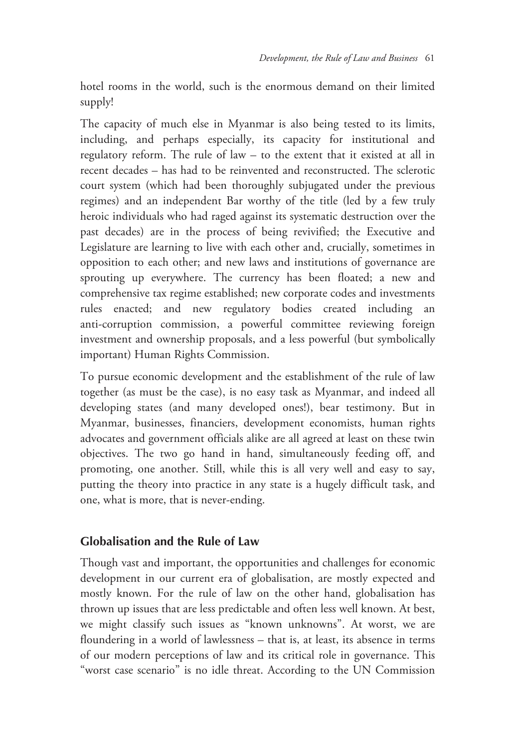hotel rooms in the world, such is the enormous demand on their limited supply!

The capacity of much else in Myanmar is also being tested to its limits, including, and perhaps especially, its capacity for institutional and regulatory reform. The rule of law – to the extent that it existed at all in recent decades – has had to be reinvented and reconstructed. The sclerotic court system (which had been thoroughly subjugated under the previous regimes) and an independent Bar worthy of the title (led by a few truly heroic individuals who had raged against its systematic destruction over the past decades) are in the process of being revivified; the Executive and Legislature are learning to live with each other and, crucially, sometimes in opposition to each other; and new laws and institutions of governance are sprouting up everywhere. The currency has been floated; a new and comprehensive tax regime established; new corporate codes and investments rules enacted; and new regulatory bodies created including an anti-corruption commission, a powerful committee reviewing foreign investment and ownership proposals, and a less powerful (but symbolically important) Human Rights Commission.

To pursue economic development and the establishment of the rule of law together (as must be the case), is no easy task as Myanmar, and indeed all developing states (and many developed ones!), bear testimony. But in Myanmar, businesses, financiers, development economists, human rights advocates and government officials alike are all agreed at least on these twin objectives. The two go hand in hand, simultaneously feeding off, and promoting, one another. Still, while this is all very well and easy to say, putting the theory into practice in any state is a hugely difficult task, and one, what is more, that is never-ending.

## Globalisation and the Rule of Law

Though vast and important, the opportunities and challenges for economic development in our current era of globalisation, are mostly expected and mostly known. For the rule of law on the other hand, globalisation has thrown up issues that are less predictable and often less well known. At best, we might classify such issues as "known unknowns". At worst, we are floundering in a world of lawlessness – that is, at least, its absence in terms of our modern perceptions of law and its critical role in governance. This "worst case scenario" is no idle threat. According to the UN Commission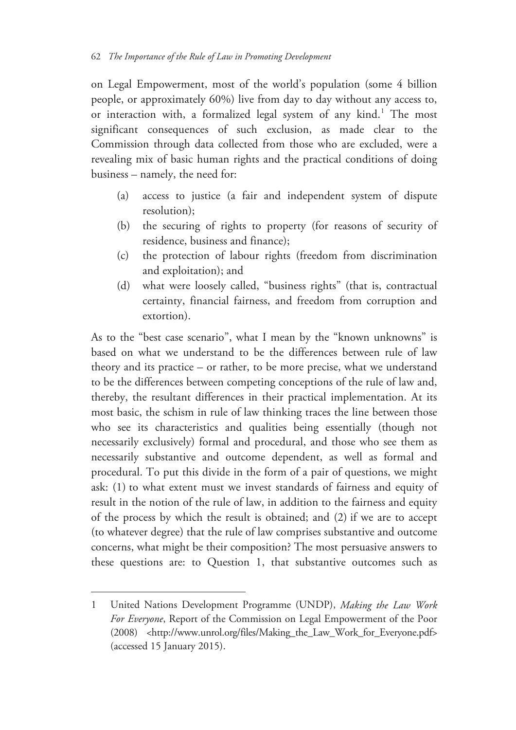on Legal Empowerment, most of the world's population (some 4 billion people, or approximately 60%) live from day to day without any access to, or interaction with, a formalized legal system of any kind.[1] The most significant consequences of such exclusion, as made clear to the Commission through data collected from those who are excluded, were a revealing mix of basic human rights and the practical conditions of doing business – namely, the need for:

(a) access to justice (a fair and independent system of dispute resolution);
(b) the securing of rights to property (for reasons of security of residence, business and finance);
(c) the protection of labour rights (freedom from discrimination and exploitation); and
(d) what were loosely called, "business rights" (that is, contractual certainty, financial fairness, and freedom from corruption and extortion).

As to the "best case scenario", what I mean by the "known unknowns" is based on what we understand to be the differences between rule of law theory and its practice – or rather, to be more precise, what we understand to be the differences between competing conceptions of the rule of law and, thereby, the resultant differences in their practical implementation. At its most basic, the schism in rule of law thinking traces the line between those who see its characteristics and qualities being essentially (though not necessarily exclusively) formal and procedural, and those who see them as necessarily substantive and outcome dependent, as well as formal and procedural. To put this divide in the form of a pair of questions, we might ask: (1) to what extent must we invest standards of fairness and equity of result in the notion of the rule of law, in addition to the fairness and equity of the process by which the result is obtained; and (2) if we are to accept (to whatever degree) that the rule of law comprises substantive and outcome concerns, what might be their composition? The most persuasive answers to these questions are: to Question 1, that substantive outcomes such as

---

1 United Nations Development Programme (UNDP), *Making the Law Work For Everyone*, Report of the Commission on Legal Empowerment of the Poor (2008) <http://www.unrol.org/files/Making_the_Law_Work_for_Everyone.pdf> (accessed 15 January 2015).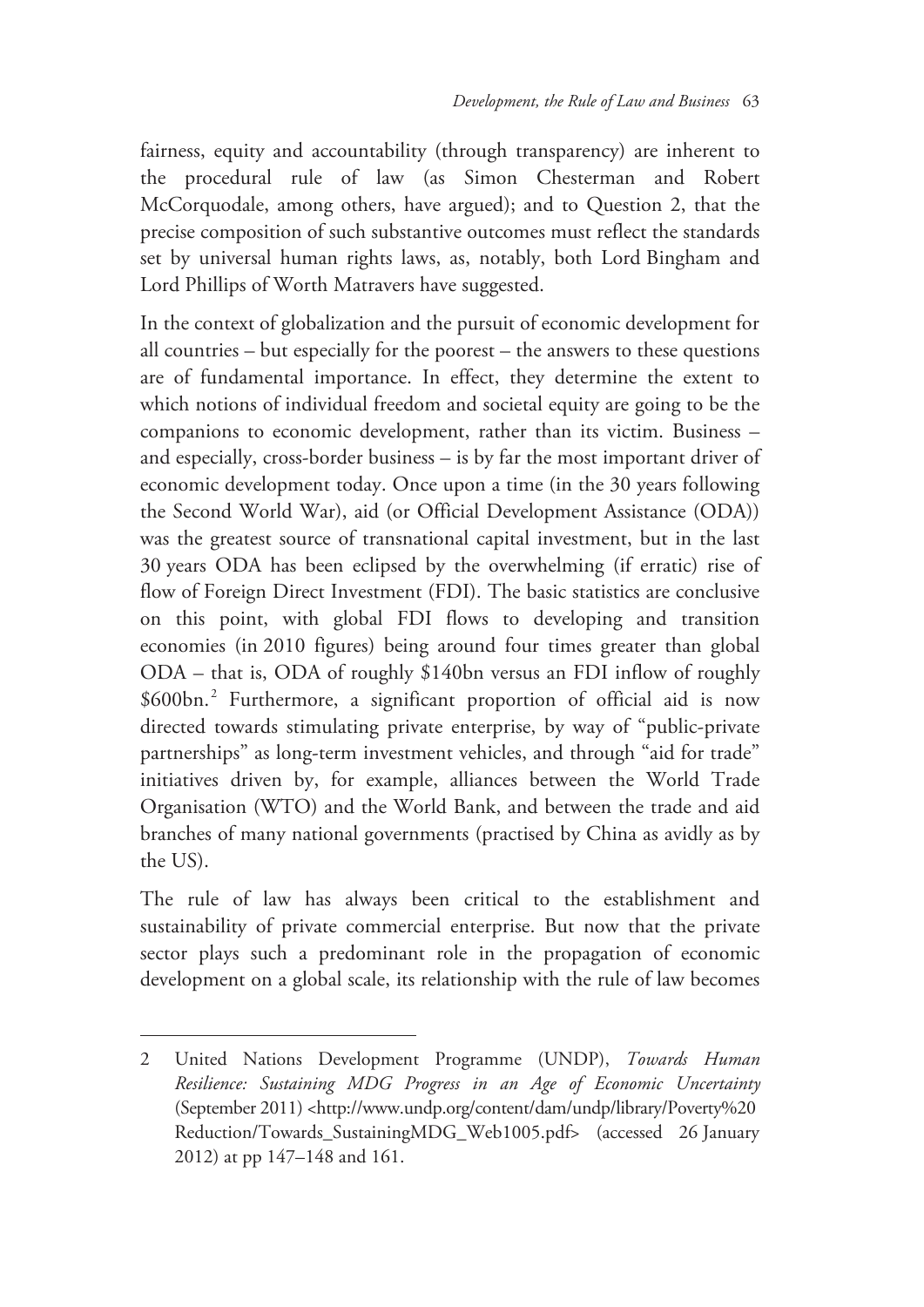fairness, equity and accountability (through transparency) are inherent to the procedural rule of law (as Simon Chesterman and Robert McCorquodale, among others, have argued); and to Question 2, that the precise composition of such substantive outcomes must reflect the standards set by universal human rights laws, as, notably, both Lord Bingham and Lord Phillips of Worth Matravers have suggested.

In the context of globalization and the pursuit of economic development for all countries – but especially for the poorest – the answers to these questions are of fundamental importance. In effect, they determine the extent to which notions of individual freedom and societal equity are going to be the companions to economic development, rather than its victim. Business – and especially, cross-border business – is by far the most important driver of economic development today. Once upon a time (in the 30 years following the Second World War), aid (or Official Development Assistance (ODA)) was the greatest source of transnational capital investment, but in the last 30 years ODA has been eclipsed by the overwhelming (if erratic) rise of flow of Foreign Direct Investment (FDI). The basic statistics are conclusive on this point, with global FDI flows to developing and transition economies (in 2010 figures) being around four times greater than global ODA – that is, ODA of roughly \$140bn versus an FDI inflow of roughly \$600bn.[2] Furthermore, a significant proportion of official aid is now directed towards stimulating private enterprise, by way of "public-private partnerships" as long-term investment vehicles, and through "aid for trade" initiatives driven by, for example, alliances between the World Trade Organisation (WTO) and the World Bank, and between the trade and aid branches of many national governments (practised by China as avidly as by the US).

The rule of law has always been critical to the establishment and sustainability of private commercial enterprise. But now that the private sector plays such a predominant role in the propagation of economic development on a global scale, its relationship with the rule of law becomes

---

2 United Nations Development Programme (UNDP), *Towards Human Resilience: Sustaining MDG Progress in an Age of Economic Uncertainty* (September 2011) <http://www.undp.org/content/dam/undp/library/Poverty%20 Reduction/Towards_SustainingMDG_Web1005.pdf> (accessed 26 January 2012) at pp 147–148 and 161.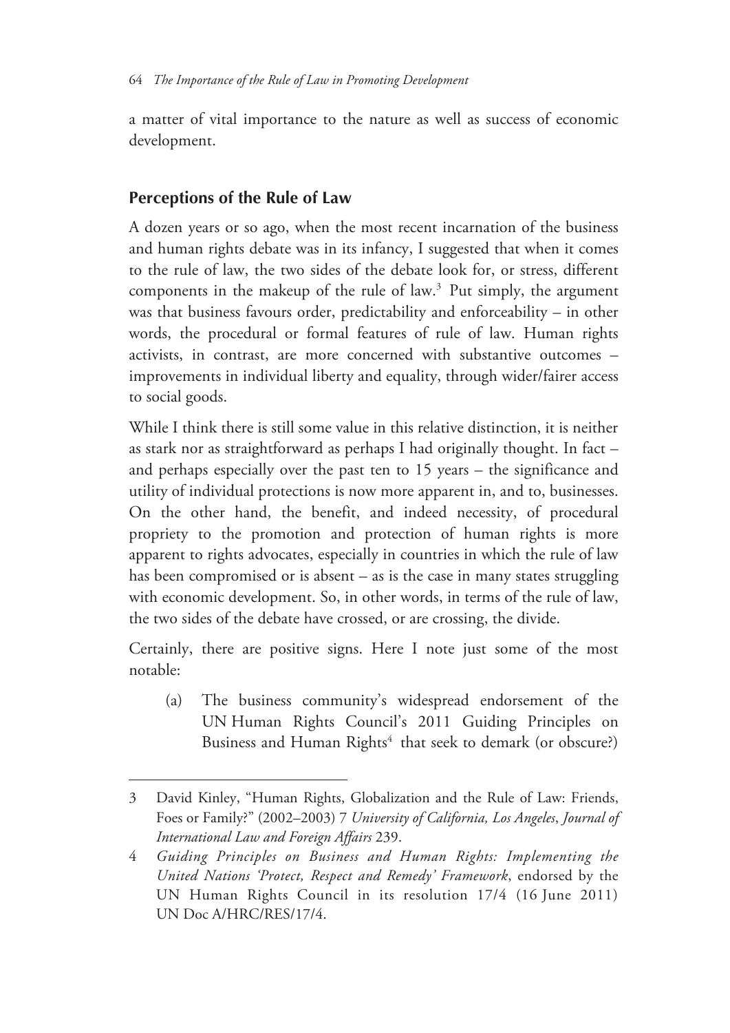a matter of vital importance to the nature as well as success of economic development.

## Perceptions of the Rule of Law

A dozen years or so ago, when the most recent incarnation of the business and human rights debate was in its infancy, I suggested that when it comes to the rule of law, the two sides of the debate look for, or stress, different components in the makeup of the rule of law.[3] Put simply, the argument was that business favours order, predictability and enforceability – in other words, the procedural or formal features of rule of law. Human rights activists, in contrast, are more concerned with substantive outcomes – improvements in individual liberty and equality, through wider/fairer access to social goods.

While I think there is still some value in this relative distinction, it is neither as stark nor as straightforward as perhaps I had originally thought. In fact – and perhaps especially over the past ten to 15 years – the significance and utility of individual protections is now more apparent in, and to, businesses. On the other hand, the benefit, and indeed necessity, of procedural propriety to the promotion and protection of human rights is more apparent to rights advocates, especially in countries in which the rule of law has been compromised or is absent – as is the case in many states struggling with economic development. So, in other words, in terms of the rule of law, the two sides of the debate have crossed, or are crossing, the divide.

Certainly, there are positive signs. Here I note just some of the most notable:

(a) The business community's widespread endorsement of the UN Human Rights Council's 2011 Guiding Principles on Business and Human Rights[4] that seek to demark (or obscure?)

---

3 David Kinley, "Human Rights, Globalization and the Rule of Law: Friends, Foes or Family?" (2002–2003) 7 *University of California, Los Angeles*, *Journal of International Law and Foreign Affairs* 239.

4 *Guiding Principles on Business and Human Rights: Implementing the United Nations 'Protect, Respect and Remedy' Framework*, endorsed by the UN Human Rights Council in its resolution 17/4 (16 June 2011) UN Doc A/HRC/RES/17/4.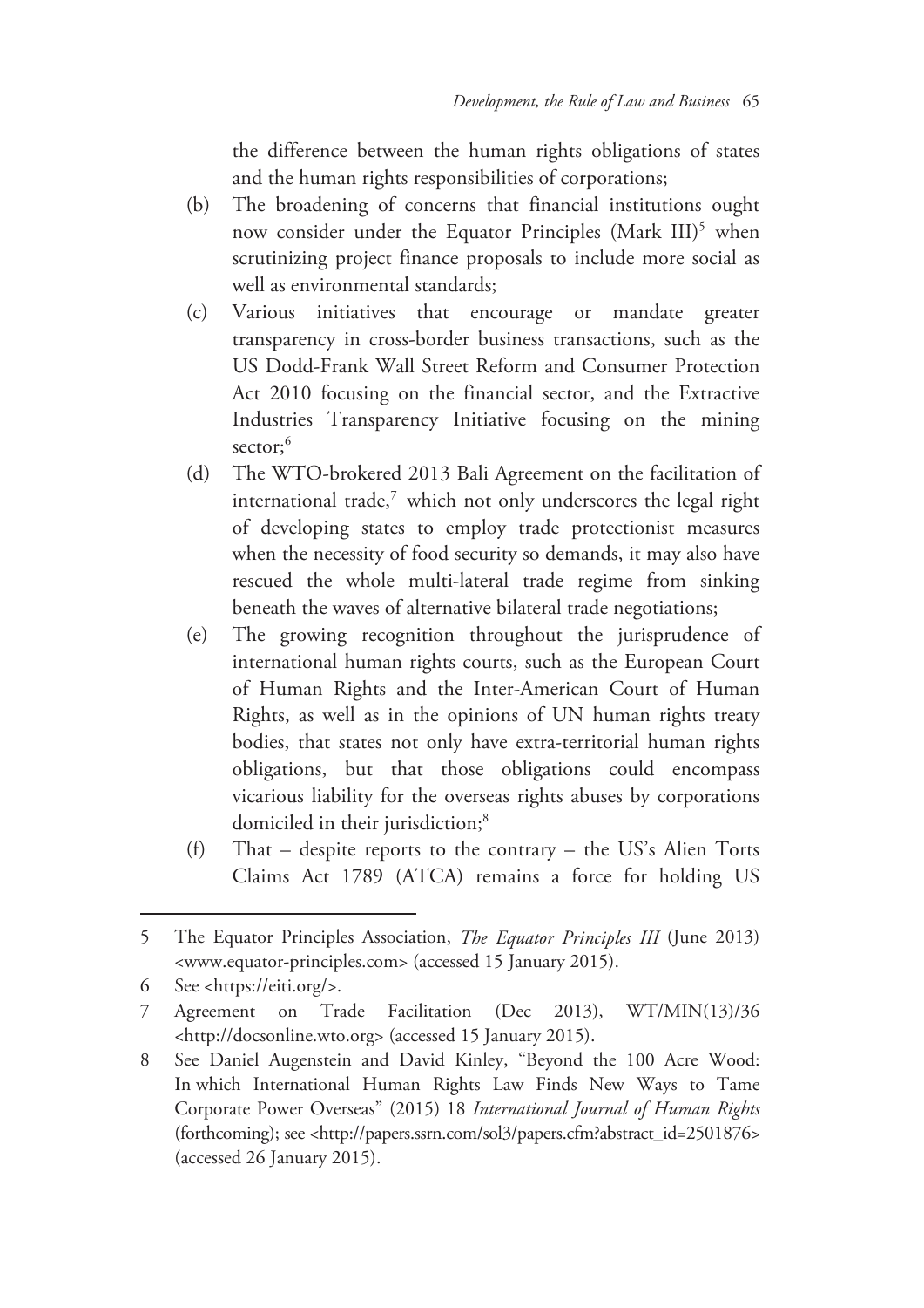the difference between the human rights obligations of states and the human rights responsibilities of corporations;

(b) The broadening of concerns that financial institutions ought now consider under the Equator Principles (Mark III)[5] when scrutinizing project finance proposals to include more social as well as environmental standards;

(c) Various initiatives that encourage or mandate greater transparency in cross-border business transactions, such as the US Dodd-Frank Wall Street Reform and Consumer Protection Act 2010 focusing on the financial sector, and the Extractive Industries Transparency Initiative focusing on the mining sector;[6]

(d) The WTO-brokered 2013 Bali Agreement on the facilitation of international trade,[7] which not only underscores the legal right of developing states to employ trade protectionist measures when the necessity of food security so demands, it may also have rescued the whole multi-lateral trade regime from sinking beneath the waves of alternative bilateral trade negotiations;

(e) The growing recognition throughout the jurisprudence of international human rights courts, such as the European Court of Human Rights and the Inter-American Court of Human Rights, as well as in the opinions of UN human rights treaty bodies, that states not only have extra-territorial human rights obligations, but that those obligations could encompass vicarious liability for the overseas rights abuses by corporations domiciled in their jurisdiction;[8]

(f) That – despite reports to the contrary – the US's Alien Torts Claims Act 1789 (ATCA) remains a force for holding US

---

5 The Equator Principles Association, *The Equator Principles III* (June 2013) <www.equator-principles.com> (accessed 15 January 2015).

6 See <https://eiti.org/>.

7 Agreement on Trade Facilitation (Dec 2013), WT/MIN(13)/36 <http://docsonline.wto.org> (accessed 15 January 2015).

8 See Daniel Augenstein and David Kinley, "Beyond the 100 Acre Wood: In which International Human Rights Law Finds New Ways to Tame Corporate Power Overseas" (2015) 18 *International Journal of Human Rights* (forthcoming); see <http://papers.ssrn.com/sol3/papers.cfm?abstract_id=2501876> (accessed 26 January 2015).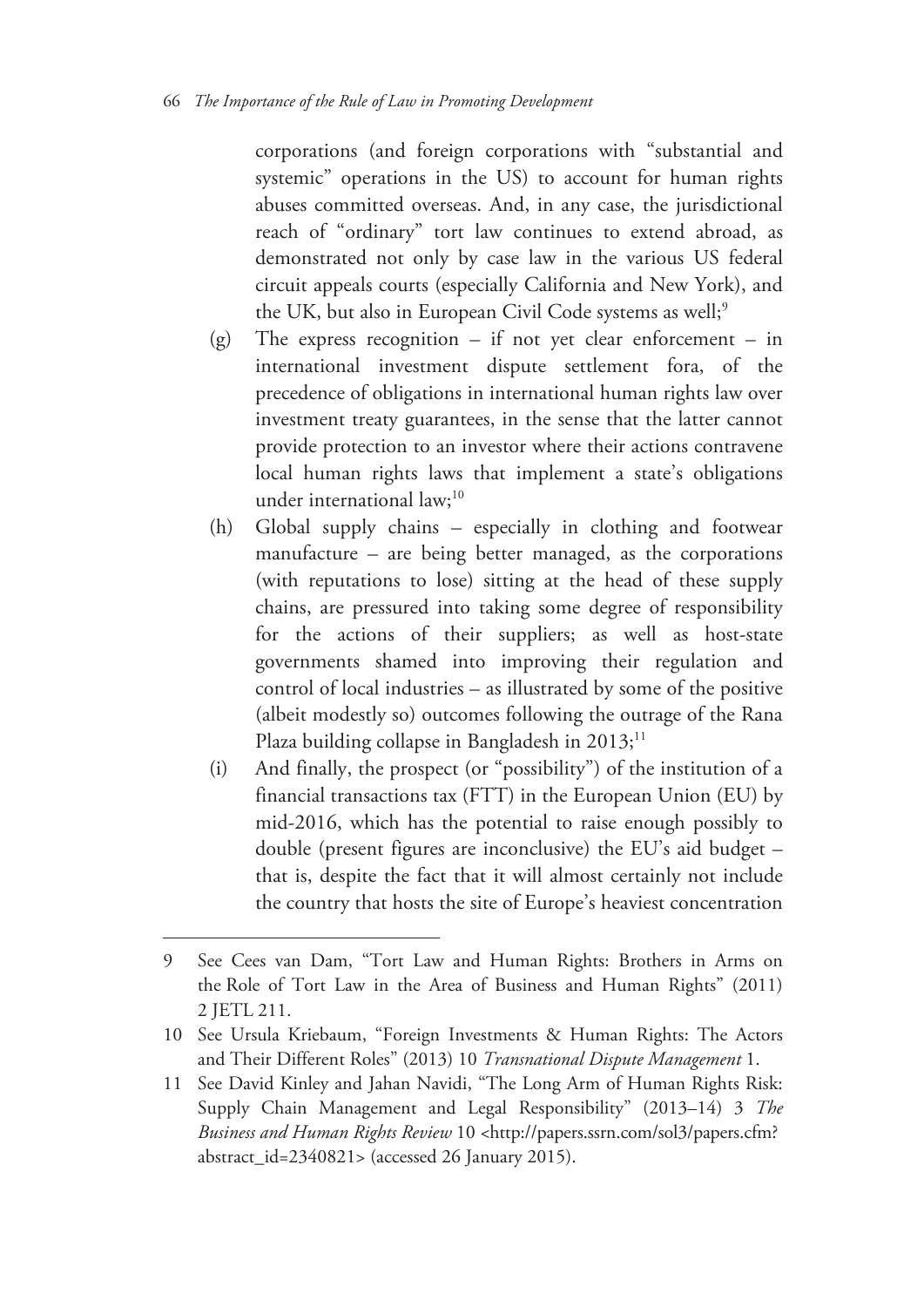corporations (and foreign corporations with "substantial and systemic" operations in the US) to account for human rights abuses committed overseas. And, in any case, the jurisdictional reach of "ordinary" tort law continues to extend abroad, as demonstrated not only by case law in the various US federal circuit appeals courts (especially California and New York), and the UK, but also in European Civil Code systems as well;[9]

(g) The express recognition – if not yet clear enforcement – in international investment dispute settlement fora, of the precedence of obligations in international human rights law over investment treaty guarantees, in the sense that the latter cannot provide protection to an investor where their actions contravene local human rights laws that implement a state's obligations under international law;[10]

(h) Global supply chains – especially in clothing and footwear manufacture – are being better managed, as the corporations (with reputations to lose) sitting at the head of these supply chains, are pressured into taking some degree of responsibility for the actions of their suppliers; as well as host-state governments shamed into improving their regulation and control of local industries – as illustrated by some of the positive (albeit modestly so) outcomes following the outrage of the Rana Plaza building collapse in Bangladesh in 2013;[11]

(i) And finally, the prospect (or "possibility") of the institution of a financial transactions tax (FTT) in the European Union (EU) by mid-2016, which has the potential to raise enough possibly to double (present figures are inconclusive) the EU's aid budget – that is, despite the fact that it will almost certainly not include the country that hosts the site of Europe's heaviest concentration

---

9 See Cees van Dam, "Tort Law and Human Rights: Brothers in Arms on the Role of Tort Law in the Area of Business and Human Rights" (2011) 2 JETL 211.

10 See Ursula Kriebaum, "Foreign Investments & Human Rights: The Actors and Their Different Roles" (2013) 10 *Transnational Dispute Management* 1.

11 See David Kinley and Jahan Navidi, "The Long Arm of Human Rights Risk: Supply Chain Management and Legal Responsibility" (2013–14) 3 *The Business and Human Rights Review* 10 <http://papers.ssrn.com/sol3/papers.cfm?abstract_id=2340821> (accessed 26 January 2015).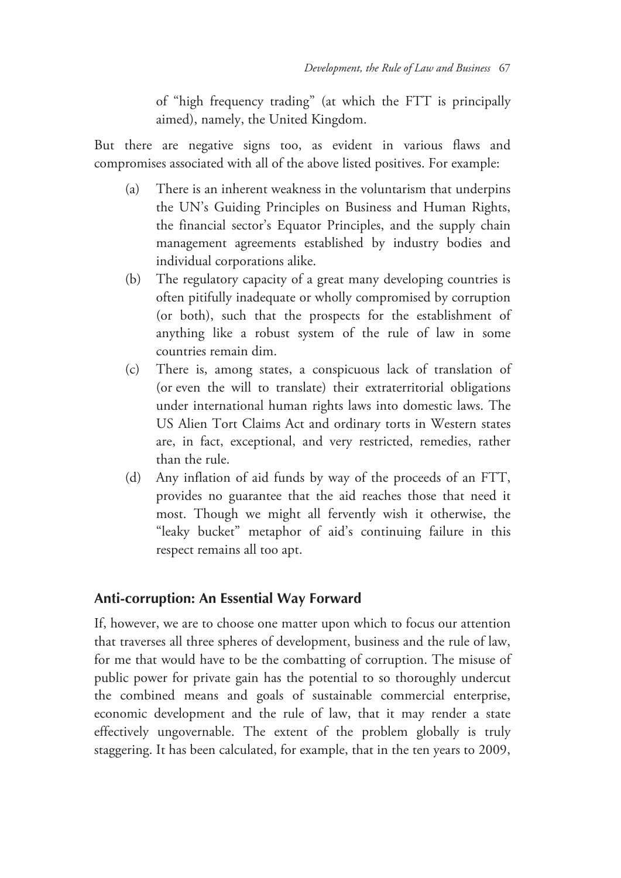of "high frequency trading" (at which the FTT is principally aimed), namely, the United Kingdom.

But there are negative signs too, as evident in various flaws and compromises associated with all of the above listed positives. For example:

(a) There is an inherent weakness in the voluntarism that underpins the UN's Guiding Principles on Business and Human Rights, the financial sector's Equator Principles, and the supply chain management agreements established by industry bodies and individual corporations alike.

(b) The regulatory capacity of a great many developing countries is often pitifully inadequate or wholly compromised by corruption (or both), such that the prospects for the establishment of anything like a robust system of the rule of law in some countries remain dim.

(c) There is, among states, a conspicuous lack of translation of (or even the will to translate) their extraterritorial obligations under international human rights laws into domestic laws. The US Alien Tort Claims Act and ordinary torts in Western states are, in fact, exceptional, and very restricted, remedies, rather than the rule.

(d) Any inflation of aid funds by way of the proceeds of an FTT, provides no guarantee that the aid reaches those that need it most. Though we might all fervently wish it otherwise, the "leaky bucket" metaphor of aid's continuing failure in this respect remains all too apt.

## Anti-corruption: An Essential Way Forward

If, however, we are to choose one matter upon which to focus our attention that traverses all three spheres of development, business and the rule of law, for me that would have to be the combatting of corruption. The misuse of public power for private gain has the potential to so thoroughly undercut the combined means and goals of sustainable commercial enterprise, economic development and the rule of law, that it may render a state effectively ungovernable. The extent of the problem globally is truly staggering. It has been calculated, for example, that in the ten years to 2009,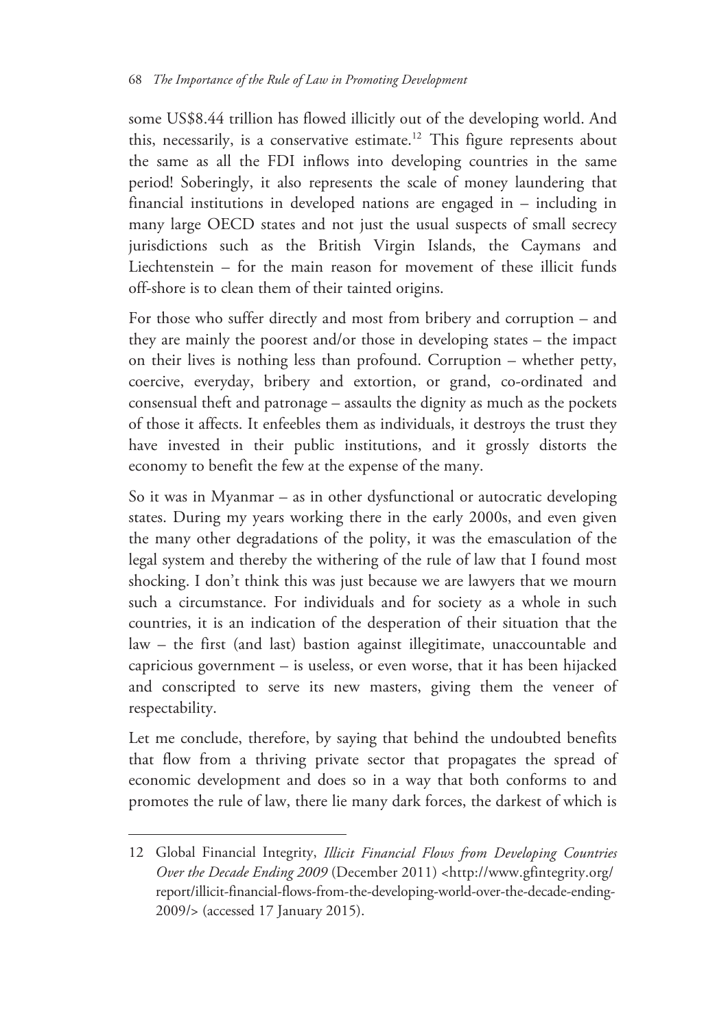some US$8.44 trillion has flowed illicitly out of the developing world. And this, necessarily, is a conservative estimate.[12] This figure represents about the same as all the FDI inflows into developing countries in the same period! Soberingly, it also represents the scale of money laundering that financial institutions in developed nations are engaged in – including in many large OECD states and not just the usual suspects of small secrecy jurisdictions such as the British Virgin Islands, the Caymans and Liechtenstein – for the main reason for movement of these illicit funds off-shore is to clean them of their tainted origins.

For those who suffer directly and most from bribery and corruption – and they are mainly the poorest and/or those in developing states – the impact on their lives is nothing less than profound. Corruption – whether petty, coercive, everyday, bribery and extortion, or grand, co-ordinated and consensual theft and patronage – assaults the dignity as much as the pockets of those it affects. It enfeebles them as individuals, it destroys the trust they have invested in their public institutions, and it grossly distorts the economy to benefit the few at the expense of the many.

So it was in Myanmar – as in other dysfunctional or autocratic developing states. During my years working there in the early 2000s, and even given the many other degradations of the polity, it was the emasculation of the legal system and thereby the withering of the rule of law that I found most shocking. I don't think this was just because we are lawyers that we mourn such a circumstance. For individuals and for society as a whole in such countries, it is an indication of the desperation of their situation that the law – the first (and last) bastion against illegitimate, unaccountable and capricious government – is useless, or even worse, that it has been hijacked and conscripted to serve its new masters, giving them the veneer of respectability.

Let me conclude, therefore, by saying that behind the undoubted benefits that flow from a thriving private sector that propagates the spread of economic development and does so in a way that both conforms to and promotes the rule of law, there lie many dark forces, the darkest of which is

---

12 Global Financial Integrity, *Illicit Financial Flows from Developing Countries Over the Decade Ending 2009* (December 2011) <http://www.gfintegrity.org/report/illicit-financial-flows-from-the-developing-world-over-the-decade-ending-2009/> (accessed 17 January 2015).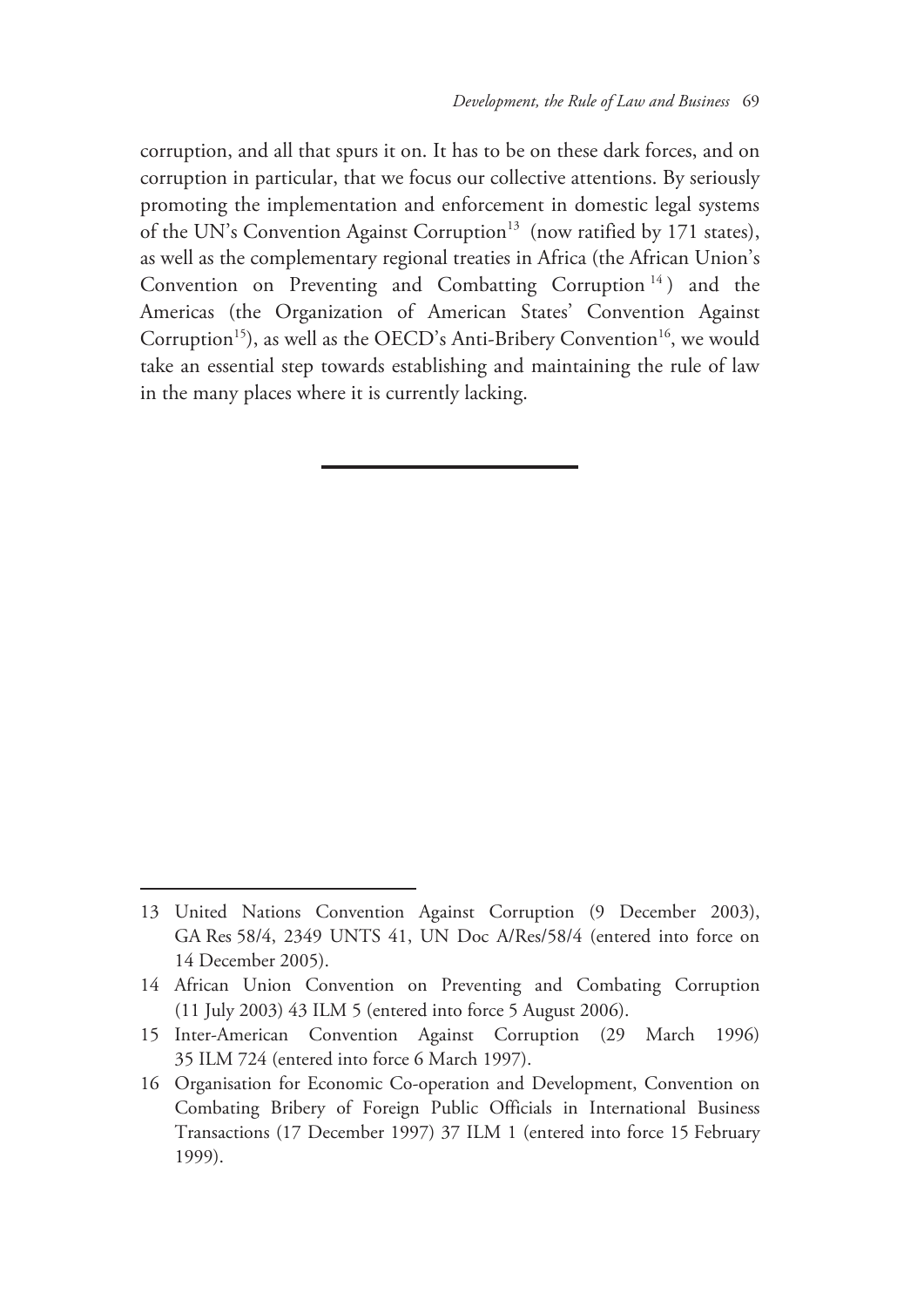corruption, and all that spurs it on. It has to be on these dark forces, and on corruption in particular, that we focus our collective attentions. By seriously promoting the implementation and enforcement in domestic legal systems of the UN's Convention Against Corruption[13] (now ratified by 171 states), as well as the complementary regional treaties in Africa (the African Union's Convention on Preventing and Combatting Corruption[14]) and the Americas (the Organization of American States' Convention Against Corruption[15]), as well as the OECD's Anti-Bribery Convention[16], we would take an essential step towards establishing and maintaining the rule of law in the many places where it is currently lacking.

---

13 United Nations Convention Against Corruption (9 December 2003), GA Res 58/4, 2349 UNTS 41, UN Doc A/Res/58/4 (entered into force on 14 December 2005).

14 African Union Convention on Preventing and Combating Corruption (11 July 2003) 43 ILM 5 (entered into force 5 August 2006).

15 Inter-American Convention Against Corruption (29 March 1996) 35 ILM 724 (entered into force 6 March 1997).

16 Organisation for Economic Co-operation and Development, Convention on Combating Bribery of Foreign Public Officials in International Business Transactions (17 December 1997) 37 ILM 1 (entered into force 15 February 1999).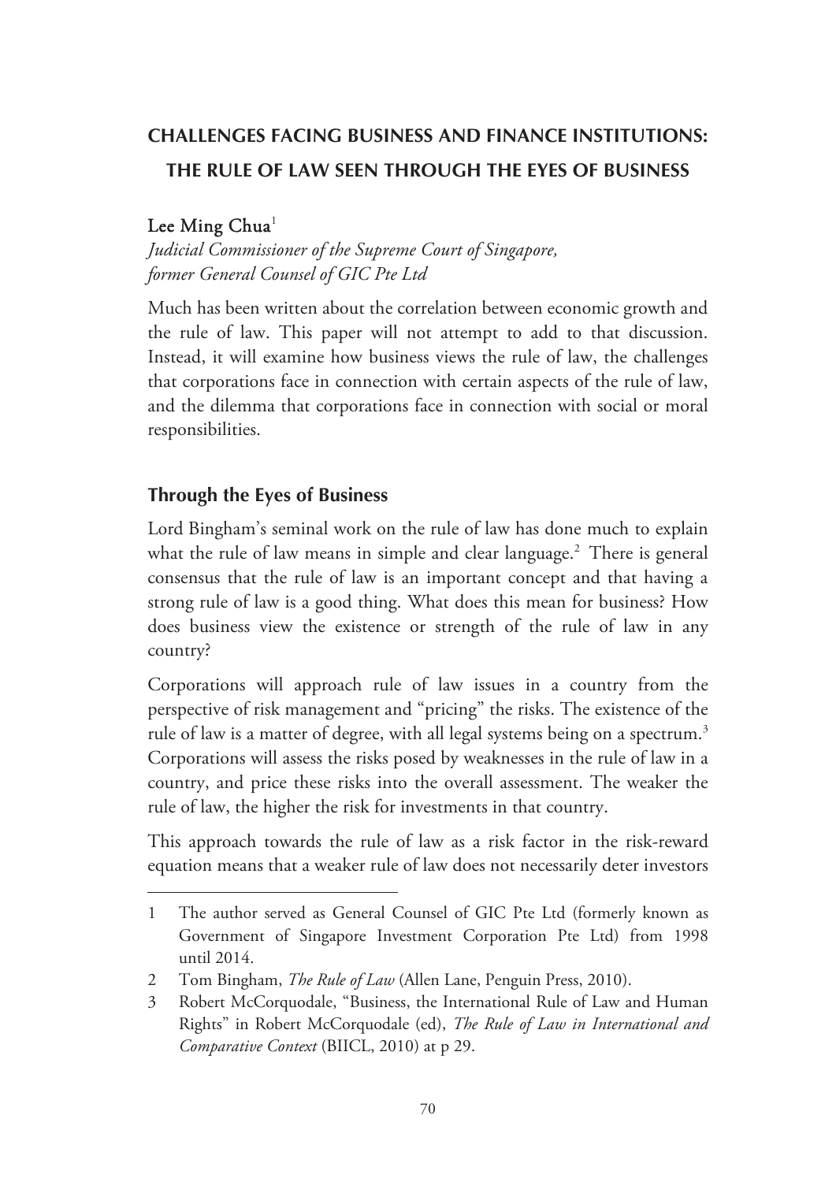## CHALLENGES FACING BUSINESS AND FINANCE INSTITUTIONS: THE RULE OF LAW SEEN THROUGH THE EYES OF BUSINESS

**Lee Ming Chua**[1]

*Judicial Commissioner of the Supreme Court of Singapore, former General Counsel of GIC Pte Ltd*

Much has been written about the correlation between economic growth and the rule of law. This paper will not attempt to add to that discussion. Instead, it will examine how business views the rule of law, the challenges that corporations face in connection with certain aspects of the rule of law, and the dilemma that corporations face in connection with social or moral responsibilities.

### Through the Eyes of Business

Lord Bingham's seminal work on the rule of law has done much to explain what the rule of law means in simple and clear language.[2] There is general consensus that the rule of law is an important concept and that having a strong rule of law is a good thing. What does this mean for business? How does business view the existence or strength of the rule of law in any country?

Corporations will approach rule of law issues in a country from the perspective of risk management and "pricing" the risks. The existence of the rule of law is a matter of degree, with all legal systems being on a spectrum.[3] Corporations will assess the risks posed by weaknesses in the rule of law in a country, and price these risks into the overall assessment. The weaker the rule of law, the higher the risk for investments in that country.

This approach towards the rule of law as a risk factor in the risk-reward equation means that a weaker rule of law does not necessarily deter investors

---

1 The author served as General Counsel of GIC Pte Ltd (formerly known as Government of Singapore Investment Corporation Pte Ltd) from 1998 until 2014.

2 Tom Bingham, *The Rule of Law* (Allen Lane, Penguin Press, 2010).

3 Robert McCorquodale, "Business, the International Rule of Law and Human Rights" in Robert McCorquodale (ed), *The Rule of Law in International and Comparative Context* (BIICL, 2010) at p 29.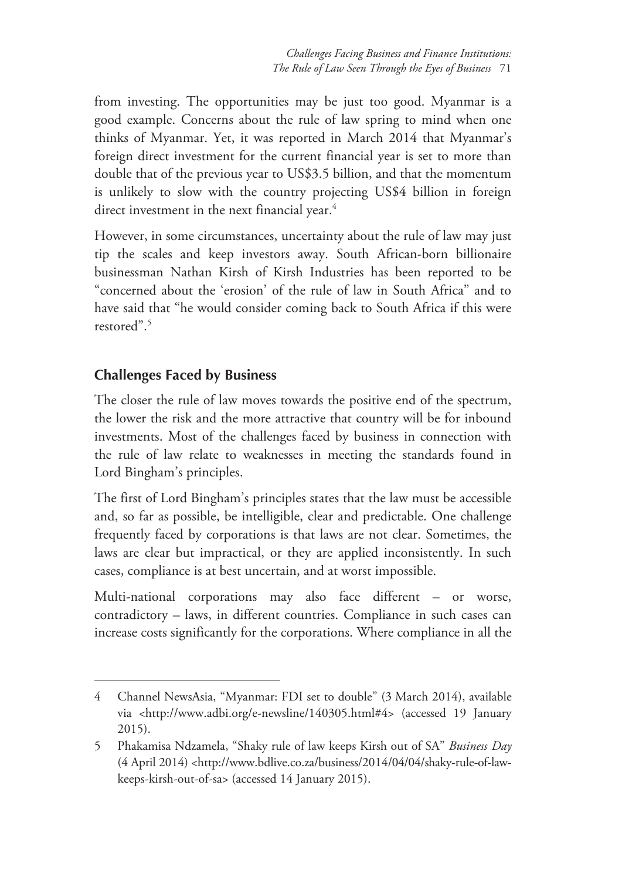from investing. The opportunities may be just too good. Myanmar is a good example. Concerns about the rule of law spring to mind when one thinks of Myanmar. Yet, it was reported in March 2014 that Myanmar's foreign direct investment for the current financial year is set to more than double that of the previous year to US$3.5 billion, and that the momentum is unlikely to slow with the country projecting US$4 billion in foreign direct investment in the next financial year.[4]

However, in some circumstances, uncertainty about the rule of law may just tip the scales and keep investors away. South African-born billionaire businessman Nathan Kirsh of Kirsh Industries has been reported to be "concerned about the 'erosion' of the rule of law in South Africa" and to have said that "he would consider coming back to South Africa if this were restored".[5]

## Challenges Faced by Business

The closer the rule of law moves towards the positive end of the spectrum, the lower the risk and the more attractive that country will be for inbound investments. Most of the challenges faced by business in connection with the rule of law relate to weaknesses in meeting the standards found in Lord Bingham's principles.

The first of Lord Bingham's principles states that the law must be accessible and, so far as possible, be intelligible, clear and predictable. One challenge frequently faced by corporations is that laws are not clear. Sometimes, the laws are clear but impractical, or they are applied inconsistently. In such cases, compliance is at best uncertain, and at worst impossible.

Multi-national corporations may also face different – or worse, contradictory – laws, in different countries. Compliance in such cases can increase costs significantly for the corporations. Where compliance in all the

---

4 Channel NewsAsia, "Myanmar: FDI set to double" (3 March 2014), available via <http://www.adbi.org/e-newsline/140305.html#4> (accessed 19 January 2015).

5 Phakamisa Ndzamela, "Shaky rule of law keeps Kirsh out of SA" *Business Day* (4 April 2014) <http://www.bdlive.co.za/business/2014/04/04/shaky-rule-of-law-keeps-kirsh-out-of-sa> (accessed 14 January 2015).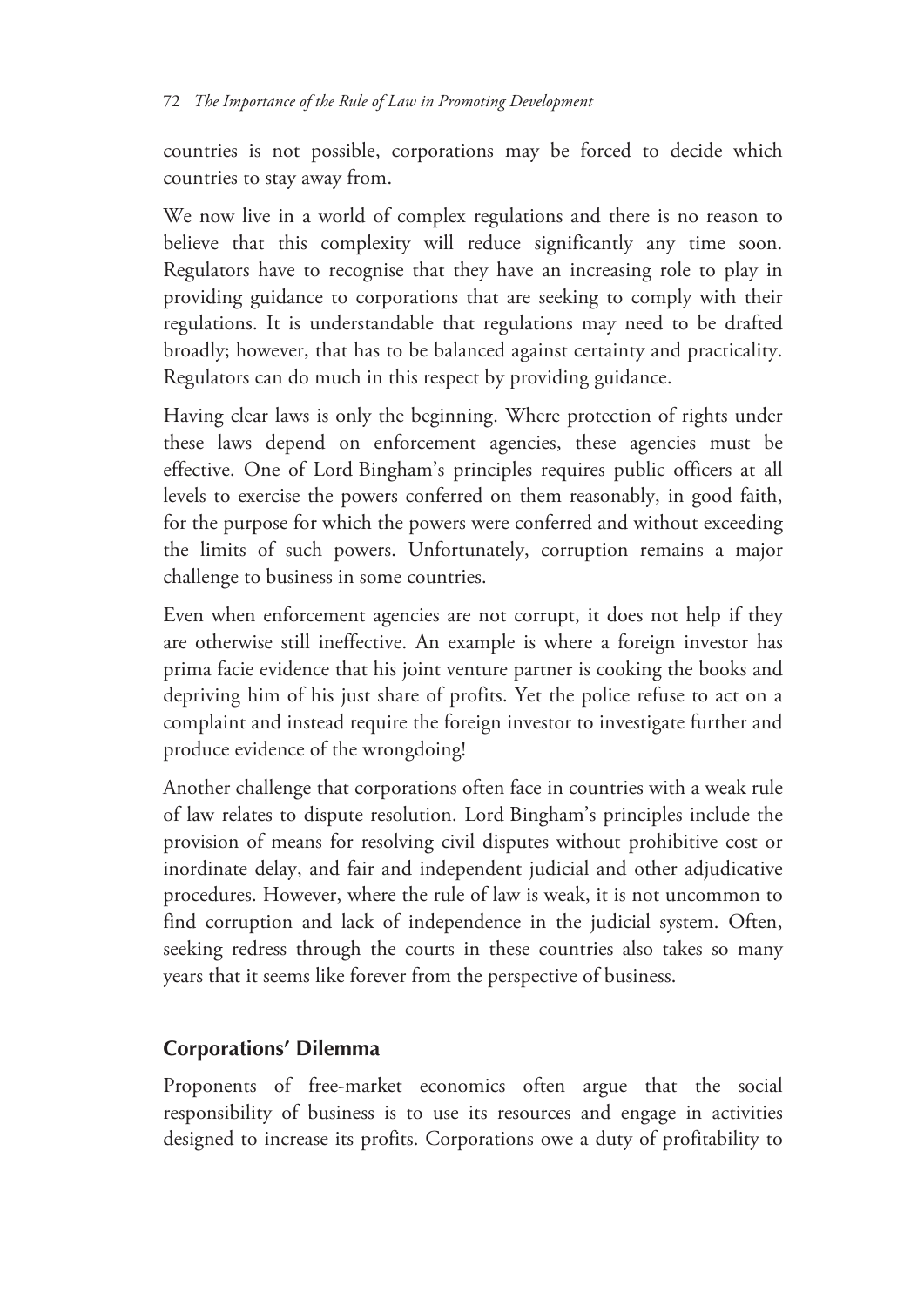countries is not possible, corporations may be forced to decide which countries to stay away from.

We now live in a world of complex regulations and there is no reason to believe that this complexity will reduce significantly any time soon. Regulators have to recognise that they have an increasing role to play in providing guidance to corporations that are seeking to comply with their regulations. It is understandable that regulations may need to be drafted broadly; however, that has to be balanced against certainty and practicality. Regulators can do much in this respect by providing guidance.

Having clear laws is only the beginning. Where protection of rights under these laws depend on enforcement agencies, these agencies must be effective. One of Lord Bingham's principles requires public officers at all levels to exercise the powers conferred on them reasonably, in good faith, for the purpose for which the powers were conferred and without exceeding the limits of such powers. Unfortunately, corruption remains a major challenge to business in some countries.

Even when enforcement agencies are not corrupt, it does not help if they are otherwise still ineffective. An example is where a foreign investor has prima facie evidence that his joint venture partner is cooking the books and depriving him of his just share of profits. Yet the police refuse to act on a complaint and instead require the foreign investor to investigate further and produce evidence of the wrongdoing!

Another challenge that corporations often face in countries with a weak rule of law relates to dispute resolution. Lord Bingham's principles include the provision of means for resolving civil disputes without prohibitive cost or inordinate delay, and fair and independent judicial and other adjudicative procedures. However, where the rule of law is weak, it is not uncommon to find corruption and lack of independence in the judicial system. Often, seeking redress through the courts in these countries also takes so many years that it seems like forever from the perspective of business.

## Corporations' Dilemma

Proponents of free-market economics often argue that the social responsibility of business is to use its resources and engage in activities designed to increase its profits. Corporations owe a duty of profitability to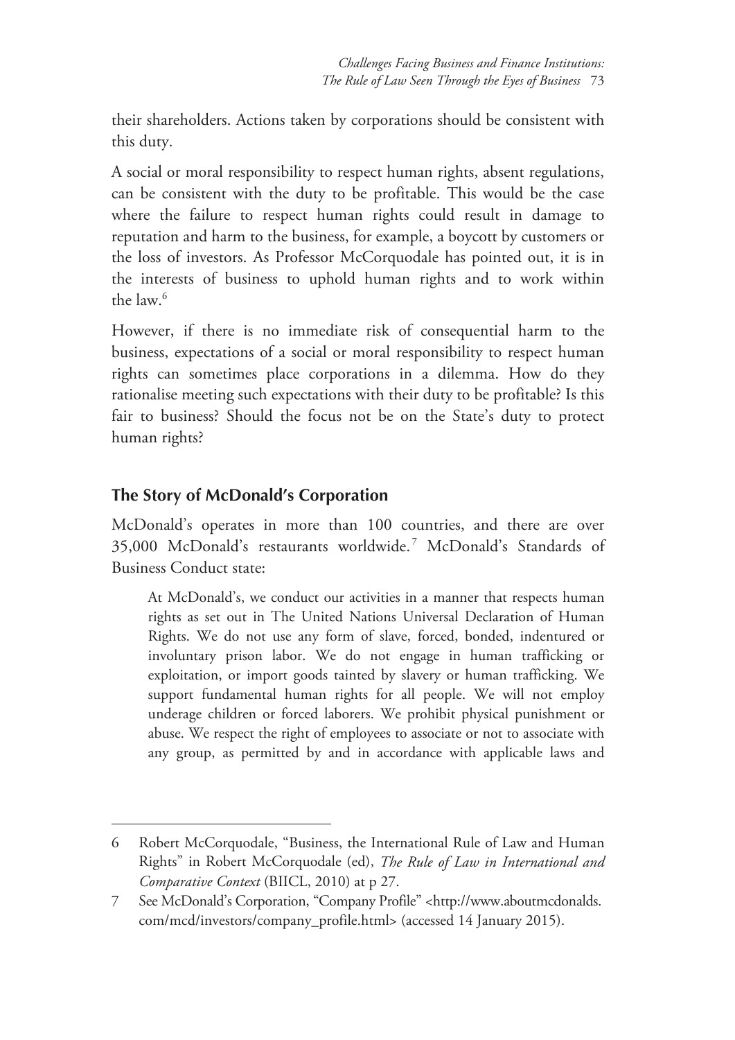their shareholders. Actions taken by corporations should be consistent with this duty.

A social or moral responsibility to respect human rights, absent regulations, can be consistent with the duty to be profitable. This would be the case where the failure to respect human rights could result in damage to reputation and harm to the business, for example, a boycott by customers or the loss of investors. As Professor McCorquodale has pointed out, it is in the interests of business to uphold human rights and to work within the law.[6]

However, if there is no immediate risk of consequential harm to the business, expectations of a social or moral responsibility to respect human rights can sometimes place corporations in a dilemma. How do they rationalise meeting such expectations with their duty to be profitable? Is this fair to business? Should the focus not be on the State's duty to protect human rights?

## The Story of McDonald's Corporation

McDonald's operates in more than 100 countries, and there are over 35,000 McDonald's restaurants worldwide.[7] McDonald's Standards of Business Conduct state:

> At McDonald's, we conduct our activities in a manner that respects human rights as set out in The United Nations Universal Declaration of Human Rights. We do not use any form of slave, forced, bonded, indentured or involuntary prison labor. We do not engage in human trafficking or exploitation, or import goods tainted by slavery or human trafficking. We support fundamental human rights for all people. We will not employ underage children or forced laborers. We prohibit physical punishment or abuse. We respect the right of employees to associate or not to associate with any group, as permitted by and in accordance with applicable laws and

---

6 Robert McCorquodale, "Business, the International Rule of Law and Human Rights" in Robert McCorquodale (ed), *The Rule of Law in International and Comparative Context* (BIICL, 2010) at p 27.

7 See McDonald's Corporation, "Company Profile" <http://www.aboutmcdonalds.com/mcd/investors/company_profile.html> (accessed 14 January 2015).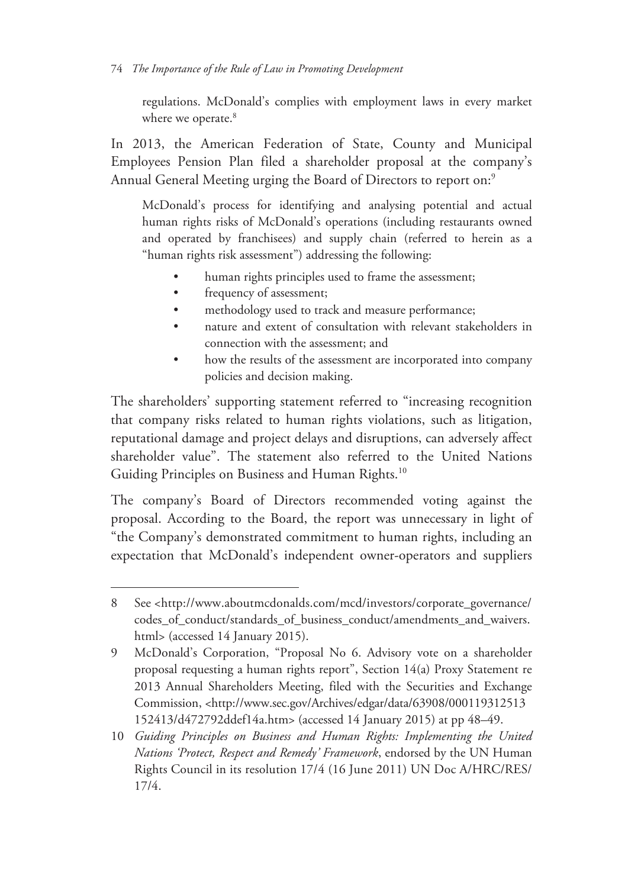> regulations. McDonald's complies with employment laws in every market where we operate.[8]

In 2013, the American Federation of State, County and Municipal Employees Pension Plan filed a shareholder proposal at the company's Annual General Meeting urging the Board of Directors to report on:[9]

> McDonald's process for identifying and analysing potential and actual human rights risks of McDonald's operations (including restaurants owned and operated by franchisees) and supply chain (referred to herein as a "human rights risk assessment") addressing the following:
>
> - human rights principles used to frame the assessment;
> - frequency of assessment;
> - methodology used to track and measure performance;
> - nature and extent of consultation with relevant stakeholders in connection with the assessment; and
> - how the results of the assessment are incorporated into company policies and decision making.

The shareholders' supporting statement referred to "increasing recognition that company risks related to human rights violations, such as litigation, reputational damage and project delays and disruptions, can adversely affect shareholder value". The statement also referred to the United Nations Guiding Principles on Business and Human Rights.[10]

The company's Board of Directors recommended voting against the proposal. According to the Board, the report was unnecessary in light of "the Company's demonstrated commitment to human rights, including an expectation that McDonald's independent owner-operators and suppliers

---

8 See <http://www.aboutmcdonalds.com/mcd/investors/corporate_governance/codes_of_conduct/standards_of_business_conduct/amendments_and_waivers.html> (accessed 14 January 2015).

9 McDonald's Corporation, "Proposal No 6. Advisory vote on a shareholder proposal requesting a human rights report", Section 14(a) Proxy Statement re 2013 Annual Shareholders Meeting, filed with the Securities and Exchange Commission, <http://www.sec.gov/Archives/edgar/data/63908/000119312513152413/d472792ddef14a.htm> (accessed 14 January 2015) at pp 48–49.

10 *Guiding Principles on Business and Human Rights: Implementing the United Nations 'Protect, Respect and Remedy' Framework*, endorsed by the UN Human Rights Council in its resolution 17/4 (16 June 2011) UN Doc A/HRC/RES/17/4.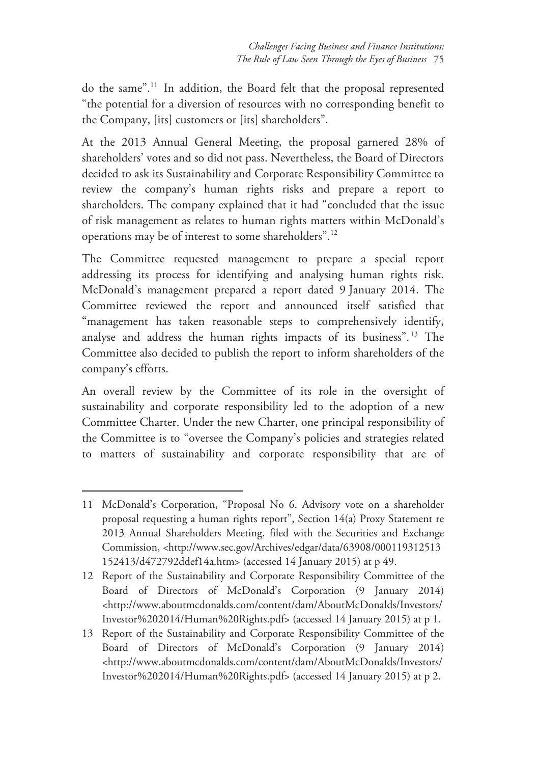do the same".[11] In addition, the Board felt that the proposal represented "the potential for a diversion of resources with no corresponding benefit to the Company, [its] customers or [its] shareholders".

At the 2013 Annual General Meeting, the proposal garnered 28% of shareholders' votes and so did not pass. Nevertheless, the Board of Directors decided to ask its Sustainability and Corporate Responsibility Committee to review the company's human rights risks and prepare a report to shareholders. The company explained that it had "concluded that the issue of risk management as relates to human rights matters within McDonald's operations may be of interest to some shareholders".[12]

The Committee requested management to prepare a special report addressing its process for identifying and analysing human rights risk. McDonald's management prepared a report dated 9 January 2014. The Committee reviewed the report and announced itself satisfied that "management has taken reasonable steps to comprehensively identify, analyse and address the human rights impacts of its business".[13] The Committee also decided to publish the report to inform shareholders of the company's efforts.

An overall review by the Committee of its role in the oversight of sustainability and corporate responsibility led to the adoption of a new Committee Charter. Under the new Charter, one principal responsibility of the Committee is to "oversee the Company's policies and strategies related to matters of sustainability and corporate responsibility that are of

---

11 McDonald's Corporation, "Proposal No 6. Advisory vote on a shareholder proposal requesting a human rights report", Section 14(a) Proxy Statement re 2013 Annual Shareholders Meeting, filed with the Securities and Exchange Commission, <http://www.sec.gov/Archives/edgar/data/63908/000119312513152413/d472792ddef14a.htm> (accessed 14 January 2015) at p 49.

12 Report of the Sustainability and Corporate Responsibility Committee of the Board of Directors of McDonald's Corporation (9 January 2014) <http://www.aboutmcdonalds.com/content/dam/AboutMcDonalds/Investors/Investor%202014/Human%20Rights.pdf> (accessed 14 January 2015) at p 1.

13 Report of the Sustainability and Corporate Responsibility Committee of the Board of Directors of McDonald's Corporation (9 January 2014) <http://www.aboutmcdonalds.com/content/dam/AboutMcDonalds/Investors/Investor%202014/Human%20Rights.pdf> (accessed 14 January 2015) at p 2.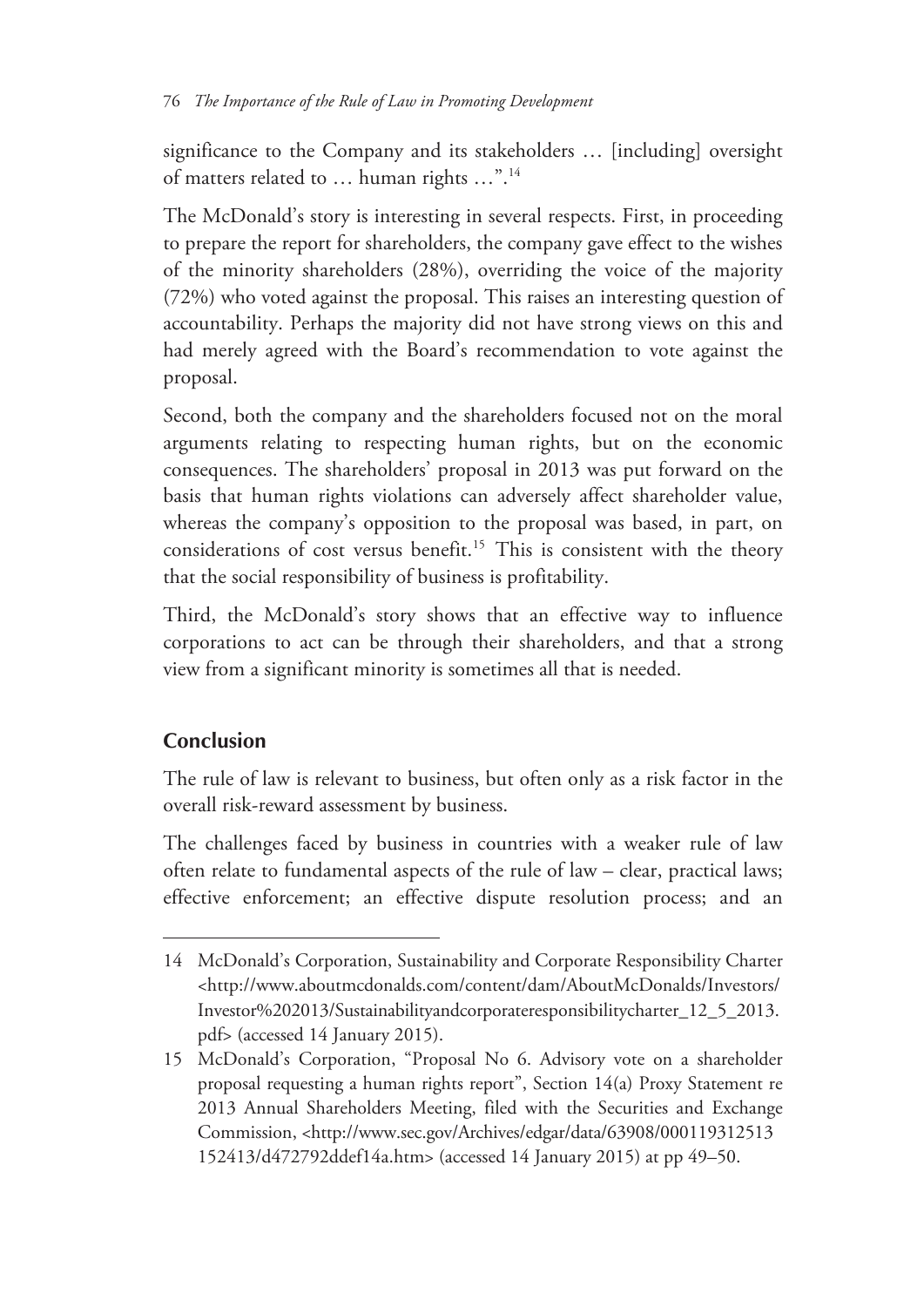significance to the Company and its stakeholders … [including] oversight of matters related to … human rights …".[14]

The McDonald's story is interesting in several respects. First, in proceeding to prepare the report for shareholders, the company gave effect to the wishes of the minority shareholders (28%), overriding the voice of the majority (72%) who voted against the proposal. This raises an interesting question of accountability. Perhaps the majority did not have strong views on this and had merely agreed with the Board's recommendation to vote against the proposal.

Second, both the company and the shareholders focused not on the moral arguments relating to respecting human rights, but on the economic consequences. The shareholders' proposal in 2013 was put forward on the basis that human rights violations can adversely affect shareholder value, whereas the company's opposition to the proposal was based, in part, on considerations of cost versus benefit.[15] This is consistent with the theory that the social responsibility of business is profitability.

Third, the McDonald's story shows that an effective way to influence corporations to act can be through their shareholders, and that a strong view from a significant minority is sometimes all that is needed.

## Conclusion

The rule of law is relevant to business, but often only as a risk factor in the overall risk-reward assessment by business.

The challenges faced by business in countries with a weaker rule of law often relate to fundamental aspects of the rule of law – clear, practical laws; effective enforcement; an effective dispute resolution process; and an

---

14 McDonald's Corporation, Sustainability and Corporate Responsibility Charter <http://www.aboutmcdonalds.com/content/dam/AboutMcDonalds/Investors/Investor%202013/Sustainabilityandcorporateresponsibilitycharter_12_5_2013.pdf> (accessed 14 January 2015).

15 McDonald's Corporation, "Proposal No 6. Advisory vote on a shareholder proposal requesting a human rights report", Section 14(a) Proxy Statement re 2013 Annual Shareholders Meeting, filed with the Securities and Exchange Commission, <http://www.sec.gov/Archives/edgar/data/63908/000119312513152413/d472792ddef14a.htm> (accessed 14 January 2015) at pp 49–50.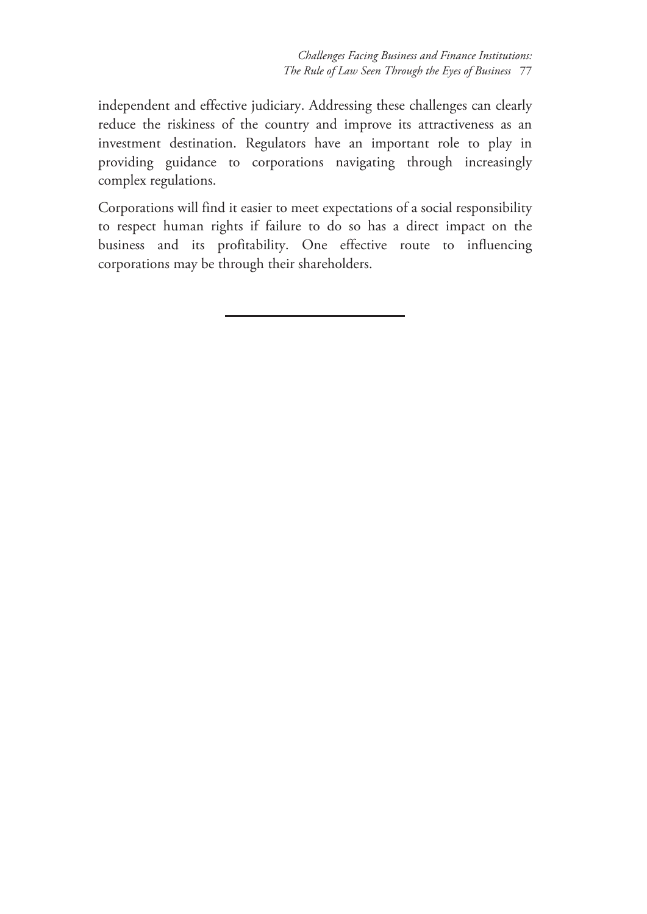independent and effective judiciary. Addressing these challenges can clearly reduce the riskiness of the country and improve its attractiveness as an investment destination. Regulators have an important role to play in providing guidance to corporations navigating through increasingly complex regulations.

Corporations will find it easier to meet expectations of a social responsibility to respect human rights if failure to do so has a direct impact on the business and its profitability. One effective route to influencing corporations may be through their shareholders.

---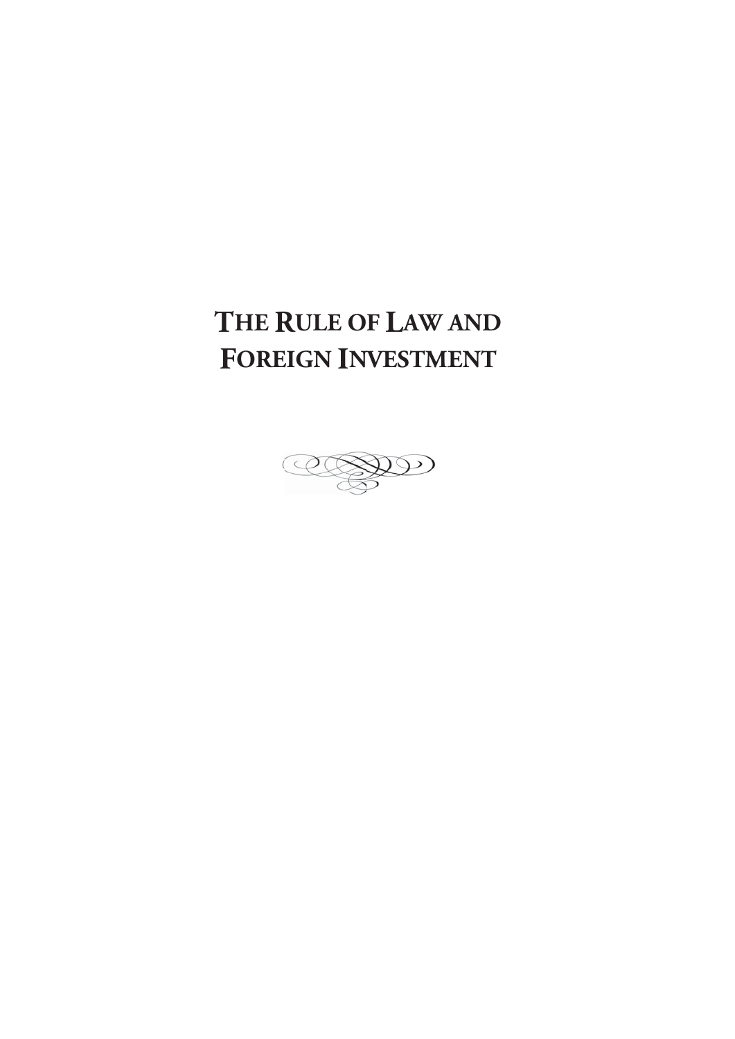# THE RULE OF LAW AND FOREIGN INVESTMENT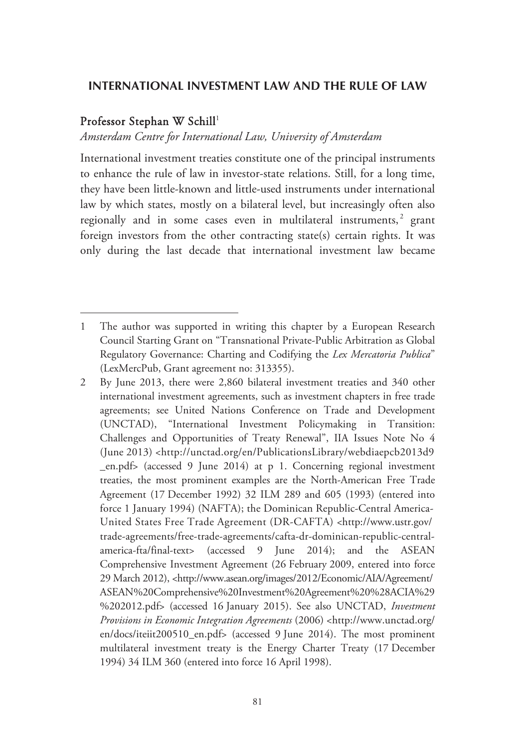# INTERNATIONAL INVESTMENT LAW AND THE RULE OF LAW

**Professor Stephan W Schill**[1]

*Amsterdam Centre for International Law, University of Amsterdam*

International investment treaties constitute one of the principal instruments to enhance the rule of law in investor-state relations. Still, for a long time, they have been little-known and little-used instruments under international law by which states, mostly on a bilateral level, but increasingly often also regionally and in some cases even in multilateral instruments,[2] grant foreign investors from the other contracting state(s) certain rights. It was only during the last decade that international investment law became

---

1 The author was supported in writing this chapter by a European Research Council Starting Grant on "Transnational Private-Public Arbitration as Global Regulatory Governance: Charting and Codifying the *Lex Mercatoria Publica*" (LexMercPub, Grant agreement no: 313355).

2 By June 2013, there were 2,860 bilateral investment treaties and 340 other international investment agreements, such as investment chapters in free trade agreements; see United Nations Conference on Trade and Development (UNCTAD), "International Investment Policymaking in Transition: Challenges and Opportunities of Treaty Renewal", IIA Issues Note No 4 (June 2013) <http://unctad.org/en/PublicationsLibrary/webdiaepcb2013d9_en.pdf> (accessed 9 June 2014) at p 1. Concerning regional investment treaties, the most prominent examples are the North-American Free Trade Agreement (17 December 1992) 32 ILM 289 and 605 (1993) (entered into force 1 January 1994) (NAFTA); the Dominican Republic-Central America-United States Free Trade Agreement (DR-CAFTA) <http://www.ustr.gov/trade-agreements/free-trade-agreements/cafta-dr-dominican-republic-central-america-fta/final-text> (accessed 9 June 2014); and the ASEAN Comprehensive Investment Agreement (26 February 2009, entered into force 29 March 2012), <http://www.asean.org/images/2012/Economic/AIA/Agreement/ASEAN%20Comprehensive%20Investment%20Agreement%20%28ACIA%29%202012.pdf> (accessed 16 January 2015). See also UNCTAD, *Investment Provisions in Economic Integration Agreements* (2006) <http://www.unctad.org/en/docs/iteiit200510_en.pdf> (accessed 9 June 2014). The most prominent multilateral investment treaty is the Energy Charter Treaty (17 December 1994) 34 ILM 360 (entered into force 16 April 1998).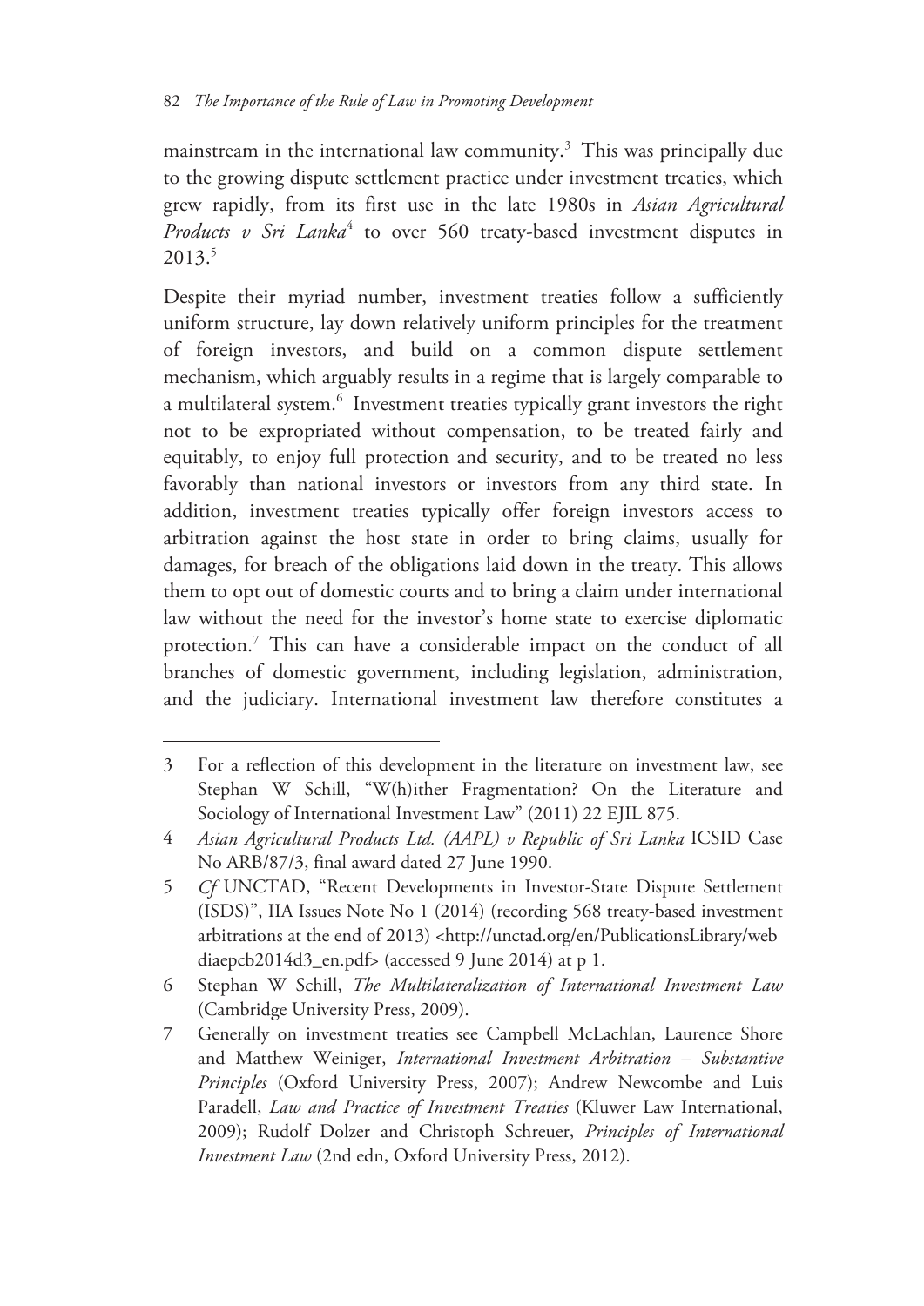mainstream in the international law community.[3] This was principally due to the growing dispute settlement practice under investment treaties, which grew rapidly, from its first use in the late 1980s in *Asian Agricultural Products v Sri Lanka*[4] to over 560 treaty-based investment disputes in 2013.[5]

Despite their myriad number, investment treaties follow a sufficiently uniform structure, lay down relatively uniform principles for the treatment of foreign investors, and build on a common dispute settlement mechanism, which arguably results in a regime that is largely comparable to a multilateral system.[6] Investment treaties typically grant investors the right not to be expropriated without compensation, to be treated fairly and equitably, to enjoy full protection and security, and to be treated no less favorably than national investors or investors from any third state. In addition, investment treaties typically offer foreign investors access to arbitration against the host state in order to bring claims, usually for damages, for breach of the obligations laid down in the treaty. This allows them to opt out of domestic courts and to bring a claim under international law without the need for the investor's home state to exercise diplomatic protection.[7] This can have a considerable impact on the conduct of all branches of domestic government, including legislation, administration, and the judiciary. International investment law therefore constitutes a

---

3 For a reflection of this development in the literature on investment law, see Stephan W Schill, "W(h)ither Fragmentation? On the Literature and Sociology of International Investment Law" (2011) 22 EJIL 875.

4 *Asian Agricultural Products Ltd. (AAPL) v Republic of Sri Lanka* ICSID Case No ARB/87/3, final award dated 27 June 1990.

5 *Cf* UNCTAD, "Recent Developments in Investor-State Dispute Settlement (ISDS)", IIA Issues Note No 1 (2014) (recording 568 treaty-based investment arbitrations at the end of 2013) <http://unctad.org/en/PublicationsLibrary/webdiaepcb2014d3_en.pdf> (accessed 9 June 2014) at p 1.

6 Stephan W Schill, *The Multilateralization of International Investment Law* (Cambridge University Press, 2009).

7 Generally on investment treaties see Campbell McLachlan, Laurence Shore and Matthew Weiniger, *International Investment Arbitration – Substantive Principles* (Oxford University Press, 2007); Andrew Newcombe and Luis Paradell, *Law and Practice of Investment Treaties* (Kluwer Law International, 2009); Rudolf Dolzer and Christoph Schreuer, *Principles of International Investment Law* (2nd edn, Oxford University Press, 2012).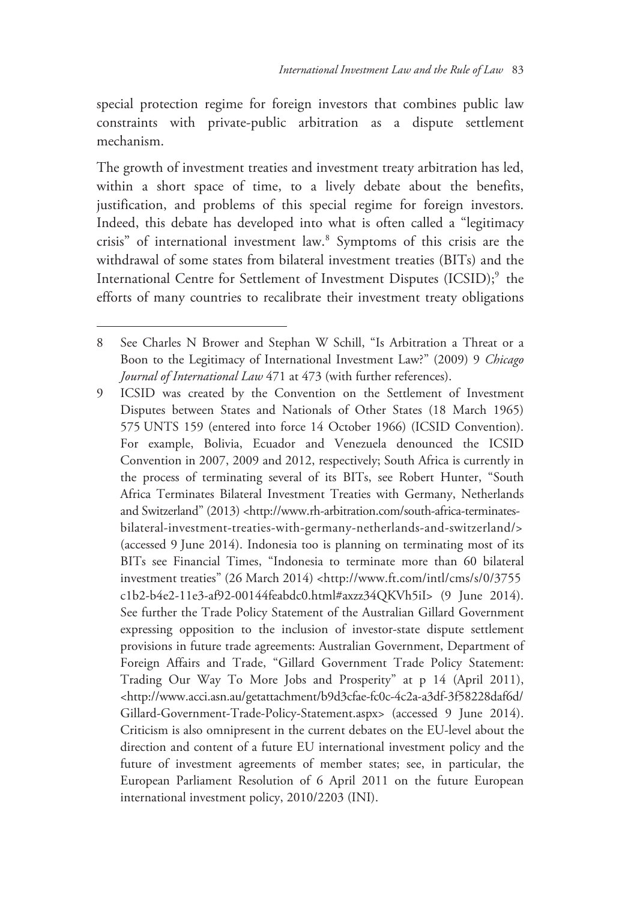special protection regime for foreign investors that combines public law constraints with private-public arbitration as a dispute settlement mechanism.

The growth of investment treaties and investment treaty arbitration has led, within a short space of time, to a lively debate about the benefits, justification, and problems of this special regime for foreign investors. Indeed, this debate has developed into what is often called a "legitimacy crisis" of international investment law.[8] Symptoms of this crisis are the withdrawal of some states from bilateral investment treaties (BITs) and the International Centre for Settlement of Investment Disputes (ICSID);[9] the efforts of many countries to recalibrate their investment treaty obligations

---

8 See Charles N Brower and Stephan W Schill, "Is Arbitration a Threat or a Boon to the Legitimacy of International Investment Law?" (2009) 9 *Chicago Journal of International Law* 471 at 473 (with further references).

9 ICSID was created by the Convention on the Settlement of Investment Disputes between States and Nationals of Other States (18 March 1965) 575 UNTS 159 (entered into force 14 October 1966) (ICSID Convention). For example, Bolivia, Ecuador and Venezuela denounced the ICSID Convention in 2007, 2009 and 2012, respectively; South Africa is currently in the process of terminating several of its BITs, see Robert Hunter, "South Africa Terminates Bilateral Investment Treaties with Germany, Netherlands and Switzerland" (2013) <http://www.rh-arbitration.com/south-africa-terminates-bilateral-investment-treaties-with-germany-netherlands-and-switzerland/> (accessed 9 June 2014). Indonesia too is planning on terminating most of its BITs see Financial Times, "Indonesia to terminate more than 60 bilateral investment treaties" (26 March 2014) <http://www.ft.com/intl/cms/s/0/3755c1b2-b4e2-11e3-af92-00144feabdc0.html#axzz34QKVh5iI> (9 June 2014). See further the Trade Policy Statement of the Australian Gillard Government expressing opposition to the inclusion of investor-state dispute settlement provisions in future trade agreements: Australian Government, Department of Foreign Affairs and Trade, "Gillard Government Trade Policy Statement: Trading Our Way To More Jobs and Prosperity" at p 14 (April 2011), <http://www.acci.asn.au/getattachment/b9d3cfae-fc0c-4c2a-a3df-3f58228daf6d/Gillard-Government-Trade-Policy-Statement.aspx> (accessed 9 June 2014). Criticism is also omnipresent in the current debates on the EU-level about the direction and content of a future EU international investment policy and the future of investment agreements of member states; see, in particular, the European Parliament Resolution of 6 April 2011 on the future European international investment policy, 2010/2203 (INI).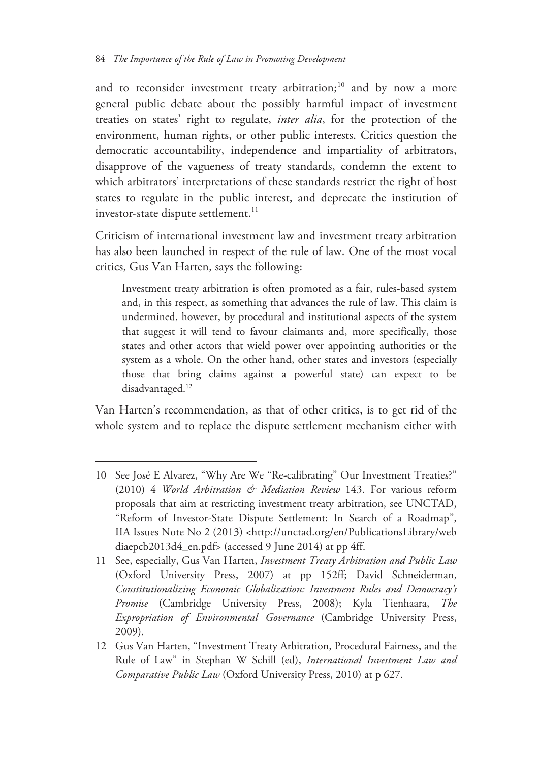and to reconsider investment treaty arbitration;[10] and by now a more general public debate about the possibly harmful impact of investment treaties on states' right to regulate, *inter alia*, for the protection of the environment, human rights, or other public interests. Critics question the democratic accountability, independence and impartiality of arbitrators, disapprove of the vagueness of treaty standards, condemn the extent to which arbitrators' interpretations of these standards restrict the right of host states to regulate in the public interest, and deprecate the institution of investor-state dispute settlement.[11]

Criticism of international investment law and investment treaty arbitration has also been launched in respect of the rule of law. One of the most vocal critics, Gus Van Harten, says the following:

> Investment treaty arbitration is often promoted as a fair, rules-based system and, in this respect, as something that advances the rule of law. This claim is undermined, however, by procedural and institutional aspects of the system that suggest it will tend to favour claimants and, more specifically, those states and other actors that wield power over appointing authorities or the system as a whole. On the other hand, other states and investors (especially those that bring claims against a powerful state) can expect to be disadvantaged.[12]

Van Harten's recommendation, as that of other critics, is to get rid of the whole system and to replace the dispute settlement mechanism either with

---

10 See José E Alvarez, "Why Are We "Re-calibrating" Our Investment Treaties?" (2010) 4 *World Arbitration & Mediation Review* 143. For various reform proposals that aim at restricting investment treaty arbitration, see UNCTAD, "Reform of Investor-State Dispute Settlement: In Search of a Roadmap", IIA Issues Note No 2 (2013) <http://unctad.org/en/PublicationsLibrary/webdiaepcb2013d4_en.pdf> (accessed 9 June 2014) at pp 4ff.

11 See, especially, Gus Van Harten, *Investment Treaty Arbitration and Public Law* (Oxford University Press, 2007) at pp 152ff; David Schneiderman, *Constitutionalizing Economic Globalization: Investment Rules and Democracy's Promise* (Cambridge University Press, 2008); Kyla Tienhaara, *The Expropriation of Environmental Governance* (Cambridge University Press, 2009).

12 Gus Van Harten, "Investment Treaty Arbitration, Procedural Fairness, and the Rule of Law" in Stephan W Schill (ed), *International Investment Law and Comparative Public Law* (Oxford University Press, 2010) at p 627.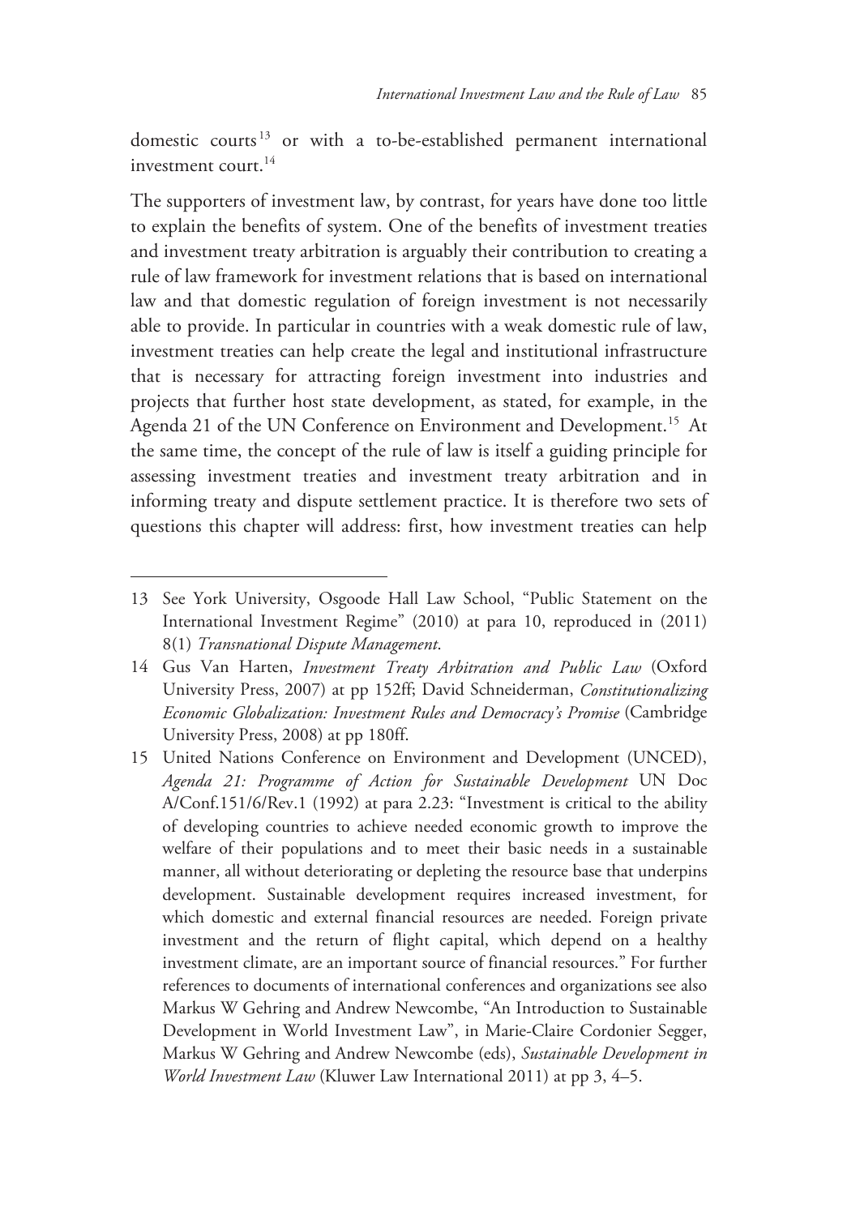domestic courts[13] or with a to-be-established permanent international investment court.[14]

The supporters of investment law, by contrast, for years have done too little to explain the benefits of system. One of the benefits of investment treaties and investment treaty arbitration is arguably their contribution to creating a rule of law framework for investment relations that is based on international law and that domestic regulation of foreign investment is not necessarily able to provide. In particular in countries with a weak domestic rule of law, investment treaties can help create the legal and institutional infrastructure that is necessary for attracting foreign investment into industries and projects that further host state development, as stated, for example, in the Agenda 21 of the UN Conference on Environment and Development.[15] At the same time, the concept of the rule of law is itself a guiding principle for assessing investment treaties and investment treaty arbitration and in informing treaty and dispute settlement practice. It is therefore two sets of questions this chapter will address: first, how investment treaties can help

---

13 See York University, Osgoode Hall Law School, "Public Statement on the International Investment Regime" (2010) at para 10, reproduced in (2011) 8(1) *Transnational Dispute Management*.

14 Gus Van Harten, *Investment Treaty Arbitration and Public Law* (Oxford University Press, 2007) at pp 152ff; David Schneiderman, *Constitutionalizing Economic Globalization: Investment Rules and Democracy's Promise* (Cambridge University Press, 2008) at pp 180ff.

15 United Nations Conference on Environment and Development (UNCED), *Agenda 21: Programme of Action for Sustainable Development* UN Doc A/Conf.151/6/Rev.1 (1992) at para 2.23: "Investment is critical to the ability of developing countries to achieve needed economic growth to improve the welfare of their populations and to meet their basic needs in a sustainable manner, all without deteriorating or depleting the resource base that underpins development. Sustainable development requires increased investment, for which domestic and external financial resources are needed. Foreign private investment and the return of flight capital, which depend on a healthy investment climate, are an important source of financial resources." For further references to documents of international conferences and organizations see also Markus W Gehring and Andrew Newcombe, "An Introduction to Sustainable Development in World Investment Law", in Marie-Claire Cordonier Segger, Markus W Gehring and Andrew Newcombe (eds), *Sustainable Development in World Investment Law* (Kluwer Law International 2011) at pp 3, 4–5.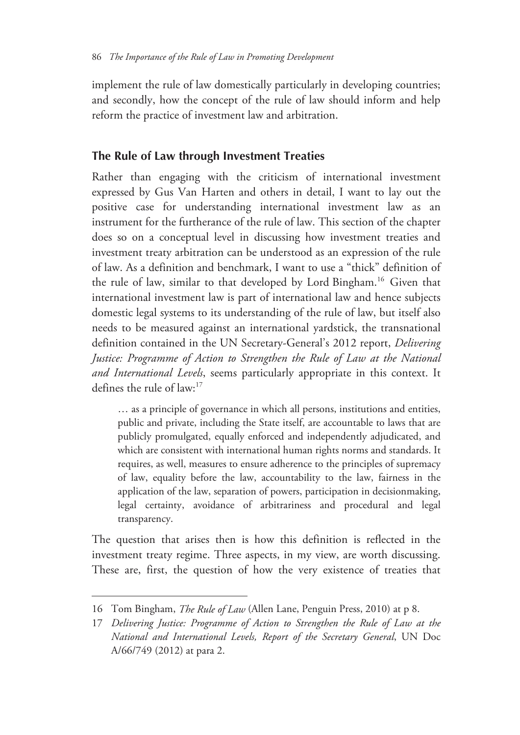implement the rule of law domestically particularly in developing countries; and secondly, how the concept of the rule of law should inform and help reform the practice of investment law and arbitration.

## The Rule of Law through Investment Treaties

Rather than engaging with the criticism of international investment expressed by Gus Van Harten and others in detail, I want to lay out the positive case for understanding international investment law as an instrument for the furtherance of the rule of law. This section of the chapter does so on a conceptual level in discussing how investment treaties and investment treaty arbitration can be understood as an expression of the rule of law. As a definition and benchmark, I want to use a "thick" definition of the rule of law, similar to that developed by Lord Bingham.[16] Given that international investment law is part of international law and hence subjects domestic legal systems to its understanding of the rule of law, but itself also needs to be measured against an international yardstick, the transnational definition contained in the UN Secretary-General's 2012 report, *Delivering Justice: Programme of Action to Strengthen the Rule of Law at the National and International Levels*, seems particularly appropriate in this context. It defines the rule of law:[17]

> … as a principle of governance in which all persons, institutions and entities, public and private, including the State itself, are accountable to laws that are publicly promulgated, equally enforced and independently adjudicated, and which are consistent with international human rights norms and standards. It requires, as well, measures to ensure adherence to the principles of supremacy of law, equality before the law, accountability to the law, fairness in the application of the law, separation of powers, participation in decisionmaking, legal certainty, avoidance of arbitrariness and procedural and legal transparency.

The question that arises then is how this definition is reflected in the investment treaty regime. Three aspects, in my view, are worth discussing. These are, first, the question of how the very existence of treaties that

---

16 Tom Bingham, *The Rule of Law* (Allen Lane, Penguin Press, 2010) at p 8.

17 *Delivering Justice: Programme of Action to Strengthen the Rule of Law at the National and International Levels, Report of the Secretary General*, UN Doc A/66/749 (2012) at para 2.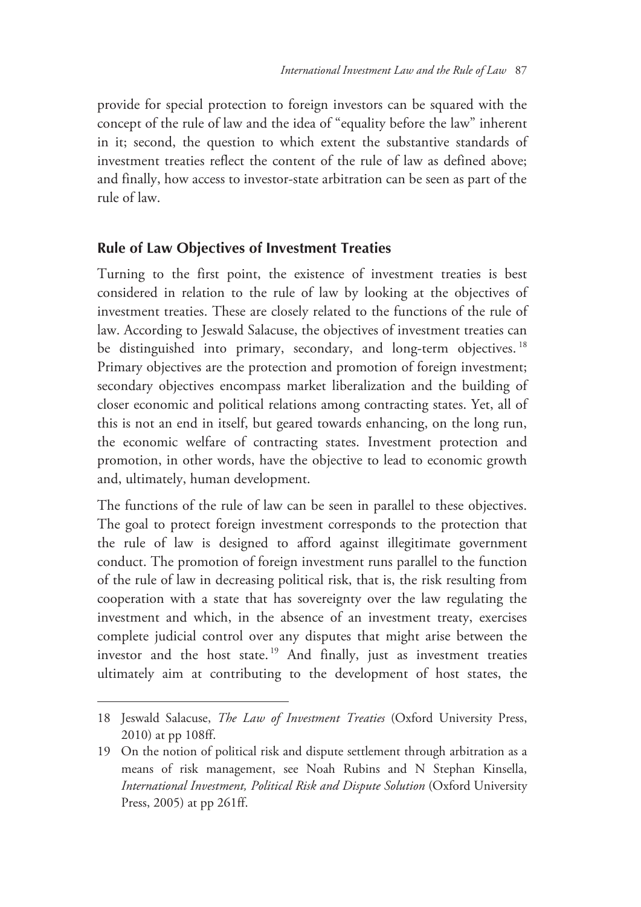provide for special protection to foreign investors can be squared with the concept of the rule of law and the idea of "equality before the law" inherent in it; second, the question to which extent the substantive standards of investment treaties reflect the content of the rule of law as defined above; and finally, how access to investor-state arbitration can be seen as part of the rule of law.

## Rule of Law Objectives of Investment Treaties

Turning to the first point, the existence of investment treaties is best considered in relation to the rule of law by looking at the objectives of investment treaties. These are closely related to the functions of the rule of law. According to Jeswald Salacuse, the objectives of investment treaties can be distinguished into primary, secondary, and long-term objectives.[18] Primary objectives are the protection and promotion of foreign investment; secondary objectives encompass market liberalization and the building of closer economic and political relations among contracting states. Yet, all of this is not an end in itself, but geared towards enhancing, on the long run, the economic welfare of contracting states. Investment protection and promotion, in other words, have the objective to lead to economic growth and, ultimately, human development.

The functions of the rule of law can be seen in parallel to these objectives. The goal to protect foreign investment corresponds to the protection that the rule of law is designed to afford against illegitimate government conduct. The promotion of foreign investment runs parallel to the function of the rule of law in decreasing political risk, that is, the risk resulting from cooperation with a state that has sovereignty over the law regulating the investment and which, in the absence of an investment treaty, exercises complete judicial control over any disputes that might arise between the investor and the host state.[19] And finally, just as investment treaties ultimately aim at contributing to the development of host states, the

---

18 Jeswald Salacuse, *The Law of Investment Treaties* (Oxford University Press, 2010) at pp 108ff.

19 On the notion of political risk and dispute settlement through arbitration as a means of risk management, see Noah Rubins and N Stephan Kinsella, *International Investment, Political Risk and Dispute Solution* (Oxford University Press, 2005) at pp 261ff.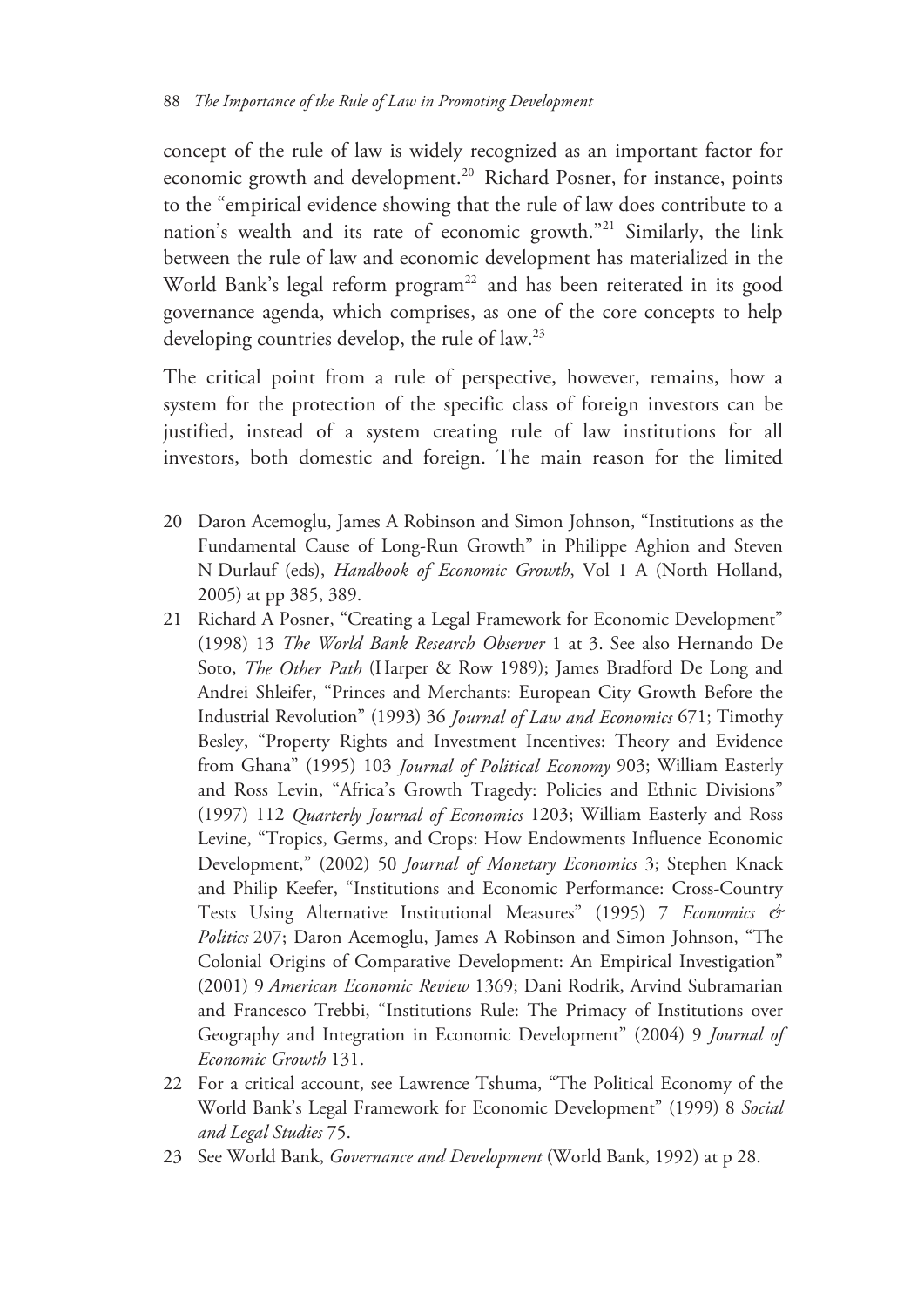concept of the rule of law is widely recognized as an important factor for economic growth and development.[20] Richard Posner, for instance, points to the "empirical evidence showing that the rule of law does contribute to a nation's wealth and its rate of economic growth."[21] Similarly, the link between the rule of law and economic development has materialized in the World Bank's legal reform program[22] and has been reiterated in its good governance agenda, which comprises, as one of the core concepts to help developing countries develop, the rule of law.[23]

The critical point from a rule of perspective, however, remains, how a system for the protection of the specific class of foreign investors can be justified, instead of a system creating rule of law institutions for all investors, both domestic and foreign. The main reason for the limited

---

20 Daron Acemoglu, James A Robinson and Simon Johnson, "Institutions as the Fundamental Cause of Long-Run Growth" in Philippe Aghion and Steven N Durlauf (eds), *Handbook of Economic Growth*, Vol 1 A (North Holland, 2005) at pp 385, 389.

21 Richard A Posner, "Creating a Legal Framework for Economic Development" (1998) 13 *The World Bank Research Observer* 1 at 3. See also Hernando De Soto, *The Other Path* (Harper & Row 1989); James Bradford De Long and Andrei Shleifer, "Princes and Merchants: European City Growth Before the Industrial Revolution" (1993) 36 *Journal of Law and Economics* 671; Timothy Besley, "Property Rights and Investment Incentives: Theory and Evidence from Ghana" (1995) 103 *Journal of Political Economy* 903; William Easterly and Ross Levin, "Africa's Growth Tragedy: Policies and Ethnic Divisions" (1997) 112 *Quarterly Journal of Economics* 1203; William Easterly and Ross Levine, "Tropics, Germs, and Crops: How Endowments Influence Economic Development," (2002) 50 *Journal of Monetary Economics* 3; Stephen Knack and Philip Keefer, "Institutions and Economic Performance: Cross-Country Tests Using Alternative Institutional Measures" (1995) 7 *Economics & Politics* 207; Daron Acemoglu, James A Robinson and Simon Johnson, "The Colonial Origins of Comparative Development: An Empirical Investigation" (2001) 9 *American Economic Review* 1369; Dani Rodrik, Arvind Subramarian and Francesco Trebbi, "Institutions Rule: The Primacy of Institutions over Geography and Integration in Economic Development" (2004) 9 *Journal of Economic Growth* 131.

22 For a critical account, see Lawrence Tshuma, "The Political Economy of the World Bank's Legal Framework for Economic Development" (1999) 8 *Social and Legal Studies* 75.

23 See World Bank, *Governance and Development* (World Bank, 1992) at p 28.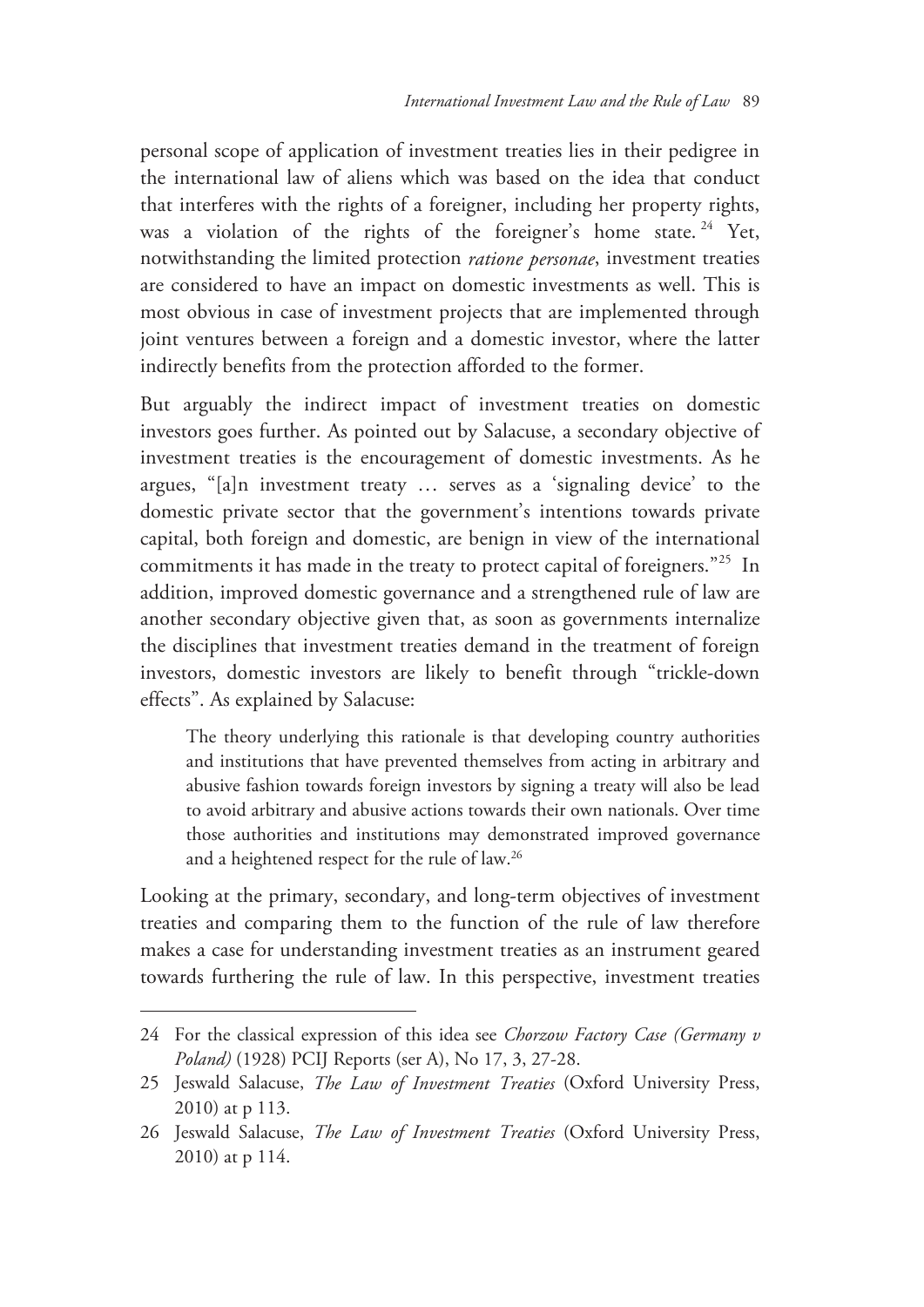personal scope of application of investment treaties lies in their pedigree in the international law of aliens which was based on the idea that conduct that interferes with the rights of a foreigner, including her property rights, was a violation of the rights of the foreigner's home state.[24] Yet, notwithstanding the limited protection *ratione personae*, investment treaties are considered to have an impact on domestic investments as well. This is most obvious in case of investment projects that are implemented through joint ventures between a foreign and a domestic investor, where the latter indirectly benefits from the protection afforded to the former.

But arguably the indirect impact of investment treaties on domestic investors goes further. As pointed out by Salacuse, a secondary objective of investment treaties is the encouragement of domestic investments. As he argues, "[a]n investment treaty … serves as a 'signaling device' to the domestic private sector that the government's intentions towards private capital, both foreign and domestic, are benign in view of the international commitments it has made in the treaty to protect capital of foreigners."[25] In addition, improved domestic governance and a strengthened rule of law are another secondary objective given that, as soon as governments internalize the disciplines that investment treaties demand in the treatment of foreign investors, domestic investors are likely to benefit through "trickle-down effects". As explained by Salacuse:

> The theory underlying this rationale is that developing country authorities and institutions that have prevented themselves from acting in arbitrary and abusive fashion towards foreign investors by signing a treaty will also be lead to avoid arbitrary and abusive actions towards their own nationals. Over time those authorities and institutions may demonstrated improved governance and a heightened respect for the rule of law.[26]

Looking at the primary, secondary, and long-term objectives of investment treaties and comparing them to the function of the rule of law therefore makes a case for understanding investment treaties as an instrument geared towards furthering the rule of law. In this perspective, investment treaties

---

24 For the classical expression of this idea see *Chorzow Factory Case (Germany v Poland)* (1928) PCIJ Reports (ser A), No 17, 3, 27-28.

25 Jeswald Salacuse, *The Law of Investment Treaties* (Oxford University Press, 2010) at p 113.

26 Jeswald Salacuse, *The Law of Investment Treaties* (Oxford University Press, 2010) at p 114.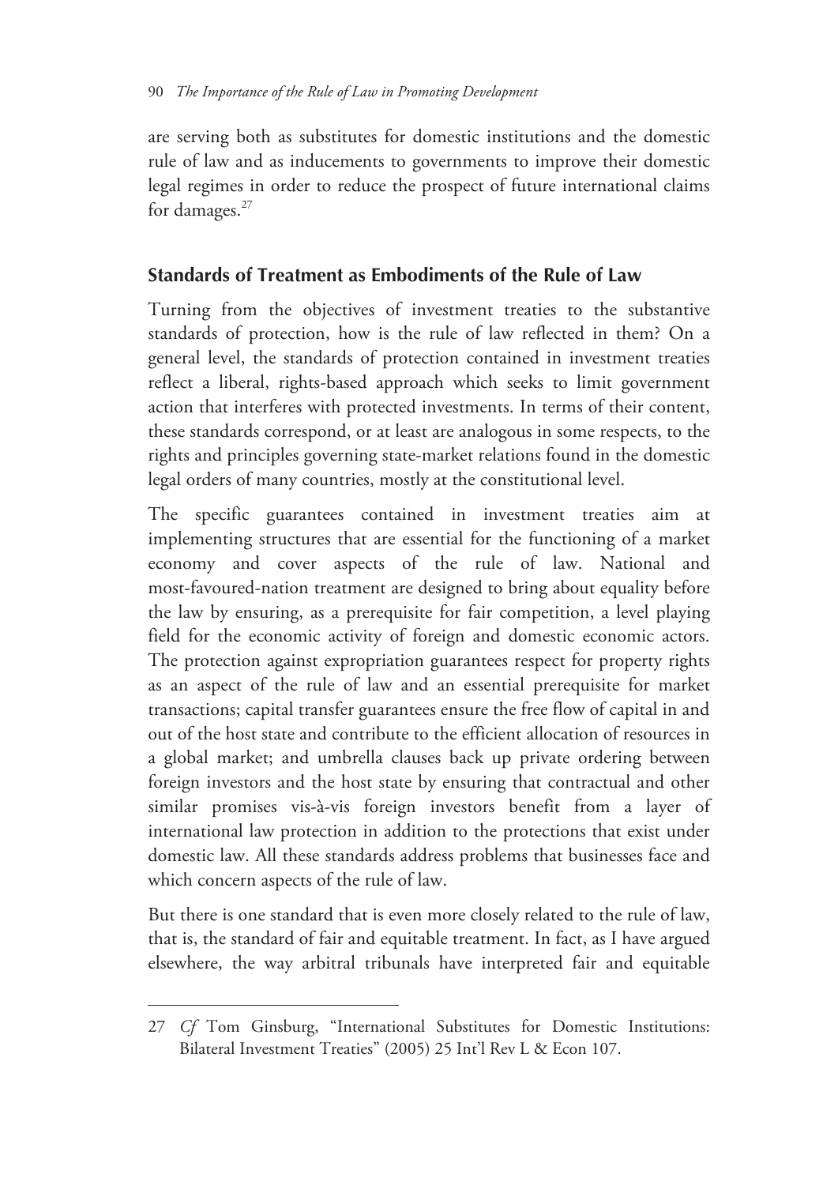are serving both as substitutes for domestic institutions and the domestic rule of law and as inducements to governments to improve their domestic legal regimes in order to reduce the prospect of future international claims for damages.[27]

## Standards of Treatment as Embodiments of the Rule of Law

Turning from the objectives of investment treaties to the substantive standards of protection, how is the rule of law reflected in them? On a general level, the standards of protection contained in investment treaties reflect a liberal, rights-based approach which seeks to limit government action that interferes with protected investments. In terms of their content, these standards correspond, or at least are analogous in some respects, to the rights and principles governing state-market relations found in the domestic legal orders of many countries, mostly at the constitutional level.

The specific guarantees contained in investment treaties aim at implementing structures that are essential for the functioning of a market economy and cover aspects of the rule of law. National and most-favoured-nation treatment are designed to bring about equality before the law by ensuring, as a prerequisite for fair competition, a level playing field for the economic activity of foreign and domestic economic actors. The protection against expropriation guarantees respect for property rights as an aspect of the rule of law and an essential prerequisite for market transactions; capital transfer guarantees ensure the free flow of capital in and out of the host state and contribute to the efficient allocation of resources in a global market; and umbrella clauses back up private ordering between foreign investors and the host state by ensuring that contractual and other similar promises vis-à-vis foreign investors benefit from a layer of international law protection in addition to the protections that exist under domestic law. All these standards address problems that businesses face and which concern aspects of the rule of law.

But there is one standard that is even more closely related to the rule of law, that is, the standard of fair and equitable treatment. In fact, as I have argued elsewhere, the way arbitral tribunals have interpreted fair and equitable

---

27 *Cf* Tom Ginsburg, "International Substitutes for Domestic Institutions: Bilateral Investment Treaties" (2005) 25 Int'l Rev L & Econ 107.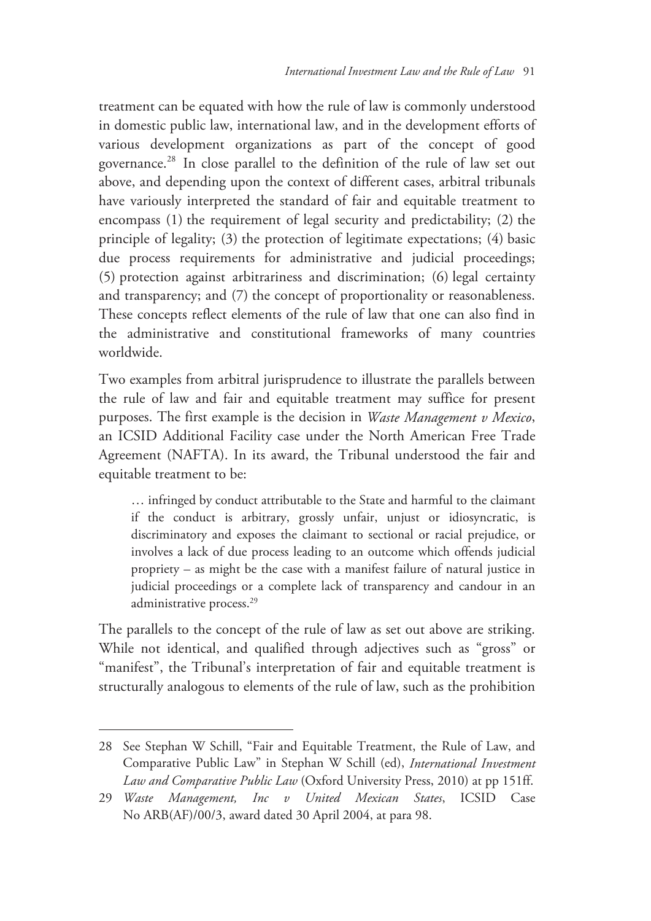treatment can be equated with how the rule of law is commonly understood in domestic public law, international law, and in the development efforts of various development organizations as part of the concept of good governance.[28] In close parallel to the definition of the rule of law set out above, and depending upon the context of different cases, arbitral tribunals have variously interpreted the standard of fair and equitable treatment to encompass (1) the requirement of legal security and predictability; (2) the principle of legality; (3) the protection of legitimate expectations; (4) basic due process requirements for administrative and judicial proceedings; (5) protection against arbitrariness and discrimination; (6) legal certainty and transparency; and (7) the concept of proportionality or reasonableness. These concepts reflect elements of the rule of law that one can also find in the administrative and constitutional frameworks of many countries worldwide.

Two examples from arbitral jurisprudence to illustrate the parallels between the rule of law and fair and equitable treatment may suffice for present purposes. The first example is the decision in *Waste Management v Mexico*, an ICSID Additional Facility case under the North American Free Trade Agreement (NAFTA). In its award, the Tribunal understood the fair and equitable treatment to be:

> … infringed by conduct attributable to the State and harmful to the claimant if the conduct is arbitrary, grossly unfair, unjust or idiosyncratic, is discriminatory and exposes the claimant to sectional or racial prejudice, or involves a lack of due process leading to an outcome which offends judicial propriety – as might be the case with a manifest failure of natural justice in judicial proceedings or a complete lack of transparency and candour in an administrative process.[29]

The parallels to the concept of the rule of law as set out above are striking. While not identical, and qualified through adjectives such as "gross" or "manifest", the Tribunal's interpretation of fair and equitable treatment is structurally analogous to elements of the rule of law, such as the prohibition

---

28 See Stephan W Schill, "Fair and Equitable Treatment, the Rule of Law, and Comparative Public Law" in Stephan W Schill (ed), *International Investment Law and Comparative Public Law* (Oxford University Press, 2010) at pp 151ff.

29 *Waste Management, Inc v United Mexican States*, ICSID Case No ARB(AF)/00/3, award dated 30 April 2004, at para 98.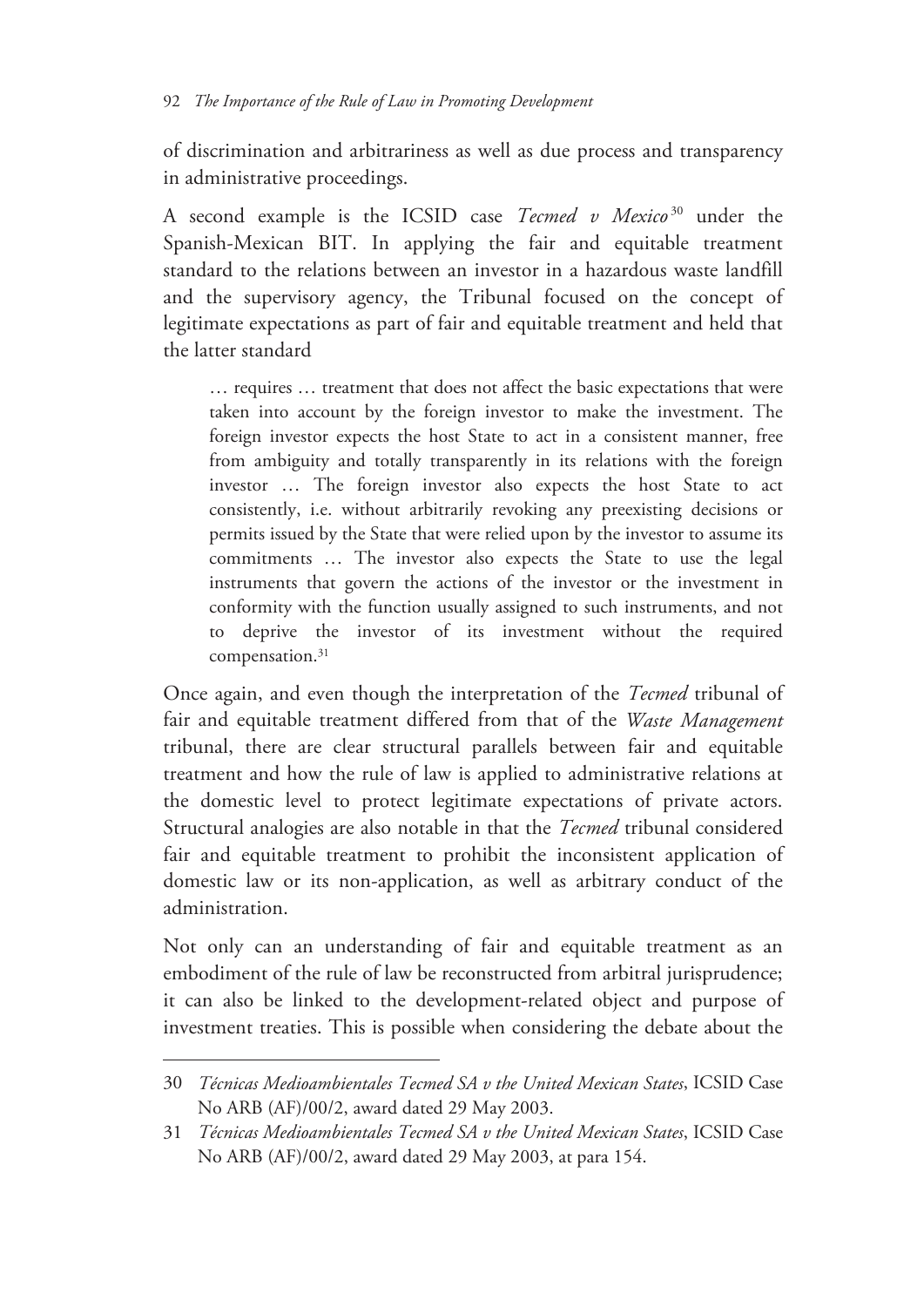of discrimination and arbitrariness as well as due process and transparency in administrative proceedings.

A second example is the ICSID case *Tecmed v Mexico*[30] under the Spanish-Mexican BIT. In applying the fair and equitable treatment standard to the relations between an investor in a hazardous waste landfill and the supervisory agency, the Tribunal focused on the concept of legitimate expectations as part of fair and equitable treatment and held that the latter standard

> … requires … treatment that does not affect the basic expectations that were taken into account by the foreign investor to make the investment. The foreign investor expects the host State to act in a consistent manner, free from ambiguity and totally transparently in its relations with the foreign investor … The foreign investor also expects the host State to act consistently, i.e. without arbitrarily revoking any preexisting decisions or permits issued by the State that were relied upon by the investor to assume its commitments … The investor also expects the State to use the legal instruments that govern the actions of the investor or the investment in conformity with the function usually assigned to such instruments, and not to deprive the investor of its investment without the required compensation.[31]

Once again, and even though the interpretation of the *Tecmed* tribunal of fair and equitable treatment differed from that of the *Waste Management* tribunal, there are clear structural parallels between fair and equitable treatment and how the rule of law is applied to administrative relations at the domestic level to protect legitimate expectations of private actors. Structural analogies are also notable in that the *Tecmed* tribunal considered fair and equitable treatment to prohibit the inconsistent application of domestic law or its non-application, as well as arbitrary conduct of the administration.

Not only can an understanding of fair and equitable treatment as an embodiment of the rule of law be reconstructed from arbitral jurisprudence; it can also be linked to the development-related object and purpose of investment treaties. This is possible when considering the debate about the

---

30 *Técnicas Medioambientales Tecmed SA v the United Mexican States*, ICSID Case No ARB (AF)/00/2, award dated 29 May 2003.

31 *Técnicas Medioambientales Tecmed SA v the United Mexican States*, ICSID Case No ARB (AF)/00/2, award dated 29 May 2003, at para 154.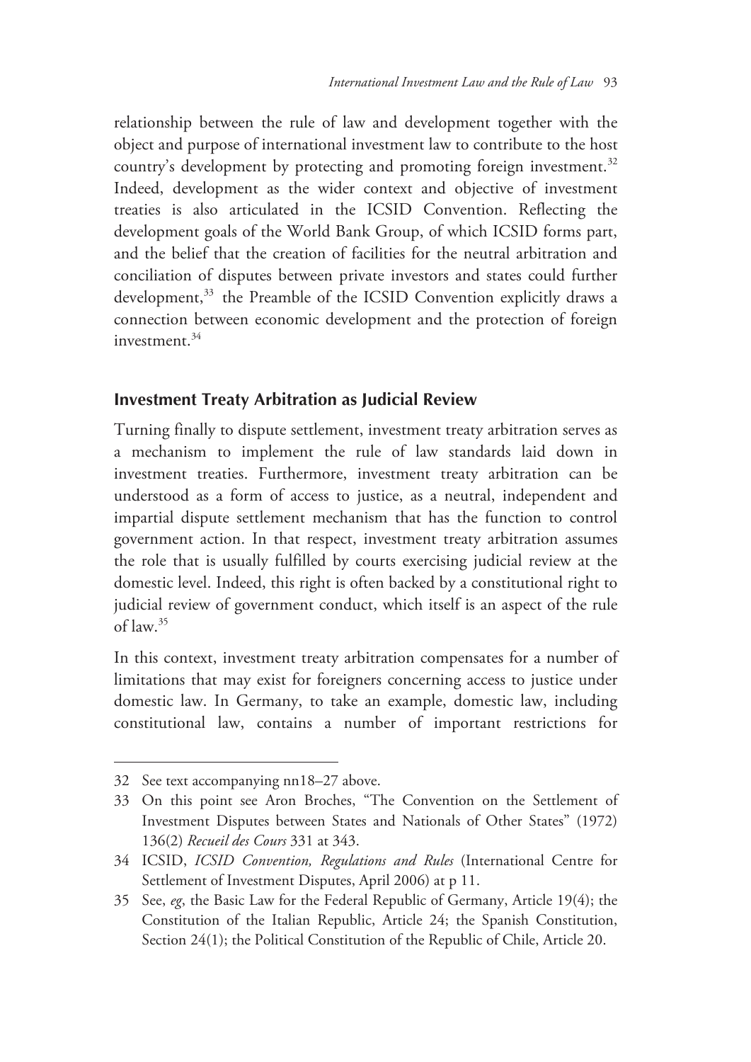relationship between the rule of law and development together with the object and purpose of international investment law to contribute to the host country's development by protecting and promoting foreign investment.[32] Indeed, development as the wider context and objective of investment treaties is also articulated in the ICSID Convention. Reflecting the development goals of the World Bank Group, of which ICSID forms part, and the belief that the creation of facilities for the neutral arbitration and conciliation of disputes between private investors and states could further development,[33] the Preamble of the ICSID Convention explicitly draws a connection between economic development and the protection of foreign investment.[34]

## Investment Treaty Arbitration as Judicial Review

Turning finally to dispute settlement, investment treaty arbitration serves as a mechanism to implement the rule of law standards laid down in investment treaties. Furthermore, investment treaty arbitration can be understood as a form of access to justice, as a neutral, independent and impartial dispute settlement mechanism that has the function to control government action. In that respect, investment treaty arbitration assumes the role that is usually fulfilled by courts exercising judicial review at the domestic level. Indeed, this right is often backed by a constitutional right to judicial review of government conduct, which itself is an aspect of the rule of law.[35]

In this context, investment treaty arbitration compensates for a number of limitations that may exist for foreigners concerning access to justice under domestic law. In Germany, to take an example, domestic law, including constitutional law, contains a number of important restrictions for

---

32 See text accompanying nn18–27 above.

33 On this point see Aron Broches, "The Convention on the Settlement of Investment Disputes between States and Nationals of Other States" (1972) 136(2) *Recueil des Cours* 331 at 343.

34 ICSID, *ICSID Convention, Regulations and Rules* (International Centre for Settlement of Investment Disputes, April 2006) at p 11.

35 See, *eg*, the Basic Law for the Federal Republic of Germany, Article 19(4); the Constitution of the Italian Republic, Article 24; the Spanish Constitution, Section 24(1); the Political Constitution of the Republic of Chile, Article 20.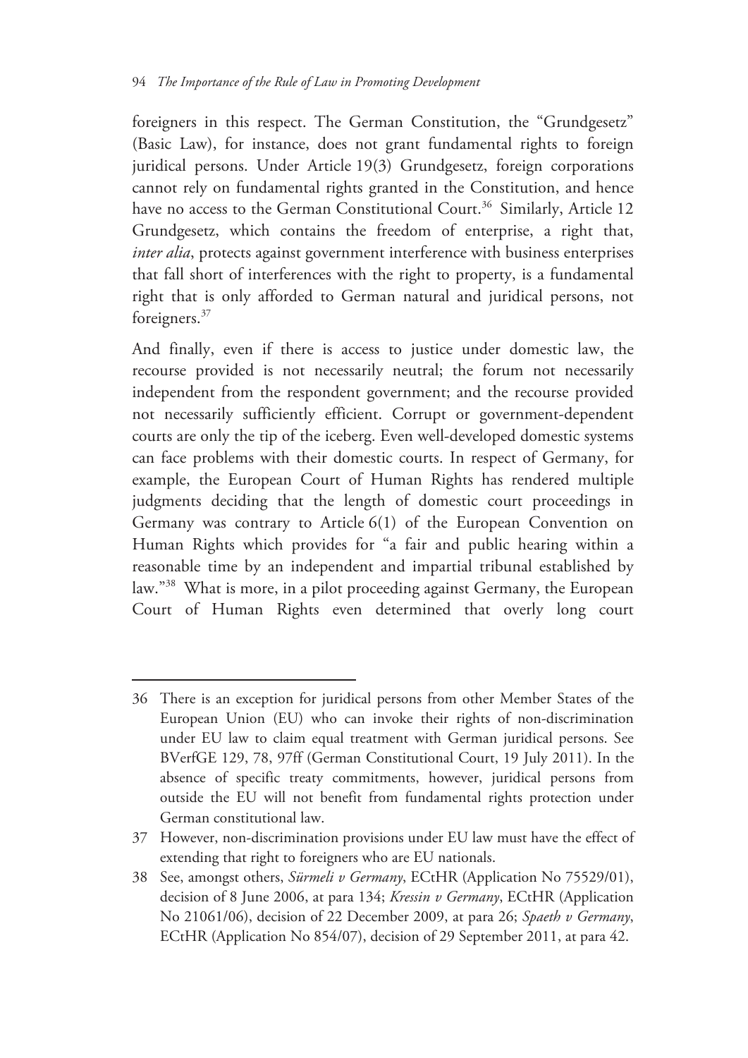foreigners in this respect. The German Constitution, the "Grundgesetz" (Basic Law), for instance, does not grant fundamental rights to foreign juridical persons. Under Article 19(3) Grundgesetz, foreign corporations cannot rely on fundamental rights granted in the Constitution, and hence have no access to the German Constitutional Court.[36] Similarly, Article 12 Grundgesetz, which contains the freedom of enterprise, a right that, *inter alia*, protects against government interference with business enterprises that fall short of interferences with the right to property, is a fundamental right that is only afforded to German natural and juridical persons, not foreigners.[37]

And finally, even if there is access to justice under domestic law, the recourse provided is not necessarily neutral; the forum not necessarily independent from the respondent government; and the recourse provided not necessarily sufficiently efficient. Corrupt or government-dependent courts are only the tip of the iceberg. Even well-developed domestic systems can face problems with their domestic courts. In respect of Germany, for example, the European Court of Human Rights has rendered multiple judgments deciding that the length of domestic court proceedings in Germany was contrary to Article 6(1) of the European Convention on Human Rights which provides for "a fair and public hearing within a reasonable time by an independent and impartial tribunal established by law."[38] What is more, in a pilot proceeding against Germany, the European Court of Human Rights even determined that overly long court

---

36 There is an exception for juridical persons from other Member States of the European Union (EU) who can invoke their rights of non-discrimination under EU law to claim equal treatment with German juridical persons. See BVerfGE 129, 78, 97ff (German Constitutional Court, 19 July 2011). In the absence of specific treaty commitments, however, juridical persons from outside the EU will not benefit from fundamental rights protection under German constitutional law.

37 However, non-discrimination provisions under EU law must have the effect of extending that right to foreigners who are EU nationals.

38 See, amongst others, *Sürmeli v Germany*, ECtHR (Application No 75529/01), decision of 8 June 2006, at para 134; *Kressin v Germany*, ECtHR (Application No 21061/06), decision of 22 December 2009, at para 26; *Spaeth v Germany*, ECtHR (Application No 854/07), decision of 29 September 2011, at para 42.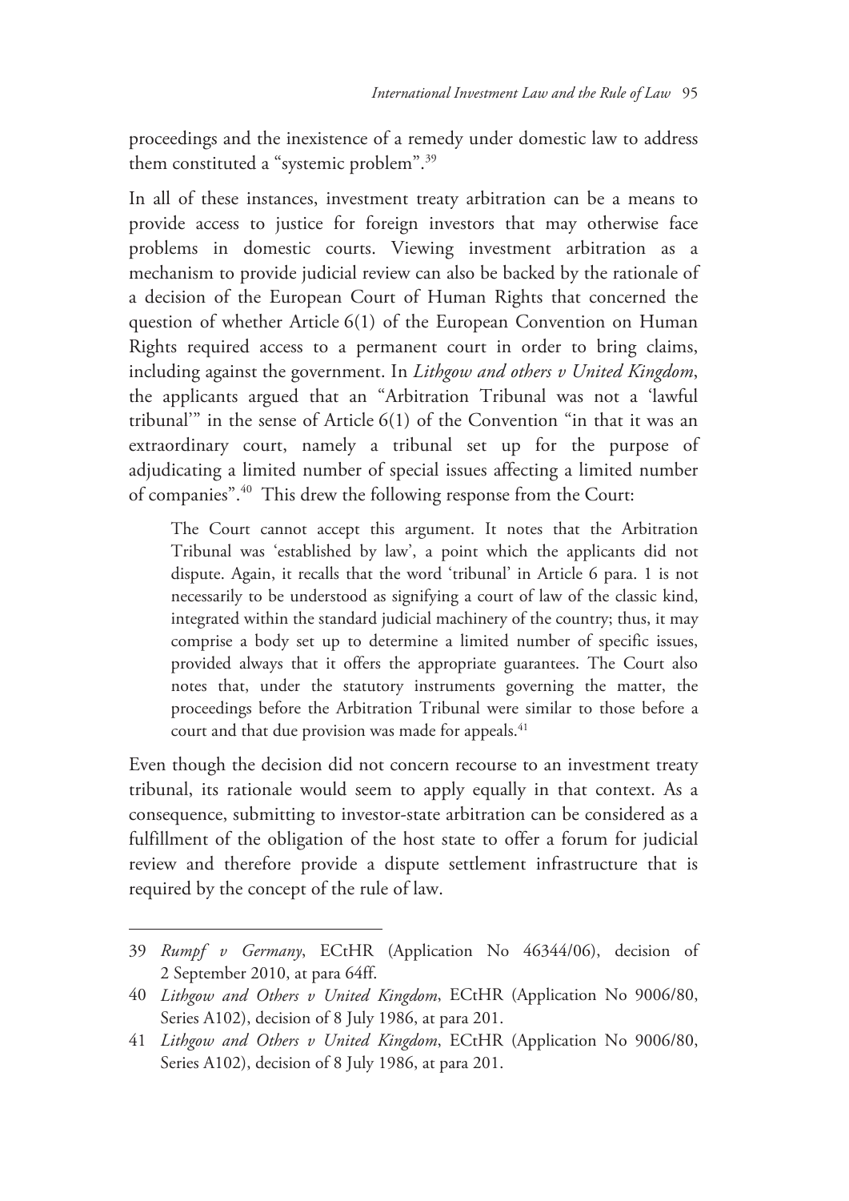proceedings and the inexistence of a remedy under domestic law to address them constituted a "systemic problem".[39]

In all of these instances, investment treaty arbitration can be a means to provide access to justice for foreign investors that may otherwise face problems in domestic courts. Viewing investment arbitration as a mechanism to provide judicial review can also be backed by the rationale of a decision of the European Court of Human Rights that concerned the question of whether Article 6(1) of the European Convention on Human Rights required access to a permanent court in order to bring claims, including against the government. In *Lithgow and others v United Kingdom*, the applicants argued that an "Arbitration Tribunal was not a 'lawful tribunal'" in the sense of Article 6(1) of the Convention "in that it was an extraordinary court, namely a tribunal set up for the purpose of adjudicating a limited number of special issues affecting a limited number of companies".[40] This drew the following response from the Court:

> The Court cannot accept this argument. It notes that the Arbitration Tribunal was 'established by law', a point which the applicants did not dispute. Again, it recalls that the word 'tribunal' in Article 6 para. 1 is not necessarily to be understood as signifying a court of law of the classic kind, integrated within the standard judicial machinery of the country; thus, it may comprise a body set up to determine a limited number of specific issues, provided always that it offers the appropriate guarantees. The Court also notes that, under the statutory instruments governing the matter, the proceedings before the Arbitration Tribunal were similar to those before a court and that due provision was made for appeals.[41]

Even though the decision did not concern recourse to an investment treaty tribunal, its rationale would seem to apply equally in that context. As a consequence, submitting to investor-state arbitration can be considered as a fulfillment of the obligation of the host state to offer a forum for judicial review and therefore provide a dispute settlement infrastructure that is required by the concept of the rule of law.

---

39 *Rumpf v Germany*, ECtHR (Application No 46344/06), decision of 2 September 2010, at para 64ff.

40 *Lithgow and Others v United Kingdom*, ECtHR (Application No 9006/80, Series A102), decision of 8 July 1986, at para 201.

41 *Lithgow and Others v United Kingdom*, ECtHR (Application No 9006/80, Series A102), decision of 8 July 1986, at para 201.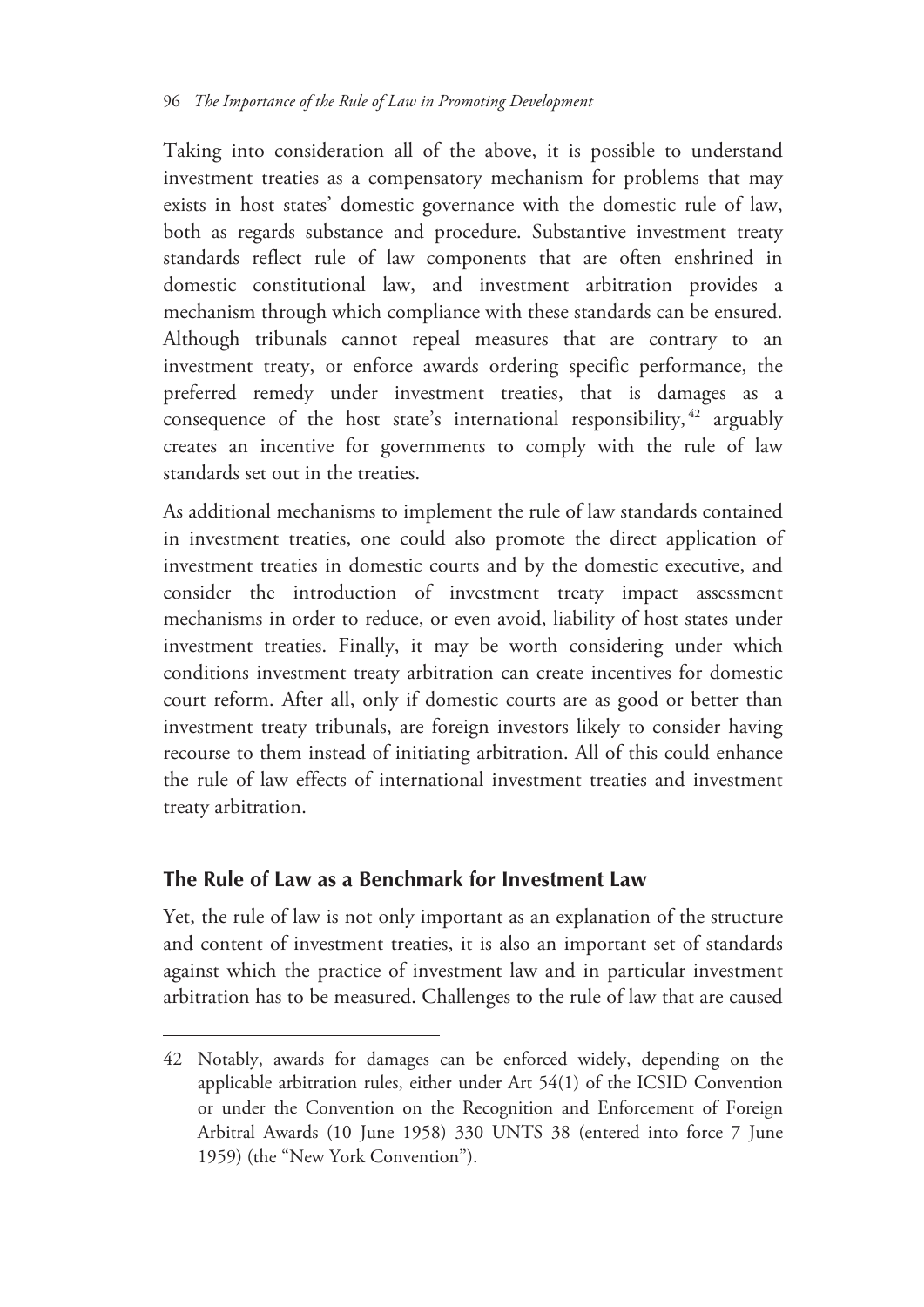Taking into consideration all of the above, it is possible to understand investment treaties as a compensatory mechanism for problems that may exists in host states' domestic governance with the domestic rule of law, both as regards substance and procedure. Substantive investment treaty standards reflect rule of law components that are often enshrined in domestic constitutional law, and investment arbitration provides a mechanism through which compliance with these standards can be ensured. Although tribunals cannot repeal measures that are contrary to an investment treaty, or enforce awards ordering specific performance, the preferred remedy under investment treaties, that is damages as a consequence of the host state's international responsibility,[42] arguably creates an incentive for governments to comply with the rule of law standards set out in the treaties.

As additional mechanisms to implement the rule of law standards contained in investment treaties, one could also promote the direct application of investment treaties in domestic courts and by the domestic executive, and consider the introduction of investment treaty impact assessment mechanisms in order to reduce, or even avoid, liability of host states under investment treaties. Finally, it may be worth considering under which conditions investment treaty arbitration can create incentives for domestic court reform. After all, only if domestic courts are as good or better than investment treaty tribunals, are foreign investors likely to consider having recourse to them instead of initiating arbitration. All of this could enhance the rule of law effects of international investment treaties and investment treaty arbitration.

## The Rule of Law as a Benchmark for Investment Law

Yet, the rule of law is not only important as an explanation of the structure and content of investment treaties, it is also an important set of standards against which the practice of investment law and in particular investment arbitration has to be measured. Challenges to the rule of law that are caused

---

42 Notably, awards for damages can be enforced widely, depending on the applicable arbitration rules, either under Art 54(1) of the ICSID Convention or under the Convention on the Recognition and Enforcement of Foreign Arbitral Awards (10 June 1958) 330 UNTS 38 (entered into force 7 June 1959) (the "New York Convention").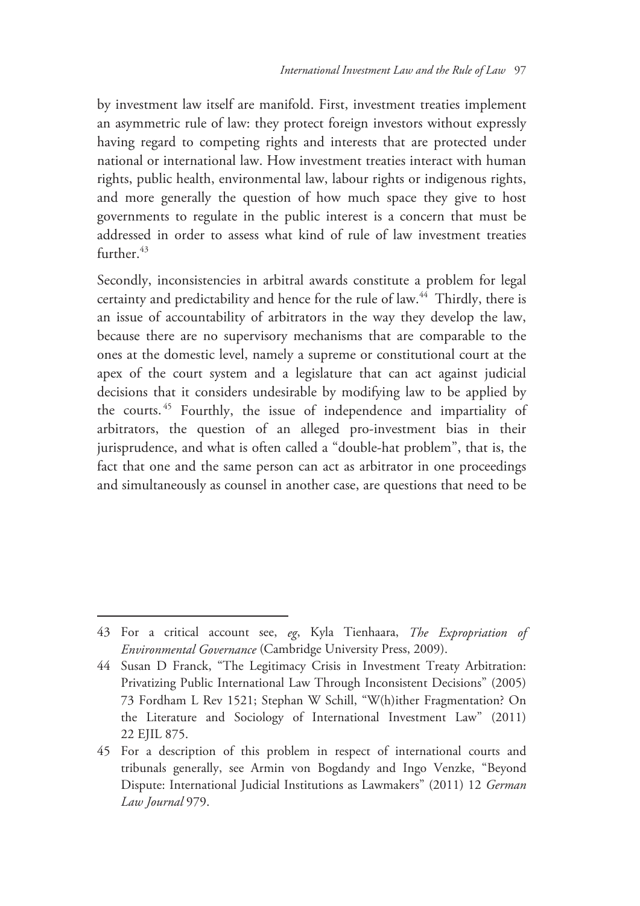by investment law itself are manifold. First, investment treaties implement an asymmetric rule of law: they protect foreign investors without expressly having regard to competing rights and interests that are protected under national or international law. How investment treaties interact with human rights, public health, environmental law, labour rights or indigenous rights, and more generally the question of how much space they give to host governments to regulate in the public interest is a concern that must be addressed in order to assess what kind of rule of law investment treaties further.[43]

Secondly, inconsistencies in arbitral awards constitute a problem for legal certainty and predictability and hence for the rule of law.[44] Thirdly, there is an issue of accountability of arbitrators in the way they develop the law, because there are no supervisory mechanisms that are comparable to the ones at the domestic level, namely a supreme or constitutional court at the apex of the court system and a legislature that can act against judicial decisions that it considers undesirable by modifying law to be applied by the courts.[45] Fourthly, the issue of independence and impartiality of arbitrators, the question of an alleged pro-investment bias in their jurisprudence, and what is often called a "double-hat problem", that is, the fact that one and the same person can act as arbitrator in one proceedings and simultaneously as counsel in another case, are questions that need to be

---

43 For a critical account see, *eg*, Kyla Tienhaara, *The Expropriation of Environmental Governance* (Cambridge University Press, 2009).

44 Susan D Franck, "The Legitimacy Crisis in Investment Treaty Arbitration: Privatizing Public International Law Through Inconsistent Decisions" (2005) 73 Fordham L Rev 1521; Stephan W Schill, "W(h)ither Fragmentation? On the Literature and Sociology of International Investment Law" (2011) 22 EJIL 875.

45 For a description of this problem in respect of international courts and tribunals generally, see Armin von Bogdandy and Ingo Venzke, "Beyond Dispute: International Judicial Institutions as Lawmakers" (2011) 12 *German Law Journal* 979.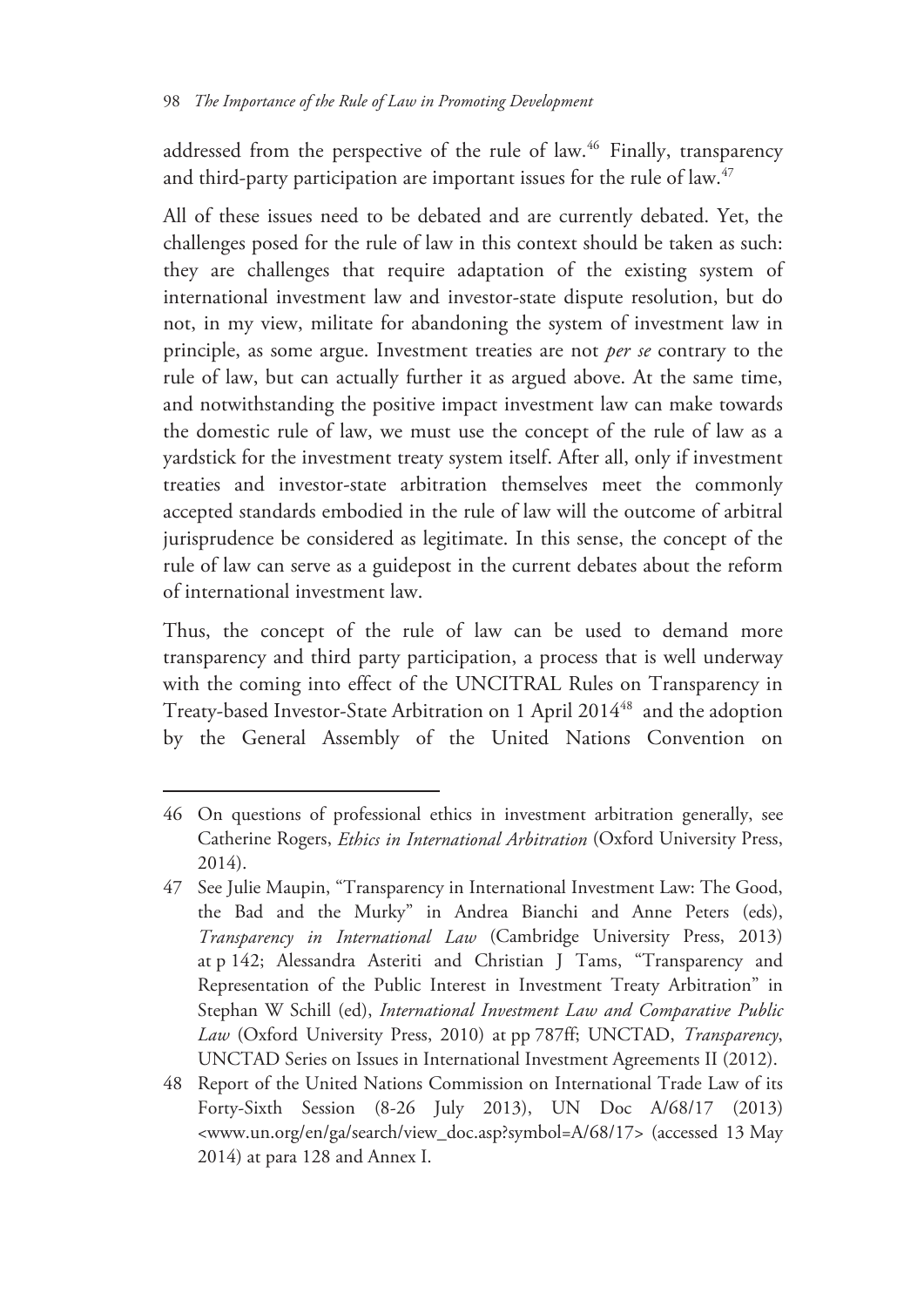addressed from the perspective of the rule of law.[46] Finally, transparency and third-party participation are important issues for the rule of law.[47]

All of these issues need to be debated and are currently debated. Yet, the challenges posed for the rule of law in this context should be taken as such: they are challenges that require adaptation of the existing system of international investment law and investor-state dispute resolution, but do not, in my view, militate for abandoning the system of investment law in principle, as some argue. Investment treaties are not *per se* contrary to the rule of law, but can actually further it as argued above. At the same time, and notwithstanding the positive impact investment law can make towards the domestic rule of law, we must use the concept of the rule of law as a yardstick for the investment treaty system itself. After all, only if investment treaties and investor-state arbitration themselves meet the commonly accepted standards embodied in the rule of law will the outcome of arbitral jurisprudence be considered as legitimate. In this sense, the concept of the rule of law can serve as a guidepost in the current debates about the reform of international investment law.

Thus, the concept of the rule of law can be used to demand more transparency and third party participation, a process that is well underway with the coming into effect of the UNCITRAL Rules on Transparency in Treaty-based Investor-State Arbitration on 1 April 2014[48] and the adoption by the General Assembly of the United Nations Convention on

---

46 On questions of professional ethics in investment arbitration generally, see Catherine Rogers, *Ethics in International Arbitration* (Oxford University Press, 2014).

47 See Julie Maupin, "Transparency in International Investment Law: The Good, the Bad and the Murky" in Andrea Bianchi and Anne Peters (eds), *Transparency in International Law* (Cambridge University Press, 2013) at p 142; Alessandra Asteriti and Christian J Tams, "Transparency and Representation of the Public Interest in Investment Treaty Arbitration" in Stephan W Schill (ed), *International Investment Law and Comparative Public Law* (Oxford University Press, 2010) at pp 787ff; UNCTAD, *Transparency*, UNCTAD Series on Issues in International Investment Agreements II (2012).

48 Report of the United Nations Commission on International Trade Law of its Forty-Sixth Session (8-26 July 2013), UN Doc A/68/17 (2013) <www.un.org/en/ga/search/view_doc.asp?symbol=A/68/17> (accessed 13 May 2014) at para 128 and Annex I.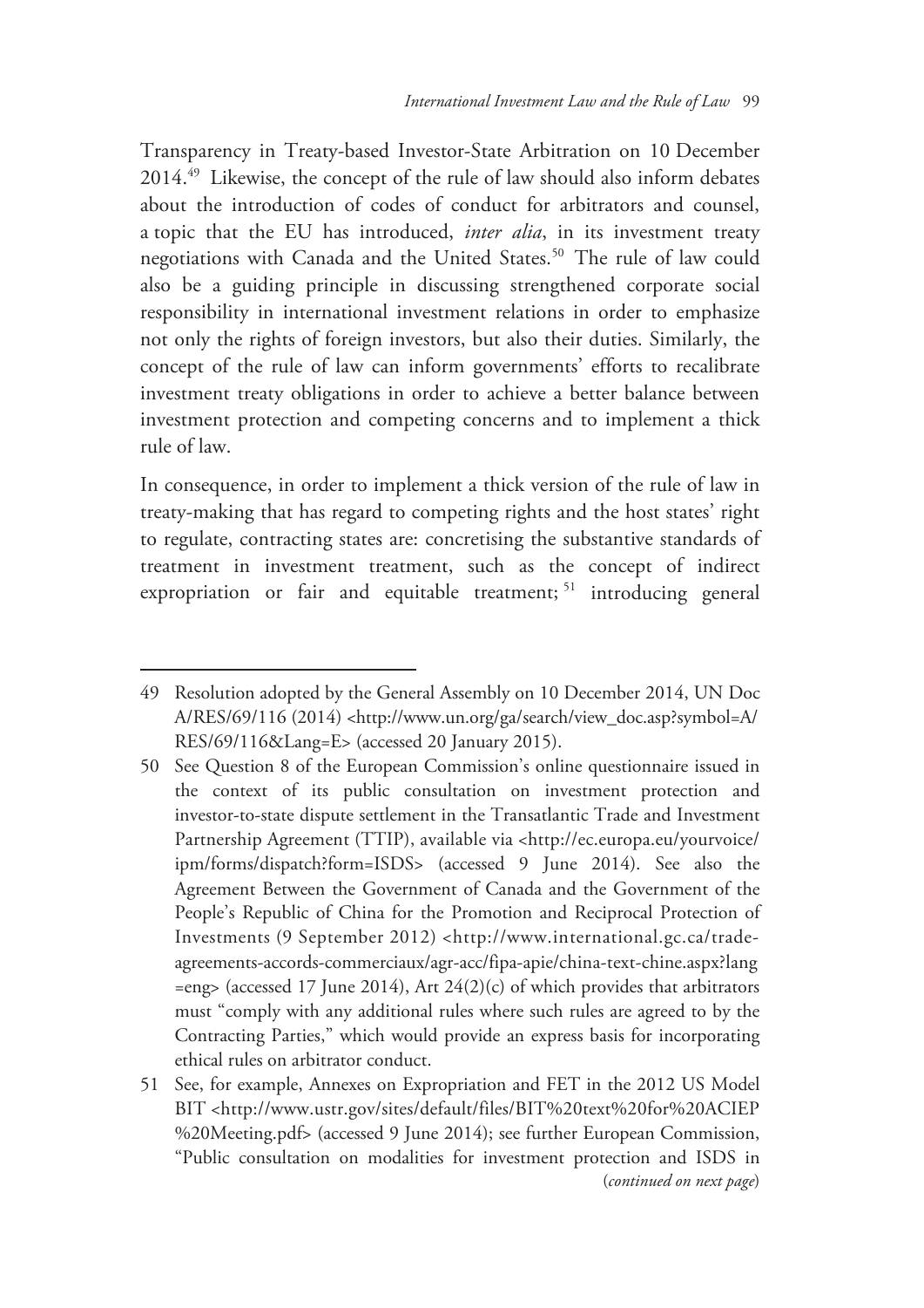Transparency in Treaty-based Investor-State Arbitration on 10 December 2014.[49] Likewise, the concept of the rule of law should also inform debates about the introduction of codes of conduct for arbitrators and counsel, a topic that the EU has introduced, *inter alia*, in its investment treaty negotiations with Canada and the United States.[50] The rule of law could also be a guiding principle in discussing strengthened corporate social responsibility in international investment relations in order to emphasize not only the rights of foreign investors, but also their duties. Similarly, the concept of the rule of law can inform governments' efforts to recalibrate investment treaty obligations in order to achieve a better balance between investment protection and competing concerns and to implement a thick rule of law.

In consequence, in order to implement a thick version of the rule of law in treaty-making that has regard to competing rights and the host states' right to regulate, contracting states are: concretising the substantive standards of treatment in investment treatment, such as the concept of indirect expropriation or fair and equitable treatment;[51] introducing general

---

49 Resolution adopted by the General Assembly on 10 December 2014, UN Doc A/RES/69/116 (2014) <http://www.un.org/ga/search/view_doc.asp?symbol=A/RES/69/116&Lang=E> (accessed 20 January 2015).

50 See Question 8 of the European Commission's online questionnaire issued in the context of its public consultation on investment protection and investor-to-state dispute settlement in the Transatlantic Trade and Investment Partnership Agreement (TTIP), available via <http://ec.europa.eu/yourvoice/ipm/forms/dispatch?form=ISDS> (accessed 9 June 2014). See also the Agreement Between the Government of Canada and the Government of the People's Republic of China for the Promotion and Reciprocal Protection of Investments (9 September 2012) <http://www.international.gc.ca/trade-agreements-accords-commerciaux/agr-acc/fipa-apie/china-text-chine.aspx?lang=eng> (accessed 17 June 2014), Art 24(2)(c) of which provides that arbitrators must "comply with any additional rules where such rules are agreed to by the Contracting Parties," which would provide an express basis for incorporating ethical rules on arbitrator conduct.

51 See, for example, Annexes on Expropriation and FET in the 2012 US Model BIT <http://www.ustr.gov/sites/default/files/BIT%20text%20for%20ACIEP%20Meeting.pdf> (accessed 9 June 2014); see further European Commission, "Public consultation on modalities for investment protection and ISDS in (*continued on next page*)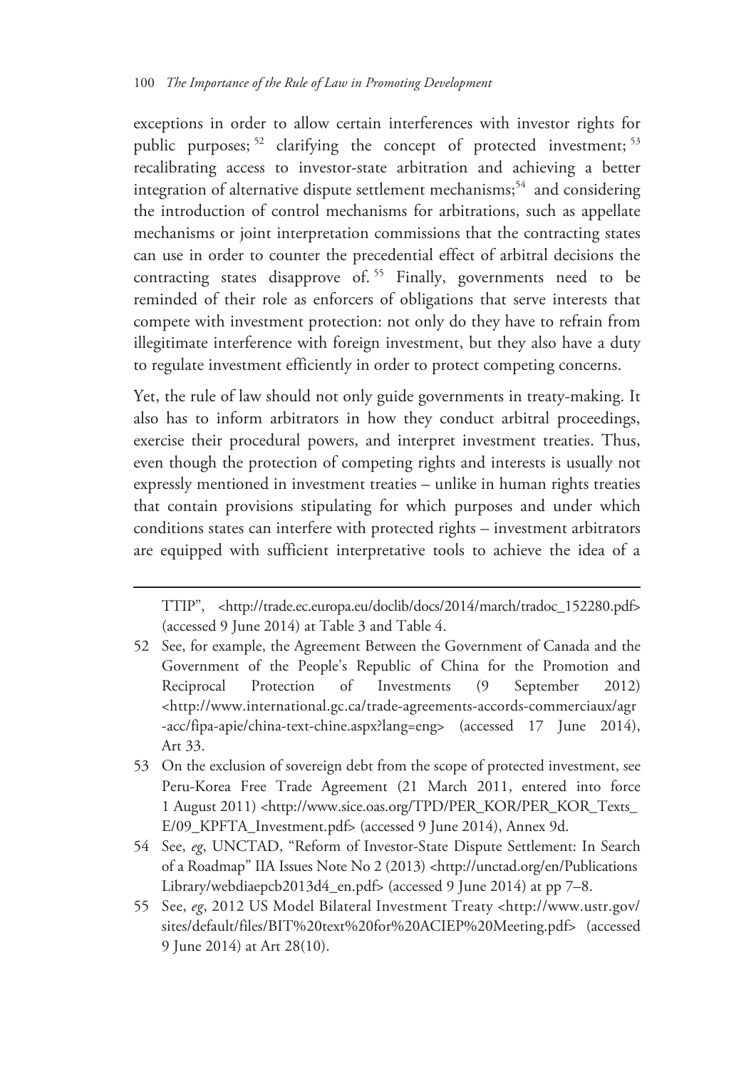exceptions in order to allow certain interferences with investor rights for public purposes;[52] clarifying the concept of protected investment;[53] recalibrating access to investor-state arbitration and achieving a better integration of alternative dispute settlement mechanisms;[54] and considering the introduction of control mechanisms for arbitrations, such as appellate mechanisms or joint interpretation commissions that the contracting states can use in order to counter the precedential effect of arbitral decisions the contracting states disapprove of.[55] Finally, governments need to be reminded of their role as enforcers of obligations that serve interests that compete with investment protection: not only do they have to refrain from illegitimate interference with foreign investment, but they also have a duty to regulate investment efficiently in order to protect competing concerns.

Yet, the rule of law should not only guide governments in treaty-making. It also has to inform arbitrators in how they conduct arbitral proceedings, exercise their procedural powers, and interpret investment treaties. Thus, even though the protection of competing rights and interests is usually not expressly mentioned in investment treaties – unlike in human rights treaties that contain provisions stipulating for which purposes and under which conditions states can interfere with protected rights – investment arbitrators are equipped with sufficient interpretative tools to achieve the idea of a

---

TTIP", <http://trade.ec.europa.eu/doclib/docs/2014/march/tradoc_152280.pdf> (accessed 9 June 2014) at Table 3 and Table 4.

52 See, for example, the Agreement Between the Government of Canada and the Government of the People's Republic of China for the Promotion and Reciprocal Protection of Investments (9 September 2012) <http://www.international.gc.ca/trade-agreements-accords-commerciaux/agr-acc/fipa-apie/china-text-chine.aspx?lang=eng> (accessed 17 June 2014), Art 33.

53 On the exclusion of sovereign debt from the scope of protected investment, see Peru-Korea Free Trade Agreement (21 March 2011, entered into force 1 August 2011) <http://www.sice.oas.org/TPD/PER_KOR/PER_KOR_Texts_E/09_KPFTA_Investment.pdf> (accessed 9 June 2014), Annex 9d.

54 See, *eg*, UNCTAD, "Reform of Investor-State Dispute Settlement: In Search of a Roadmap" IIA Issues Note No 2 (2013) <http://unctad.org/en/PublicationsLibrary/webdiaepcb2013d4_en.pdf> (accessed 9 June 2014) at pp 7–8.

55 See, *eg*, 2012 US Model Bilateral Investment Treaty <http://www.ustr.gov/sites/default/files/BIT%20text%20for%20ACIEP%20Meeting.pdf> (accessed 9 June 2014) at Art 28(10).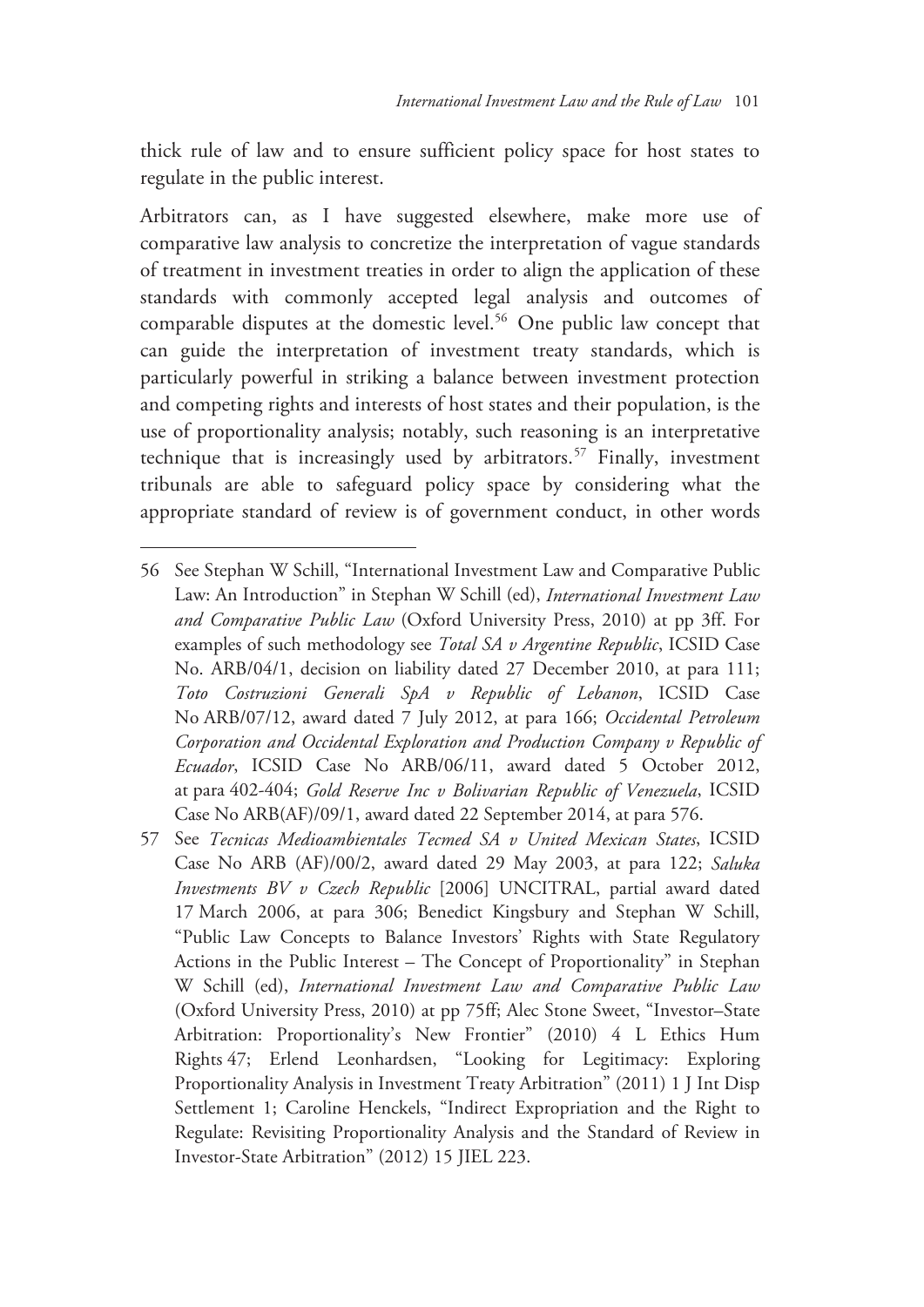thick rule of law and to ensure sufficient policy space for host states to regulate in the public interest.

Arbitrators can, as I have suggested elsewhere, make more use of comparative law analysis to concretize the interpretation of vague standards of treatment in investment treaties in order to align the application of these standards with commonly accepted legal analysis and outcomes of comparable disputes at the domestic level.[56] One public law concept that can guide the interpretation of investment treaty standards, which is particularly powerful in striking a balance between investment protection and competing rights and interests of host states and their population, is the use of proportionality analysis; notably, such reasoning is an interpretative technique that is increasingly used by arbitrators.[57] Finally, investment tribunals are able to safeguard policy space by considering what the appropriate standard of review is of government conduct, in other words

---

56 See Stephan W Schill, "International Investment Law and Comparative Public Law: An Introduction" in Stephan W Schill (ed), *International Investment Law and Comparative Public Law* (Oxford University Press, 2010) at pp 3ff. For examples of such methodology see *Total SA v Argentine Republic*, ICSID Case No. ARB/04/1, decision on liability dated 27 December 2010, at para 111; *Toto Costruzioni Generali SpA v Republic of Lebanon*, ICSID Case No ARB/07/12, award dated 7 July 2012, at para 166; *Occidental Petroleum Corporation and Occidental Exploration and Production Company v Republic of Ecuador*, ICSID Case No ARB/06/11, award dated 5 October 2012, at para 402-404; *Gold Reserve Inc v Bolivarian Republic of Venezuela*, ICSID Case No ARB(AF)/09/1, award dated 22 September 2014, at para 576.

57 See *Tecnicas Medioambientales Tecmed SA v United Mexican States*, ICSID Case No ARB (AF)/00/2, award dated 29 May 2003, at para 122; *Saluka Investments BV v Czech Republic* [2006] UNCITRAL, partial award dated 17 March 2006, at para 306; Benedict Kingsbury and Stephan W Schill, "Public Law Concepts to Balance Investors' Rights with State Regulatory Actions in the Public Interest – The Concept of Proportionality" in Stephan W Schill (ed), *International Investment Law and Comparative Public Law* (Oxford University Press, 2010) at pp 75ff; Alec Stone Sweet, "Investor–State Arbitration: Proportionality's New Frontier" (2010) 4 L Ethics Hum Rights 47; Erlend Leonhardsen, "Looking for Legitimacy: Exploring Proportionality Analysis in Investment Treaty Arbitration" (2011) 1 J Int Disp Settlement 1; Caroline Henckels, "Indirect Expropriation and the Right to Regulate: Revisiting Proportionality Analysis and the Standard of Review in Investor-State Arbitration" (2012) 15 JIEL 223.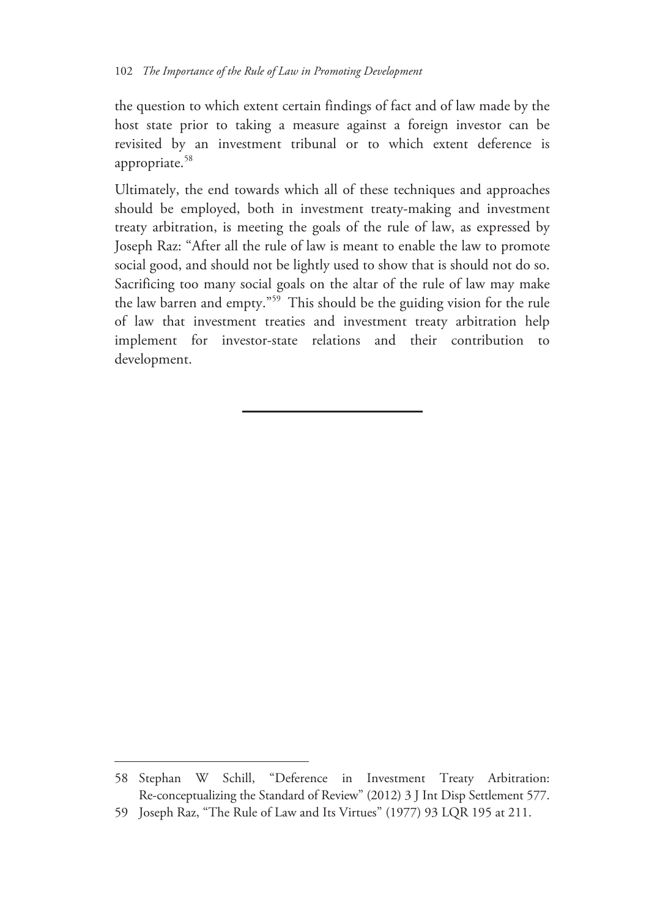the question to which extent certain findings of fact and of law made by the host state prior to taking a measure against a foreign investor can be revisited by an investment tribunal or to which extent deference is appropriate.[58]

Ultimately, the end towards which all of these techniques and approaches should be employed, both in investment treaty-making and investment treaty arbitration, is meeting the goals of the rule of law, as expressed by Joseph Raz: "After all the rule of law is meant to enable the law to promote social good, and should not be lightly used to show that is should not do so. Sacrificing too many social goals on the altar of the rule of law may make the law barren and empty."[59] This should be the guiding vision for the rule of law that investment treaties and investment treaty arbitration help implement for investor-state relations and their contribution to development.

---

58 Stephan W Schill, "Deference in Investment Treaty Arbitration: Re-conceptualizing the Standard of Review" (2012) 3 J Int Disp Settlement 577.

59 Joseph Raz, "The Rule of Law and Its Virtues" (1977) 93 LQR 195 at 211.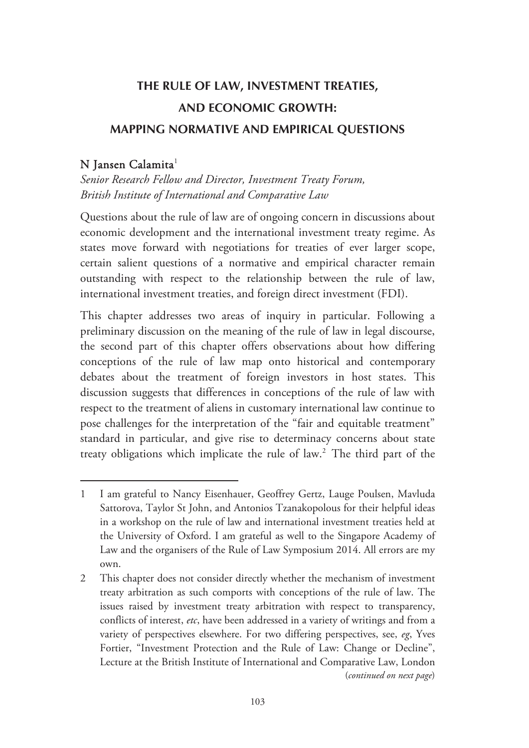# THE RULE OF LAW, INVESTMENT TREATIES, AND ECONOMIC GROWTH: MAPPING NORMATIVE AND EMPIRICAL QUESTIONS

**N Jansen Calamita**[1]

*Senior Research Fellow and Director, Investment Treaty Forum, British Institute of International and Comparative Law*

Questions about the rule of law are of ongoing concern in discussions about economic development and the international investment treaty regime. As states move forward with negotiations for treaties of ever larger scope, certain salient questions of a normative and empirical character remain outstanding with respect to the relationship between the rule of law, international investment treaties, and foreign direct investment (FDI).

This chapter addresses two areas of inquiry in particular. Following a preliminary discussion on the meaning of the rule of law in legal discourse, the second part of this chapter offers observations about how differing conceptions of the rule of law map onto historical and contemporary debates about the treatment of foreign investors in host states. This discussion suggests that differences in conceptions of the rule of law with respect to the treatment of aliens in customary international law continue to pose challenges for the interpretation of the "fair and equitable treatment" standard in particular, and give rise to determinacy concerns about state treaty obligations which implicate the rule of law.[2] The third part of the

---

1 I am grateful to Nancy Eisenhauer, Geoffrey Gertz, Lauge Poulsen, Mavluda Sattorova, Taylor St John, and Antonios Tzanakopolous for their helpful ideas in a workshop on the rule of law and international investment treaties held at the University of Oxford. I am grateful as well to the Singapore Academy of Law and the organisers of the Rule of Law Symposium 2014. All errors are my own.

2 This chapter does not consider directly whether the mechanism of investment treaty arbitration as such comports with conceptions of the rule of law. The issues raised by investment treaty arbitration with respect to transparency, conflicts of interest, *etc*, have been addressed in a variety of writings and from a variety of perspectives elsewhere. For two differing perspectives, see, *eg*, Yves Fortier, "Investment Protection and the Rule of Law: Change or Decline", Lecture at the British Institute of International and Comparative Law, London (*continued on next page*)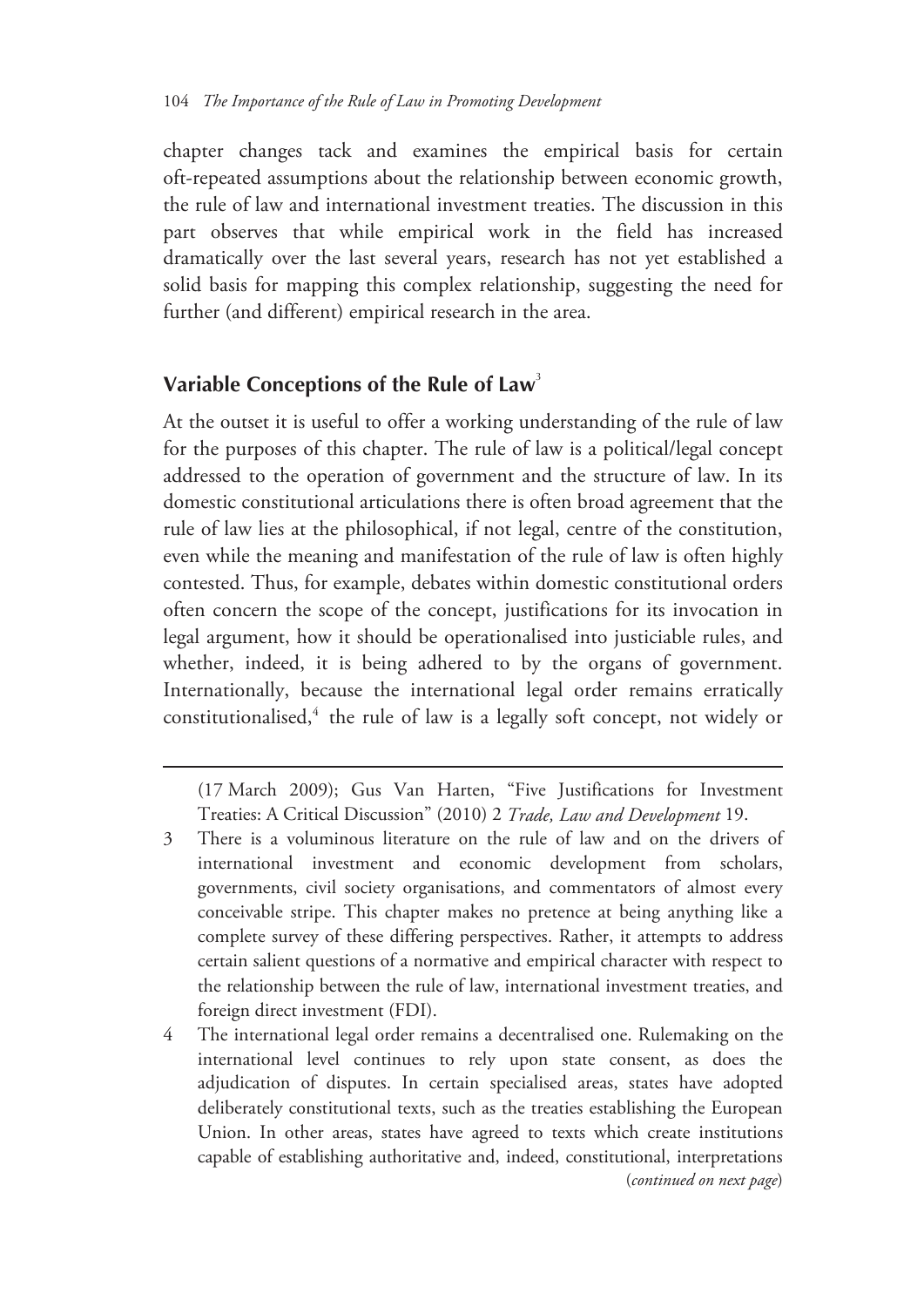chapter changes tack and examines the empirical basis for certain oft-repeated assumptions about the relationship between economic growth, the rule of law and international investment treaties. The discussion in this part observes that while empirical work in the field has increased dramatically over the last several years, research has not yet established a solid basis for mapping this complex relationship, suggesting the need for further (and different) empirical research in the area.

## Variable Conceptions of the Rule of Law[3]

At the outset it is useful to offer a working understanding of the rule of law for the purposes of this chapter. The rule of law is a political/legal concept addressed to the operation of government and the structure of law. In its domestic constitutional articulations there is often broad agreement that the rule of law lies at the philosophical, if not legal, centre of the constitution, even while the meaning and manifestation of the rule of law is often highly contested. Thus, for example, debates within domestic constitutional orders often concern the scope of the concept, justifications for its invocation in legal argument, how it should be operationalised into justiciable rules, and whether, indeed, it is being adhered to by the organs of government. Internationally, because the international legal order remains erratically constitutionalised,[4] the rule of law is a legally soft concept, not widely or

---

(17 March 2009); Gus Van Harten, "Five Justifications for Investment Treaties: A Critical Discussion" (2010) 2 *Trade, Law and Development* 19.

3 There is a voluminous literature on the rule of law and on the drivers of international investment and economic development from scholars, governments, civil society organisations, and commentators of almost every conceivable stripe. This chapter makes no pretence at being anything like a complete survey of these differing perspectives. Rather, it attempts to address certain salient questions of a normative and empirical character with respect to the relationship between the rule of law, international investment treaties, and foreign direct investment (FDI).

4 The international legal order remains a decentralised one. Rulemaking on the international level continues to rely upon state consent, as does the adjudication of disputes. In certain specialised areas, states have adopted deliberately constitutional texts, such as the treaties establishing the European Union. In other areas, states have agreed to texts which create institutions capable of establishing authoritative and, indeed, constitutional, interpretations (*continued on next page*)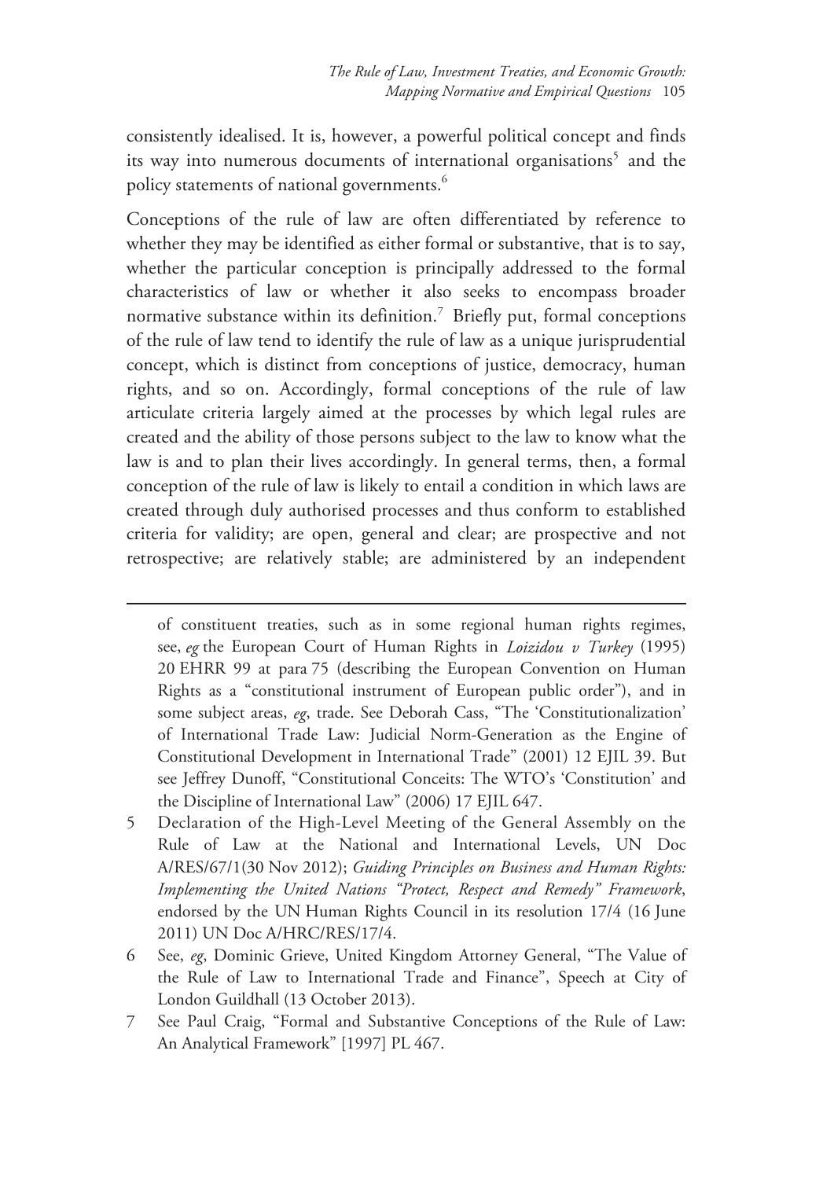consistently idealised. It is, however, a powerful political concept and finds its way into numerous documents of international organisations[5] and the policy statements of national governments.[6]

Conceptions of the rule of law are often differentiated by reference to whether they may be identified as either formal or substantive, that is to say, whether the particular conception is principally addressed to the formal characteristics of law or whether it also seeks to encompass broader normative substance within its definition.[7] Briefly put, formal conceptions of the rule of law tend to identify the rule of law as a unique jurisprudential concept, which is distinct from conceptions of justice, democracy, human rights, and so on. Accordingly, formal conceptions of the rule of law articulate criteria largely aimed at the processes by which legal rules are created and the ability of those persons subject to the law to know what the law is and to plan their lives accordingly. In general terms, then, a formal conception of the rule of law is likely to entail a condition in which laws are created through duly authorised processes and thus conform to established criteria for validity; are open, general and clear; are prospective and not retrospective; are relatively stable; are administered by an independent

---

of constituent treaties, such as in some regional human rights regimes, see, *eg* the European Court of Human Rights in *Loizidou v Turkey* (1995) 20 EHRR 99 at para 75 (describing the European Convention on Human Rights as a "constitutional instrument of European public order"), and in some subject areas, *eg*, trade. See Deborah Cass, "The 'Constitutionalization' of International Trade Law: Judicial Norm-Generation as the Engine of Constitutional Development in International Trade" (2001) 12 EJIL 39. But see Jeffrey Dunoff, "Constitutional Conceits: The WTO's 'Constitution' and the Discipline of International Law" (2006) 17 EJIL 647.

5 Declaration of the High-Level Meeting of the General Assembly on the Rule of Law at the National and International Levels, UN Doc A/RES/67/1(30 Nov 2012); *Guiding Principles on Business and Human Rights: Implementing the United Nations "Protect, Respect and Remedy" Framework*, endorsed by the UN Human Rights Council in its resolution 17/4 (16 June 2011) UN Doc A/HRC/RES/17/4.

6 See, *eg*, Dominic Grieve, United Kingdom Attorney General, "The Value of the Rule of Law to International Trade and Finance", Speech at City of London Guildhall (13 October 2013).

7 See Paul Craig, "Formal and Substantive Conceptions of the Rule of Law: An Analytical Framework" [1997] PL 467.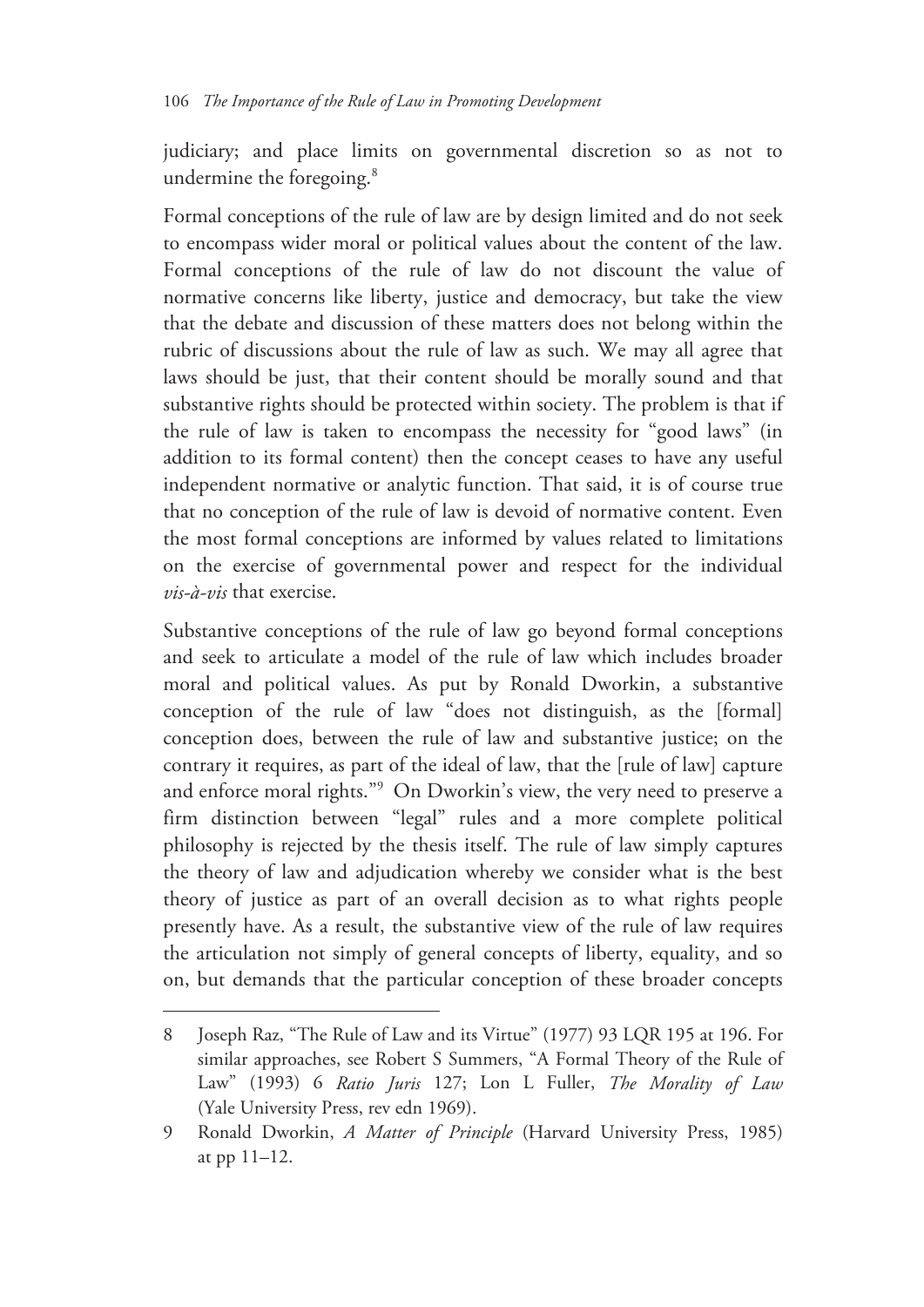judiciary; and place limits on governmental discretion so as not to undermine the foregoing.[8]

Formal conceptions of the rule of law are by design limited and do not seek to encompass wider moral or political values about the content of the law. Formal conceptions of the rule of law do not discount the value of normative concerns like liberty, justice and democracy, but take the view that the debate and discussion of these matters does not belong within the rubric of discussions about the rule of law as such. We may all agree that laws should be just, that their content should be morally sound and that substantive rights should be protected within society. The problem is that if the rule of law is taken to encompass the necessity for "good laws" (in addition to its formal content) then the concept ceases to have any useful independent normative or analytic function. That said, it is of course true that no conception of the rule of law is devoid of normative content. Even the most formal conceptions are informed by values related to limitations on the exercise of governmental power and respect for the individual *vis-à-vis* that exercise.

Substantive conceptions of the rule of law go beyond formal conceptions and seek to articulate a model of the rule of law which includes broader moral and political values. As put by Ronald Dworkin, a substantive conception of the rule of law "does not distinguish, as the [formal] conception does, between the rule of law and substantive justice; on the contrary it requires, as part of the ideal of law, that the [rule of law] capture and enforce moral rights."[9] On Dworkin's view, the very need to preserve a firm distinction between "legal" rules and a more complete political philosophy is rejected by the thesis itself. The rule of law simply captures the theory of law and adjudication whereby we consider what is the best theory of justice as part of an overall decision as to what rights people presently have. As a result, the substantive view of the rule of law requires the articulation not simply of general concepts of liberty, equality, and so on, but demands that the particular conception of these broader concepts

---

8 Joseph Raz, "The Rule of Law and its Virtue" (1977) 93 LQR 195 at 196. For similar approaches, see Robert S Summers, "A Formal Theory of the Rule of Law" (1993) 6 *Ratio Juris* 127; Lon L Fuller, *The Morality of Law* (Yale University Press, rev edn 1969).

9 Ronald Dworkin, *A Matter of Principle* (Harvard University Press, 1985) at pp 11–12.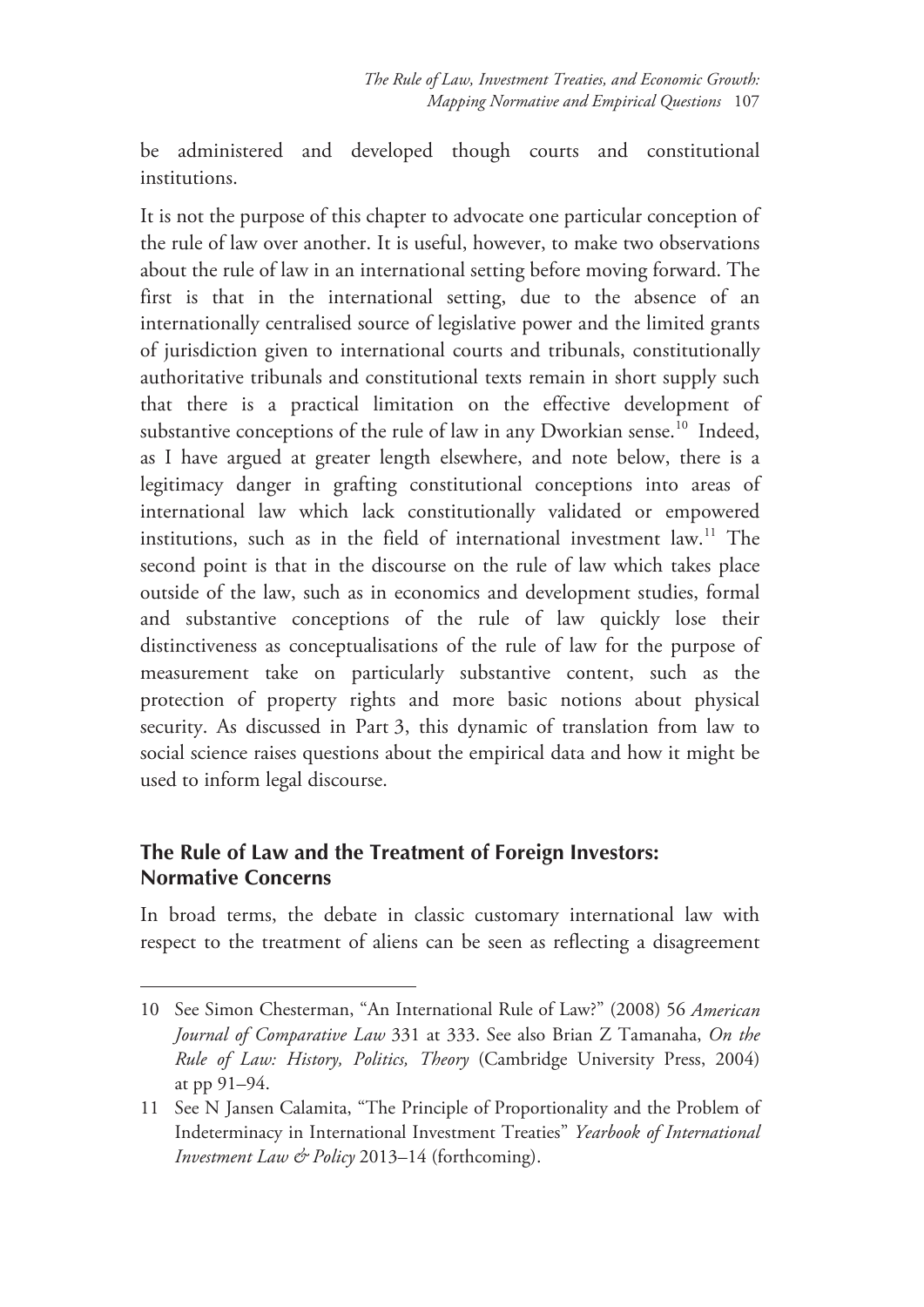be administered and developed though courts and constitutional institutions.

It is not the purpose of this chapter to advocate one particular conception of the rule of law over another. It is useful, however, to make two observations about the rule of law in an international setting before moving forward. The first is that in the international setting, due to the absence of an internationally centralised source of legislative power and the limited grants of jurisdiction given to international courts and tribunals, constitutionally authoritative tribunals and constitutional texts remain in short supply such that there is a practical limitation on the effective development of substantive conceptions of the rule of law in any Dworkian sense.[10] Indeed, as I have argued at greater length elsewhere, and note below, there is a legitimacy danger in grafting constitutional conceptions into areas of international law which lack constitutionally validated or empowered institutions, such as in the field of international investment law.[11] The second point is that in the discourse on the rule of law which takes place outside of the law, such as in economics and development studies, formal and substantive conceptions of the rule of law quickly lose their distinctiveness as conceptualisations of the rule of law for the purpose of measurement take on particularly substantive content, such as the protection of property rights and more basic notions about physical security. As discussed in Part 3, this dynamic of translation from law to social science raises questions about the empirical data and how it might be used to inform legal discourse.

## The Rule of Law and the Treatment of Foreign Investors: Normative Concerns

In broad terms, the debate in classic customary international law with respect to the treatment of aliens can be seen as reflecting a disagreement

---

10 See Simon Chesterman, "An International Rule of Law?" (2008) 56 *American Journal of Comparative Law* 331 at 333. See also Brian Z Tamanaha, *On the Rule of Law: History, Politics, Theory* (Cambridge University Press, 2004) at pp 91–94.

11 See N Jansen Calamita, "The Principle of Proportionality and the Problem of Indeterminacy in International Investment Treaties" *Yearbook of International Investment Law & Policy* 2013–14 (forthcoming).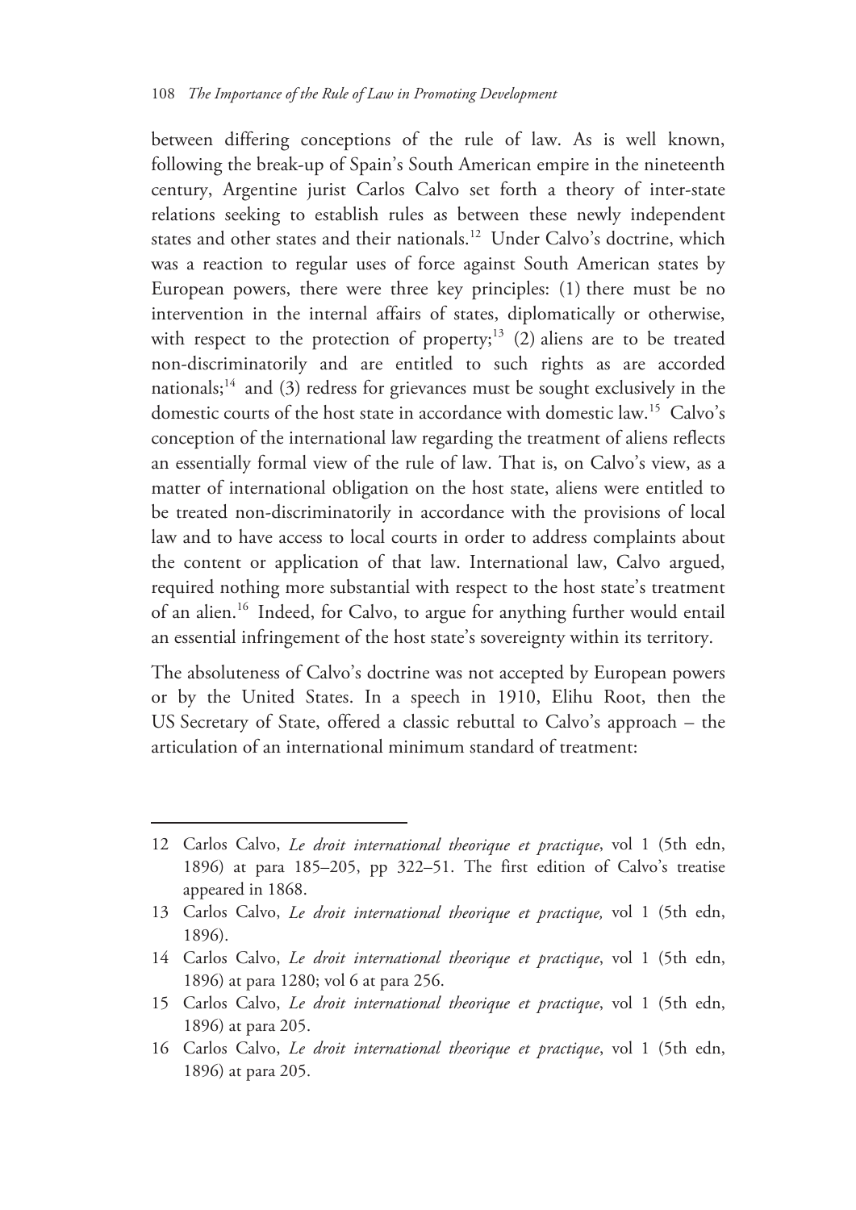between differing conceptions of the rule of law. As is well known, following the break-up of Spain's South American empire in the nineteenth century, Argentine jurist Carlos Calvo set forth a theory of inter-state relations seeking to establish rules as between these newly independent states and other states and their nationals.[12] Under Calvo's doctrine, which was a reaction to regular uses of force against South American states by European powers, there were three key principles: (1) there must be no intervention in the internal affairs of states, diplomatically or otherwise, with respect to the protection of property;[13] (2) aliens are to be treated non-discriminatorily and are entitled to such rights as are accorded nationals;[14] and (3) redress for grievances must be sought exclusively in the domestic courts of the host state in accordance with domestic law.[15] Calvo's conception of the international law regarding the treatment of aliens reflects an essentially formal view of the rule of law. That is, on Calvo's view, as a matter of international obligation on the host state, aliens were entitled to be treated non-discriminatorily in accordance with the provisions of local law and to have access to local courts in order to address complaints about the content or application of that law. International law, Calvo argued, required nothing more substantial with respect to the host state's treatment of an alien.[16] Indeed, for Calvo, to argue for anything further would entail an essential infringement of the host state's sovereignty within its territory.

The absoluteness of Calvo's doctrine was not accepted by European powers or by the United States. In a speech in 1910, Elihu Root, then the US Secretary of State, offered a classic rebuttal to Calvo's approach – the articulation of an international minimum standard of treatment:

---

12 Carlos Calvo, *Le droit international theorique et practique*, vol 1 (5th edn, 1896) at para 185–205, pp 322–51. The first edition of Calvo's treatise appeared in 1868.

13 Carlos Calvo, *Le droit international theorique et practique,* vol 1 (5th edn, 1896).

14 Carlos Calvo, *Le droit international theorique et practique*, vol 1 (5th edn, 1896) at para 1280; vol 6 at para 256.

15 Carlos Calvo, *Le droit international theorique et practique*, vol 1 (5th edn, 1896) at para 205.

16 Carlos Calvo, *Le droit international theorique et practique*, vol 1 (5th edn, 1896) at para 205.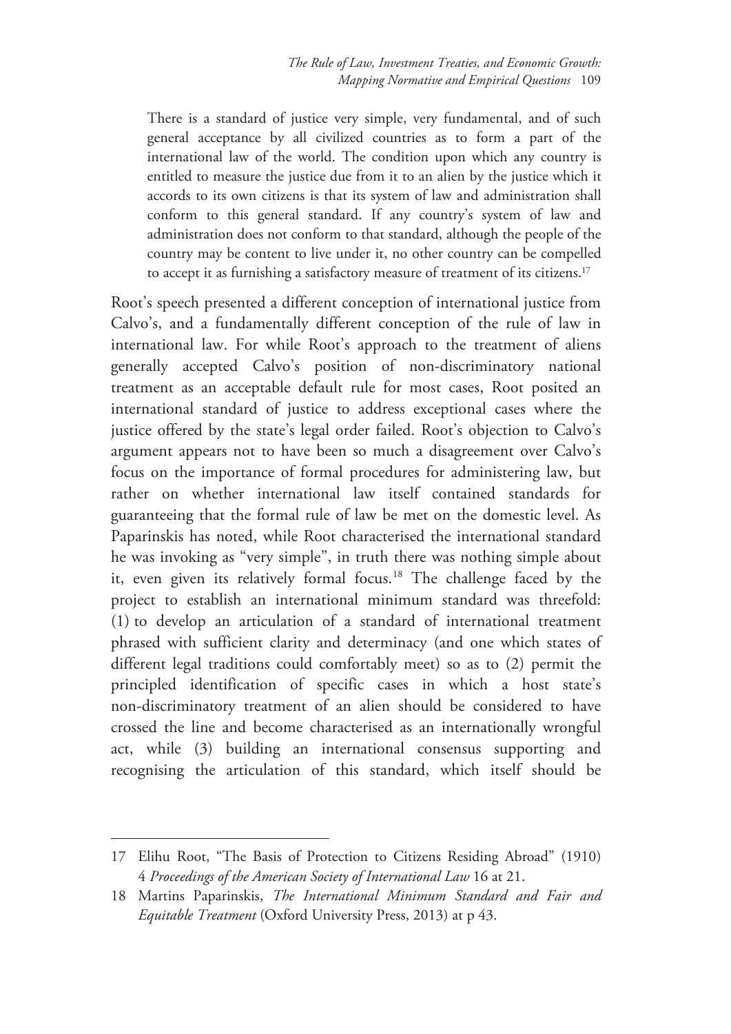> There is a standard of justice very simple, very fundamental, and of such general acceptance by all civilized countries as to form a part of the international law of the world. The condition upon which any country is entitled to measure the justice due from it to an alien by the justice which it accords to its own citizens is that its system of law and administration shall conform to this general standard. If any country's system of law and administration does not conform to that standard, although the people of the country may be content to live under it, no other country can be compelled to accept it as furnishing a satisfactory measure of treatment of its citizens.[17]

Root's speech presented a different conception of international justice from Calvo's, and a fundamentally different conception of the rule of law in international law. For while Root's approach to the treatment of aliens generally accepted Calvo's position of non-discriminatory national treatment as an acceptable default rule for most cases, Root posited an international standard of justice to address exceptional cases where the justice offered by the state's legal order failed. Root's objection to Calvo's argument appears not to have been so much a disagreement over Calvo's focus on the importance of formal procedures for administering law, but rather on whether international law itself contained standards for guaranteeing that the formal rule of law be met on the domestic level. As Paparinskis has noted, while Root characterised the international standard he was invoking as "very simple", in truth there was nothing simple about it, even given its relatively formal focus.[18] The challenge faced by the project to establish an international minimum standard was threefold: (1) to develop an articulation of a standard of international treatment phrased with sufficient clarity and determinacy (and one which states of different legal traditions could comfortably meet) so as to (2) permit the principled identification of specific cases in which a host state's non-discriminatory treatment of an alien should be considered to have crossed the line and become characterised as an internationally wrongful act, while (3) building an international consensus supporting and recognising the articulation of this standard, which itself should be

---

17 Elihu Root, "The Basis of Protection to Citizens Residing Abroad" (1910) 4 *Proceedings of the American Society of International Law* 16 at 21.

18 Martins Paparinskis, *The International Minimum Standard and Fair and Equitable Treatment* (Oxford University Press, 2013) at p 43.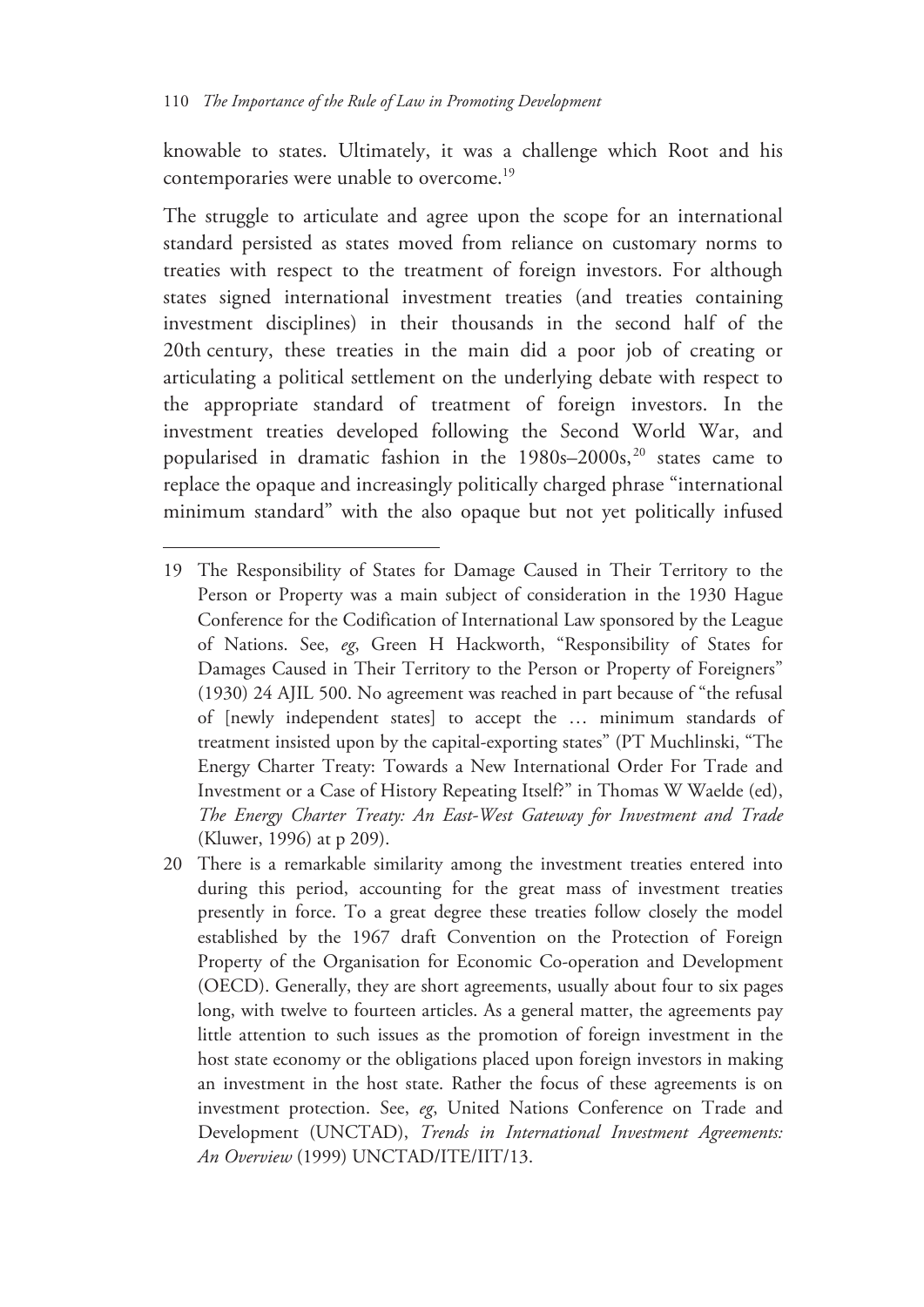knowable to states. Ultimately, it was a challenge which Root and his contemporaries were unable to overcome.[19]

The struggle to articulate and agree upon the scope for an international standard persisted as states moved from reliance on customary norms to treaties with respect to the treatment of foreign investors. For although states signed international investment treaties (and treaties containing investment disciplines) in their thousands in the second half of the 20th century, these treaties in the main did a poor job of creating or articulating a political settlement on the underlying debate with respect to the appropriate standard of treatment of foreign investors. In the investment treaties developed following the Second World War, and popularised in dramatic fashion in the 1980s–2000s,[20] states came to replace the opaque and increasingly politically charged phrase "international minimum standard" with the also opaque but not yet politically infused

---

19 The Responsibility of States for Damage Caused in Their Territory to the Person or Property was a main subject of consideration in the 1930 Hague Conference for the Codification of International Law sponsored by the League of Nations. See, *eg*, Green H Hackworth, "Responsibility of States for Damages Caused in Their Territory to the Person or Property of Foreigners" (1930) 24 AJIL 500. No agreement was reached in part because of "the refusal of [newly independent states] to accept the … minimum standards of treatment insisted upon by the capital-exporting states" (PT Muchlinski, "The Energy Charter Treaty: Towards a New International Order For Trade and Investment or a Case of History Repeating Itself?" in Thomas W Waelde (ed), *The Energy Charter Treaty: An East-West Gateway for Investment and Trade* (Kluwer, 1996) at p 209).

20 There is a remarkable similarity among the investment treaties entered into during this period, accounting for the great mass of investment treaties presently in force. To a great degree these treaties follow closely the model established by the 1967 draft Convention on the Protection of Foreign Property of the Organisation for Economic Co-operation and Development (OECD). Generally, they are short agreements, usually about four to six pages long, with twelve to fourteen articles. As a general matter, the agreements pay little attention to such issues as the promotion of foreign investment in the host state economy or the obligations placed upon foreign investors in making an investment in the host state. Rather the focus of these agreements is on investment protection. See, *eg*, United Nations Conference on Trade and Development (UNCTAD), *Trends in International Investment Agreements: An Overview* (1999) UNCTAD/ITE/IIT/13.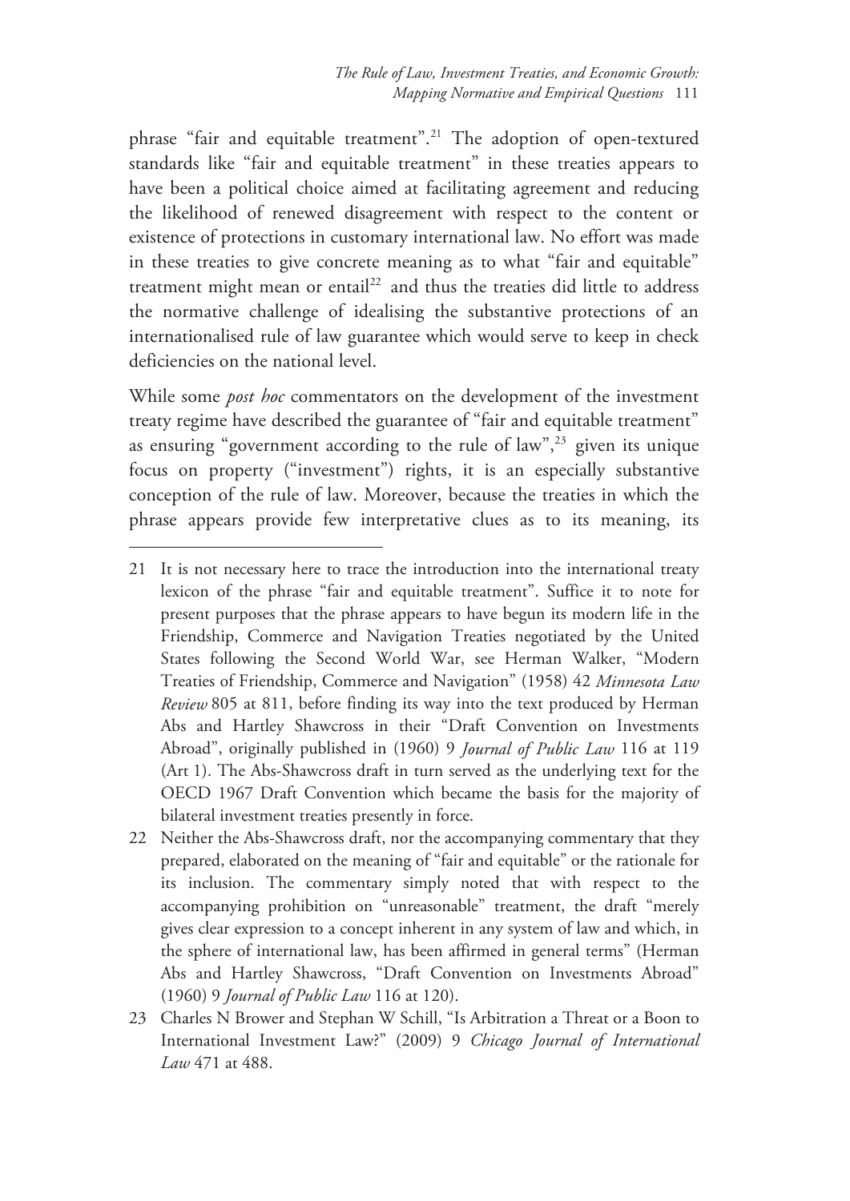phrase "fair and equitable treatment".[21] The adoption of open-textured standards like "fair and equitable treatment" in these treaties appears to have been a political choice aimed at facilitating agreement and reducing the likelihood of renewed disagreement with respect to the content or existence of protections in customary international law. No effort was made in these treaties to give concrete meaning as to what "fair and equitable" treatment might mean or entail[22] and thus the treaties did little to address the normative challenge of idealising the substantive protections of an internationalised rule of law guarantee which would serve to keep in check deficiencies on the national level.

While some *post hoc* commentators on the development of the investment treaty regime have described the guarantee of "fair and equitable treatment" as ensuring "government according to the rule of law",[23] given its unique focus on property ("investment") rights, it is an especially substantive conception of the rule of law. Moreover, because the treaties in which the phrase appears provide few interpretative clues as to its meaning, its

---

21 It is not necessary here to trace the introduction into the international treaty lexicon of the phrase "fair and equitable treatment". Suffice it to note for present purposes that the phrase appears to have begun its modern life in the Friendship, Commerce and Navigation Treaties negotiated by the United States following the Second World War, see Herman Walker, "Modern Treaties of Friendship, Commerce and Navigation" (1958) 42 *Minnesota Law Review* 805 at 811, before finding its way into the text produced by Herman Abs and Hartley Shawcross in their "Draft Convention on Investments Abroad", originally published in (1960) 9 *Journal of Public Law* 116 at 119 (Art 1). The Abs-Shawcross draft in turn served as the underlying text for the OECD 1967 Draft Convention which became the basis for the majority of bilateral investment treaties presently in force.

22 Neither the Abs-Shawcross draft, nor the accompanying commentary that they prepared, elaborated on the meaning of "fair and equitable" or the rationale for its inclusion. The commentary simply noted that with respect to the accompanying prohibition on "unreasonable" treatment, the draft "merely gives clear expression to a concept inherent in any system of law and which, in the sphere of international law, has been affirmed in general terms" (Herman Abs and Hartley Shawcross, "Draft Convention on Investments Abroad" (1960) 9 *Journal of Public Law* 116 at 120).

23 Charles N Brower and Stephan W Schill, "Is Arbitration a Threat or a Boon to International Investment Law?" (2009) 9 *Chicago Journal of International Law* 471 at 488.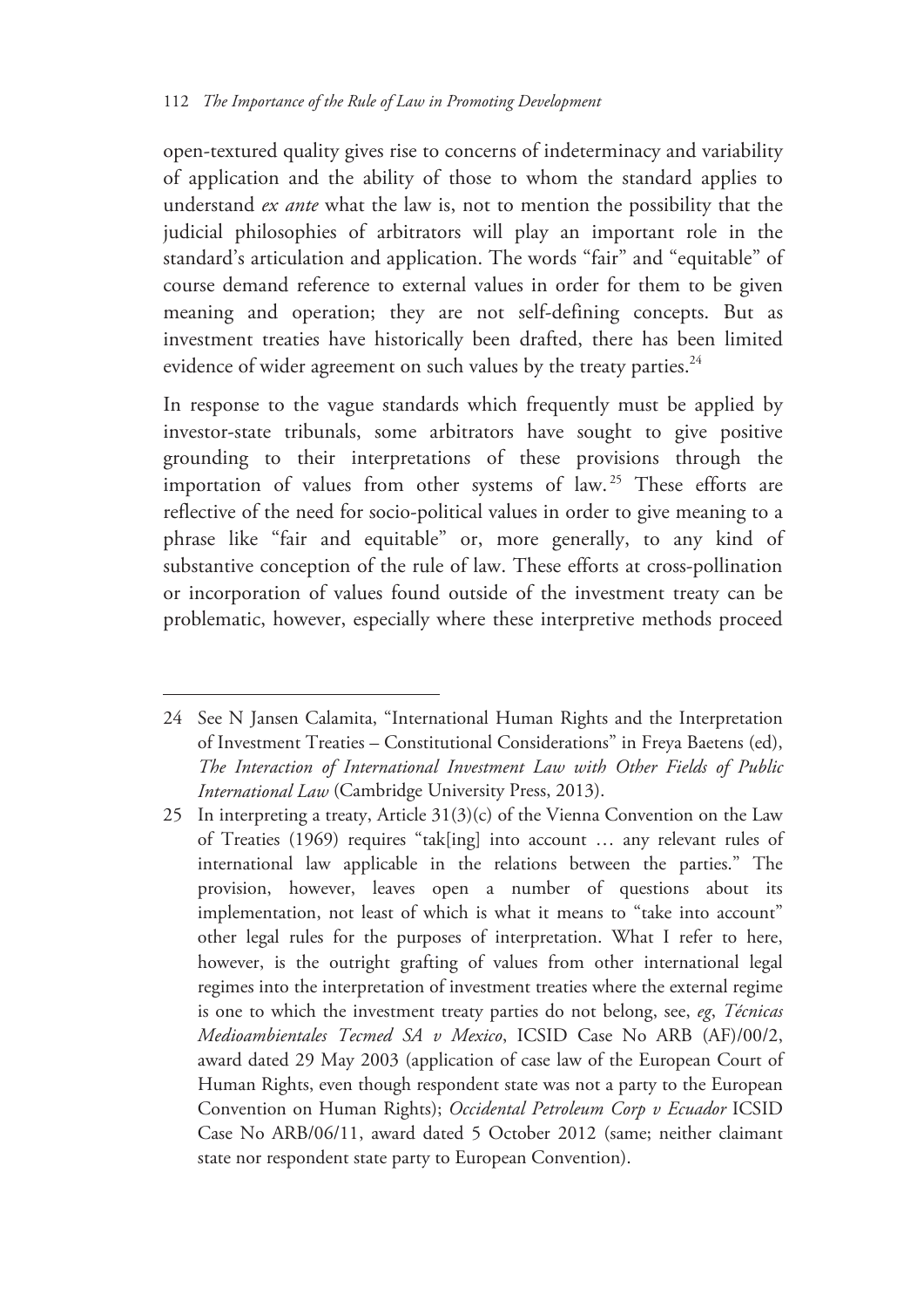open-textured quality gives rise to concerns of indeterminacy and variability of application and the ability of those to whom the standard applies to understand *ex ante* what the law is, not to mention the possibility that the judicial philosophies of arbitrators will play an important role in the standard's articulation and application. The words "fair" and "equitable" of course demand reference to external values in order for them to be given meaning and operation; they are not self-defining concepts. But as investment treaties have historically been drafted, there has been limited evidence of wider agreement on such values by the treaty parties.[24]

In response to the vague standards which frequently must be applied by investor-state tribunals, some arbitrators have sought to give positive grounding to their interpretations of these provisions through the importation of values from other systems of law.[25] These efforts are reflective of the need for socio-political values in order to give meaning to a phrase like "fair and equitable" or, more generally, to any kind of substantive conception of the rule of law. These efforts at cross-pollination or incorporation of values found outside of the investment treaty can be problematic, however, especially where these interpretive methods proceed

---

24 See N Jansen Calamita, "International Human Rights and the Interpretation of Investment Treaties – Constitutional Considerations" in Freya Baetens (ed), *The Interaction of International Investment Law with Other Fields of Public International Law* (Cambridge University Press, 2013).

25 In interpreting a treaty, Article 31(3)(c) of the Vienna Convention on the Law of Treaties (1969) requires "tak[ing] into account … any relevant rules of international law applicable in the relations between the parties." The provision, however, leaves open a number of questions about its implementation, not least of which is what it means to "take into account" other legal rules for the purposes of interpretation. What I refer to here, however, is the outright grafting of values from other international legal regimes into the interpretation of investment treaties where the external regime is one to which the investment treaty parties do not belong, see, *eg*, *Técnicas Medioambientales Tecmed SA v Mexico*, ICSID Case No ARB (AF)/00/2, award dated 29 May 2003 (application of case law of the European Court of Human Rights, even though respondent state was not a party to the European Convention on Human Rights); *Occidental Petroleum Corp v Ecuador* ICSID Case No ARB/06/11, award dated 5 October 2012 (same; neither claimant state nor respondent state party to European Convention).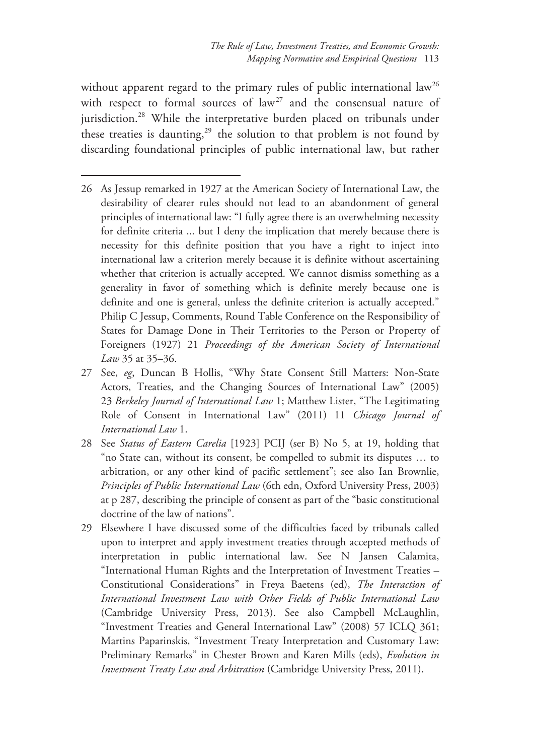without apparent regard to the primary rules of public international law[26] with respect to formal sources of law[27] and the consensual nature of jurisdiction.[28] While the interpretative burden placed on tribunals under these treaties is daunting,[29] the solution to that problem is not found by discarding foundational principles of public international law, but rather

---

26 As Jessup remarked in 1927 at the American Society of International Law, the desirability of clearer rules should not lead to an abandonment of general principles of international law: "I fully agree there is an overwhelming necessity for definite criteria ... but I deny the implication that merely because there is necessity for this definite position that you have a right to inject into international law a criterion merely because it is definite without ascertaining whether that criterion is actually accepted. We cannot dismiss something as a generality in favor of something which is definite merely because one is definite and one is general, unless the definite criterion is actually accepted." Philip C Jessup, Comments, Round Table Conference on the Responsibility of States for Damage Done in Their Territories to the Person or Property of Foreigners (1927) 21 *Proceedings of the American Society of International Law* 35 at 35–36.

27 See, *eg*, Duncan B Hollis, "Why State Consent Still Matters: Non-State Actors, Treaties, and the Changing Sources of International Law" (2005) 23 *Berkeley Journal of International Law* 1; Matthew Lister, "The Legitimating Role of Consent in International Law" (2011) 11 *Chicago Journal of International Law* 1.

28 See *Status of Eastern Carelia* [1923] PCIJ (ser B) No 5, at 19, holding that "no State can, without its consent, be compelled to submit its disputes … to arbitration, or any other kind of pacific settlement"; see also Ian Brownlie, *Principles of Public International Law* (6th edn, Oxford University Press, 2003) at p 287, describing the principle of consent as part of the "basic constitutional doctrine of the law of nations".

29 Elsewhere I have discussed some of the difficulties faced by tribunals called upon to interpret and apply investment treaties through accepted methods of interpretation in public international law. See N Jansen Calamita, "International Human Rights and the Interpretation of Investment Treaties – Constitutional Considerations" in Freya Baetens (ed), *The Interaction of International Investment Law with Other Fields of Public International Law* (Cambridge University Press, 2013). See also Campbell McLaughlin, "Investment Treaties and General International Law" (2008) 57 ICLQ 361; Martins Paparinskis, "Investment Treaty Interpretation and Customary Law: Preliminary Remarks" in Chester Brown and Karen Mills (eds), *Evolution in Investment Treaty Law and Arbitration* (Cambridge University Press, 2011).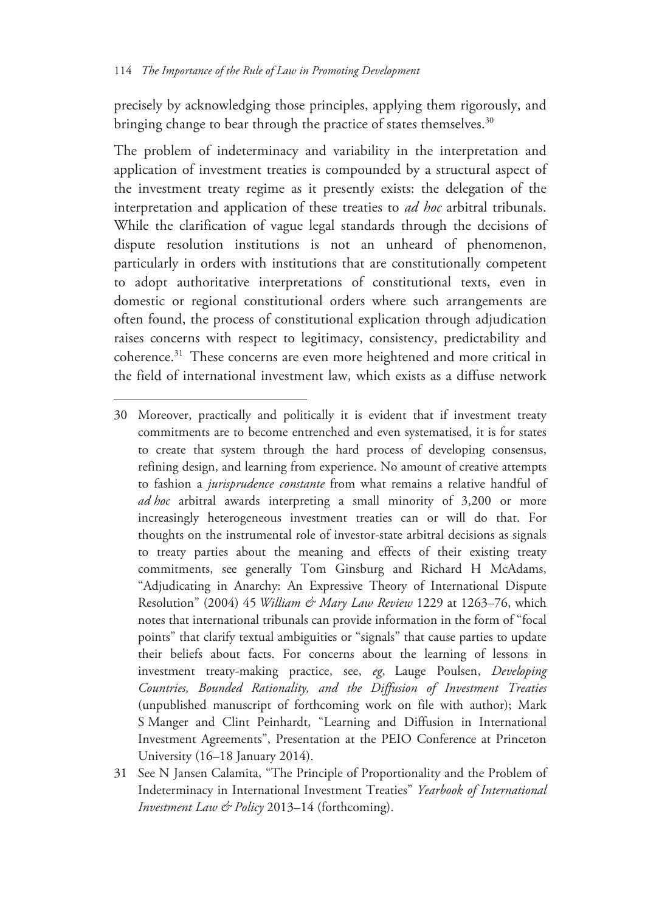precisely by acknowledging those principles, applying them rigorously, and bringing change to bear through the practice of states themselves.[30]

The problem of indeterminacy and variability in the interpretation and application of investment treaties is compounded by a structural aspect of the investment treaty regime as it presently exists: the delegation of the interpretation and application of these treaties to *ad hoc* arbitral tribunals. While the clarification of vague legal standards through the decisions of dispute resolution institutions is not an unheard of phenomenon, particularly in orders with institutions that are constitutionally competent to adopt authoritative interpretations of constitutional texts, even in domestic or regional constitutional orders where such arrangements are often found, the process of constitutional explication through adjudication raises concerns with respect to legitimacy, consistency, predictability and coherence.[31] These concerns are even more heightened and more critical in the field of international investment law, which exists as a diffuse network

---

30 Moreover, practically and politically it is evident that if investment treaty commitments are to become entrenched and even systematised, it is for states to create that system through the hard process of developing consensus, refining design, and learning from experience. No amount of creative attempts to fashion a *jurisprudence constante* from what remains a relative handful of *ad hoc* arbitral awards interpreting a small minority of 3,200 or more increasingly heterogeneous investment treaties can or will do that. For thoughts on the instrumental role of investor-state arbitral decisions as signals to treaty parties about the meaning and effects of their existing treaty commitments, see generally Tom Ginsburg and Richard H McAdams, "Adjudicating in Anarchy: An Expressive Theory of International Dispute Resolution" (2004) 45 *William & Mary Law Review* 1229 at 1263–76, which notes that international tribunals can provide information in the form of "focal points" that clarify textual ambiguities or "signals" that cause parties to update their beliefs about facts. For concerns about the learning of lessons in investment treaty-making practice, see, *eg*, Lauge Poulsen, *Developing Countries, Bounded Rationality, and the Diffusion of Investment Treaties* (unpublished manuscript of forthcoming work on file with author); Mark S Manger and Clint Peinhardt, "Learning and Diffusion in International Investment Agreements", Presentation at the PEIO Conference at Princeton University (16–18 January 2014).

31 See N Jansen Calamita, "The Principle of Proportionality and the Problem of Indeterminacy in International Investment Treaties" *Yearbook of International Investment Law & Policy* 2013–14 (forthcoming).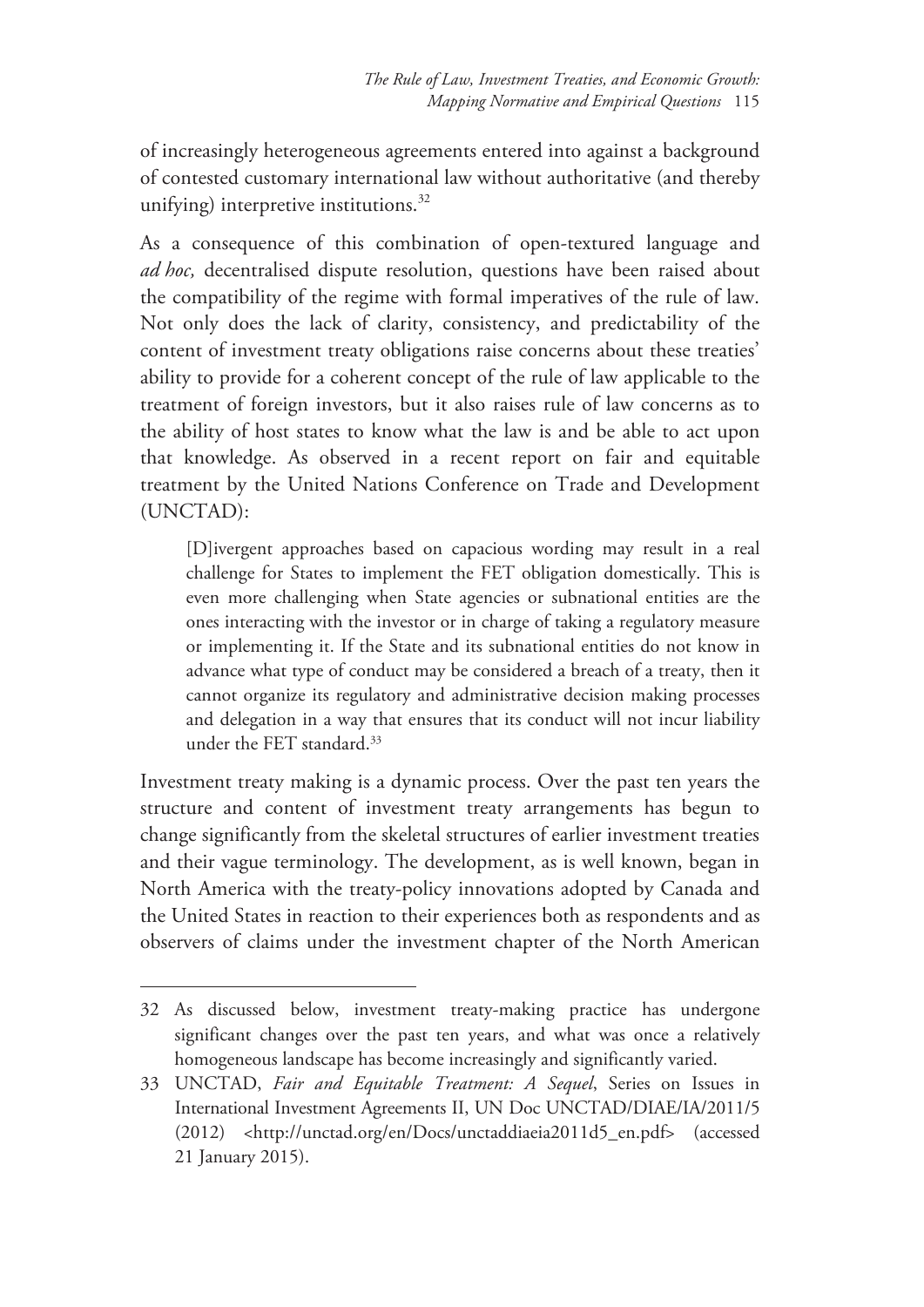of increasingly heterogeneous agreements entered into against a background of contested customary international law without authoritative (and thereby unifying) interpretive institutions.[32]

As a consequence of this combination of open-textured language and *ad hoc,* decentralised dispute resolution, questions have been raised about the compatibility of the regime with formal imperatives of the rule of law. Not only does the lack of clarity, consistency, and predictability of the content of investment treaty obligations raise concerns about these treaties' ability to provide for a coherent concept of the rule of law applicable to the treatment of foreign investors, but it also raises rule of law concerns as to the ability of host states to know what the law is and be able to act upon that knowledge. As observed in a recent report on fair and equitable treatment by the United Nations Conference on Trade and Development (UNCTAD):

> [D]ivergent approaches based on capacious wording may result in a real challenge for States to implement the FET obligation domestically. This is even more challenging when State agencies or subnational entities are the ones interacting with the investor or in charge of taking a regulatory measure or implementing it. If the State and its subnational entities do not know in advance what type of conduct may be considered a breach of a treaty, then it cannot organize its regulatory and administrative decision making processes and delegation in a way that ensures that its conduct will not incur liability under the FET standard.[33]

Investment treaty making is a dynamic process. Over the past ten years the structure and content of investment treaty arrangements has begun to change significantly from the skeletal structures of earlier investment treaties and their vague terminology. The development, as is well known, began in North America with the treaty-policy innovations adopted by Canada and the United States in reaction to their experiences both as respondents and as observers of claims under the investment chapter of the North American

---

32 As discussed below, investment treaty-making practice has undergone significant changes over the past ten years, and what was once a relatively homogeneous landscape has become increasingly and significantly varied.

33 UNCTAD, *Fair and Equitable Treatment: A Sequel*, Series on Issues in International Investment Agreements II, UN Doc UNCTAD/DIAE/IA/2011/5 (2012) <http://unctad.org/en/Docs/unctaddiaeia2011d5_en.pdf> (accessed 21 January 2015).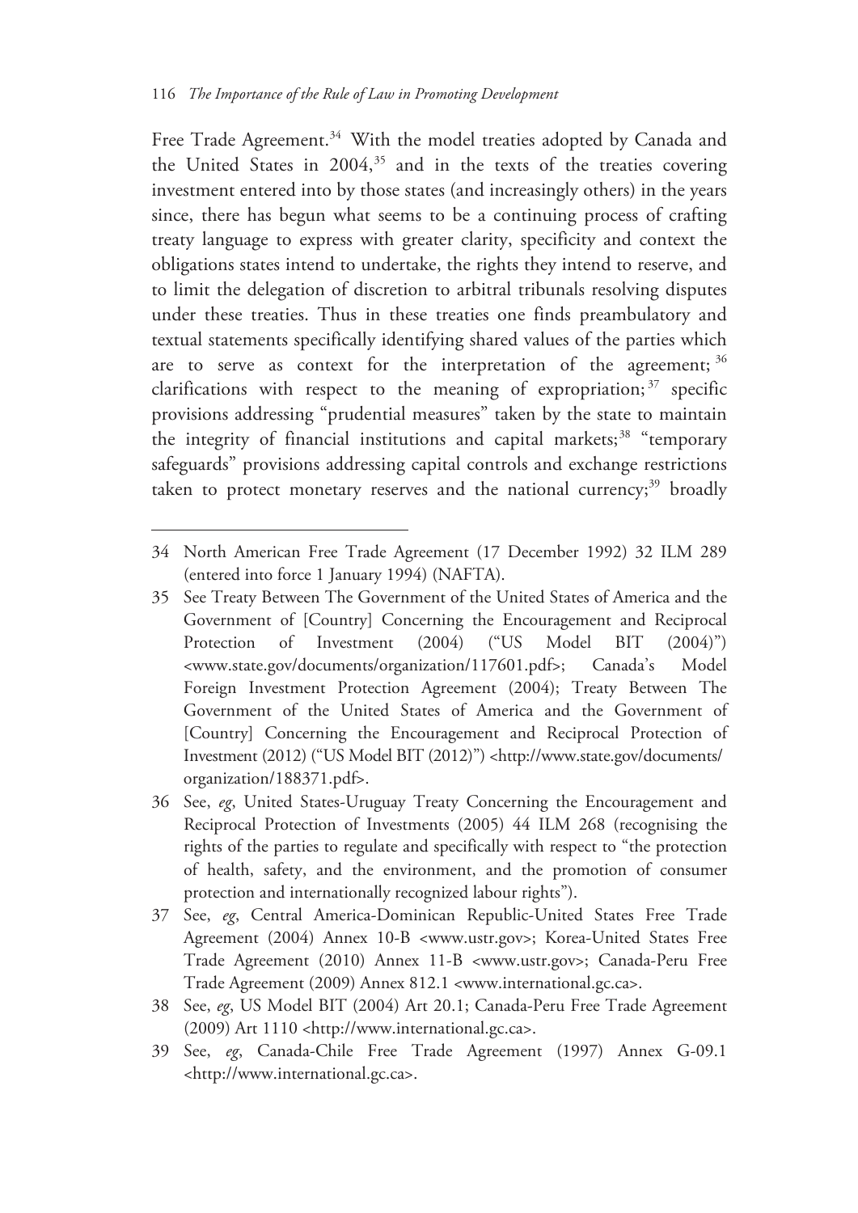Free Trade Agreement.[34] With the model treaties adopted by Canada and the United States in 2004,[35] and in the texts of the treaties covering investment entered into by those states (and increasingly others) in the years since, there has begun what seems to be a continuing process of crafting treaty language to express with greater clarity, specificity and context the obligations states intend to undertake, the rights they intend to reserve, and to limit the delegation of discretion to arbitral tribunals resolving disputes under these treaties. Thus in these treaties one finds preambulatory and textual statements specifically identifying shared values of the parties which are to serve as context for the interpretation of the agreement;[36] clarifications with respect to the meaning of expropriation;[37] specific provisions addressing "prudential measures" taken by the state to maintain the integrity of financial institutions and capital markets;[38] "temporary safeguards" provisions addressing capital controls and exchange restrictions taken to protect monetary reserves and the national currency;[39] broadly

---

34 North American Free Trade Agreement (17 December 1992) 32 ILM 289 (entered into force 1 January 1994) (NAFTA).

35 See Treaty Between The Government of the United States of America and the Government of [Country] Concerning the Encouragement and Reciprocal Protection of Investment (2004) ("US Model BIT (2004)") <www.state.gov/documents/organization/117601.pdf>; Canada's Model Foreign Investment Protection Agreement (2004); Treaty Between The Government of the United States of America and the Government of [Country] Concerning the Encouragement and Reciprocal Protection of Investment (2012) ("US Model BIT (2012)") <http://www.state.gov/documents/organization/188371.pdf>.

36 See, *eg*, United States-Uruguay Treaty Concerning the Encouragement and Reciprocal Protection of Investments (2005) 44 ILM 268 (recognising the rights of the parties to regulate and specifically with respect to "the protection of health, safety, and the environment, and the promotion of consumer protection and internationally recognized labour rights").

37 See, *eg*, Central America-Dominican Republic-United States Free Trade Agreement (2004) Annex 10-B <www.ustr.gov>; Korea-United States Free Trade Agreement (2010) Annex 11-B <www.ustr.gov>; Canada-Peru Free Trade Agreement (2009) Annex 812.1 <www.international.gc.ca>.

38 See, *eg*, US Model BIT (2004) Art 20.1; Canada-Peru Free Trade Agreement (2009) Art 1110 <http://www.international.gc.ca>.

39 See, *eg*, Canada-Chile Free Trade Agreement (1997) Annex G-09.1 <http://www.international.gc.ca>.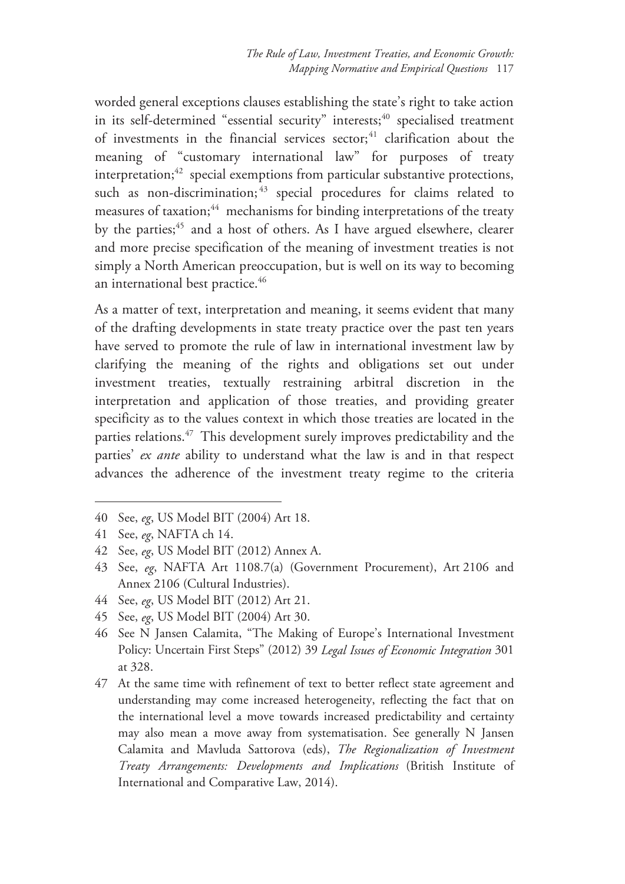worded general exceptions clauses establishing the state's right to take action in its self-determined "essential security" interests;[40] specialised treatment of investments in the financial services sector;[41] clarification about the meaning of "customary international law" for purposes of treaty interpretation;[42] special exemptions from particular substantive protections, such as non-discrimination;[43] special procedures for claims related to measures of taxation;[44] mechanisms for binding interpretations of the treaty by the parties;[45] and a host of others. As I have argued elsewhere, clearer and more precise specification of the meaning of investment treaties is not simply a North American preoccupation, but is well on its way to becoming an international best practice.[46]

As a matter of text, interpretation and meaning, it seems evident that many of the drafting developments in state treaty practice over the past ten years have served to promote the rule of law in international investment law by clarifying the meaning of the rights and obligations set out under investment treaties, textually restraining arbitral discretion in the interpretation and application of those treaties, and providing greater specificity as to the values context in which those treaties are located in the parties relations.[47] This development surely improves predictability and the parties' *ex ante* ability to understand what the law is and in that respect advances the adherence of the investment treaty regime to the criteria

---

40 See, *eg*, US Model BIT (2004) Art 18.

41 See, *eg*, NAFTA ch 14.

42 See, *eg*, US Model BIT (2012) Annex A.

43 See, *eg*, NAFTA Art 1108.7(a) (Government Procurement), Art 2106 and Annex 2106 (Cultural Industries).

44 See, *eg*, US Model BIT (2012) Art 21.

45 See, *eg*, US Model BIT (2004) Art 30.

46 See N Jansen Calamita, "The Making of Europe's International Investment Policy: Uncertain First Steps" (2012) 39 *Legal Issues of Economic Integration* 301 at 328.

47 At the same time with refinement of text to better reflect state agreement and understanding may come increased heterogeneity, reflecting the fact that on the international level a move towards increased predictability and certainty may also mean a move away from systematisation. See generally N Jansen Calamita and Mavluda Sattorova (eds), *The Regionalization of Investment Treaty Arrangements: Developments and Implications* (British Institute of International and Comparative Law, 2014).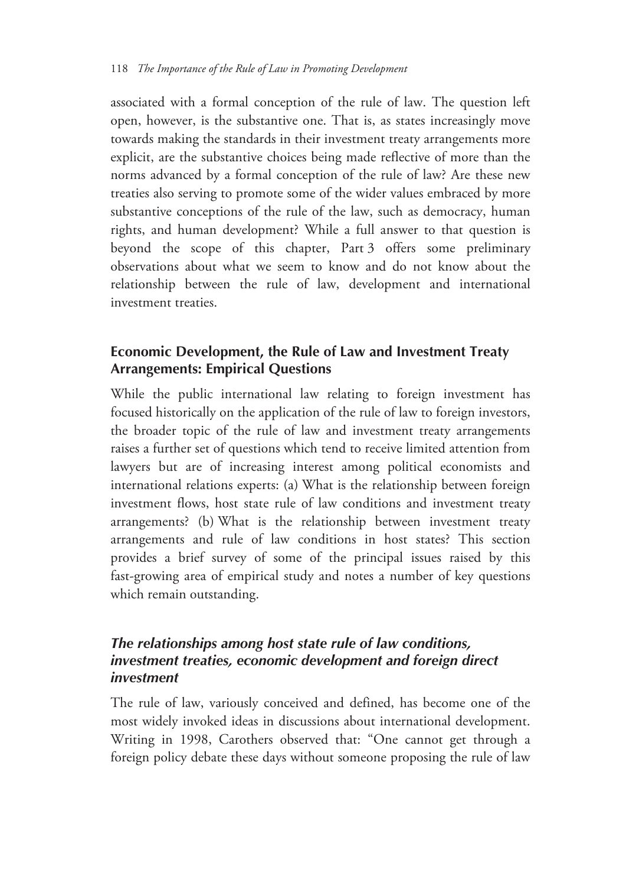associated with a formal conception of the rule of law. The question left open, however, is the substantive one. That is, as states increasingly move towards making the standards in their investment treaty arrangements more explicit, are the substantive choices being made reflective of more than the norms advanced by a formal conception of the rule of law? Are these new treaties also serving to promote some of the wider values embraced by more substantive conceptions of the rule of the law, such as democracy, human rights, and human development? While a full answer to that question is beyond the scope of this chapter, Part 3 offers some preliminary observations about what we seem to know and do not know about the relationship between the rule of law, development and international investment treaties.

## Economic Development, the Rule of Law and Investment Treaty Arrangements: Empirical Questions

While the public international law relating to foreign investment has focused historically on the application of the rule of law to foreign investors, the broader topic of the rule of law and investment treaty arrangements raises a further set of questions which tend to receive limited attention from lawyers but are of increasing interest among political economists and international relations experts: (a) What is the relationship between foreign investment flows, host state rule of law conditions and investment treaty arrangements? (b) What is the relationship between investment treaty arrangements and rule of law conditions in host states? This section provides a brief survey of some of the principal issues raised by this fast-growing area of empirical study and notes a number of key questions which remain outstanding.

### *The relationships among host state rule of law conditions, investment treaties, economic development and foreign direct investment*

The rule of law, variously conceived and defined, has become one of the most widely invoked ideas in discussions about international development. Writing in 1998, Carothers observed that: "One cannot get through a foreign policy debate these days without someone proposing the rule of law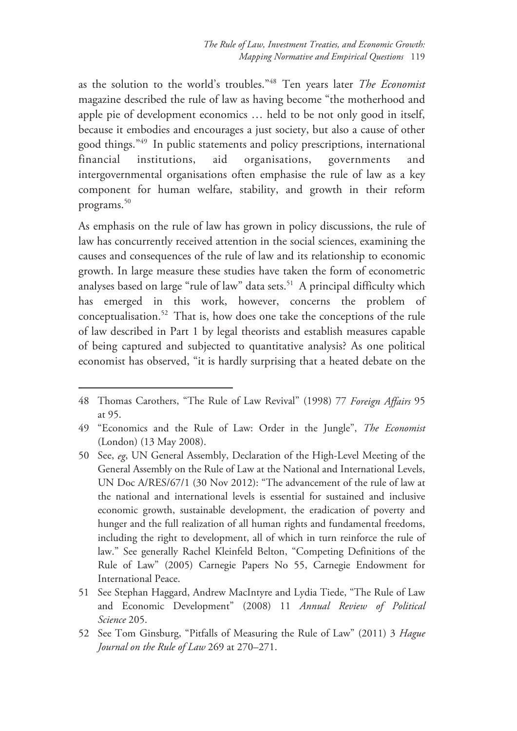as the solution to the world's troubles."[48] Ten years later *The Economist* magazine described the rule of law as having become "the motherhood and apple pie of development economics … held to be not only good in itself, because it embodies and encourages a just society, but also a cause of other good things."[49] In public statements and policy prescriptions, international financial institutions, aid organisations, governments and intergovernmental organisations often emphasise the rule of law as a key component for human welfare, stability, and growth in their reform programs.[50]

As emphasis on the rule of law has grown in policy discussions, the rule of law has concurrently received attention in the social sciences, examining the causes and consequences of the rule of law and its relationship to economic growth. In large measure these studies have taken the form of econometric analyses based on large "rule of law" data sets.[51] A principal difficulty which has emerged in this work, however, concerns the problem of conceptualisation.[52] That is, how does one take the conceptions of the rule of law described in Part 1 by legal theorists and establish measures capable of being captured and subjected to quantitative analysis? As one political economist has observed, "it is hardly surprising that a heated debate on the

---

48 Thomas Carothers, "The Rule of Law Revival" (1998) 77 *Foreign Affairs* 95 at 95.

49 "Economics and the Rule of Law: Order in the Jungle", *The Economist* (London) (13 May 2008).

50 See, *eg*, UN General Assembly, Declaration of the High-Level Meeting of the General Assembly on the Rule of Law at the National and International Levels, UN Doc A/RES/67/1 (30 Nov 2012): "The advancement of the rule of law at the national and international levels is essential for sustained and inclusive economic growth, sustainable development, the eradication of poverty and hunger and the full realization of all human rights and fundamental freedoms, including the right to development, all of which in turn reinforce the rule of law." See generally Rachel Kleinfeld Belton, "Competing Definitions of the Rule of Law" (2005) Carnegie Papers No 55, Carnegie Endowment for International Peace.

51 See Stephan Haggard, Andrew MacIntyre and Lydia Tiede, "The Rule of Law and Economic Development" (2008) 11 *Annual Review of Political Science* 205.

52 See Tom Ginsburg, "Pitfalls of Measuring the Rule of Law" (2011) 3 *Hague Journal on the Rule of Law* 269 at 270–271.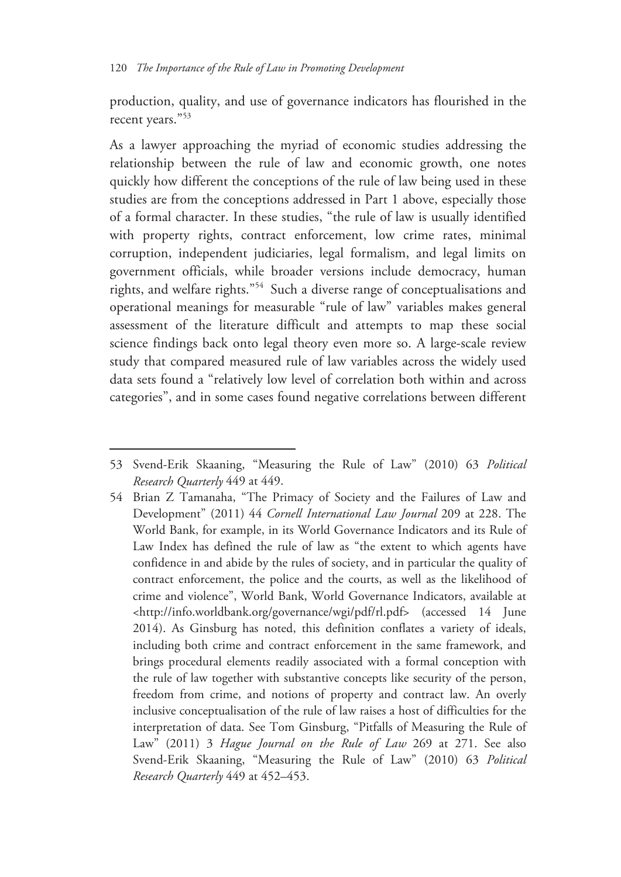production, quality, and use of governance indicators has flourished in the recent years."[53]

As a lawyer approaching the myriad of economic studies addressing the relationship between the rule of law and economic growth, one notes quickly how different the conceptions of the rule of law being used in these studies are from the conceptions addressed in Part 1 above, especially those of a formal character. In these studies, "the rule of law is usually identified with property rights, contract enforcement, low crime rates, minimal corruption, independent judiciaries, legal formalism, and legal limits on government officials, while broader versions include democracy, human rights, and welfare rights."[54] Such a diverse range of conceptualisations and operational meanings for measurable "rule of law" variables makes general assessment of the literature difficult and attempts to map these social science findings back onto legal theory even more so. A large-scale review study that compared measured rule of law variables across the widely used data sets found a "relatively low level of correlation both within and across categories", and in some cases found negative correlations between different

---

53 Svend-Erik Skaaning, "Measuring the Rule of Law" (2010) 63 *Political Research Quarterly* 449 at 449.

54 Brian Z Tamanaha, "The Primacy of Society and the Failures of Law and Development" (2011) 44 *Cornell International Law Journal* 209 at 228. The World Bank, for example, in its World Governance Indicators and its Rule of Law Index has defined the rule of law as "the extent to which agents have confidence in and abide by the rules of society, and in particular the quality of contract enforcement, the police and the courts, as well as the likelihood of crime and violence", World Bank, World Governance Indicators, available at <http://info.worldbank.org/governance/wgi/pdf/rl.pdf> (accessed 14 June 2014). As Ginsburg has noted, this definition conflates a variety of ideals, including both crime and contract enforcement in the same framework, and brings procedural elements readily associated with a formal conception with the rule of law together with substantive concepts like security of the person, freedom from crime, and notions of property and contract law. An overly inclusive conceptualisation of the rule of law raises a host of difficulties for the interpretation of data. See Tom Ginsburg, "Pitfalls of Measuring the Rule of Law" (2011) 3 *Hague Journal on the Rule of Law* 269 at 271. See also Svend-Erik Skaaning, "Measuring the Rule of Law" (2010) 63 *Political Research Quarterly* 449 at 452–453.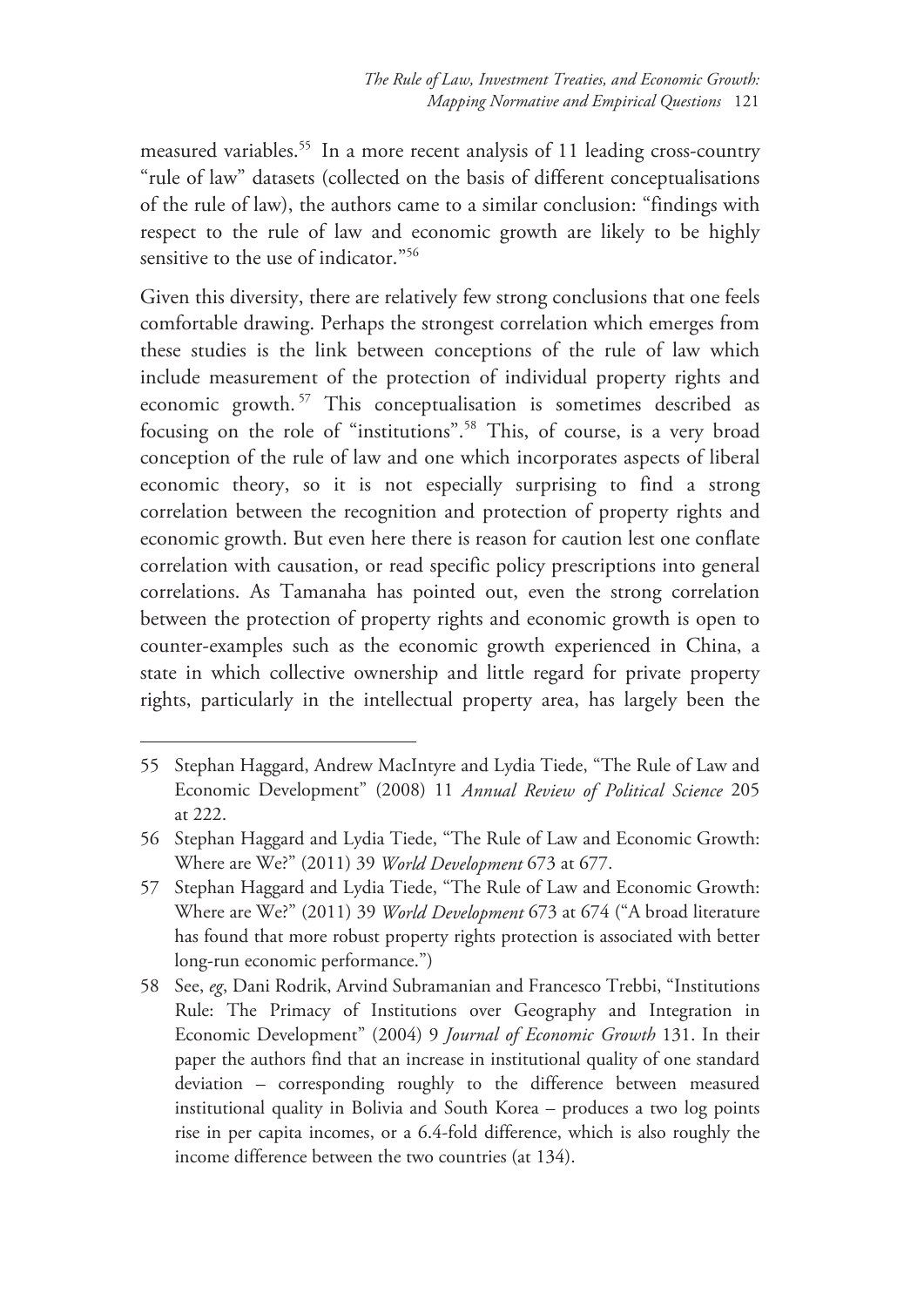measured variables.[55] In a more recent analysis of 11 leading cross-country "rule of law" datasets (collected on the basis of different conceptualisations of the rule of law), the authors came to a similar conclusion: "findings with respect to the rule of law and economic growth are likely to be highly sensitive to the use of indicator."[56]

Given this diversity, there are relatively few strong conclusions that one feels comfortable drawing. Perhaps the strongest correlation which emerges from these studies is the link between conceptions of the rule of law which include measurement of the protection of individual property rights and economic growth.[57] This conceptualisation is sometimes described as focusing on the role of "institutions".[58] This, of course, is a very broad conception of the rule of law and one which incorporates aspects of liberal economic theory, so it is not especially surprising to find a strong correlation between the recognition and protection of property rights and economic growth. But even here there is reason for caution lest one conflate correlation with causation, or read specific policy prescriptions into general correlations. As Tamanaha has pointed out, even the strong correlation between the protection of property rights and economic growth is open to counter-examples such as the economic growth experienced in China, a state in which collective ownership and little regard for private property rights, particularly in the intellectual property area, has largely been the

---

55 Stephan Haggard, Andrew MacIntyre and Lydia Tiede, "The Rule of Law and Economic Development" (2008) 11 *Annual Review of Political Science* 205 at 222.

56 Stephan Haggard and Lydia Tiede, "The Rule of Law and Economic Growth: Where are We?" (2011) 39 *World Development* 673 at 677.

57 Stephan Haggard and Lydia Tiede, "The Rule of Law and Economic Growth: Where are We?" (2011) 39 *World Development* 673 at 674 ("A broad literature has found that more robust property rights protection is associated with better long-run economic performance.")

58 See, *eg*, Dani Rodrik, Arvind Subramanian and Francesco Trebbi, "Institutions Rule: The Primacy of Institutions over Geography and Integration in Economic Development" (2004) 9 *Journal of Economic Growth* 131. In their paper the authors find that an increase in institutional quality of one standard deviation – corresponding roughly to the difference between measured institutional quality in Bolivia and South Korea – produces a two log points rise in per capita incomes, or a 6.4-fold difference, which is also roughly the income difference between the two countries (at 134).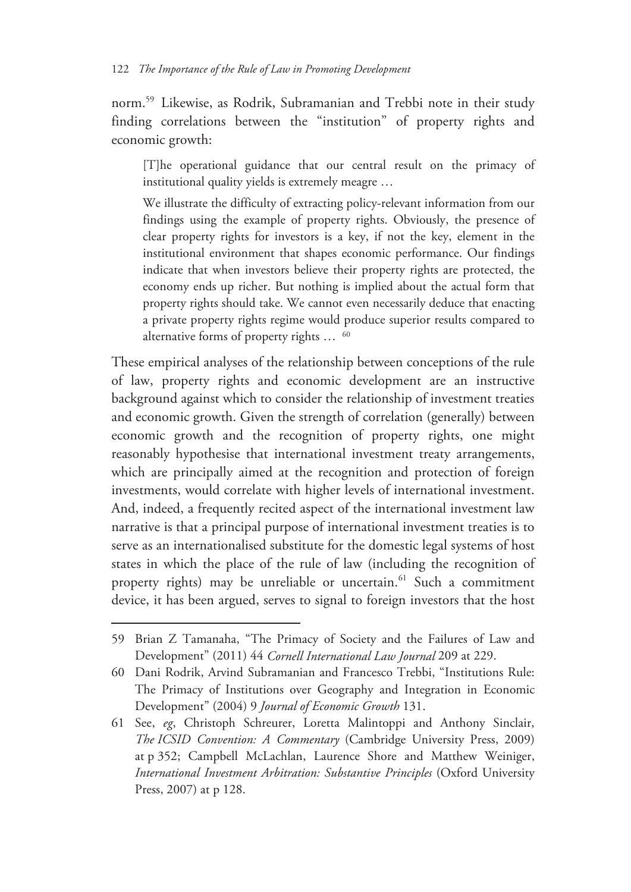norm.[59] Likewise, as Rodrik, Subramanian and Trebbi note in their study finding correlations between the "institution" of property rights and economic growth:

> [T]he operational guidance that our central result on the primacy of institutional quality yields is extremely meagre …
>
> We illustrate the difficulty of extracting policy-relevant information from our findings using the example of property rights. Obviously, the presence of clear property rights for investors is a key, if not the key, element in the institutional environment that shapes economic performance. Our findings indicate that when investors believe their property rights are protected, the economy ends up richer. But nothing is implied about the actual form that property rights should take. We cannot even necessarily deduce that enacting a private property rights regime would produce superior results compared to alternative forms of property rights … [60]

These empirical analyses of the relationship between conceptions of the rule of law, property rights and economic development are an instructive background against which to consider the relationship of investment treaties and economic growth. Given the strength of correlation (generally) between economic growth and the recognition of property rights, one might reasonably hypothesise that international investment treaty arrangements, which are principally aimed at the recognition and protection of foreign investments, would correlate with higher levels of international investment. And, indeed, a frequently recited aspect of the international investment law narrative is that a principal purpose of international investment treaties is to serve as an internationalised substitute for the domestic legal systems of host states in which the place of the rule of law (including the recognition of property rights) may be unreliable or uncertain.[61] Such a commitment device, it has been argued, serves to signal to foreign investors that the host

---

59 Brian Z Tamanaha, "The Primacy of Society and the Failures of Law and Development" (2011) 44 *Cornell International Law Journal* 209 at 229.

60 Dani Rodrik, Arvind Subramanian and Francesco Trebbi, "Institutions Rule: The Primacy of Institutions over Geography and Integration in Economic Development" (2004) 9 *Journal of Economic Growth* 131.

61 See, *eg*, Christoph Schreurer, Loretta Malintoppi and Anthony Sinclair, *The ICSID Convention: A Commentary* (Cambridge University Press, 2009) at p 352; Campbell McLachlan, Laurence Shore and Matthew Weiniger, *International Investment Arbitration: Substantive Principles* (Oxford University Press, 2007) at p 128.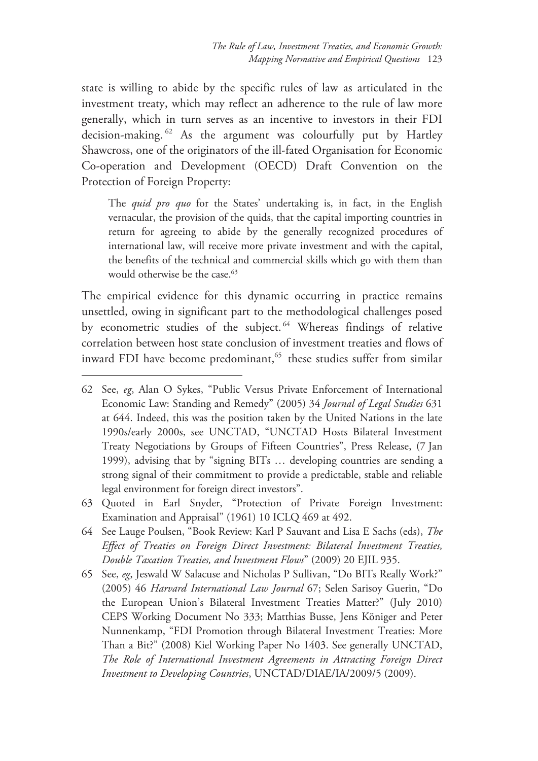state is willing to abide by the specific rules of law as articulated in the investment treaty, which may reflect an adherence to the rule of law more generally, which in turn serves as an incentive to investors in their FDI decision-making.[62] As the argument was colourfully put by Hartley Shawcross, one of the originators of the ill-fated Organisation for Economic Co-operation and Development (OECD) Draft Convention on the Protection of Foreign Property:

> The *quid pro quo* for the States' undertaking is, in fact, in the English vernacular, the provision of the quids, that the capital importing countries in return for agreeing to abide by the generally recognized procedures of international law, will receive more private investment and with the capital, the benefits of the technical and commercial skills which go with them than would otherwise be the case.[63]

The empirical evidence for this dynamic occurring in practice remains unsettled, owing in significant part to the methodological challenges posed by econometric studies of the subject.[64] Whereas findings of relative correlation between host state conclusion of investment treaties and flows of inward FDI have become predominant,[65] these studies suffer from similar

---

62 See, *eg*, Alan O Sykes, "Public Versus Private Enforcement of International Economic Law: Standing and Remedy" (2005) 34 *Journal of Legal Studies* 631 at 644. Indeed, this was the position taken by the United Nations in the late 1990s/early 2000s, see UNCTAD, "UNCTAD Hosts Bilateral Investment Treaty Negotiations by Groups of Fifteen Countries", Press Release, (7 Jan 1999), advising that by "signing BITs … developing countries are sending a strong signal of their commitment to provide a predictable, stable and reliable legal environment for foreign direct investors".

63 Quoted in Earl Snyder, "Protection of Private Foreign Investment: Examination and Appraisal" (1961) 10 ICLQ 469 at 492.

64 See Lauge Poulsen, "Book Review: Karl P Sauvant and Lisa E Sachs (eds), *The Effect of Treaties on Foreign Direct Investment: Bilateral Investment Treaties, Double Taxation Treaties, and Investment Flows*" (2009) 20 EJIL 935.

65 See, *eg*, Jeswald W Salacuse and Nicholas P Sullivan, "Do BITs Really Work?" (2005) 46 *Harvard International Law Journal* 67; Selen Sarisoy Guerin, "Do the European Union's Bilateral Investment Treaties Matter?" (July 2010) CEPS Working Document No 333; Matthias Busse, Jens Königer and Peter Nunnenkamp, "FDI Promotion through Bilateral Investment Treaties: More Than a Bit?" (2008) Kiel Working Paper No 1403. See generally UNCTAD, *The Role of International Investment Agreements in Attracting Foreign Direct Investment to Developing Countries*, UNCTAD/DIAE/IA/2009/5 (2009).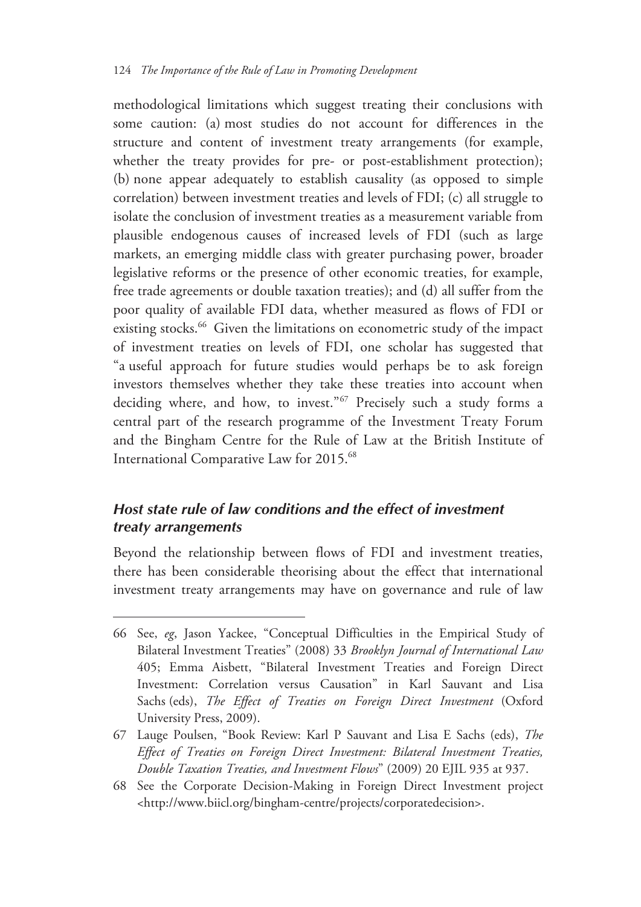methodological limitations which suggest treating their conclusions with some caution: (a) most studies do not account for differences in the structure and content of investment treaty arrangements (for example, whether the treaty provides for pre- or post-establishment protection); (b) none appear adequately to establish causality (as opposed to simple correlation) between investment treaties and levels of FDI; (c) all struggle to isolate the conclusion of investment treaties as a measurement variable from plausible endogenous causes of increased levels of FDI (such as large markets, an emerging middle class with greater purchasing power, broader legislative reforms or the presence of other economic treaties, for example, free trade agreements or double taxation treaties); and (d) all suffer from the poor quality of available FDI data, whether measured as flows of FDI or existing stocks.[66] Given the limitations on econometric study of the impact of investment treaties on levels of FDI, one scholar has suggested that "a useful approach for future studies would perhaps be to ask foreign investors themselves whether they take these treaties into account when deciding where, and how, to invest."[67] Precisely such a study forms a central part of the research programme of the Investment Treaty Forum and the Bingham Centre for the Rule of Law at the British Institute of International Comparative Law for 2015.[68]

### *Host state rule of law conditions and the effect of investment treaty arrangements*

Beyond the relationship between flows of FDI and investment treaties, there has been considerable theorising about the effect that international investment treaty arrangements may have on governance and rule of law

---

66 See, *eg*, Jason Yackee, "Conceptual Difficulties in the Empirical Study of Bilateral Investment Treaties" (2008) 33 *Brooklyn Journal of International Law* 405; Emma Aisbett, "Bilateral Investment Treaties and Foreign Direct Investment: Correlation versus Causation" in Karl Sauvant and Lisa Sachs (eds), *The Effect of Treaties on Foreign Direct Investment* (Oxford University Press, 2009).

67 Lauge Poulsen, "Book Review: Karl P Sauvant and Lisa E Sachs (eds), *The Effect of Treaties on Foreign Direct Investment: Bilateral Investment Treaties, Double Taxation Treaties, and Investment Flows*" (2009) 20 EJIL 935 at 937.

68 See the Corporate Decision-Making in Foreign Direct Investment project <http://www.biicl.org/bingham-centre/projects/corporatedecision>.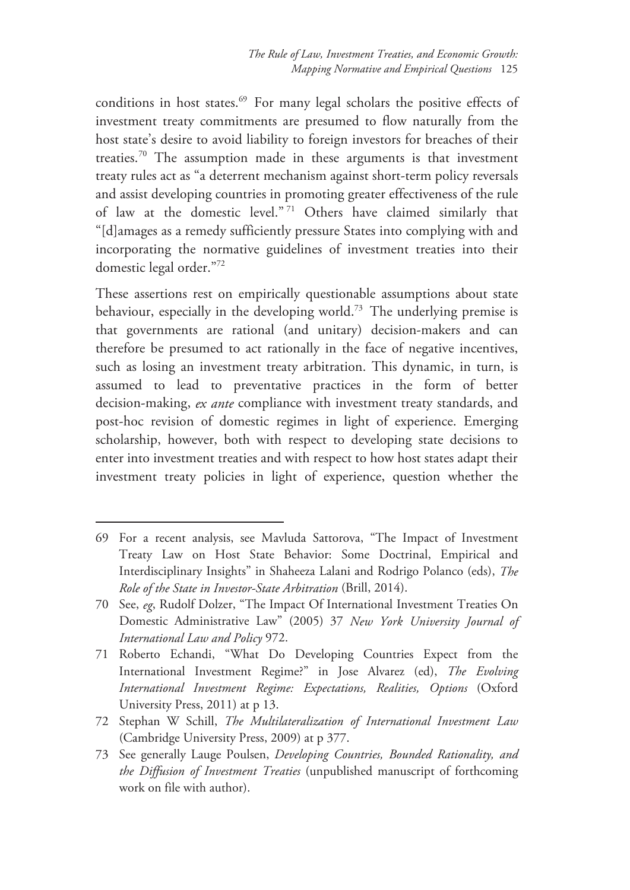conditions in host states.[69] For many legal scholars the positive effects of investment treaty commitments are presumed to flow naturally from the host state's desire to avoid liability to foreign investors for breaches of their treaties.[70] The assumption made in these arguments is that investment treaty rules act as "a deterrent mechanism against short-term policy reversals and assist developing countries in promoting greater effectiveness of the rule of law at the domestic level."[71] Others have claimed similarly that "[d]amages as a remedy sufficiently pressure States into complying with and incorporating the normative guidelines of investment treaties into their domestic legal order."[72]

These assertions rest on empirically questionable assumptions about state behaviour, especially in the developing world.[73] The underlying premise is that governments are rational (and unitary) decision-makers and can therefore be presumed to act rationally in the face of negative incentives, such as losing an investment treaty arbitration. This dynamic, in turn, is assumed to lead to preventative practices in the form of better decision-making, *ex ante* compliance with investment treaty standards, and post-hoc revision of domestic regimes in light of experience. Emerging scholarship, however, both with respect to developing state decisions to enter into investment treaties and with respect to how host states adapt their investment treaty policies in light of experience, question whether the

---

69 For a recent analysis, see Mavluda Sattorova, "The Impact of Investment Treaty Law on Host State Behavior: Some Doctrinal, Empirical and Interdisciplinary Insights" in Shaheeza Lalani and Rodrigo Polanco (eds), *The Role of the State in Investor-State Arbitration* (Brill, 2014).

70 See, *eg*, Rudolf Dolzer, "The Impact Of International Investment Treaties On Domestic Administrative Law" (2005) 37 *New York University Journal of International Law and Policy* 972.

71 Roberto Echandi, "What Do Developing Countries Expect from the International Investment Regime?" in Jose Alvarez (ed), *The Evolving International Investment Regime: Expectations, Realities, Options* (Oxford University Press, 2011) at p 13.

72 Stephan W Schill, *The Multilateralization of International Investment Law* (Cambridge University Press, 2009) at p 377.

73 See generally Lauge Poulsen, *Developing Countries, Bounded Rationality, and the Diffusion of Investment Treaties* (unpublished manuscript of forthcoming work on file with author).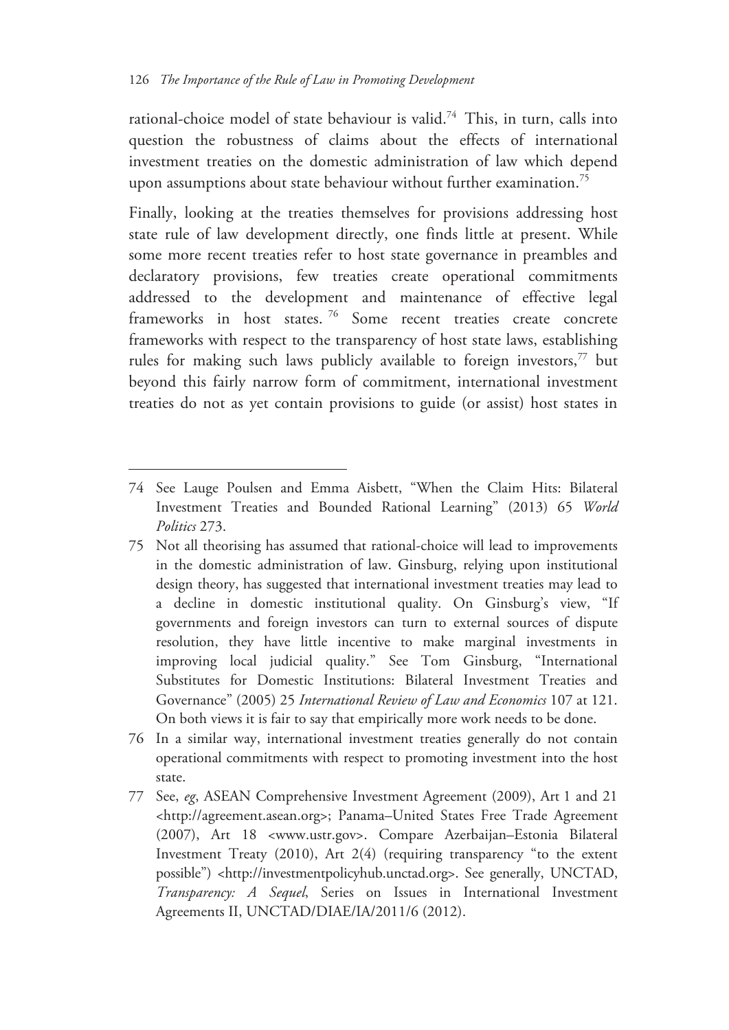rational-choice model of state behaviour is valid.[74] This, in turn, calls into question the robustness of claims about the effects of international investment treaties on the domestic administration of law which depend upon assumptions about state behaviour without further examination.[75]

Finally, looking at the treaties themselves for provisions addressing host state rule of law development directly, one finds little at present. While some more recent treaties refer to host state governance in preambles and declaratory provisions, few treaties create operational commitments addressed to the development and maintenance of effective legal frameworks in host states.[76] Some recent treaties create concrete frameworks with respect to the transparency of host state laws, establishing rules for making such laws publicly available to foreign investors,[77] but beyond this fairly narrow form of commitment, international investment treaties do not as yet contain provisions to guide (or assist) host states in

---

74 See Lauge Poulsen and Emma Aisbett, "When the Claim Hits: Bilateral Investment Treaties and Bounded Rational Learning" (2013) 65 *World Politics* 273.

75 Not all theorising has assumed that rational-choice will lead to improvements in the domestic administration of law. Ginsburg, relying upon institutional design theory, has suggested that international investment treaties may lead to a decline in domestic institutional quality. On Ginsburg's view, "If governments and foreign investors can turn to external sources of dispute resolution, they have little incentive to make marginal investments in improving local judicial quality." See Tom Ginsburg, "International Substitutes for Domestic Institutions: Bilateral Investment Treaties and Governance" (2005) 25 *International Review of Law and Economics* 107 at 121. On both views it is fair to say that empirically more work needs to be done.

76 In a similar way, international investment treaties generally do not contain operational commitments with respect to promoting investment into the host state.

77 See, *eg*, ASEAN Comprehensive Investment Agreement (2009), Art 1 and 21 <http://agreement.asean.org>; Panama–United States Free Trade Agreement (2007), Art 18 <www.ustr.gov>. Compare Azerbaijan–Estonia Bilateral Investment Treaty (2010), Art 2(4) (requiring transparency "to the extent possible") <http://investmentpolicyhub.unctad.org>. See generally, UNCTAD, *Transparency: A Sequel*, Series on Issues in International Investment Agreements II, UNCTAD/DIAE/IA/2011/6 (2012).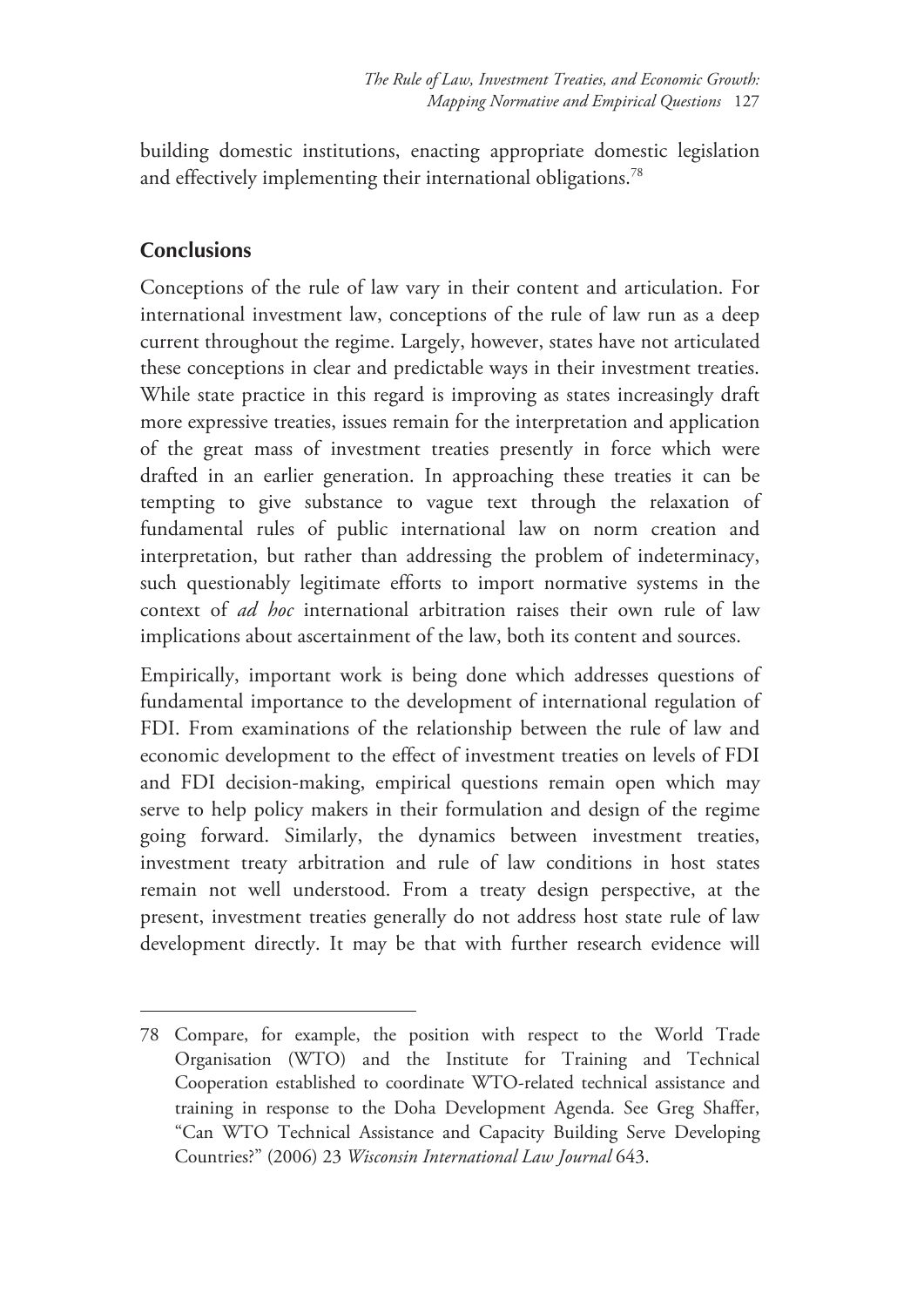building domestic institutions, enacting appropriate domestic legislation and effectively implementing their international obligations.[78]

## Conclusions

Conceptions of the rule of law vary in their content and articulation. For international investment law, conceptions of the rule of law run as a deep current throughout the regime. Largely, however, states have not articulated these conceptions in clear and predictable ways in their investment treaties. While state practice in this regard is improving as states increasingly draft more expressive treaties, issues remain for the interpretation and application of the great mass of investment treaties presently in force which were drafted in an earlier generation. In approaching these treaties it can be tempting to give substance to vague text through the relaxation of fundamental rules of public international law on norm creation and interpretation, but rather than addressing the problem of indeterminacy, such questionably legitimate efforts to import normative systems in the context of *ad hoc* international arbitration raises their own rule of law implications about ascertainment of the law, both its content and sources.

Empirically, important work is being done which addresses questions of fundamental importance to the development of international regulation of FDI. From examinations of the relationship between the rule of law and economic development to the effect of investment treaties on levels of FDI and FDI decision-making, empirical questions remain open which may serve to help policy makers in their formulation and design of the regime going forward. Similarly, the dynamics between investment treaties, investment treaty arbitration and rule of law conditions in host states remain not well understood. From a treaty design perspective, at the present, investment treaties generally do not address host state rule of law development directly. It may be that with further research evidence will

---

78 Compare, for example, the position with respect to the World Trade Organisation (WTO) and the Institute for Training and Technical Cooperation established to coordinate WTO-related technical assistance and training in response to the Doha Development Agenda. See Greg Shaffer, "Can WTO Technical Assistance and Capacity Building Serve Developing Countries?" (2006) 23 *Wisconsin International Law Journal* 643.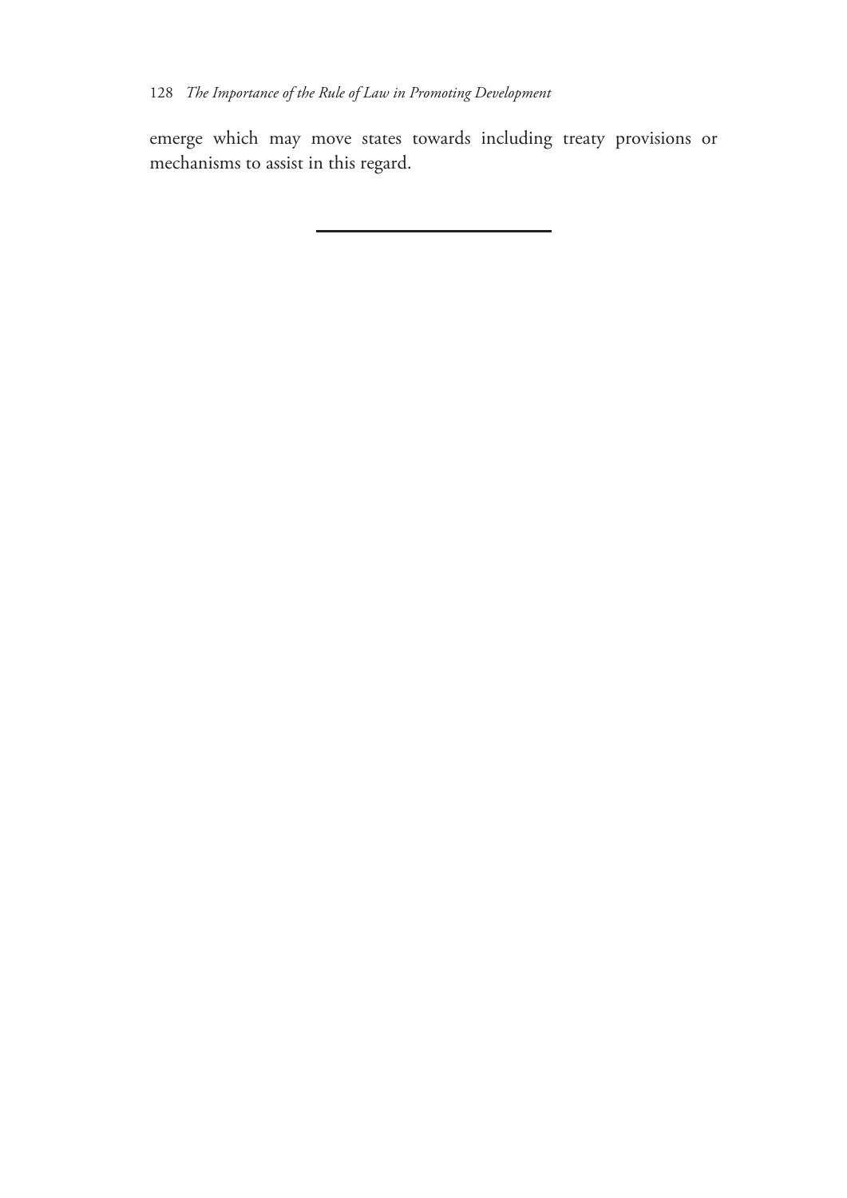emerge which may move states towards including treaty provisions or mechanisms to assist in this regard.

---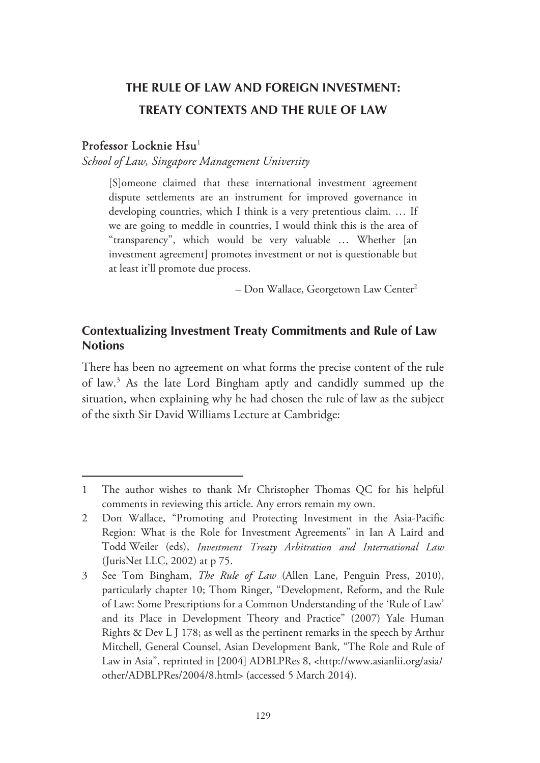# THE RULE OF LAW AND FOREIGN INVESTMENT: TREATY CONTEXTS AND THE RULE OF LAW

**Professor Locknie Hsu**[1]

*School of Law, Singapore Management University*

> [S]omeone claimed that these international investment agreement dispute settlements are an instrument for improved governance in developing countries, which I think is a very pretentious claim. … If we are going to meddle in countries, I would think this is the area of "transparency", which would be very valuable … Whether [an investment agreement] promotes investment or not is questionable but at least it'll promote due process.
>
> – Don Wallace, Georgetown Law Center[2]

## Contextualizing Investment Treaty Commitments and Rule of Law Notions

There has been no agreement on what forms the precise content of the rule of law.[3] As the late Lord Bingham aptly and candidly summed up the situation, when explaining why he had chosen the rule of law as the subject of the sixth Sir David Williams Lecture at Cambridge:

---

1 The author wishes to thank Mr Christopher Thomas QC for his helpful comments in reviewing this article. Any errors remain my own.

2 Don Wallace, "Promoting and Protecting Investment in the Asia-Pacific Region: What is the Role for Investment Agreements" in Ian A Laird and Todd Weiler (eds), *Investment Treaty Arbitration and International Law* (JurisNet LLC, 2002) at p 75.

3 See Tom Bingham, *The Rule of Law* (Allen Lane, Penguin Press, 2010), particularly chapter 10; Thom Ringer, "Development, Reform, and the Rule of Law: Some Prescriptions for a Common Understanding of the 'Rule of Law' and its Place in Development Theory and Practice" (2007) Yale Human Rights & Dev L J 178; as well as the pertinent remarks in the speech by Arthur Mitchell, General Counsel, Asian Development Bank, "The Role and Rule of Law in Asia", reprinted in [2004] ADBLPRes 8, <http://www.asianlii.org/asia/other/ADBLPRes/2004/8.html> (accessed 5 March 2014).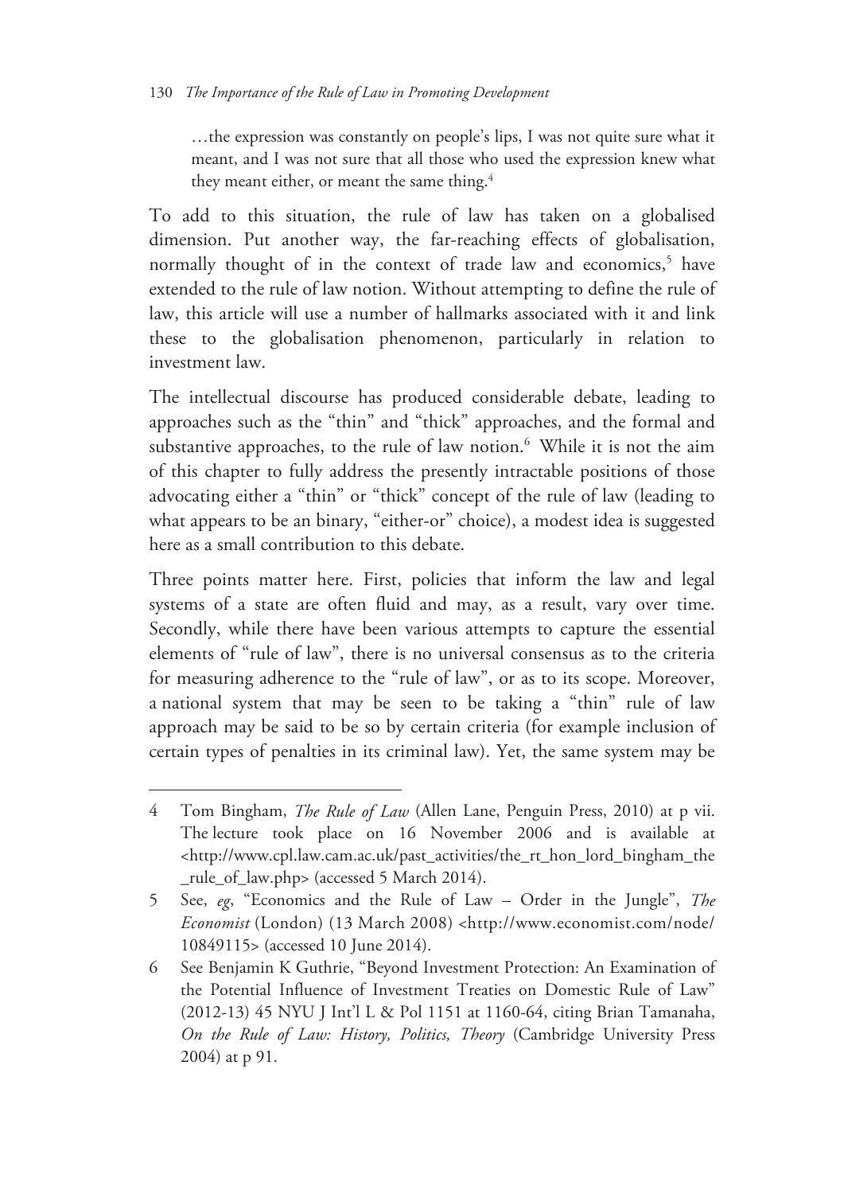> …the expression was constantly on people's lips, I was not quite sure what it meant, and I was not sure that all those who used the expression knew what they meant either, or meant the same thing.[4]

To add to this situation, the rule of law has taken on a globalised dimension. Put another way, the far-reaching effects of globalisation, normally thought of in the context of trade law and economics,[5] have extended to the rule of law notion. Without attempting to define the rule of law, this article will use a number of hallmarks associated with it and link these to the globalisation phenomenon, particularly in relation to investment law.

The intellectual discourse has produced considerable debate, leading to approaches such as the "thin" and "thick" approaches, and the formal and substantive approaches, to the rule of law notion.[6] While it is not the aim of this chapter to fully address the presently intractable positions of those advocating either a "thin" or "thick" concept of the rule of law (leading to what appears to be an binary, "either-or" choice), a modest idea is suggested here as a small contribution to this debate.

Three points matter here. First, policies that inform the law and legal systems of a state are often fluid and may, as a result, vary over time. Secondly, while there have been various attempts to capture the essential elements of "rule of law", there is no universal consensus as to the criteria for measuring adherence to the "rule of law", or as to its scope. Moreover, a national system that may be seen to be taking a "thin" rule of law approach may be said to be so by certain criteria (for example inclusion of certain types of penalties in its criminal law). Yet, the same system may be

---

4 Tom Bingham, *The Rule of Law* (Allen Lane, Penguin Press, 2010) at p vii. The lecture took place on 16 November 2006 and is available at <http://www.cpl.law.cam.ac.uk/past_activities/the_rt_hon_lord_bingham_the_rule_of_law.php> (accessed 5 March 2014).

5 See, *eg*, "Economics and the Rule of Law – Order in the Jungle", *The Economist* (London) (13 March 2008) <http://www.economist.com/node/10849115> (accessed 10 June 2014).

6 See Benjamin K Guthrie, "Beyond Investment Protection: An Examination of the Potential Influence of Investment Treaties on Domestic Rule of Law" (2012-13) 45 NYU J Int'l L & Pol 1151 at 1160-64, citing Brian Tamanaha, *On the Rule of Law: History, Politics, Theory* (Cambridge University Press 2004) at p 91.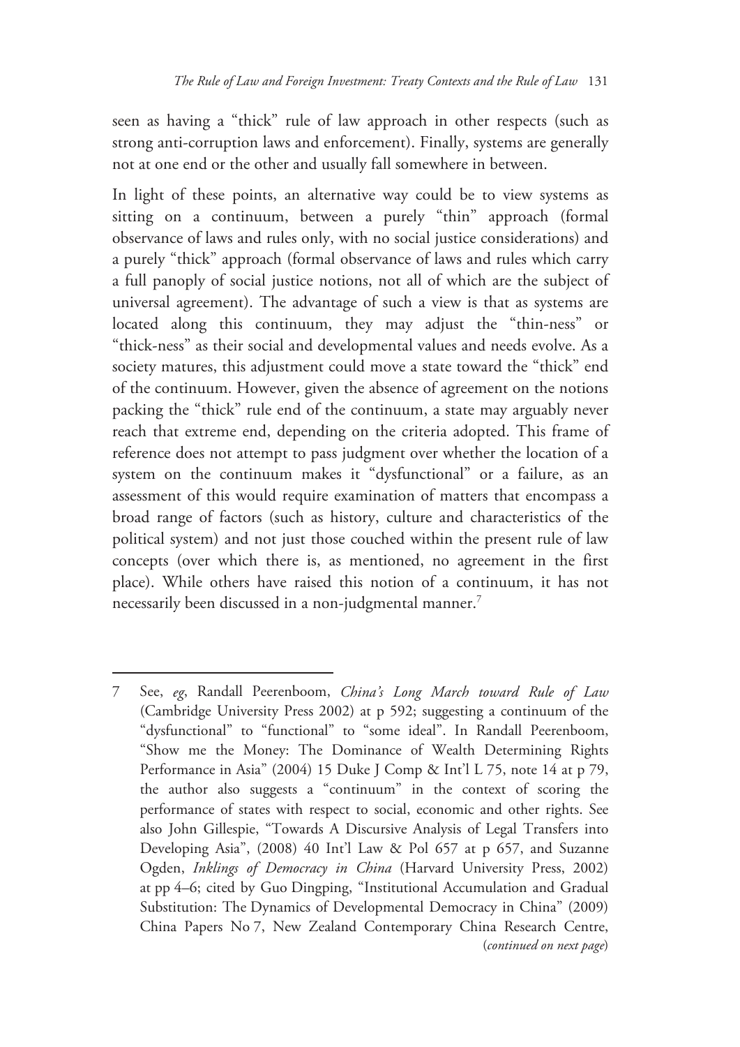seen as having a "thick" rule of law approach in other respects (such as strong anti-corruption laws and enforcement). Finally, systems are generally not at one end or the other and usually fall somewhere in between.

In light of these points, an alternative way could be to view systems as sitting on a continuum, between a purely "thin" approach (formal observance of laws and rules only, with no social justice considerations) and a purely "thick" approach (formal observance of laws and rules which carry a full panoply of social justice notions, not all of which are the subject of universal agreement). The advantage of such a view is that as systems are located along this continuum, they may adjust the "thin-ness" or "thick-ness" as their social and developmental values and needs evolve. As a society matures, this adjustment could move a state toward the "thick" end of the continuum. However, given the absence of agreement on the notions packing the "thick" rule end of the continuum, a state may arguably never reach that extreme end, depending on the criteria adopted. This frame of reference does not attempt to pass judgment over whether the location of a system on the continuum makes it "dysfunctional" or a failure, as an assessment of this would require examination of matters that encompass a broad range of factors (such as history, culture and characteristics of the political system) and not just those couched within the present rule of law concepts (over which there is, as mentioned, no agreement in the first place). While others have raised this notion of a continuum, it has not necessarily been discussed in a non-judgmental manner.[7]

---

7 See, *eg*, Randall Peerenboom, *China's Long March toward Rule of Law* (Cambridge University Press 2002) at p 592; suggesting a continuum of the "dysfunctional" to "functional" to "some ideal". In Randall Peerenboom, "Show me the Money: The Dominance of Wealth Determining Rights Performance in Asia" (2004) 15 Duke J Comp & Int'l L 75, note 14 at p 79, the author also suggests a "continuum" in the context of scoring the performance of states with respect to social, economic and other rights. See also John Gillespie, "Towards A Discursive Analysis of Legal Transfers into Developing Asia", (2008) 40 Int'l Law & Pol 657 at p 657, and Suzanne Ogden, *Inklings of Democracy in China* (Harvard University Press, 2002) at pp 4–6; cited by Guo Dingping, "Institutional Accumulation and Gradual Substitution: The Dynamics of Developmental Democracy in China" (2009) China Papers No 7, New Zealand Contemporary China Research Centre, (*continued on next page*)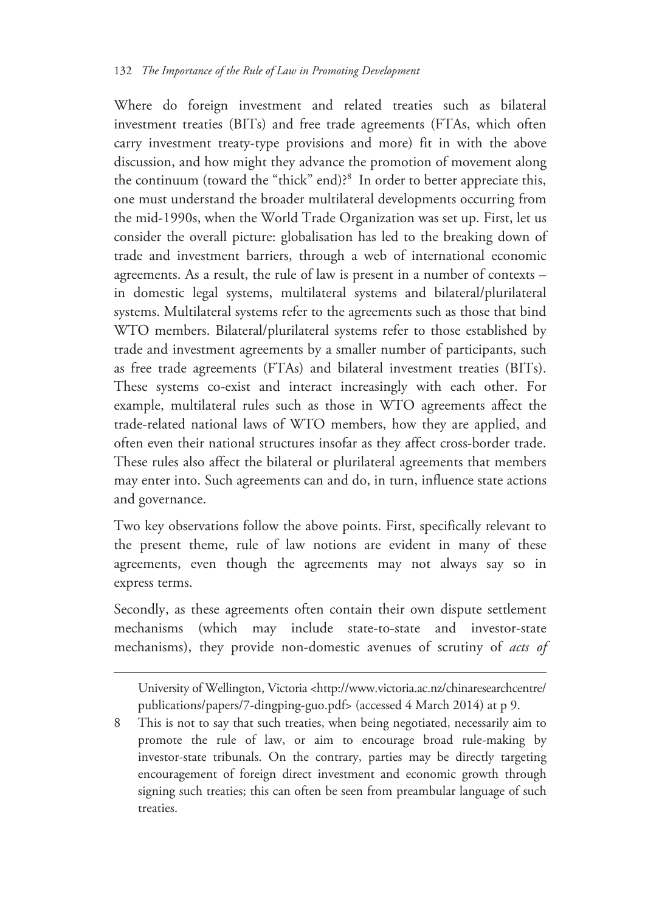Where do foreign investment and related treaties such as bilateral investment treaties (BITs) and free trade agreements (FTAs, which often carry investment treaty-type provisions and more) fit in with the above discussion, and how might they advance the promotion of movement along the continuum (toward the "thick" end)?[8] In order to better appreciate this, one must understand the broader multilateral developments occurring from the mid-1990s, when the World Trade Organization was set up. First, let us consider the overall picture: globalisation has led to the breaking down of trade and investment barriers, through a web of international economic agreements. As a result, the rule of law is present in a number of contexts – in domestic legal systems, multilateral systems and bilateral/plurilateral systems. Multilateral systems refer to the agreements such as those that bind WTO members. Bilateral/plurilateral systems refer to those established by trade and investment agreements by a smaller number of participants, such as free trade agreements (FTAs) and bilateral investment treaties (BITs). These systems co-exist and interact increasingly with each other. For example, multilateral rules such as those in WTO agreements affect the trade-related national laws of WTO members, how they are applied, and often even their national structures insofar as they affect cross-border trade. These rules also affect the bilateral or plurilateral agreements that members may enter into. Such agreements can and do, in turn, influence state actions and governance.

Two key observations follow the above points. First, specifically relevant to the present theme, rule of law notions are evident in many of these agreements, even though the agreements may not always say so in express terms.

Secondly, as these agreements often contain their own dispute settlement mechanisms (which may include state-to-state and investor-state mechanisms), they provide non-domestic avenues of scrutiny of *acts of*

University of Wellington, Victoria <http://www.victoria.ac.nz/chinaresearchcentre/publications/papers/7-dingping-guo.pdf> (accessed 4 March 2014) at p 9.

8 This is not to say that such treaties, when being negotiated, necessarily aim to promote the rule of law, or aim to encourage broad rule-making by investor-state tribunals. On the contrary, parties may be directly targeting encouragement of foreign direct investment and economic growth through signing such treaties; this can often be seen from preambular language of such treaties.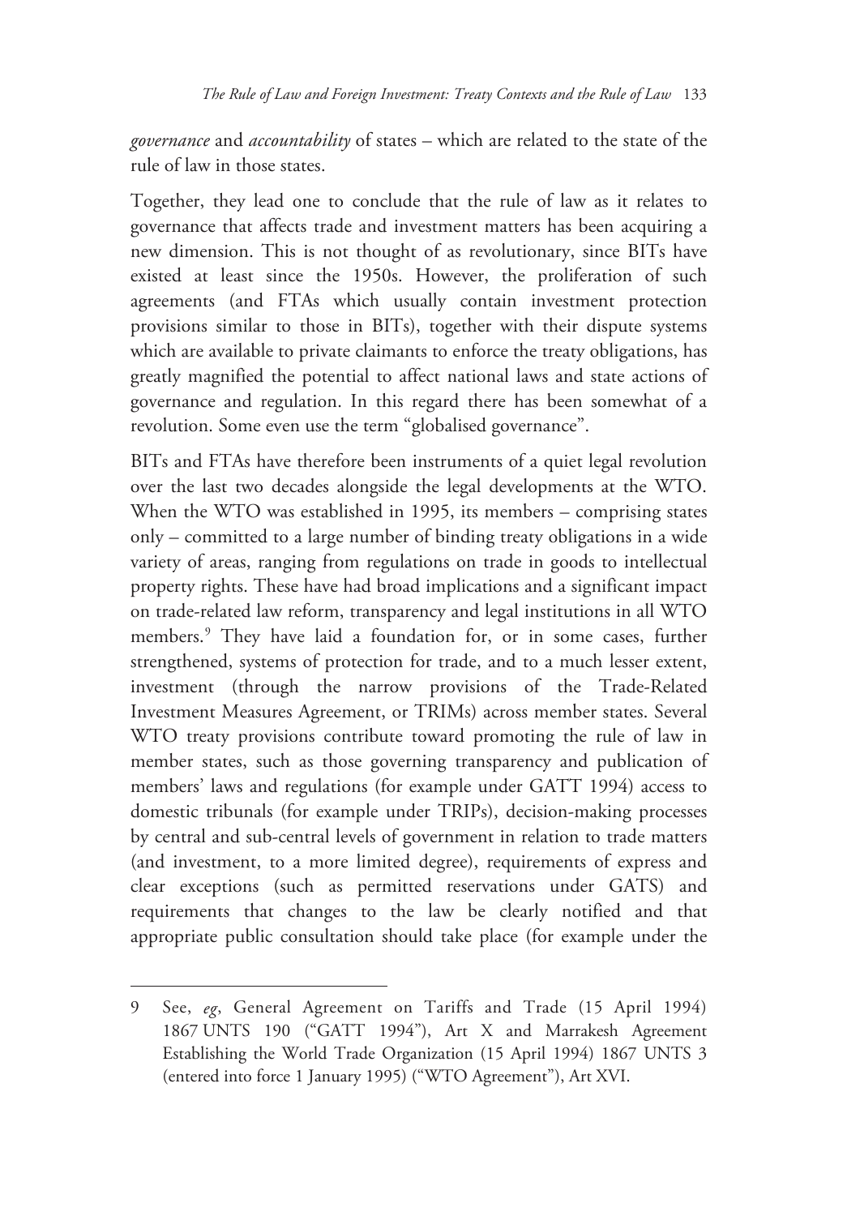*governance* and *accountability* of states – which are related to the state of the rule of law in those states.

Together, they lead one to conclude that the rule of law as it relates to governance that affects trade and investment matters has been acquiring a new dimension. This is not thought of as revolutionary, since BITs have existed at least since the 1950s. However, the proliferation of such agreements (and FTAs which usually contain investment protection provisions similar to those in BITs), together with their dispute systems which are available to private claimants to enforce the treaty obligations, has greatly magnified the potential to affect national laws and state actions of governance and regulation. In this regard there has been somewhat of a revolution. Some even use the term "globalised governance".

BITs and FTAs have therefore been instruments of a quiet legal revolution over the last two decades alongside the legal developments at the WTO. When the WTO was established in 1995, its members – comprising states only – committed to a large number of binding treaty obligations in a wide variety of areas, ranging from regulations on trade in goods to intellectual property rights. These have had broad implications and a significant impact on trade-related law reform, transparency and legal institutions in all WTO members.[9] They have laid a foundation for, or in some cases, further strengthened, systems of protection for trade, and to a much lesser extent, investment (through the narrow provisions of the Trade-Related Investment Measures Agreement, or TRIMs) across member states. Several WTO treaty provisions contribute toward promoting the rule of law in member states, such as those governing transparency and publication of members' laws and regulations (for example under GATT 1994) access to domestic tribunals (for example under TRIPs), decision-making processes by central and sub-central levels of government in relation to trade matters (and investment, to a more limited degree), requirements of express and clear exceptions (such as permitted reservations under GATS) and requirements that changes to the law be clearly notified and that appropriate public consultation should take place (for example under the

---

9 See, *eg*, General Agreement on Tariffs and Trade (15 April 1994) 1867 UNTS 190 ("GATT 1994"), Art X and Marrakesh Agreement Establishing the World Trade Organization (15 April 1994) 1867 UNTS 3 (entered into force 1 January 1995) ("WTO Agreement"), Art XVI.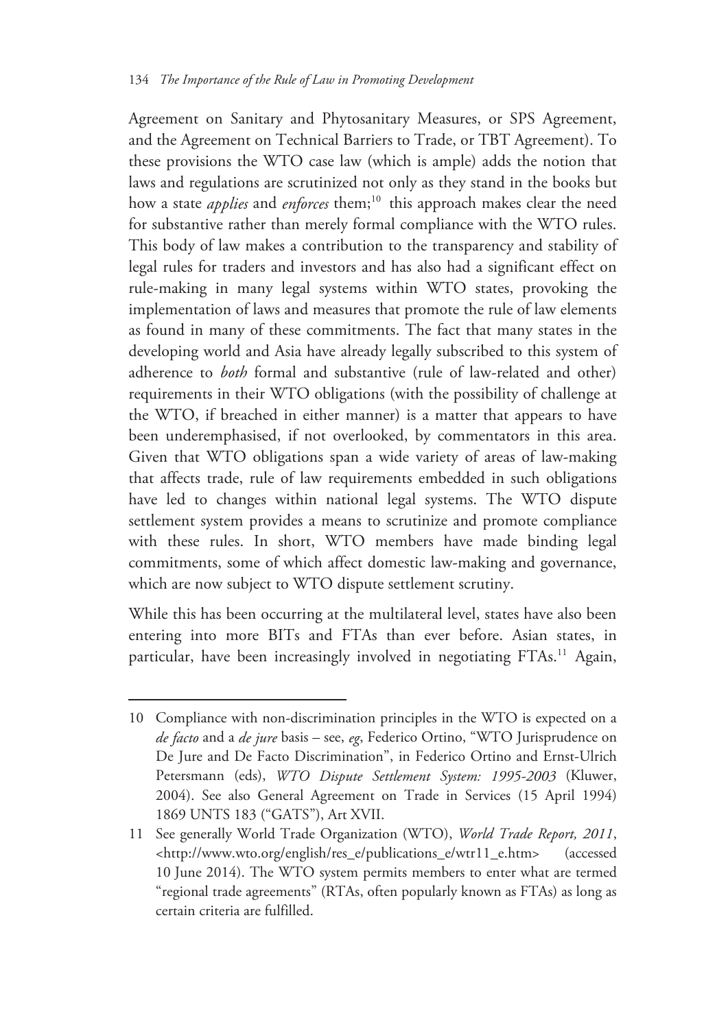Agreement on Sanitary and Phytosanitary Measures, or SPS Agreement, and the Agreement on Technical Barriers to Trade, or TBT Agreement). To these provisions the WTO case law (which is ample) adds the notion that laws and regulations are scrutinized not only as they stand in the books but how a state *applies* and *enforces* them;[10] this approach makes clear the need for substantive rather than merely formal compliance with the WTO rules. This body of law makes a contribution to the transparency and stability of legal rules for traders and investors and has also had a significant effect on rule-making in many legal systems within WTO states, provoking the implementation of laws and measures that promote the rule of law elements as found in many of these commitments. The fact that many states in the developing world and Asia have already legally subscribed to this system of adherence to *both* formal and substantive (rule of law-related and other) requirements in their WTO obligations (with the possibility of challenge at the WTO, if breached in either manner) is a matter that appears to have been underemphasised, if not overlooked, by commentators in this area. Given that WTO obligations span a wide variety of areas of law-making that affects trade, rule of law requirements embedded in such obligations have led to changes within national legal systems. The WTO dispute settlement system provides a means to scrutinize and promote compliance with these rules. In short, WTO members have made binding legal commitments, some of which affect domestic law-making and governance, which are now subject to WTO dispute settlement scrutiny.

While this has been occurring at the multilateral level, states have also been entering into more BITs and FTAs than ever before. Asian states, in particular, have been increasingly involved in negotiating FTAs.[11] Again,

---

10 Compliance with non-discrimination principles in the WTO is expected on a *de facto* and a *de jure* basis – see, *eg*, Federico Ortino, "WTO Jurisprudence on De Jure and De Facto Discrimination", in Federico Ortino and Ernst-Ulrich Petersmann (eds), *WTO Dispute Settlement System: 1995-2003* (Kluwer, 2004). See also General Agreement on Trade in Services (15 April 1994) 1869 UNTS 183 ("GATS"), Art XVII.

11 See generally World Trade Organization (WTO), *World Trade Report, 2011*, <http://www.wto.org/english/res_e/publications_e/wtr11_e.htm> (accessed 10 June 2014). The WTO system permits members to enter what are termed "regional trade agreements" (RTAs, often popularly known as FTAs) as long as certain criteria are fulfilled.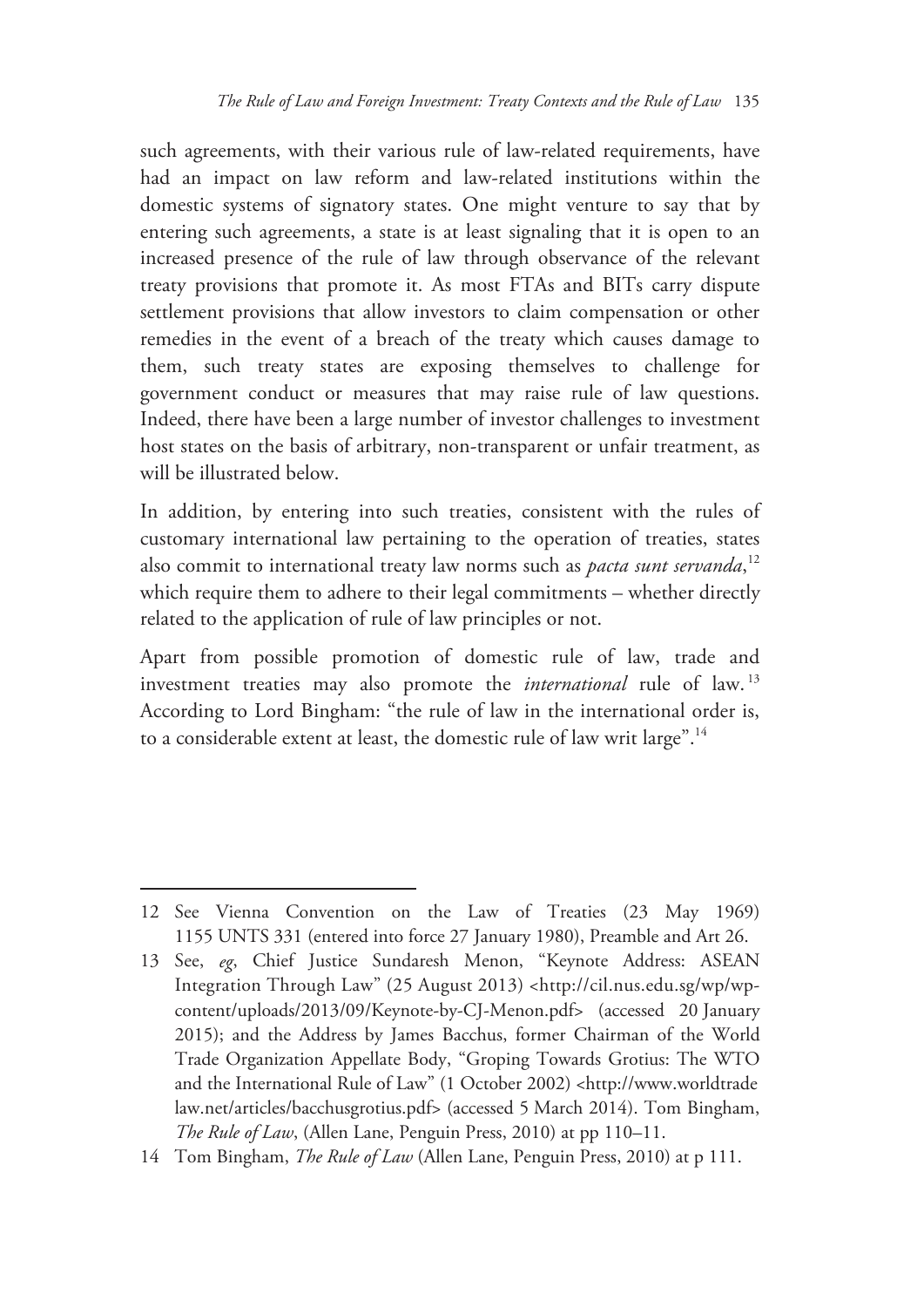such agreements, with their various rule of law-related requirements, have had an impact on law reform and law-related institutions within the domestic systems of signatory states. One might venture to say that by entering such agreements, a state is at least signaling that it is open to an increased presence of the rule of law through observance of the relevant treaty provisions that promote it. As most FTAs and BITs carry dispute settlement provisions that allow investors to claim compensation or other remedies in the event of a breach of the treaty which causes damage to them, such treaty states are exposing themselves to challenge for government conduct or measures that may raise rule of law questions. Indeed, there have been a large number of investor challenges to investment host states on the basis of arbitrary, non-transparent or unfair treatment, as will be illustrated below.

In addition, by entering into such treaties, consistent with the rules of customary international law pertaining to the operation of treaties, states also commit to international treaty law norms such as *pacta sunt servanda*,[12] which require them to adhere to their legal commitments – whether directly related to the application of rule of law principles or not.

Apart from possible promotion of domestic rule of law, trade and investment treaties may also promote the *international* rule of law.[13] According to Lord Bingham: "the rule of law in the international order is, to a considerable extent at least, the domestic rule of law writ large".[14]

---

12 See Vienna Convention on the Law of Treaties (23 May 1969) 1155 UNTS 331 (entered into force 27 January 1980), Preamble and Art 26.

13 See, *eg*, Chief Justice Sundaresh Menon, "Keynote Address: ASEAN Integration Through Law" (25 August 2013) <http://cil.nus.edu.sg/wp/wp-content/uploads/2013/09/Keynote-by-CJ-Menon.pdf> (accessed 20 January 2015); and the Address by James Bacchus, former Chairman of the World Trade Organization Appellate Body, "Groping Towards Grotius: The WTO and the International Rule of Law" (1 October 2002) <http://www.worldtradelaw.net/articles/bacchusgrotius.pdf> (accessed 5 March 2014). Tom Bingham, *The Rule of Law*, (Allen Lane, Penguin Press, 2010) at pp 110–11.

14 Tom Bingham, *The Rule of Law* (Allen Lane, Penguin Press, 2010) at p 111.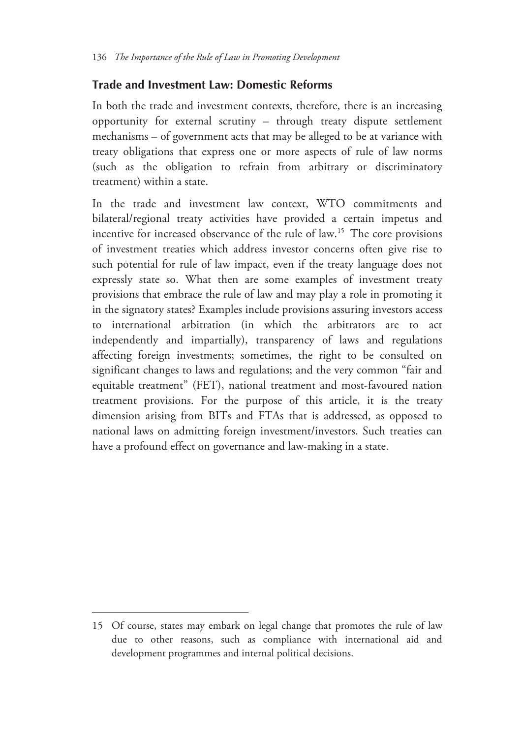## Trade and Investment Law: Domestic Reforms

In both the trade and investment contexts, therefore, there is an increasing opportunity for external scrutiny – through treaty dispute settlement mechanisms – of government acts that may be alleged to be at variance with treaty obligations that express one or more aspects of rule of law norms (such as the obligation to refrain from arbitrary or discriminatory treatment) within a state.

In the trade and investment law context, WTO commitments and bilateral/regional treaty activities have provided a certain impetus and incentive for increased observance of the rule of law.[15] The core provisions of investment treaties which address investor concerns often give rise to such potential for rule of law impact, even if the treaty language does not expressly state so. What then are some examples of investment treaty provisions that embrace the rule of law and may play a role in promoting it in the signatory states? Examples include provisions assuring investors access to international arbitration (in which the arbitrators are to act independently and impartially), transparency of laws and regulations affecting foreign investments; sometimes, the right to be consulted on significant changes to laws and regulations; and the very common "fair and equitable treatment" (FET), national treatment and most-favoured nation treatment provisions. For the purpose of this article, it is the treaty dimension arising from BITs and FTAs that is addressed, as opposed to national laws on admitting foreign investment/investors. Such treaties can have a profound effect on governance and law-making in a state.

---

15 Of course, states may embark on legal change that promotes the rule of law due to other reasons, such as compliance with international aid and development programmes and internal political decisions.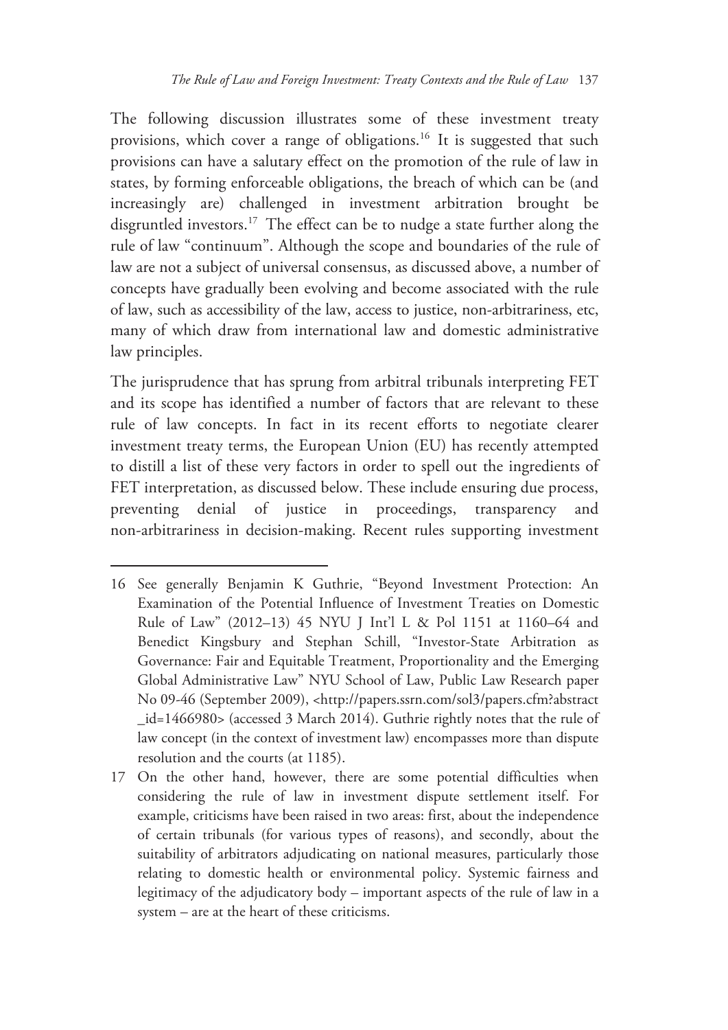The following discussion illustrates some of these investment treaty provisions, which cover a range of obligations.[16] It is suggested that such provisions can have a salutary effect on the promotion of the rule of law in states, by forming enforceable obligations, the breach of which can be (and increasingly are) challenged in investment arbitration brought be disgruntled investors.[17] The effect can be to nudge a state further along the rule of law "continuum". Although the scope and boundaries of the rule of law are not a subject of universal consensus, as discussed above, a number of concepts have gradually been evolving and become associated with the rule of law, such as accessibility of the law, access to justice, non-arbitrariness, etc, many of which draw from international law and domestic administrative law principles.

The jurisprudence that has sprung from arbitral tribunals interpreting FET and its scope has identified a number of factors that are relevant to these rule of law concepts. In fact in its recent efforts to negotiate clearer investment treaty terms, the European Union (EU) has recently attempted to distill a list of these very factors in order to spell out the ingredients of FET interpretation, as discussed below. These include ensuring due process, preventing denial of justice in proceedings, transparency and non-arbitrariness in decision-making. Recent rules supporting investment

---

16 See generally Benjamin K Guthrie, "Beyond Investment Protection: An Examination of the Potential Influence of Investment Treaties on Domestic Rule of Law" (2012–13) 45 NYU J Int'l L & Pol 1151 at 1160–64 and Benedict Kingsbury and Stephan Schill, "Investor-State Arbitration as Governance: Fair and Equitable Treatment, Proportionality and the Emerging Global Administrative Law" NYU School of Law, Public Law Research paper No 09-46 (September 2009), <http://papers.ssrn.com/sol3/papers.cfm?abstract_id=1466980> (accessed 3 March 2014). Guthrie rightly notes that the rule of law concept (in the context of investment law) encompasses more than dispute resolution and the courts (at 1185).

17 On the other hand, however, there are some potential difficulties when considering the rule of law in investment dispute settlement itself. For example, criticisms have been raised in two areas: first, about the independence of certain tribunals (for various types of reasons), and secondly, about the suitability of arbitrators adjudicating on national measures, particularly those relating to domestic health or environmental policy. Systemic fairness and legitimacy of the adjudicatory body – important aspects of the rule of law in a system – are at the heart of these criticisms.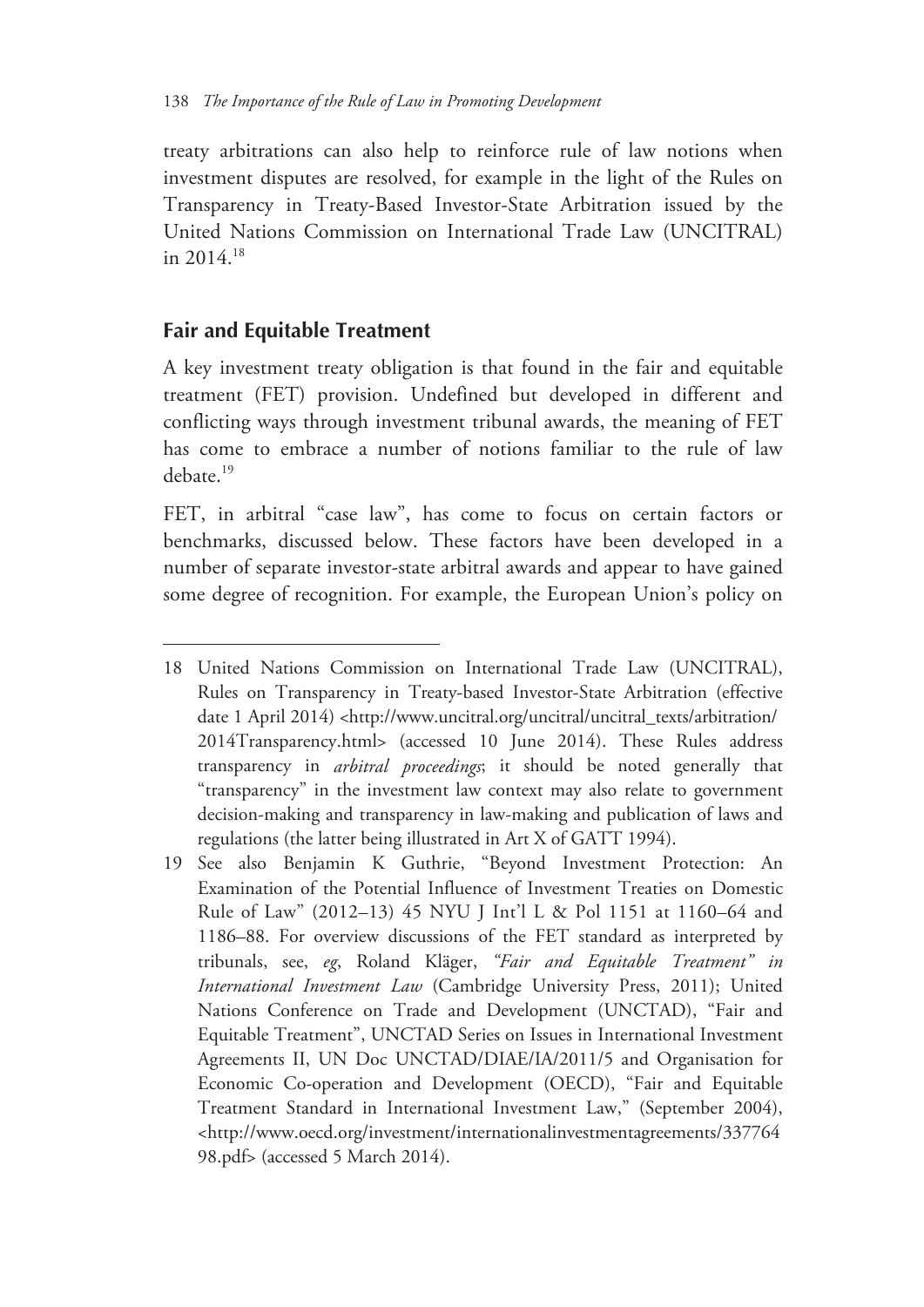treaty arbitrations can also help to reinforce rule of law notions when investment disputes are resolved, for example in the light of the Rules on Transparency in Treaty-Based Investor-State Arbitration issued by the United Nations Commission on International Trade Law (UNCITRAL) in 2014.[18]

## Fair and Equitable Treatment

A key investment treaty obligation is that found in the fair and equitable treatment (FET) provision. Undefined but developed in different and conflicting ways through investment tribunal awards, the meaning of FET has come to embrace a number of notions familiar to the rule of law debate.[19]

FET, in arbitral "case law", has come to focus on certain factors or benchmarks, discussed below. These factors have been developed in a number of separate investor-state arbitral awards and appear to have gained some degree of recognition. For example, the European Union's policy on

---

18 United Nations Commission on International Trade Law (UNCITRAL), Rules on Transparency in Treaty-based Investor-State Arbitration (effective date 1 April 2014) <http://www.uncitral.org/uncitral/uncitral_texts/arbitration/2014Transparency.html> (accessed 10 June 2014). These Rules address transparency in *arbitral proceedings*; it should be noted generally that "transparency" in the investment law context may also relate to government decision-making and transparency in law-making and publication of laws and regulations (the latter being illustrated in Art X of GATT 1994).

19 See also Benjamin K Guthrie, "Beyond Investment Protection: An Examination of the Potential Influence of Investment Treaties on Domestic Rule of Law" (2012–13) 45 NYU J Int'l L & Pol 1151 at 1160–64 and 1186–88. For overview discussions of the FET standard as interpreted by tribunals, see, *eg*, Roland Kläger, *"Fair and Equitable Treatment" in International Investment Law* (Cambridge University Press, 2011); United Nations Conference on Trade and Development (UNCTAD), "Fair and Equitable Treatment", UNCTAD Series on Issues in International Investment Agreements II, UN Doc UNCTAD/DIAE/IA/2011/5 and Organisation for Economic Co-operation and Development (OECD), "Fair and Equitable Treatment Standard in International Investment Law," (September 2004), <http://www.oecd.org/investment/internationalinvestmentagreements/33776498.pdf> (accessed 5 March 2014).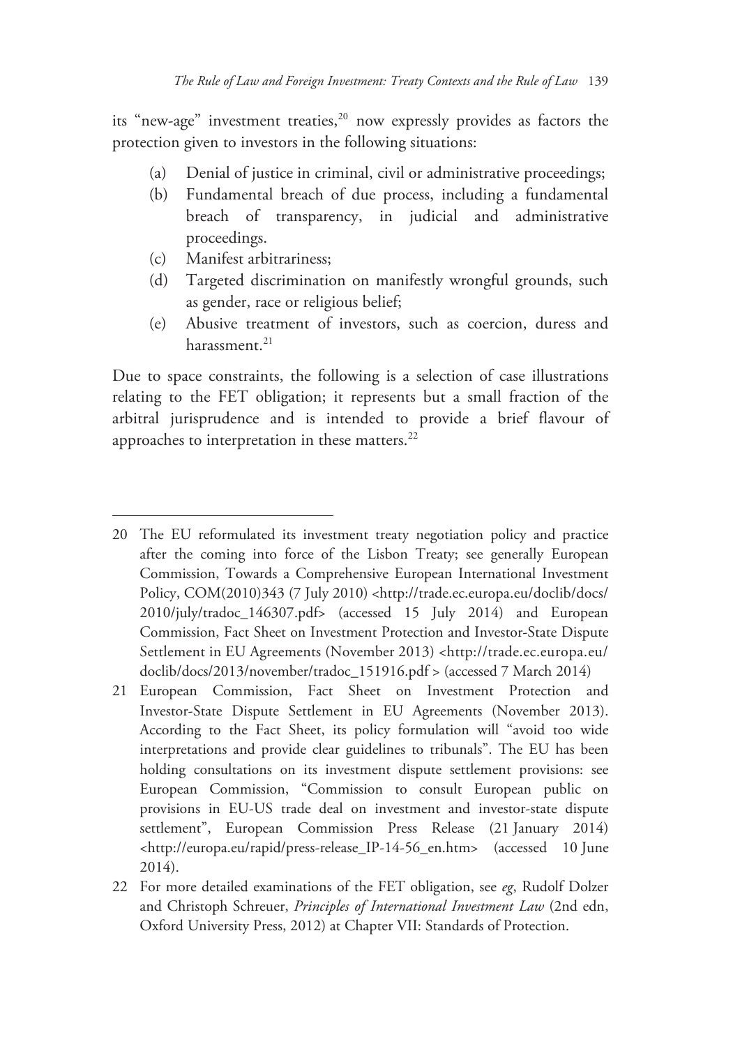its "new-age" investment treaties,[20] now expressly provides as factors the protection given to investors in the following situations:

(a) Denial of justice in criminal, civil or administrative proceedings;
(b) Fundamental breach of due process, including a fundamental breach of transparency, in judicial and administrative proceedings.
(c) Manifest arbitrariness;
(d) Targeted discrimination on manifestly wrongful grounds, such as gender, race or religious belief;
(e) Abusive treatment of investors, such as coercion, duress and harassment.[21]

Due to space constraints, the following is a selection of case illustrations relating to the FET obligation; it represents but a small fraction of the arbitral jurisprudence and is intended to provide a brief flavour of approaches to interpretation in these matters.[22]

---

20 The EU reformulated its investment treaty negotiation policy and practice after the coming into force of the Lisbon Treaty; see generally European Commission, Towards a Comprehensive European International Investment Policy, COM(2010)343 (7 July 2010) <http://trade.ec.europa.eu/doclib/docs/2010/july/tradoc_146307.pdf> (accessed 15 July 2014) and European Commission, Fact Sheet on Investment Protection and Investor-State Dispute Settlement in EU Agreements (November 2013) <http://trade.ec.europa.eu/doclib/docs/2013/november/tradoc_151916.pdf > (accessed 7 March 2014)

21 European Commission, Fact Sheet on Investment Protection and Investor-State Dispute Settlement in EU Agreements (November 2013). According to the Fact Sheet, its policy formulation will "avoid too wide interpretations and provide clear guidelines to tribunals". The EU has been holding consultations on its investment dispute settlement provisions: see European Commission, "Commission to consult European public on provisions in EU-US trade deal on investment and investor-state dispute settlement", European Commission Press Release (21 January 2014) <http://europa.eu/rapid/press-release_IP-14-56_en.htm> (accessed 10 June 2014).

22 For more detailed examinations of the FET obligation, see *eg*, Rudolf Dolzer and Christoph Schreuer, *Principles of International Investment Law* (2nd edn, Oxford University Press, 2012) at Chapter VII: Standards of Protection.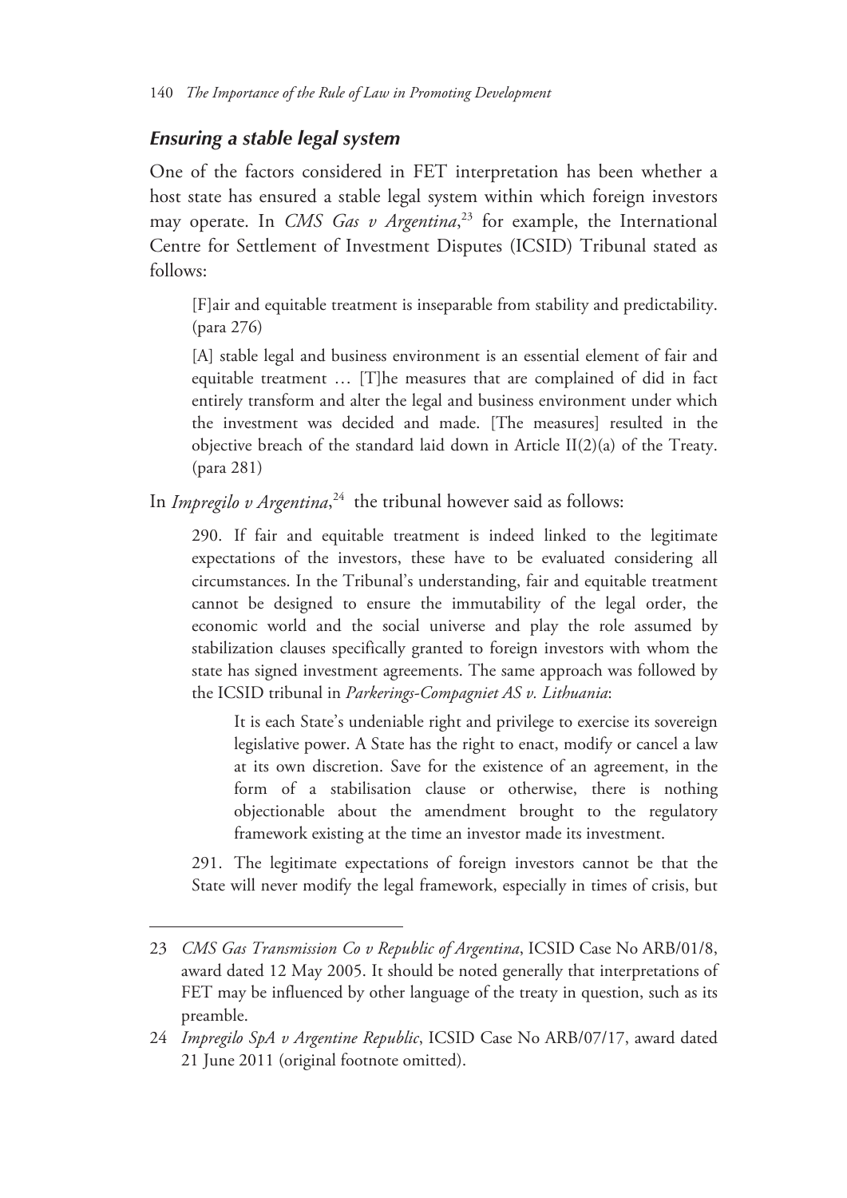### *Ensuring a stable legal system*

One of the factors considered in FET interpretation has been whether a host state has ensured a stable legal system within which foreign investors may operate. In *CMS Gas v Argentina*,[23] for example, the International Centre for Settlement of Investment Disputes (ICSID) Tribunal stated as follows:

> [F]air and equitable treatment is inseparable from stability and predictability. (para 276)
>
> [A] stable legal and business environment is an essential element of fair and equitable treatment … [T]he measures that are complained of did in fact entirely transform and alter the legal and business environment under which the investment was decided and made. [The measures] resulted in the objective breach of the standard laid down in Article II(2)(a) of the Treaty. (para 281)

In *Impregilo v Argentina*,[24] the tribunal however said as follows:

> 290. If fair and equitable treatment is indeed linked to the legitimate expectations of the investors, these have to be evaluated considering all circumstances. In the Tribunal's understanding, fair and equitable treatment cannot be designed to ensure the immutability of the legal order, the economic world and the social universe and play the role assumed by stabilization clauses specifically granted to foreign investors with whom the state has signed investment agreements. The same approach was followed by the ICSID tribunal in *Parkerings-Compagniet AS v. Lithuania*:
>
> > It is each State's undeniable right and privilege to exercise its sovereign legislative power. A State has the right to enact, modify or cancel a law at its own discretion. Save for the existence of an agreement, in the form of a stabilisation clause or otherwise, there is nothing objectionable about the amendment brought to the regulatory framework existing at the time an investor made its investment.
>
> 291. The legitimate expectations of foreign investors cannot be that the State will never modify the legal framework, especially in times of crisis, but

---

23 *CMS Gas Transmission Co v Republic of Argentina*, ICSID Case No ARB/01/8, award dated 12 May 2005. It should be noted generally that interpretations of FET may be influenced by other language of the treaty in question, such as its preamble.

24 *Impregilo SpA v Argentine Republic*, ICSID Case No ARB/07/17, award dated 21 June 2011 (original footnote omitted).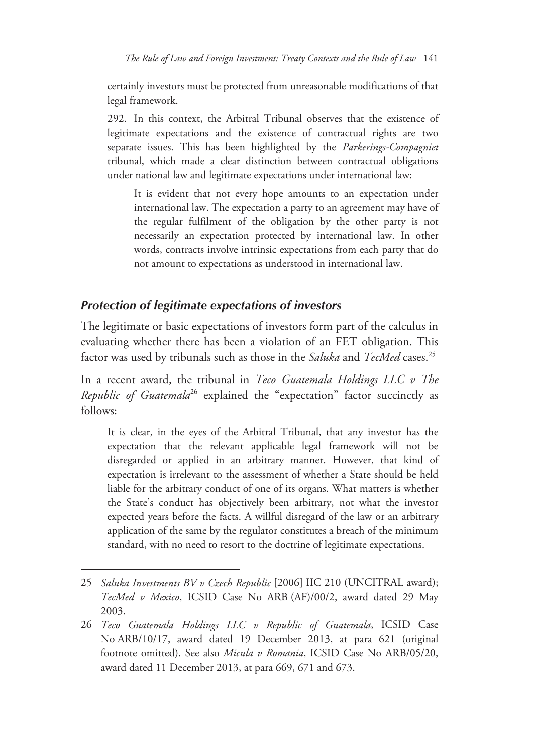certainly investors must be protected from unreasonable modifications of that legal framework.

292. In this context, the Arbitral Tribunal observes that the existence of legitimate expectations and the existence of contractual rights are two separate issues. This has been highlighted by the *Parkerings-Compagniet* tribunal, which made a clear distinction between contractual obligations under national law and legitimate expectations under international law:

> It is evident that not every hope amounts to an expectation under international law. The expectation a party to an agreement may have of the regular fulfilment of the obligation by the other party is not necessarily an expectation protected by international law. In other words, contracts involve intrinsic expectations from each party that do not amount to expectations as understood in international law.

### *Protection of legitimate expectations of investors*

The legitimate or basic expectations of investors form part of the calculus in evaluating whether there has been a violation of an FET obligation. This factor was used by tribunals such as those in the *Saluka* and *TecMed* cases.[25]

In a recent award, the tribunal in *Teco Guatemala Holdings LLC v The Republic of Guatemala*[26] explained the "expectation" factor succinctly as follows:

> It is clear, in the eyes of the Arbitral Tribunal, that any investor has the expectation that the relevant applicable legal framework will not be disregarded or applied in an arbitrary manner. However, that kind of expectation is irrelevant to the assessment of whether a State should be held liable for the arbitrary conduct of one of its organs. What matters is whether the State's conduct has objectively been arbitrary, not what the investor expected years before the facts. A willful disregard of the law or an arbitrary application of the same by the regulator constitutes a breach of the minimum standard, with no need to resort to the doctrine of legitimate expectations.

---

25 *Saluka Investments BV v Czech Republic* [2006] IIC 210 (UNCITRAL award); *TecMed v Mexico*, ICSID Case No ARB (AF)/00/2, award dated 29 May 2003.

26 *Teco Guatemala Holdings LLC v Republic of Guatemala*, ICSID Case No ARB/10/17, award dated 19 December 2013, at para 621 (original footnote omitted). See also *Micula v Romania*, ICSID Case No ARB/05/20, award dated 11 December 2013, at para 669, 671 and 673.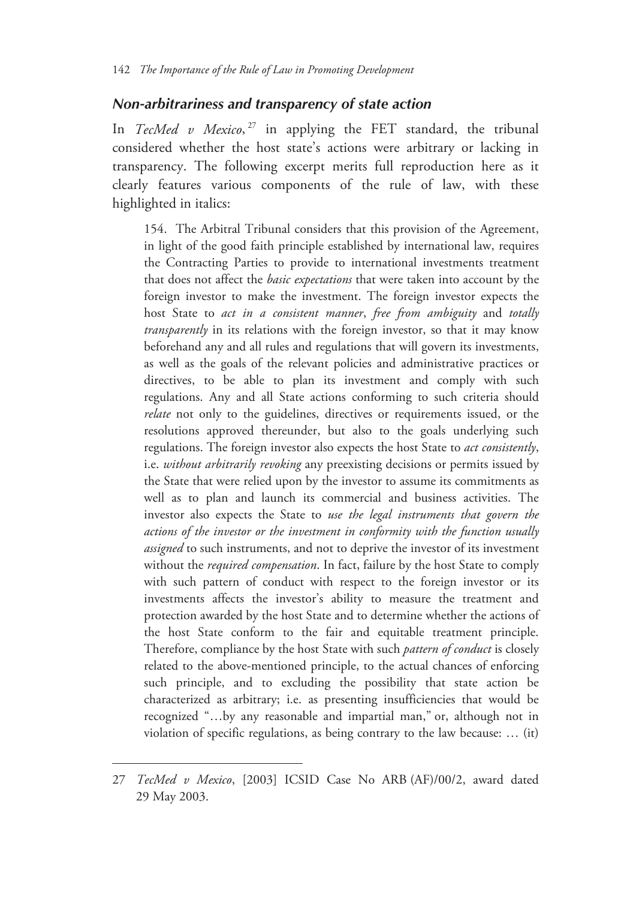### *Non-arbitrariness and transparency of state action*

In *TecMed v Mexico*,[27] in applying the FET standard, the tribunal considered whether the host state's actions were arbitrary or lacking in transparency. The following excerpt merits full reproduction here as it clearly features various components of the rule of law, with these highlighted in italics:

> 154. The Arbitral Tribunal considers that this provision of the Agreement, in light of the good faith principle established by international law, requires the Contracting Parties to provide to international investments treatment that does not affect the *basic expectations* that were taken into account by the foreign investor to make the investment. The foreign investor expects the host State to *act in a consistent manner*, *free from ambiguity* and *totally transparently* in its relations with the foreign investor, so that it may know beforehand any and all rules and regulations that will govern its investments, as well as the goals of the relevant policies and administrative practices or directives, to be able to plan its investment and comply with such regulations. Any and all State actions conforming to such criteria should *relate* not only to the guidelines, directives or requirements issued, or the resolutions approved thereunder, but also to the goals underlying such regulations. The foreign investor also expects the host State to *act consistently*, i.e. *without arbitrarily revoking* any preexisting decisions or permits issued by the State that were relied upon by the investor to assume its commitments as well as to plan and launch its commercial and business activities. The investor also expects the State to *use the legal instruments that govern the actions of the investor or the investment in conformity with the function usually assigned* to such instruments, and not to deprive the investor of its investment without the *required compensation*. In fact, failure by the host State to comply with such pattern of conduct with respect to the foreign investor or its investments affects the investor's ability to measure the treatment and protection awarded by the host State and to determine whether the actions of the host State conform to the fair and equitable treatment principle. Therefore, compliance by the host State with such *pattern of conduct* is closely related to the above-mentioned principle, to the actual chances of enforcing such principle, and to excluding the possibility that state action be characterized as arbitrary; i.e. as presenting insufficiencies that would be recognized "…by any reasonable and impartial man," or, although not in violation of specific regulations, as being contrary to the law because: … (it)

---

27 *TecMed v Mexico*, [2003] ICSID Case No ARB (AF)/00/2, award dated 29 May 2003.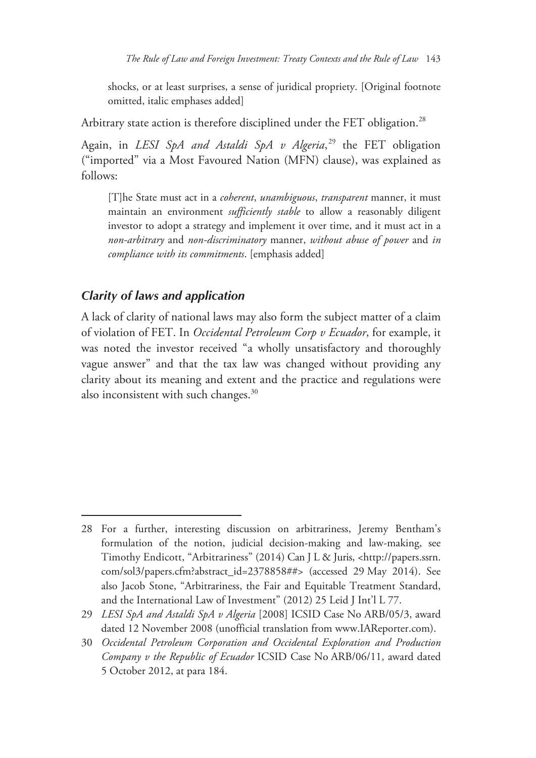> shocks, or at least surprises, a sense of juridical propriety. [Original footnote omitted, italic emphases added]

Arbitrary state action is therefore disciplined under the FET obligation.[28]

Again, in *LESI SpA and Astaldi SpA v Algeria*,[29] the FET obligation ("imported" via a Most Favoured Nation (MFN) clause), was explained as follows:

> [T]he State must act in a *coherent*, *unambiguous*, *transparent* manner, it must maintain an environment *sufficiently stable* to allow a reasonably diligent investor to adopt a strategy and implement it over time, and it must act in a *non-arbitrary* and *non-discriminatory* manner, *without abuse of power* and *in compliance with its commitments*. [emphasis added]

### *Clarity of laws and application*

A lack of clarity of national laws may also form the subject matter of a claim of violation of FET. In *Occidental Petroleum Corp v Ecuador*, for example, it was noted the investor received "a wholly unsatisfactory and thoroughly vague answer" and that the tax law was changed without providing any clarity about its meaning and extent and the practice and regulations were also inconsistent with such changes.[30]

---

28 For a further, interesting discussion on arbitrariness, Jeremy Bentham's formulation of the notion, judicial decision-making and law-making, see Timothy Endicott, "Arbitrariness" (2014) Can J L & Juris, <http://papers.ssrn.com/sol3/papers.cfm?abstract_id=2378858##> (accessed 29 May 2014). See also Jacob Stone, "Arbitrariness, the Fair and Equitable Treatment Standard, and the International Law of Investment" (2012) 25 Leid J Int'l L 77.

29 *LESI SpA and Astaldi SpA v Algeria* [2008] ICSID Case No ARB/05/3, award dated 12 November 2008 (unofficial translation from www.IAReporter.com).

30 *Occidental Petroleum Corporation and Occidental Exploration and Production Company v the Republic of Ecuador* ICSID Case No ARB/06/11, award dated 5 October 2012, at para 184.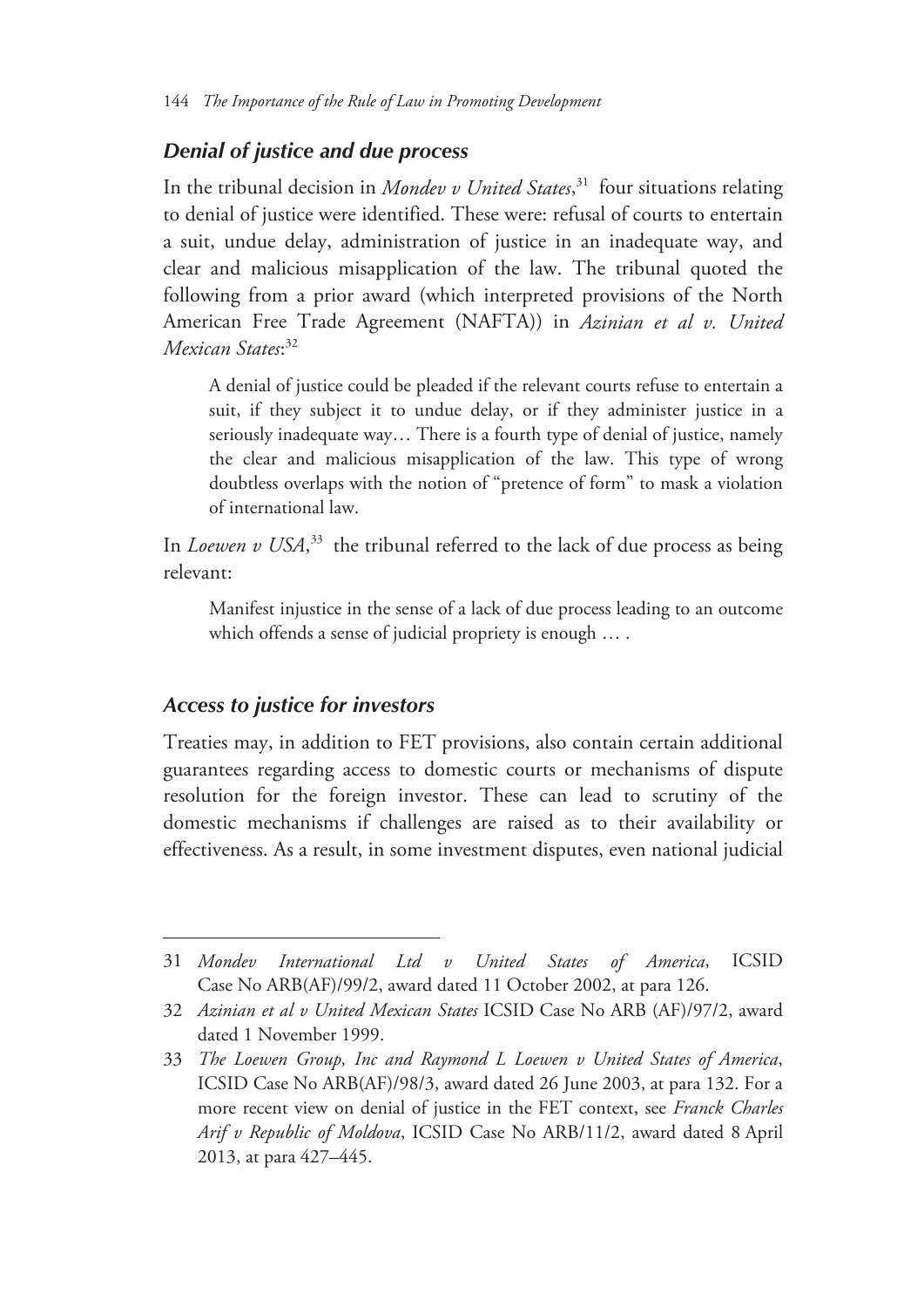### *Denial of justice and due process*

In the tribunal decision in *Mondev v United States*,[31] four situations relating to denial of justice were identified. These were: refusal of courts to entertain a suit, undue delay, administration of justice in an inadequate way, and clear and malicious misapplication of the law. The tribunal quoted the following from a prior award (which interpreted provisions of the North American Free Trade Agreement (NAFTA)) in *Azinian et al v. United Mexican States*:[32]

> A denial of justice could be pleaded if the relevant courts refuse to entertain a suit, if they subject it to undue delay, or if they administer justice in a seriously inadequate way… There is a fourth type of denial of justice, namely the clear and malicious misapplication of the law. This type of wrong doubtless overlaps with the notion of "pretence of form" to mask a violation of international law.

In *Loewen v USA*,[33] the tribunal referred to the lack of due process as being relevant:

> Manifest injustice in the sense of a lack of due process leading to an outcome which offends a sense of judicial propriety is enough … .

### *Access to justice for investors*

Treaties may, in addition to FET provisions, also contain certain additional guarantees regarding access to domestic courts or mechanisms of dispute resolution for the foreign investor. These can lead to scrutiny of the domestic mechanisms if challenges are raised as to their availability or effectiveness. As a result, in some investment disputes, even national judicial

---

31 *Mondev International Ltd v United States of America*, ICSID Case No ARB(AF)/99/2, award dated 11 October 2002, at para 126.

32 *Azinian et al v United Mexican States* ICSID Case No ARB (AF)/97/2, award dated 1 November 1999.

33 *The Loewen Group, Inc and Raymond L Loewen v United States of America*, ICSID Case No ARB(AF)/98/3, award dated 26 June 2003, at para 132. For a more recent view on denial of justice in the FET context, see *Franck Charles Arif v Republic of Moldova*, ICSID Case No ARB/11/2, award dated 8 April 2013, at para 427–445.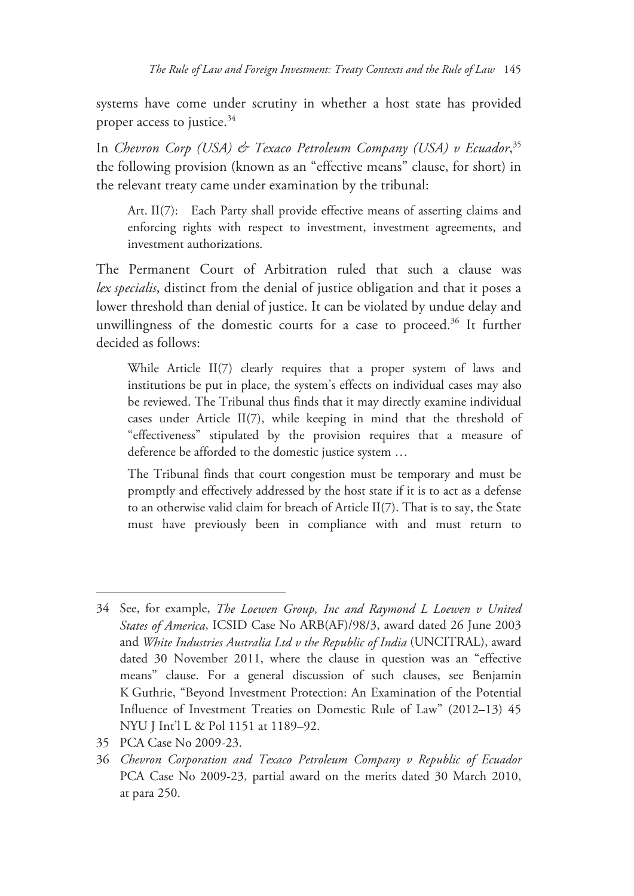systems have come under scrutiny in whether a host state has provided proper access to justice.[34]

In *Chevron Corp (USA) & Texaco Petroleum Company (USA) v Ecuador*,[35] the following provision (known as an "effective means" clause, for short) in the relevant treaty came under examination by the tribunal:

> Art. II(7): Each Party shall provide effective means of asserting claims and enforcing rights with respect to investment, investment agreements, and investment authorizations.

The Permanent Court of Arbitration ruled that such a clause was *lex specialis*, distinct from the denial of justice obligation and that it poses a lower threshold than denial of justice. It can be violated by undue delay and unwillingness of the domestic courts for a case to proceed.[36] It further decided as follows:

> While Article II(7) clearly requires that a proper system of laws and institutions be put in place, the system's effects on individual cases may also be reviewed. The Tribunal thus finds that it may directly examine individual cases under Article II(7), while keeping in mind that the threshold of "effectiveness" stipulated by the provision requires that a measure of deference be afforded to the domestic justice system …
>
> The Tribunal finds that court congestion must be temporary and must be promptly and effectively addressed by the host state if it is to act as a defense to an otherwise valid claim for breach of Article II(7). That is to say, the State must have previously been in compliance with and must return to

---

34 See, for example, *The Loewen Group, Inc and Raymond L Loewen v United States of America*, ICSID Case No ARB(AF)/98/3, award dated 26 June 2003 and *White Industries Australia Ltd v the Republic of India* (UNCITRAL), award dated 30 November 2011, where the clause in question was an "effective means" clause. For a general discussion of such clauses, see Benjamin K Guthrie, "Beyond Investment Protection: An Examination of the Potential Influence of Investment Treaties on Domestic Rule of Law" (2012–13) 45 NYU J Int'l L & Pol 1151 at 1189–92.

35 PCA Case No 2009-23.

36 *Chevron Corporation and Texaco Petroleum Company v Republic of Ecuador* PCA Case No 2009-23, partial award on the merits dated 30 March 2010, at para 250.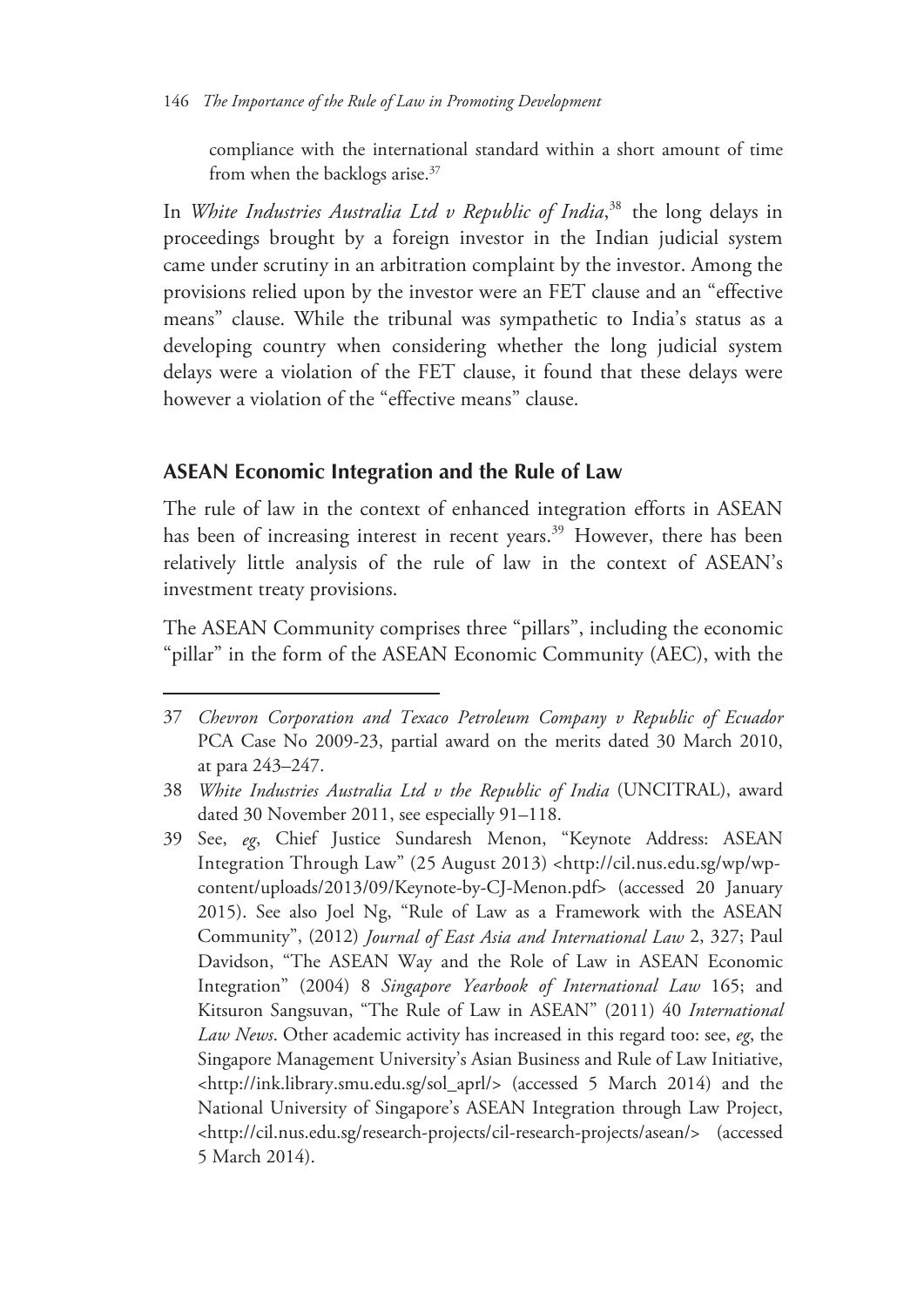compliance with the international standard within a short amount of time from when the backlogs arise.[37]

In *White Industries Australia Ltd v Republic of India*,[38] the long delays in proceedings brought by a foreign investor in the Indian judicial system came under scrutiny in an arbitration complaint by the investor. Among the provisions relied upon by the investor were an FET clause and an "effective means" clause. While the tribunal was sympathetic to India's status as a developing country when considering whether the long judicial system delays were a violation of the FET clause, it found that these delays were however a violation of the "effective means" clause.

## ASEAN Economic Integration and the Rule of Law

The rule of law in the context of enhanced integration efforts in ASEAN has been of increasing interest in recent years.[39] However, there has been relatively little analysis of the rule of law in the context of ASEAN's investment treaty provisions.

The ASEAN Community comprises three "pillars", including the economic "pillar" in the form of the ASEAN Economic Community (AEC), with the

---

37 *Chevron Corporation and Texaco Petroleum Company v Republic of Ecuador* PCA Case No 2009-23, partial award on the merits dated 30 March 2010, at para 243–247.

38 *White Industries Australia Ltd v the Republic of India* (UNCITRAL), award dated 30 November 2011, see especially 91–118.

39 See, *eg*, Chief Justice Sundaresh Menon, "Keynote Address: ASEAN Integration Through Law" (25 August 2013) <http://cil.nus.edu.sg/wp/wp-content/uploads/2013/09/Keynote-by-CJ-Menon.pdf> (accessed 20 January 2015). See also Joel Ng, "Rule of Law as a Framework with the ASEAN Community", (2012) *Journal of East Asia and International Law* 2, 327; Paul Davidson, "The ASEAN Way and the Role of Law in ASEAN Economic Integration" (2004) 8 *Singapore Yearbook of International Law* 165; and Kitsuron Sangsuvan, "The Rule of Law in ASEAN" (2011) 40 *International Law News*. Other academic activity has increased in this regard too: see, *eg*, the Singapore Management University's Asian Business and Rule of Law Initiative, <http://ink.library.smu.edu.sg/sol_aprl/> (accessed 5 March 2014) and the National University of Singapore's ASEAN Integration through Law Project, <http://cil.nus.edu.sg/research-projects/cil-research-projects/asean/> (accessed 5 March 2014).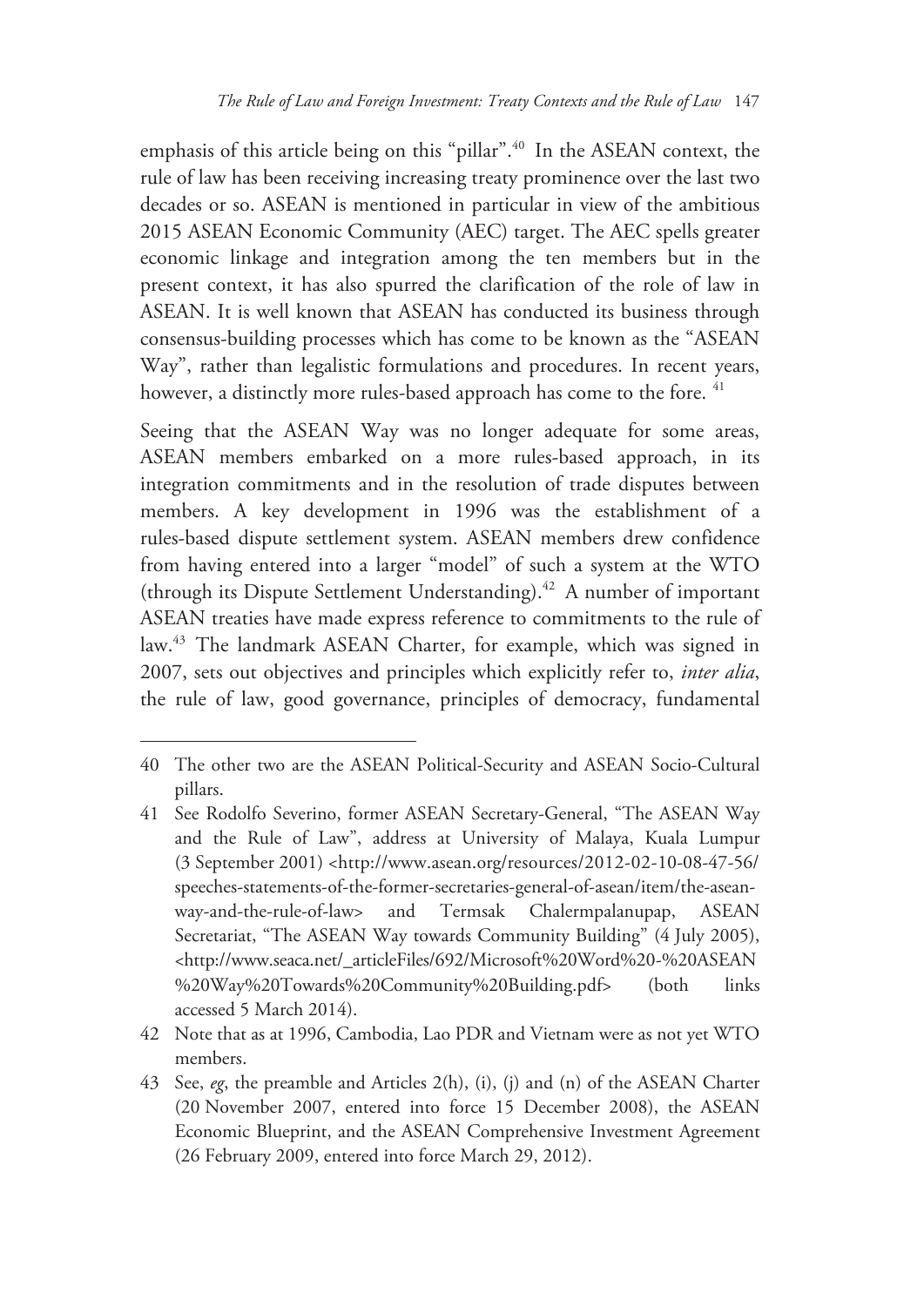emphasis of this article being on this "pillar".[40] In the ASEAN context, the rule of law has been receiving increasing treaty prominence over the last two decades or so. ASEAN is mentioned in particular in view of the ambitious 2015 ASEAN Economic Community (AEC) target. The AEC spells greater economic linkage and integration among the ten members but in the present context, it has also spurred the clarification of the role of law in ASEAN. It is well known that ASEAN has conducted its business through consensus-building processes which has come to be known as the "ASEAN Way", rather than legalistic formulations and procedures. In recent years, however, a distinctly more rules-based approach has come to the fore. [41]

Seeing that the ASEAN Way was no longer adequate for some areas, ASEAN members embarked on a more rules-based approach, in its integration commitments and in the resolution of trade disputes between members. A key development in 1996 was the establishment of a rules-based dispute settlement system. ASEAN members drew confidence from having entered into a larger "model" of such a system at the WTO (through its Dispute Settlement Understanding).[42] A number of important ASEAN treaties have made express reference to commitments to the rule of law.[43] The landmark ASEAN Charter, for example, which was signed in 2007, sets out objectives and principles which explicitly refer to, *inter alia*, the rule of law, good governance, principles of democracy, fundamental

---

40 The other two are the ASEAN Political-Security and ASEAN Socio-Cultural pillars.

41 See Rodolfo Severino, former ASEAN Secretary-General, "The ASEAN Way and the Rule of Law", address at University of Malaya, Kuala Lumpur (3 September 2001) <http://www.asean.org/resources/2012-02-10-08-47-56/speeches-statements-of-the-former-secretaries-general-of-asean/item/the-asean-way-and-the-rule-of-law> and Termsak Chalermpalanupap, ASEAN Secretariat, "The ASEAN Way towards Community Building" (4 July 2005), <http://www.seaca.net/_articleFiles/692/Microsoft%20Word%20-%20ASEAN%20Way%20Towards%20Community%20Building.pdf> (both links accessed 5 March 2014).

42 Note that as at 1996, Cambodia, Lao PDR and Vietnam were as not yet WTO members.

43 See, *eg*, the preamble and Articles 2(h), (i), (j) and (n) of the ASEAN Charter (20 November 2007, entered into force 15 December 2008), the ASEAN Economic Blueprint, and the ASEAN Comprehensive Investment Agreement (26 February 2009, entered into force March 29, 2012).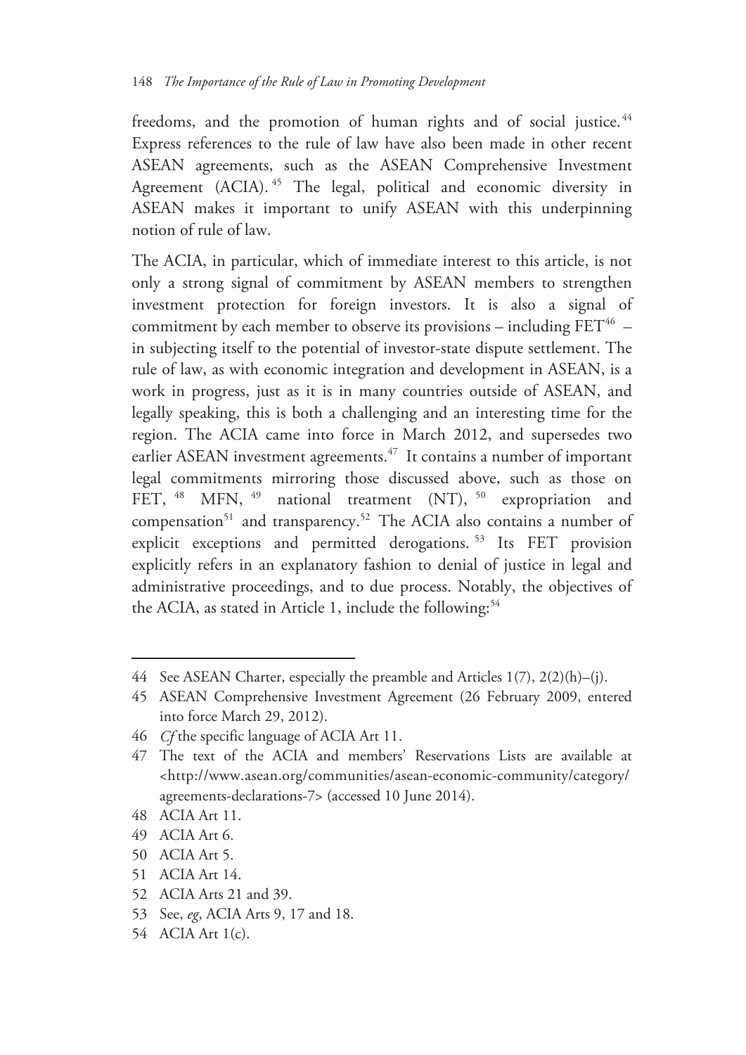freedoms, and the promotion of human rights and of social justice.[44] Express references to the rule of law have also been made in other recent ASEAN agreements, such as the ASEAN Comprehensive Investment Agreement (ACIA).[45] The legal, political and economic diversity in ASEAN makes it important to unify ASEAN with this underpinning notion of rule of law.

The ACIA, in particular, which of immediate interest to this article, is not only a strong signal of commitment by ASEAN members to strengthen investment protection for foreign investors. It is also a signal of commitment by each member to observe its provisions – including FET[46] – in subjecting itself to the potential of investor-state dispute settlement. The rule of law, as with economic integration and development in ASEAN, is a work in progress, just as it is in many countries outside of ASEAN, and legally speaking, this is both a challenging and an interesting time for the region. The ACIA came into force in March 2012, and supersedes two earlier ASEAN investment agreements.[47] It contains a number of important legal commitments mirroring those discussed above, such as those on FET,[48] MFN,[49] national treatment (NT),[50] expropriation and compensation[51] and transparency.[52] The ACIA also contains a number of explicit exceptions and permitted derogations.[53] Its FET provision explicitly refers in an explanatory fashion to denial of justice in legal and administrative proceedings, and to due process. Notably, the objectives of the ACIA, as stated in Article 1, include the following:[54]

---

44 See ASEAN Charter, especially the preamble and Articles 1(7), 2(2)(h)–(j).

45 ASEAN Comprehensive Investment Agreement (26 February 2009, entered into force March 29, 2012).

46 *Cf* the specific language of ACIA Art 11.

47 The text of the ACIA and members' Reservations Lists are available at <http://www.asean.org/communities/asean-economic-community/category/agreements-declarations-7> (accessed 10 June 2014).

48 ACIA Art 11.

49 ACIA Art 6.

50 ACIA Art 5.

51 ACIA Art 14.

52 ACIA Arts 21 and 39.

53 See, *eg*, ACIA Arts 9, 17 and 18.

54 ACIA Art 1(c).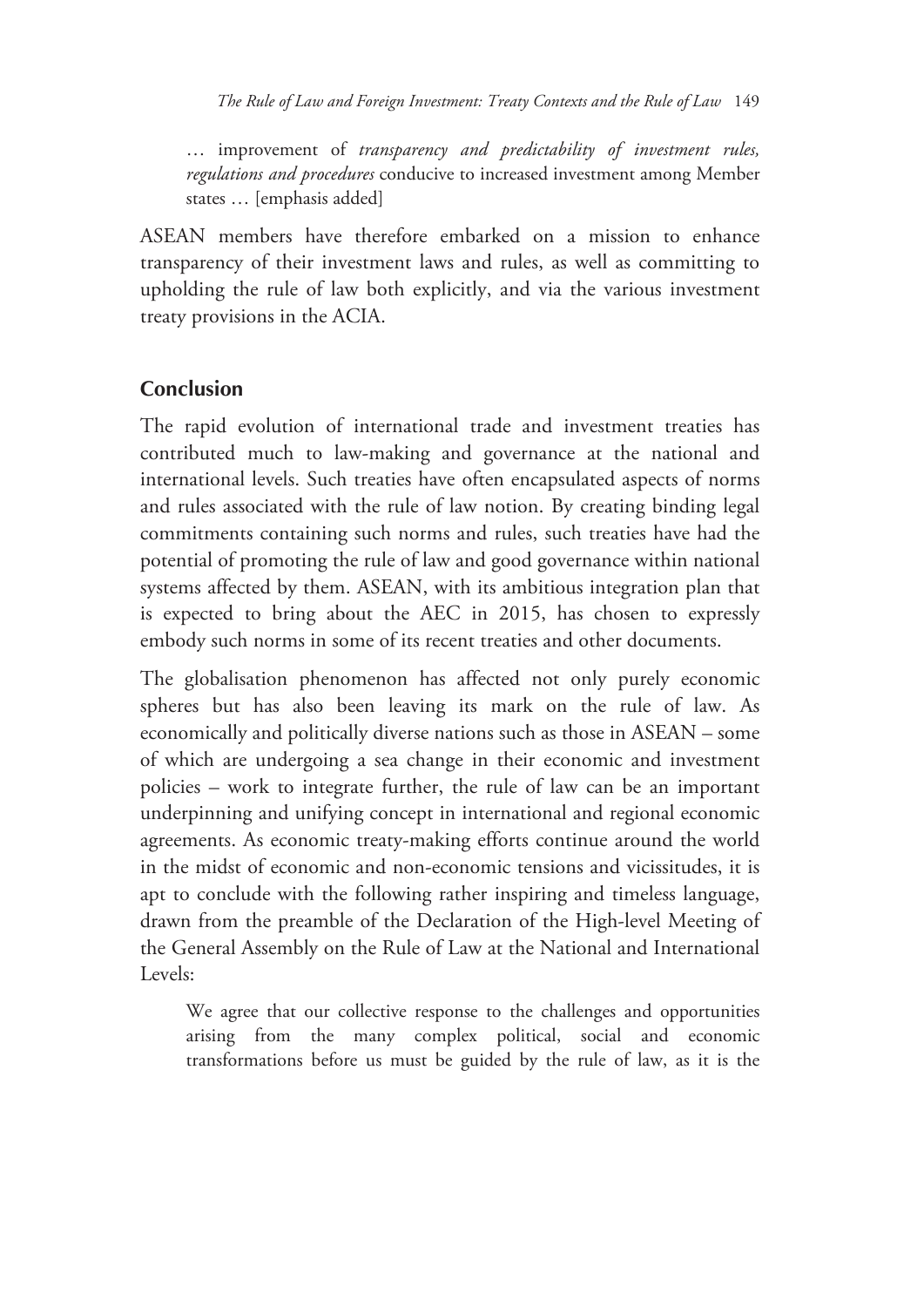> … improvement of *transparency and predictability of investment rules, regulations and procedures* conducive to increased investment among Member states … [emphasis added]

ASEAN members have therefore embarked on a mission to enhance transparency of their investment laws and rules, as well as committing to upholding the rule of law both explicitly, and via the various investment treaty provisions in the ACIA.

## Conclusion

The rapid evolution of international trade and investment treaties has contributed much to law-making and governance at the national and international levels. Such treaties have often encapsulated aspects of norms and rules associated with the rule of law notion. By creating binding legal commitments containing such norms and rules, such treaties have had the potential of promoting the rule of law and good governance within national systems affected by them. ASEAN, with its ambitious integration plan that is expected to bring about the AEC in 2015, has chosen to expressly embody such norms in some of its recent treaties and other documents.

The globalisation phenomenon has affected not only purely economic spheres but has also been leaving its mark on the rule of law. As economically and politically diverse nations such as those in ASEAN – some of which are undergoing a sea change in their economic and investment policies – work to integrate further, the rule of law can be an important underpinning and unifying concept in international and regional economic agreements. As economic treaty-making efforts continue around the world in the midst of economic and non-economic tensions and vicissitudes, it is apt to conclude with the following rather inspiring and timeless language, drawn from the preamble of the Declaration of the High-level Meeting of the General Assembly on the Rule of Law at the National and International Levels:

> We agree that our collective response to the challenges and opportunities arising from the many complex political, social and economic transformations before us must be guided by the rule of law, as it is the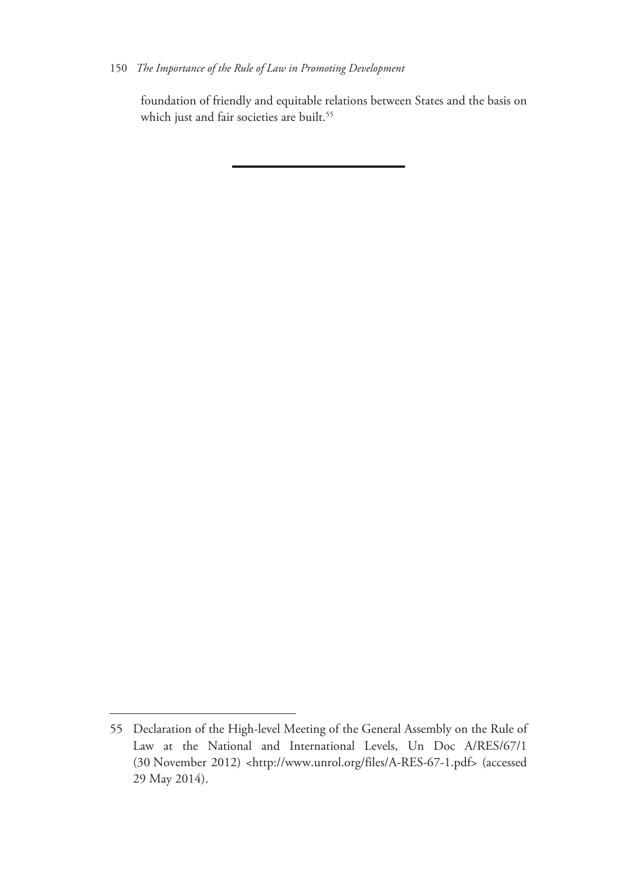foundation of friendly and equitable relations between States and the basis on which just and fair societies are built.[55]

---

55 Declaration of the High-level Meeting of the General Assembly on the Rule of Law at the National and International Levels, Un Doc A/RES/67/1 (30 November 2012) <http://www.unrol.org/files/A-RES-67-1.pdf> (accessed 29 May 2014).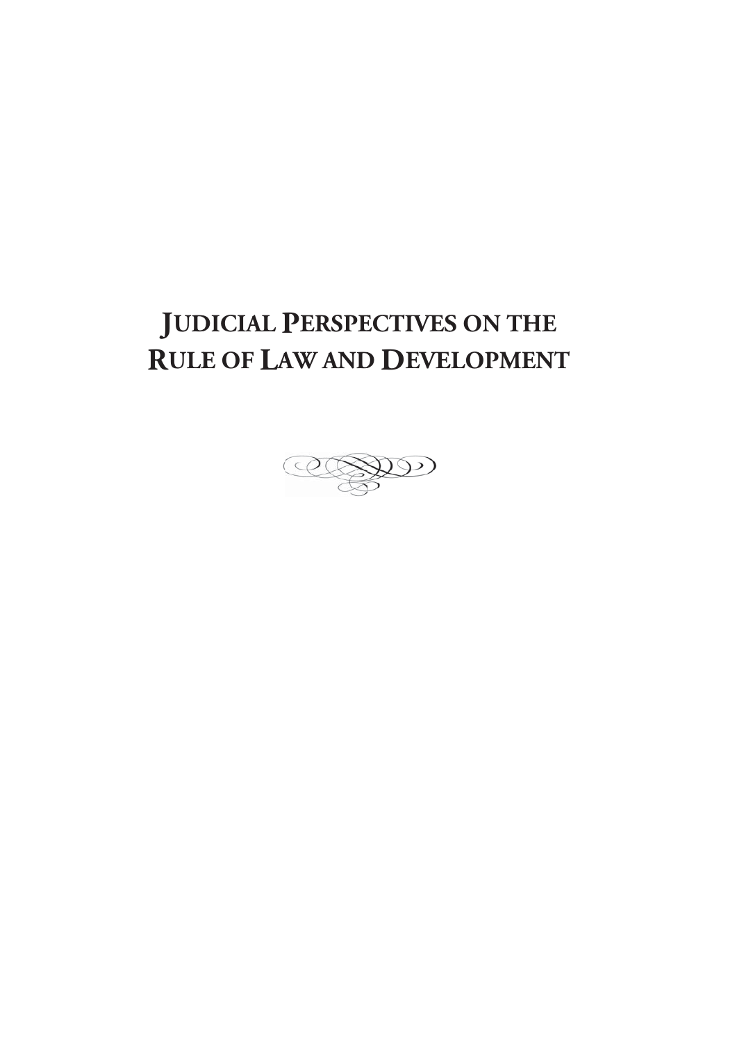# Judicial Perspectives on the Rule of Law and Development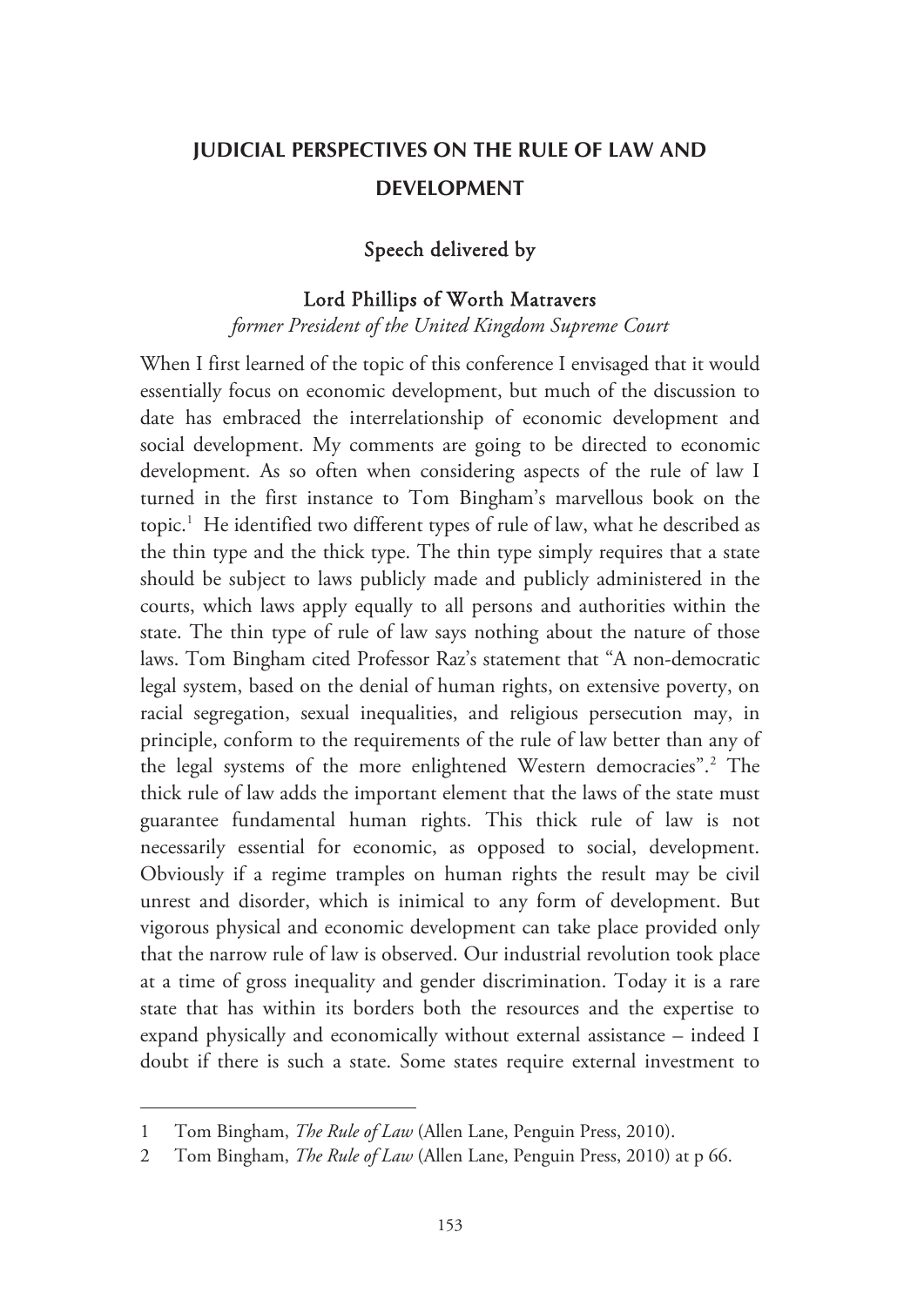# JUDICIAL PERSPECTIVES ON THE RULE OF LAW AND DEVELOPMENT

## Speech delivered by

## Lord Phillips of Worth Matravers

*former President of the United Kingdom Supreme Court*

When I first learned of the topic of this conference I envisaged that it would essentially focus on economic development, but much of the discussion to date has embraced the interrelationship of economic development and social development. My comments are going to be directed to economic development. As so often when considering aspects of the rule of law I turned in the first instance to Tom Bingham's marvellous book on the topic.[1] He identified two different types of rule of law, what he described as the thin type and the thick type. The thin type simply requires that a state should be subject to laws publicly made and publicly administered in the courts, which laws apply equally to all persons and authorities within the state. The thin type of rule of law says nothing about the nature of those laws. Tom Bingham cited Professor Raz's statement that "A non-democratic legal system, based on the denial of human rights, on extensive poverty, on racial segregation, sexual inequalities, and religious persecution may, in principle, conform to the requirements of the rule of law better than any of the legal systems of the more enlightened Western democracies".[2] The thick rule of law adds the important element that the laws of the state must guarantee fundamental human rights. This thick rule of law is not necessarily essential for economic, as opposed to social, development. Obviously if a regime tramples on human rights the result may be civil unrest and disorder, which is inimical to any form of development. But vigorous physical and economic development can take place provided only that the narrow rule of law is observed. Our industrial revolution took place at a time of gross inequality and gender discrimination. Today it is a rare state that has within its borders both the resources and the expertise to expand physically and economically without external assistance – indeed I doubt if there is such a state. Some states require external investment to

---

1 Tom Bingham, *The Rule of Law* (Allen Lane, Penguin Press, 2010).

2 Tom Bingham, *The Rule of Law* (Allen Lane, Penguin Press, 2010) at p 66.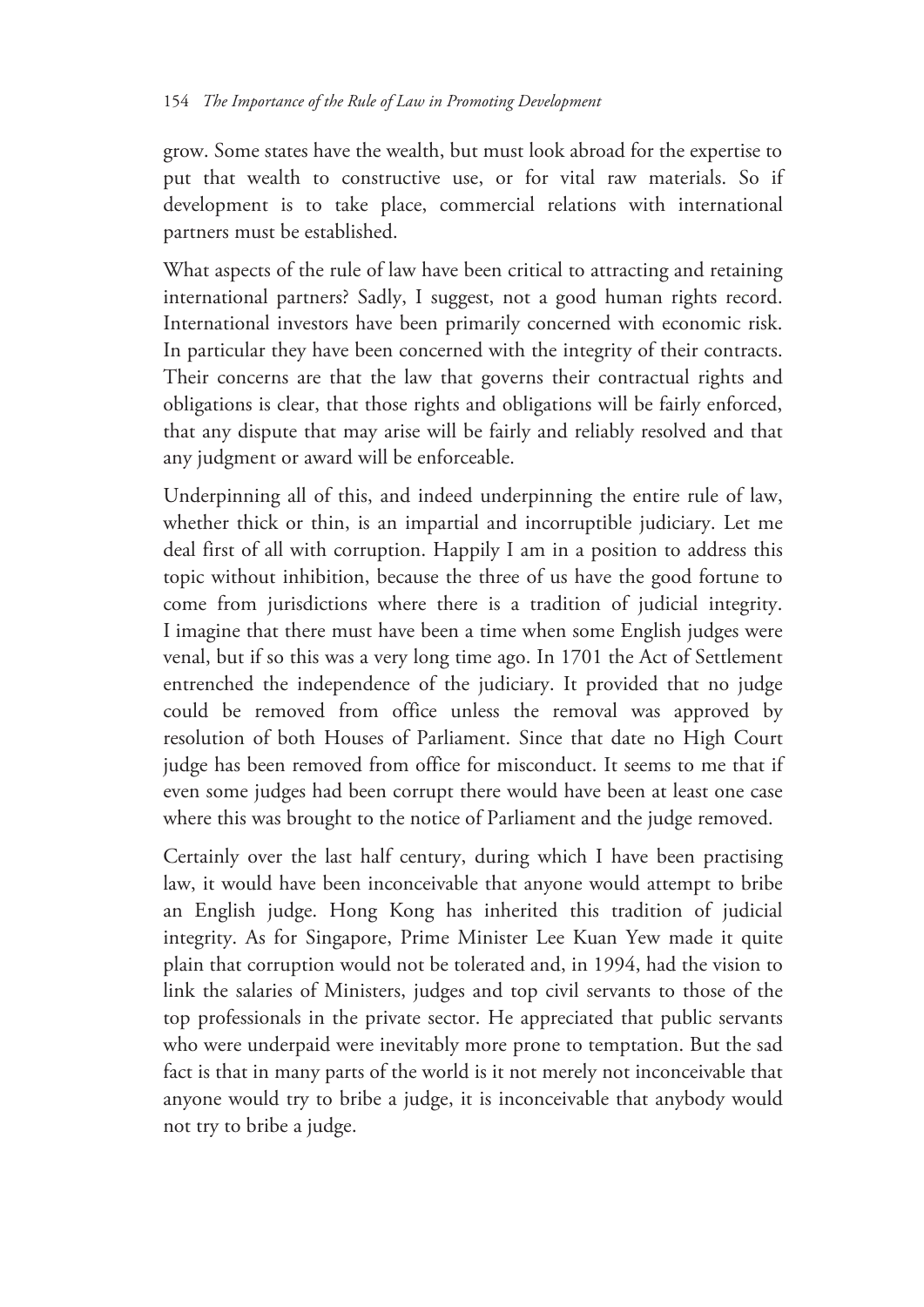grow. Some states have the wealth, but must look abroad for the expertise to put that wealth to constructive use, or for vital raw materials. So if development is to take place, commercial relations with international partners must be established.

What aspects of the rule of law have been critical to attracting and retaining international partners? Sadly, I suggest, not a good human rights record. International investors have been primarily concerned with economic risk. In particular they have been concerned with the integrity of their contracts. Their concerns are that the law that governs their contractual rights and obligations is clear, that those rights and obligations will be fairly enforced, that any dispute that may arise will be fairly and reliably resolved and that any judgment or award will be enforceable.

Underpinning all of this, and indeed underpinning the entire rule of law, whether thick or thin, is an impartial and incorruptible judiciary. Let me deal first of all with corruption. Happily I am in a position to address this topic without inhibition, because the three of us have the good fortune to come from jurisdictions where there is a tradition of judicial integrity. I imagine that there must have been a time when some English judges were venal, but if so this was a very long time ago. In 1701 the Act of Settlement entrenched the independence of the judiciary. It provided that no judge could be removed from office unless the removal was approved by resolution of both Houses of Parliament. Since that date no High Court judge has been removed from office for misconduct. It seems to me that if even some judges had been corrupt there would have been at least one case where this was brought to the notice of Parliament and the judge removed.

Certainly over the last half century, during which I have been practising law, it would have been inconceivable that anyone would attempt to bribe an English judge. Hong Kong has inherited this tradition of judicial integrity. As for Singapore, Prime Minister Lee Kuan Yew made it quite plain that corruption would not be tolerated and, in 1994, had the vision to link the salaries of Ministers, judges and top civil servants to those of the top professionals in the private sector. He appreciated that public servants who were underpaid were inevitably more prone to temptation. But the sad fact is that in many parts of the world is it not merely not inconceivable that anyone would try to bribe a judge, it is inconceivable that anybody would not try to bribe a judge.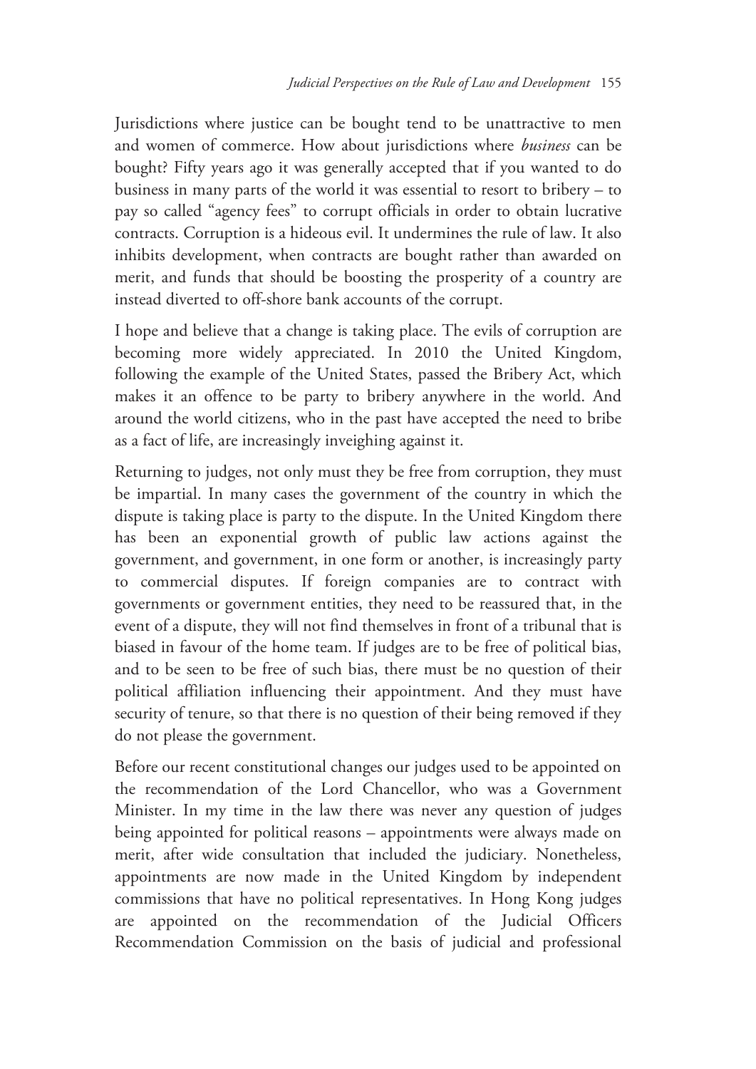Jurisdictions where justice can be bought tend to be unattractive to men and women of commerce. How about jurisdictions where *business* can be bought? Fifty years ago it was generally accepted that if you wanted to do business in many parts of the world it was essential to resort to bribery – to pay so called "agency fees" to corrupt officials in order to obtain lucrative contracts. Corruption is a hideous evil. It undermines the rule of law. It also inhibits development, when contracts are bought rather than awarded on merit, and funds that should be boosting the prosperity of a country are instead diverted to off-shore bank accounts of the corrupt.

I hope and believe that a change is taking place. The evils of corruption are becoming more widely appreciated. In 2010 the United Kingdom, following the example of the United States, passed the Bribery Act, which makes it an offence to be party to bribery anywhere in the world. And around the world citizens, who in the past have accepted the need to bribe as a fact of life, are increasingly inveighing against it.

Returning to judges, not only must they be free from corruption, they must be impartial. In many cases the government of the country in which the dispute is taking place is party to the dispute. In the United Kingdom there has been an exponential growth of public law actions against the government, and government, in one form or another, is increasingly party to commercial disputes. If foreign companies are to contract with governments or government entities, they need to be reassured that, in the event of a dispute, they will not find themselves in front of a tribunal that is biased in favour of the home team. If judges are to be free of political bias, and to be seen to be free of such bias, there must be no question of their political affiliation influencing their appointment. And they must have security of tenure, so that there is no question of their being removed if they do not please the government.

Before our recent constitutional changes our judges used to be appointed on the recommendation of the Lord Chancellor, who was a Government Minister. In my time in the law there was never any question of judges being appointed for political reasons – appointments were always made on merit, after wide consultation that included the judiciary. Nonetheless, appointments are now made in the United Kingdom by independent commissions that have no political representatives. In Hong Kong judges are appointed on the recommendation of the Judicial Officers Recommendation Commission on the basis of judicial and professional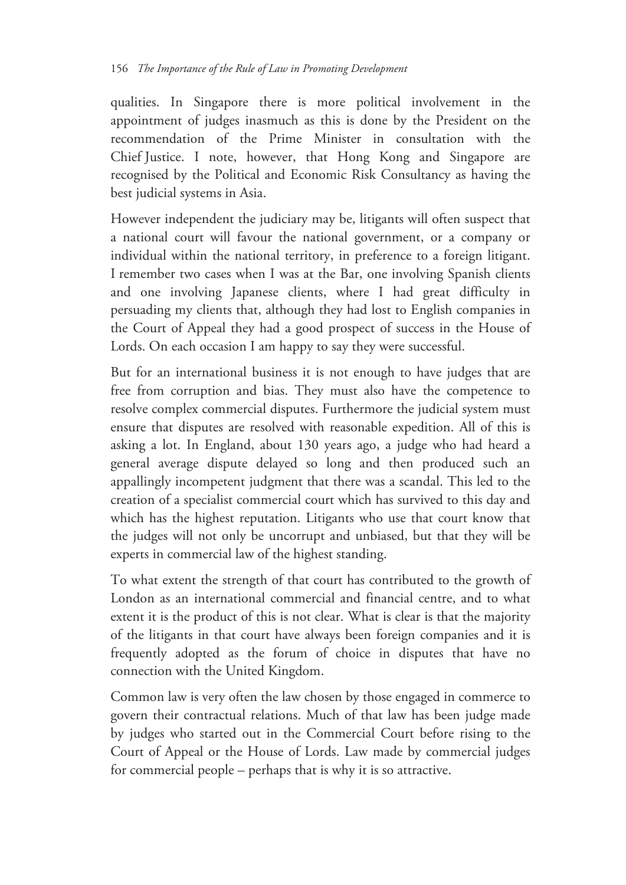qualities. In Singapore there is more political involvement in the appointment of judges inasmuch as this is done by the President on the recommendation of the Prime Minister in consultation with the Chief Justice. I note, however, that Hong Kong and Singapore are recognised by the Political and Economic Risk Consultancy as having the best judicial systems in Asia.

However independent the judiciary may be, litigants will often suspect that a national court will favour the national government, or a company or individual within the national territory, in preference to a foreign litigant. I remember two cases when I was at the Bar, one involving Spanish clients and one involving Japanese clients, where I had great difficulty in persuading my clients that, although they had lost to English companies in the Court of Appeal they had a good prospect of success in the House of Lords. On each occasion I am happy to say they were successful.

But for an international business it is not enough to have judges that are free from corruption and bias. They must also have the competence to resolve complex commercial disputes. Furthermore the judicial system must ensure that disputes are resolved with reasonable expedition. All of this is asking a lot. In England, about 130 years ago, a judge who had heard a general average dispute delayed so long and then produced such an appallingly incompetent judgment that there was a scandal. This led to the creation of a specialist commercial court which has survived to this day and which has the highest reputation. Litigants who use that court know that the judges will not only be uncorrupt and unbiased, but that they will be experts in commercial law of the highest standing.

To what extent the strength of that court has contributed to the growth of London as an international commercial and financial centre, and to what extent it is the product of this is not clear. What is clear is that the majority of the litigants in that court have always been foreign companies and it is frequently adopted as the forum of choice in disputes that have no connection with the United Kingdom.

Common law is very often the law chosen by those engaged in commerce to govern their contractual relations. Much of that law has been judge made by judges who started out in the Commercial Court before rising to the Court of Appeal or the House of Lords. Law made by commercial judges for commercial people – perhaps that is why it is so attractive.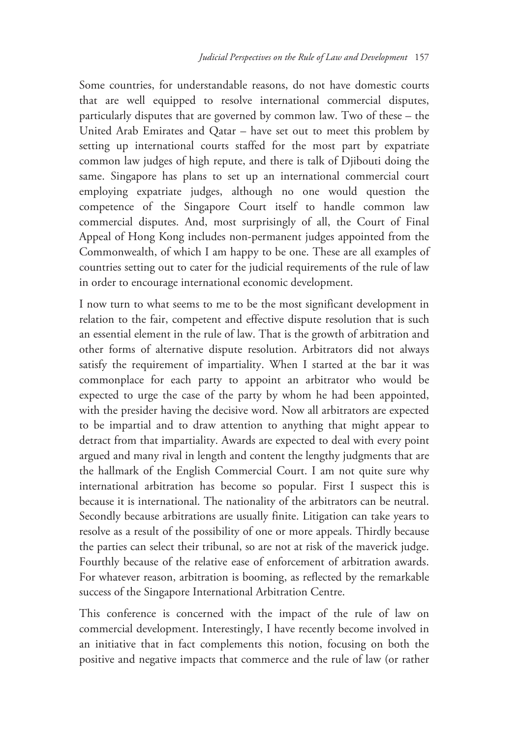Some countries, for understandable reasons, do not have domestic courts that are well equipped to resolve international commercial disputes, particularly disputes that are governed by common law. Two of these – the United Arab Emirates and Qatar – have set out to meet this problem by setting up international courts staffed for the most part by expatriate common law judges of high repute, and there is talk of Djibouti doing the same. Singapore has plans to set up an international commercial court employing expatriate judges, although no one would question the competence of the Singapore Court itself to handle common law commercial disputes. And, most surprisingly of all, the Court of Final Appeal of Hong Kong includes non-permanent judges appointed from the Commonwealth, of which I am happy to be one. These are all examples of countries setting out to cater for the judicial requirements of the rule of law in order to encourage international economic development.

I now turn to what seems to me to be the most significant development in relation to the fair, competent and effective dispute resolution that is such an essential element in the rule of law. That is the growth of arbitration and other forms of alternative dispute resolution. Arbitrators did not always satisfy the requirement of impartiality. When I started at the bar it was commonplace for each party to appoint an arbitrator who would be expected to urge the case of the party by whom he had been appointed, with the presider having the decisive word. Now all arbitrators are expected to be impartial and to draw attention to anything that might appear to detract from that impartiality. Awards are expected to deal with every point argued and many rival in length and content the lengthy judgments that are the hallmark of the English Commercial Court. I am not quite sure why international arbitration has become so popular. First I suspect this is because it is international. The nationality of the arbitrators can be neutral. Secondly because arbitrations are usually finite. Litigation can take years to resolve as a result of the possibility of one or more appeals. Thirdly because the parties can select their tribunal, so are not at risk of the maverick judge. Fourthly because of the relative ease of enforcement of arbitration awards. For whatever reason, arbitration is booming, as reflected by the remarkable success of the Singapore International Arbitration Centre.

This conference is concerned with the impact of the rule of law on commercial development. Interestingly, I have recently become involved in an initiative that in fact complements this notion, focusing on both the positive and negative impacts that commerce and the rule of law (or rather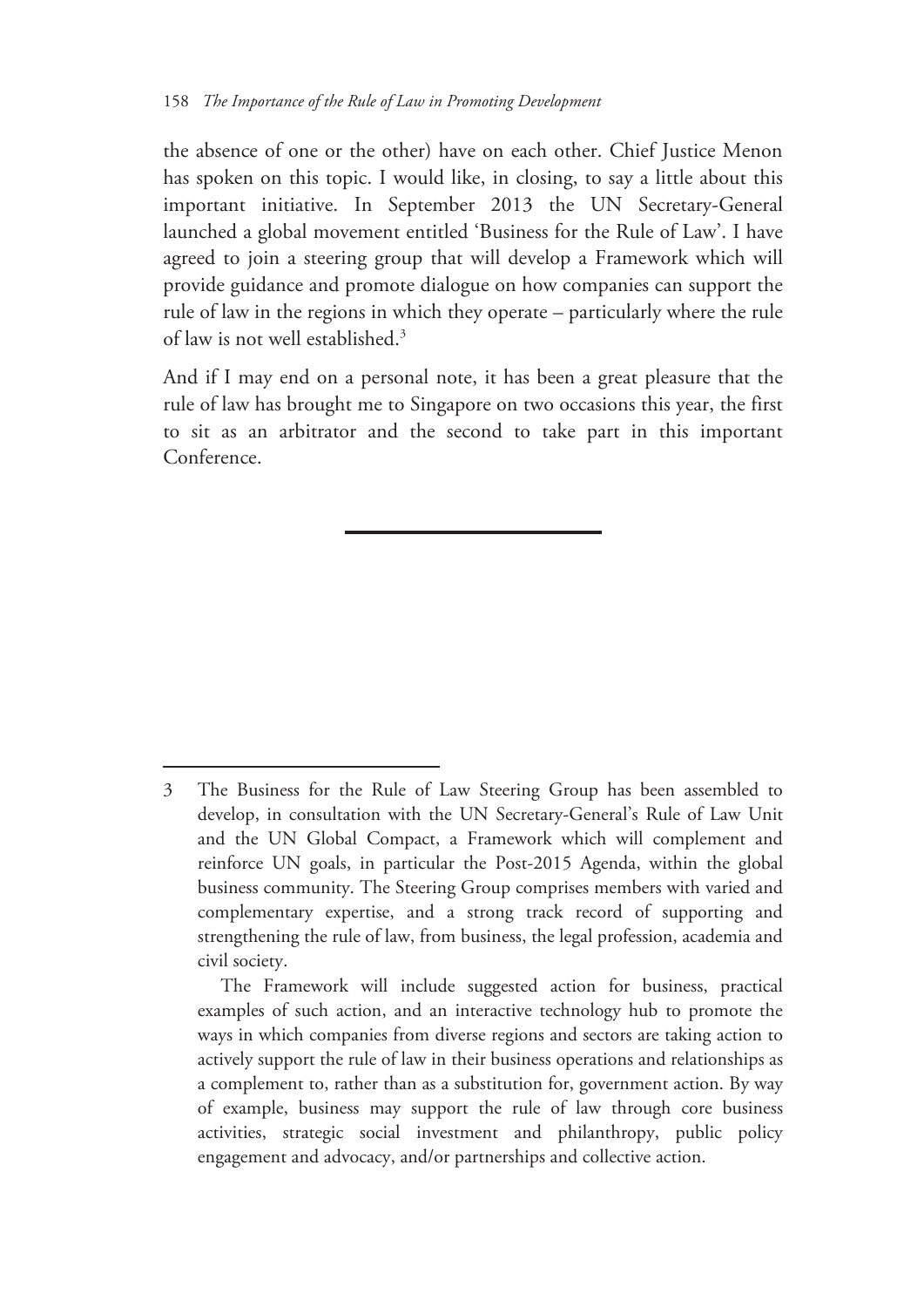the absence of one or the other) have on each other. Chief Justice Menon has spoken on this topic. I would like, in closing, to say a little about this important initiative. In September 2013 the UN Secretary-General launched a global movement entitled 'Business for the Rule of Law'. I have agreed to join a steering group that will develop a Framework which will provide guidance and promote dialogue on how companies can support the rule of law in the regions in which they operate – particularly where the rule of law is not well established.[3]

And if I may end on a personal note, it has been a great pleasure that the rule of law has brought me to Singapore on two occasions this year, the first to sit as an arbitrator and the second to take part in this important Conference.

---

3 The Business for the Rule of Law Steering Group has been assembled to develop, in consultation with the UN Secretary-General's Rule of Law Unit and the UN Global Compact, a Framework which will complement and reinforce UN goals, in particular the Post-2015 Agenda, within the global business community. The Steering Group comprises members with varied and complementary expertise, and a strong track record of supporting and strengthening the rule of law, from business, the legal profession, academia and civil society.

The Framework will include suggested action for business, practical examples of such action, and an interactive technology hub to promote the ways in which companies from diverse regions and sectors are taking action to actively support the rule of law in their business operations and relationships as a complement to, rather than as a substitution for, government action. By way of example, business may support the rule of law through core business activities, strategic social investment and philanthropy, public policy engagement and advocacy, and/or partnerships and collective action.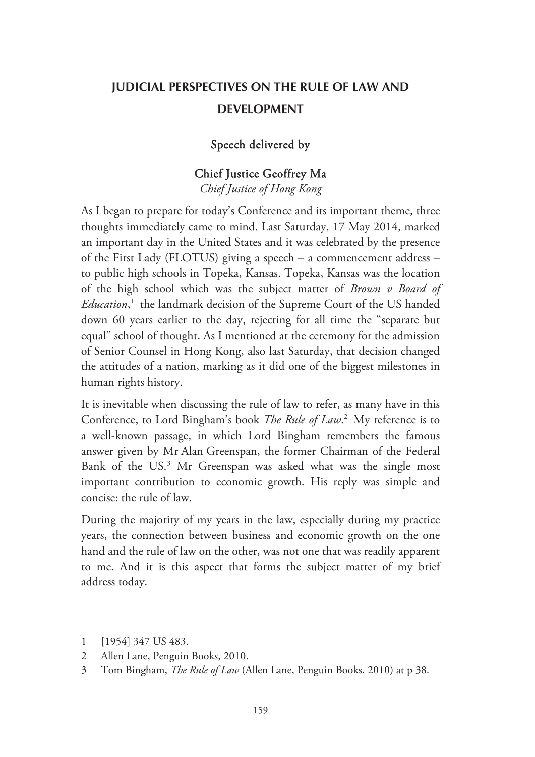# JUDICIAL PERSPECTIVES ON THE RULE OF LAW AND DEVELOPMENT

### Speech delivered by

### Chief Justice Geoffrey Ma

*Chief Justice of Hong Kong*

As I began to prepare for today's Conference and its important theme, three thoughts immediately came to mind. Last Saturday, 17 May 2014, marked an important day in the United States and it was celebrated by the presence of the First Lady (FLOTUS) giving a speech – a commencement address – to public high schools in Topeka, Kansas. Topeka, Kansas was the location of the high school which was the subject matter of *Brown v Board of Education*,[1] the landmark decision of the Supreme Court of the US handed down 60 years earlier to the day, rejecting for all time the "separate but equal" school of thought. As I mentioned at the ceremony for the admission of Senior Counsel in Hong Kong, also last Saturday, that decision changed the attitudes of a nation, marking as it did one of the biggest milestones in human rights history.

It is inevitable when discussing the rule of law to refer, as many have in this Conference, to Lord Bingham's book *The Rule of Law*.[2] My reference is to a well-known passage, in which Lord Bingham remembers the famous answer given by Mr Alan Greenspan, the former Chairman of the Federal Bank of the US.[3] Mr Greenspan was asked what was the single most important contribution to economic growth. His reply was simple and concise: the rule of law.

During the majority of my years in the law, especially during my practice years, the connection between business and economic growth on the one hand and the rule of law on the other, was not one that was readily apparent to me. And it is this aspect that forms the subject matter of my brief address today.

---

1 [1954] 347 US 483.

2 Allen Lane, Penguin Books, 2010.

3 Tom Bingham, *The Rule of Law* (Allen Lane, Penguin Books, 2010) at p 38.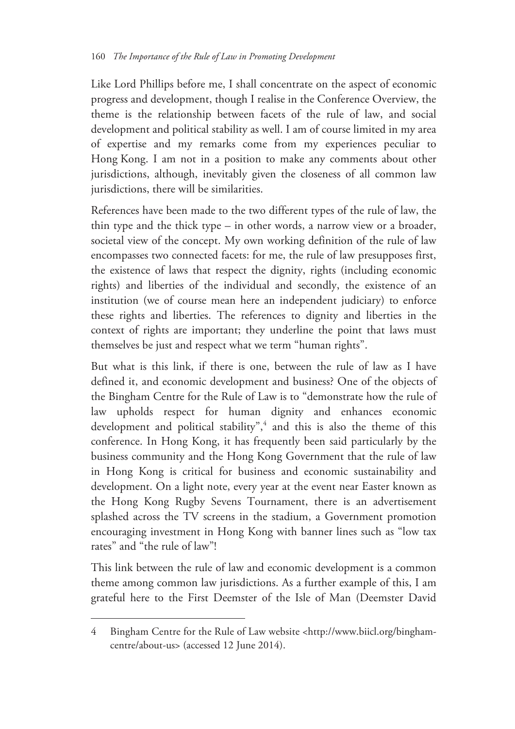Like Lord Phillips before me, I shall concentrate on the aspect of economic progress and development, though I realise in the Conference Overview, the theme is the relationship between facets of the rule of law, and social development and political stability as well. I am of course limited in my area of expertise and my remarks come from my experiences peculiar to Hong Kong. I am not in a position to make any comments about other jurisdictions, although, inevitably given the closeness of all common law jurisdictions, there will be similarities.

References have been made to the two different types of the rule of law, the thin type and the thick type – in other words, a narrow view or a broader, societal view of the concept. My own working definition of the rule of law encompasses two connected facets: for me, the rule of law presupposes first, the existence of laws that respect the dignity, rights (including economic rights) and liberties of the individual and secondly, the existence of an institution (we of course mean here an independent judiciary) to enforce these rights and liberties. The references to dignity and liberties in the context of rights are important; they underline the point that laws must themselves be just and respect what we term "human rights".

But what is this link, if there is one, between the rule of law as I have defined it, and economic development and business? One of the objects of the Bingham Centre for the Rule of Law is to "demonstrate how the rule of law upholds respect for human dignity and enhances economic development and political stability",[4] and this is also the theme of this conference. In Hong Kong, it has frequently been said particularly by the business community and the Hong Kong Government that the rule of law in Hong Kong is critical for business and economic sustainability and development. On a light note, every year at the event near Easter known as the Hong Kong Rugby Sevens Tournament, there is an advertisement splashed across the TV screens in the stadium, a Government promotion encouraging investment in Hong Kong with banner lines such as "low tax rates" and "the rule of law"!

This link between the rule of law and economic development is a common theme among common law jurisdictions. As a further example of this, I am grateful here to the First Deemster of the Isle of Man (Deemster David

---

4 Bingham Centre for the Rule of Law website <http://www.biicl.org/bingham-centre/about-us> (accessed 12 June 2014).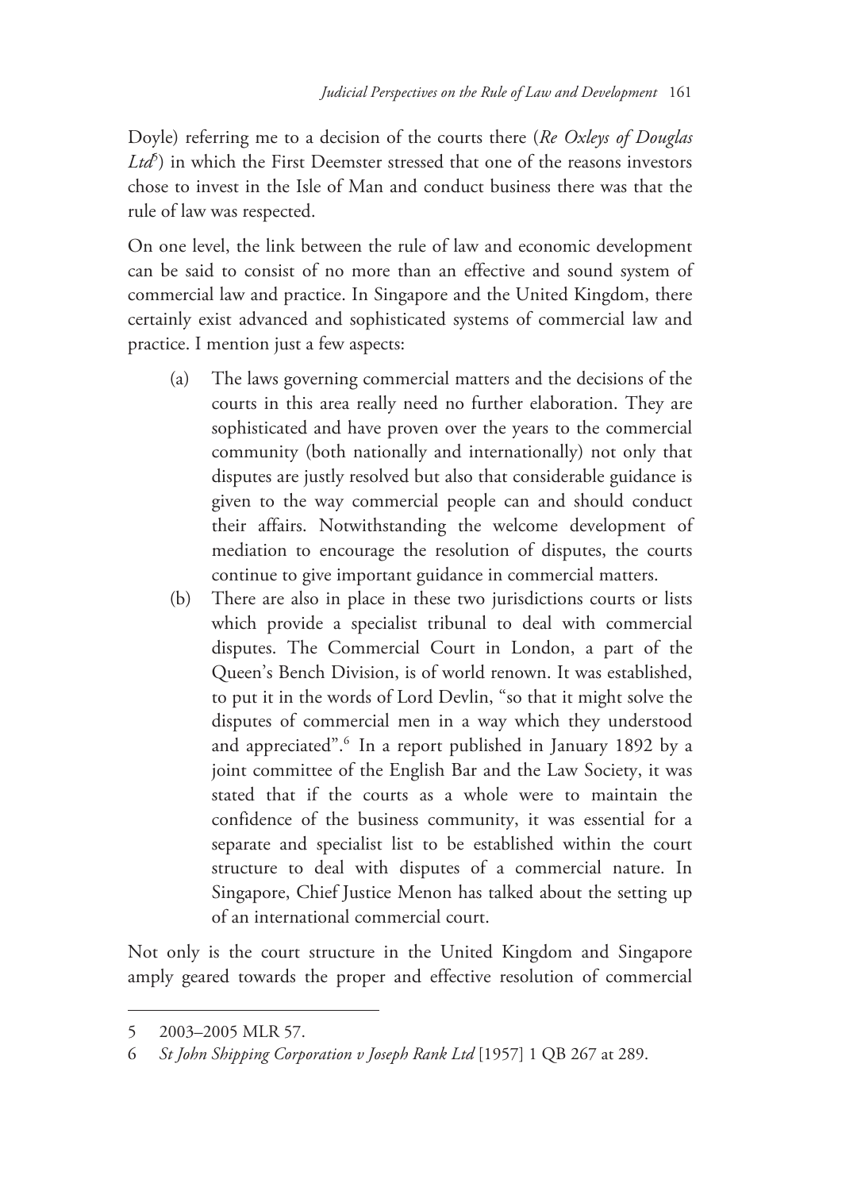Doyle) referring me to a decision of the courts there (*Re Oxleys of Douglas Ltd*[5]) in which the First Deemster stressed that one of the reasons investors chose to invest in the Isle of Man and conduct business there was that the rule of law was respected.

On one level, the link between the rule of law and economic development can be said to consist of no more than an effective and sound system of commercial law and practice. In Singapore and the United Kingdom, there certainly exist advanced and sophisticated systems of commercial law and practice. I mention just a few aspects:

(a) The laws governing commercial matters and the decisions of the courts in this area really need no further elaboration. They are sophisticated and have proven over the years to the commercial community (both nationally and internationally) not only that disputes are justly resolved but also that considerable guidance is given to the way commercial people can and should conduct their affairs. Notwithstanding the welcome development of mediation to encourage the resolution of disputes, the courts continue to give important guidance in commercial matters.

(b) There are also in place in these two jurisdictions courts or lists which provide a specialist tribunal to deal with commercial disputes. The Commercial Court in London, a part of the Queen's Bench Division, is of world renown. It was established, to put it in the words of Lord Devlin, "so that it might solve the disputes of commercial men in a way which they understood and appreciated".[6] In a report published in January 1892 by a joint committee of the English Bar and the Law Society, it was stated that if the courts as a whole were to maintain the confidence of the business community, it was essential for a separate and specialist list to be established within the court structure to deal with disputes of a commercial nature. In Singapore, Chief Justice Menon has talked about the setting up of an international commercial court.

Not only is the court structure in the United Kingdom and Singapore amply geared towards the proper and effective resolution of commercial

---

5 2003–2005 MLR 57.

6 *St John Shipping Corporation v Joseph Rank Ltd* [1957] 1 QB 267 at 289.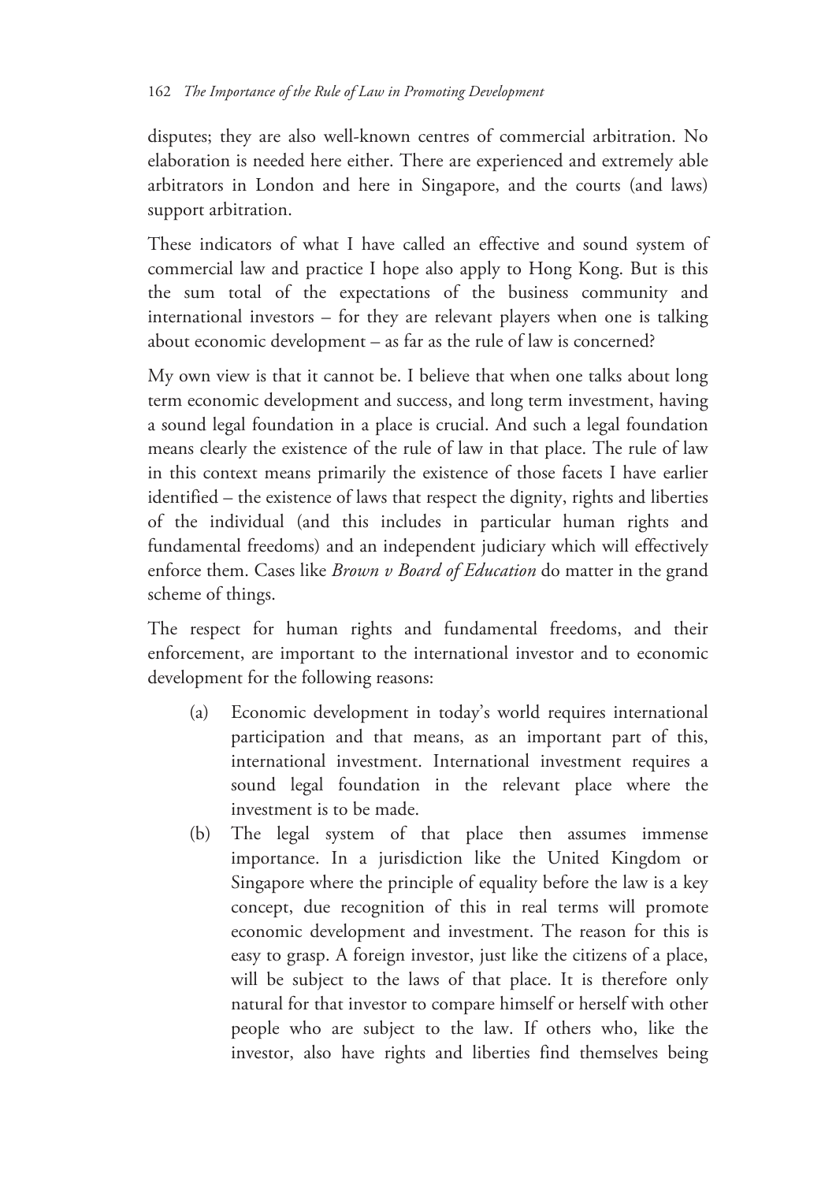disputes; they are also well-known centres of commercial arbitration. No elaboration is needed here either. There are experienced and extremely able arbitrators in London and here in Singapore, and the courts (and laws) support arbitration.

These indicators of what I have called an effective and sound system of commercial law and practice I hope also apply to Hong Kong. But is this the sum total of the expectations of the business community and international investors – for they are relevant players when one is talking about economic development – as far as the rule of law is concerned?

My own view is that it cannot be. I believe that when one talks about long term economic development and success, and long term investment, having a sound legal foundation in a place is crucial. And such a legal foundation means clearly the existence of the rule of law in that place. The rule of law in this context means primarily the existence of those facets I have earlier identified – the existence of laws that respect the dignity, rights and liberties of the individual (and this includes in particular human rights and fundamental freedoms) and an independent judiciary which will effectively enforce them. Cases like *Brown v Board of Education* do matter in the grand scheme of things.

The respect for human rights and fundamental freedoms, and their enforcement, are important to the international investor and to economic development for the following reasons:

(a) Economic development in today's world requires international participation and that means, as an important part of this, international investment. International investment requires a sound legal foundation in the relevant place where the investment is to be made.

(b) The legal system of that place then assumes immense importance. In a jurisdiction like the United Kingdom or Singapore where the principle of equality before the law is a key concept, due recognition of this in real terms will promote economic development and investment. The reason for this is easy to grasp. A foreign investor, just like the citizens of a place, will be subject to the laws of that place. It is therefore only natural for that investor to compare himself or herself with other people who are subject to the law. If others who, like the investor, also have rights and liberties find themselves being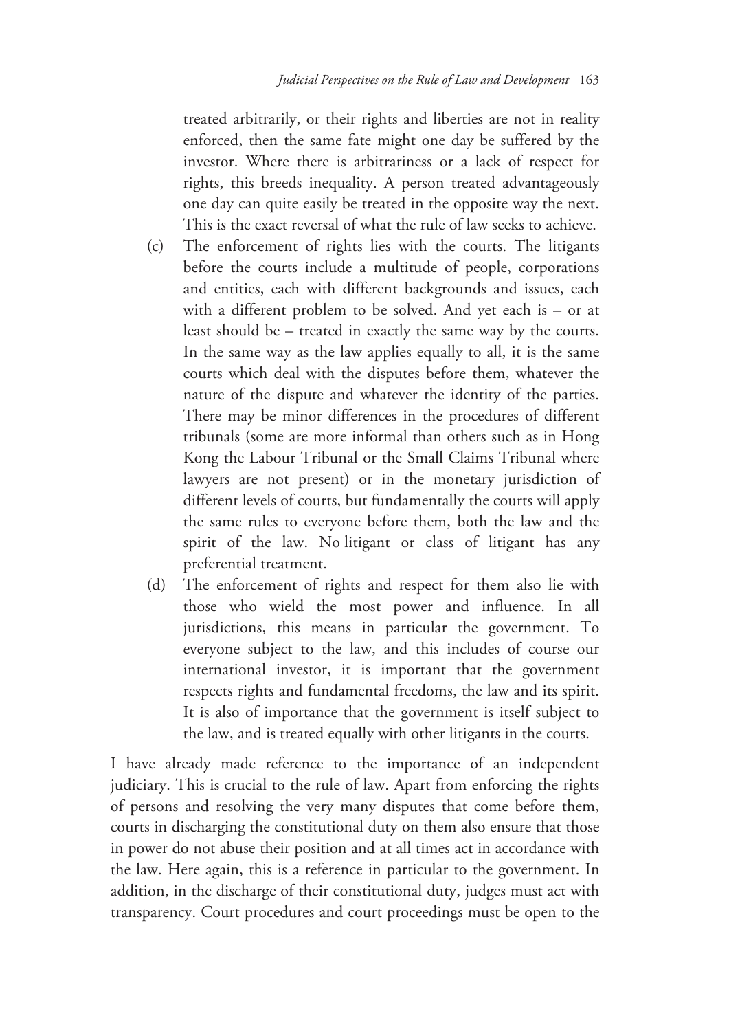treated arbitrarily, or their rights and liberties are not in reality enforced, then the same fate might one day be suffered by the investor. Where there is arbitrariness or a lack of respect for rights, this breeds inequality. A person treated advantageously one day can quite easily be treated in the opposite way the next. This is the exact reversal of what the rule of law seeks to achieve.

(c) The enforcement of rights lies with the courts. The litigants before the courts include a multitude of people, corporations and entities, each with different backgrounds and issues, each with a different problem to be solved. And yet each is – or at least should be – treated in exactly the same way by the courts. In the same way as the law applies equally to all, it is the same courts which deal with the disputes before them, whatever the nature of the dispute and whatever the identity of the parties. There may be minor differences in the procedures of different tribunals (some are more informal than others such as in Hong Kong the Labour Tribunal or the Small Claims Tribunal where lawyers are not present) or in the monetary jurisdiction of different levels of courts, but fundamentally the courts will apply the same rules to everyone before them, both the law and the spirit of the law. No litigant or class of litigant has any preferential treatment.

(d) The enforcement of rights and respect for them also lie with those who wield the most power and influence. In all jurisdictions, this means in particular the government. To everyone subject to the law, and this includes of course our international investor, it is important that the government respects rights and fundamental freedoms, the law and its spirit. It is also of importance that the government is itself subject to the law, and is treated equally with other litigants in the courts.

I have already made reference to the importance of an independent judiciary. This is crucial to the rule of law. Apart from enforcing the rights of persons and resolving the very many disputes that come before them, courts in discharging the constitutional duty on them also ensure that those in power do not abuse their position and at all times act in accordance with the law. Here again, this is a reference in particular to the government. In addition, in the discharge of their constitutional duty, judges must act with transparency. Court procedures and court proceedings must be open to the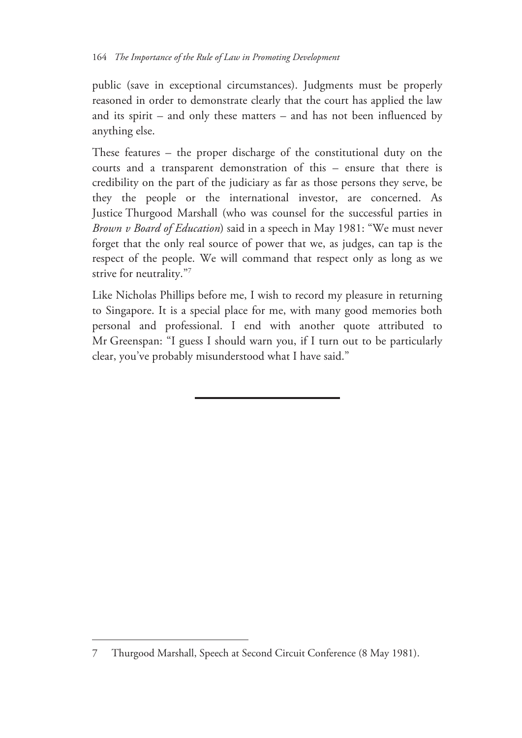public (save in exceptional circumstances). Judgments must be properly reasoned in order to demonstrate clearly that the court has applied the law and its spirit – and only these matters – and has not been influenced by anything else.

These features – the proper discharge of the constitutional duty on the courts and a transparent demonstration of this – ensure that there is credibility on the part of the judiciary as far as those persons they serve, be they the people or the international investor, are concerned. As Justice Thurgood Marshall (who was counsel for the successful parties in *Brown v Board of Education*) said in a speech in May 1981: "We must never forget that the only real source of power that we, as judges, can tap is the respect of the people. We will command that respect only as long as we strive for neutrality."[7]

Like Nicholas Phillips before me, I wish to record my pleasure in returning to Singapore. It is a special place for me, with many good memories both personal and professional. I end with another quote attributed to Mr Greenspan: "I guess I should warn you, if I turn out to be particularly clear, you've probably misunderstood what I have said."

---

7 Thurgood Marshall, Speech at Second Circuit Conference (8 May 1981).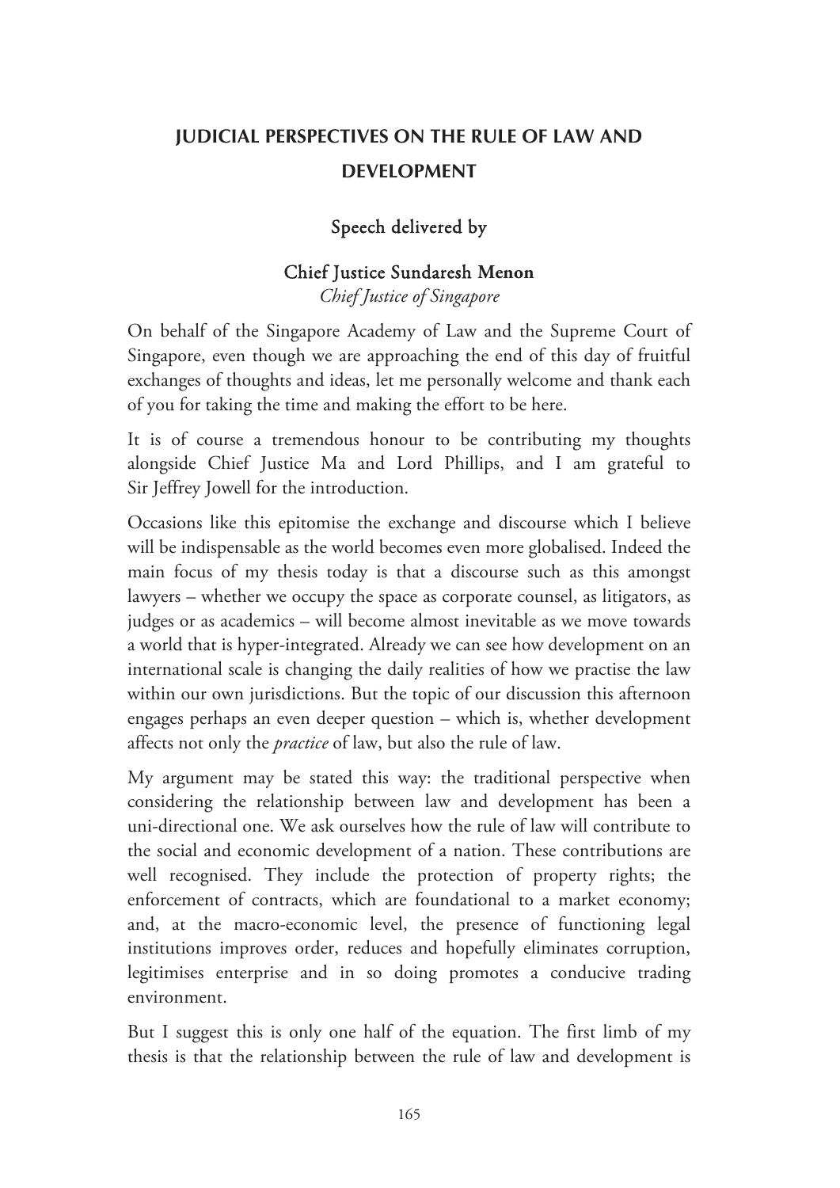# JUDICIAL PERSPECTIVES ON THE RULE OF LAW AND DEVELOPMENT

**Speech delivered by**

**Chief Justice Sundaresh Menon**
*Chief Justice of Singapore*

On behalf of the Singapore Academy of Law and the Supreme Court of Singapore, even though we are approaching the end of this day of fruitful exchanges of thoughts and ideas, let me personally welcome and thank each of you for taking the time and making the effort to be here.

It is of course a tremendous honour to be contributing my thoughts alongside Chief Justice Ma and Lord Phillips, and I am grateful to Sir Jeffrey Jowell for the introduction.

Occasions like this epitomise the exchange and discourse which I believe will be indispensable as the world becomes even more globalised. Indeed the main focus of my thesis today is that a discourse such as this amongst lawyers – whether we occupy the space as corporate counsel, as litigators, as judges or as academics – will become almost inevitable as we move towards a world that is hyper-integrated. Already we can see how development on an international scale is changing the daily realities of how we practise the law within our own jurisdictions. But the topic of our discussion this afternoon engages perhaps an even deeper question – which is, whether development affects not only the *practice* of law, but also the rule of law.

My argument may be stated this way: the traditional perspective when considering the relationship between law and development has been a uni-directional one. We ask ourselves how the rule of law will contribute to the social and economic development of a nation. These contributions are well recognised. They include the protection of property rights; the enforcement of contracts, which are foundational to a market economy; and, at the macro-economic level, the presence of functioning legal institutions improves order, reduces and hopefully eliminates corruption, legitimises enterprise and in so doing promotes a conducive trading environment.

But I suggest this is only one half of the equation. The first limb of my thesis is that the relationship between the rule of law and development is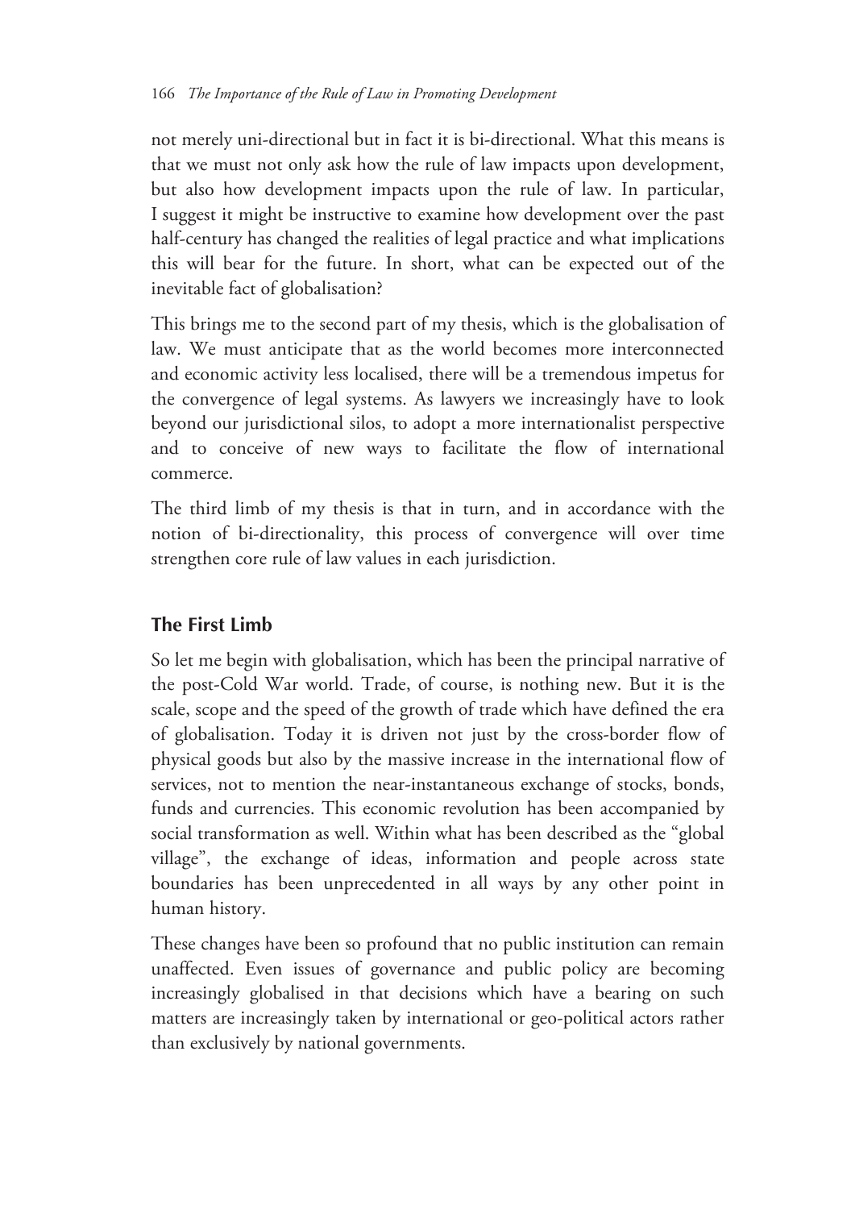not merely uni-directional but in fact it is bi-directional. What this means is that we must not only ask how the rule of law impacts upon development, but also how development impacts upon the rule of law. In particular, I suggest it might be instructive to examine how development over the past half-century has changed the realities of legal practice and what implications this will bear for the future. In short, what can be expected out of the inevitable fact of globalisation?

This brings me to the second part of my thesis, which is the globalisation of law. We must anticipate that as the world becomes more interconnected and economic activity less localised, there will be a tremendous impetus for the convergence of legal systems. As lawyers we increasingly have to look beyond our jurisdictional silos, to adopt a more internationalist perspective and to conceive of new ways to facilitate the flow of international commerce.

The third limb of my thesis is that in turn, and in accordance with the notion of bi-directionality, this process of convergence will over time strengthen core rule of law values in each jurisdiction.

## The First Limb

So let me begin with globalisation, which has been the principal narrative of the post-Cold War world. Trade, of course, is nothing new. But it is the scale, scope and the speed of the growth of trade which have defined the era of globalisation. Today it is driven not just by the cross-border flow of physical goods but also by the massive increase in the international flow of services, not to mention the near-instantaneous exchange of stocks, bonds, funds and currencies. This economic revolution has been accompanied by social transformation as well. Within what has been described as the "global village", the exchange of ideas, information and people across state boundaries has been unprecedented in all ways by any other point in human history.

These changes have been so profound that no public institution can remain unaffected. Even issues of governance and public policy are becoming increasingly globalised in that decisions which have a bearing on such matters are increasingly taken by international or geo-political actors rather than exclusively by national governments.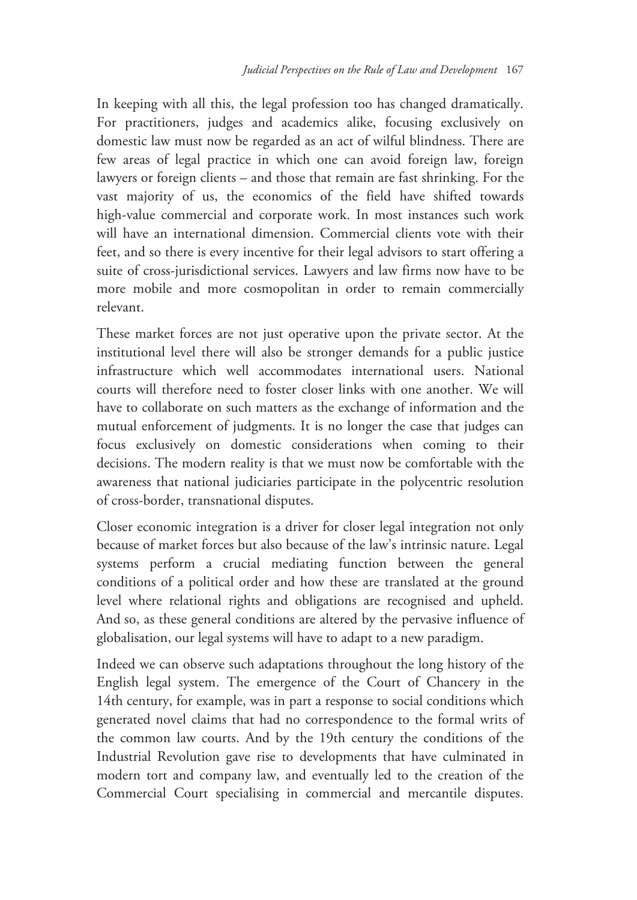In keeping with all this, the legal profession too has changed dramatically. For practitioners, judges and academics alike, focusing exclusively on domestic law must now be regarded as an act of wilful blindness. There are few areas of legal practice in which one can avoid foreign law, foreign lawyers or foreign clients – and those that remain are fast shrinking. For the vast majority of us, the economics of the field have shifted towards high-value commercial and corporate work. In most instances such work will have an international dimension. Commercial clients vote with their feet, and so there is every incentive for their legal advisors to start offering a suite of cross-jurisdictional services. Lawyers and law firms now have to be more mobile and more cosmopolitan in order to remain commercially relevant.

These market forces are not just operative upon the private sector. At the institutional level there will also be stronger demands for a public justice infrastructure which well accommodates international users. National courts will therefore need to foster closer links with one another. We will have to collaborate on such matters as the exchange of information and the mutual enforcement of judgments. It is no longer the case that judges can focus exclusively on domestic considerations when coming to their decisions. The modern reality is that we must now be comfortable with the awareness that national judiciaries participate in the polycentric resolution of cross-border, transnational disputes.

Closer economic integration is a driver for closer legal integration not only because of market forces but also because of the law's intrinsic nature. Legal systems perform a crucial mediating function between the general conditions of a political order and how these are translated at the ground level where relational rights and obligations are recognised and upheld. And so, as these general conditions are altered by the pervasive influence of globalisation, our legal systems will have to adapt to a new paradigm.

Indeed we can observe such adaptations throughout the long history of the English legal system. The emergence of the Court of Chancery in the 14th century, for example, was in part a response to social conditions which generated novel claims that had no correspondence to the formal writs of the common law courts. And by the 19th century the conditions of the Industrial Revolution gave rise to developments that have culminated in modern tort and company law, and eventually led to the creation of the Commercial Court specialising in commercial and mercantile disputes.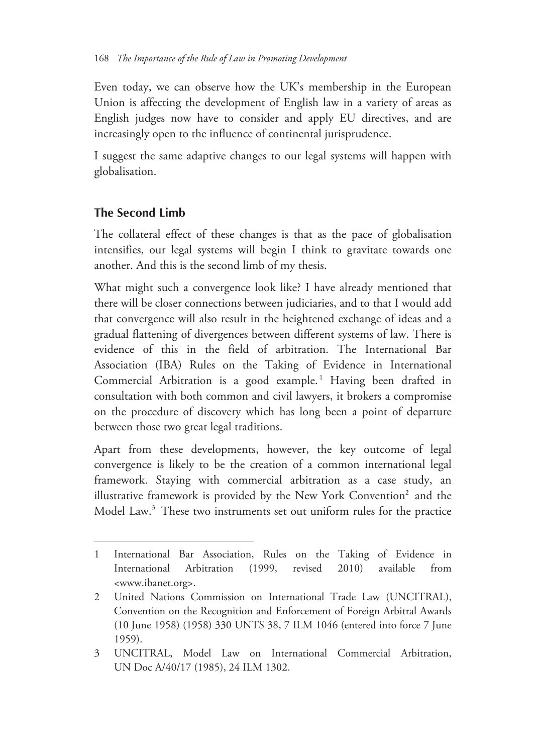Even today, we can observe how the UK's membership in the European Union is affecting the development of English law in a variety of areas as English judges now have to consider and apply EU directives, and are increasingly open to the influence of continental jurisprudence.

I suggest the same adaptive changes to our legal systems will happen with globalisation.

## The Second Limb

The collateral effect of these changes is that as the pace of globalisation intensifies, our legal systems will begin I think to gravitate towards one another. And this is the second limb of my thesis.

What might such a convergence look like? I have already mentioned that there will be closer connections between judiciaries, and to that I would add that convergence will also result in the heightened exchange of ideas and a gradual flattening of divergences between different systems of law. There is evidence of this in the field of arbitration. The International Bar Association (IBA) Rules on the Taking of Evidence in International Commercial Arbitration is a good example.[1] Having been drafted in consultation with both common and civil lawyers, it brokers a compromise on the procedure of discovery which has long been a point of departure between those two great legal traditions.

Apart from these developments, however, the key outcome of legal convergence is likely to be the creation of a common international legal framework. Staying with commercial arbitration as a case study, an illustrative framework is provided by the New York Convention[2] and the Model Law.[3] These two instruments set out uniform rules for the practice

---

1 International Bar Association, Rules on the Taking of Evidence in International Arbitration (1999, revised 2010) available from <www.ibanet.org>.

2 United Nations Commission on International Trade Law (UNCITRAL), Convention on the Recognition and Enforcement of Foreign Arbitral Awards (10 June 1958) (1958) 330 UNTS 38, 7 ILM 1046 (entered into force 7 June 1959).

3 UNCITRAL, Model Law on International Commercial Arbitration, UN Doc A/40/17 (1985), 24 ILM 1302.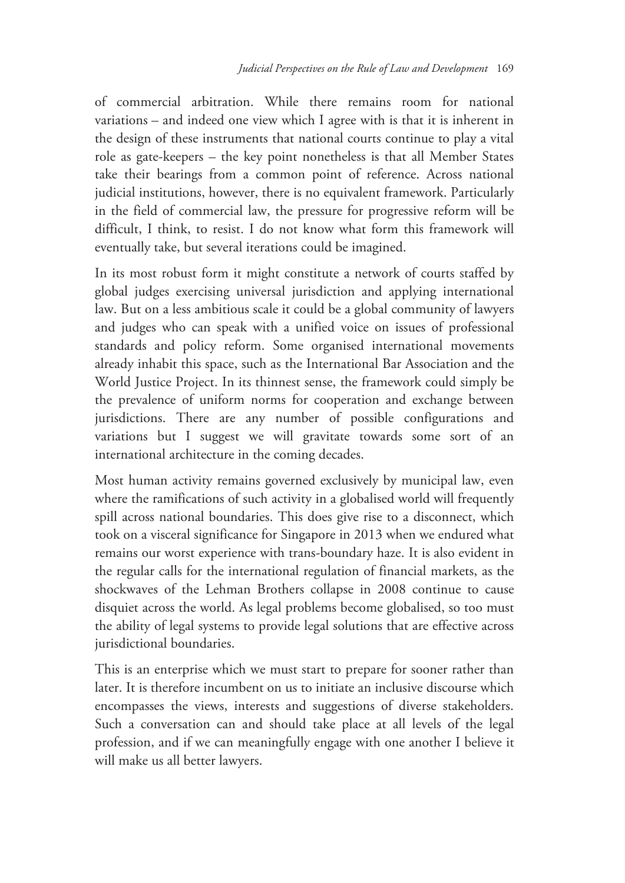of commercial arbitration. While there remains room for national variations – and indeed one view which I agree with is that it is inherent in the design of these instruments that national courts continue to play a vital role as gate-keepers – the key point nonetheless is that all Member States take their bearings from a common point of reference. Across national judicial institutions, however, there is no equivalent framework. Particularly in the field of commercial law, the pressure for progressive reform will be difficult, I think, to resist. I do not know what form this framework will eventually take, but several iterations could be imagined.

In its most robust form it might constitute a network of courts staffed by global judges exercising universal jurisdiction and applying international law. But on a less ambitious scale it could be a global community of lawyers and judges who can speak with a unified voice on issues of professional standards and policy reform. Some organised international movements already inhabit this space, such as the International Bar Association and the World Justice Project. In its thinnest sense, the framework could simply be the prevalence of uniform norms for cooperation and exchange between jurisdictions. There are any number of possible configurations and variations but I suggest we will gravitate towards some sort of an international architecture in the coming decades.

Most human activity remains governed exclusively by municipal law, even where the ramifications of such activity in a globalised world will frequently spill across national boundaries. This does give rise to a disconnect, which took on a visceral significance for Singapore in 2013 when we endured what remains our worst experience with trans-boundary haze. It is also evident in the regular calls for the international regulation of financial markets, as the shockwaves of the Lehman Brothers collapse in 2008 continue to cause disquiet across the world. As legal problems become globalised, so too must the ability of legal systems to provide legal solutions that are effective across jurisdictional boundaries.

This is an enterprise which we must start to prepare for sooner rather than later. It is therefore incumbent on us to initiate an inclusive discourse which encompasses the views, interests and suggestions of diverse stakeholders. Such a conversation can and should take place at all levels of the legal profession, and if we can meaningfully engage with one another I believe it will make us all better lawyers.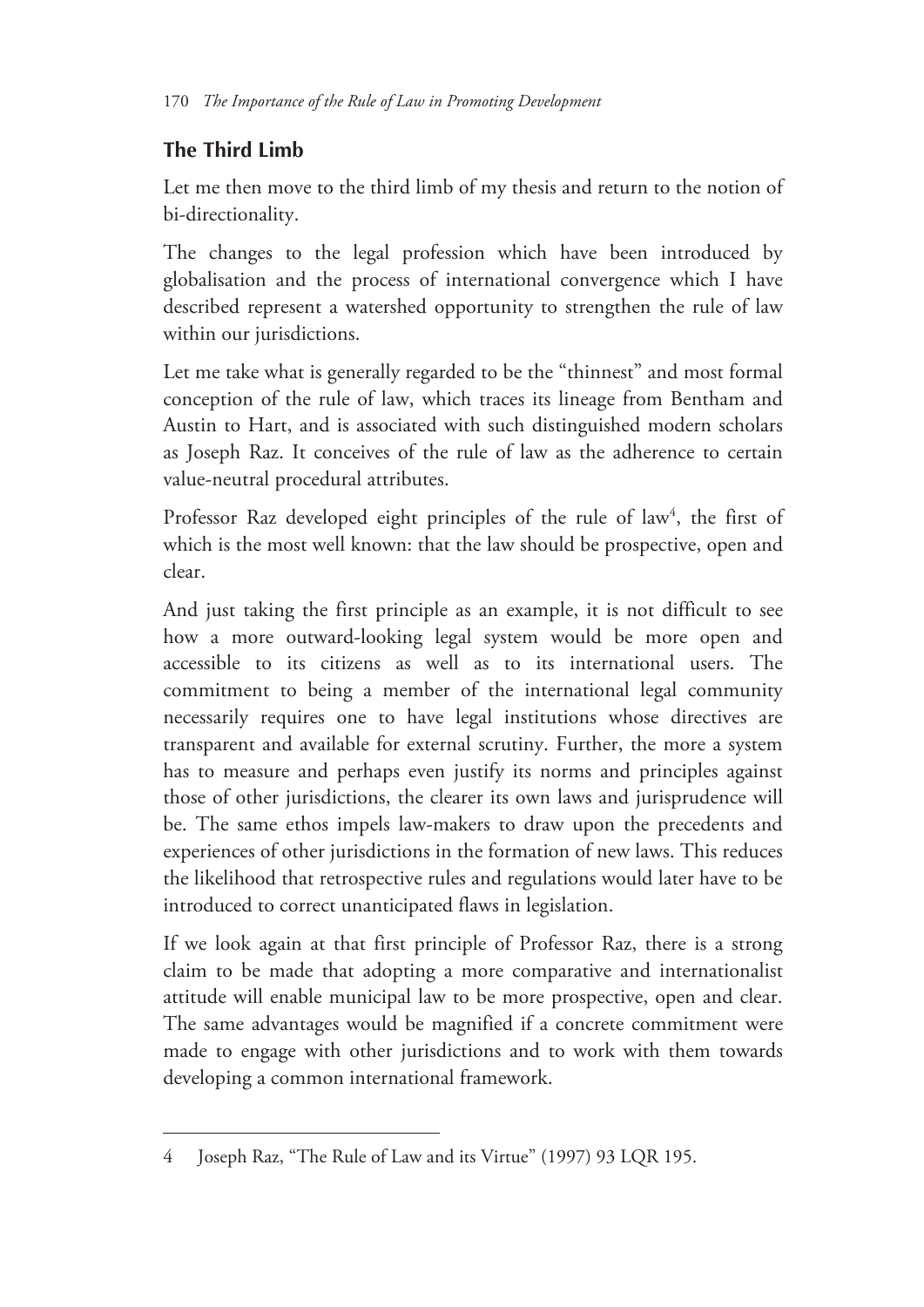## The Third Limb

Let me then move to the third limb of my thesis and return to the notion of bi-directionality.

The changes to the legal profession which have been introduced by globalisation and the process of international convergence which I have described represent a watershed opportunity to strengthen the rule of law within our jurisdictions.

Let me take what is generally regarded to be the "thinnest" and most formal conception of the rule of law, which traces its lineage from Bentham and Austin to Hart, and is associated with such distinguished modern scholars as Joseph Raz. It conceives of the rule of law as the adherence to certain value-neutral procedural attributes.

Professor Raz developed eight principles of the rule of law[4], the first of which is the most well known: that the law should be prospective, open and clear.

And just taking the first principle as an example, it is not difficult to see how a more outward-looking legal system would be more open and accessible to its citizens as well as to its international users. The commitment to being a member of the international legal community necessarily requires one to have legal institutions whose directives are transparent and available for external scrutiny. Further, the more a system has to measure and perhaps even justify its norms and principles against those of other jurisdictions, the clearer its own laws and jurisprudence will be. The same ethos impels law-makers to draw upon the precedents and experiences of other jurisdictions in the formation of new laws. This reduces the likelihood that retrospective rules and regulations would later have to be introduced to correct unanticipated flaws in legislation.

If we look again at that first principle of Professor Raz, there is a strong claim to be made that adopting a more comparative and internationalist attitude will enable municipal law to be more prospective, open and clear. The same advantages would be magnified if a concrete commitment were made to engage with other jurisdictions and to work with them towards developing a common international framework.

---

4 Joseph Raz, "The Rule of Law and its Virtue" (1997) 93 LQR 195.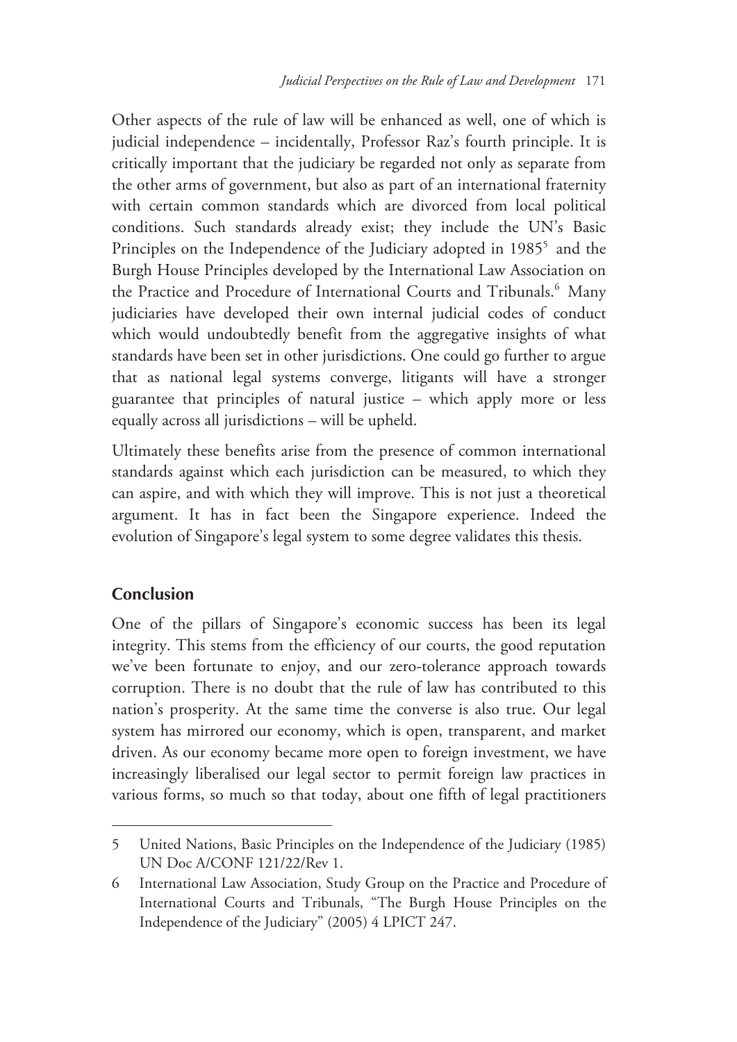Other aspects of the rule of law will be enhanced as well, one of which is judicial independence – incidentally, Professor Raz's fourth principle. It is critically important that the judiciary be regarded not only as separate from the other arms of government, but also as part of an international fraternity with certain common standards which are divorced from local political conditions. Such standards already exist; they include the UN's Basic Principles on the Independence of the Judiciary adopted in 1985[5] and the Burgh House Principles developed by the International Law Association on the Practice and Procedure of International Courts and Tribunals.[6] Many judiciaries have developed their own internal judicial codes of conduct which would undoubtedly benefit from the aggregative insights of what standards have been set in other jurisdictions. One could go further to argue that as national legal systems converge, litigants will have a stronger guarantee that principles of natural justice – which apply more or less equally across all jurisdictions – will be upheld.

Ultimately these benefits arise from the presence of common international standards against which each jurisdiction can be measured, to which they can aspire, and with which they will improve. This is not just a theoretical argument. It has in fact been the Singapore experience. Indeed the evolution of Singapore's legal system to some degree validates this thesis.

## Conclusion

One of the pillars of Singapore's economic success has been its legal integrity. This stems from the efficiency of our courts, the good reputation we've been fortunate to enjoy, and our zero-tolerance approach towards corruption. There is no doubt that the rule of law has contributed to this nation's prosperity. At the same time the converse is also true. Our legal system has mirrored our economy, which is open, transparent, and market driven. As our economy became more open to foreign investment, we have increasingly liberalised our legal sector to permit foreign law practices in various forms, so much so that today, about one fifth of legal practitioners

---

5 United Nations, Basic Principles on the Independence of the Judiciary (1985) UN Doc A/CONF 121/22/Rev 1.

6 International Law Association, Study Group on the Practice and Procedure of International Courts and Tribunals, "The Burgh House Principles on the Independence of the Judiciary" (2005) 4 LPICT 247.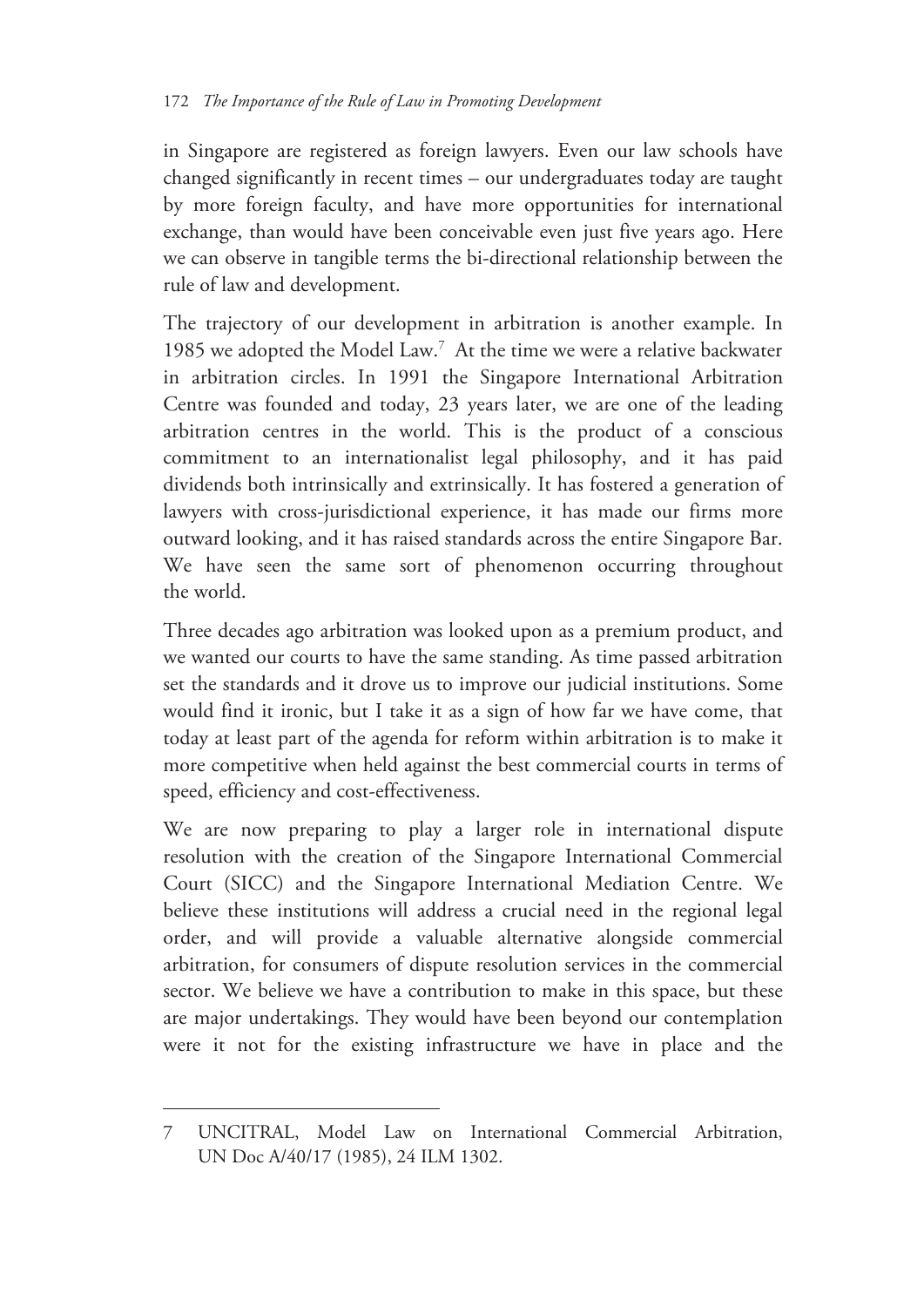in Singapore are registered as foreign lawyers. Even our law schools have changed significantly in recent times – our undergraduates today are taught by more foreign faculty, and have more opportunities for international exchange, than would have been conceivable even just five years ago. Here we can observe in tangible terms the bi-directional relationship between the rule of law and development.

The trajectory of our development in arbitration is another example. In 1985 we adopted the Model Law.[7] At the time we were a relative backwater in arbitration circles. In 1991 the Singapore International Arbitration Centre was founded and today, 23 years later, we are one of the leading arbitration centres in the world. This is the product of a conscious commitment to an internationalist legal philosophy, and it has paid dividends both intrinsically and extrinsically. It has fostered a generation of lawyers with cross-jurisdictional experience, it has made our firms more outward looking, and it has raised standards across the entire Singapore Bar. We have seen the same sort of phenomenon occurring throughout the world.

Three decades ago arbitration was looked upon as a premium product, and we wanted our courts to have the same standing. As time passed arbitration set the standards and it drove us to improve our judicial institutions. Some would find it ironic, but I take it as a sign of how far we have come, that today at least part of the agenda for reform within arbitration is to make it more competitive when held against the best commercial courts in terms of speed, efficiency and cost-effectiveness.

We are now preparing to play a larger role in international dispute resolution with the creation of the Singapore International Commercial Court (SICC) and the Singapore International Mediation Centre. We believe these institutions will address a crucial need in the regional legal order, and will provide a valuable alternative alongside commercial arbitration, for consumers of dispute resolution services in the commercial sector. We believe we have a contribution to make in this space, but these are major undertakings. They would have been beyond our contemplation were it not for the existing infrastructure we have in place and the

---

7 UNCITRAL, Model Law on International Commercial Arbitration, UN Doc A/40/17 (1985), 24 ILM 1302.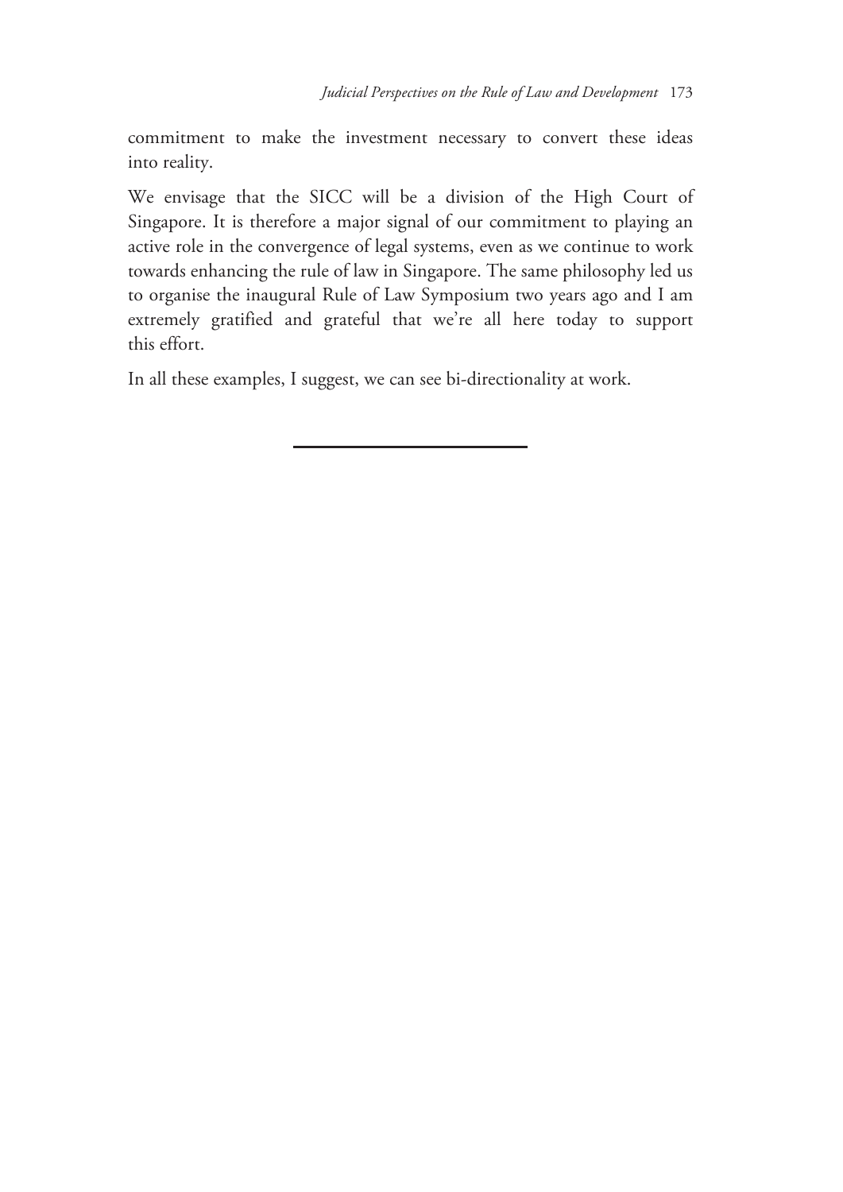commitment to make the investment necessary to convert these ideas into reality.

We envisage that the SICC will be a division of the High Court of Singapore. It is therefore a major signal of our commitment to playing an active role in the convergence of legal systems, even as we continue to work towards enhancing the rule of law in Singapore. The same philosophy led us to organise the inaugural Rule of Law Symposium two years ago and I am extremely gratified and grateful that we're all here today to support this effort.

In all these examples, I suggest, we can see bi-directionality at work.

---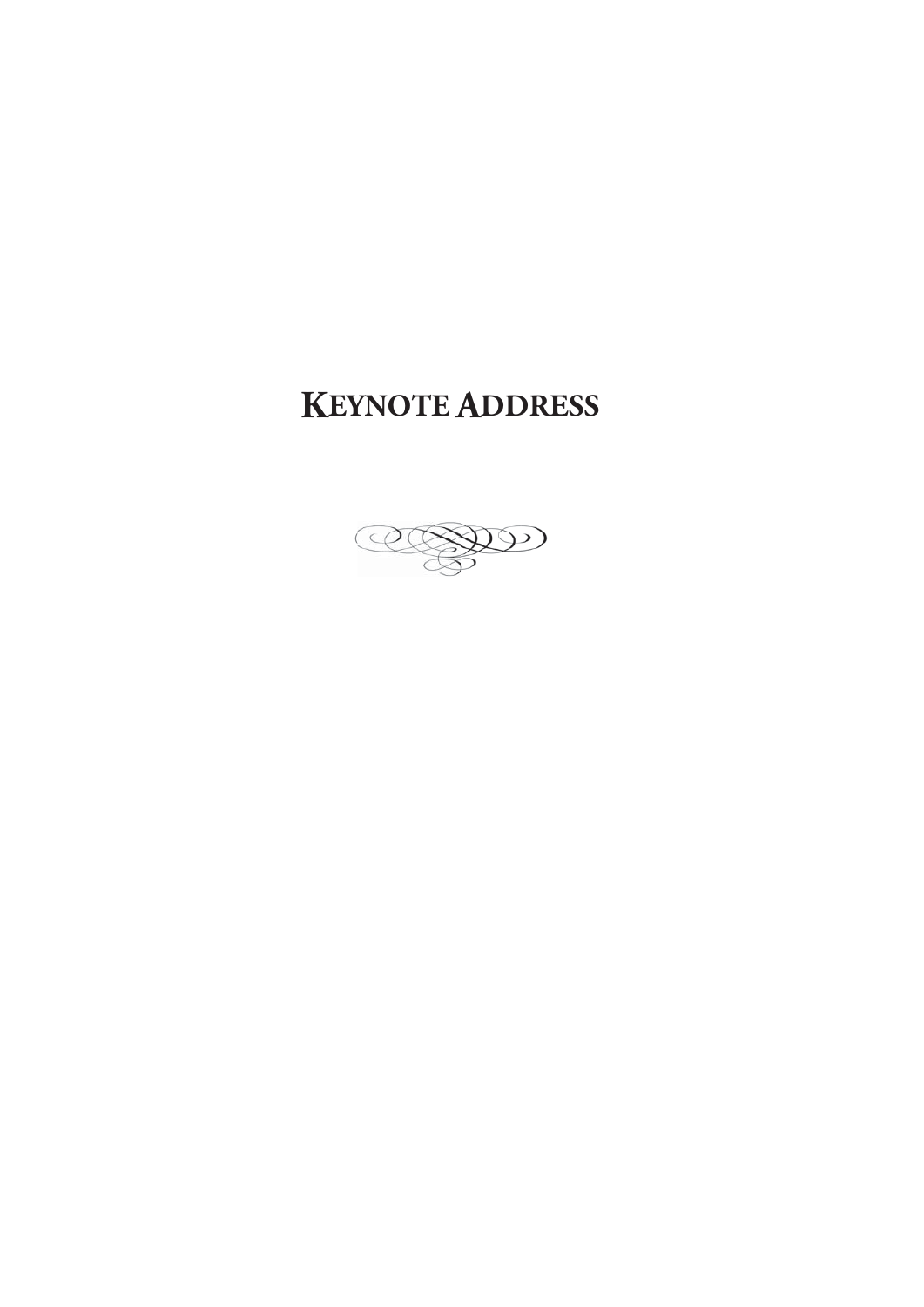# Keynote Address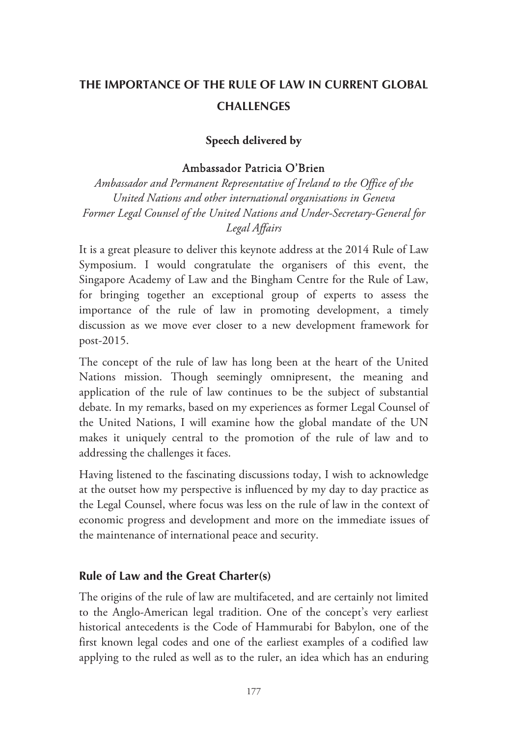# THE IMPORTANCE OF THE RULE OF LAW IN CURRENT GLOBAL CHALLENGES

**Speech delivered by**

**Ambassador Patricia O'Brien**

*Ambassador and Permanent Representative of Ireland to the Office of the United Nations and other international organisations in Geneva*
*Former Legal Counsel of the United Nations and Under-Secretary-General for Legal Affairs*

It is a great pleasure to deliver this keynote address at the 2014 Rule of Law Symposium. I would congratulate the organisers of this event, the Singapore Academy of Law and the Bingham Centre for the Rule of Law, for bringing together an exceptional group of experts to assess the importance of the rule of law in promoting development, a timely discussion as we move ever closer to a new development framework for post-2015.

The concept of the rule of law has long been at the heart of the United Nations mission. Though seemingly omnipresent, the meaning and application of the rule of law continues to be the subject of substantial debate. In my remarks, based on my experiences as former Legal Counsel of the United Nations, I will examine how the global mandate of the UN makes it uniquely central to the promotion of the rule of law and to addressing the challenges it faces.

Having listened to the fascinating discussions today, I wish to acknowledge at the outset how my perspective is influenced by my day to day practice as the Legal Counsel, where focus was less on the rule of law in the context of economic progress and development and more on the immediate issues of the maintenance of international peace and security.

## Rule of Law and the Great Charter(s)

The origins of the rule of law are multifaceted, and are certainly not limited to the Anglo-American legal tradition. One of the concept's very earliest historical antecedents is the Code of Hammurabi for Babylon, one of the first known legal codes and one of the earliest examples of a codified law applying to the ruled as well as to the ruler, an idea which has an enduring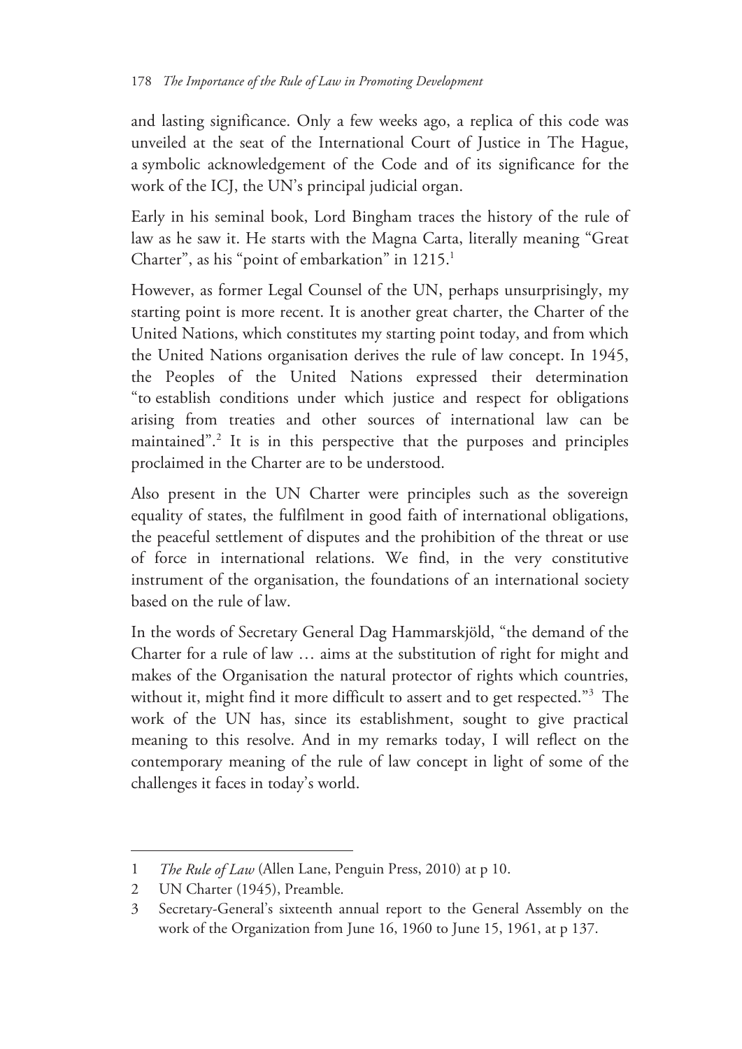and lasting significance. Only a few weeks ago, a replica of this code was unveiled at the seat of the International Court of Justice in The Hague, a symbolic acknowledgement of the Code and of its significance for the work of the ICJ, the UN's principal judicial organ.

Early in his seminal book, Lord Bingham traces the history of the rule of law as he saw it. He starts with the Magna Carta, literally meaning "Great Charter", as his "point of embarkation" in 1215.[1]

However, as former Legal Counsel of the UN, perhaps unsurprisingly, my starting point is more recent. It is another great charter, the Charter of the United Nations, which constitutes my starting point today, and from which the United Nations organisation derives the rule of law concept. In 1945, the Peoples of the United Nations expressed their determination "to establish conditions under which justice and respect for obligations arising from treaties and other sources of international law can be maintained".[2] It is in this perspective that the purposes and principles proclaimed in the Charter are to be understood.

Also present in the UN Charter were principles such as the sovereign equality of states, the fulfilment in good faith of international obligations, the peaceful settlement of disputes and the prohibition of the threat or use of force in international relations. We find, in the very constitutive instrument of the organisation, the foundations of an international society based on the rule of law.

In the words of Secretary General Dag Hammarskjöld, "the demand of the Charter for a rule of law … aims at the substitution of right for might and makes of the Organisation the natural protector of rights which countries, without it, might find it more difficult to assert and to get respected."[3] The work of the UN has, since its establishment, sought to give practical meaning to this resolve. And in my remarks today, I will reflect on the contemporary meaning of the rule of law concept in light of some of the challenges it faces in today's world.

---

1 *The Rule of Law* (Allen Lane, Penguin Press, 2010) at p 10.

2 UN Charter (1945), Preamble.

3 Secretary-General's sixteenth annual report to the General Assembly on the work of the Organization from June 16, 1960 to June 15, 1961, at p 137.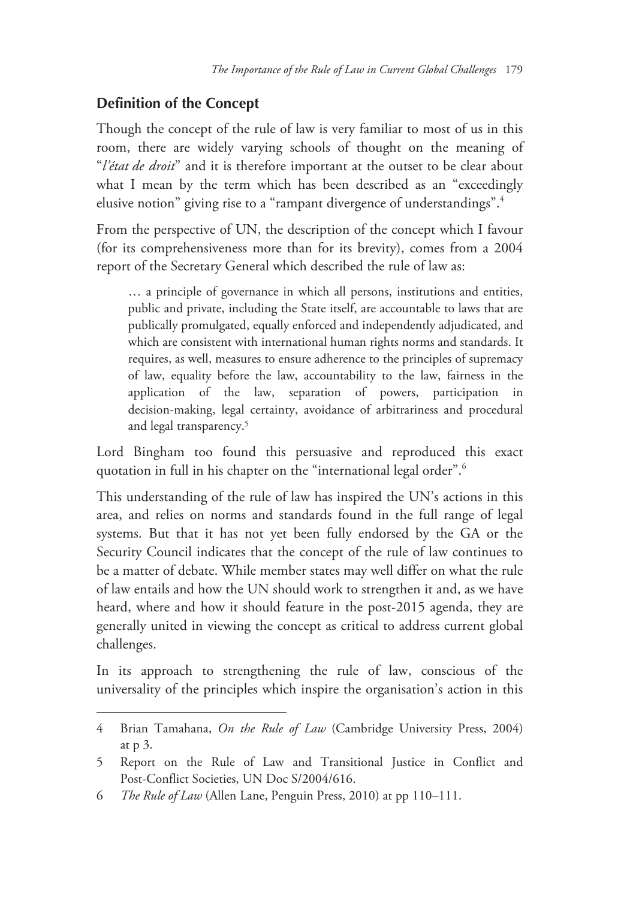## Definition of the Concept

Though the concept of the rule of law is very familiar to most of us in this room, there are widely varying schools of thought on the meaning of "*l'état de droit*" and it is therefore important at the outset to be clear about what I mean by the term which has been described as an "exceedingly elusive notion" giving rise to a "rampant divergence of understandings".[4]

From the perspective of UN, the description of the concept which I favour (for its comprehensiveness more than for its brevity), comes from a 2004 report of the Secretary General which described the rule of law as:

> … a principle of governance in which all persons, institutions and entities, public and private, including the State itself, are accountable to laws that are publically promulgated, equally enforced and independently adjudicated, and which are consistent with international human rights norms and standards. It requires, as well, measures to ensure adherence to the principles of supremacy of law, equality before the law, accountability to the law, fairness in the application of the law, separation of powers, participation in decision-making, legal certainty, avoidance of arbitrariness and procedural and legal transparency.[5]

Lord Bingham too found this persuasive and reproduced this exact quotation in full in his chapter on the "international legal order".[6]

This understanding of the rule of law has inspired the UN's actions in this area, and relies on norms and standards found in the full range of legal systems. But that it has not yet been fully endorsed by the GA or the Security Council indicates that the concept of the rule of law continues to be a matter of debate. While member states may well differ on what the rule of law entails and how the UN should work to strengthen it and, as we have heard, where and how it should feature in the post-2015 agenda, they are generally united in viewing the concept as critical to address current global challenges.

In its approach to strengthening the rule of law, conscious of the universality of the principles which inspire the organisation's action in this

---

4 Brian Tamahana, *On the Rule of Law* (Cambridge University Press, 2004) at p 3.

5 Report on the Rule of Law and Transitional Justice in Conflict and Post-Conflict Societies, UN Doc S/2004/616.

6 *The Rule of Law* (Allen Lane, Penguin Press, 2010) at pp 110–111.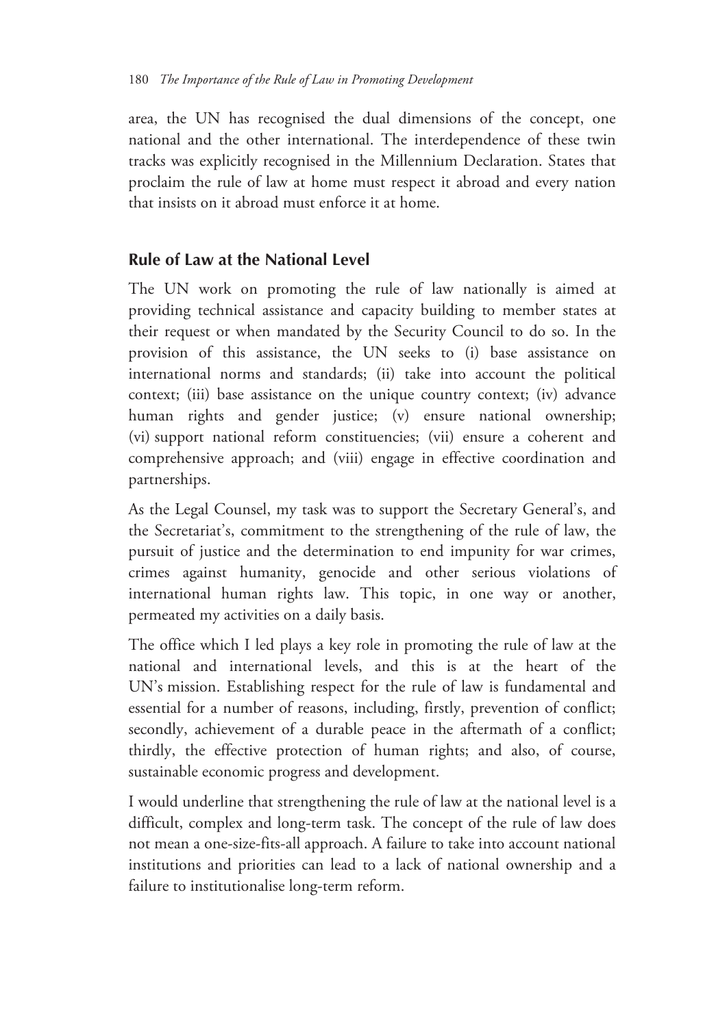area, the UN has recognised the dual dimensions of the concept, one national and the other international. The interdependence of these twin tracks was explicitly recognised in the Millennium Declaration. States that proclaim the rule of law at home must respect it abroad and every nation that insists on it abroad must enforce it at home.

## Rule of Law at the National Level

The UN work on promoting the rule of law nationally is aimed at providing technical assistance and capacity building to member states at their request or when mandated by the Security Council to do so. In the provision of this assistance, the UN seeks to (i) base assistance on international norms and standards; (ii) take into account the political context; (iii) base assistance on the unique country context; (iv) advance human rights and gender justice; (v) ensure national ownership; (vi) support national reform constituencies; (vii) ensure a coherent and comprehensive approach; and (viii) engage in effective coordination and partnerships.

As the Legal Counsel, my task was to support the Secretary General's, and the Secretariat's, commitment to the strengthening of the rule of law, the pursuit of justice and the determination to end impunity for war crimes, crimes against humanity, genocide and other serious violations of international human rights law. This topic, in one way or another, permeated my activities on a daily basis.

The office which I led plays a key role in promoting the rule of law at the national and international levels, and this is at the heart of the UN's mission. Establishing respect for the rule of law is fundamental and essential for a number of reasons, including, firstly, prevention of conflict; secondly, achievement of a durable peace in the aftermath of a conflict; thirdly, the effective protection of human rights; and also, of course, sustainable economic progress and development.

I would underline that strengthening the rule of law at the national level is a difficult, complex and long-term task. The concept of the rule of law does not mean a one-size-fits-all approach. A failure to take into account national institutions and priorities can lead to a lack of national ownership and a failure to institutionalise long-term reform.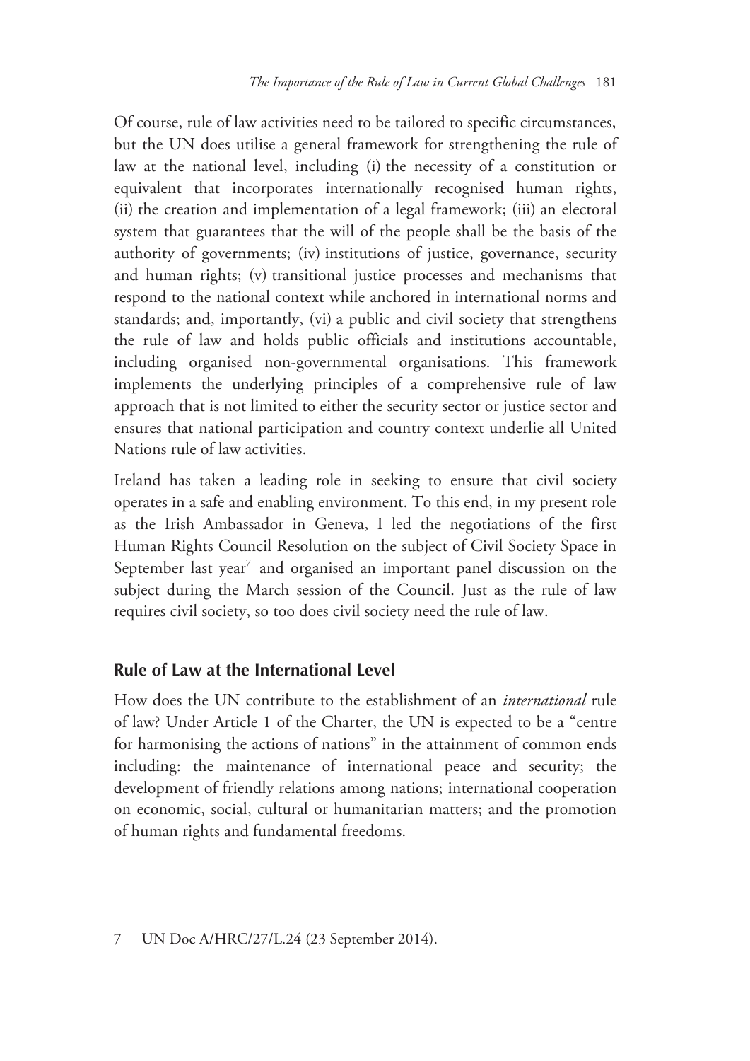Of course, rule of law activities need to be tailored to specific circumstances, but the UN does utilise a general framework for strengthening the rule of law at the national level, including (i) the necessity of a constitution or equivalent that incorporates internationally recognised human rights, (ii) the creation and implementation of a legal framework; (iii) an electoral system that guarantees that the will of the people shall be the basis of the authority of governments; (iv) institutions of justice, governance, security and human rights; (v) transitional justice processes and mechanisms that respond to the national context while anchored in international norms and standards; and, importantly, (vi) a public and civil society that strengthens the rule of law and holds public officials and institutions accountable, including organised non-governmental organisations. This framework implements the underlying principles of a comprehensive rule of law approach that is not limited to either the security sector or justice sector and ensures that national participation and country context underlie all United Nations rule of law activities.

Ireland has taken a leading role in seeking to ensure that civil society operates in a safe and enabling environment. To this end, in my present role as the Irish Ambassador in Geneva, I led the negotiations of the first Human Rights Council Resolution on the subject of Civil Society Space in September last year[7] and organised an important panel discussion on the subject during the March session of the Council. Just as the rule of law requires civil society, so too does civil society need the rule of law.

## Rule of Law at the International Level

How does the UN contribute to the establishment of an *international* rule of law? Under Article 1 of the Charter, the UN is expected to be a "centre for harmonising the actions of nations" in the attainment of common ends including: the maintenance of international peace and security; the development of friendly relations among nations; international cooperation on economic, social, cultural or humanitarian matters; and the promotion of human rights and fundamental freedoms.

---

7 UN Doc A/HRC/27/L.24 (23 September 2014).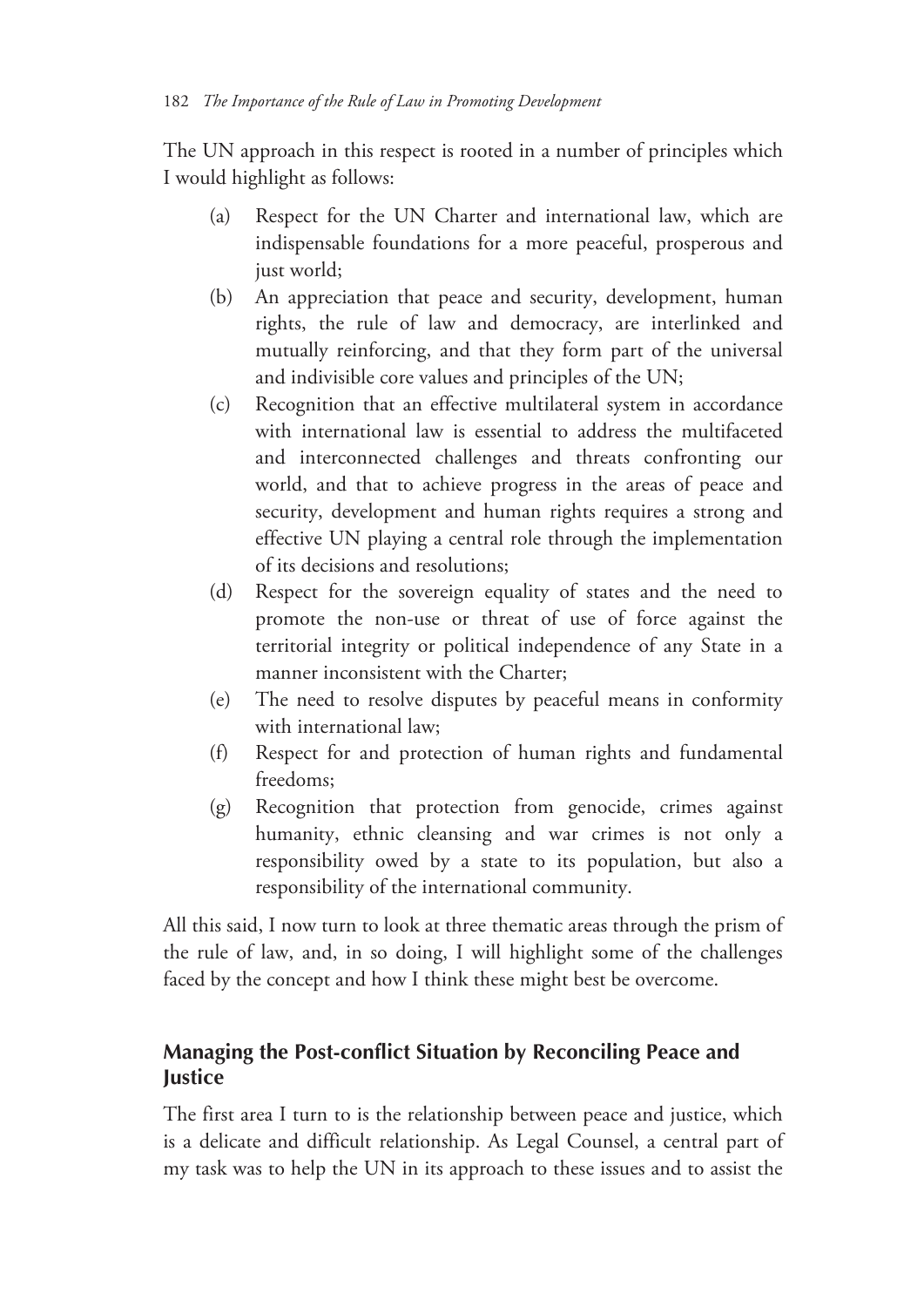The UN approach in this respect is rooted in a number of principles which I would highlight as follows:

(a) Respect for the UN Charter and international law, which are indispensable foundations for a more peaceful, prosperous and just world;

(b) An appreciation that peace and security, development, human rights, the rule of law and democracy, are interlinked and mutually reinforcing, and that they form part of the universal and indivisible core values and principles of the UN;

(c) Recognition that an effective multilateral system in accordance with international law is essential to address the multifaceted and interconnected challenges and threats confronting our world, and that to achieve progress in the areas of peace and security, development and human rights requires a strong and effective UN playing a central role through the implementation of its decisions and resolutions;

(d) Respect for the sovereign equality of states and the need to promote the non-use or threat of use of force against the territorial integrity or political independence of any State in a manner inconsistent with the Charter;

(e) The need to resolve disputes by peaceful means in conformity with international law;

(f) Respect for and protection of human rights and fundamental freedoms;

(g) Recognition that protection from genocide, crimes against humanity, ethnic cleansing and war crimes is not only a responsibility owed by a state to its population, but also a responsibility of the international community.

All this said, I now turn to look at three thematic areas through the prism of the rule of law, and, in so doing, I will highlight some of the challenges faced by the concept and how I think these might best be overcome.

## Managing the Post-conflict Situation by Reconciling Peace and Justice

The first area I turn to is the relationship between peace and justice, which is a delicate and difficult relationship. As Legal Counsel, a central part of my task was to help the UN in its approach to these issues and to assist the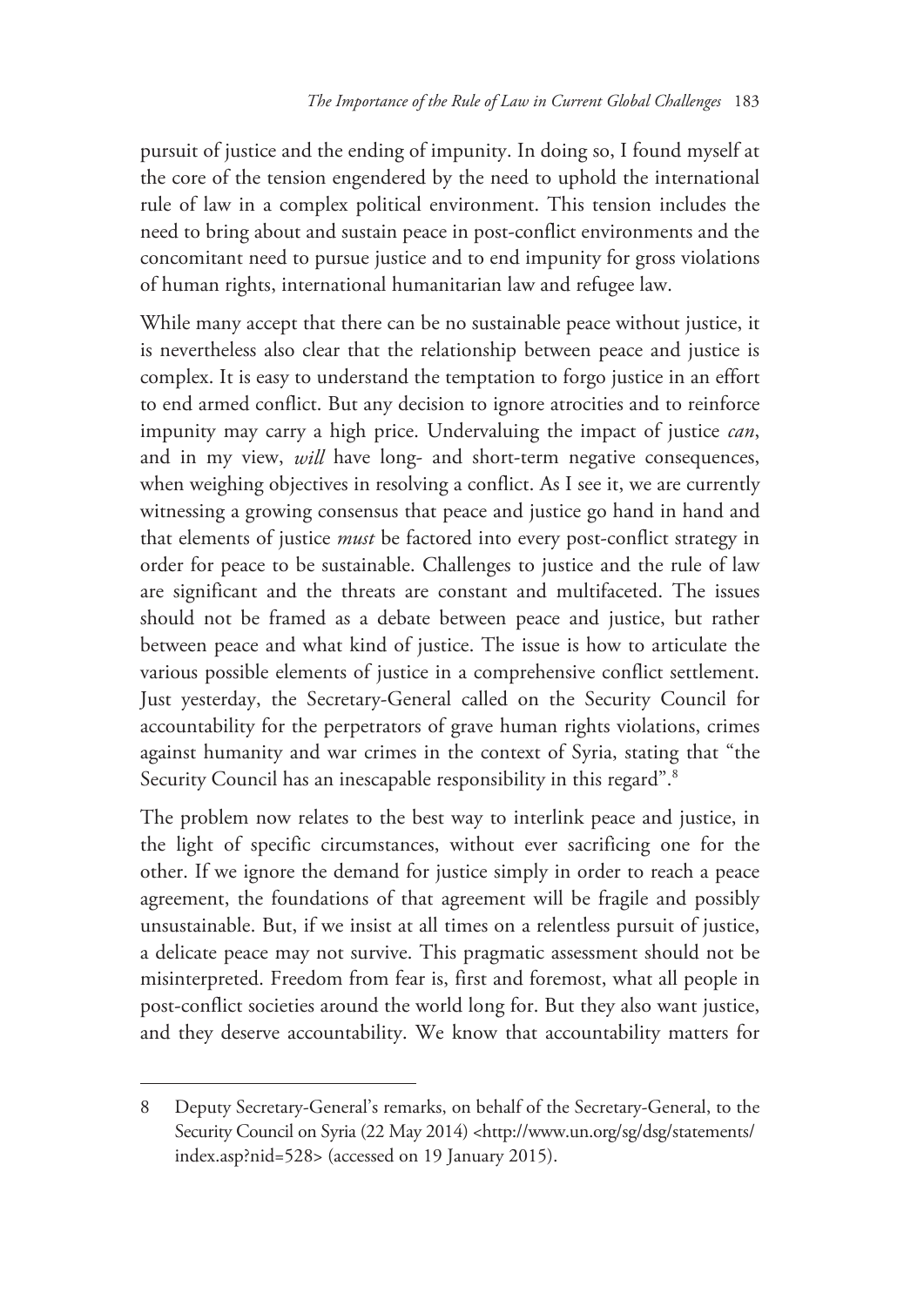pursuit of justice and the ending of impunity. In doing so, I found myself at the core of the tension engendered by the need to uphold the international rule of law in a complex political environment. This tension includes the need to bring about and sustain peace in post-conflict environments and the concomitant need to pursue justice and to end impunity for gross violations of human rights, international humanitarian law and refugee law.

While many accept that there can be no sustainable peace without justice, it is nevertheless also clear that the relationship between peace and justice is complex. It is easy to understand the temptation to forgo justice in an effort to end armed conflict. But any decision to ignore atrocities and to reinforce impunity may carry a high price. Undervaluing the impact of justice *can*, and in my view, *will* have long- and short-term negative consequences, when weighing objectives in resolving a conflict. As I see it, we are currently witnessing a growing consensus that peace and justice go hand in hand and that elements of justice *must* be factored into every post-conflict strategy in order for peace to be sustainable. Challenges to justice and the rule of law are significant and the threats are constant and multifaceted. The issues should not be framed as a debate between peace and justice, but rather between peace and what kind of justice. The issue is how to articulate the various possible elements of justice in a comprehensive conflict settlement. Just yesterday, the Secretary-General called on the Security Council for accountability for the perpetrators of grave human rights violations, crimes against humanity and war crimes in the context of Syria, stating that "the Security Council has an inescapable responsibility in this regard".[8]

The problem now relates to the best way to interlink peace and justice, in the light of specific circumstances, without ever sacrificing one for the other. If we ignore the demand for justice simply in order to reach a peace agreement, the foundations of that agreement will be fragile and possibly unsustainable. But, if we insist at all times on a relentless pursuit of justice, a delicate peace may not survive. This pragmatic assessment should not be misinterpreted. Freedom from fear is, first and foremost, what all people in post-conflict societies around the world long for. But they also want justice, and they deserve accountability. We know that accountability matters for

---

8 Deputy Secretary-General's remarks, on behalf of the Secretary-General, to the Security Council on Syria (22 May 2014) <http://www.un.org/sg/dsg/statements/index.asp?nid=528> (accessed on 19 January 2015).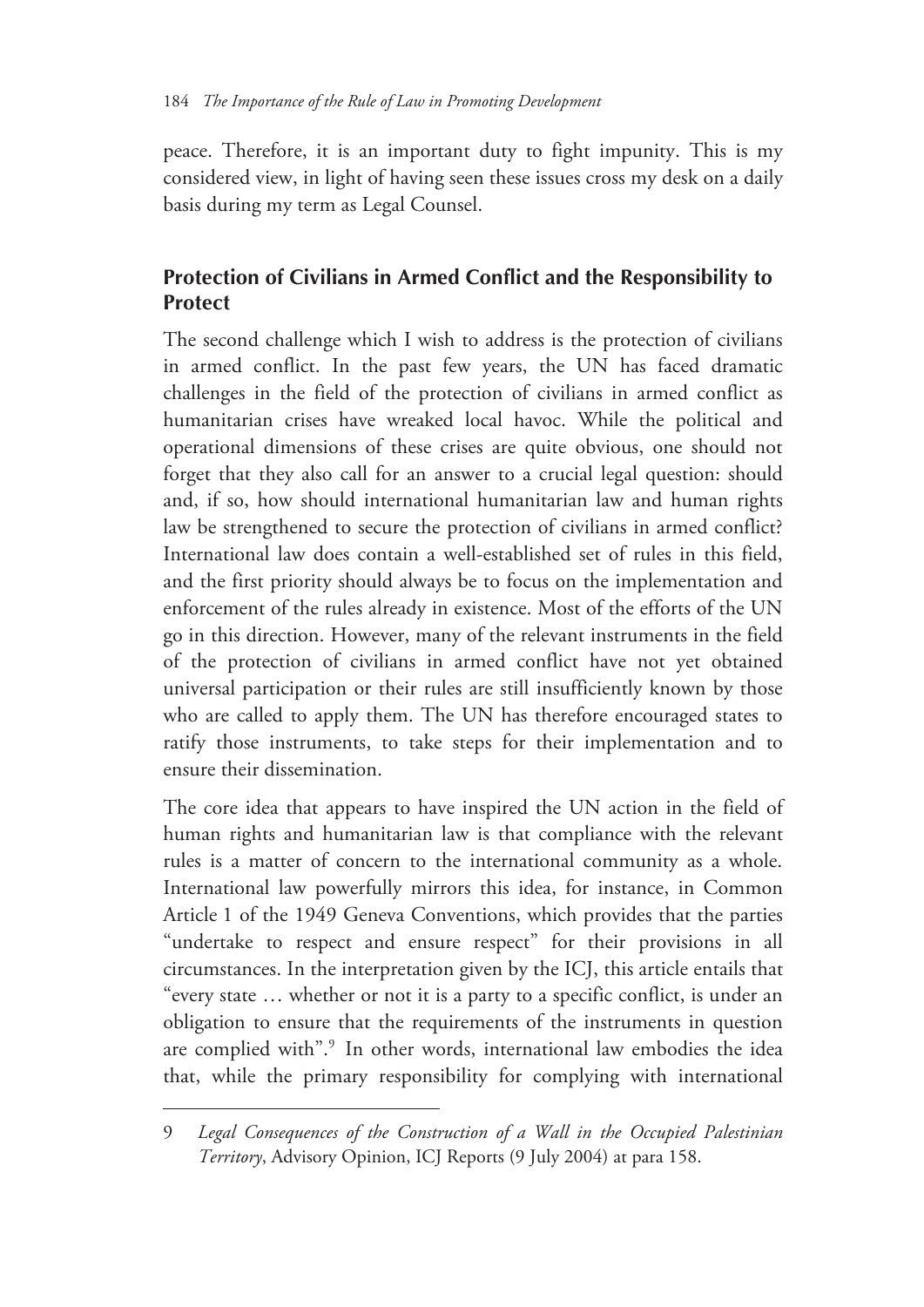peace. Therefore, it is an important duty to fight impunity. This is my considered view, in light of having seen these issues cross my desk on a daily basis during my term as Legal Counsel.

## Protection of Civilians in Armed Conflict and the Responsibility to Protect

The second challenge which I wish to address is the protection of civilians in armed conflict. In the past few years, the UN has faced dramatic challenges in the field of the protection of civilians in armed conflict as humanitarian crises have wreaked local havoc. While the political and operational dimensions of these crises are quite obvious, one should not forget that they also call for an answer to a crucial legal question: should and, if so, how should international humanitarian law and human rights law be strengthened to secure the protection of civilians in armed conflict? International law does contain a well-established set of rules in this field, and the first priority should always be to focus on the implementation and enforcement of the rules already in existence. Most of the efforts of the UN go in this direction. However, many of the relevant instruments in the field of the protection of civilians in armed conflict have not yet obtained universal participation or their rules are still insufficiently known by those who are called to apply them. The UN has therefore encouraged states to ratify those instruments, to take steps for their implementation and to ensure their dissemination.

The core idea that appears to have inspired the UN action in the field of human rights and humanitarian law is that compliance with the relevant rules is a matter of concern to the international community as a whole. International law powerfully mirrors this idea, for instance, in Common Article 1 of the 1949 Geneva Conventions, which provides that the parties "undertake to respect and ensure respect" for their provisions in all circumstances. In the interpretation given by the ICJ, this article entails that "every state … whether or not it is a party to a specific conflict, is under an obligation to ensure that the requirements of the instruments in question are complied with".[9] In other words, international law embodies the idea that, while the primary responsibility for complying with international

---

9 *Legal Consequences of the Construction of a Wall in the Occupied Palestinian Territory*, Advisory Opinion, ICJ Reports (9 July 2004) at para 158.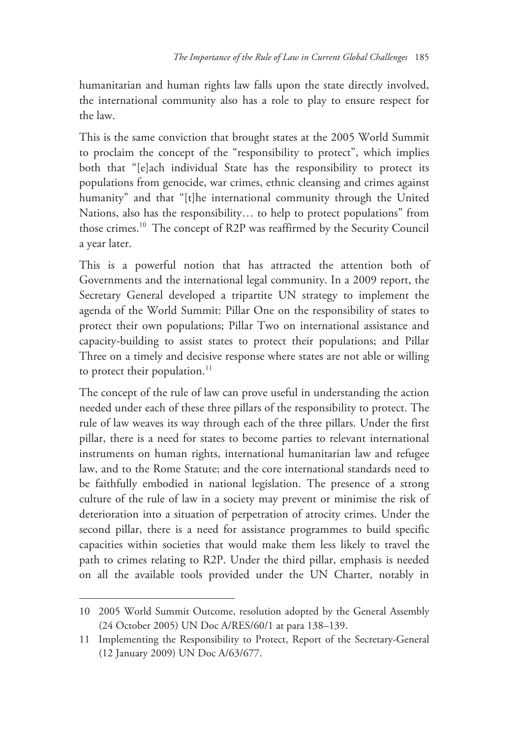humanitarian and human rights law falls upon the state directly involved, the international community also has a role to play to ensure respect for the law.

This is the same conviction that brought states at the 2005 World Summit to proclaim the concept of the "responsibility to protect", which implies both that "[e]ach individual State has the responsibility to protect its populations from genocide, war crimes, ethnic cleansing and crimes against humanity" and that "[t]he international community through the United Nations, also has the responsibility… to help to protect populations" from those crimes.[10] The concept of R2P was reaffirmed by the Security Council a year later.

This is a powerful notion that has attracted the attention both of Governments and the international legal community. In a 2009 report, the Secretary General developed a tripartite UN strategy to implement the agenda of the World Summit: Pillar One on the responsibility of states to protect their own populations; Pillar Two on international assistance and capacity-building to assist states to protect their populations; and Pillar Three on a timely and decisive response where states are not able or willing to protect their population.[11]

The concept of the rule of law can prove useful in understanding the action needed under each of these three pillars of the responsibility to protect. The rule of law weaves its way through each of the three pillars. Under the first pillar, there is a need for states to become parties to relevant international instruments on human rights, international humanitarian law and refugee law, and to the Rome Statute; and the core international standards need to be faithfully embodied in national legislation. The presence of a strong culture of the rule of law in a society may prevent or minimise the risk of deterioration into a situation of perpetration of atrocity crimes. Under the second pillar, there is a need for assistance programmes to build specific capacities within societies that would make them less likely to travel the path to crimes relating to R2P. Under the third pillar, emphasis is needed on all the available tools provided under the UN Charter, notably in

---

10 2005 World Summit Outcome, resolution adopted by the General Assembly (24 October 2005) UN Doc A/RES/60/1 at para 138–139.

11 Implementing the Responsibility to Protect, Report of the Secretary-General (12 January 2009) UN Doc A/63/677.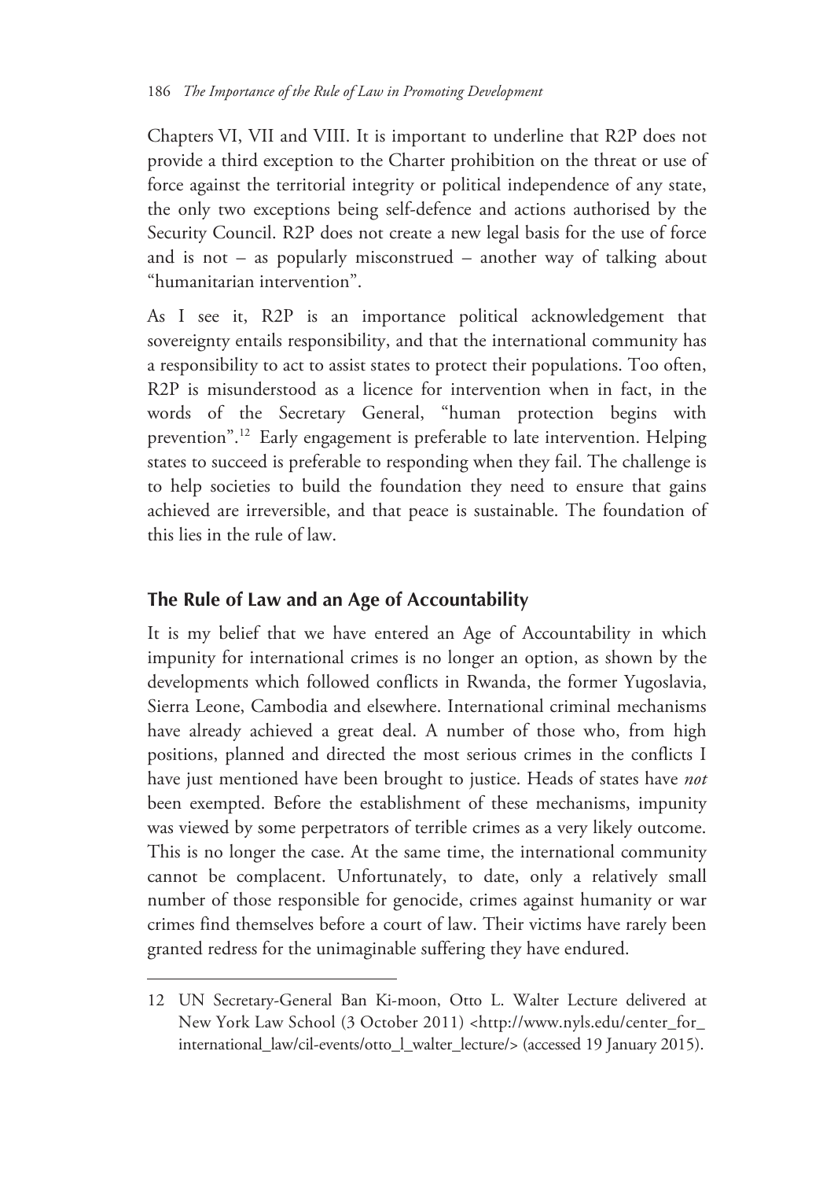Chapters VI, VII and VIII. It is important to underline that R2P does not provide a third exception to the Charter prohibition on the threat or use of force against the territorial integrity or political independence of any state, the only two exceptions being self-defence and actions authorised by the Security Council. R2P does not create a new legal basis for the use of force and is not – as popularly misconstrued – another way of talking about "humanitarian intervention".

As I see it, R2P is an importance political acknowledgement that sovereignty entails responsibility, and that the international community has a responsibility to act to assist states to protect their populations. Too often, R2P is misunderstood as a licence for intervention when in fact, in the words of the Secretary General, "human protection begins with prevention".[12] Early engagement is preferable to late intervention. Helping states to succeed is preferable to responding when they fail. The challenge is to help societies to build the foundation they need to ensure that gains achieved are irreversible, and that peace is sustainable. The foundation of this lies in the rule of law.

## The Rule of Law and an Age of Accountability

It is my belief that we have entered an Age of Accountability in which impunity for international crimes is no longer an option, as shown by the developments which followed conflicts in Rwanda, the former Yugoslavia, Sierra Leone, Cambodia and elsewhere. International criminal mechanisms have already achieved a great deal. A number of those who, from high positions, planned and directed the most serious crimes in the conflicts I have just mentioned have been brought to justice. Heads of states have *not* been exempted. Before the establishment of these mechanisms, impunity was viewed by some perpetrators of terrible crimes as a very likely outcome. This is no longer the case. At the same time, the international community cannot be complacent. Unfortunately, to date, only a relatively small number of those responsible for genocide, crimes against humanity or war crimes find themselves before a court of law. Their victims have rarely been granted redress for the unimaginable suffering they have endured.

---

12 UN Secretary-General Ban Ki-moon, Otto L. Walter Lecture delivered at New York Law School (3 October 2011) <http://www.nyls.edu/center_for_international_law/cil-events/otto_l_walter_lecture/> (accessed 19 January 2015).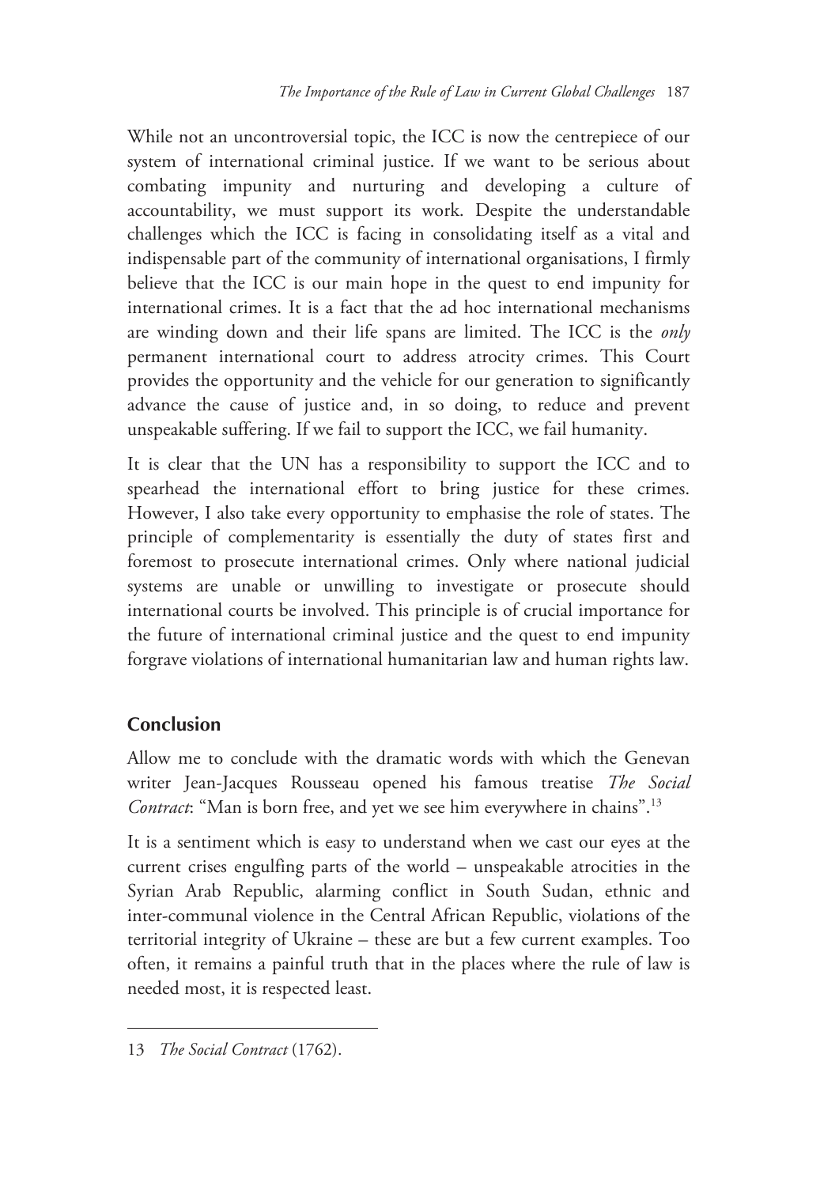While not an uncontroversial topic, the ICC is now the centrepiece of our system of international criminal justice. If we want to be serious about combating impunity and nurturing and developing a culture of accountability, we must support its work. Despite the understandable challenges which the ICC is facing in consolidating itself as a vital and indispensable part of the community of international organisations, I firmly believe that the ICC is our main hope in the quest to end impunity for international crimes. It is a fact that the ad hoc international mechanisms are winding down and their life spans are limited. The ICC is the *only* permanent international court to address atrocity crimes. This Court provides the opportunity and the vehicle for our generation to significantly advance the cause of justice and, in so doing, to reduce and prevent unspeakable suffering. If we fail to support the ICC, we fail humanity.

It is clear that the UN has a responsibility to support the ICC and to spearhead the international effort to bring justice for these crimes. However, I also take every opportunity to emphasise the role of states. The principle of complementarity is essentially the duty of states first and foremost to prosecute international crimes. Only where national judicial systems are unable or unwilling to investigate or prosecute should international courts be involved. This principle is of crucial importance for the future of international criminal justice and the quest to end impunity forgrave violations of international humanitarian law and human rights law.

## Conclusion

Allow me to conclude with the dramatic words with which the Genevan writer Jean-Jacques Rousseau opened his famous treatise *The Social Contract*: "Man is born free, and yet we see him everywhere in chains".[13]

It is a sentiment which is easy to understand when we cast our eyes at the current crises engulfing parts of the world – unspeakable atrocities in the Syrian Arab Republic, alarming conflict in South Sudan, ethnic and inter-communal violence in the Central African Republic, violations of the territorial integrity of Ukraine – these are but a few current examples. Too often, it remains a painful truth that in the places where the rule of law is needed most, it is respected least.

---

13 *The Social Contract* (1762).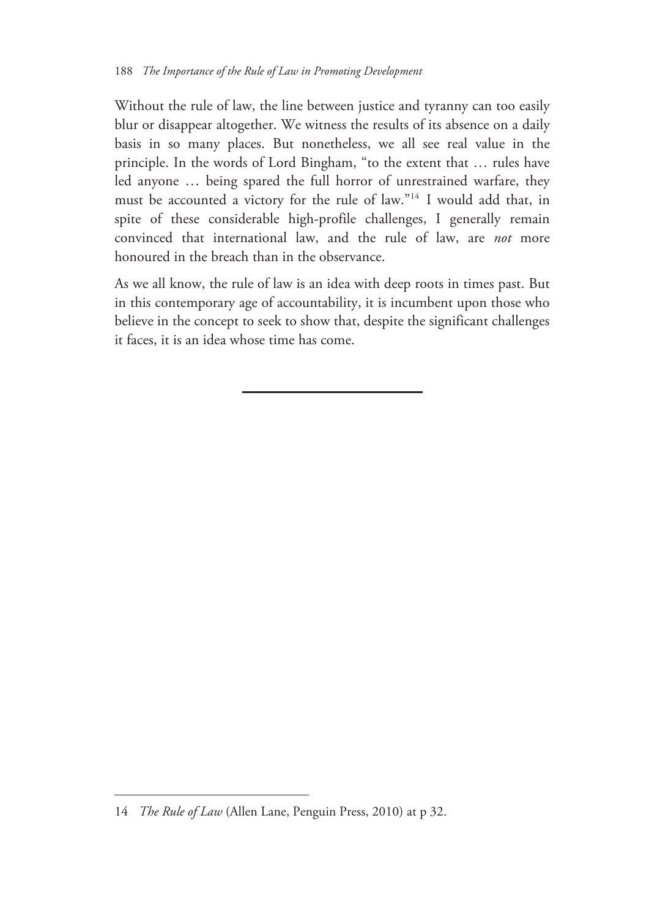Without the rule of law, the line between justice and tyranny can too easily blur or disappear altogether. We witness the results of its absence on a daily basis in so many places. But nonetheless, we all see real value in the principle. In the words of Lord Bingham, "to the extent that … rules have led anyone … being spared the full horror of unrestrained warfare, they must be accounted a victory for the rule of law."[14] I would add that, in spite of these considerable high-profile challenges, I generally remain convinced that international law, and the rule of law, are *not* more honoured in the breach than in the observance.

As we all know, the rule of law is an idea with deep roots in times past. But in this contemporary age of accountability, it is incumbent upon those who believe in the concept to seek to show that, despite the significant challenges it faces, it is an idea whose time has come.

---

14 *The Rule of Law* (Allen Lane, Penguin Press, 2010) at p 32.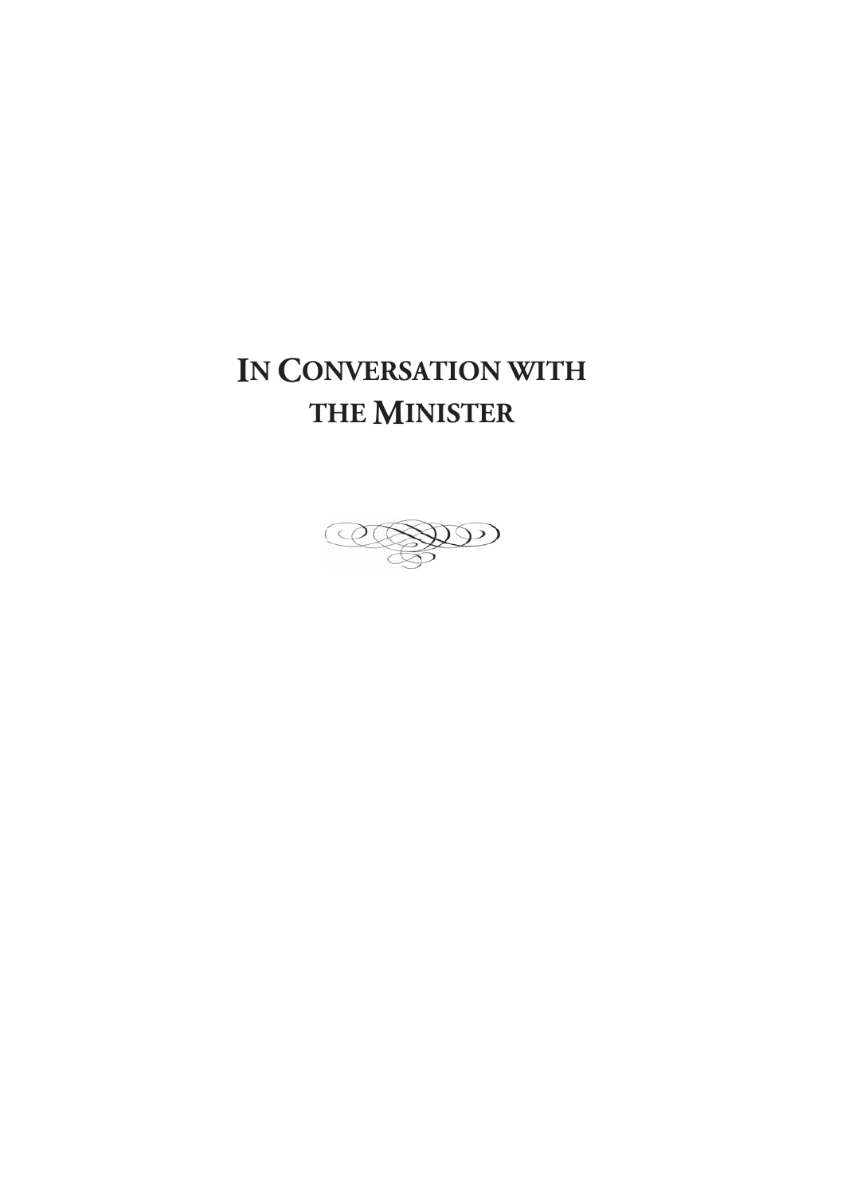# In Conversation with the Minister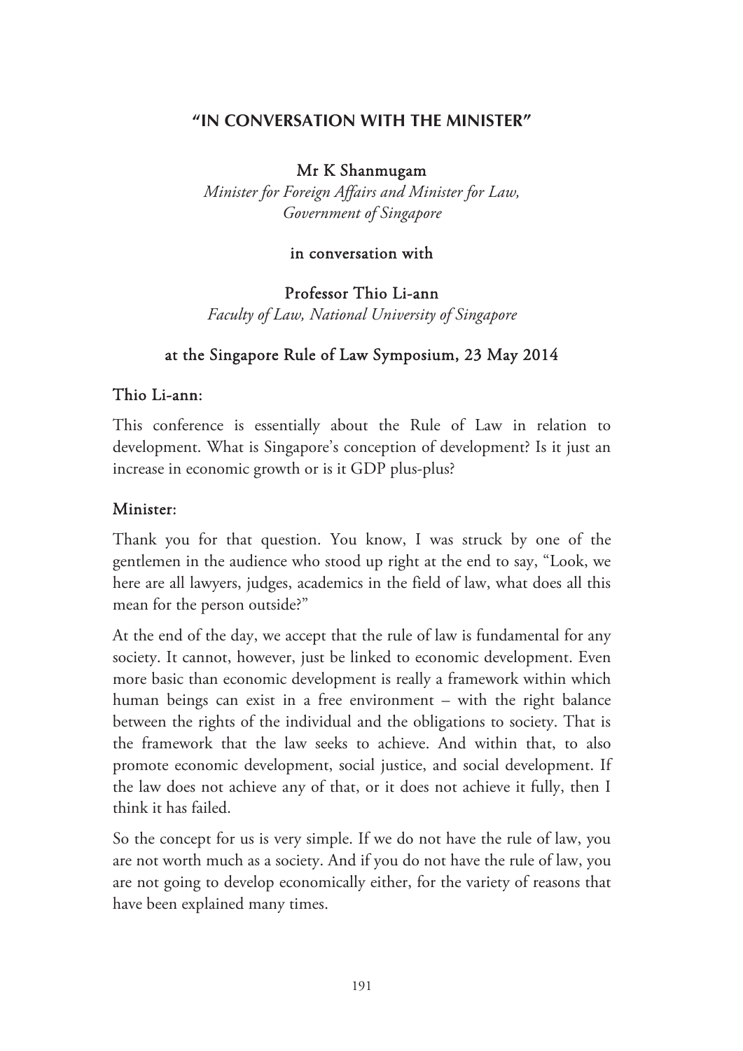# "IN CONVERSATION WITH THE MINISTER"

**Mr K Shanmugam**
*Minister for Foreign Affairs and Minister for Law, Government of Singapore*

**in conversation with**

**Professor Thio Li-ann**
*Faculty of Law, National University of Singapore*

**at the Singapore Rule of Law Symposium, 23 May 2014**

**Thio Li-ann:**

This conference is essentially about the Rule of Law in relation to development. What is Singapore's conception of development? Is it just an increase in economic growth or is it GDP plus-plus?

**Minister:**

Thank you for that question. You know, I was struck by one of the gentlemen in the audience who stood up right at the end to say, "Look, we here are all lawyers, judges, academics in the field of law, what does all this mean for the person outside?"

At the end of the day, we accept that the rule of law is fundamental for any society. It cannot, however, just be linked to economic development. Even more basic than economic development is really a framework within which human beings can exist in a free environment – with the right balance between the rights of the individual and the obligations to society. That is the framework that the law seeks to achieve. And within that, to also promote economic development, social justice, and social development. If the law does not achieve any of that, or it does not achieve it fully, then I think it has failed.

So the concept for us is very simple. If we do not have the rule of law, you are not worth much as a society. And if you do not have the rule of law, you are not going to develop economically either, for the variety of reasons that have been explained many times.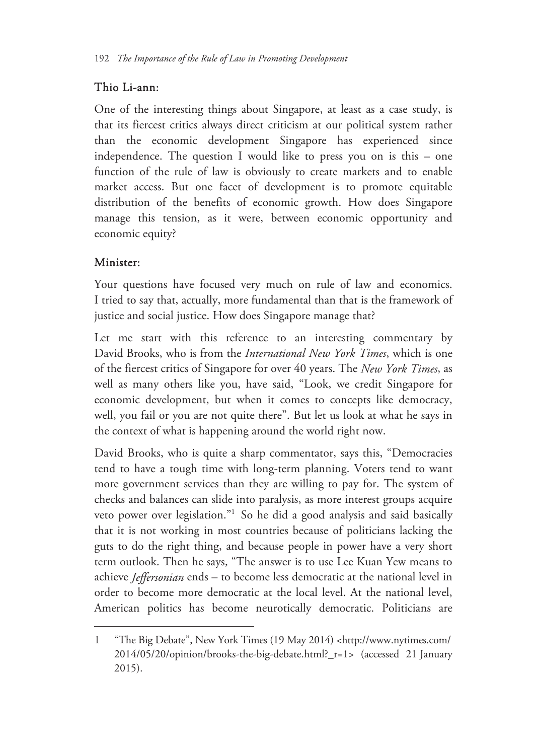**Thio Li-ann:**

One of the interesting things about Singapore, at least as a case study, is that its fiercest critics always direct criticism at our political system rather than the economic development Singapore has experienced since independence. The question I would like to press you on is this – one function of the rule of law is obviously to create markets and to enable market access. But one facet of development is to promote equitable distribution of the benefits of economic growth. How does Singapore manage this tension, as it were, between economic opportunity and economic equity?

**Minister:**

Your questions have focused very much on rule of law and economics. I tried to say that, actually, more fundamental than that is the framework of justice and social justice. How does Singapore manage that?

Let me start with this reference to an interesting commentary by David Brooks, who is from the *International New York Times*, which is one of the fiercest critics of Singapore for over 40 years. The *New York Times*, as well as many others like you, have said, "Look, we credit Singapore for economic development, but when it comes to concepts like democracy, well, you fail or you are not quite there". But let us look at what he says in the context of what is happening around the world right now.

David Brooks, who is quite a sharp commentator, says this, "Democracies tend to have a tough time with long-term planning. Voters tend to want more government services than they are willing to pay for. The system of checks and balances can slide into paralysis, as more interest groups acquire veto power over legislation."[1] So he did a good analysis and said basically that it is not working in most countries because of politicians lacking the guts to do the right thing, and because people in power have a very short term outlook. Then he says, "The answer is to use Lee Kuan Yew means to achieve *Jeffersonian* ends – to become less democratic at the national level in order to become more democratic at the local level. At the national level, American politics has become neurotically democratic. Politicians are

---

1 "The Big Debate", New York Times (19 May 2014) <http://www.nytimes.com/2014/05/20/opinion/brooks-the-big-debate.html?_r=1> (accessed 21 January 2015).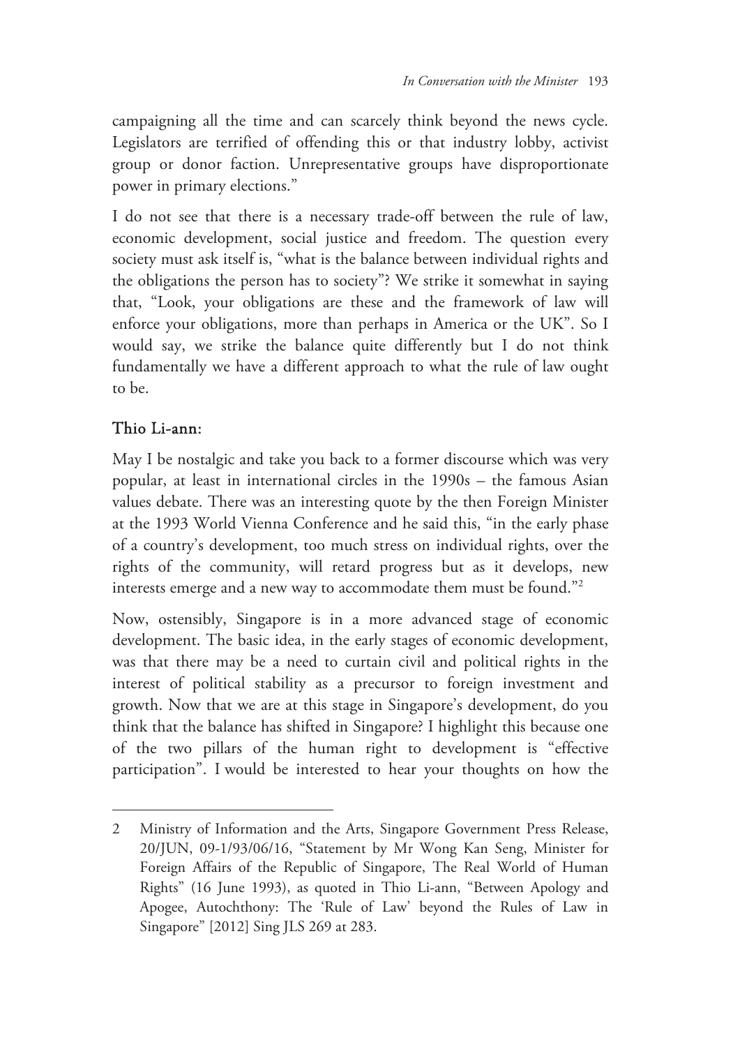campaigning all the time and can scarcely think beyond the news cycle. Legislators are terrified of offending this or that industry lobby, activist group or donor faction. Unrepresentative groups have disproportionate power in primary elections."

I do not see that there is a necessary trade-off between the rule of law, economic development, social justice and freedom. The question every society must ask itself is, "what is the balance between individual rights and the obligations the person has to society"? We strike it somewhat in saying that, "Look, your obligations are these and the framework of law will enforce your obligations, more than perhaps in America or the UK". So I would say, we strike the balance quite differently but I do not think fundamentally we have a different approach to what the rule of law ought to be.

**Thio Li-ann:**

May I be nostalgic and take you back to a former discourse which was very popular, at least in international circles in the 1990s – the famous Asian values debate. There was an interesting quote by the then Foreign Minister at the 1993 World Vienna Conference and he said this, "in the early phase of a country's development, too much stress on individual rights, over the rights of the community, will retard progress but as it develops, new interests emerge and a new way to accommodate them must be found."[2]

Now, ostensibly, Singapore is in a more advanced stage of economic development. The basic idea, in the early stages of economic development, was that there may be a need to curtain civil and political rights in the interest of political stability as a precursor to foreign investment and growth. Now that we are at this stage in Singapore's development, do you think that the balance has shifted in Singapore? I highlight this because one of the two pillars of the human right to development is "effective participation". I would be interested to hear your thoughts on how the

---

2 Ministry of Information and the Arts, Singapore Government Press Release, 20/JUN, 09-1/93/06/16, "Statement by Mr Wong Kan Seng, Minister for Foreign Affairs of the Republic of Singapore, The Real World of Human Rights" (16 June 1993), as quoted in Thio Li-ann, "Between Apology and Apogee, Autochthony: The 'Rule of Law' beyond the Rules of Law in Singapore" [2012] Sing JLS 269 at 283.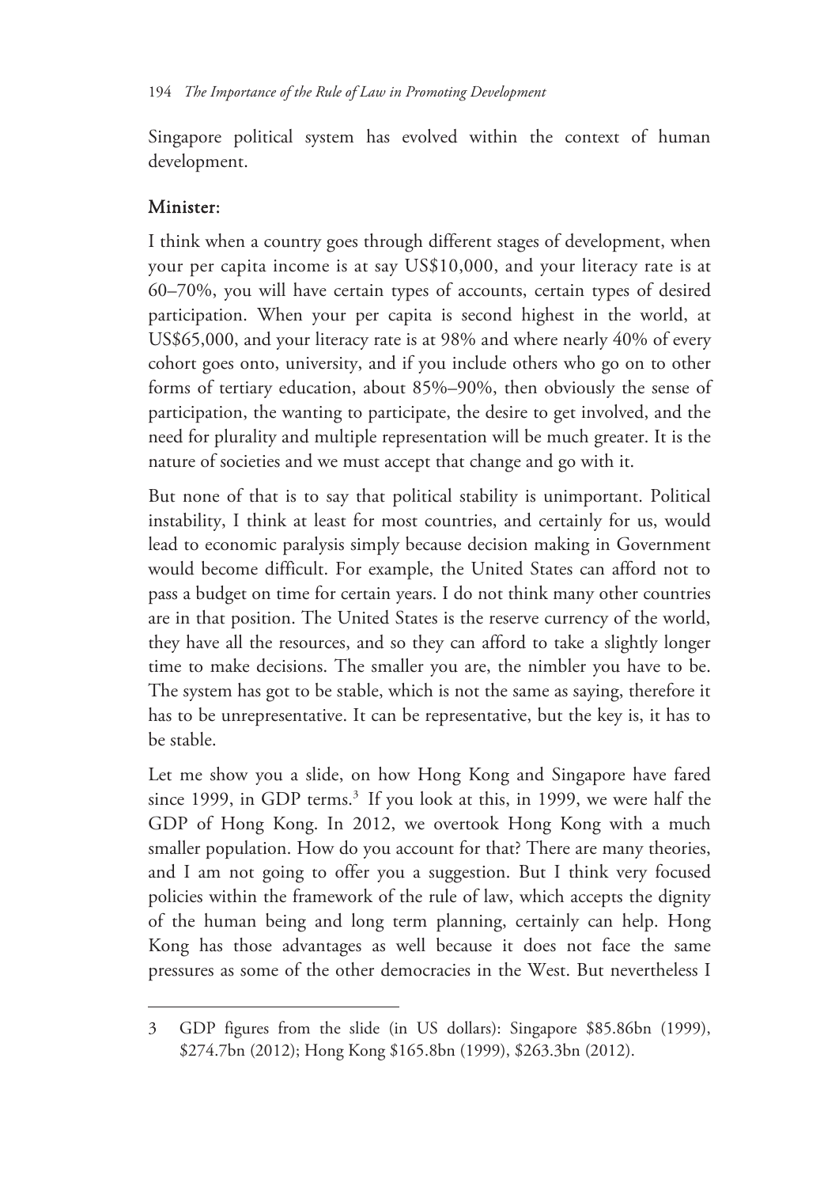Singapore political system has evolved within the context of human development.

**Minister:**

I think when a country goes through different stages of development, when your per capita income is at say US$10,000, and your literacy rate is at 60–70%, you will have certain types of accounts, certain types of desired participation. When your per capita is second highest in the world, at US$65,000, and your literacy rate is at 98% and where nearly 40% of every cohort goes onto, university, and if you include others who go on to other forms of tertiary education, about 85%–90%, then obviously the sense of participation, the wanting to participate, the desire to get involved, and the need for plurality and multiple representation will be much greater. It is the nature of societies and we must accept that change and go with it.

But none of that is to say that political stability is unimportant. Political instability, I think at least for most countries, and certainly for us, would lead to economic paralysis simply because decision making in Government would become difficult. For example, the United States can afford not to pass a budget on time for certain years. I do not think many other countries are in that position. The United States is the reserve currency of the world, they have all the resources, and so they can afford to take a slightly longer time to make decisions. The smaller you are, the nimbler you have to be. The system has got to be stable, which is not the same as saying, therefore it has to be unrepresentative. It can be representative, but the key is, it has to be stable.

Let me show you a slide, on how Hong Kong and Singapore have fared since 1999, in GDP terms.[3] If you look at this, in 1999, we were half the GDP of Hong Kong. In 2012, we overtook Hong Kong with a much smaller population. How do you account for that? There are many theories, and I am not going to offer you a suggestion. But I think very focused policies within the framework of the rule of law, which accepts the dignity of the human being and long term planning, certainly can help. Hong Kong has those advantages as well because it does not face the same pressures as some of the other democracies in the West. But nevertheless I

---

3 GDP figures from the slide (in US dollars): Singapore $85.86bn (1999), $274.7bn (2012); Hong Kong $165.8bn (1999), $263.3bn (2012).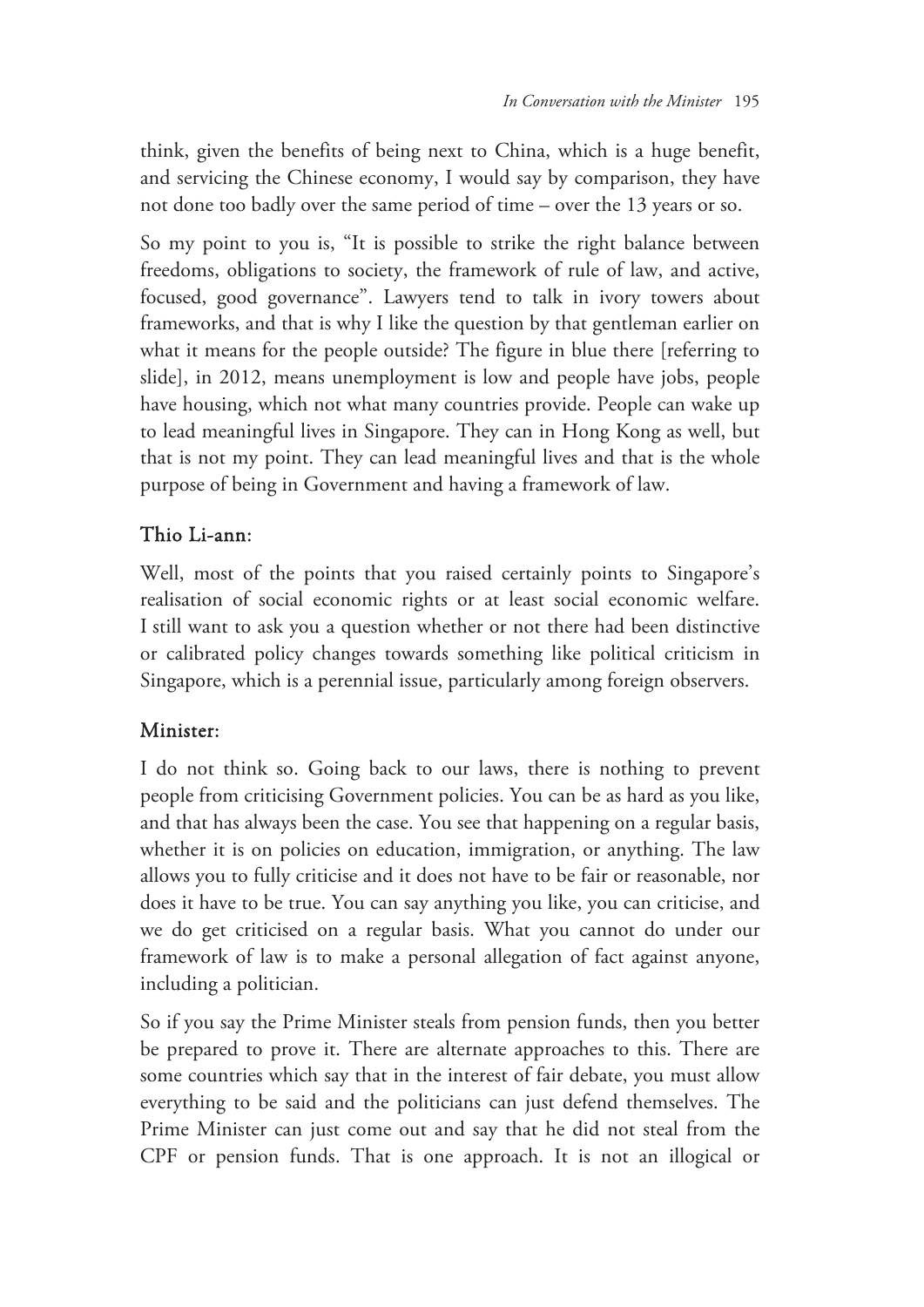think, given the benefits of being next to China, which is a huge benefit, and servicing the Chinese economy, I would say by comparison, they have not done too badly over the same period of time – over the 13 years or so.

So my point to you is, "It is possible to strike the right balance between freedoms, obligations to society, the framework of rule of law, and active, focused, good governance". Lawyers tend to talk in ivory towers about frameworks, and that is why I like the question by that gentleman earlier on what it means for the people outside? The figure in blue there [referring to slide], in 2012, means unemployment is low and people have jobs, people have housing, which not what many countries provide. People can wake up to lead meaningful lives in Singapore. They can in Hong Kong as well, but that is not my point. They can lead meaningful lives and that is the whole purpose of being in Government and having a framework of law.

### Thio Li-ann:

Well, most of the points that you raised certainly points to Singapore's realisation of social economic rights or at least social economic welfare. I still want to ask you a question whether or not there had been distinctive or calibrated policy changes towards something like political criticism in Singapore, which is a perennial issue, particularly among foreign observers.

### Minister:

I do not think so. Going back to our laws, there is nothing to prevent people from criticising Government policies. You can be as hard as you like, and that has always been the case. You see that happening on a regular basis, whether it is on policies on education, immigration, or anything. The law allows you to fully criticise and it does not have to be fair or reasonable, nor does it have to be true. You can say anything you like, you can criticise, and we do get criticised on a regular basis. What you cannot do under our framework of law is to make a personal allegation of fact against anyone, including a politician.

So if you say the Prime Minister steals from pension funds, then you better be prepared to prove it. There are alternate approaches to this. There are some countries which say that in the interest of fair debate, you must allow everything to be said and the politicians can just defend themselves. The Prime Minister can just come out and say that he did not steal from the CPF or pension funds. That is one approach. It is not an illogical or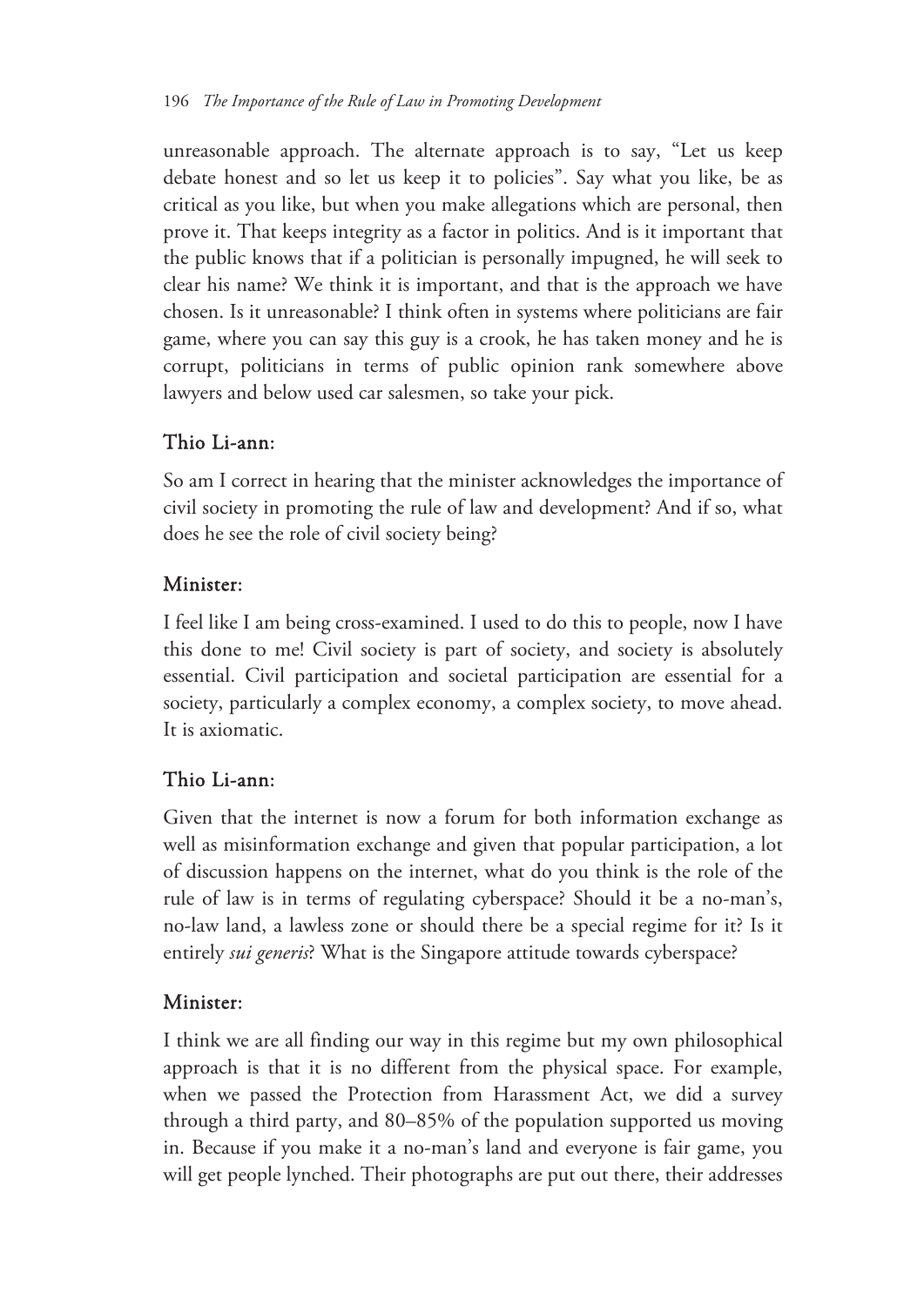unreasonable approach. The alternate approach is to say, "Let us keep debate honest and so let us keep it to policies". Say what you like, be as critical as you like, but when you make allegations which are personal, then prove it. That keeps integrity as a factor in politics. And is it important that the public knows that if a politician is personally impugned, he will seek to clear his name? We think it is important, and that is the approach we have chosen. Is it unreasonable? I think often in systems where politicians are fair game, where you can say this guy is a crook, he has taken money and he is corrupt, politicians in terms of public opinion rank somewhere above lawyers and below used car salesmen, so take your pick.

### Thio Li-ann:

So am I correct in hearing that the minister acknowledges the importance of civil society in promoting the rule of law and development? And if so, what does he see the role of civil society being?

### Minister:

I feel like I am being cross-examined. I used to do this to people, now I have this done to me! Civil society is part of society, and society is absolutely essential. Civil participation and societal participation are essential for a society, particularly a complex economy, a complex society, to move ahead. It is axiomatic.

### Thio Li-ann:

Given that the internet is now a forum for both information exchange as well as misinformation exchange and given that popular participation, a lot of discussion happens on the internet, what do you think is the role of the rule of law is in terms of regulating cyberspace? Should it be a no-man's, no-law land, a lawless zone or should there be a special regime for it? Is it entirely *sui generis*? What is the Singapore attitude towards cyberspace?

### Minister:

I think we are all finding our way in this regime but my own philosophical approach is that it is no different from the physical space. For example, when we passed the Protection from Harassment Act, we did a survey through a third party, and 80–85% of the population supported us moving in. Because if you make it a no-man's land and everyone is fair game, you will get people lynched. Their photographs are put out there, their addresses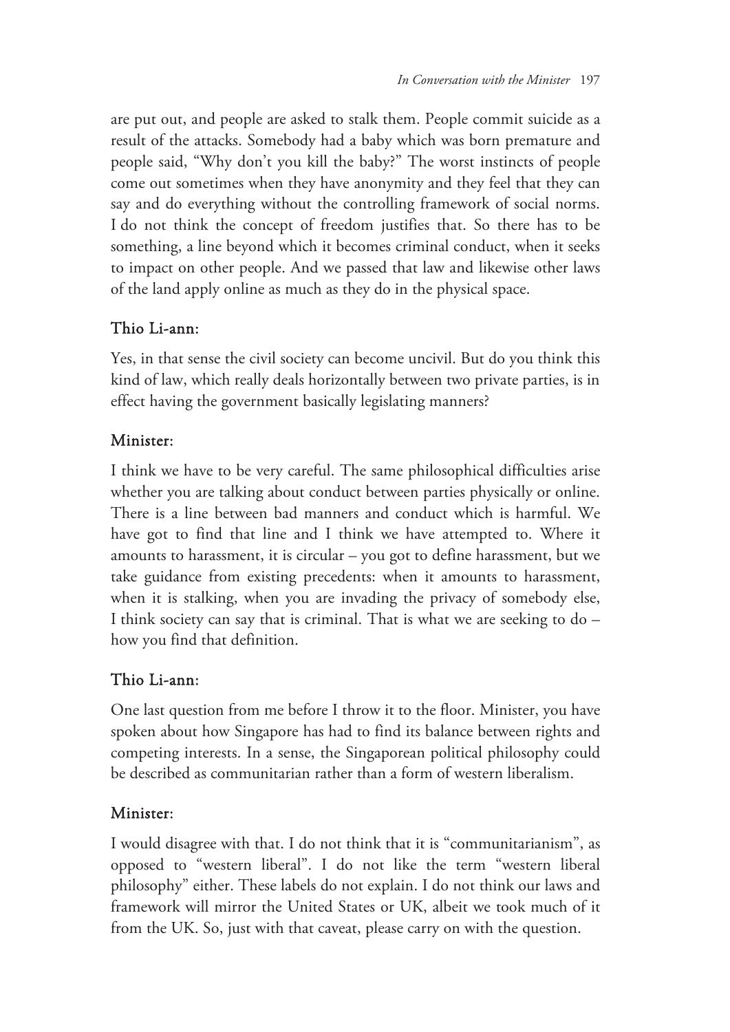are put out, and people are asked to stalk them. People commit suicide as a result of the attacks. Somebody had a baby which was born premature and people said, "Why don't you kill the baby?" The worst instincts of people come out sometimes when they have anonymity and they feel that they can say and do everything without the controlling framework of social norms. I do not think the concept of freedom justifies that. So there has to be something, a line beyond which it becomes criminal conduct, when it seeks to impact on other people. And we passed that law and likewise other laws of the land apply online as much as they do in the physical space.

**Thio Li-ann:**

Yes, in that sense the civil society can become uncivil. But do you think this kind of law, which really deals horizontally between two private parties, is in effect having the government basically legislating manners?

**Minister:**

I think we have to be very careful. The same philosophical difficulties arise whether you are talking about conduct between parties physically or online. There is a line between bad manners and conduct which is harmful. We have got to find that line and I think we have attempted to. Where it amounts to harassment, it is circular – you got to define harassment, but we take guidance from existing precedents: when it amounts to harassment, when it is stalking, when you are invading the privacy of somebody else, I think society can say that is criminal. That is what we are seeking to do – how you find that definition.

**Thio Li-ann:**

One last question from me before I throw it to the floor. Minister, you have spoken about how Singapore has had to find its balance between rights and competing interests. In a sense, the Singaporean political philosophy could be described as communitarian rather than a form of western liberalism.

**Minister:**

I would disagree with that. I do not think that it is "communitarianism", as opposed to "western liberal". I do not like the term "western liberal philosophy" either. These labels do not explain. I do not think our laws and framework will mirror the United States or UK, albeit we took much of it from the UK. So, just with that caveat, please carry on with the question.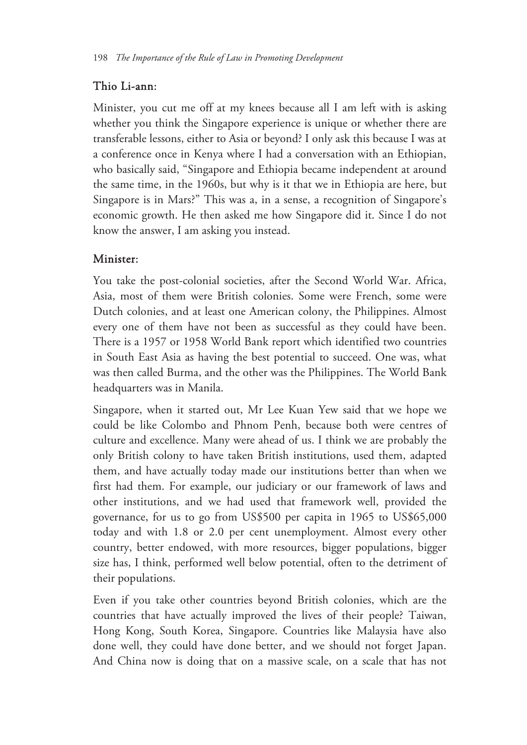**Thio Li-ann:**

Minister, you cut me off at my knees because all I am left with is asking whether you think the Singapore experience is unique or whether there are transferable lessons, either to Asia or beyond? I only ask this because I was at a conference once in Kenya where I had a conversation with an Ethiopian, who basically said, "Singapore and Ethiopia became independent at around the same time, in the 1960s, but why is it that we in Ethiopia are here, but Singapore is in Mars?" This was a, in a sense, a recognition of Singapore's economic growth. He then asked me how Singapore did it. Since I do not know the answer, I am asking you instead.

**Minister:**

You take the post-colonial societies, after the Second World War. Africa, Asia, most of them were British colonies. Some were French, some were Dutch colonies, and at least one American colony, the Philippines. Almost every one of them have not been as successful as they could have been. There is a 1957 or 1958 World Bank report which identified two countries in South East Asia as having the best potential to succeed. One was, what was then called Burma, and the other was the Philippines. The World Bank headquarters was in Manila.

Singapore, when it started out, Mr Lee Kuan Yew said that we hope we could be like Colombo and Phnom Penh, because both were centres of culture and excellence. Many were ahead of us. I think we are probably the only British colony to have taken British institutions, used them, adapted them, and have actually today made our institutions better than when we first had them. For example, our judiciary or our framework of laws and other institutions, and we had used that framework well, provided the governance, for us to go from US$500 per capita in 1965 to US$65,000 today and with 1.8 or 2.0 per cent unemployment. Almost every other country, better endowed, with more resources, bigger populations, bigger size has, I think, performed well below potential, often to the detriment of their populations.

Even if you take other countries beyond British colonies, which are the countries that have actually improved the lives of their people? Taiwan, Hong Kong, South Korea, Singapore. Countries like Malaysia have also done well, they could have done better, and we should not forget Japan. And China now is doing that on a massive scale, on a scale that has not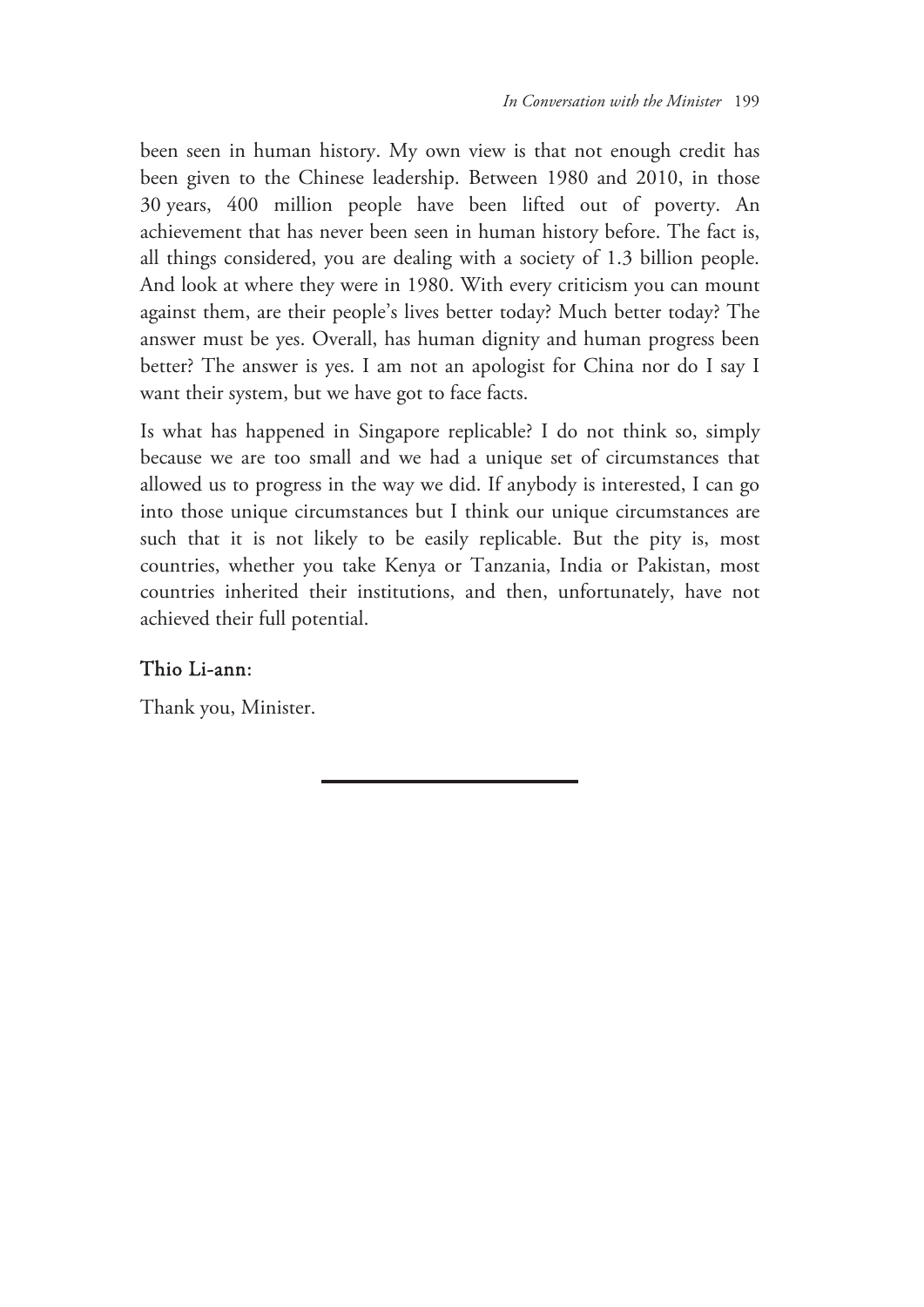been seen in human history. My own view is that not enough credit has been given to the Chinese leadership. Between 1980 and 2010, in those 30 years, 400 million people have been lifted out of poverty. An achievement that has never been seen in human history before. The fact is, all things considered, you are dealing with a society of 1.3 billion people. And look at where they were in 1980. With every criticism you can mount against them, are their people's lives better today? Much better today? The answer must be yes. Overall, has human dignity and human progress been better? The answer is yes. I am not an apologist for China nor do I say I want their system, but we have got to face facts.

Is what has happened in Singapore replicable? I do not think so, simply because we are too small and we had a unique set of circumstances that allowed us to progress in the way we did. If anybody is interested, I can go into those unique circumstances but I think our unique circumstances are such that it is not likely to be easily replicable. But the pity is, most countries, whether you take Kenya or Tanzania, India or Pakistan, most countries inherited their institutions, and then, unfortunately, have not achieved their full potential.

Thio Li-ann:

Thank you, Minister.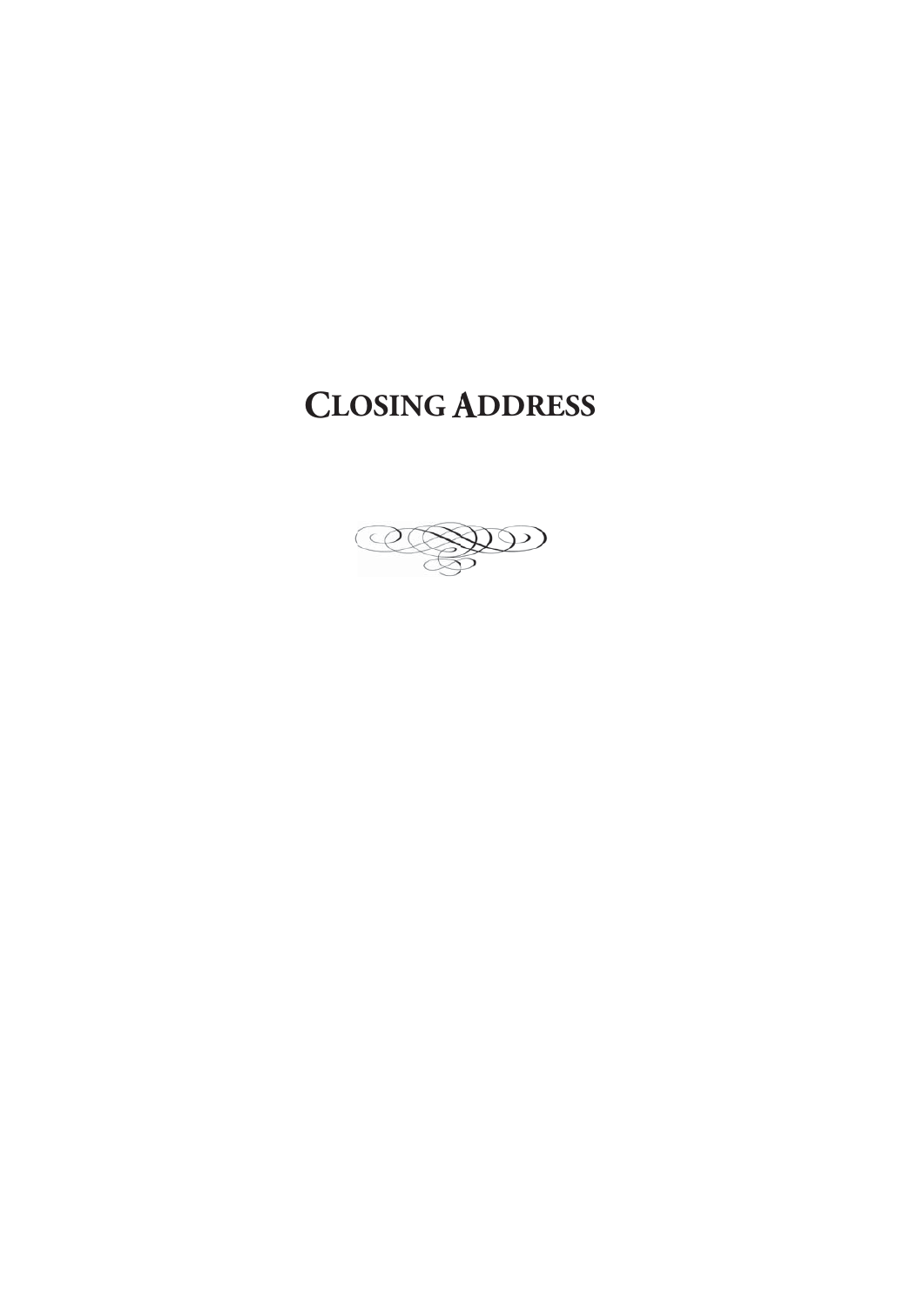# Closing Address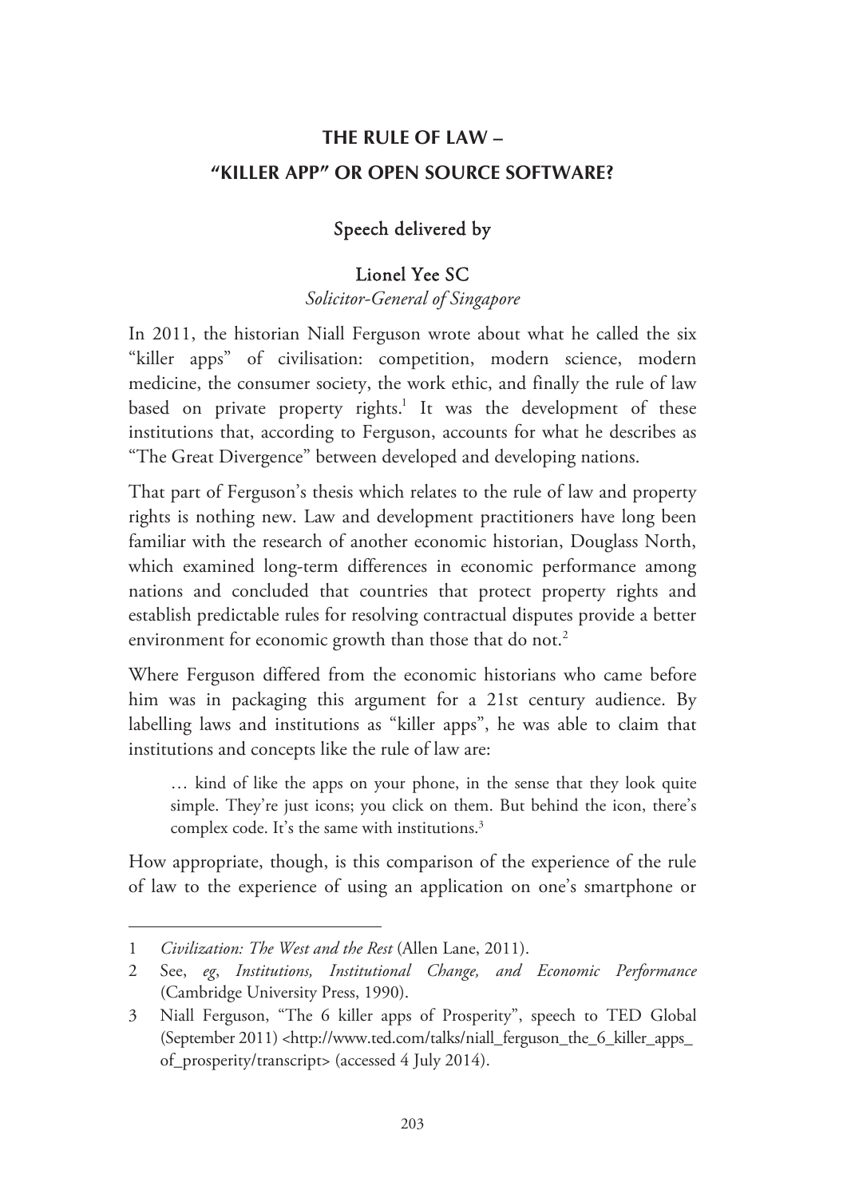# THE RULE OF LAW – "KILLER APP" OR OPEN SOURCE SOFTWARE?

Speech delivered by

Lionel Yee SC

*Solicitor-General of Singapore*

In 2011, the historian Niall Ferguson wrote about what he called the six "killer apps" of civilisation: competition, modern science, modern medicine, the consumer society, the work ethic, and finally the rule of law based on private property rights.[1] It was the development of these institutions that, according to Ferguson, accounts for what he describes as "The Great Divergence" between developed and developing nations.

That part of Ferguson's thesis which relates to the rule of law and property rights is nothing new. Law and development practitioners have long been familiar with the research of another economic historian, Douglass North, which examined long-term differences in economic performance among nations and concluded that countries that protect property rights and establish predictable rules for resolving contractual disputes provide a better environment for economic growth than those that do not.[2]

Where Ferguson differed from the economic historians who came before him was in packaging this argument for a 21st century audience. By labelling laws and institutions as "killer apps", he was able to claim that institutions and concepts like the rule of law are:

> … kind of like the apps on your phone, in the sense that they look quite simple. They're just icons; you click on them. But behind the icon, there's complex code. It's the same with institutions.[3]

How appropriate, though, is this comparison of the experience of the rule of law to the experience of using an application on one's smartphone or

---

1 *Civilization: The West and the Rest* (Allen Lane, 2011).

2 See, *eg*, *Institutions, Institutional Change, and Economic Performance* (Cambridge University Press, 1990).

3 Niall Ferguson, "The 6 killer apps of Prosperity", speech to TED Global (September 2011) <http://www.ted.com/talks/niall_ferguson_the_6_killer_apps_of_prosperity/transcript> (accessed 4 July 2014).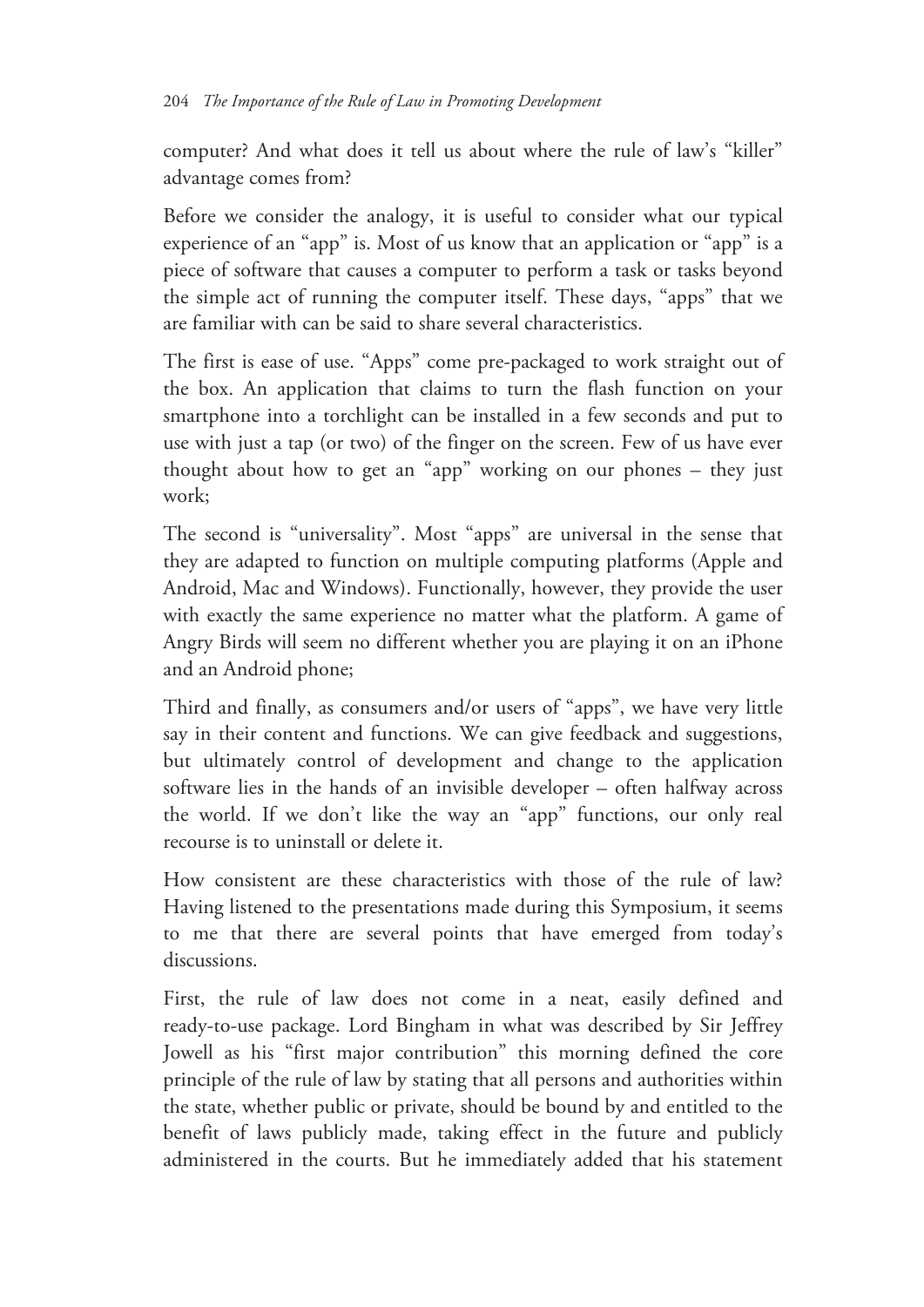computer? And what does it tell us about where the rule of law's "killer" advantage comes from?

Before we consider the analogy, it is useful to consider what our typical experience of an "app" is. Most of us know that an application or "app" is a piece of software that causes a computer to perform a task or tasks beyond the simple act of running the computer itself. These days, "apps" that we are familiar with can be said to share several characteristics.

The first is ease of use. "Apps" come pre-packaged to work straight out of the box. An application that claims to turn the flash function on your smartphone into a torchlight can be installed in a few seconds and put to use with just a tap (or two) of the finger on the screen. Few of us have ever thought about how to get an "app" working on our phones – they just work;

The second is "universality". Most "apps" are universal in the sense that they are adapted to function on multiple computing platforms (Apple and Android, Mac and Windows). Functionally, however, they provide the user with exactly the same experience no matter what the platform. A game of Angry Birds will seem no different whether you are playing it on an iPhone and an Android phone;

Third and finally, as consumers and/or users of "apps", we have very little say in their content and functions. We can give feedback and suggestions, but ultimately control of development and change to the application software lies in the hands of an invisible developer – often halfway across the world. If we don't like the way an "app" functions, our only real recourse is to uninstall or delete it.

How consistent are these characteristics with those of the rule of law? Having listened to the presentations made during this Symposium, it seems to me that there are several points that have emerged from today's discussions.

First, the rule of law does not come in a neat, easily defined and ready-to-use package. Lord Bingham in what was described by Sir Jeffrey Jowell as his "first major contribution" this morning defined the core principle of the rule of law by stating that all persons and authorities within the state, whether public or private, should be bound by and entitled to the benefit of laws publicly made, taking effect in the future and publicly administered in the courts. But he immediately added that his statement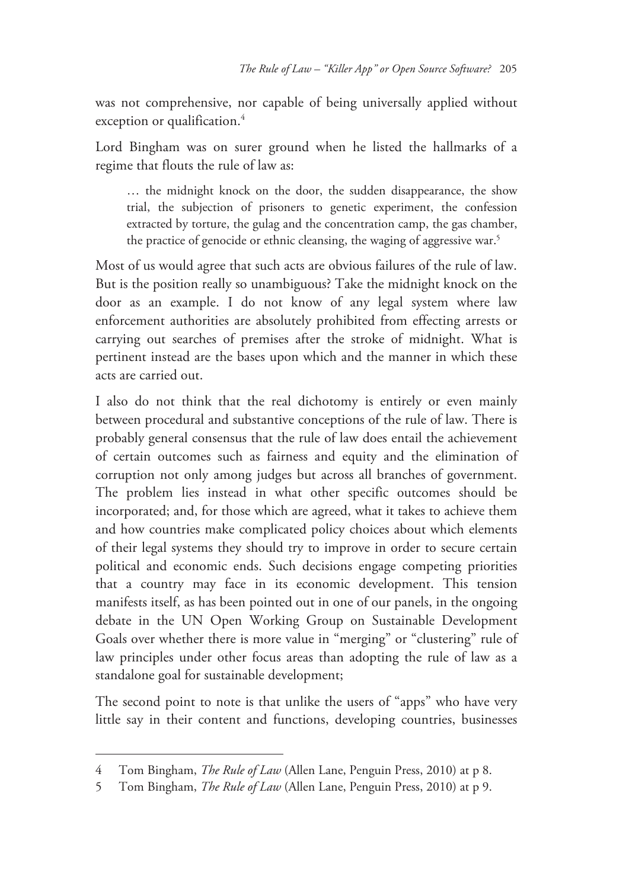was not comprehensive, nor capable of being universally applied without exception or qualification.[4]

Lord Bingham was on surer ground when he listed the hallmarks of a regime that flouts the rule of law as:

> … the midnight knock on the door, the sudden disappearance, the show trial, the subjection of prisoners to genetic experiment, the confession extracted by torture, the gulag and the concentration camp, the gas chamber, the practice of genocide or ethnic cleansing, the waging of aggressive war.[5]

Most of us would agree that such acts are obvious failures of the rule of law. But is the position really so unambiguous? Take the midnight knock on the door as an example. I do not know of any legal system where law enforcement authorities are absolutely prohibited from effecting arrests or carrying out searches of premises after the stroke of midnight. What is pertinent instead are the bases upon which and the manner in which these acts are carried out.

I also do not think that the real dichotomy is entirely or even mainly between procedural and substantive conceptions of the rule of law. There is probably general consensus that the rule of law does entail the achievement of certain outcomes such as fairness and equity and the elimination of corruption not only among judges but across all branches of government. The problem lies instead in what other specific outcomes should be incorporated; and, for those which are agreed, what it takes to achieve them and how countries make complicated policy choices about which elements of their legal systems they should try to improve in order to secure certain political and economic ends. Such decisions engage competing priorities that a country may face in its economic development. This tension manifests itself, as has been pointed out in one of our panels, in the ongoing debate in the UN Open Working Group on Sustainable Development Goals over whether there is more value in "merging" or "clustering" rule of law principles under other focus areas than adopting the rule of law as a standalone goal for sustainable development;

The second point to note is that unlike the users of "apps" who have very little say in their content and functions, developing countries, businesses

---

4 Tom Bingham, *The Rule of Law* (Allen Lane, Penguin Press, 2010) at p 8.

5 Tom Bingham, *The Rule of Law* (Allen Lane, Penguin Press, 2010) at p 9.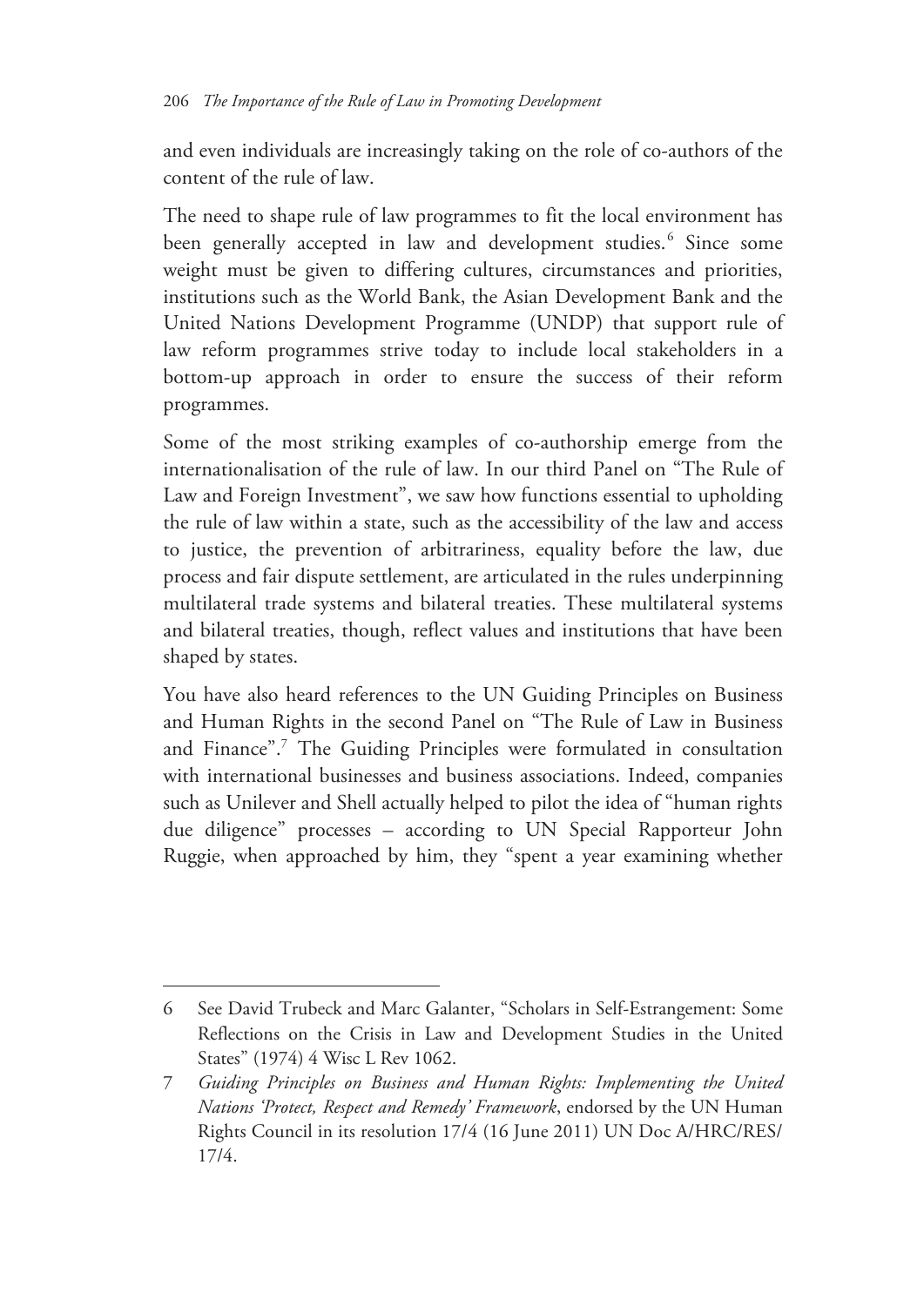and even individuals are increasingly taking on the role of co-authors of the content of the rule of law.

The need to shape rule of law programmes to fit the local environment has been generally accepted in law and development studies.[6] Since some weight must be given to differing cultures, circumstances and priorities, institutions such as the World Bank, the Asian Development Bank and the United Nations Development Programme (UNDP) that support rule of law reform programmes strive today to include local stakeholders in a bottom-up approach in order to ensure the success of their reform programmes.

Some of the most striking examples of co-authorship emerge from the internationalisation of the rule of law. In our third Panel on "The Rule of Law and Foreign Investment", we saw how functions essential to upholding the rule of law within a state, such as the accessibility of the law and access to justice, the prevention of arbitrariness, equality before the law, due process and fair dispute settlement, are articulated in the rules underpinning multilateral trade systems and bilateral treaties. These multilateral systems and bilateral treaties, though, reflect values and institutions that have been shaped by states.

You have also heard references to the UN Guiding Principles on Business and Human Rights in the second Panel on "The Rule of Law in Business and Finance".[7] The Guiding Principles were formulated in consultation with international businesses and business associations. Indeed, companies such as Unilever and Shell actually helped to pilot the idea of "human rights due diligence" processes – according to UN Special Rapporteur John Ruggie, when approached by him, they "spent a year examining whether

---

6 See David Trubeck and Marc Galanter, "Scholars in Self-Estrangement: Some Reflections on the Crisis in Law and Development Studies in the United States" (1974) 4 Wisc L Rev 1062.

7 *Guiding Principles on Business and Human Rights: Implementing the United Nations 'Protect, Respect and Remedy' Framework*, endorsed by the UN Human Rights Council in its resolution 17/4 (16 June 2011) UN Doc A/HRC/RES/17/4.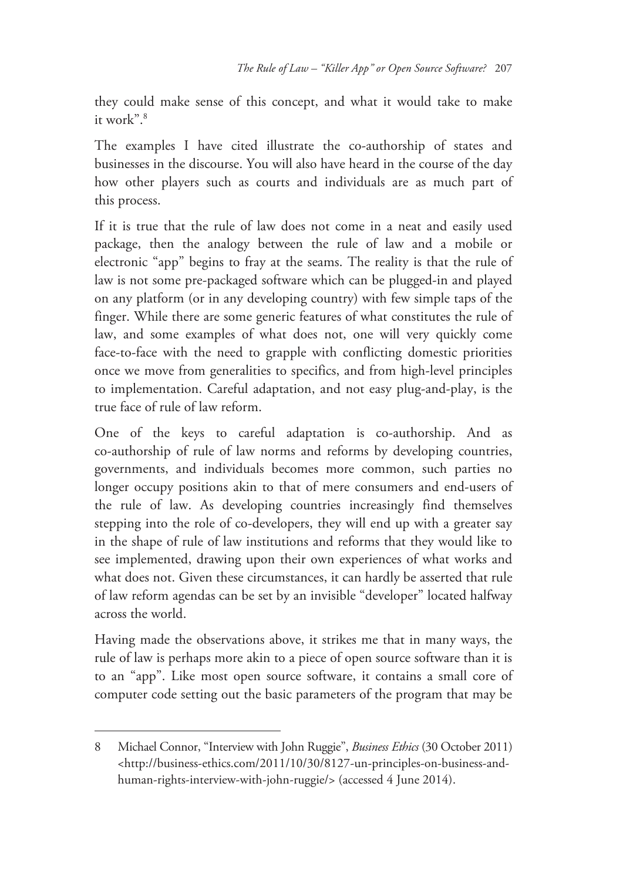they could make sense of this concept, and what it would take to make it work".[8]

The examples I have cited illustrate the co-authorship of states and businesses in the discourse. You will also have heard in the course of the day how other players such as courts and individuals are as much part of this process.

If it is true that the rule of law does not come in a neat and easily used package, then the analogy between the rule of law and a mobile or electronic "app" begins to fray at the seams. The reality is that the rule of law is not some pre-packaged software which can be plugged-in and played on any platform (or in any developing country) with few simple taps of the finger. While there are some generic features of what constitutes the rule of law, and some examples of what does not, one will very quickly come face-to-face with the need to grapple with conflicting domestic priorities once we move from generalities to specifics, and from high-level principles to implementation. Careful adaptation, and not easy plug-and-play, is the true face of rule of law reform.

One of the keys to careful adaptation is co-authorship. And as co-authorship of rule of law norms and reforms by developing countries, governments, and individuals becomes more common, such parties no longer occupy positions akin to that of mere consumers and end-users of the rule of law. As developing countries increasingly find themselves stepping into the role of co-developers, they will end up with a greater say in the shape of rule of law institutions and reforms that they would like to see implemented, drawing upon their own experiences of what works and what does not. Given these circumstances, it can hardly be asserted that rule of law reform agendas can be set by an invisible "developer" located halfway across the world.

Having made the observations above, it strikes me that in many ways, the rule of law is perhaps more akin to a piece of open source software than it is to an "app". Like most open source software, it contains a small core of computer code setting out the basic parameters of the program that may be

---

8 Michael Connor, "Interview with John Ruggie", *Business Ethics* (30 October 2011) <http://business-ethics.com/2011/10/30/8127-un-principles-on-business-and-human-rights-interview-with-john-ruggie/> (accessed 4 June 2014).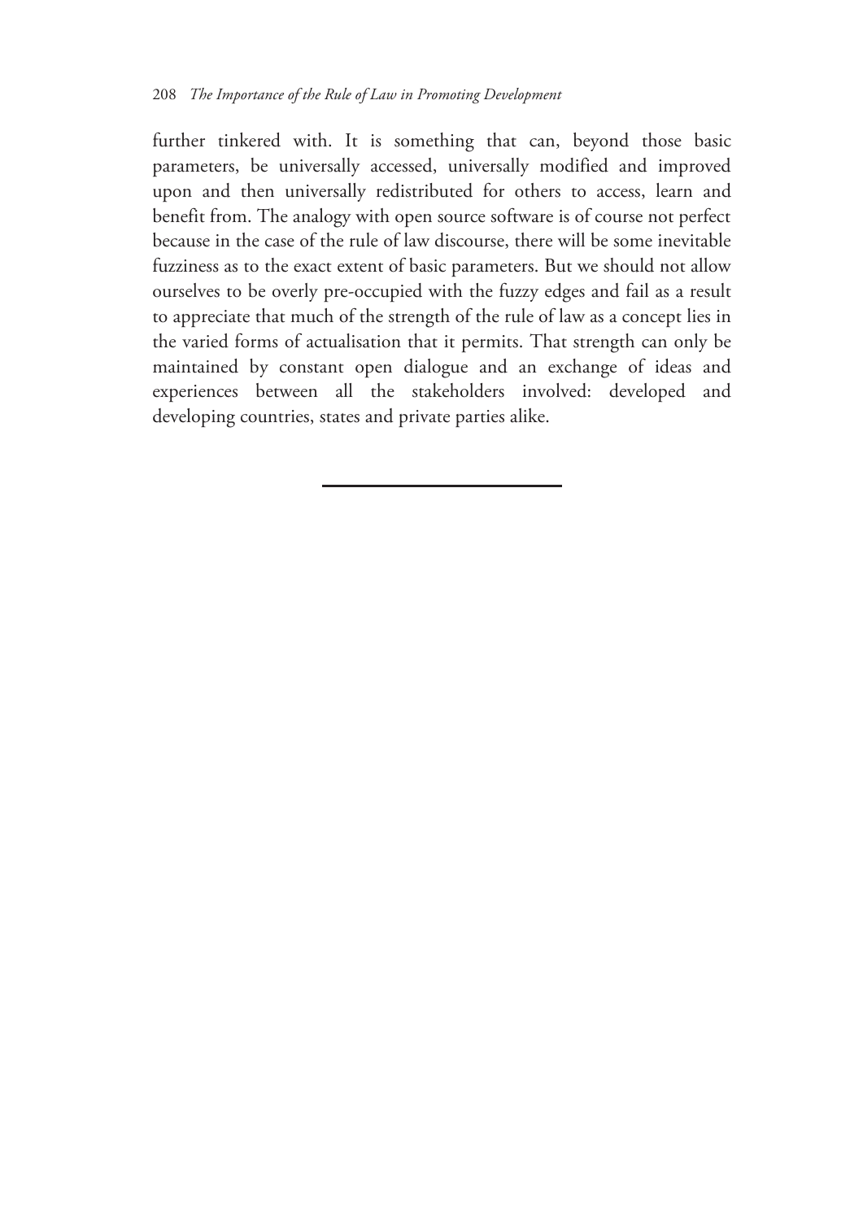further tinkered with. It is something that can, beyond those basic parameters, be universally accessed, universally modified and improved upon and then universally redistributed for others to access, learn and benefit from. The analogy with open source software is of course not perfect because in the case of the rule of law discourse, there will be some inevitable fuzziness as to the exact extent of basic parameters. But we should not allow ourselves to be overly pre-occupied with the fuzzy edges and fail as a result to appreciate that much of the strength of the rule of law as a concept lies in the varied forms of actualisation that it permits. That strength can only be maintained by constant open dialogue and an exchange of ideas and experiences between all the stakeholders involved: developed and developing countries, states and private parties alike.

---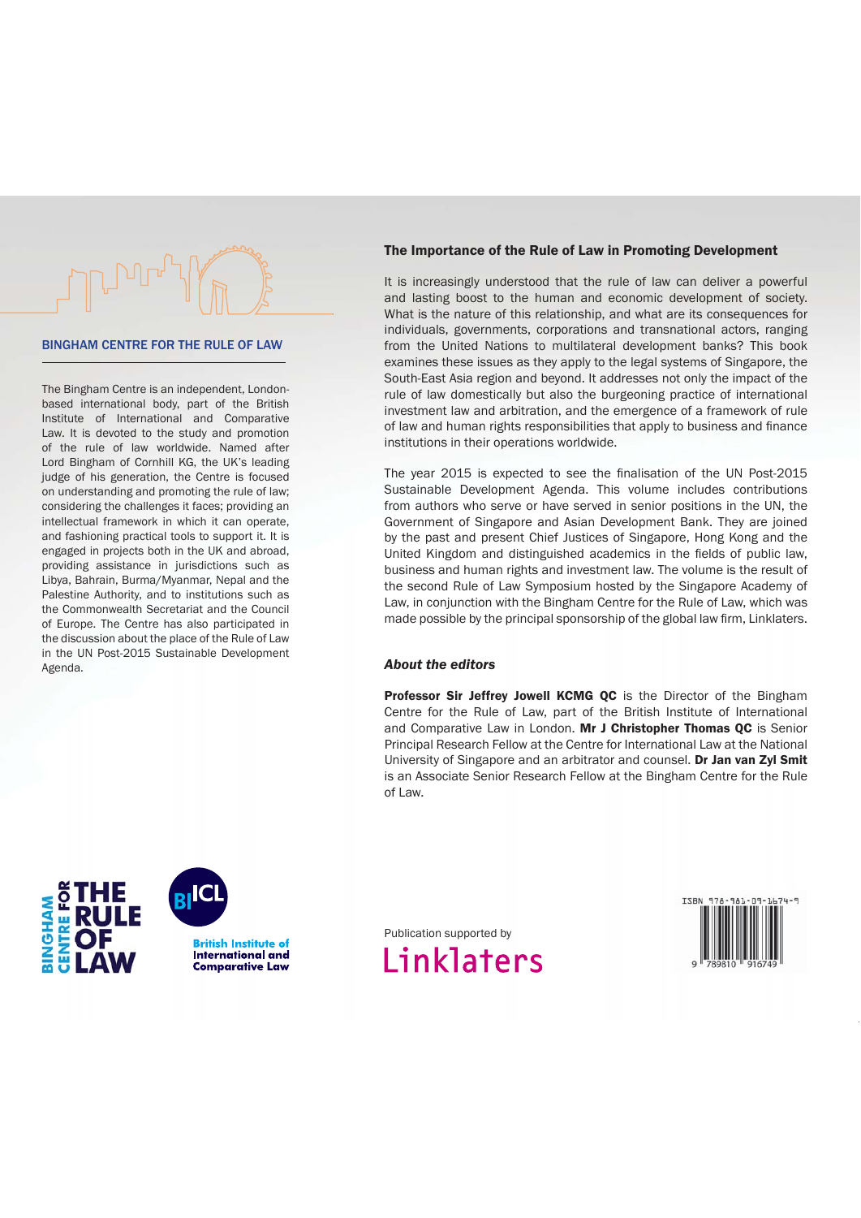## BINGHAM CENTRE FOR THE RULE OF LAW

The Bingham Centre is an independent, London-based international body, part of the British Institute of International and Comparative Law. It is devoted to the study and promotion of the rule of law worldwide. Named after Lord Bingham of Cornhill KG, the UK's leading judge of his generation, the Centre is focused on understanding and promoting the rule of law; considering the challenges it faces; providing an intellectual framework in which it can operate, and fashioning practical tools to support it. It is engaged in projects both in the UK and abroad, providing assistance in jurisdictions such as Libya, Bahrain, Burma/Myanmar, Nepal and the Palestine Authority, and to institutions such as the Commonwealth Secretariat and the Council of Europe. The Centre has also participated in the discussion about the place of the Rule of Law in the UN Post-2015 Sustainable Development Agenda.

## The Importance of the Rule of Law in Promoting Development

It is increasingly understood that the rule of law can deliver a powerful and lasting boost to the human and economic development of society. What is the nature of this relationship, and what are its consequences for individuals, governments, corporations and transnational actors, ranging from the United Nations to multilateral development banks? This book examines these issues as they apply to the legal systems of Singapore, the South-East Asia region and beyond. It addresses not only the impact of the rule of law domestically but also the burgeoning practice of international investment law and arbitration, and the emergence of a framework of rule of law and human rights responsibilities that apply to business and finance institutions in their operations worldwide.

The year 2015 is expected to see the finalisation of the UN Post-2015 Sustainable Development Agenda. This volume includes contributions from authors who serve or have served in senior positions in the UN, the Government of Singapore and Asian Development Bank. They are joined by the past and present Chief Justices of Singapore, Hong Kong and the United Kingdom and distinguished academics in the fields of public law, business and human rights and investment law. The volume is the result of the second Rule of Law Symposium hosted by the Singapore Academy of Law, in conjunction with the Bingham Centre for the Rule of Law, which was made possible by the principal sponsorship of the global law firm, Linklaters.

### *About the editors*

**Professor Sir Jeffrey Jowell KCMG QC** is the Director of the Bingham Centre for the Rule of Law, part of the British Institute of International and Comparative Law in London. **Mr J Christopher Thomas QC** is Senior Principal Research Fellow at the Centre for International Law at the National University of Singapore and an arbitrator and counsel. **Dr Jan van Zyl Smit** is an Associate Senior Research Fellow at the Bingham Centre for the Rule of Law.

BINGHAM CENTRE FOR THE RULE OF LAW

BIICL British Institute of International and Comparative Law

Publication supported by

Linklaters

ISBN 978-981-09-1674-9

9 789810 916749